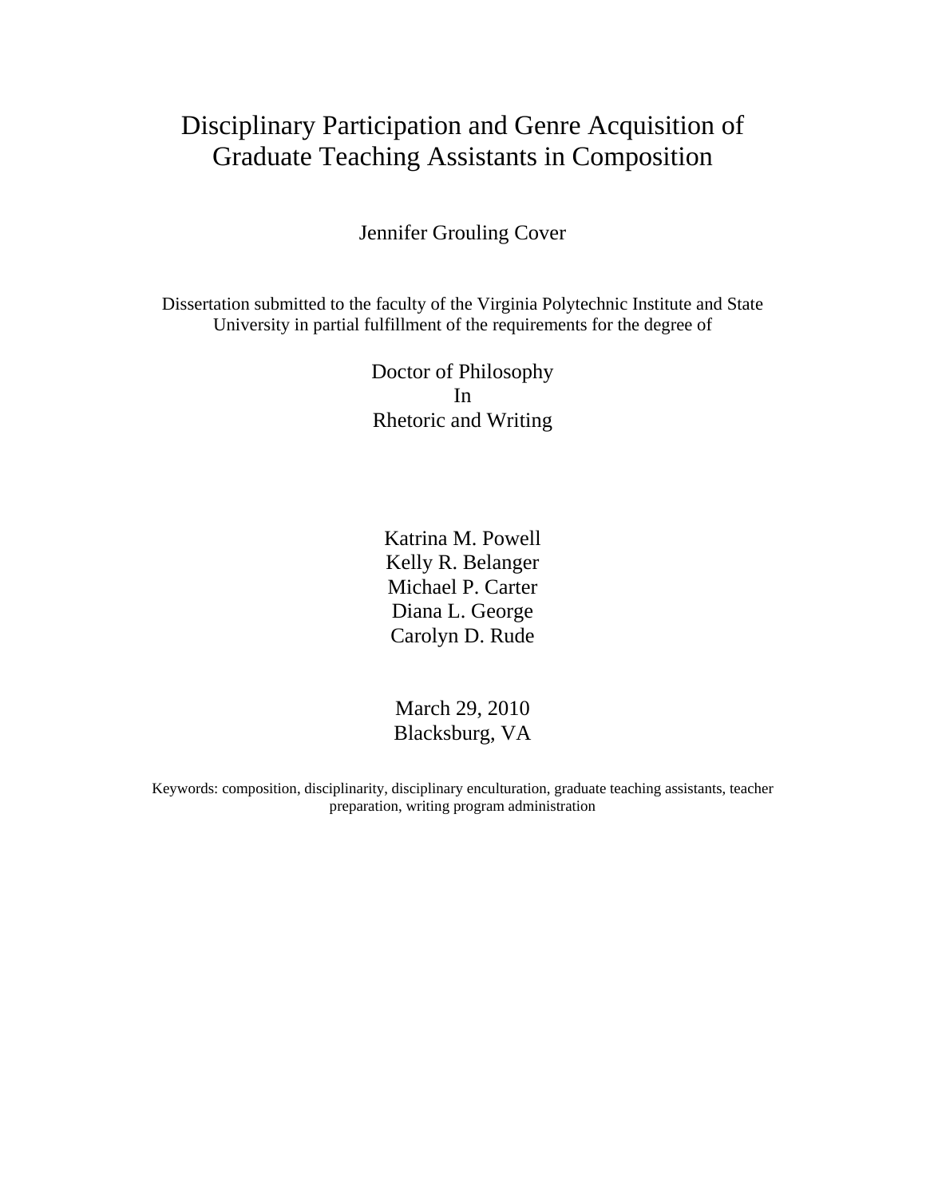# Disciplinary Participation and Genre Acquisition of Graduate Teaching Assistants in Composition

Jennifer Grouling Cover

Dissertation submitted to the faculty of the Virginia Polytechnic Institute and State University in partial fulfillment of the requirements for the degree of

Doctor of Philosophy
In
Rhetoric and Writing

Katrina M. Powell
Kelly R. Belanger
Michael P. Carter
Diana L. George
Carolyn D. Rude

March 29, 2010
Blacksburg, VA

Keywords: composition, disciplinarity, disciplinary enculturation, graduate teaching assistants, teacher preparation, writing program administration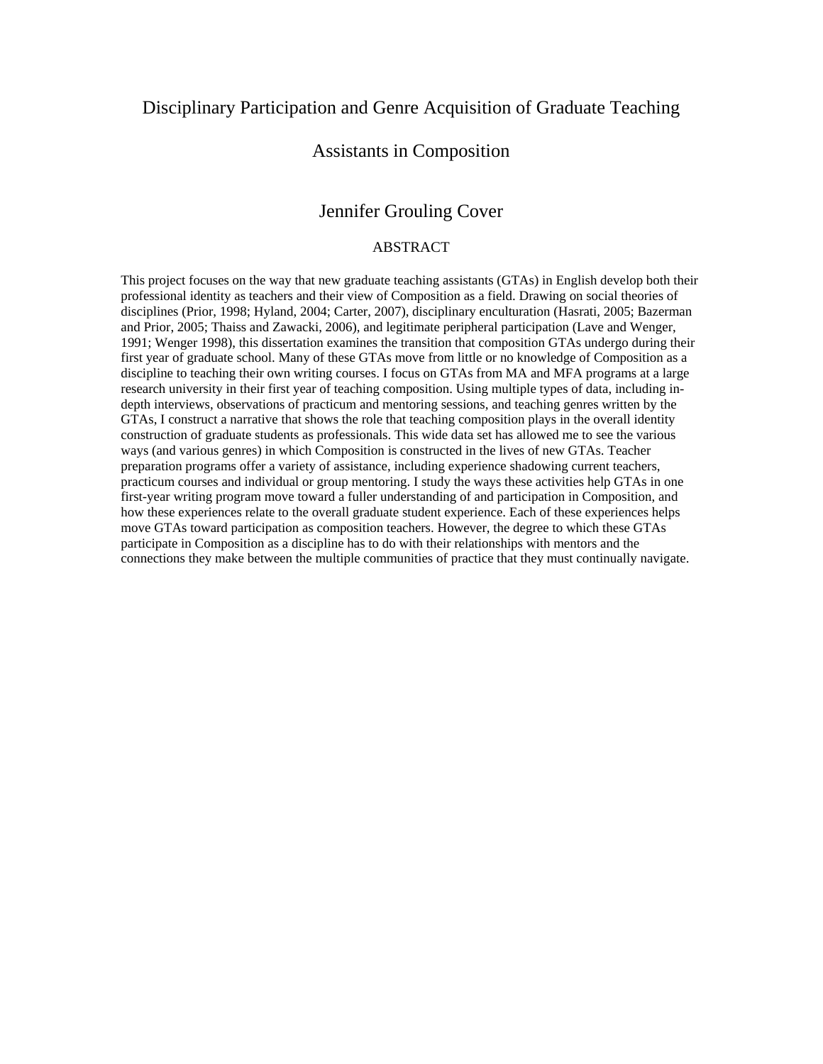# Disciplinary Participation and Genre Acquisition of Graduate Teaching Assistants in Composition

## Jennifer Grouling Cover

### ABSTRACT

This project focuses on the way that new graduate teaching assistants (GTAs) in English develop both their professional identity as teachers and their view of Composition as a field. Drawing on social theories of disciplines (Prior, 1998; Hyland, 2004; Carter, 2007), disciplinary enculturation (Hasrati, 2005; Bazerman and Prior, 2005; Thaiss and Zawacki, 2006), and legitimate peripheral participation (Lave and Wenger, 1991; Wenger 1998), this dissertation examines the transition that composition GTAs undergo during their first year of graduate school. Many of these GTAs move from little or no knowledge of Composition as a discipline to teaching their own writing courses. I focus on GTAs from MA and MFA programs at a large research university in their first year of teaching composition. Using multiple types of data, including in-depth interviews, observations of practicum and mentoring sessions, and teaching genres written by the GTAs, I construct a narrative that shows the role that teaching composition plays in the overall identity construction of graduate students as professionals. This wide data set has allowed me to see the various ways (and various genres) in which Composition is constructed in the lives of new GTAs. Teacher preparation programs offer a variety of assistance, including experience shadowing current teachers, practicum courses and individual or group mentoring. I study the ways these activities help GTAs in one first-year writing program move toward a fuller understanding of and participation in Composition, and how these experiences relate to the overall graduate student experience. Each of these experiences helps move GTAs toward participation as composition teachers. However, the degree to which these GTAs participate in Composition as a discipline has to do with their relationships with mentors and the connections they make between the multiple communities of practice that they must continually navigate.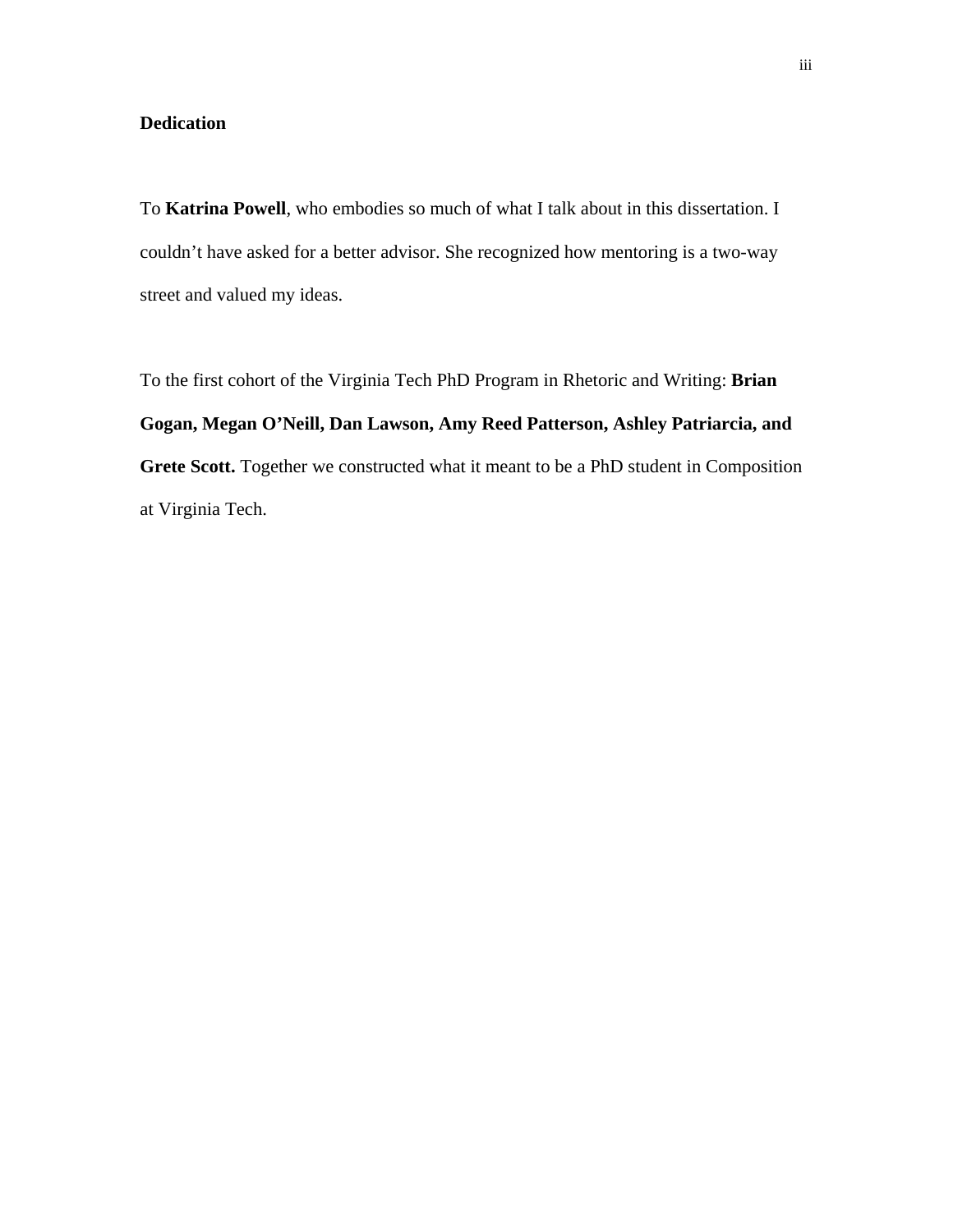## Dedication

To **Katrina Powell**, who embodies so much of what I talk about in this dissertation. I couldn't have asked for a better advisor. She recognized how mentoring is a two-way street and valued my ideas.

To the first cohort of the Virginia Tech PhD Program in Rhetoric and Writing: **Brian Gogan, Megan O'Neill, Dan Lawson, Amy Reed Patterson, Ashley Patriarcia, and Grete Scott.** Together we constructed what it meant to be a PhD student in Composition at Virginia Tech.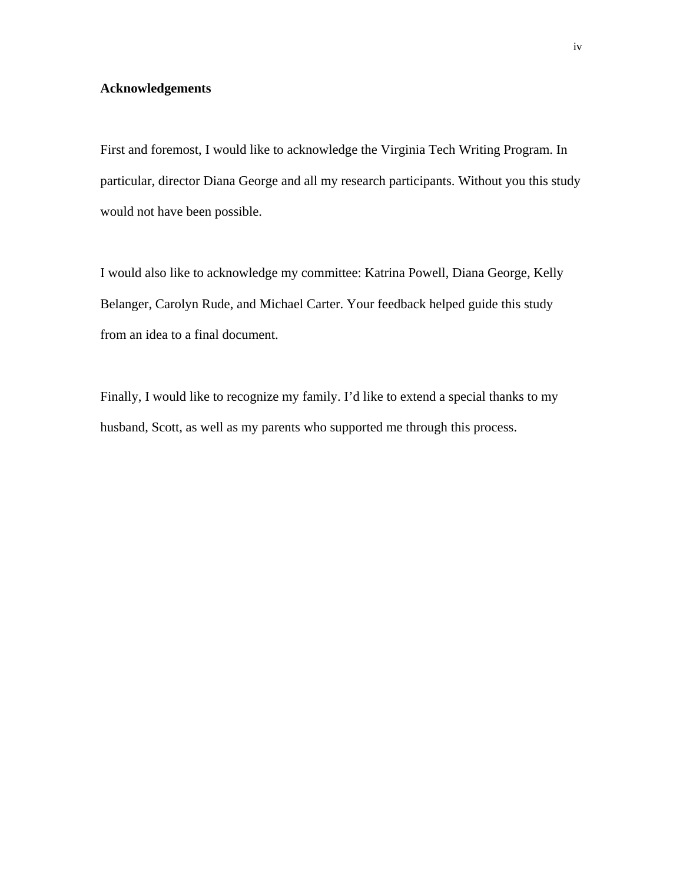## Acknowledgements

First and foremost, I would like to acknowledge the Virginia Tech Writing Program. In particular, director Diana George and all my research participants. Without you this study would not have been possible.

I would also like to acknowledge my committee: Katrina Powell, Diana George, Kelly Belanger, Carolyn Rude, and Michael Carter. Your feedback helped guide this study from an idea to a final document.

Finally, I would like to recognize my family. I'd like to extend a special thanks to my husband, Scott, as well as my parents who supported me through this process.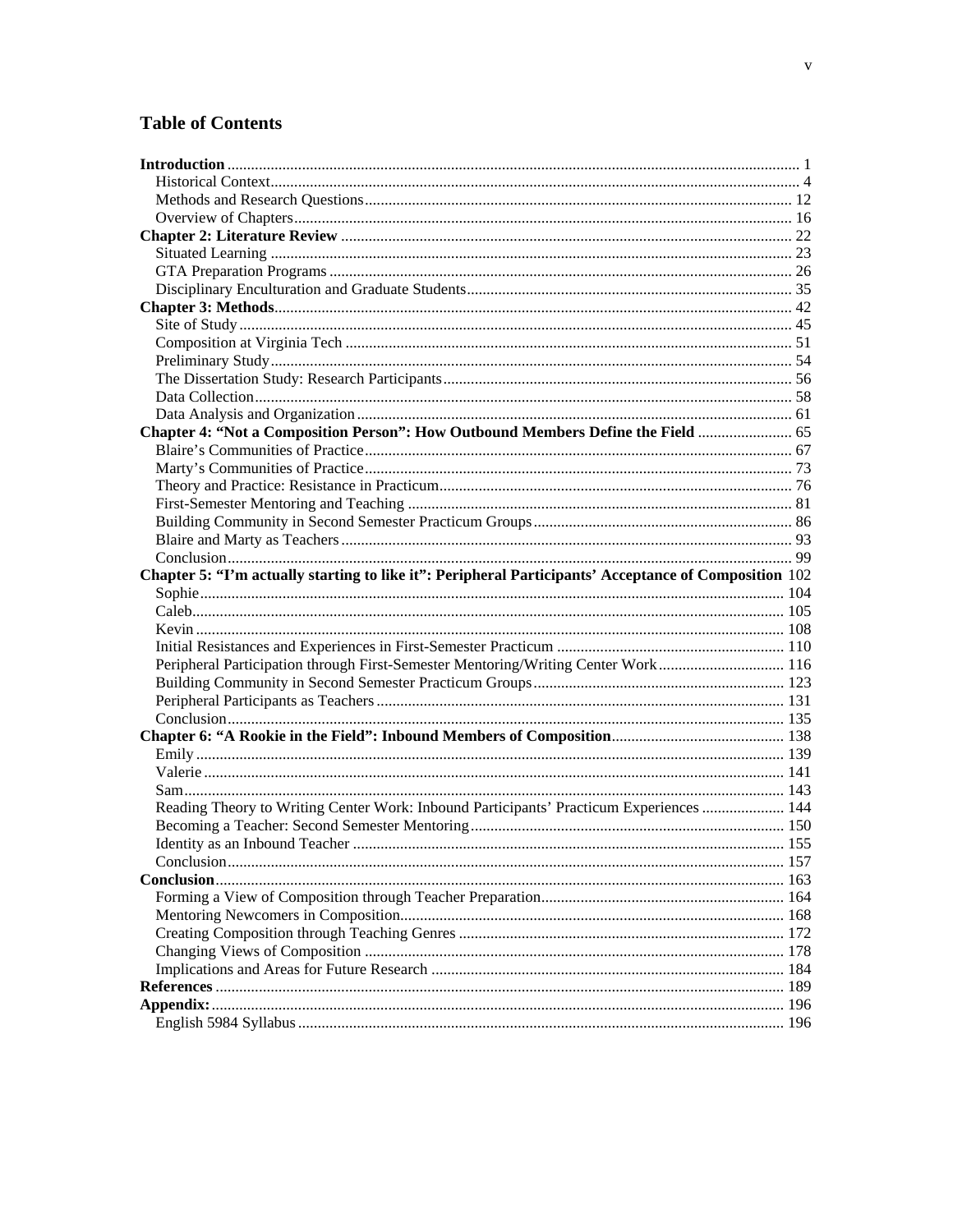## Table of Contents

**Introduction** ... 1
- Historical Context ... 4
- Methods and Research Questions ... 12
- Overview of Chapters ... 16

**Chapter 2: Literature Review** ... 22
- Situated Learning ... 23
- GTA Preparation Programs ... 26
- Disciplinary Enculturation and Graduate Students ... 35

**Chapter 3: Methods** ... 42
- Site of Study ... 45
- Composition at Virginia Tech ... 51
- Preliminary Study ... 54
- The Dissertation Study: Research Participants ... 56
- Data Collection ... 58
- Data Analysis and Organization ... 61

**Chapter 4: "Not a Composition Person": How Outbound Members Define the Field** ... 65
- Blaire's Communities of Practice ... 67
- Marty's Communities of Practice ... 73
- Theory and Practice: Resistance in Practicum ... 76
- First-Semester Mentoring and Teaching ... 81
- Building Community in Second Semester Practicum Groups ... 86
- Blaire and Marty as Teachers ... 93
- Conclusion ... 99

**Chapter 5: "I'm actually starting to like it": Peripheral Participants' Acceptance of Composition** 102
- Sophie ... 104
- Caleb ... 105
- Kevin ... 108
- Initial Resistances and Experiences in First-Semester Practicum ... 110
- Peripheral Participation through First-Semester Mentoring/Writing Center Work ... 116
- Building Community in Second Semester Practicum Groups ... 123
- Peripheral Participants as Teachers ... 131
- Conclusion ... 135

**Chapter 6: "A Rookie in the Field": Inbound Members of Composition** ... 138
- Emily ... 139
- Valerie ... 141
- Sam ... 143
- Reading Theory to Writing Center Work: Inbound Participants' Practicum Experiences ... 144
- Becoming a Teacher: Second Semester Mentoring ... 150
- Identity as an Inbound Teacher ... 155
- Conclusion ... 157

**Conclusion** ... 163
- Forming a View of Composition through Teacher Preparation ... 164
- Mentoring Newcomers in Composition ... 168
- Creating Composition through Teaching Genres ... 172
- Changing Views of Composition ... 178
- Implications and Areas for Future Research ... 184

**References** ... 189

**Appendix:** ... 196
- English 5984 Syllabus ... 196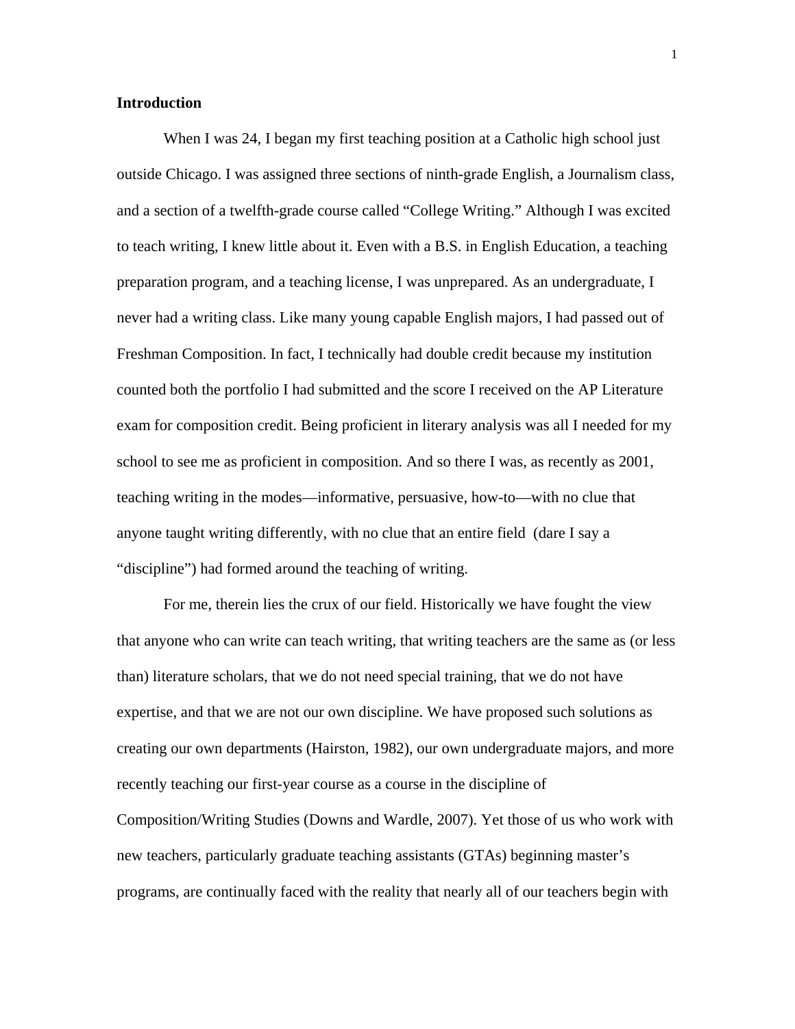## Introduction

When I was 24, I began my first teaching position at a Catholic high school just outside Chicago. I was assigned three sections of ninth-grade English, a Journalism class, and a section of a twelfth-grade course called "College Writing." Although I was excited to teach writing, I knew little about it. Even with a B.S. in English Education, a teaching preparation program, and a teaching license, I was unprepared. As an undergraduate, I never had a writing class. Like many young capable English majors, I had passed out of Freshman Composition. In fact, I technically had double credit because my institution counted both the portfolio I had submitted and the score I received on the AP Literature exam for composition credit. Being proficient in literary analysis was all I needed for my school to see me as proficient in composition. And so there I was, as recently as 2001, teaching writing in the modes—informative, persuasive, how-to—with no clue that anyone taught writing differently, with no clue that an entire field (dare I say a "discipline") had formed around the teaching of writing.

For me, therein lies the crux of our field. Historically we have fought the view that anyone who can write can teach writing, that writing teachers are the same as (or less than) literature scholars, that we do not need special training, that we do not have expertise, and that we are not our own discipline. We have proposed such solutions as creating our own departments (Hairston, 1982), our own undergraduate majors, and more recently teaching our first-year course as a course in the discipline of Composition/Writing Studies (Downs and Wardle, 2007). Yet those of us who work with new teachers, particularly graduate teaching assistants (GTAs) beginning master's programs, are continually faced with the reality that nearly all of our teachers begin with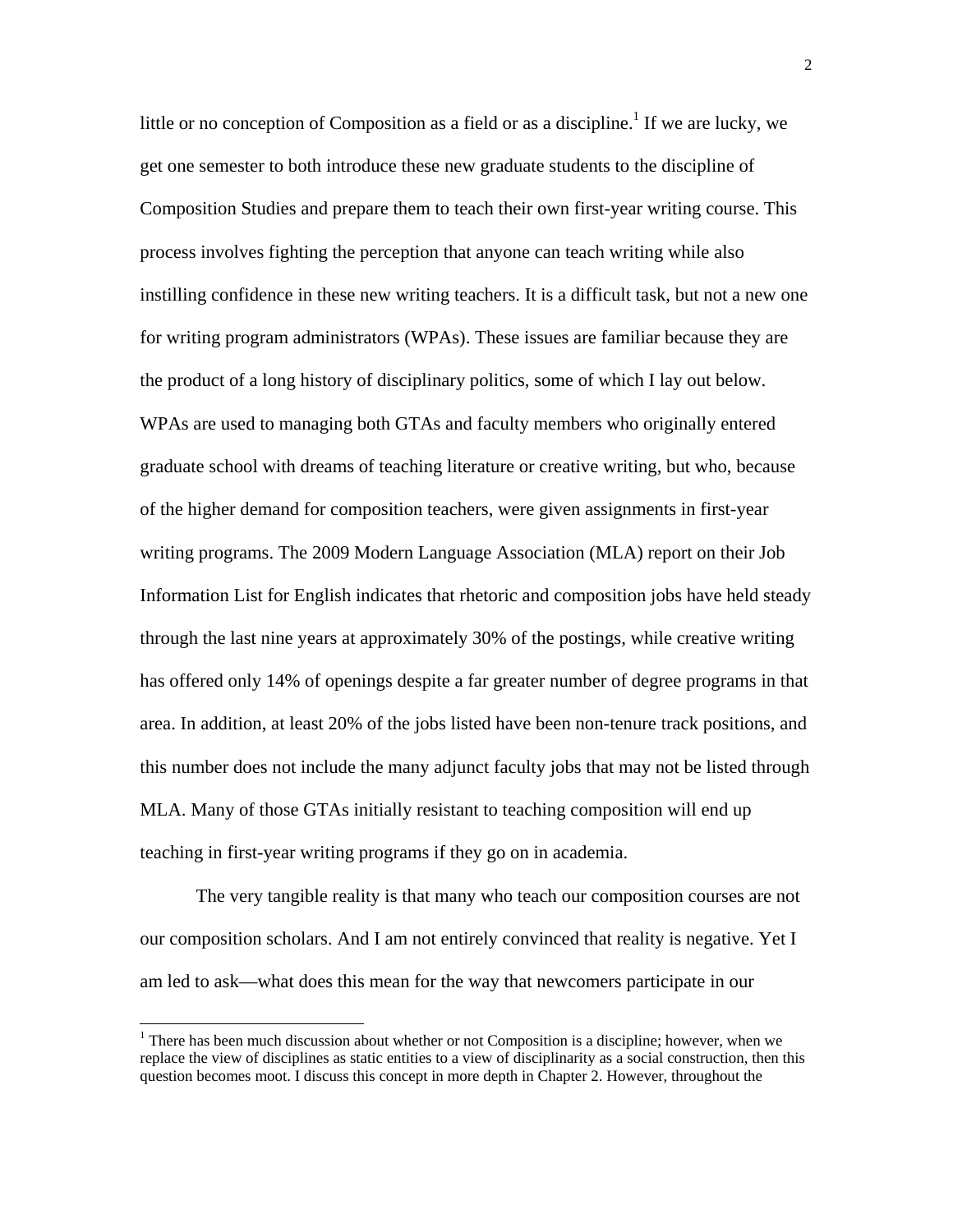little or no conception of Composition as a field or as a discipline.[1] If we are lucky, we get one semester to both introduce these new graduate students to the discipline of Composition Studies and prepare them to teach their own first-year writing course. This process involves fighting the perception that anyone can teach writing while also instilling confidence in these new writing teachers. It is a difficult task, but not a new one for writing program administrators (WPAs). These issues are familiar because they are the product of a long history of disciplinary politics, some of which I lay out below. WPAs are used to managing both GTAs and faculty members who originally entered graduate school with dreams of teaching literature or creative writing, but who, because of the higher demand for composition teachers, were given assignments in first-year writing programs. The 2009 Modern Language Association (MLA) report on their Job Information List for English indicates that rhetoric and composition jobs have held steady through the last nine years at approximately 30% of the postings, while creative writing has offered only 14% of openings despite a far greater number of degree programs in that area. In addition, at least 20% of the jobs listed have been non-tenure track positions, and this number does not include the many adjunct faculty jobs that may not be listed through MLA. Many of those GTAs initially resistant to teaching composition will end up teaching in first-year writing programs if they go on in academia.

The very tangible reality is that many who teach our composition courses are not our composition scholars. And I am not entirely convinced that reality is negative. Yet I am led to ask—what does this mean for the way that newcomers participate in our

[1] There has been much discussion about whether or not Composition is a discipline; however, when we replace the view of disciplines as static entities to a view of disciplinarity as a social construction, then this question becomes moot. I discuss this concept in more depth in Chapter 2. However, throughout the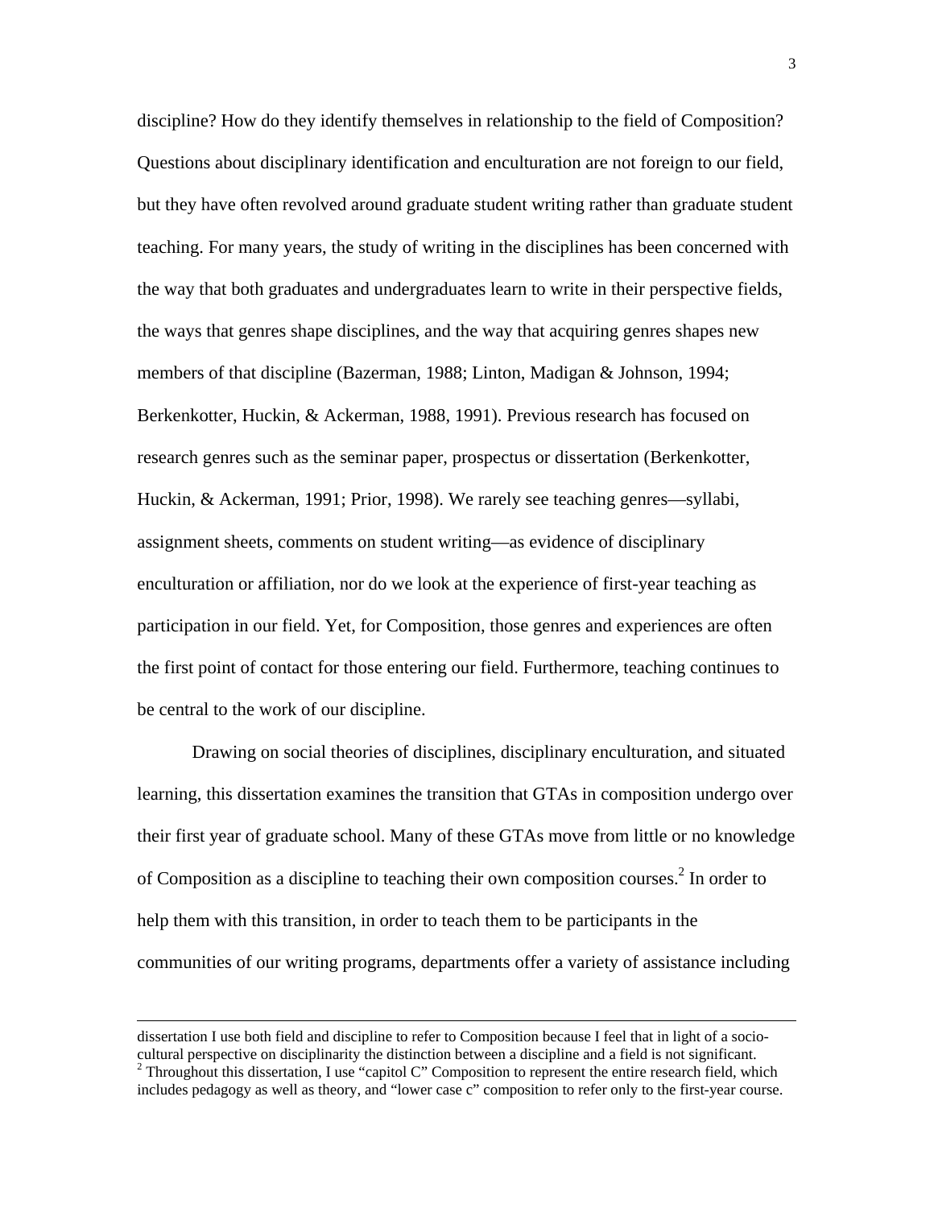discipline? How do they identify themselves in relationship to the field of Composition? Questions about disciplinary identification and enculturation are not foreign to our field, but they have often revolved around graduate student writing rather than graduate student teaching. For many years, the study of writing in the disciplines has been concerned with the way that both graduates and undergraduates learn to write in their perspective fields, the ways that genres shape disciplines, and the way that acquiring genres shapes new members of that discipline (Bazerman, 1988; Linton, Madigan & Johnson, 1994; Berkenkotter, Huckin, & Ackerman, 1988, 1991). Previous research has focused on research genres such as the seminar paper, prospectus or dissertation (Berkenkotter, Huckin, & Ackerman, 1991; Prior, 1998). We rarely see teaching genres—syllabi, assignment sheets, comments on student writing—as evidence of disciplinary enculturation or affiliation, nor do we look at the experience of first-year teaching as participation in our field. Yet, for Composition, those genres and experiences are often the first point of contact for those entering our field. Furthermore, teaching continues to be central to the work of our discipline.

Drawing on social theories of disciplines, disciplinary enculturation, and situated learning, this dissertation examines the transition that GTAs in composition undergo over their first year of graduate school. Many of these GTAs move from little or no knowledge of Composition as a discipline to teaching their own composition courses.[2] In order to help them with this transition, in order to teach them to be participants in the communities of our writing programs, departments offer a variety of assistance including

---

dissertation I use both field and discipline to refer to Composition because I feel that in light of a socio-cultural perspective on disciplinarity the distinction between a discipline and a field is not significant.

[2] Throughout this dissertation, I use "capitol C" Composition to represent the entire research field, which includes pedagogy as well as theory, and "lower case c" composition to refer only to the first-year course.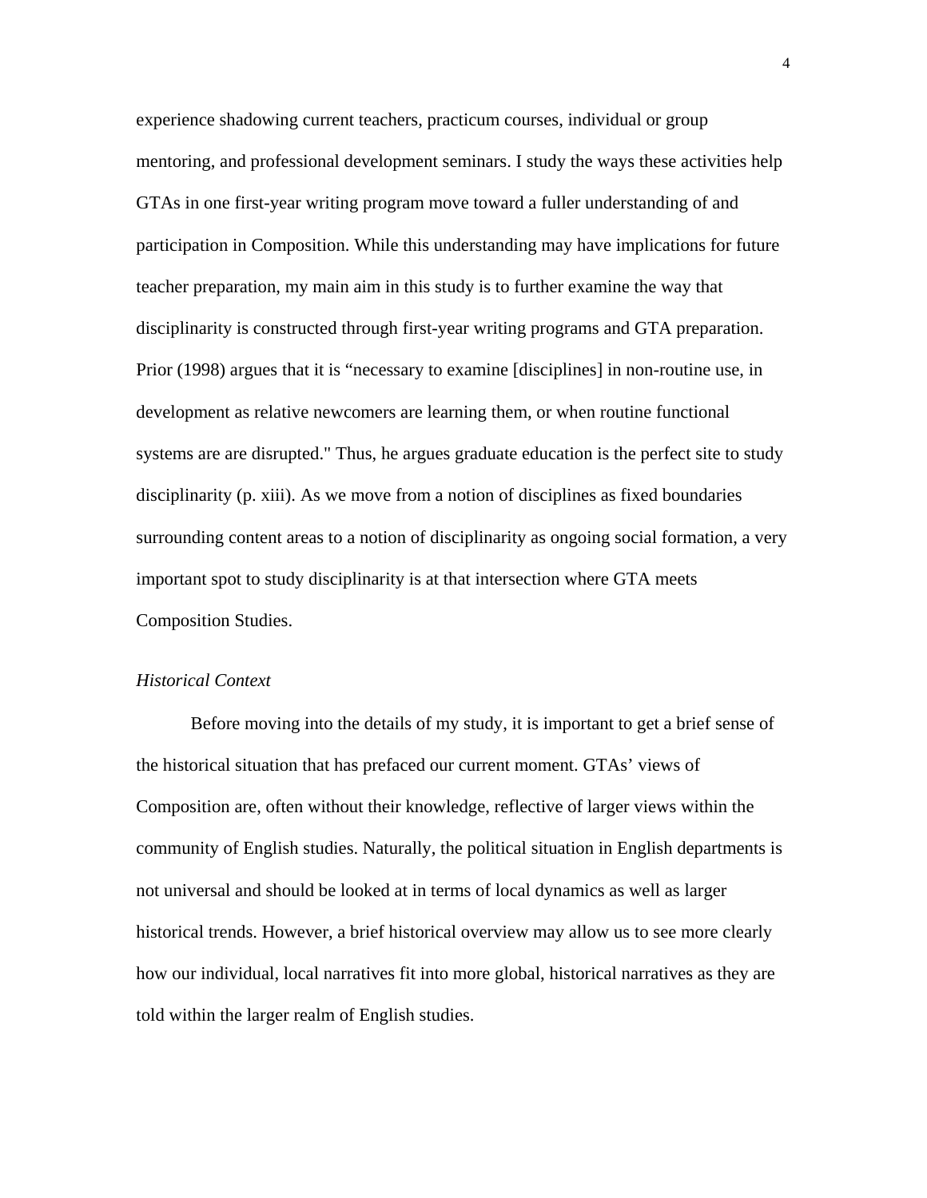experience shadowing current teachers, practicum courses, individual or group mentoring, and professional development seminars. I study the ways these activities help GTAs in one first-year writing program move toward a fuller understanding of and participation in Composition. While this understanding may have implications for future teacher preparation, my main aim in this study is to further examine the way that disciplinarity is constructed through first-year writing programs and GTA preparation. Prior (1998) argues that it is "necessary to examine [disciplines] in non-routine use, in development as relative newcomers are learning them, or when routine functional systems are are disrupted." Thus, he argues graduate education is the perfect site to study disciplinarity (p. xiii). As we move from a notion of disciplines as fixed boundaries surrounding content areas to a notion of disciplinarity as ongoing social formation, a very important spot to study disciplinarity is at that intersection where GTA meets Composition Studies.

### *Historical Context*

Before moving into the details of my study, it is important to get a brief sense of the historical situation that has prefaced our current moment. GTAs' views of Composition are, often without their knowledge, reflective of larger views within the community of English studies. Naturally, the political situation in English departments is not universal and should be looked at in terms of local dynamics as well as larger historical trends. However, a brief historical overview may allow us to see more clearly how our individual, local narratives fit into more global, historical narratives as they are told within the larger realm of English studies.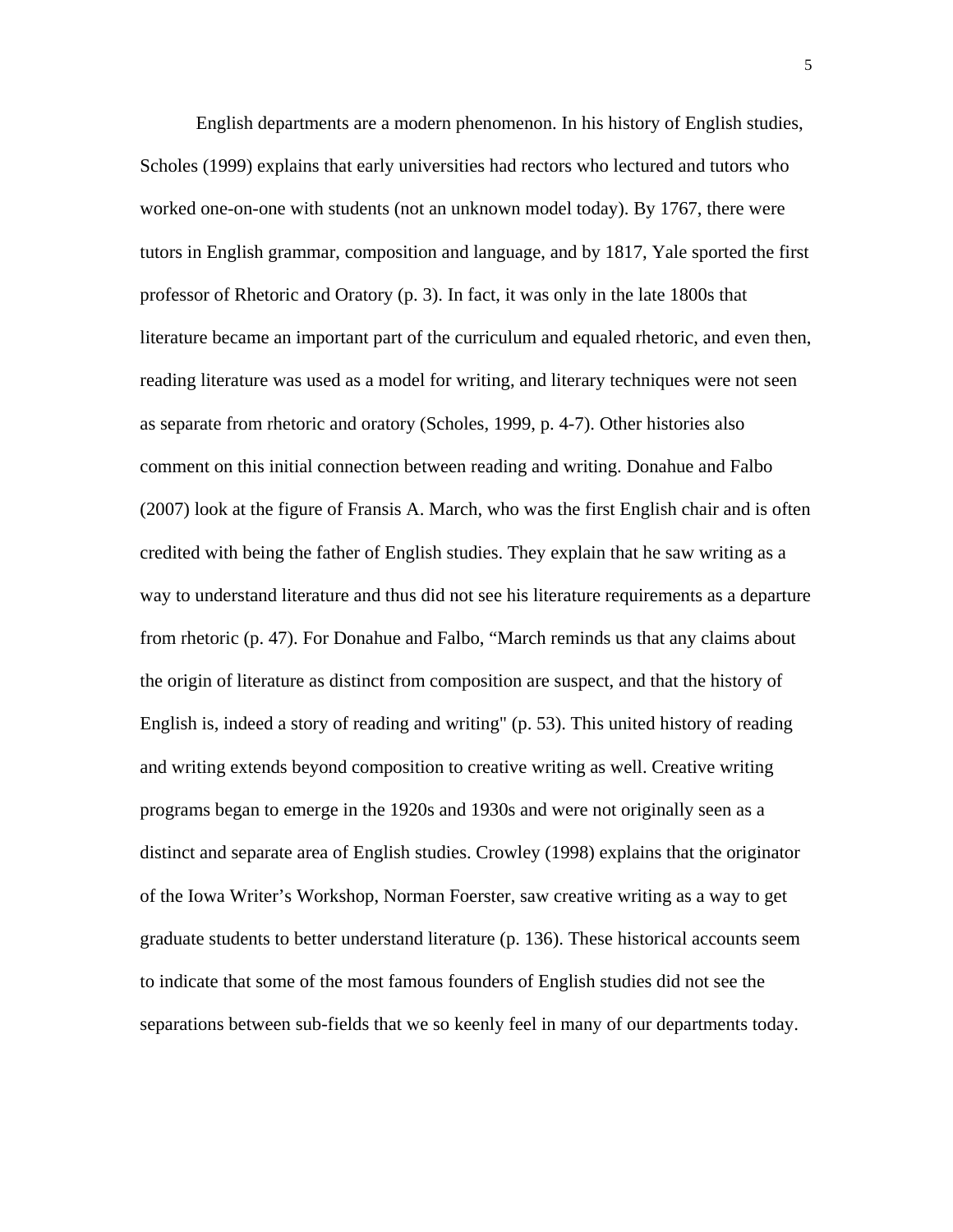English departments are a modern phenomenon. In his history of English studies, Scholes (1999) explains that early universities had rectors who lectured and tutors who worked one-on-one with students (not an unknown model today). By 1767, there were tutors in English grammar, composition and language, and by 1817, Yale sported the first professor of Rhetoric and Oratory (p. 3). In fact, it was only in the late 1800s that literature became an important part of the curriculum and equaled rhetoric, and even then, reading literature was used as a model for writing, and literary techniques were not seen as separate from rhetoric and oratory (Scholes, 1999, p. 4-7). Other histories also comment on this initial connection between reading and writing. Donahue and Falbo (2007) look at the figure of Fransis A. March, who was the first English chair and is often credited with being the father of English studies. They explain that he saw writing as a way to understand literature and thus did not see his literature requirements as a departure from rhetoric (p. 47). For Donahue and Falbo, "March reminds us that any claims about the origin of literature as distinct from composition are suspect, and that the history of English is, indeed a story of reading and writing" (p. 53). This united history of reading and writing extends beyond composition to creative writing as well. Creative writing programs began to emerge in the 1920s and 1930s and were not originally seen as a distinct and separate area of English studies. Crowley (1998) explains that the originator of the Iowa Writer's Workshop, Norman Foerster, saw creative writing as a way to get graduate students to better understand literature (p. 136). These historical accounts seem to indicate that some of the most famous founders of English studies did not see the separations between sub-fields that we so keenly feel in many of our departments today.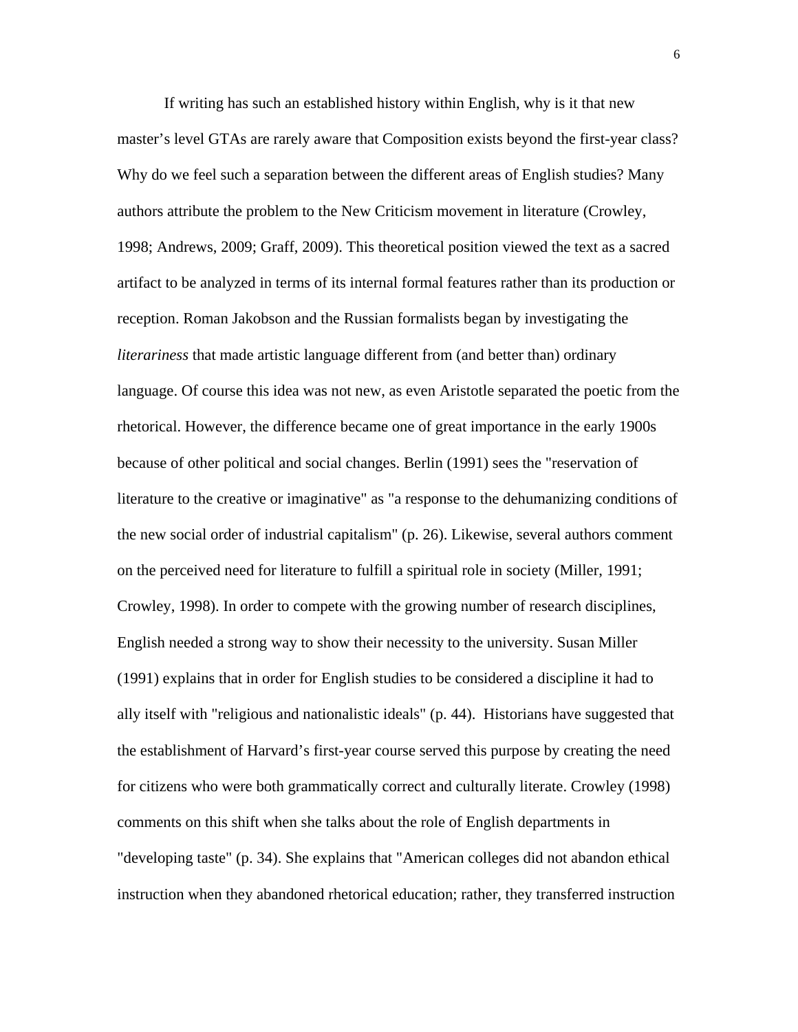If writing has such an established history within English, why is it that new master's level GTAs are rarely aware that Composition exists beyond the first-year class? Why do we feel such a separation between the different areas of English studies? Many authors attribute the problem to the New Criticism movement in literature (Crowley, 1998; Andrews, 2009; Graff, 2009). This theoretical position viewed the text as a sacred artifact to be analyzed in terms of its internal formal features rather than its production or reception. Roman Jakobson and the Russian formalists began by investigating the *literariness* that made artistic language different from (and better than) ordinary language. Of course this idea was not new, as even Aristotle separated the poetic from the rhetorical. However, the difference became one of great importance in the early 1900s because of other political and social changes. Berlin (1991) sees the "reservation of literature to the creative or imaginative" as "a response to the dehumanizing conditions of the new social order of industrial capitalism" (p. 26). Likewise, several authors comment on the perceived need for literature to fulfill a spiritual role in society (Miller, 1991; Crowley, 1998). In order to compete with the growing number of research disciplines, English needed a strong way to show their necessity to the university. Susan Miller (1991) explains that in order for English studies to be considered a discipline it had to ally itself with "religious and nationalistic ideals" (p. 44). Historians have suggested that the establishment of Harvard's first-year course served this purpose by creating the need for citizens who were both grammatically correct and culturally literate. Crowley (1998) comments on this shift when she talks about the role of English departments in "developing taste" (p. 34). She explains that "American colleges did not abandon ethical instruction when they abandoned rhetorical education; rather, they transferred instruction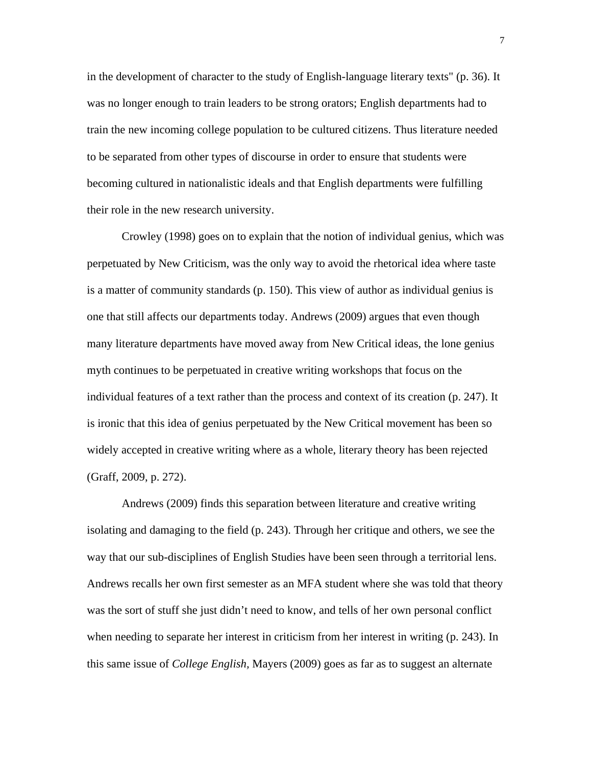in the development of character to the study of English-language literary texts" (p. 36). It was no longer enough to train leaders to be strong orators; English departments had to train the new incoming college population to be cultured citizens. Thus literature needed to be separated from other types of discourse in order to ensure that students were becoming cultured in nationalistic ideals and that English departments were fulfilling their role in the new research university.

Crowley (1998) goes on to explain that the notion of individual genius, which was perpetuated by New Criticism, was the only way to avoid the rhetorical idea where taste is a matter of community standards (p. 150). This view of author as individual genius is one that still affects our departments today. Andrews (2009) argues that even though many literature departments have moved away from New Critical ideas, the lone genius myth continues to be perpetuated in creative writing workshops that focus on the individual features of a text rather than the process and context of its creation (p. 247). It is ironic that this idea of genius perpetuated by the New Critical movement has been so widely accepted in creative writing where as a whole, literary theory has been rejected (Graff, 2009, p. 272).

Andrews (2009) finds this separation between literature and creative writing isolating and damaging to the field (p. 243). Through her critique and others, we see the way that our sub-disciplines of English Studies have been seen through a territorial lens. Andrews recalls her own first semester as an MFA student where she was told that theory was the sort of stuff she just didn't need to know, and tells of her own personal conflict when needing to separate her interest in criticism from her interest in writing (p. 243). In this same issue of *College English,* Mayers (2009) goes as far as to suggest an alternate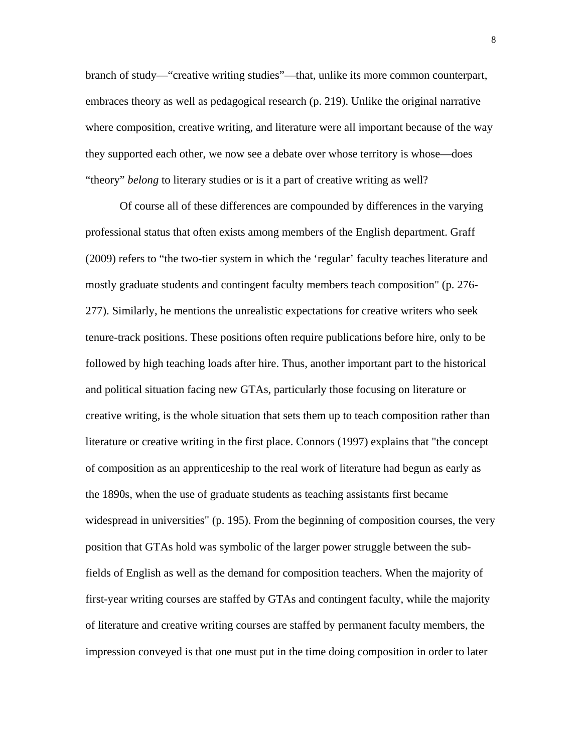branch of study—“creative writing studies”—that, unlike its more common counterpart, embraces theory as well as pedagogical research (p. 219). Unlike the original narrative where composition, creative writing, and literature were all important because of the way they supported each other, we now see a debate over whose territory is whose—does “theory” *belong* to literary studies or is it a part of creative writing as well?

Of course all of these differences are compounded by differences in the varying professional status that often exists among members of the English department. Graff (2009) refers to “the two-tier system in which the ‘regular’ faculty teaches literature and mostly graduate students and contingent faculty members teach composition" (p. 276-277). Similarly, he mentions the unrealistic expectations for creative writers who seek tenure-track positions. These positions often require publications before hire, only to be followed by high teaching loads after hire. Thus, another important part to the historical and political situation facing new GTAs, particularly those focusing on literature or creative writing, is the whole situation that sets them up to teach composition rather than literature or creative writing in the first place. Connors (1997) explains that "the concept of composition as an apprenticeship to the real work of literature had begun as early as the 1890s, when the use of graduate students as teaching assistants first became widespread in universities" (p. 195). From the beginning of composition courses, the very position that GTAs hold was symbolic of the larger power struggle between the sub-fields of English as well as the demand for composition teachers. When the majority of first-year writing courses are staffed by GTAs and contingent faculty, while the majority of literature and creative writing courses are staffed by permanent faculty members, the impression conveyed is that one must put in the time doing composition in order to later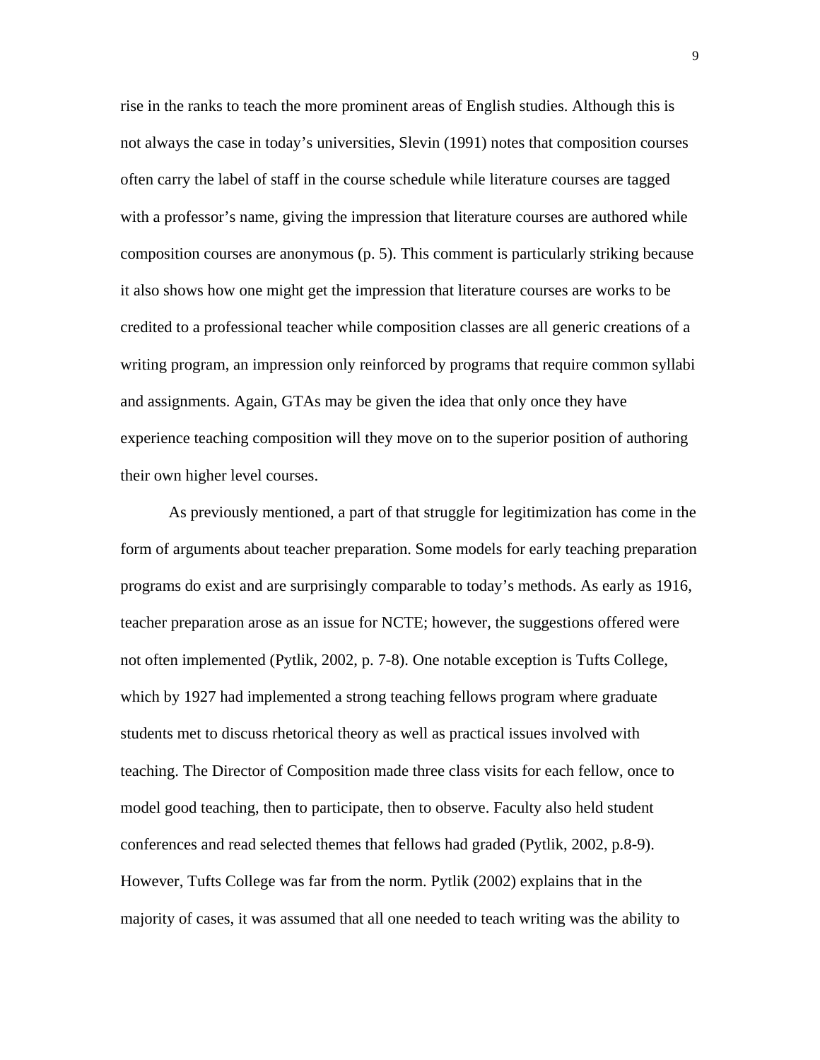rise in the ranks to teach the more prominent areas of English studies. Although this is not always the case in today's universities, Slevin (1991) notes that composition courses often carry the label of staff in the course schedule while literature courses are tagged with a professor's name, giving the impression that literature courses are authored while composition courses are anonymous (p. 5). This comment is particularly striking because it also shows how one might get the impression that literature courses are works to be credited to a professional teacher while composition classes are all generic creations of a writing program, an impression only reinforced by programs that require common syllabi and assignments. Again, GTAs may be given the idea that only once they have experience teaching composition will they move on to the superior position of authoring their own higher level courses.

As previously mentioned, a part of that struggle for legitimization has come in the form of arguments about teacher preparation. Some models for early teaching preparation programs do exist and are surprisingly comparable to today's methods. As early as 1916, teacher preparation arose as an issue for NCTE; however, the suggestions offered were not often implemented (Pytlik, 2002, p. 7-8). One notable exception is Tufts College, which by 1927 had implemented a strong teaching fellows program where graduate students met to discuss rhetorical theory as well as practical issues involved with teaching. The Director of Composition made three class visits for each fellow, once to model good teaching, then to participate, then to observe. Faculty also held student conferences and read selected themes that fellows had graded (Pytlik, 2002, p.8-9). However, Tufts College was far from the norm. Pytlik (2002) explains that in the majority of cases, it was assumed that all one needed to teach writing was the ability to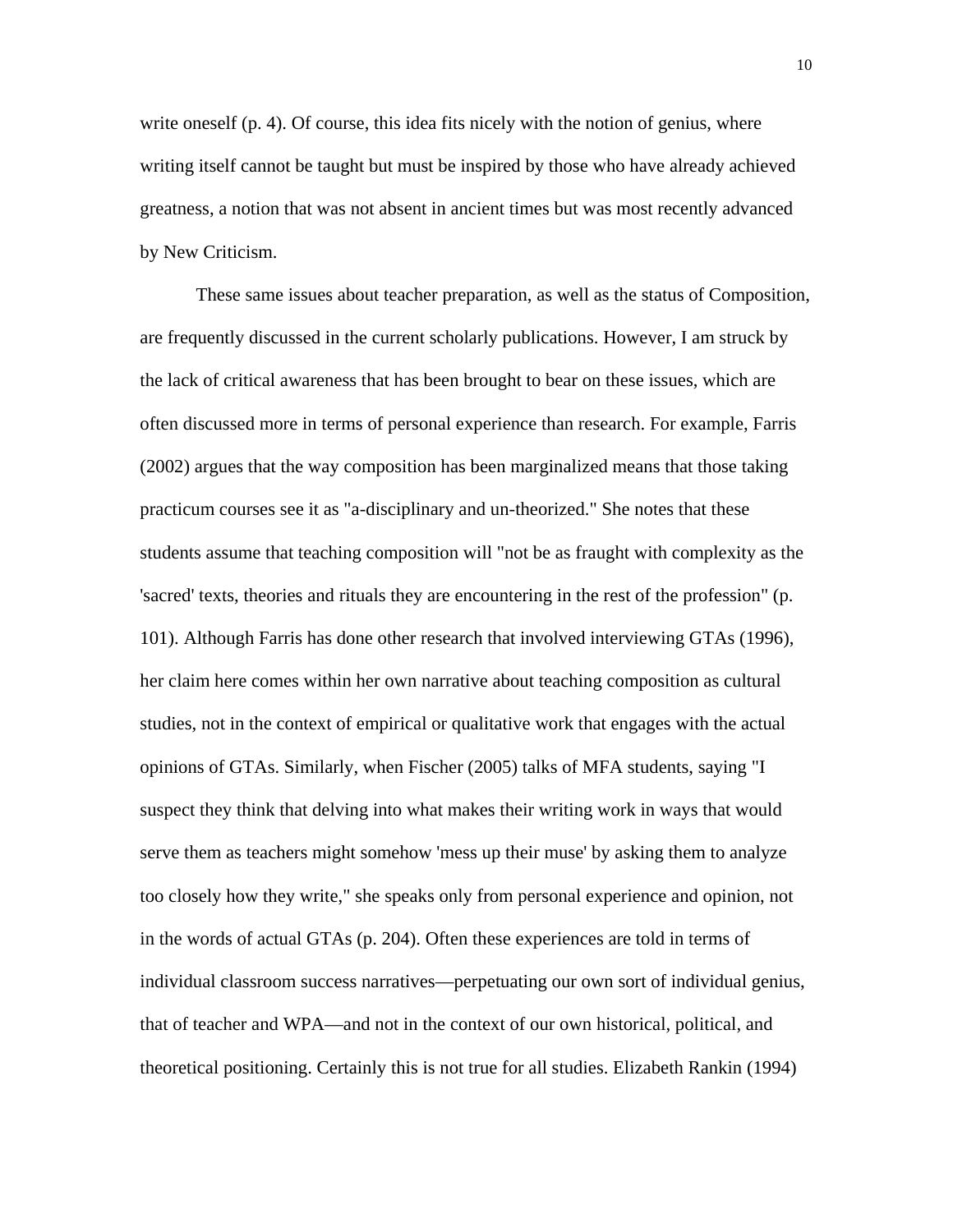write oneself (p. 4). Of course, this idea fits nicely with the notion of genius, where writing itself cannot be taught but must be inspired by those who have already achieved greatness, a notion that was not absent in ancient times but was most recently advanced by New Criticism.

These same issues about teacher preparation, as well as the status of Composition, are frequently discussed in the current scholarly publications. However, I am struck by the lack of critical awareness that has been brought to bear on these issues, which are often discussed more in terms of personal experience than research. For example, Farris (2002) argues that the way composition has been marginalized means that those taking practicum courses see it as "a-disciplinary and un-theorized." She notes that these students assume that teaching composition will "not be as fraught with complexity as the 'sacred' texts, theories and rituals they are encountering in the rest of the profession" (p. 101). Although Farris has done other research that involved interviewing GTAs (1996), her claim here comes within her own narrative about teaching composition as cultural studies, not in the context of empirical or qualitative work that engages with the actual opinions of GTAs. Similarly, when Fischer (2005) talks of MFA students, saying "I suspect they think that delving into what makes their writing work in ways that would serve them as teachers might somehow 'mess up their muse' by asking them to analyze too closely how they write," she speaks only from personal experience and opinion, not in the words of actual GTAs (p. 204). Often these experiences are told in terms of individual classroom success narratives—perpetuating our own sort of individual genius, that of teacher and WPA—and not in the context of our own historical, political, and theoretical positioning. Certainly this is not true for all studies. Elizabeth Rankin (1994)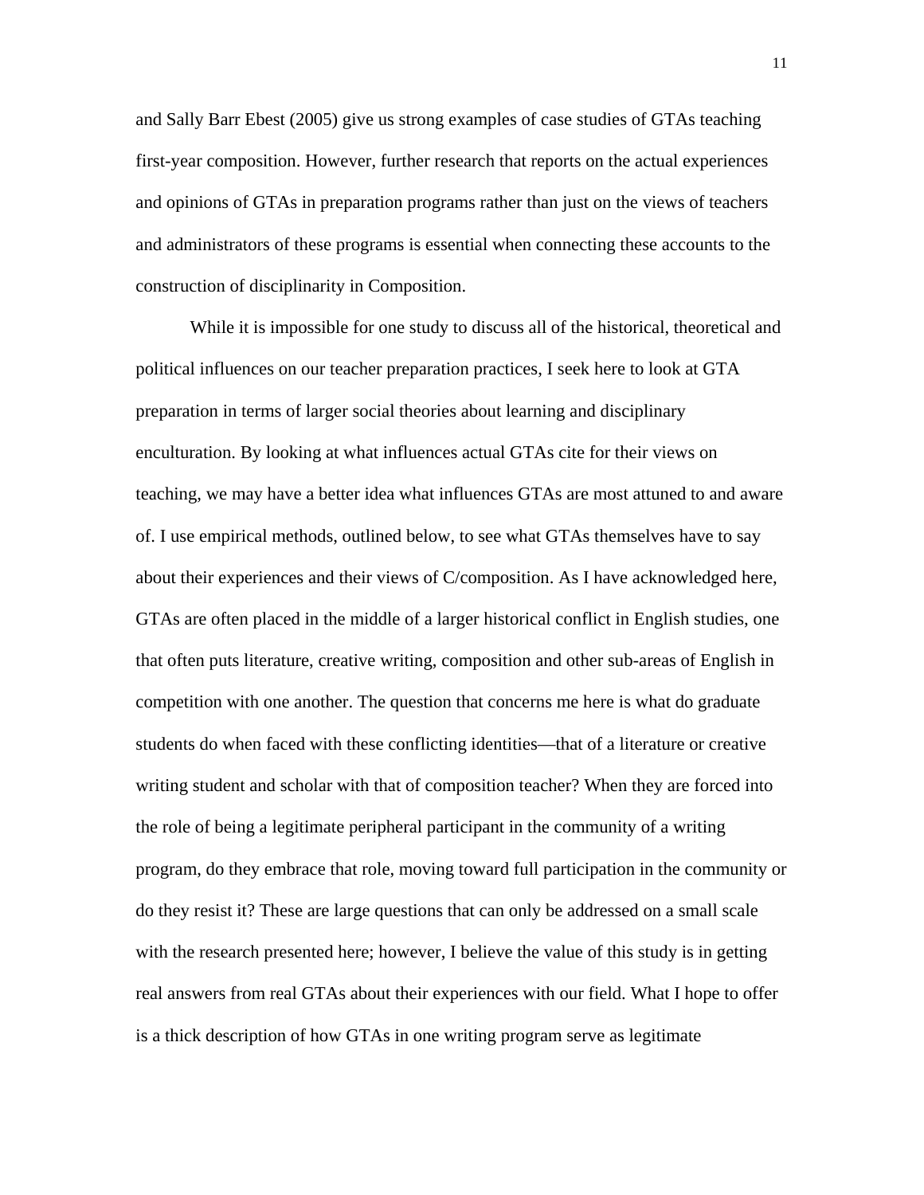and Sally Barr Ebest (2005) give us strong examples of case studies of GTAs teaching first-year composition. However, further research that reports on the actual experiences and opinions of GTAs in preparation programs rather than just on the views of teachers and administrators of these programs is essential when connecting these accounts to the construction of disciplinarity in Composition.

While it is impossible for one study to discuss all of the historical, theoretical and political influences on our teacher preparation practices, I seek here to look at GTA preparation in terms of larger social theories about learning and disciplinary enculturation. By looking at what influences actual GTAs cite for their views on teaching, we may have a better idea what influences GTAs are most attuned to and aware of. I use empirical methods, outlined below, to see what GTAs themselves have to say about their experiences and their views of C/composition. As I have acknowledged here, GTAs are often placed in the middle of a larger historical conflict in English studies, one that often puts literature, creative writing, composition and other sub-areas of English in competition with one another. The question that concerns me here is what do graduate students do when faced with these conflicting identities—that of a literature or creative writing student and scholar with that of composition teacher? When they are forced into the role of being a legitimate peripheral participant in the community of a writing program, do they embrace that role, moving toward full participation in the community or do they resist it? These are large questions that can only be addressed on a small scale with the research presented here; however, I believe the value of this study is in getting real answers from real GTAs about their experiences with our field. What I hope to offer is a thick description of how GTAs in one writing program serve as legitimate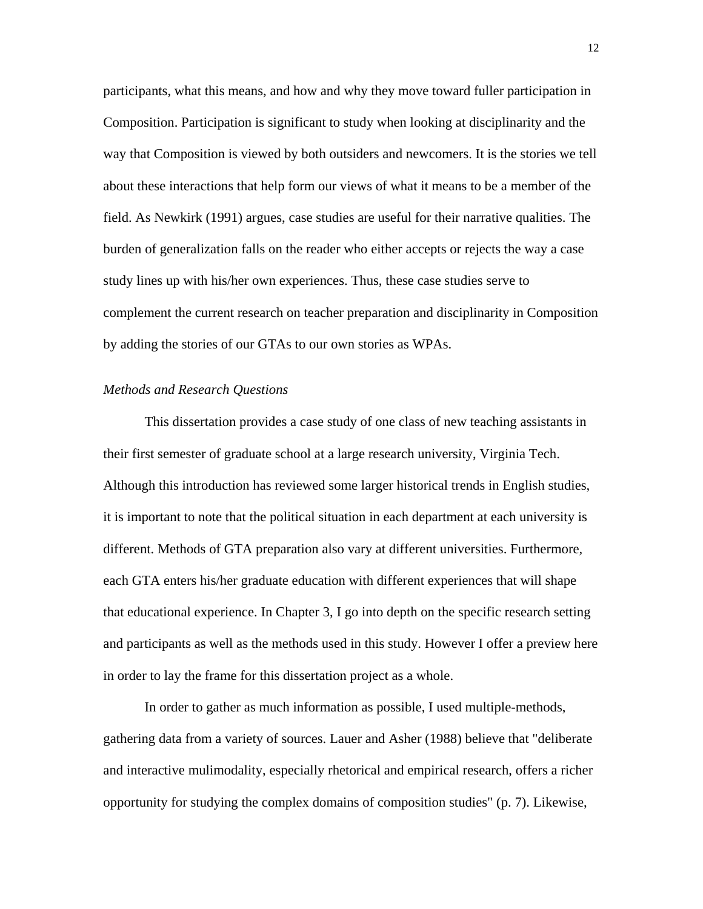participants, what this means, and how and why they move toward fuller participation in Composition. Participation is significant to study when looking at disciplinarity and the way that Composition is viewed by both outsiders and newcomers. It is the stories we tell about these interactions that help form our views of what it means to be a member of the field. As Newkirk (1991) argues, case studies are useful for their narrative qualities. The burden of generalization falls on the reader who either accepts or rejects the way a case study lines up with his/her own experiences. Thus, these case studies serve to complement the current research on teacher preparation and disciplinarity in Composition by adding the stories of our GTAs to our own stories as WPAs.

### *Methods and Research Questions*

This dissertation provides a case study of one class of new teaching assistants in their first semester of graduate school at a large research university, Virginia Tech. Although this introduction has reviewed some larger historical trends in English studies, it is important to note that the political situation in each department at each university is different. Methods of GTA preparation also vary at different universities. Furthermore, each GTA enters his/her graduate education with different experiences that will shape that educational experience. In Chapter 3, I go into depth on the specific research setting and participants as well as the methods used in this study. However I offer a preview here in order to lay the frame for this dissertation project as a whole.

In order to gather as much information as possible, I used multiple-methods, gathering data from a variety of sources. Lauer and Asher (1988) believe that "deliberate and interactive mulimodality, especially rhetorical and empirical research, offers a richer opportunity for studying the complex domains of composition studies" (p. 7). Likewise,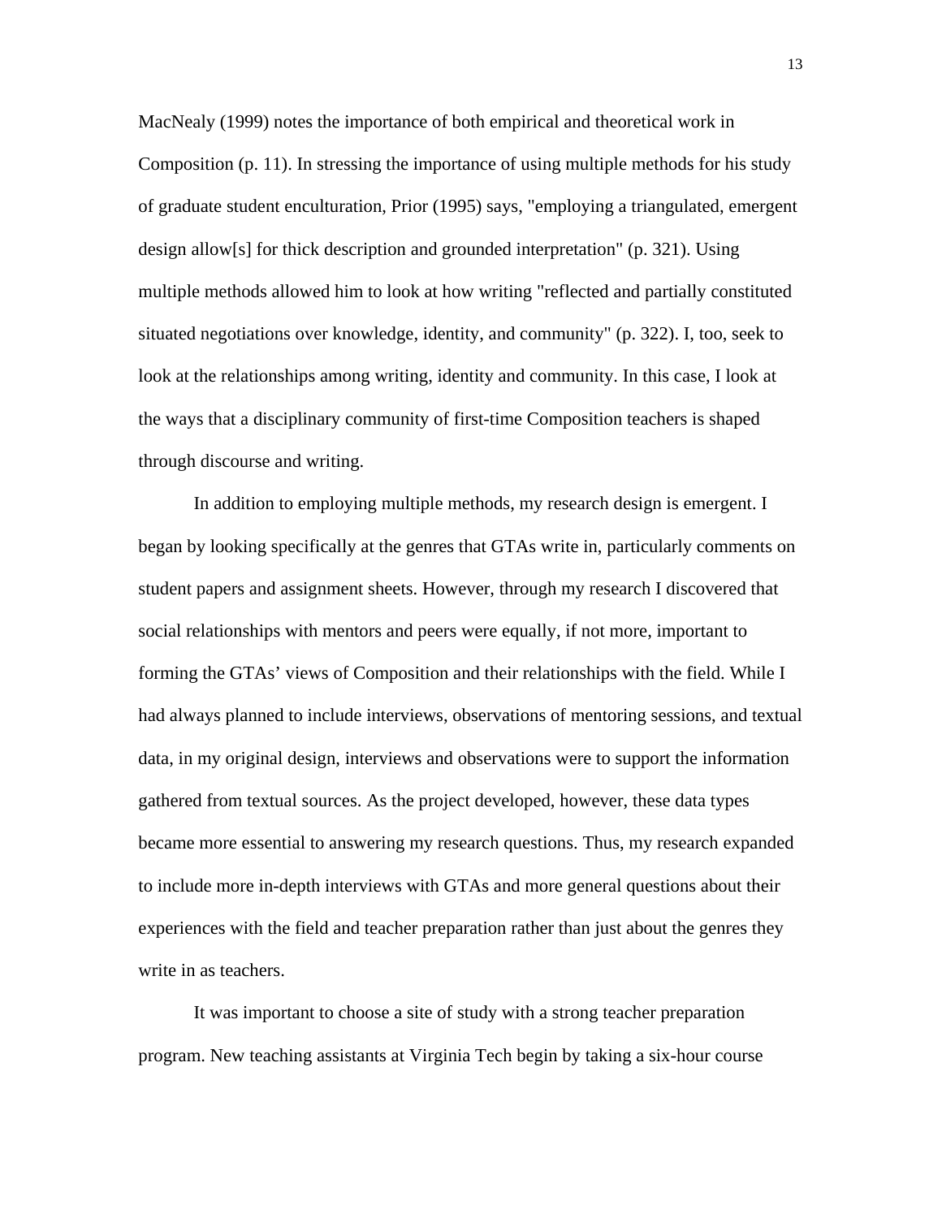MacNealy (1999) notes the importance of both empirical and theoretical work in Composition (p. 11). In stressing the importance of using multiple methods for his study of graduate student enculturation, Prior (1995) says, "employing a triangulated, emergent design allow[s] for thick description and grounded interpretation" (p. 321). Using multiple methods allowed him to look at how writing "reflected and partially constituted situated negotiations over knowledge, identity, and community" (p. 322). I, too, seek to look at the relationships among writing, identity and community. In this case, I look at the ways that a disciplinary community of first-time Composition teachers is shaped through discourse and writing.

In addition to employing multiple methods, my research design is emergent. I began by looking specifically at the genres that GTAs write in, particularly comments on student papers and assignment sheets. However, through my research I discovered that social relationships with mentors and peers were equally, if not more, important to forming the GTAs' views of Composition and their relationships with the field. While I had always planned to include interviews, observations of mentoring sessions, and textual data, in my original design, interviews and observations were to support the information gathered from textual sources. As the project developed, however, these data types became more essential to answering my research questions. Thus, my research expanded to include more in-depth interviews with GTAs and more general questions about their experiences with the field and teacher preparation rather than just about the genres they write in as teachers.

It was important to choose a site of study with a strong teacher preparation program. New teaching assistants at Virginia Tech begin by taking a six-hour course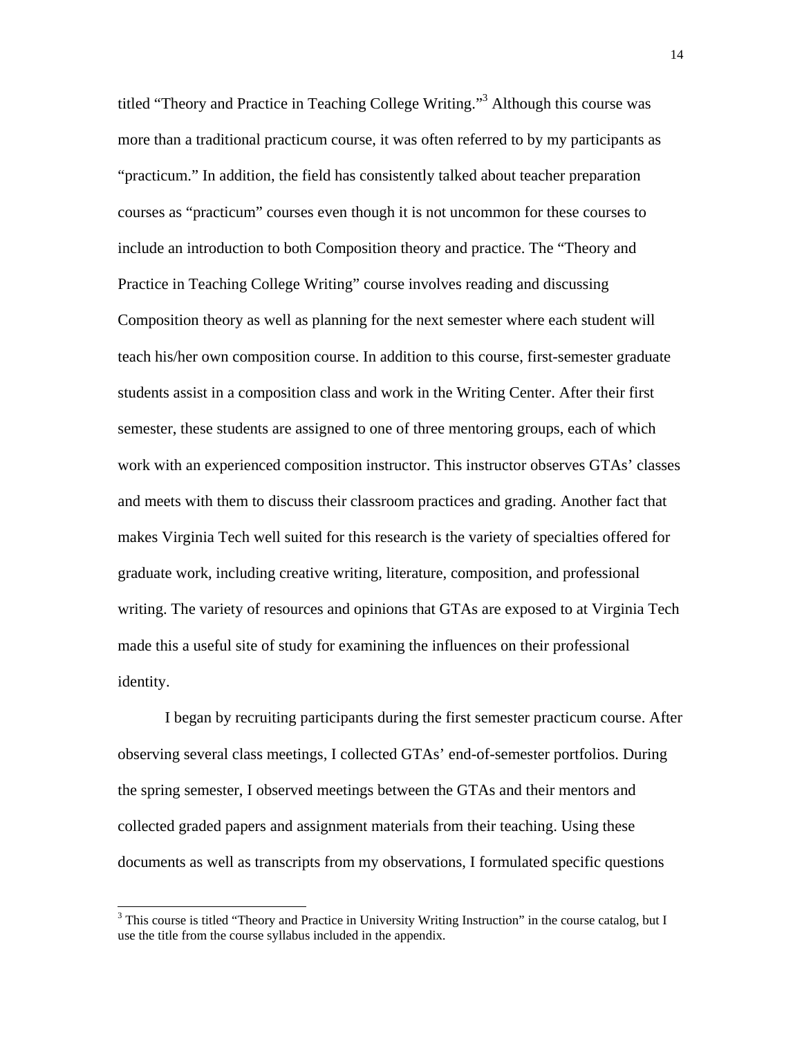titled "Theory and Practice in Teaching College Writing."[3] Although this course was more than a traditional practicum course, it was often referred to by my participants as "practicum." In addition, the field has consistently talked about teacher preparation courses as "practicum" courses even though it is not uncommon for these courses to include an introduction to both Composition theory and practice. The "Theory and Practice in Teaching College Writing" course involves reading and discussing Composition theory as well as planning for the next semester where each student will teach his/her own composition course. In addition to this course, first-semester graduate students assist in a composition class and work in the Writing Center. After their first semester, these students are assigned to one of three mentoring groups, each of which work with an experienced composition instructor. This instructor observes GTAs' classes and meets with them to discuss their classroom practices and grading. Another fact that makes Virginia Tech well suited for this research is the variety of specialties offered for graduate work, including creative writing, literature, composition, and professional writing. The variety of resources and opinions that GTAs are exposed to at Virginia Tech made this a useful site of study for examining the influences on their professional identity.

I began by recruiting participants during the first semester practicum course. After observing several class meetings, I collected GTAs' end-of-semester portfolios. During the spring semester, I observed meetings between the GTAs and their mentors and collected graded papers and assignment materials from their teaching. Using these documents as well as transcripts from my observations, I formulated specific questions

[3] This course is titled "Theory and Practice in University Writing Instruction" in the course catalog, but I use the title from the course syllabus included in the appendix.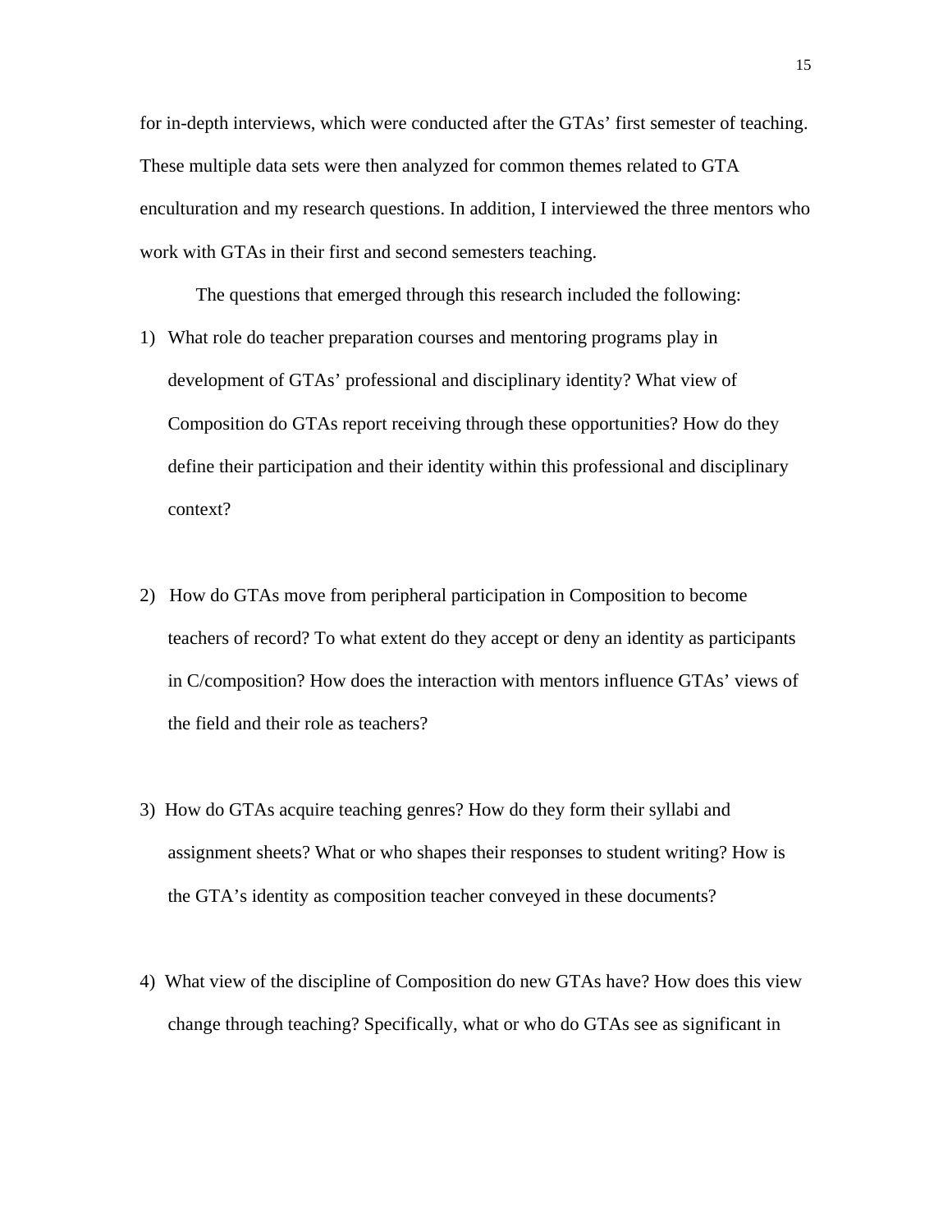for in-depth interviews, which were conducted after the GTAs' first semester of teaching. These multiple data sets were then analyzed for common themes related to GTA enculturation and my research questions. In addition, I interviewed the three mentors who work with GTAs in their first and second semesters teaching.

The questions that emerged through this research included the following:

1) What role do teacher preparation courses and mentoring programs play in development of GTAs' professional and disciplinary identity? What view of Composition do GTAs report receiving through these opportunities? How do they define their participation and their identity within this professional and disciplinary context?

2) How do GTAs move from peripheral participation in Composition to become teachers of record? To what extent do they accept or deny an identity as participants in C/composition? How does the interaction with mentors influence GTAs' views of the field and their role as teachers?

3) How do GTAs acquire teaching genres? How do they form their syllabi and assignment sheets? What or who shapes their responses to student writing? How is the GTA's identity as composition teacher conveyed in these documents?

4) What view of the discipline of Composition do new GTAs have? How does this view change through teaching? Specifically, what or who do GTAs see as significant in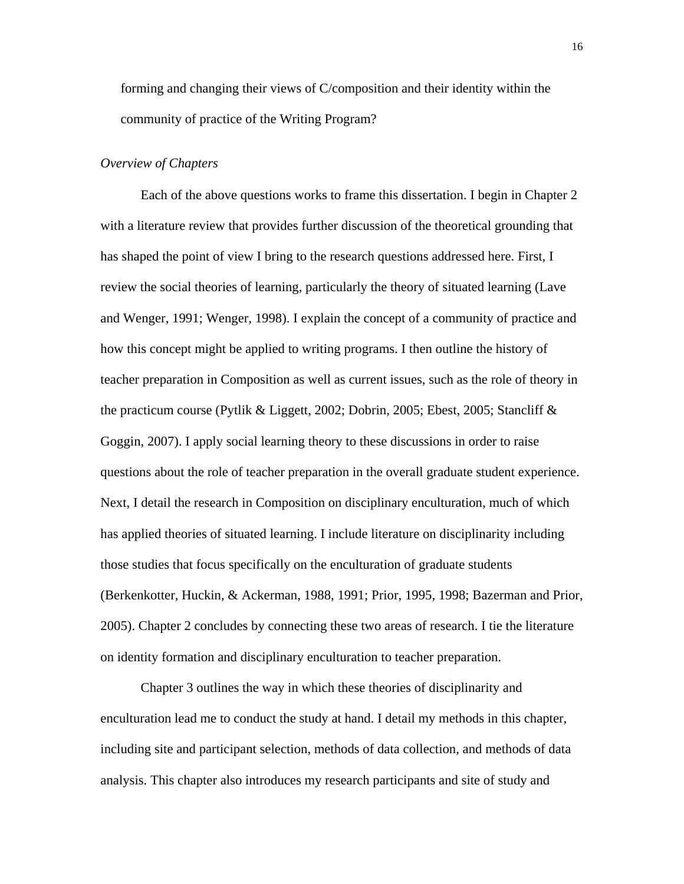forming and changing their views of C/composition and their identity within the community of practice of the Writing Program?

*Overview of Chapters*

Each of the above questions works to frame this dissertation. I begin in Chapter 2 with a literature review that provides further discussion of the theoretical grounding that has shaped the point of view I bring to the research questions addressed here. First, I review the social theories of learning, particularly the theory of situated learning (Lave and Wenger, 1991; Wenger, 1998). I explain the concept of a community of practice and how this concept might be applied to writing programs. I then outline the history of teacher preparation in Composition as well as current issues, such as the role of theory in the practicum course (Pytlik & Liggett, 2002; Dobrin, 2005; Ebest, 2005; Stancliff & Goggin, 2007). I apply social learning theory to these discussions in order to raise questions about the role of teacher preparation in the overall graduate student experience. Next, I detail the research in Composition on disciplinary enculturation, much of which has applied theories of situated learning. I include literature on disciplinarity including those studies that focus specifically on the enculturation of graduate students (Berkenkotter, Huckin, & Ackerman, 1988, 1991; Prior, 1995, 1998; Bazerman and Prior, 2005). Chapter 2 concludes by connecting these two areas of research. I tie the literature on identity formation and disciplinary enculturation to teacher preparation.

Chapter 3 outlines the way in which these theories of disciplinarity and enculturation lead me to conduct the study at hand. I detail my methods in this chapter, including site and participant selection, methods of data collection, and methods of data analysis. This chapter also introduces my research participants and site of study and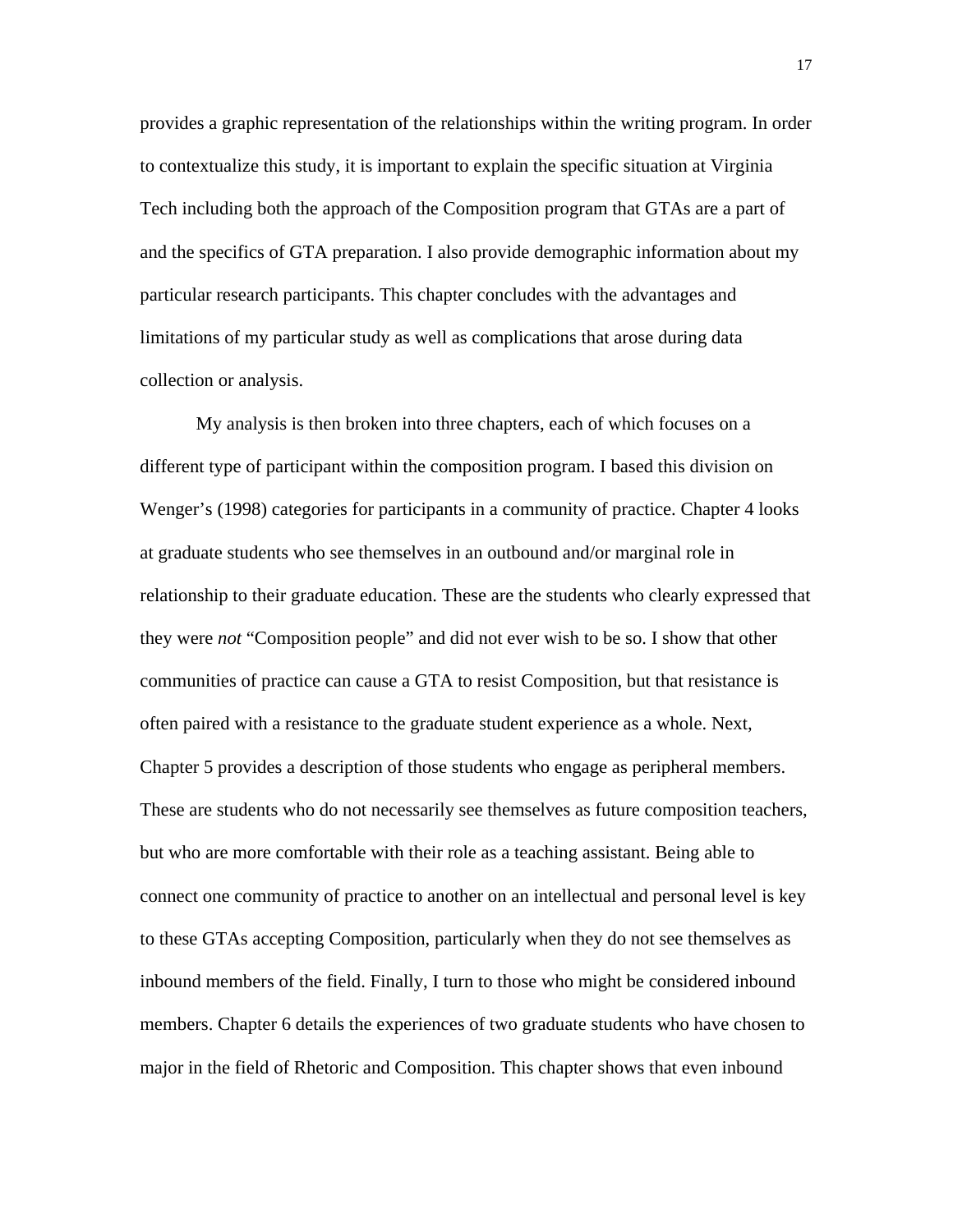provides a graphic representation of the relationships within the writing program. In order to contextualize this study, it is important to explain the specific situation at Virginia Tech including both the approach of the Composition program that GTAs are a part of and the specifics of GTA preparation. I also provide demographic information about my particular research participants. This chapter concludes with the advantages and limitations of my particular study as well as complications that arose during data collection or analysis.

My analysis is then broken into three chapters, each of which focuses on a different type of participant within the composition program. I based this division on Wenger's (1998) categories for participants in a community of practice. Chapter 4 looks at graduate students who see themselves in an outbound and/or marginal role in relationship to their graduate education. These are the students who clearly expressed that they were *not* "Composition people" and did not ever wish to be so. I show that other communities of practice can cause a GTA to resist Composition, but that resistance is often paired with a resistance to the graduate student experience as a whole. Next, Chapter 5 provides a description of those students who engage as peripheral members. These are students who do not necessarily see themselves as future composition teachers, but who are more comfortable with their role as a teaching assistant. Being able to connect one community of practice to another on an intellectual and personal level is key to these GTAs accepting Composition, particularly when they do not see themselves as inbound members of the field. Finally, I turn to those who might be considered inbound members. Chapter 6 details the experiences of two graduate students who have chosen to major in the field of Rhetoric and Composition. This chapter shows that even inbound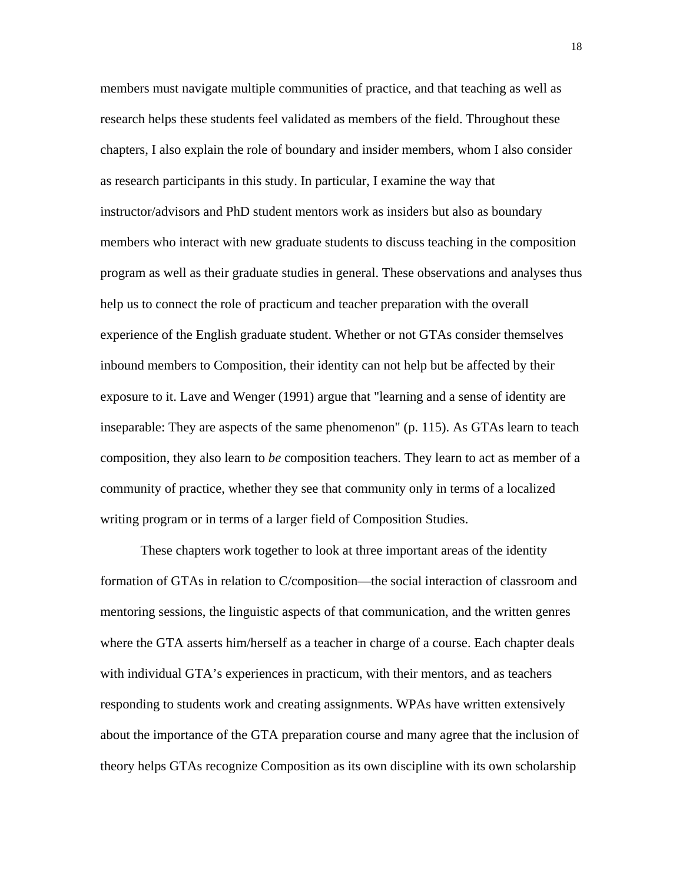members must navigate multiple communities of practice, and that teaching as well as research helps these students feel validated as members of the field. Throughout these chapters, I also explain the role of boundary and insider members, whom I also consider as research participants in this study. In particular, I examine the way that instructor/advisors and PhD student mentors work as insiders but also as boundary members who interact with new graduate students to discuss teaching in the composition program as well as their graduate studies in general. These observations and analyses thus help us to connect the role of practicum and teacher preparation with the overall experience of the English graduate student. Whether or not GTAs consider themselves inbound members to Composition, their identity can not help but be affected by their exposure to it. Lave and Wenger (1991) argue that "learning and a sense of identity are inseparable: They are aspects of the same phenomenon" (p. 115). As GTAs learn to teach composition, they also learn to *be* composition teachers. They learn to act as member of a community of practice, whether they see that community only in terms of a localized writing program or in terms of a larger field of Composition Studies.

These chapters work together to look at three important areas of the identity formation of GTAs in relation to C/composition—the social interaction of classroom and mentoring sessions, the linguistic aspects of that communication, and the written genres where the GTA asserts him/herself as a teacher in charge of a course. Each chapter deals with individual GTA's experiences in practicum, with their mentors, and as teachers responding to students work and creating assignments. WPAs have written extensively about the importance of the GTA preparation course and many agree that the inclusion of theory helps GTAs recognize Composition as its own discipline with its own scholarship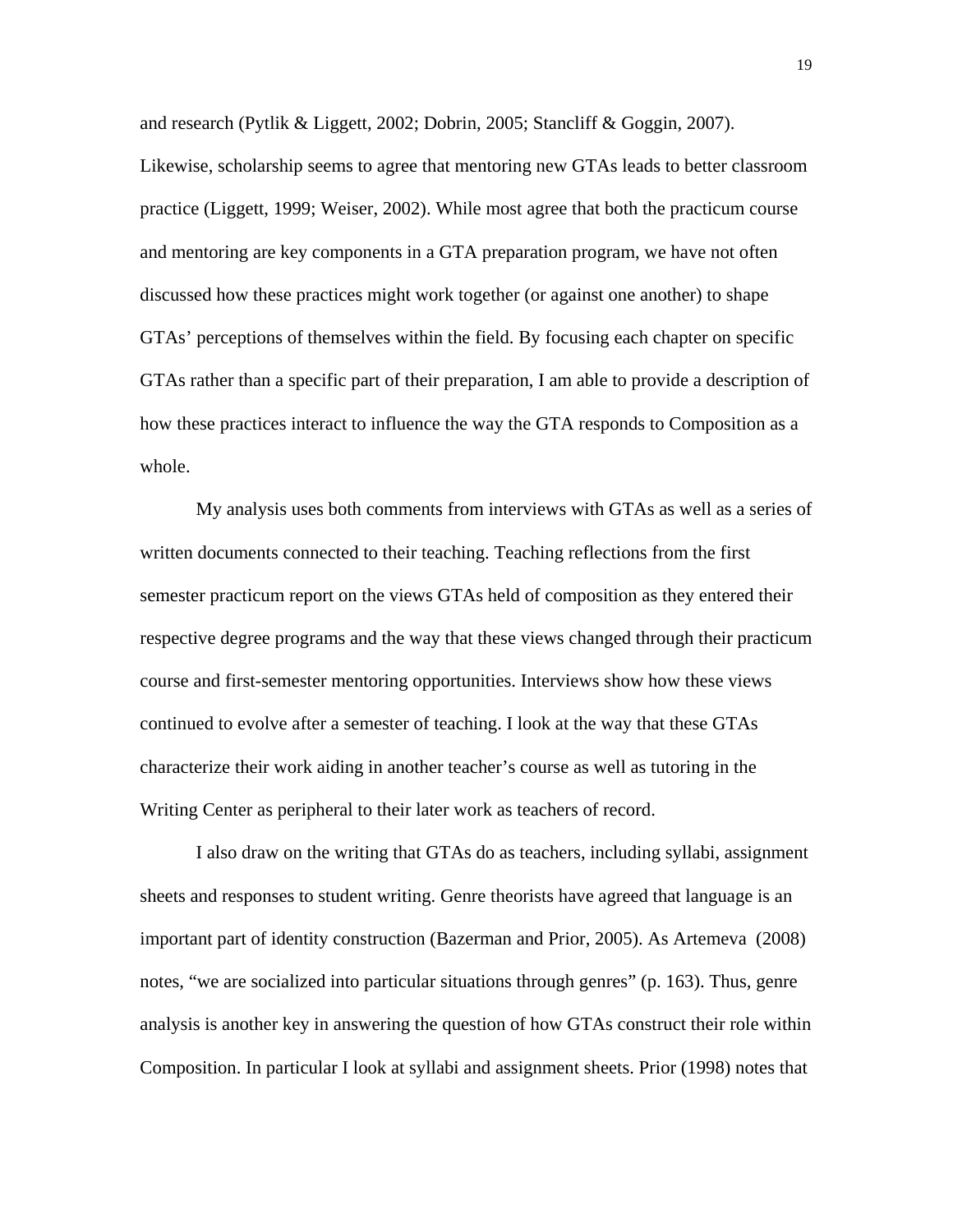and research (Pytlik & Liggett, 2002; Dobrin, 2005; Stancliff & Goggin, 2007). Likewise, scholarship seems to agree that mentoring new GTAs leads to better classroom practice (Liggett, 1999; Weiser, 2002). While most agree that both the practicum course and mentoring are key components in a GTA preparation program, we have not often discussed how these practices might work together (or against one another) to shape GTAs' perceptions of themselves within the field. By focusing each chapter on specific GTAs rather than a specific part of their preparation, I am able to provide a description of how these practices interact to influence the way the GTA responds to Composition as a whole.

My analysis uses both comments from interviews with GTAs as well as a series of written documents connected to their teaching. Teaching reflections from the first semester practicum report on the views GTAs held of composition as they entered their respective degree programs and the way that these views changed through their practicum course and first-semester mentoring opportunities. Interviews show how these views continued to evolve after a semester of teaching. I look at the way that these GTAs characterize their work aiding in another teacher's course as well as tutoring in the Writing Center as peripheral to their later work as teachers of record.

I also draw on the writing that GTAs do as teachers, including syllabi, assignment sheets and responses to student writing. Genre theorists have agreed that language is an important part of identity construction (Bazerman and Prior, 2005). As Artemeva (2008) notes, "we are socialized into particular situations through genres" (p. 163). Thus, genre analysis is another key in answering the question of how GTAs construct their role within Composition. In particular I look at syllabi and assignment sheets. Prior (1998) notes that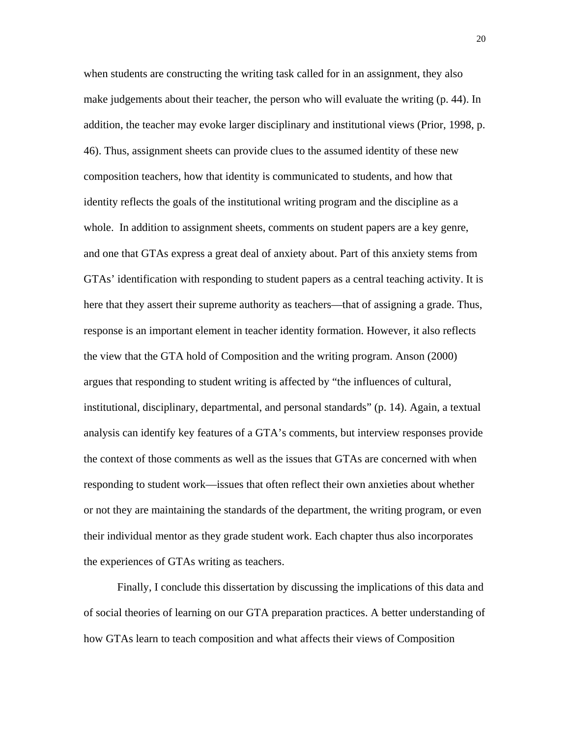when students are constructing the writing task called for in an assignment, they also make judgements about their teacher, the person who will evaluate the writing (p. 44). In addition, the teacher may evoke larger disciplinary and institutional views (Prior, 1998, p. 46). Thus, assignment sheets can provide clues to the assumed identity of these new composition teachers, how that identity is communicated to students, and how that identity reflects the goals of the institutional writing program and the discipline as a whole.  In addition to assignment sheets, comments on student papers are a key genre, and one that GTAs express a great deal of anxiety about. Part of this anxiety stems from GTAs' identification with responding to student papers as a central teaching activity. It is here that they assert their supreme authority as teachers—that of assigning a grade. Thus, response is an important element in teacher identity formation. However, it also reflects the view that the GTA hold of Composition and the writing program. Anson (2000) argues that responding to student writing is affected by "the influences of cultural, institutional, disciplinary, departmental, and personal standards" (p. 14). Again, a textual analysis can identify key features of a GTA's comments, but interview responses provide the context of those comments as well as the issues that GTAs are concerned with when responding to student work—issues that often reflect their own anxieties about whether or not they are maintaining the standards of the department, the writing program, or even their individual mentor as they grade student work. Each chapter thus also incorporates the experiences of GTAs writing as teachers.

Finally, I conclude this dissertation by discussing the implications of this data and of social theories of learning on our GTA preparation practices. A better understanding of how GTAs learn to teach composition and what affects their views of Composition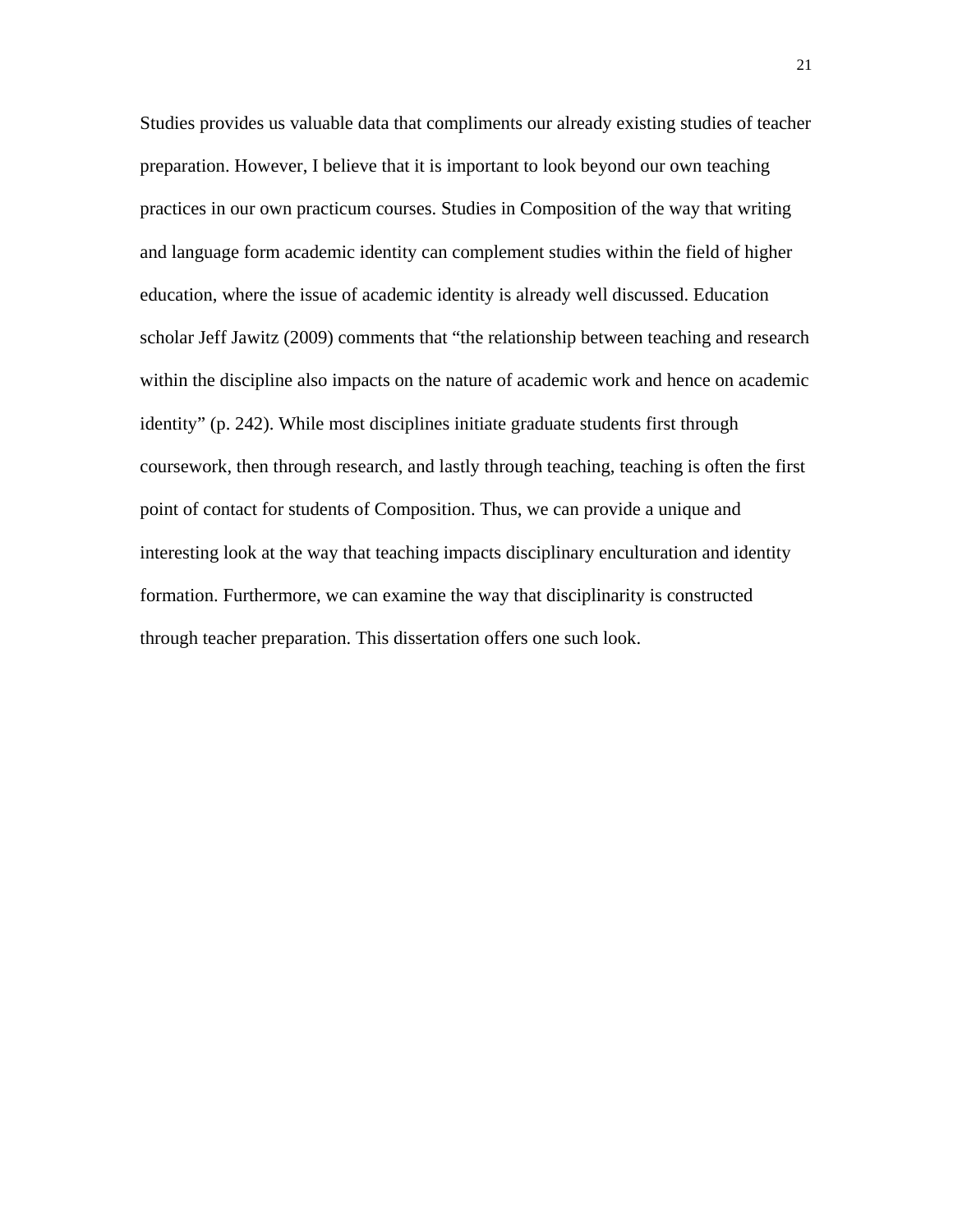Studies provides us valuable data that compliments our already existing studies of teacher preparation. However, I believe that it is important to look beyond our own teaching practices in our own practicum courses. Studies in Composition of the way that writing and language form academic identity can complement studies within the field of higher education, where the issue of academic identity is already well discussed. Education scholar Jeff Jawitz (2009) comments that "the relationship between teaching and research within the discipline also impacts on the nature of academic work and hence on academic identity" (p. 242). While most disciplines initiate graduate students first through coursework, then through research, and lastly through teaching, teaching is often the first point of contact for students of Composition. Thus, we can provide a unique and interesting look at the way that teaching impacts disciplinary enculturation and identity formation. Furthermore, we can examine the way that disciplinarity is constructed through teacher preparation. This dissertation offers one such look.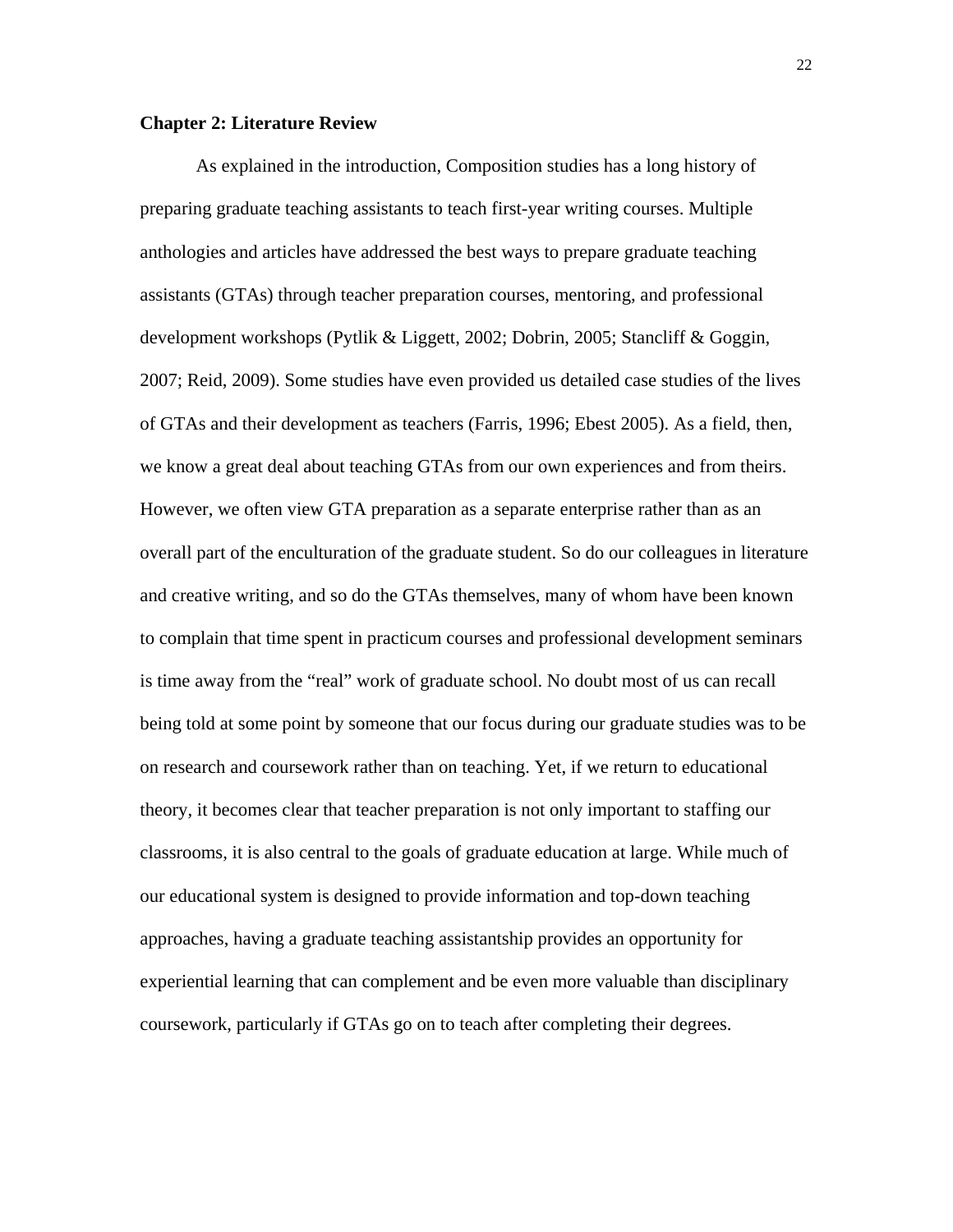## Chapter 2: Literature Review

As explained in the introduction, Composition studies has a long history of preparing graduate teaching assistants to teach first-year writing courses. Multiple anthologies and articles have addressed the best ways to prepare graduate teaching assistants (GTAs) through teacher preparation courses, mentoring, and professional development workshops (Pytlik & Liggett, 2002; Dobrin, 2005; Stancliff & Goggin, 2007; Reid, 2009). Some studies have even provided us detailed case studies of the lives of GTAs and their development as teachers (Farris, 1996; Ebest 2005). As a field, then, we know a great deal about teaching GTAs from our own experiences and from theirs. However, we often view GTA preparation as a separate enterprise rather than as an overall part of the enculturation of the graduate student. So do our colleagues in literature and creative writing, and so do the GTAs themselves, many of whom have been known to complain that time spent in practicum courses and professional development seminars is time away from the "real" work of graduate school. No doubt most of us can recall being told at some point by someone that our focus during our graduate studies was to be on research and coursework rather than on teaching. Yet, if we return to educational theory, it becomes clear that teacher preparation is not only important to staffing our classrooms, it is also central to the goals of graduate education at large. While much of our educational system is designed to provide information and top-down teaching approaches, having a graduate teaching assistantship provides an opportunity for experiential learning that can complement and be even more valuable than disciplinary coursework, particularly if GTAs go on to teach after completing their degrees.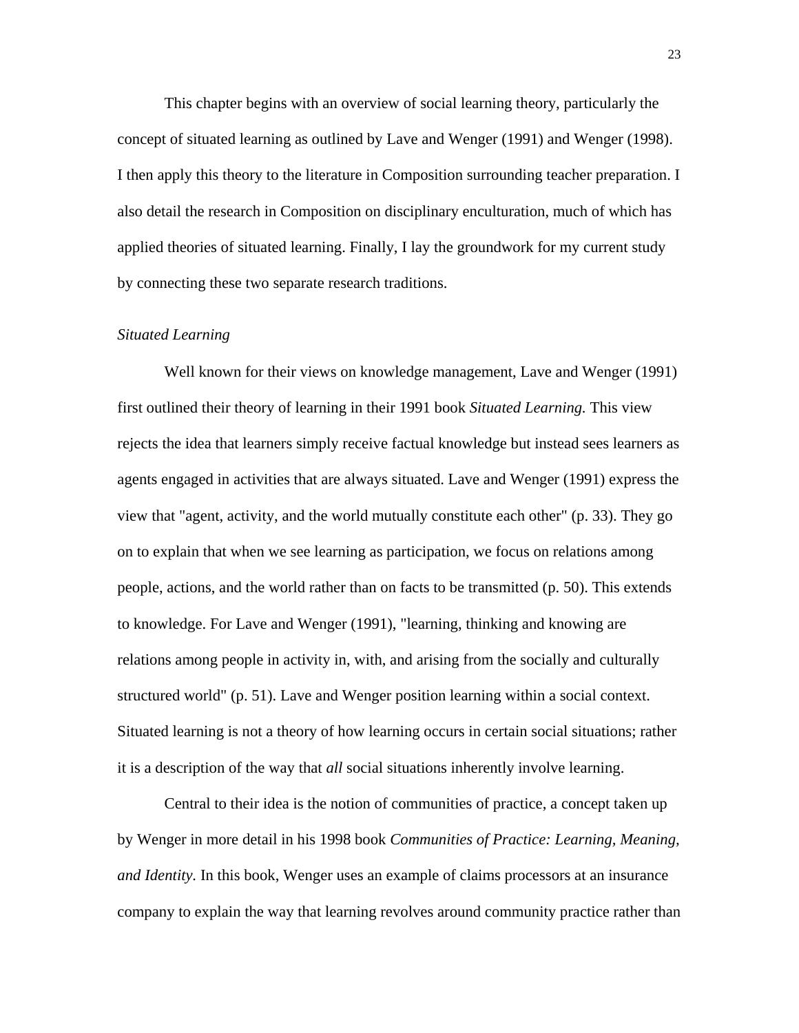This chapter begins with an overview of social learning theory, particularly the concept of situated learning as outlined by Lave and Wenger (1991) and Wenger (1998). I then apply this theory to the literature in Composition surrounding teacher preparation. I also detail the research in Composition on disciplinary enculturation, much of which has applied theories of situated learning. Finally, I lay the groundwork for my current study by connecting these two separate research traditions.

*Situated Learning*

Well known for their views on knowledge management, Lave and Wenger (1991) first outlined their theory of learning in their 1991 book *Situated Learning.* This view rejects the idea that learners simply receive factual knowledge but instead sees learners as agents engaged in activities that are always situated. Lave and Wenger (1991) express the view that "agent, activity, and the world mutually constitute each other" (p. 33). They go on to explain that when we see learning as participation, we focus on relations among people, actions, and the world rather than on facts to be transmitted (p. 50). This extends to knowledge. For Lave and Wenger (1991), "learning, thinking and knowing are relations among people in activity in, with, and arising from the socially and culturally structured world" (p. 51). Lave and Wenger position learning within a social context. Situated learning is not a theory of how learning occurs in certain social situations; rather it is a description of the way that *all* social situations inherently involve learning.

Central to their idea is the notion of communities of practice, a concept taken up by Wenger in more detail in his 1998 book *Communities of Practice: Learning, Meaning, and Identity.* In this book, Wenger uses an example of claims processors at an insurance company to explain the way that learning revolves around community practice rather than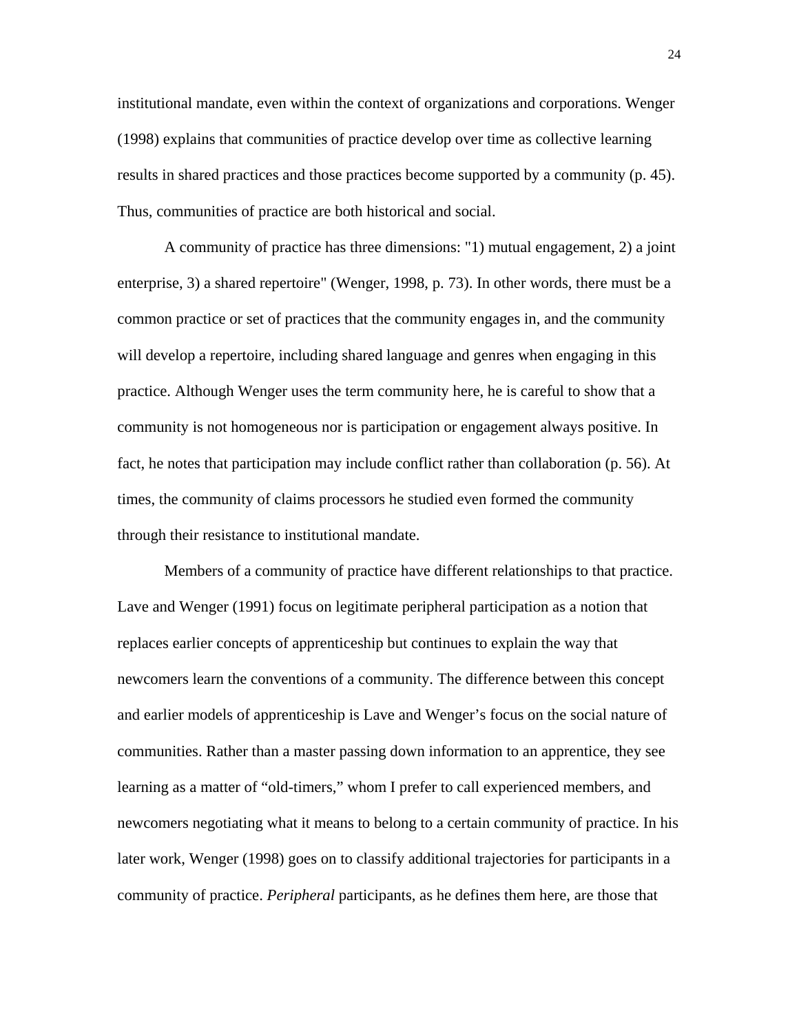institutional mandate, even within the context of organizations and corporations. Wenger (1998) explains that communities of practice develop over time as collective learning results in shared practices and those practices become supported by a community (p. 45). Thus, communities of practice are both historical and social.

A community of practice has three dimensions: "1) mutual engagement, 2) a joint enterprise, 3) a shared repertoire" (Wenger, 1998, p. 73). In other words, there must be a common practice or set of practices that the community engages in, and the community will develop a repertoire, including shared language and genres when engaging in this practice. Although Wenger uses the term community here, he is careful to show that a community is not homogeneous nor is participation or engagement always positive. In fact, he notes that participation may include conflict rather than collaboration (p. 56). At times, the community of claims processors he studied even formed the community through their resistance to institutional mandate.

Members of a community of practice have different relationships to that practice. Lave and Wenger (1991) focus on legitimate peripheral participation as a notion that replaces earlier concepts of apprenticeship but continues to explain the way that newcomers learn the conventions of a community. The difference between this concept and earlier models of apprenticeship is Lave and Wenger's focus on the social nature of communities. Rather than a master passing down information to an apprentice, they see learning as a matter of "old-timers," whom I prefer to call experienced members, and newcomers negotiating what it means to belong to a certain community of practice. In his later work, Wenger (1998) goes on to classify additional trajectories for participants in a community of practice. *Peripheral* participants, as he defines them here, are those that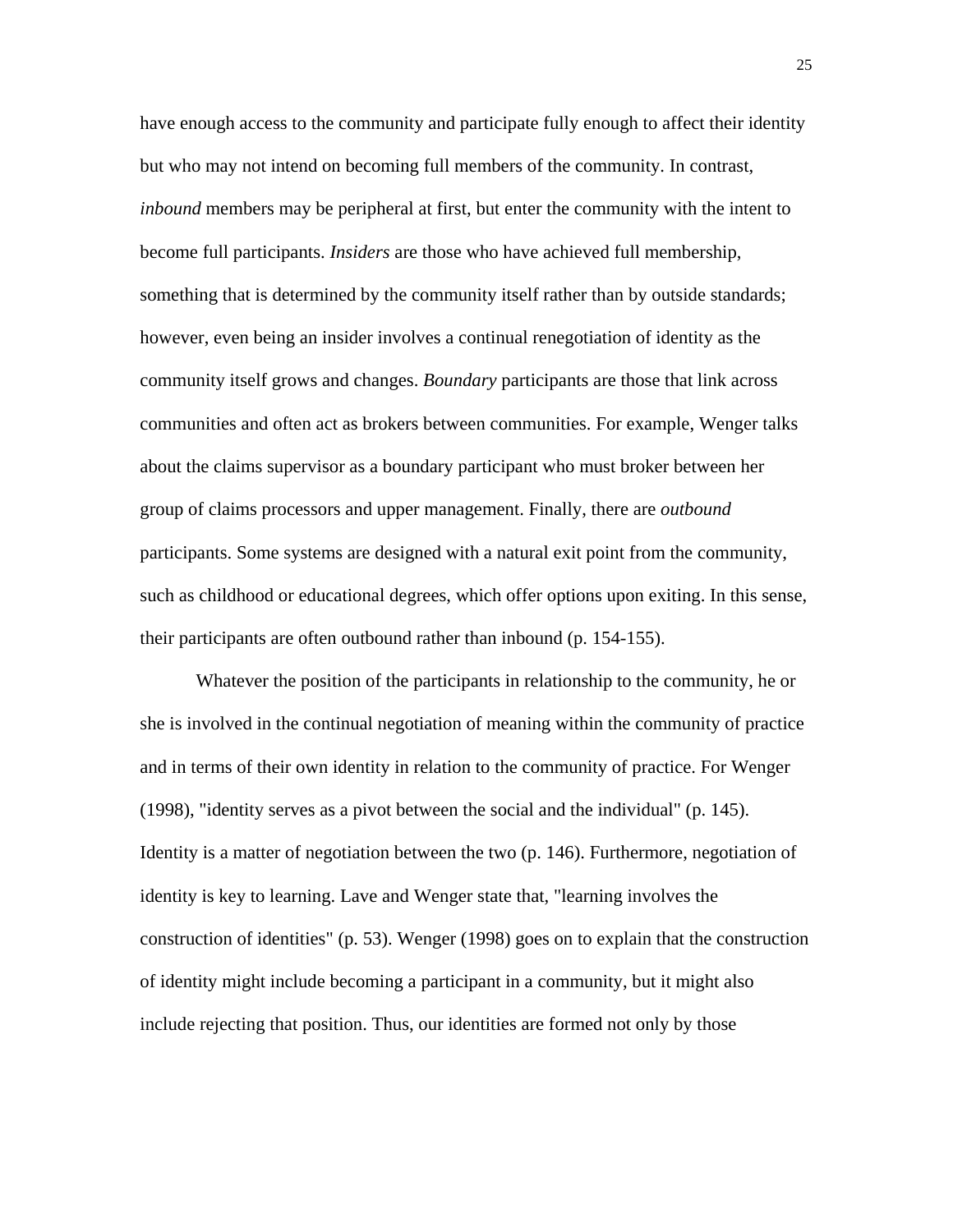have enough access to the community and participate fully enough to affect their identity but who may not intend on becoming full members of the community. In contrast, *inbound* members may be peripheral at first, but enter the community with the intent to become full participants. *Insiders* are those who have achieved full membership, something that is determined by the community itself rather than by outside standards; however, even being an insider involves a continual renegotiation of identity as the community itself grows and changes. *Boundary* participants are those that link across communities and often act as brokers between communities. For example, Wenger talks about the claims supervisor as a boundary participant who must broker between her group of claims processors and upper management. Finally, there are *outbound* participants. Some systems are designed with a natural exit point from the community, such as childhood or educational degrees, which offer options upon exiting. In this sense, their participants are often outbound rather than inbound (p. 154-155).

Whatever the position of the participants in relationship to the community, he or she is involved in the continual negotiation of meaning within the community of practice and in terms of their own identity in relation to the community of practice. For Wenger (1998), "identity serves as a pivot between the social and the individual" (p. 145). Identity is a matter of negotiation between the two (p. 146). Furthermore, negotiation of identity is key to learning. Lave and Wenger state that, "learning involves the construction of identities" (p. 53). Wenger (1998) goes on to explain that the construction of identity might include becoming a participant in a community, but it might also include rejecting that position. Thus, our identities are formed not only by those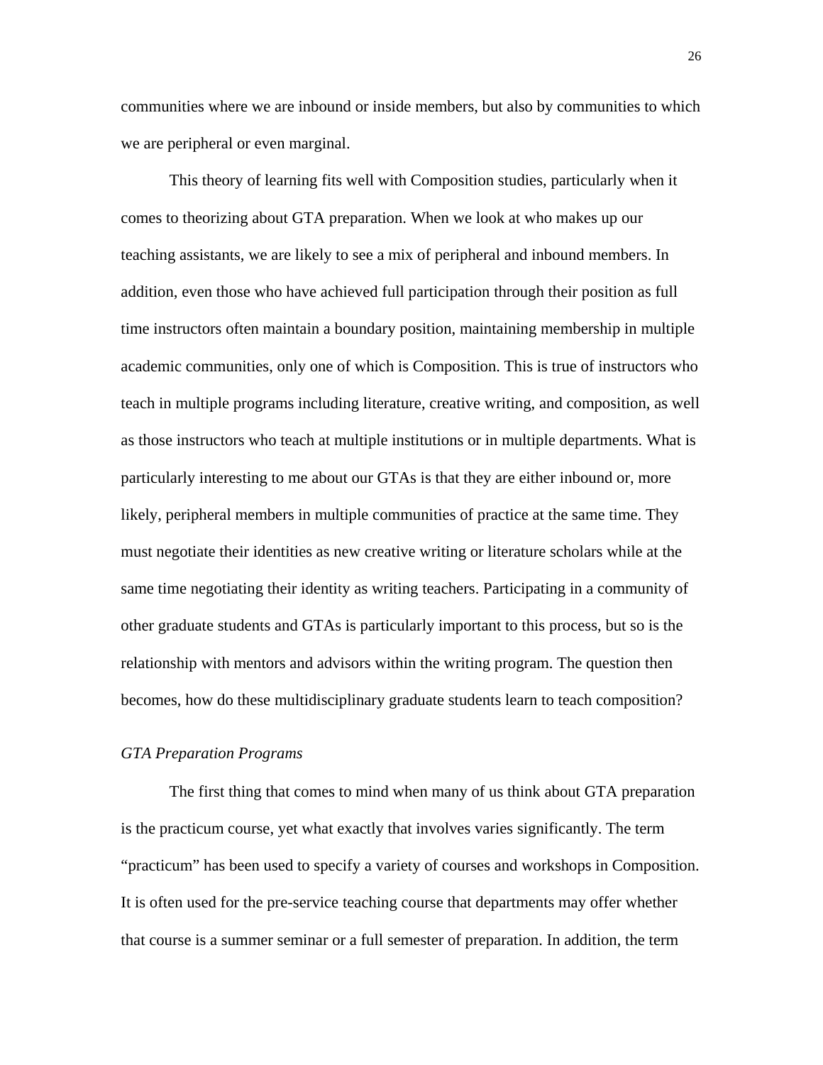communities where we are inbound or inside members, but also by communities to which we are peripheral or even marginal.

This theory of learning fits well with Composition studies, particularly when it comes to theorizing about GTA preparation. When we look at who makes up our teaching assistants, we are likely to see a mix of peripheral and inbound members. In addition, even those who have achieved full participation through their position as full time instructors often maintain a boundary position, maintaining membership in multiple academic communities, only one of which is Composition. This is true of instructors who teach in multiple programs including literature, creative writing, and composition, as well as those instructors who teach at multiple institutions or in multiple departments. What is particularly interesting to me about our GTAs is that they are either inbound or, more likely, peripheral members in multiple communities of practice at the same time. They must negotiate their identities as new creative writing or literature scholars while at the same time negotiating their identity as writing teachers. Participating in a community of other graduate students and GTAs is particularly important to this process, but so is the relationship with mentors and advisors within the writing program. The question then becomes, how do these multidisciplinary graduate students learn to teach composition?

### *GTA Preparation Programs*

The first thing that comes to mind when many of us think about GTA preparation is the practicum course, yet what exactly that involves varies significantly. The term "practicum" has been used to specify a variety of courses and workshops in Composition. It is often used for the pre-service teaching course that departments may offer whether that course is a summer seminar or a full semester of preparation. In addition, the term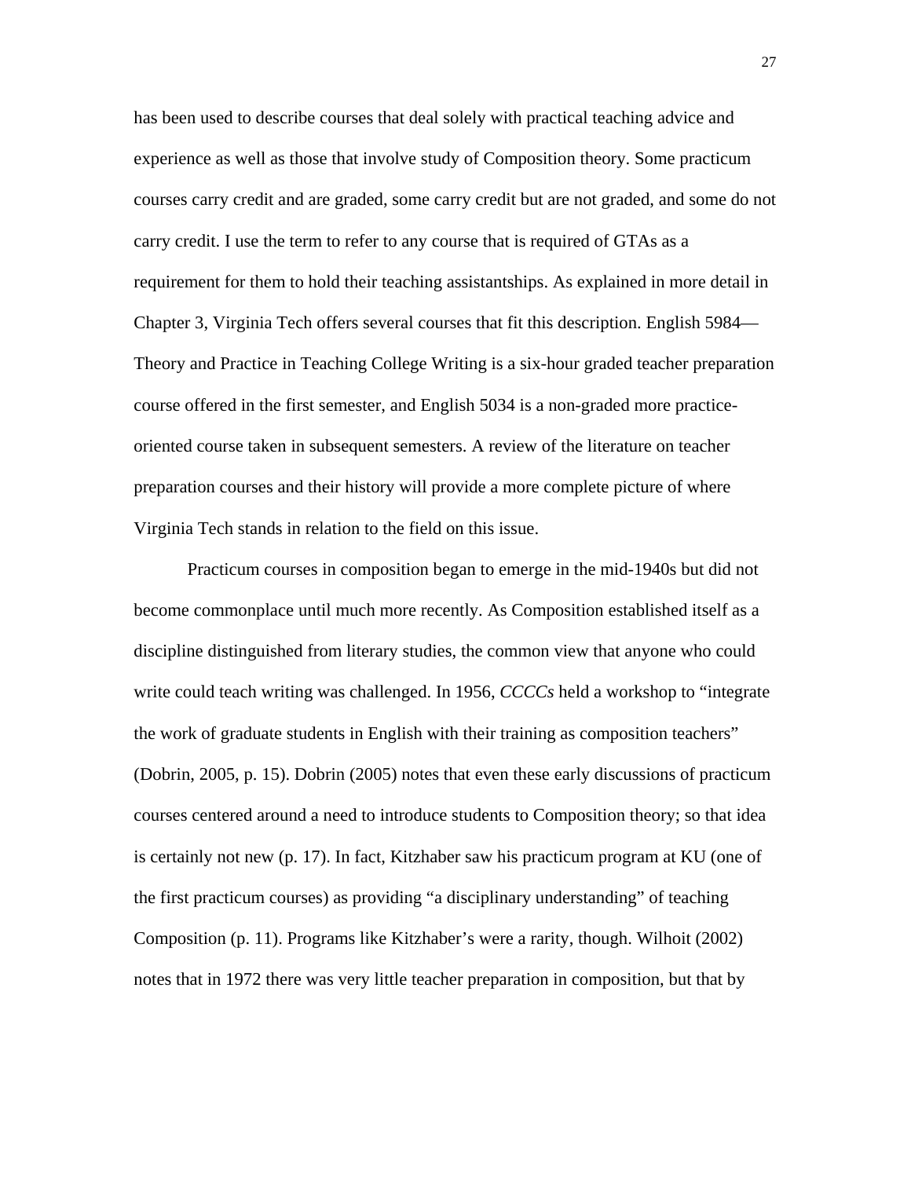has been used to describe courses that deal solely with practical teaching advice and experience as well as those that involve study of Composition theory. Some practicum courses carry credit and are graded, some carry credit but are not graded, and some do not carry credit. I use the term to refer to any course that is required of GTAs as a requirement for them to hold their teaching assistantships. As explained in more detail in Chapter 3, Virginia Tech offers several courses that fit this description. English 5984—Theory and Practice in Teaching College Writing is a six-hour graded teacher preparation course offered in the first semester, and English 5034 is a non-graded more practice-oriented course taken in subsequent semesters. A review of the literature on teacher preparation courses and their history will provide a more complete picture of where Virginia Tech stands in relation to the field on this issue.

Practicum courses in composition began to emerge in the mid-1940s but did not become commonplace until much more recently. As Composition established itself as a discipline distinguished from literary studies, the common view that anyone who could write could teach writing was challenged. In 1956, *CCCCs* held a workshop to "integrate the work of graduate students in English with their training as composition teachers" (Dobrin, 2005, p. 15). Dobrin (2005) notes that even these early discussions of practicum courses centered around a need to introduce students to Composition theory; so that idea is certainly not new (p. 17). In fact, Kitzhaber saw his practicum program at KU (one of the first practicum courses) as providing "a disciplinary understanding" of teaching Composition (p. 11). Programs like Kitzhaber's were a rarity, though. Wilhoit (2002) notes that in 1972 there was very little teacher preparation in composition, but that by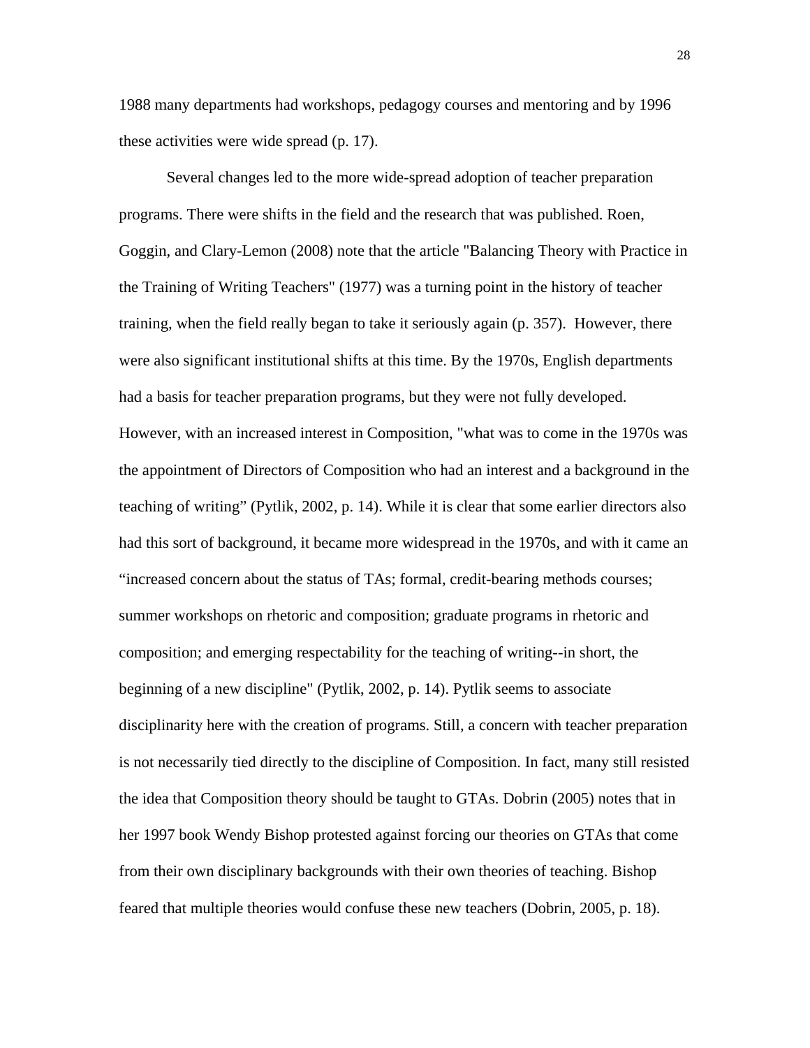1988 many departments had workshops, pedagogy courses and mentoring and by 1996 these activities were wide spread (p. 17).

Several changes led to the more wide-spread adoption of teacher preparation programs. There were shifts in the field and the research that was published. Roen, Goggin, and Clary-Lemon (2008) note that the article "Balancing Theory with Practice in the Training of Writing Teachers" (1977) was a turning point in the history of teacher training, when the field really began to take it seriously again (p. 357). However, there were also significant institutional shifts at this time. By the 1970s, English departments had a basis for teacher preparation programs, but they were not fully developed. However, with an increased interest in Composition, "what was to come in the 1970s was the appointment of Directors of Composition who had an interest and a background in the teaching of writing" (Pytlik, 2002, p. 14). While it is clear that some earlier directors also had this sort of background, it became more widespread in the 1970s, and with it came an "increased concern about the status of TAs; formal, credit-bearing methods courses; summer workshops on rhetoric and composition; graduate programs in rhetoric and composition; and emerging respectability for the teaching of writing--in short, the beginning of a new discipline" (Pytlik, 2002, p. 14). Pytlik seems to associate disciplinarity here with the creation of programs. Still, a concern with teacher preparation is not necessarily tied directly to the discipline of Composition. In fact, many still resisted the idea that Composition theory should be taught to GTAs. Dobrin (2005) notes that in her 1997 book Wendy Bishop protested against forcing our theories on GTAs that come from their own disciplinary backgrounds with their own theories of teaching. Bishop feared that multiple theories would confuse these new teachers (Dobrin, 2005, p. 18).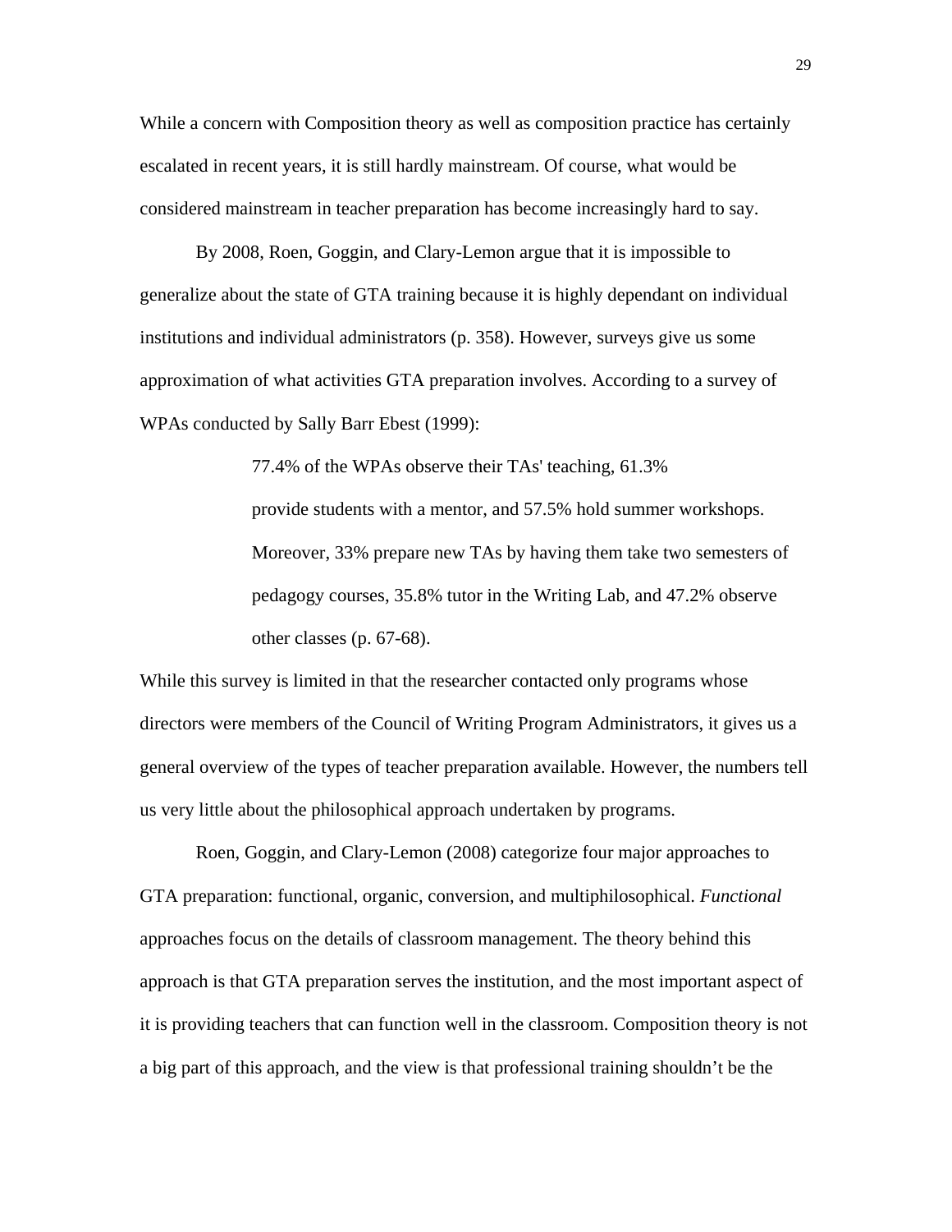While a concern with Composition theory as well as composition practice has certainly escalated in recent years, it is still hardly mainstream. Of course, what would be considered mainstream in teacher preparation has become increasingly hard to say.

By 2008, Roen, Goggin, and Clary-Lemon argue that it is impossible to generalize about the state of GTA training because it is highly dependant on individual institutions and individual administrators (p. 358). However, surveys give us some approximation of what activities GTA preparation involves. According to a survey of WPAs conducted by Sally Barr Ebest (1999):

> 77.4% of the WPAs observe their TAs' teaching, 61.3% provide students with a mentor, and 57.5% hold summer workshops. Moreover, 33% prepare new TAs by having them take two semesters of pedagogy courses, 35.8% tutor in the Writing Lab, and 47.2% observe other classes (p. 67-68).

While this survey is limited in that the researcher contacted only programs whose directors were members of the Council of Writing Program Administrators, it gives us a general overview of the types of teacher preparation available. However, the numbers tell us very little about the philosophical approach undertaken by programs.

Roen, Goggin, and Clary-Lemon (2008) categorize four major approaches to GTA preparation: functional, organic, conversion, and multiphilosophical. *Functional* approaches focus on the details of classroom management. The theory behind this approach is that GTA preparation serves the institution, and the most important aspect of it is providing teachers that can function well in the classroom. Composition theory is not a big part of this approach, and the view is that professional training shouldn't be the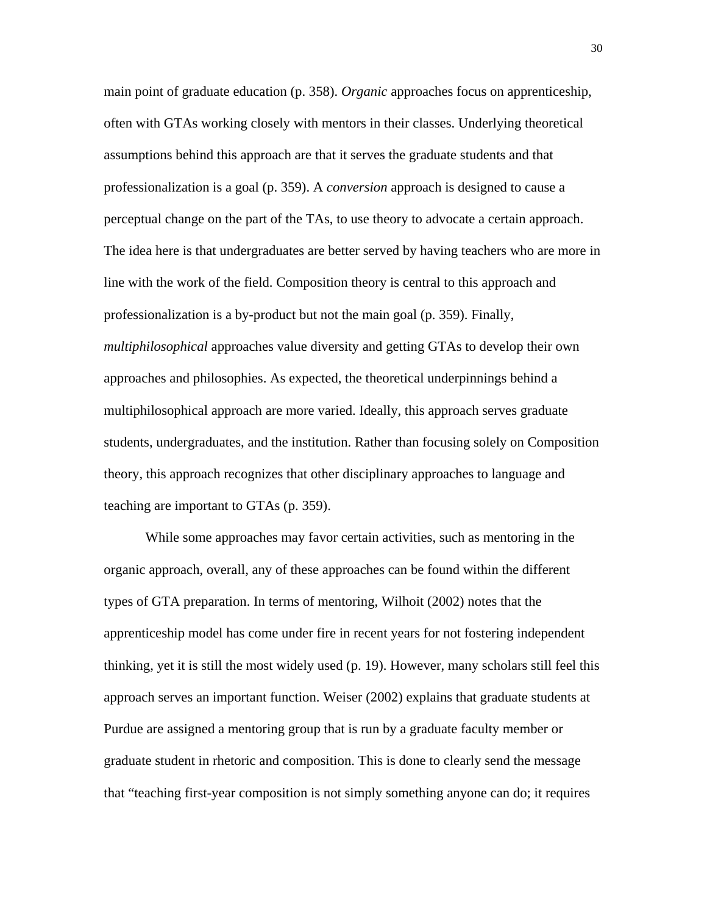main point of graduate education (p. 358). *Organic* approaches focus on apprenticeship, often with GTAs working closely with mentors in their classes. Underlying theoretical assumptions behind this approach are that it serves the graduate students and that professionalization is a goal (p. 359). A *conversion* approach is designed to cause a perceptual change on the part of the TAs, to use theory to advocate a certain approach. The idea here is that undergraduates are better served by having teachers who are more in line with the work of the field. Composition theory is central to this approach and professionalization is a by-product but not the main goal (p. 359). Finally, *multiphilosophical* approaches value diversity and getting GTAs to develop their own approaches and philosophies. As expected, the theoretical underpinnings behind a multiphilosophical approach are more varied. Ideally, this approach serves graduate students, undergraduates, and the institution. Rather than focusing solely on Composition theory, this approach recognizes that other disciplinary approaches to language and teaching are important to GTAs (p. 359).

While some approaches may favor certain activities, such as mentoring in the organic approach, overall, any of these approaches can be found within the different types of GTA preparation. In terms of mentoring, Wilhoit (2002) notes that the apprenticeship model has come under fire in recent years for not fostering independent thinking, yet it is still the most widely used (p. 19). However, many scholars still feel this approach serves an important function. Weiser (2002) explains that graduate students at Purdue are assigned a mentoring group that is run by a graduate faculty member or graduate student in rhetoric and composition. This is done to clearly send the message that "teaching first-year composition is not simply something anyone can do; it requires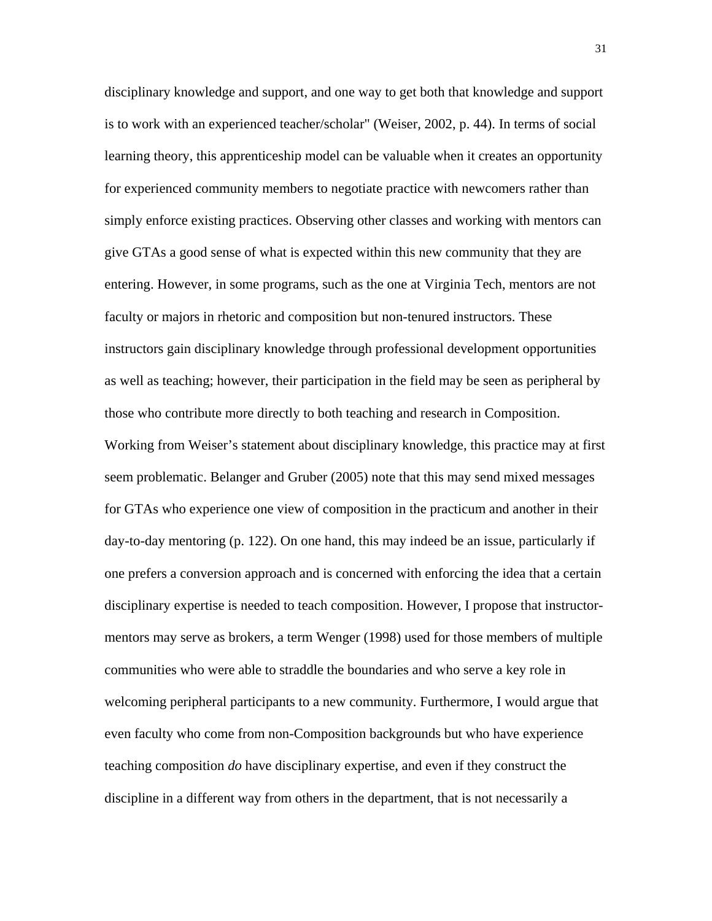disciplinary knowledge and support, and one way to get both that knowledge and support is to work with an experienced teacher/scholar" (Weiser, 2002, p. 44). In terms of social learning theory, this apprenticeship model can be valuable when it creates an opportunity for experienced community members to negotiate practice with newcomers rather than simply enforce existing practices. Observing other classes and working with mentors can give GTAs a good sense of what is expected within this new community that they are entering. However, in some programs, such as the one at Virginia Tech, mentors are not faculty or majors in rhetoric and composition but non-tenured instructors. These instructors gain disciplinary knowledge through professional development opportunities as well as teaching; however, their participation in the field may be seen as peripheral by those who contribute more directly to both teaching and research in Composition. Working from Weiser's statement about disciplinary knowledge, this practice may at first seem problematic. Belanger and Gruber (2005) note that this may send mixed messages for GTAs who experience one view of composition in the practicum and another in their day-to-day mentoring (p. 122). On one hand, this may indeed be an issue, particularly if one prefers a conversion approach and is concerned with enforcing the idea that a certain disciplinary expertise is needed to teach composition. However, I propose that instructor-mentors may serve as brokers, a term Wenger (1998) used for those members of multiple communities who were able to straddle the boundaries and who serve a key role in welcoming peripheral participants to a new community. Furthermore, I would argue that even faculty who come from non-Composition backgrounds but who have experience teaching composition *do* have disciplinary expertise, and even if they construct the discipline in a different way from others in the department, that is not necessarily a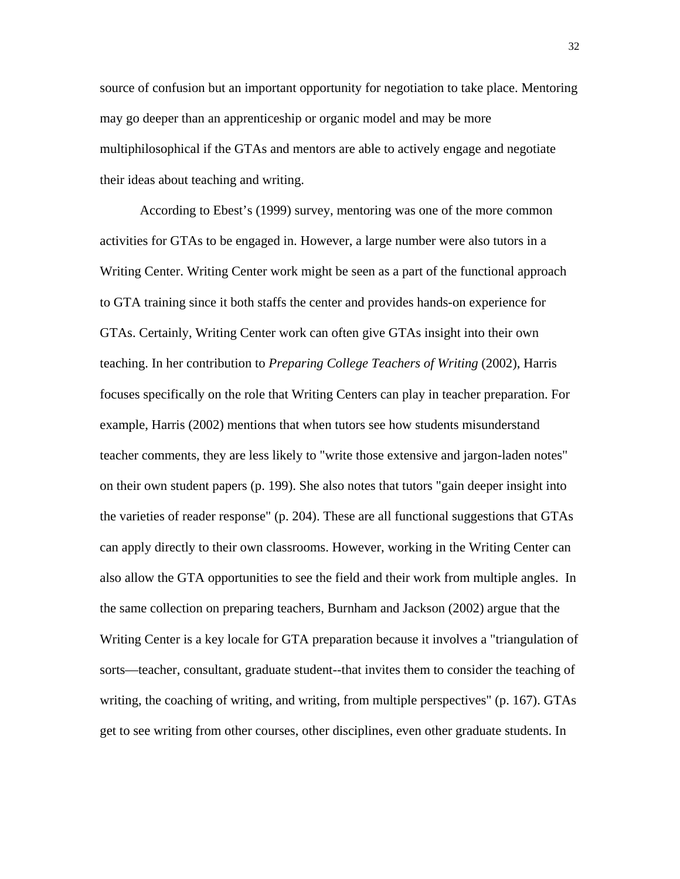source of confusion but an important opportunity for negotiation to take place. Mentoring may go deeper than an apprenticeship or organic model and may be more multiphilosophical if the GTAs and mentors are able to actively engage and negotiate their ideas about teaching and writing.

According to Ebest's (1999) survey, mentoring was one of the more common activities for GTAs to be engaged in. However, a large number were also tutors in a Writing Center. Writing Center work might be seen as a part of the functional approach to GTA training since it both staffs the center and provides hands-on experience for GTAs. Certainly, Writing Center work can often give GTAs insight into their own teaching. In her contribution to *Preparing College Teachers of Writing* (2002), Harris focuses specifically on the role that Writing Centers can play in teacher preparation. For example, Harris (2002) mentions that when tutors see how students misunderstand teacher comments, they are less likely to "write those extensive and jargon-laden notes" on their own student papers (p. 199). She also notes that tutors "gain deeper insight into the varieties of reader response" (p. 204). These are all functional suggestions that GTAs can apply directly to their own classrooms. However, working in the Writing Center can also allow the GTA opportunities to see the field and their work from multiple angles. In the same collection on preparing teachers, Burnham and Jackson (2002) argue that the Writing Center is a key locale for GTA preparation because it involves a "triangulation of sorts—teacher, consultant, graduate student--that invites them to consider the teaching of writing, the coaching of writing, and writing, from multiple perspectives" (p. 167). GTAs get to see writing from other courses, other disciplines, even other graduate students. In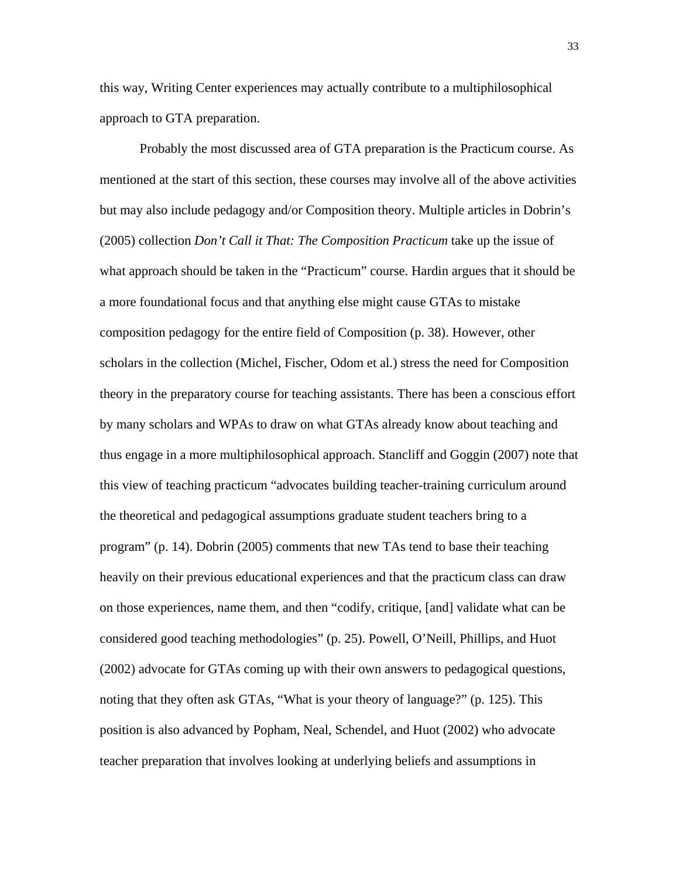this way, Writing Center experiences may actually contribute to a multiphilosophical approach to GTA preparation.

Probably the most discussed area of GTA preparation is the Practicum course. As mentioned at the start of this section, these courses may involve all of the above activities but may also include pedagogy and/or Composition theory. Multiple articles in Dobrin's (2005) collection *Don't Call it That: The Composition Practicum* take up the issue of what approach should be taken in the "Practicum" course. Hardin argues that it should be a more foundational focus and that anything else might cause GTAs to mistake composition pedagogy for the entire field of Composition (p. 38). However, other scholars in the collection (Michel, Fischer, Odom et al.) stress the need for Composition theory in the preparatory course for teaching assistants. There has been a conscious effort by many scholars and WPAs to draw on what GTAs already know about teaching and thus engage in a more multiphilosophical approach. Stancliff and Goggin (2007) note that this view of teaching practicum "advocates building teacher-training curriculum around the theoretical and pedagogical assumptions graduate student teachers bring to a program" (p. 14). Dobrin (2005) comments that new TAs tend to base their teaching heavily on their previous educational experiences and that the practicum class can draw on those experiences, name them, and then "codify, critique, [and] validate what can be considered good teaching methodologies" (p. 25). Powell, O'Neill, Phillips, and Huot (2002) advocate for GTAs coming up with their own answers to pedagogical questions, noting that they often ask GTAs, "What is your theory of language?" (p. 125). This position is also advanced by Popham, Neal, Schendel, and Huot (2002) who advocate teacher preparation that involves looking at underlying beliefs and assumptions in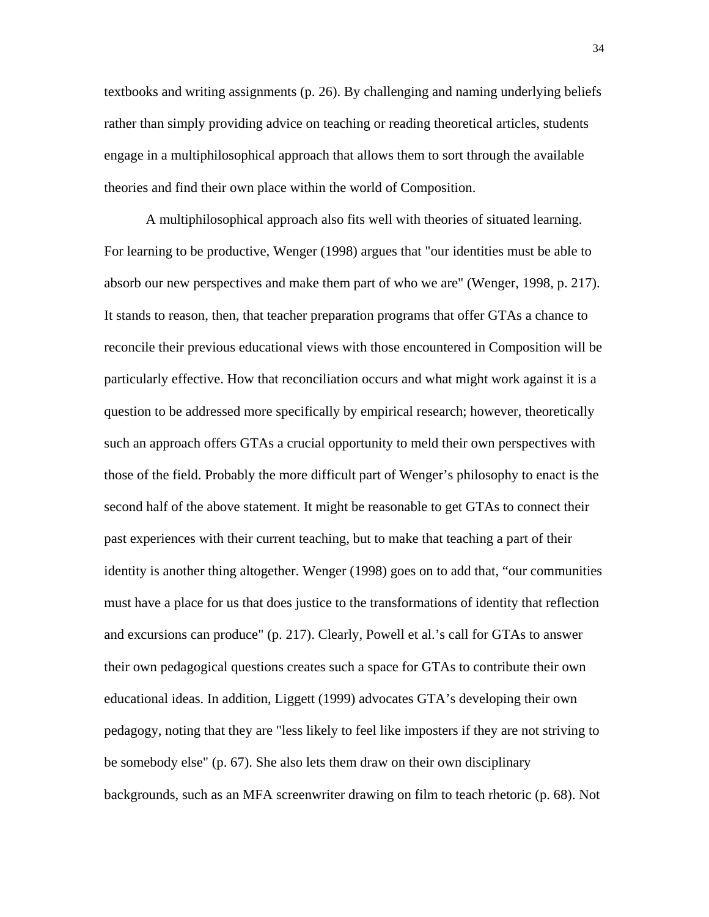textbooks and writing assignments (p. 26). By challenging and naming underlying beliefs rather than simply providing advice on teaching or reading theoretical articles, students engage in a multiphilosophical approach that allows them to sort through the available theories and find their own place within the world of Composition.

A multiphilosophical approach also fits well with theories of situated learning. For learning to be productive, Wenger (1998) argues that "our identities must be able to absorb our new perspectives and make them part of who we are" (Wenger, 1998, p. 217). It stands to reason, then, that teacher preparation programs that offer GTAs a chance to reconcile their previous educational views with those encountered in Composition will be particularly effective. How that reconciliation occurs and what might work against it is a question to be addressed more specifically by empirical research; however, theoretically such an approach offers GTAs a crucial opportunity to meld their own perspectives with those of the field. Probably the more difficult part of Wenger's philosophy to enact is the second half of the above statement. It might be reasonable to get GTAs to connect their past experiences with their current teaching, but to make that teaching a part of their identity is another thing altogether. Wenger (1998) goes on to add that, "our communities must have a place for us that does justice to the transformations of identity that reflection and excursions can produce" (p. 217). Clearly, Powell et al.'s call for GTAs to answer their own pedagogical questions creates such a space for GTAs to contribute their own educational ideas. In addition, Liggett (1999) advocates GTA's developing their own pedagogy, noting that they are "less likely to feel like imposters if they are not striving to be somebody else" (p. 67). She also lets them draw on their own disciplinary backgrounds, such as an MFA screenwriter drawing on film to teach rhetoric (p. 68). Not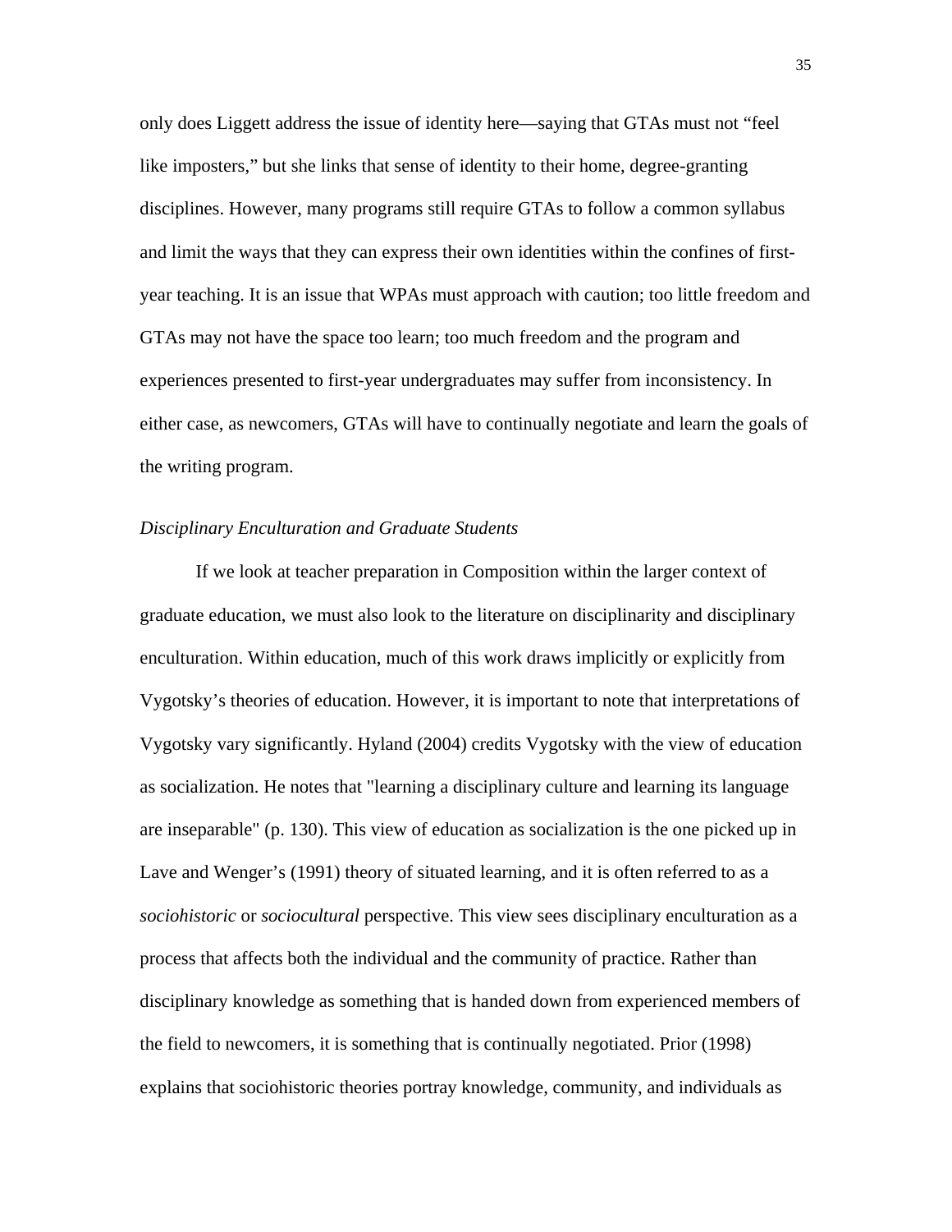only does Liggett address the issue of identity here—saying that GTAs must not "feel like imposters," but she links that sense of identity to their home, degree-granting disciplines. However, many programs still require GTAs to follow a common syllabus and limit the ways that they can express their own identities within the confines of first-year teaching. It is an issue that WPAs must approach with caution; too little freedom and GTAs may not have the space too learn; too much freedom and the program and experiences presented to first-year undergraduates may suffer from inconsistency. In either case, as newcomers, GTAs will have to continually negotiate and learn the goals of the writing program.

*Disciplinary Enculturation and Graduate Students*

If we look at teacher preparation in Composition within the larger context of graduate education, we must also look to the literature on disciplinarity and disciplinary enculturation. Within education, much of this work draws implicitly or explicitly from Vygotsky's theories of education. However, it is important to note that interpretations of Vygotsky vary significantly. Hyland (2004) credits Vygotsky with the view of education as socialization. He notes that "learning a disciplinary culture and learning its language are inseparable" (p. 130). This view of education as socialization is the one picked up in Lave and Wenger's (1991) theory of situated learning, and it is often referred to as a *sociohistoric* or *sociocultural* perspective. This view sees disciplinary enculturation as a process that affects both the individual and the community of practice. Rather than disciplinary knowledge as something that is handed down from experienced members of the field to newcomers, it is something that is continually negotiated. Prior (1998) explains that sociohistoric theories portray knowledge, community, and individuals as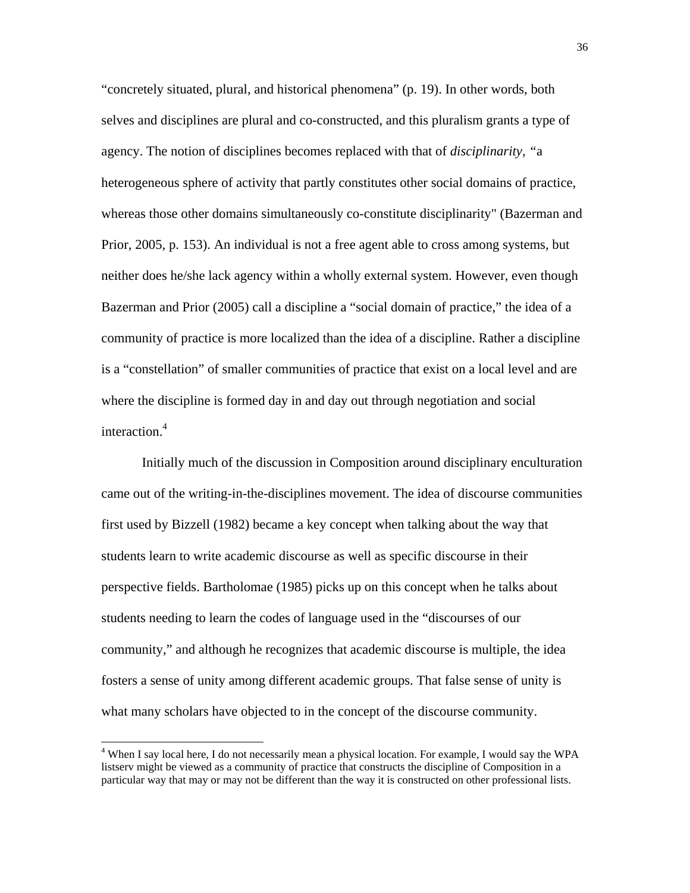"concretely situated, plural, and historical phenomena" (p. 19). In other words, both selves and disciplines are plural and co-constructed, and this pluralism grants a type of agency. The notion of disciplines becomes replaced with that of *disciplinarity,* "a heterogeneous sphere of activity that partly constitutes other social domains of practice, whereas those other domains simultaneously co-constitute disciplinarity" (Bazerman and Prior, 2005, p. 153). An individual is not a free agent able to cross among systems, but neither does he/she lack agency within a wholly external system. However, even though Bazerman and Prior (2005) call a discipline a "social domain of practice," the idea of a community of practice is more localized than the idea of a discipline. Rather a discipline is a "constellation" of smaller communities of practice that exist on a local level and are where the discipline is formed day in and day out through negotiation and social interaction.[4]

Initially much of the discussion in Composition around disciplinary enculturation came out of the writing-in-the-disciplines movement. The idea of discourse communities first used by Bizzell (1982) became a key concept when talking about the way that students learn to write academic discourse as well as specific discourse in their perspective fields. Bartholomae (1985) picks up on this concept when he talks about students needing to learn the codes of language used in the "discourses of our community," and although he recognizes that academic discourse is multiple, the idea fosters a sense of unity among different academic groups. That false sense of unity is what many scholars have objected to in the concept of the discourse community.

[4] When I say local here, I do not necessarily mean a physical location. For example, I would say the WPA listserv might be viewed as a community of practice that constructs the discipline of Composition in a particular way that may or may not be different than the way it is constructed on other professional lists.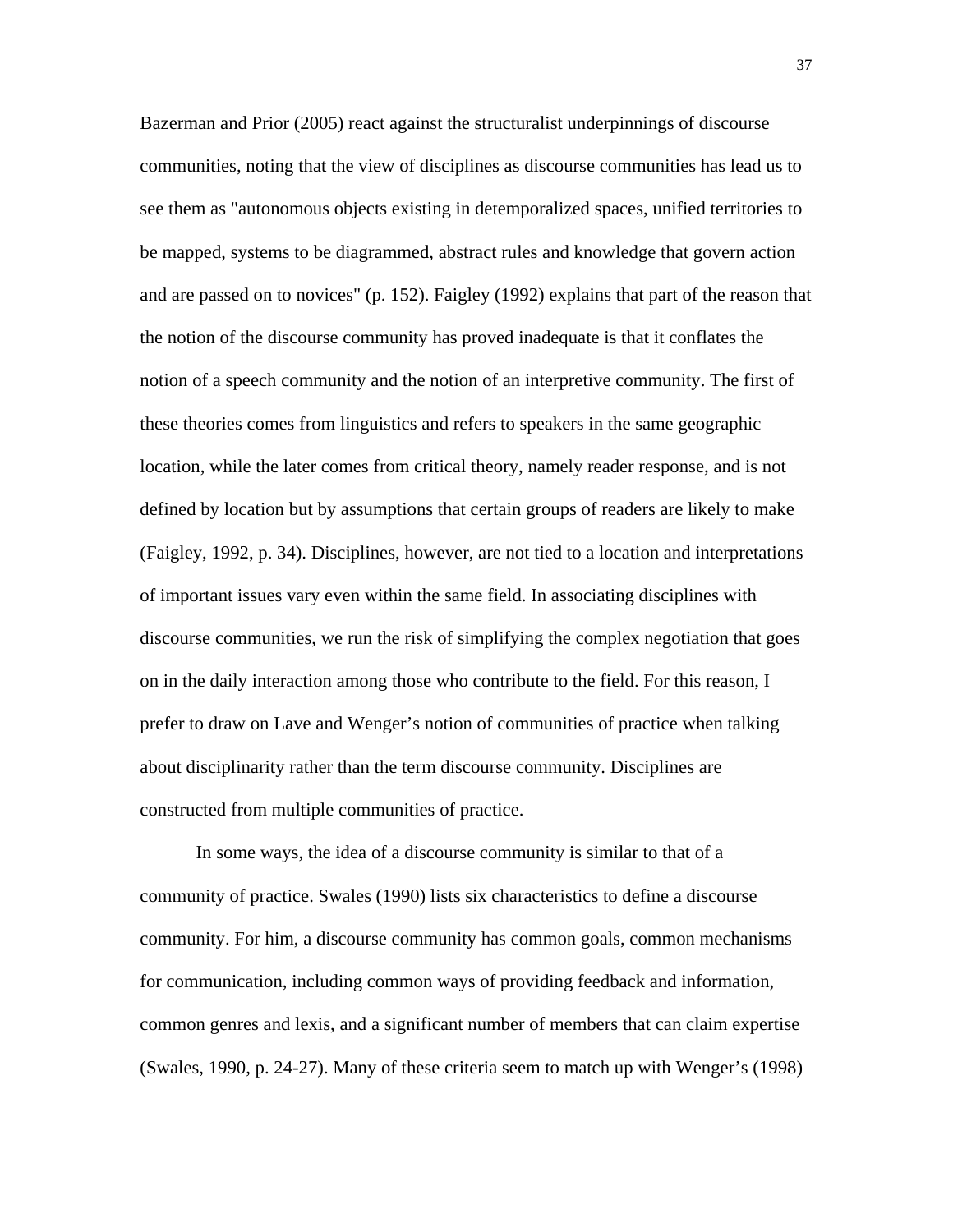Bazerman and Prior (2005) react against the structuralist underpinnings of discourse communities, noting that the view of disciplines as discourse communities has lead us to see them as "autonomous objects existing in detemporalized spaces, unified territories to be mapped, systems to be diagrammed, abstract rules and knowledge that govern action and are passed on to novices" (p. 152). Faigley (1992) explains that part of the reason that the notion of the discourse community has proved inadequate is that it conflates the notion of a speech community and the notion of an interpretive community. The first of these theories comes from linguistics and refers to speakers in the same geographic location, while the later comes from critical theory, namely reader response, and is not defined by location but by assumptions that certain groups of readers are likely to make (Faigley, 1992, p. 34). Disciplines, however, are not tied to a location and interpretations of important issues vary even within the same field. In associating disciplines with discourse communities, we run the risk of simplifying the complex negotiation that goes on in the daily interaction among those who contribute to the field. For this reason, I prefer to draw on Lave and Wenger's notion of communities of practice when talking about disciplinarity rather than the term discourse community. Disciplines are constructed from multiple communities of practice.

In some ways, the idea of a discourse community is similar to that of a community of practice. Swales (1990) lists six characteristics to define a discourse community. For him, a discourse community has common goals, common mechanisms for communication, including common ways of providing feedback and information, common genres and lexis, and a significant number of members that can claim expertise (Swales, 1990, p. 24-27). Many of these criteria seem to match up with Wenger's (1998)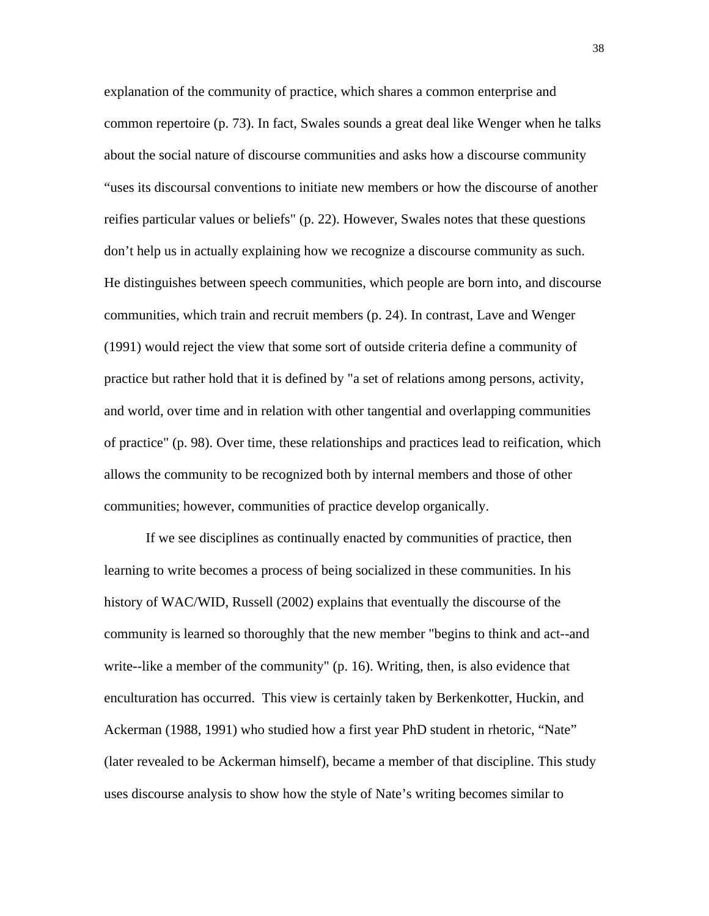explanation of the community of practice, which shares a common enterprise and common repertoire (p. 73). In fact, Swales sounds a great deal like Wenger when he talks about the social nature of discourse communities and asks how a discourse community "uses its discoursal conventions to initiate new members or how the discourse of another reifies particular values or beliefs" (p. 22). However, Swales notes that these questions don't help us in actually explaining how we recognize a discourse community as such. He distinguishes between speech communities, which people are born into, and discourse communities, which train and recruit members (p. 24). In contrast, Lave and Wenger (1991) would reject the view that some sort of outside criteria define a community of practice but rather hold that it is defined by "a set of relations among persons, activity, and world, over time and in relation with other tangential and overlapping communities of practice" (p. 98). Over time, these relationships and practices lead to reification, which allows the community to be recognized both by internal members and those of other communities; however, communities of practice develop organically.

If we see disciplines as continually enacted by communities of practice, then learning to write becomes a process of being socialized in these communities. In his history of WAC/WID, Russell (2002) explains that eventually the discourse of the community is learned so thoroughly that the new member "begins to think and act--and write--like a member of the community" (p. 16). Writing, then, is also evidence that enculturation has occurred. This view is certainly taken by Berkenkotter, Huckin, and Ackerman (1988, 1991) who studied how a first year PhD student in rhetoric, "Nate" (later revealed to be Ackerman himself), became a member of that discipline. This study uses discourse analysis to show how the style of Nate's writing becomes similar to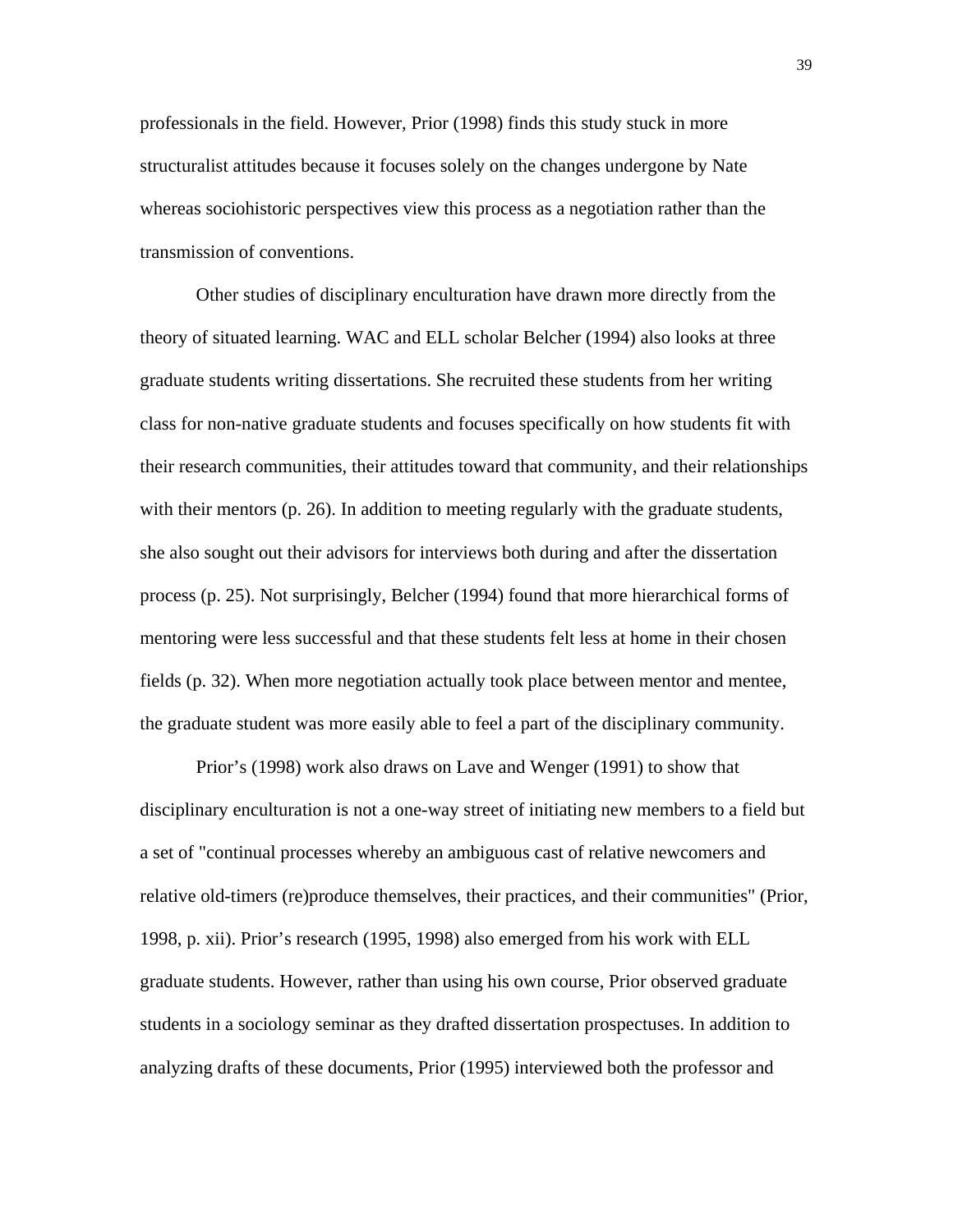professionals in the field. However, Prior (1998) finds this study stuck in more structuralist attitudes because it focuses solely on the changes undergone by Nate whereas sociohistoric perspectives view this process as a negotiation rather than the transmission of conventions.

Other studies of disciplinary enculturation have drawn more directly from the theory of situated learning. WAC and ELL scholar Belcher (1994) also looks at three graduate students writing dissertations. She recruited these students from her writing class for non-native graduate students and focuses specifically on how students fit with their research communities, their attitudes toward that community, and their relationships with their mentors (p. 26). In addition to meeting regularly with the graduate students, she also sought out their advisors for interviews both during and after the dissertation process (p. 25). Not surprisingly, Belcher (1994) found that more hierarchical forms of mentoring were less successful and that these students felt less at home in their chosen fields (p. 32). When more negotiation actually took place between mentor and mentee, the graduate student was more easily able to feel a part of the disciplinary community.

Prior's (1998) work also draws on Lave and Wenger (1991) to show that disciplinary enculturation is not a one-way street of initiating new members to a field but a set of "continual processes whereby an ambiguous cast of relative newcomers and relative old-timers (re)produce themselves, their practices, and their communities" (Prior, 1998, p. xii). Prior's research (1995, 1998) also emerged from his work with ELL graduate students. However, rather than using his own course, Prior observed graduate students in a sociology seminar as they drafted dissertation prospectuses. In addition to analyzing drafts of these documents, Prior (1995) interviewed both the professor and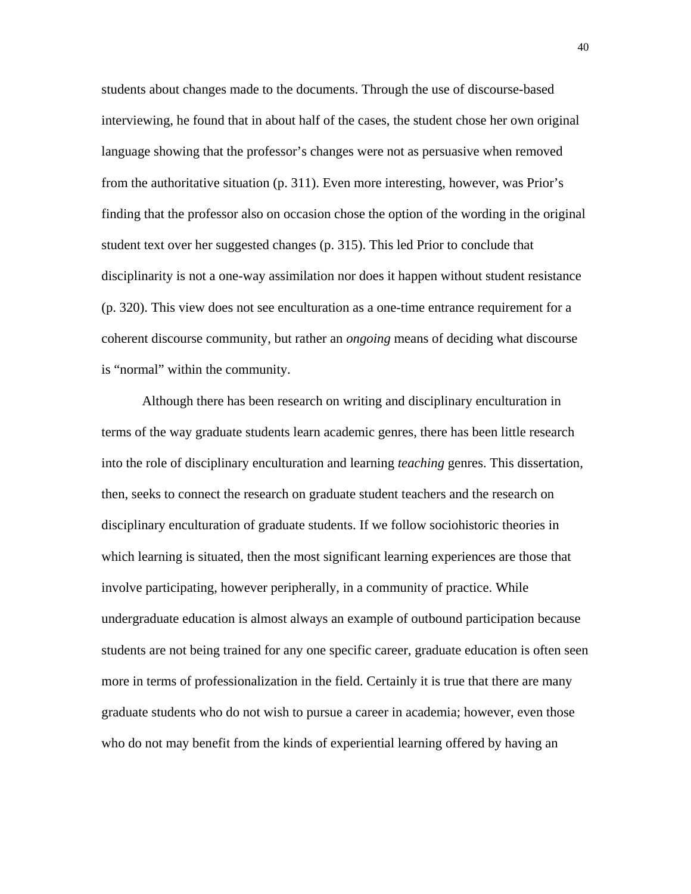students about changes made to the documents. Through the use of discourse-based interviewing, he found that in about half of the cases, the student chose her own original language showing that the professor's changes were not as persuasive when removed from the authoritative situation (p. 311). Even more interesting, however, was Prior's finding that the professor also on occasion chose the option of the wording in the original student text over her suggested changes (p. 315). This led Prior to conclude that disciplinarity is not a one-way assimilation nor does it happen without student resistance (p. 320). This view does not see enculturation as a one-time entrance requirement for a coherent discourse community, but rather an *ongoing* means of deciding what discourse is "normal" within the community.

Although there has been research on writing and disciplinary enculturation in terms of the way graduate students learn academic genres, there has been little research into the role of disciplinary enculturation and learning *teaching* genres. This dissertation, then, seeks to connect the research on graduate student teachers and the research on disciplinary enculturation of graduate students. If we follow sociohistoric theories in which learning is situated, then the most significant learning experiences are those that involve participating, however peripherally, in a community of practice. While undergraduate education is almost always an example of outbound participation because students are not being trained for any one specific career, graduate education is often seen more in terms of professionalization in the field. Certainly it is true that there are many graduate students who do not wish to pursue a career in academia; however, even those who do not may benefit from the kinds of experiential learning offered by having an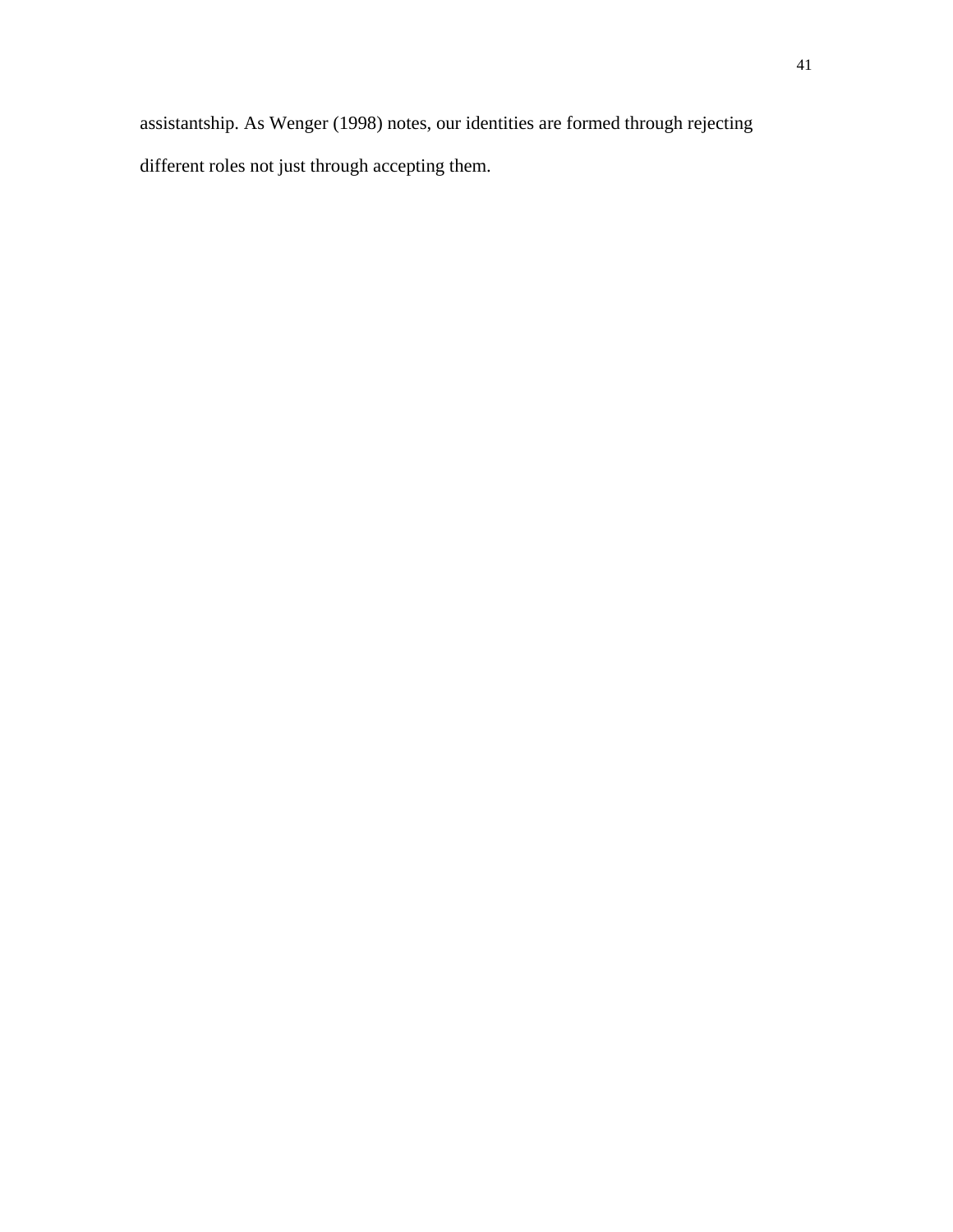assistantship. As Wenger (1998) notes, our identities are formed through rejecting different roles not just through accepting them.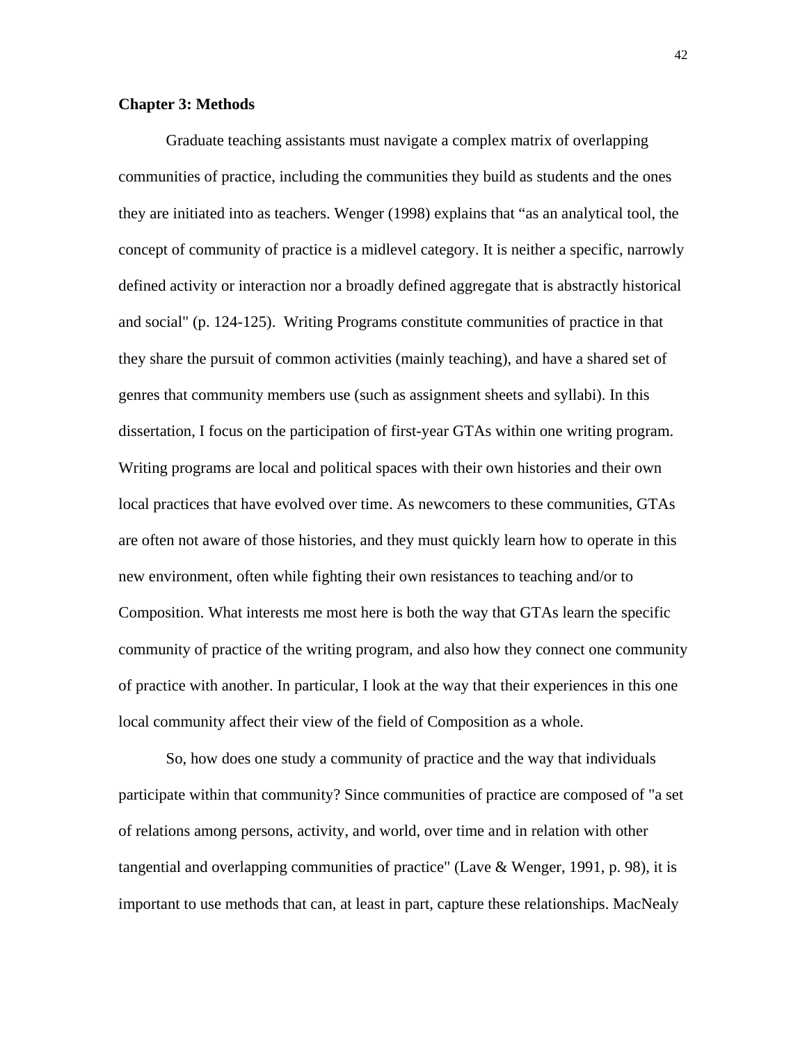## Chapter 3: Methods

Graduate teaching assistants must navigate a complex matrix of overlapping communities of practice, including the communities they build as students and the ones they are initiated into as teachers. Wenger (1998) explains that "as an analytical tool, the concept of community of practice is a midlevel category. It is neither a specific, narrowly defined activity or interaction nor a broadly defined aggregate that is abstractly historical and social" (p. 124-125). Writing Programs constitute communities of practice in that they share the pursuit of common activities (mainly teaching), and have a shared set of genres that community members use (such as assignment sheets and syllabi). In this dissertation, I focus on the participation of first-year GTAs within one writing program. Writing programs are local and political spaces with their own histories and their own local practices that have evolved over time. As newcomers to these communities, GTAs are often not aware of those histories, and they must quickly learn how to operate in this new environment, often while fighting their own resistances to teaching and/or to Composition. What interests me most here is both the way that GTAs learn the specific community of practice of the writing program, and also how they connect one community of practice with another. In particular, I look at the way that their experiences in this one local community affect their view of the field of Composition as a whole.

So, how does one study a community of practice and the way that individuals participate within that community? Since communities of practice are composed of "a set of relations among persons, activity, and world, over time and in relation with other tangential and overlapping communities of practice" (Lave & Wenger, 1991, p. 98), it is important to use methods that can, at least in part, capture these relationships. MacNealy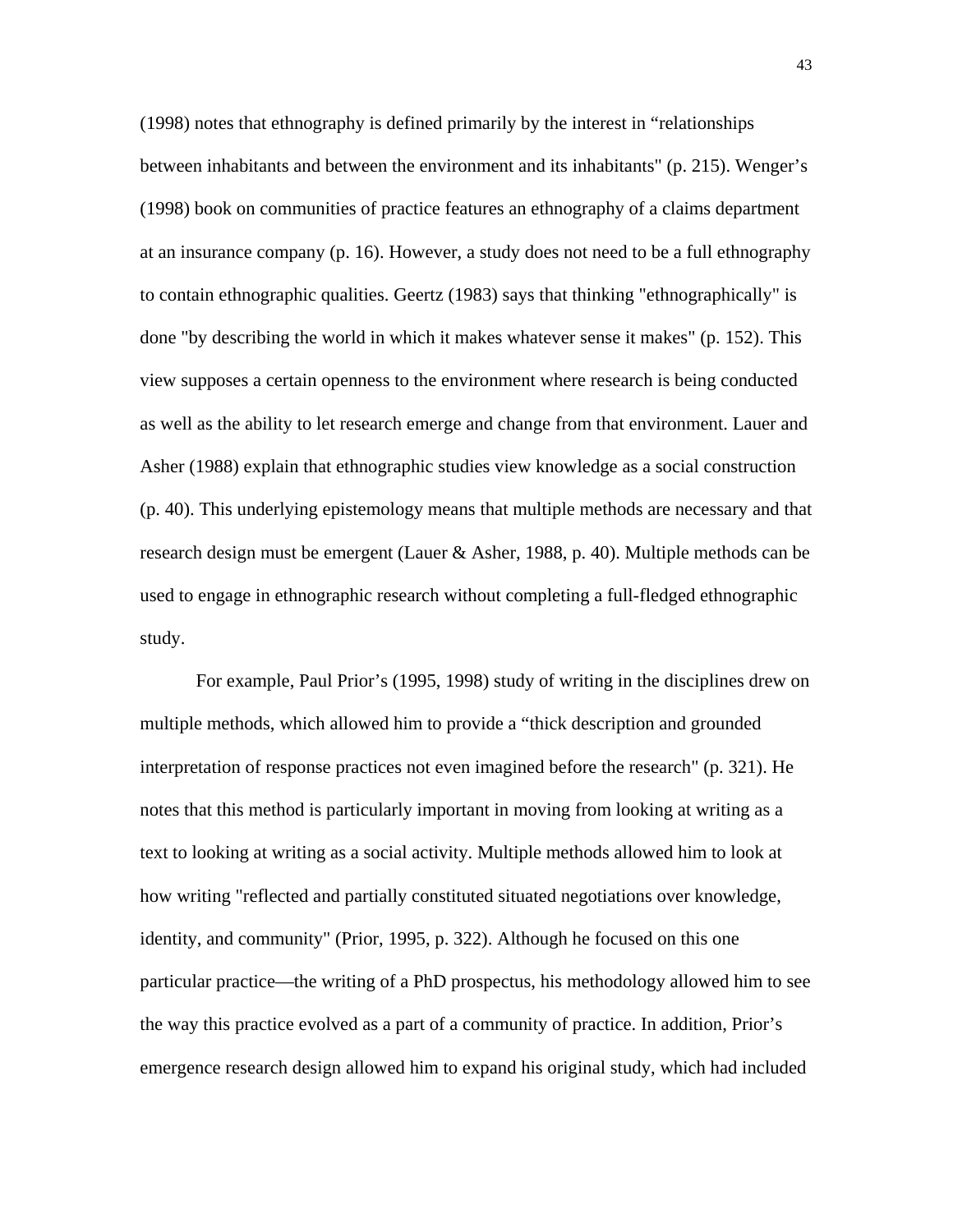(1998) notes that ethnography is defined primarily by the interest in “relationships between inhabitants and between the environment and its inhabitants" (p. 215). Wenger’s (1998) book on communities of practice features an ethnography of a claims department at an insurance company (p. 16). However, a study does not need to be a full ethnography to contain ethnographic qualities. Geertz (1983) says that thinking "ethnographically" is done "by describing the world in which it makes whatever sense it makes" (p. 152). This view supposes a certain openness to the environment where research is being conducted as well as the ability to let research emerge and change from that environment. Lauer and Asher (1988) explain that ethnographic studies view knowledge as a social construction (p. 40). This underlying epistemology means that multiple methods are necessary and that research design must be emergent (Lauer & Asher, 1988, p. 40). Multiple methods can be used to engage in ethnographic research without completing a full-fledged ethnographic study.

For example, Paul Prior’s (1995, 1998) study of writing in the disciplines drew on multiple methods, which allowed him to provide a “thick description and grounded interpretation of response practices not even imagined before the research" (p. 321). He notes that this method is particularly important in moving from looking at writing as a text to looking at writing as a social activity. Multiple methods allowed him to look at how writing "reflected and partially constituted situated negotiations over knowledge, identity, and community" (Prior, 1995, p. 322). Although he focused on this one particular practice—the writing of a PhD prospectus, his methodology allowed him to see the way this practice evolved as a part of a community of practice. In addition, Prior’s emergence research design allowed him to expand his original study, which had included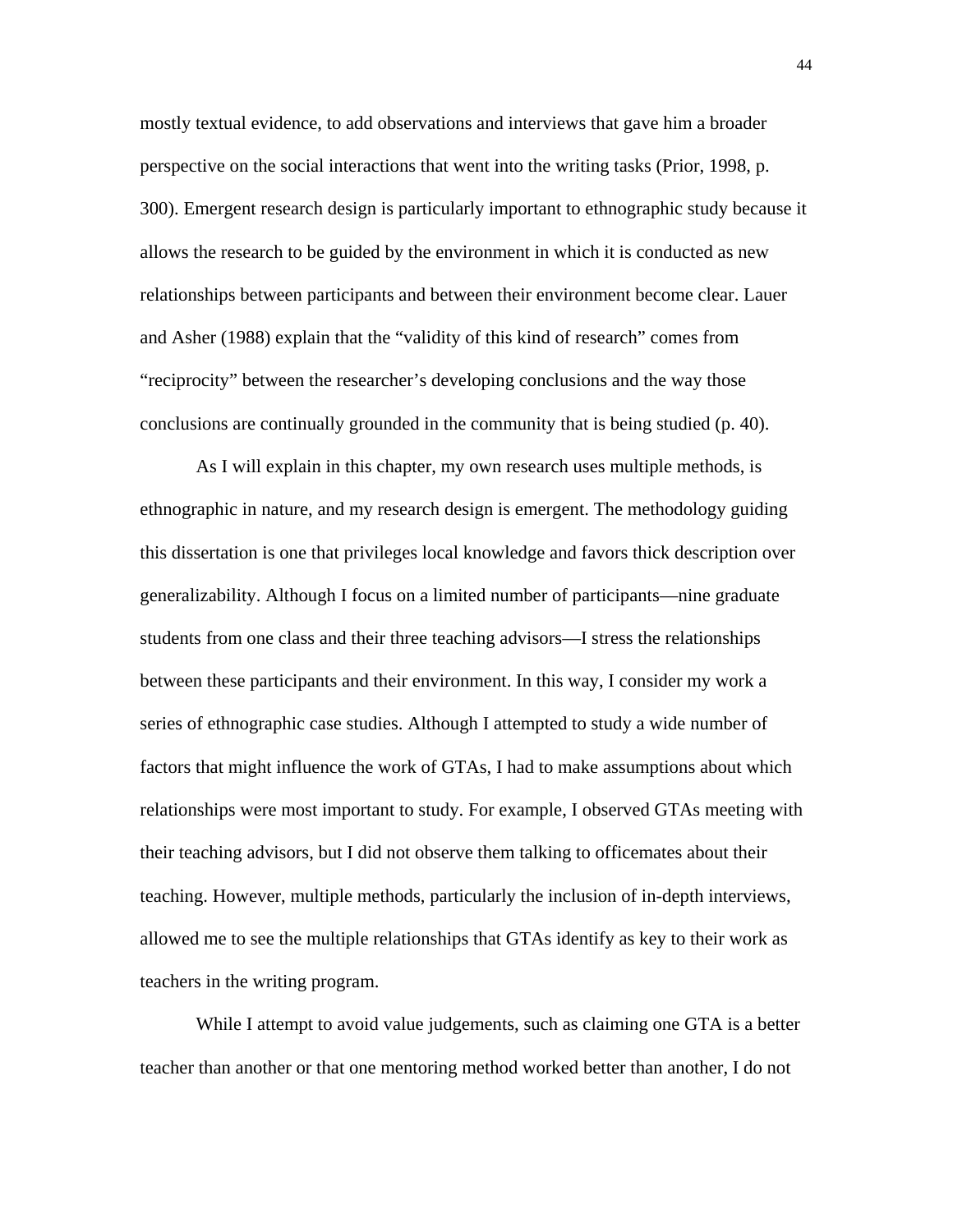mostly textual evidence, to add observations and interviews that gave him a broader perspective on the social interactions that went into the writing tasks (Prior, 1998, p. 300). Emergent research design is particularly important to ethnographic study because it allows the research to be guided by the environment in which it is conducted as new relationships between participants and between their environment become clear. Lauer and Asher (1988) explain that the “validity of this kind of research” comes from “reciprocity” between the researcher’s developing conclusions and the way those conclusions are continually grounded in the community that is being studied (p. 40).

As I will explain in this chapter, my own research uses multiple methods, is ethnographic in nature, and my research design is emergent. The methodology guiding this dissertation is one that privileges local knowledge and favors thick description over generalizability. Although I focus on a limited number of participants—nine graduate students from one class and their three teaching advisors—I stress the relationships between these participants and their environment. In this way, I consider my work a series of ethnographic case studies. Although I attempted to study a wide number of factors that might influence the work of GTAs, I had to make assumptions about which relationships were most important to study. For example, I observed GTAs meeting with their teaching advisors, but I did not observe them talking to officemates about their teaching. However, multiple methods, particularly the inclusion of in-depth interviews, allowed me to see the multiple relationships that GTAs identify as key to their work as teachers in the writing program.

While I attempt to avoid value judgements, such as claiming one GTA is a better teacher than another or that one mentoring method worked better than another, I do not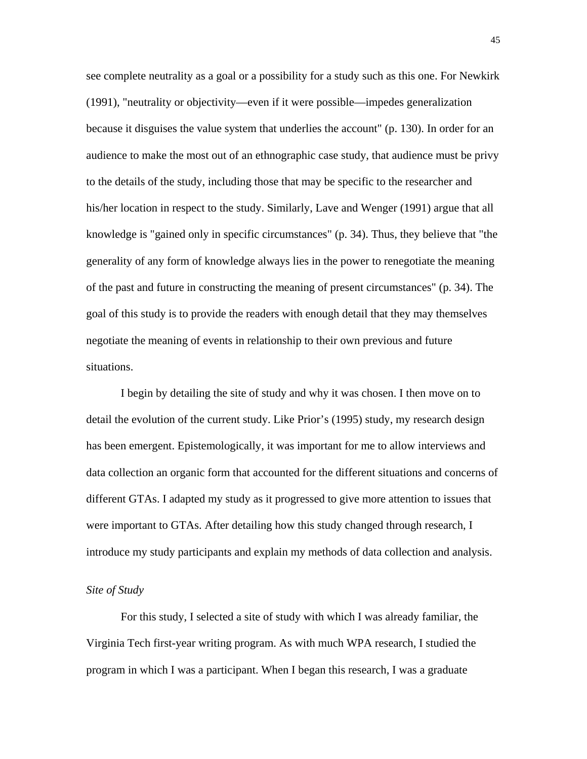see complete neutrality as a goal or a possibility for a study such as this one. For Newkirk (1991), "neutrality or objectivity—even if it were possible—impedes generalization because it disguises the value system that underlies the account" (p. 130). In order for an audience to make the most out of an ethnographic case study, that audience must be privy to the details of the study, including those that may be specific to the researcher and his/her location in respect to the study. Similarly, Lave and Wenger (1991) argue that all knowledge is "gained only in specific circumstances" (p. 34). Thus, they believe that "the generality of any form of knowledge always lies in the power to renegotiate the meaning of the past and future in constructing the meaning of present circumstances" (p. 34). The goal of this study is to provide the readers with enough detail that they may themselves negotiate the meaning of events in relationship to their own previous and future situations.

I begin by detailing the site of study and why it was chosen. I then move on to detail the evolution of the current study. Like Prior's (1995) study, my research design has been emergent. Epistemologically, it was important for me to allow interviews and data collection an organic form that accounted for the different situations and concerns of different GTAs. I adapted my study as it progressed to give more attention to issues that were important to GTAs. After detailing how this study changed through research, I introduce my study participants and explain my methods of data collection and analysis.

*Site of Study*

For this study, I selected a site of study with which I was already familiar, the Virginia Tech first-year writing program. As with much WPA research, I studied the program in which I was a participant. When I began this research, I was a graduate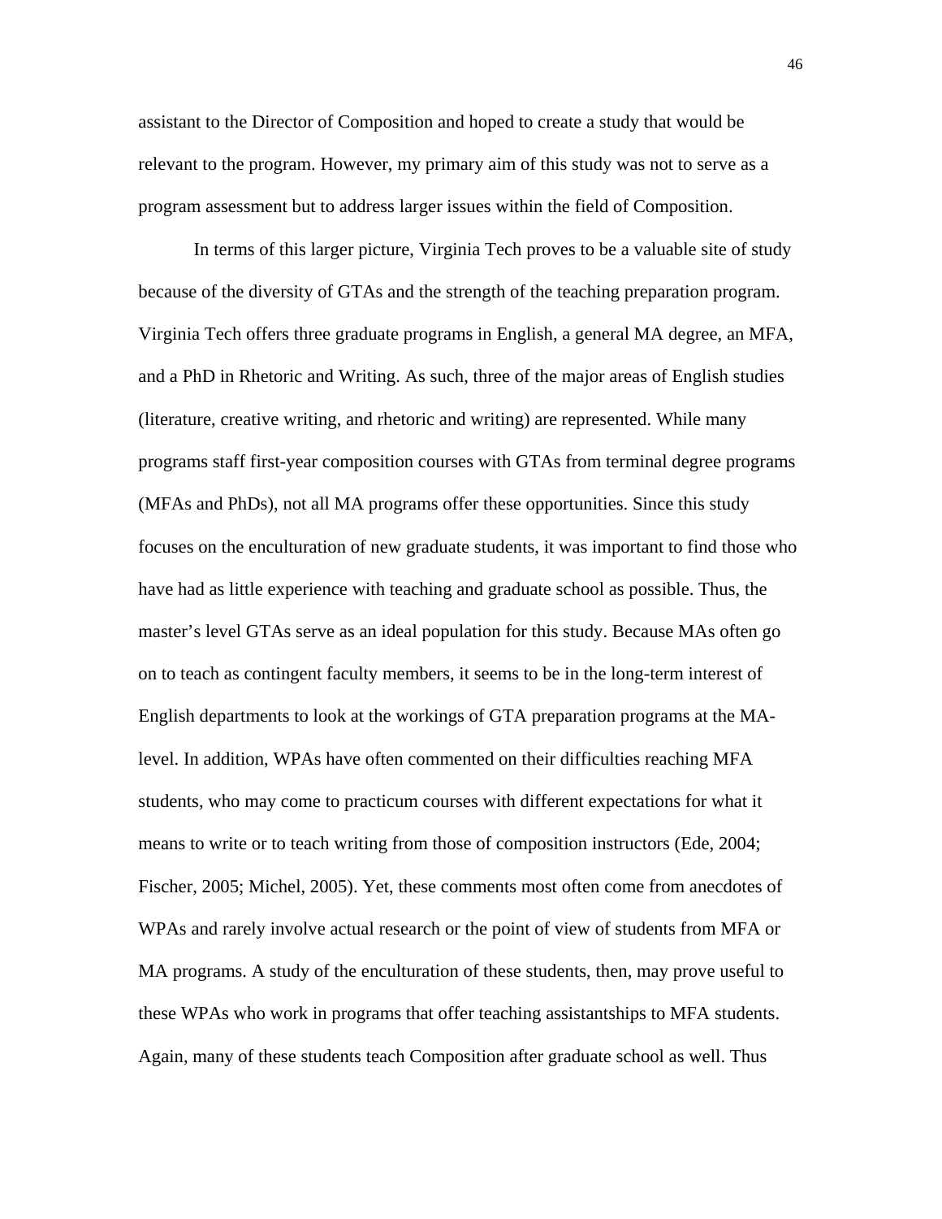assistant to the Director of Composition and hoped to create a study that would be relevant to the program. However, my primary aim of this study was not to serve as a program assessment but to address larger issues within the field of Composition.

In terms of this larger picture, Virginia Tech proves to be a valuable site of study because of the diversity of GTAs and the strength of the teaching preparation program. Virginia Tech offers three graduate programs in English, a general MA degree, an MFA, and a PhD in Rhetoric and Writing. As such, three of the major areas of English studies (literature, creative writing, and rhetoric and writing) are represented. While many programs staff first-year composition courses with GTAs from terminal degree programs (MFAs and PhDs), not all MA programs offer these opportunities. Since this study focuses on the enculturation of new graduate students, it was important to find those who have had as little experience with teaching and graduate school as possible. Thus, the master's level GTAs serve as an ideal population for this study. Because MAs often go on to teach as contingent faculty members, it seems to be in the long-term interest of English departments to look at the workings of GTA preparation programs at the MA-level. In addition, WPAs have often commented on their difficulties reaching MFA students, who may come to practicum courses with different expectations for what it means to write or to teach writing from those of composition instructors (Ede, 2004; Fischer, 2005; Michel, 2005). Yet, these comments most often come from anecdotes of WPAs and rarely involve actual research or the point of view of students from MFA or MA programs. A study of the enculturation of these students, then, may prove useful to these WPAs who work in programs that offer teaching assistantships to MFA students. Again, many of these students teach Composition after graduate school as well. Thus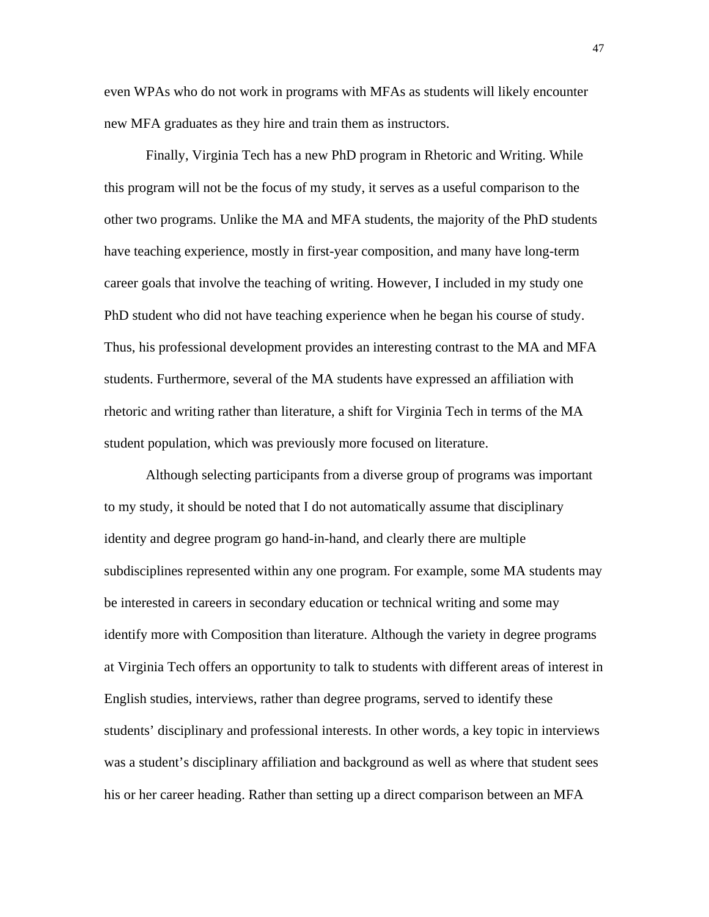even WPAs who do not work in programs with MFAs as students will likely encounter new MFA graduates as they hire and train them as instructors.

Finally, Virginia Tech has a new PhD program in Rhetoric and Writing. While this program will not be the focus of my study, it serves as a useful comparison to the other two programs. Unlike the MA and MFA students, the majority of the PhD students have teaching experience, mostly in first-year composition, and many have long-term career goals that involve the teaching of writing. However, I included in my study one PhD student who did not have teaching experience when he began his course of study. Thus, his professional development provides an interesting contrast to the MA and MFA students. Furthermore, several of the MA students have expressed an affiliation with rhetoric and writing rather than literature, a shift for Virginia Tech in terms of the MA student population, which was previously more focused on literature.

Although selecting participants from a diverse group of programs was important to my study, it should be noted that I do not automatically assume that disciplinary identity and degree program go hand-in-hand, and clearly there are multiple subdisciplines represented within any one program. For example, some MA students may be interested in careers in secondary education or technical writing and some may identify more with Composition than literature. Although the variety in degree programs at Virginia Tech offers an opportunity to talk to students with different areas of interest in English studies, interviews, rather than degree programs, served to identify these students' disciplinary and professional interests. In other words, a key topic in interviews was a student's disciplinary affiliation and background as well as where that student sees his or her career heading. Rather than setting up a direct comparison between an MFA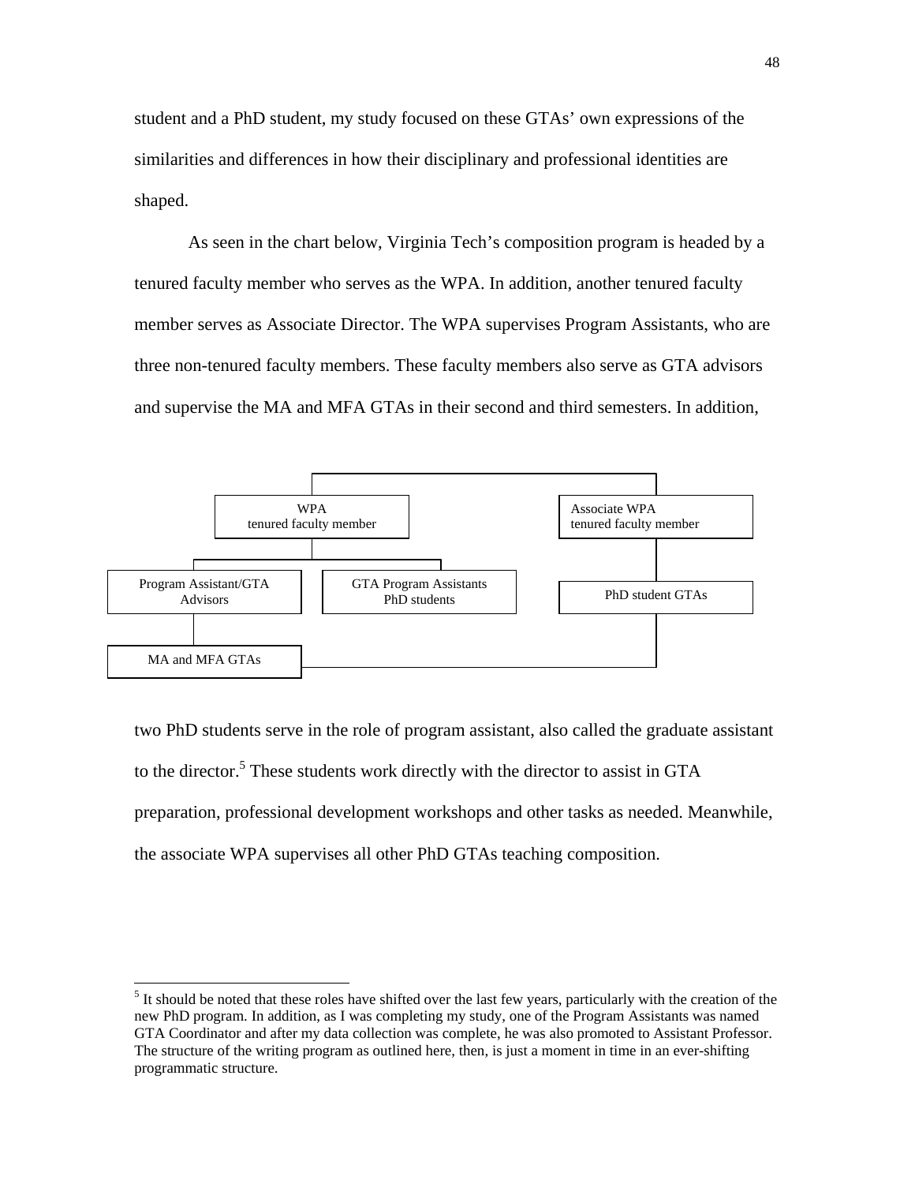student and a PhD student, my study focused on these GTAs' own expressions of the similarities and differences in how their disciplinary and professional identities are shaped.

As seen in the chart below, Virginia Tech's composition program is headed by a tenured faculty member who serves as the WPA. In addition, another tenured faculty member serves as Associate Director. The WPA supervises Program Assistants, who are three non-tenured faculty members. These faculty members also serve as GTA advisors and supervise the MA and MFA GTAs in their second and third semesters. In addition,

- WPA
  tenured faculty member
  - Program Assistant/GTA Advisors
    - MA and MFA GTAs
  - GTA Program Assistants
    PhD students
- Associate WPA
  tenured faculty member
  - PhD student GTAs

two PhD students serve in the role of program assistant, also called the graduate assistant to the director.[5] These students work directly with the director to assist in GTA preparation, professional development workshops and other tasks as needed. Meanwhile, the associate WPA supervises all other PhD GTAs teaching composition.

---

[5] It should be noted that these roles have shifted over the last few years, particularly with the creation of the new PhD program. In addition, as I was completing my study, one of the Program Assistants was named GTA Coordinator and after my data collection was complete, he was also promoted to Assistant Professor. The structure of the writing program as outlined here, then, is just a moment in time in an ever-shifting programmatic structure.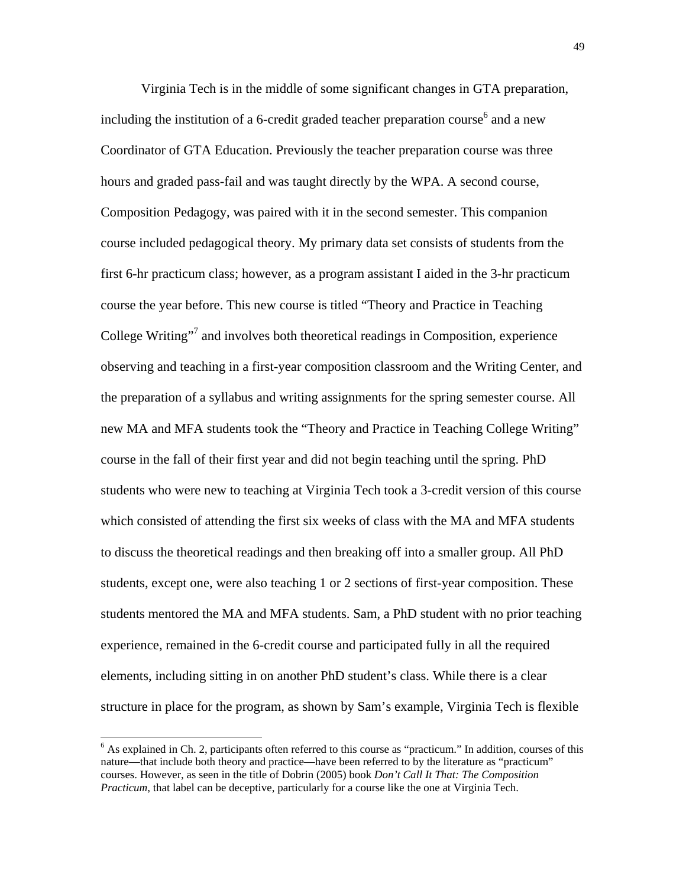Virginia Tech is in the middle of some significant changes in GTA preparation, including the institution of a 6-credit graded teacher preparation course[6] and a new Coordinator of GTA Education. Previously the teacher preparation course was three hours and graded pass-fail and was taught directly by the WPA. A second course, Composition Pedagogy, was paired with it in the second semester. This companion course included pedagogical theory. My primary data set consists of students from the first 6-hr practicum class; however, as a program assistant I aided in the 3-hr practicum course the year before. This new course is titled "Theory and Practice in Teaching College Writing"[7] and involves both theoretical readings in Composition, experience observing and teaching in a first-year composition classroom and the Writing Center, and the preparation of a syllabus and writing assignments for the spring semester course. All new MA and MFA students took the "Theory and Practice in Teaching College Writing" course in the fall of their first year and did not begin teaching until the spring. PhD students who were new to teaching at Virginia Tech took a 3-credit version of this course which consisted of attending the first six weeks of class with the MA and MFA students to discuss the theoretical readings and then breaking off into a smaller group. All PhD students, except one, were also teaching 1 or 2 sections of first-year composition. These students mentored the MA and MFA students. Sam, a PhD student with no prior teaching experience, remained in the 6-credit course and participated fully in all the required elements, including sitting in on another PhD student's class. While there is a clear structure in place for the program, as shown by Sam's example, Virginia Tech is flexible

[6] As explained in Ch. 2, participants often referred to this course as "practicum." In addition, courses of this nature—that include both theory and practice—have been referred to by the literature as "practicum" courses. However, as seen in the title of Dobrin (2005) book *Don't Call It That: The Composition Practicum*, that label can be deceptive, particularly for a course like the one at Virginia Tech.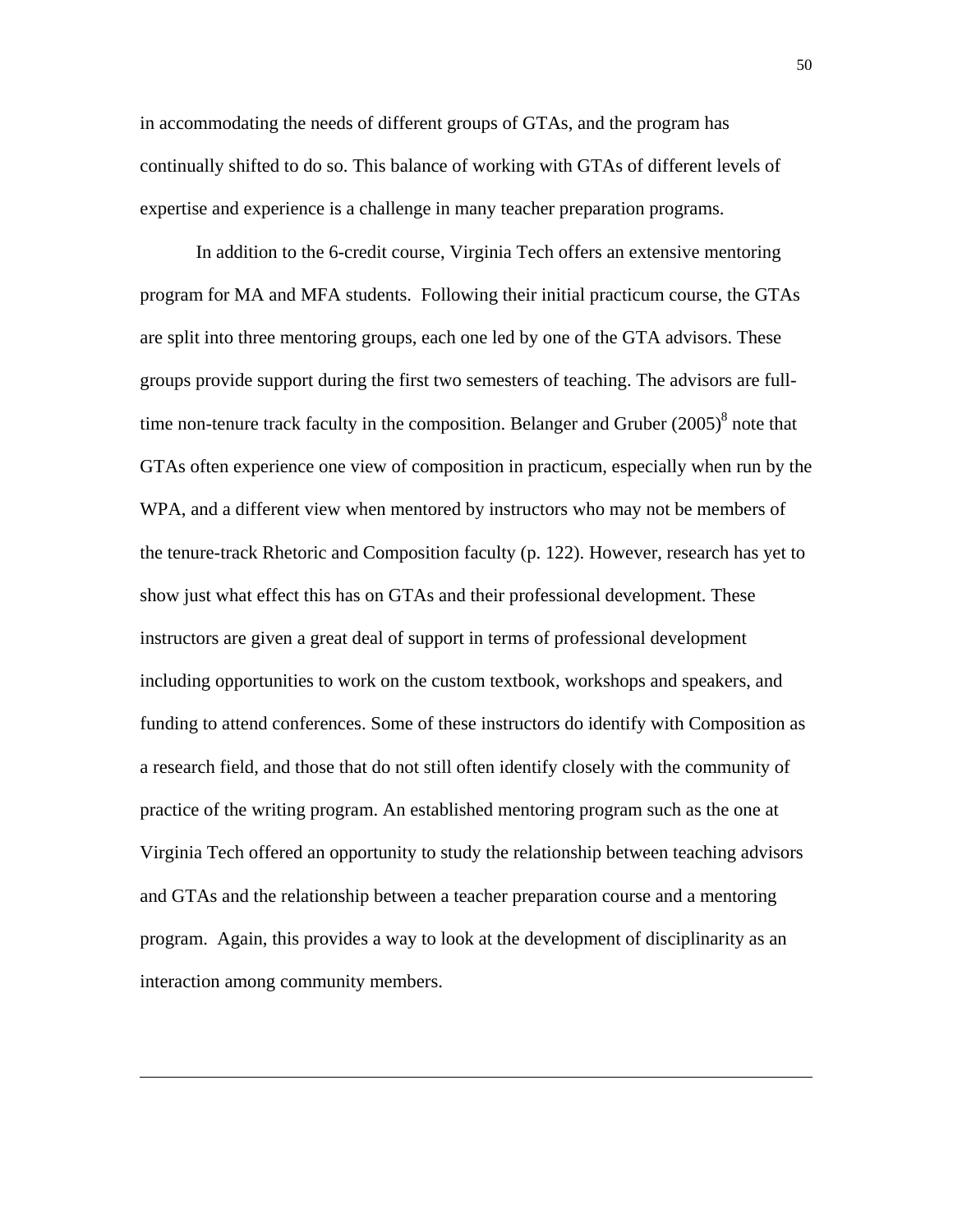in accommodating the needs of different groups of GTAs, and the program has continually shifted to do so. This balance of working with GTAs of different levels of expertise and experience is a challenge in many teacher preparation programs.

In addition to the 6-credit course, Virginia Tech offers an extensive mentoring program for MA and MFA students. Following their initial practicum course, the GTAs are split into three mentoring groups, each one led by one of the GTA advisors. These groups provide support during the first two semesters of teaching. The advisors are full-time non-tenure track faculty in the composition. Belanger and Gruber (2005)[8] note that GTAs often experience one view of composition in practicum, especially when run by the WPA, and a different view when mentored by instructors who may not be members of the tenure-track Rhetoric and Composition faculty (p. 122). However, research has yet to show just what effect this has on GTAs and their professional development. These instructors are given a great deal of support in terms of professional development including opportunities to work on the custom textbook, workshops and speakers, and funding to attend conferences. Some of these instructors do identify with Composition as a research field, and those that do not still often identify closely with the community of practice of the writing program. An established mentoring program such as the one at Virginia Tech offered an opportunity to study the relationship between teaching advisors and GTAs and the relationship between a teacher preparation course and a mentoring program. Again, this provides a way to look at the development of disciplinarity as an interaction among community members.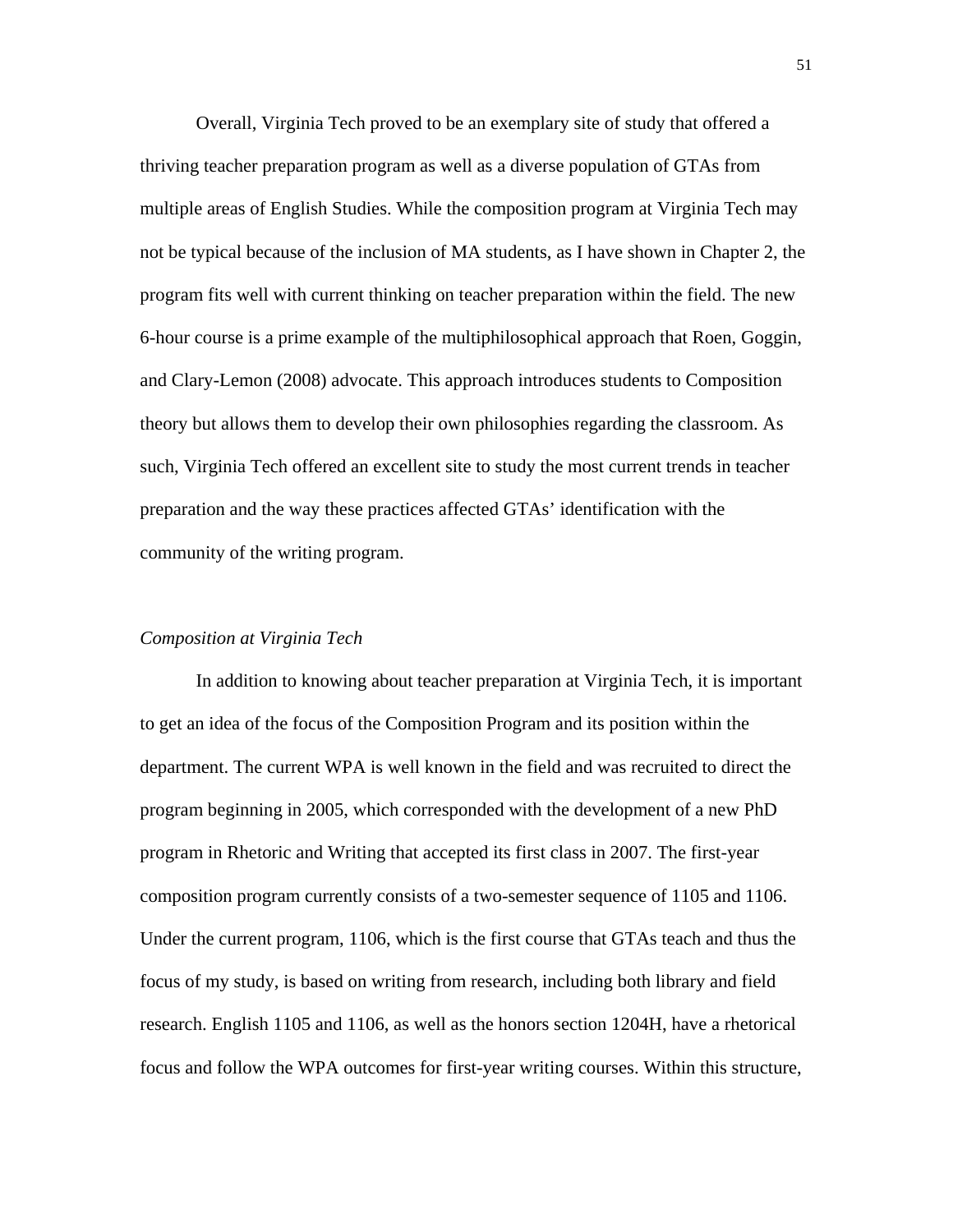Overall, Virginia Tech proved to be an exemplary site of study that offered a thriving teacher preparation program as well as a diverse population of GTAs from multiple areas of English Studies. While the composition program at Virginia Tech may not be typical because of the inclusion of MA students, as I have shown in Chapter 2, the program fits well with current thinking on teacher preparation within the field. The new 6-hour course is a prime example of the multiphilosophical approach that Roen, Goggin, and Clary-Lemon (2008) advocate. This approach introduces students to Composition theory but allows them to develop their own philosophies regarding the classroom. As such, Virginia Tech offered an excellent site to study the most current trends in teacher preparation and the way these practices affected GTAs' identification with the community of the writing program.

*Composition at Virginia Tech*

In addition to knowing about teacher preparation at Virginia Tech, it is important to get an idea of the focus of the Composition Program and its position within the department. The current WPA is well known in the field and was recruited to direct the program beginning in 2005, which corresponded with the development of a new PhD program in Rhetoric and Writing that accepted its first class in 2007. The first-year composition program currently consists of a two-semester sequence of 1105 and 1106. Under the current program, 1106, which is the first course that GTAs teach and thus the focus of my study, is based on writing from research, including both library and field research. English 1105 and 1106, as well as the honors section 1204H, have a rhetorical focus and follow the WPA outcomes for first-year writing courses. Within this structure,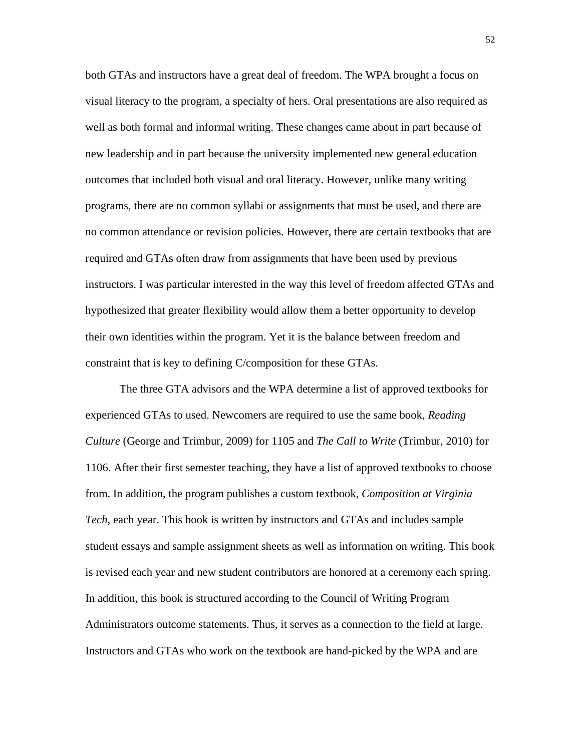both GTAs and instructors have a great deal of freedom. The WPA brought a focus on visual literacy to the program, a specialty of hers. Oral presentations are also required as well as both formal and informal writing. These changes came about in part because of new leadership and in part because the university implemented new general education outcomes that included both visual and oral literacy. However, unlike many writing programs, there are no common syllabi or assignments that must be used, and there are no common attendance or revision policies. However, there are certain textbooks that are required and GTAs often draw from assignments that have been used by previous instructors. I was particular interested in the way this level of freedom affected GTAs and hypothesized that greater flexibility would allow them a better opportunity to develop their own identities within the program. Yet it is the balance between freedom and constraint that is key to defining C/composition for these GTAs.

The three GTA advisors and the WPA determine a list of approved textbooks for experienced GTAs to used. Newcomers are required to use the same book, *Reading Culture* (George and Trimbur, 2009) for 1105 and *The Call to Write* (Trimbur, 2010) for 1106. After their first semester teaching, they have a list of approved textbooks to choose from. In addition, the program publishes a custom textbook, *Composition at Virginia Tech*, each year. This book is written by instructors and GTAs and includes sample student essays and sample assignment sheets as well as information on writing. This book is revised each year and new student contributors are honored at a ceremony each spring. In addition, this book is structured according to the Council of Writing Program Administrators outcome statements. Thus, it serves as a connection to the field at large. Instructors and GTAs who work on the textbook are hand-picked by the WPA and are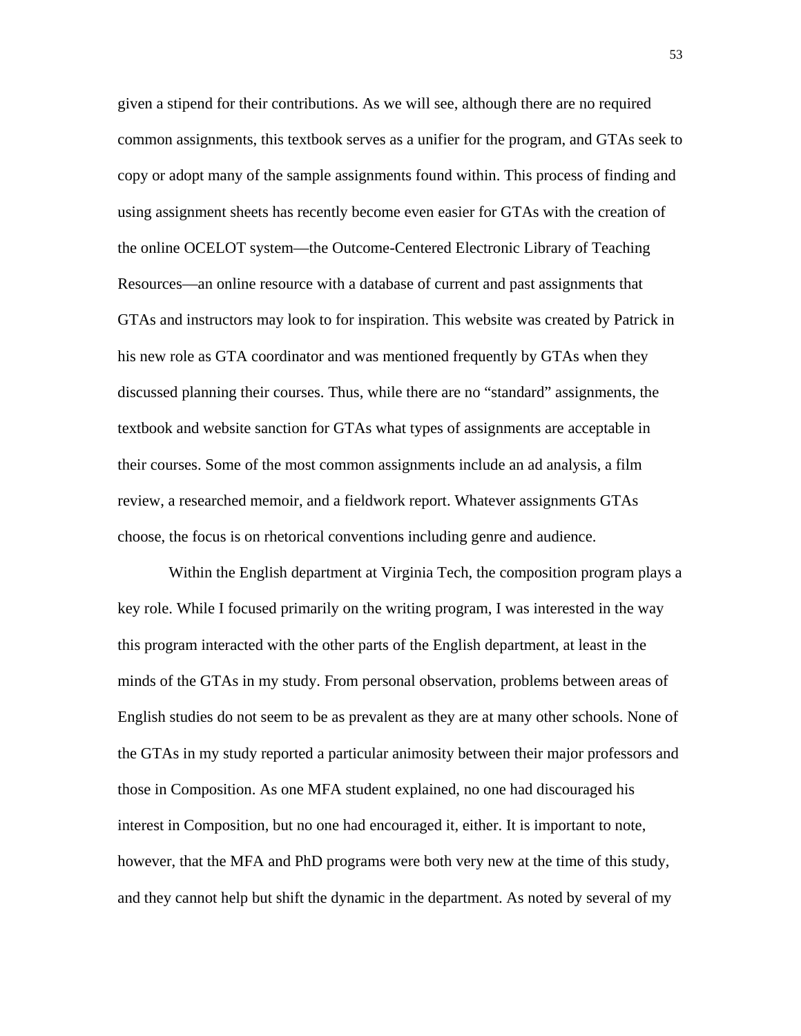given a stipend for their contributions. As we will see, although there are no required common assignments, this textbook serves as a unifier for the program, and GTAs seek to copy or adopt many of the sample assignments found within. This process of finding and using assignment sheets has recently become even easier for GTAs with the creation of the online OCELOT system—the Outcome-Centered Electronic Library of Teaching Resources—an online resource with a database of current and past assignments that GTAs and instructors may look to for inspiration. This website was created by Patrick in his new role as GTA coordinator and was mentioned frequently by GTAs when they discussed planning their courses. Thus, while there are no "standard" assignments, the textbook and website sanction for GTAs what types of assignments are acceptable in their courses. Some of the most common assignments include an ad analysis, a film review, a researched memoir, and a fieldwork report. Whatever assignments GTAs choose, the focus is on rhetorical conventions including genre and audience.

Within the English department at Virginia Tech, the composition program plays a key role. While I focused primarily on the writing program, I was interested in the way this program interacted with the other parts of the English department, at least in the minds of the GTAs in my study. From personal observation, problems between areas of English studies do not seem to be as prevalent as they are at many other schools. None of the GTAs in my study reported a particular animosity between their major professors and those in Composition. As one MFA student explained, no one had discouraged his interest in Composition, but no one had encouraged it, either. It is important to note, however, that the MFA and PhD programs were both very new at the time of this study, and they cannot help but shift the dynamic in the department. As noted by several of my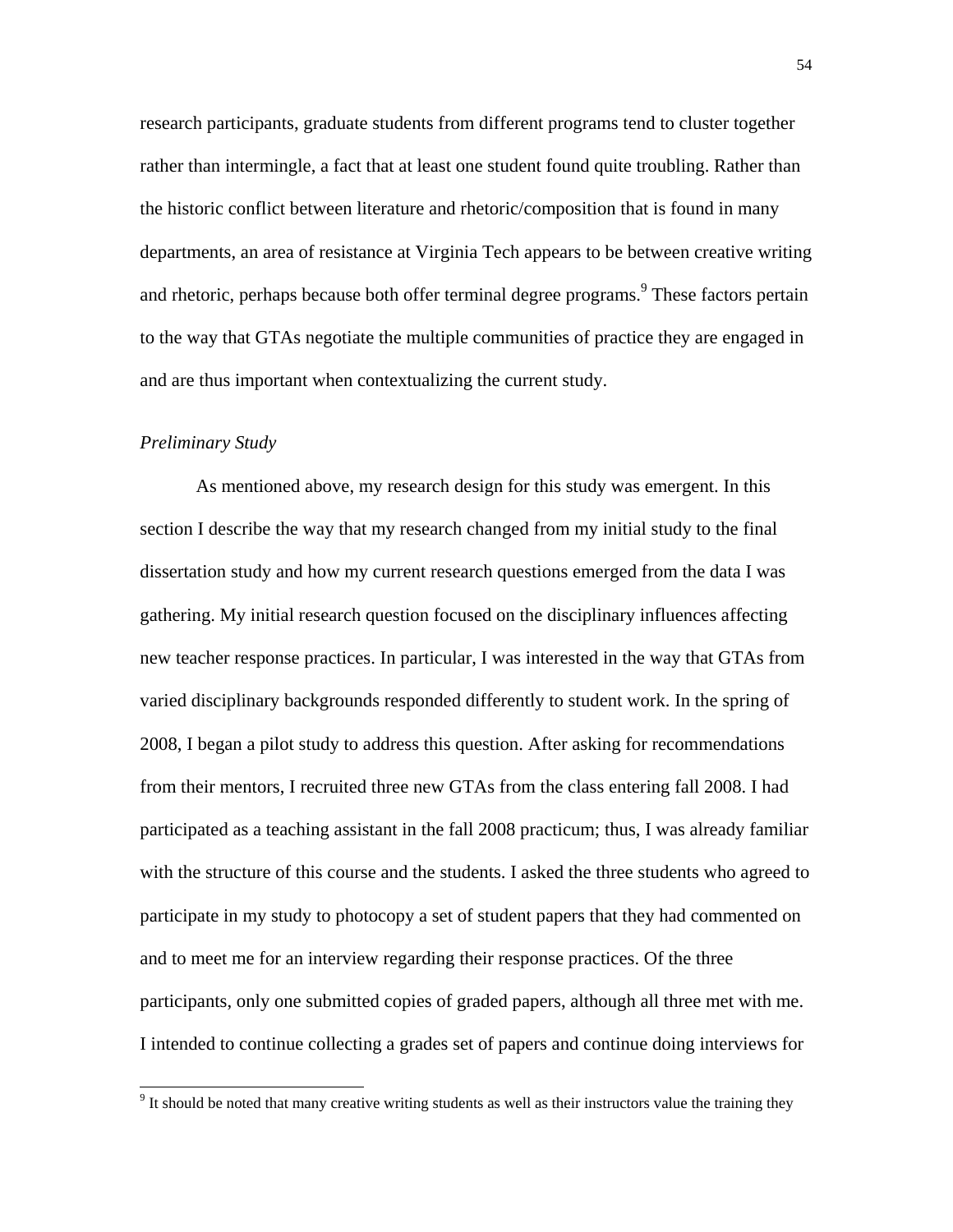research participants, graduate students from different programs tend to cluster together rather than intermingle, a fact that at least one student found quite troubling. Rather than the historic conflict between literature and rhetoric/composition that is found in many departments, an area of resistance at Virginia Tech appears to be between creative writing and rhetoric, perhaps because both offer terminal degree programs.[9] These factors pertain to the way that GTAs negotiate the multiple communities of practice they are engaged in and are thus important when contextualizing the current study.

*Preliminary Study*

As mentioned above, my research design for this study was emergent. In this section I describe the way that my research changed from my initial study to the final dissertation study and how my current research questions emerged from the data I was gathering. My initial research question focused on the disciplinary influences affecting new teacher response practices. In particular, I was interested in the way that GTAs from varied disciplinary backgrounds responded differently to student work. In the spring of 2008, I began a pilot study to address this question. After asking for recommendations from their mentors, I recruited three new GTAs from the class entering fall 2008. I had participated as a teaching assistant in the fall 2008 practicum; thus, I was already familiar with the structure of this course and the students. I asked the three students who agreed to participate in my study to photocopy a set of student papers that they had commented on and to meet me for an interview regarding their response practices. Of the three participants, only one submitted copies of graded papers, although all three met with me. I intended to continue collecting a grades set of papers and continue doing interviews for

[9] It should be noted that many creative writing students as well as their instructors value the training they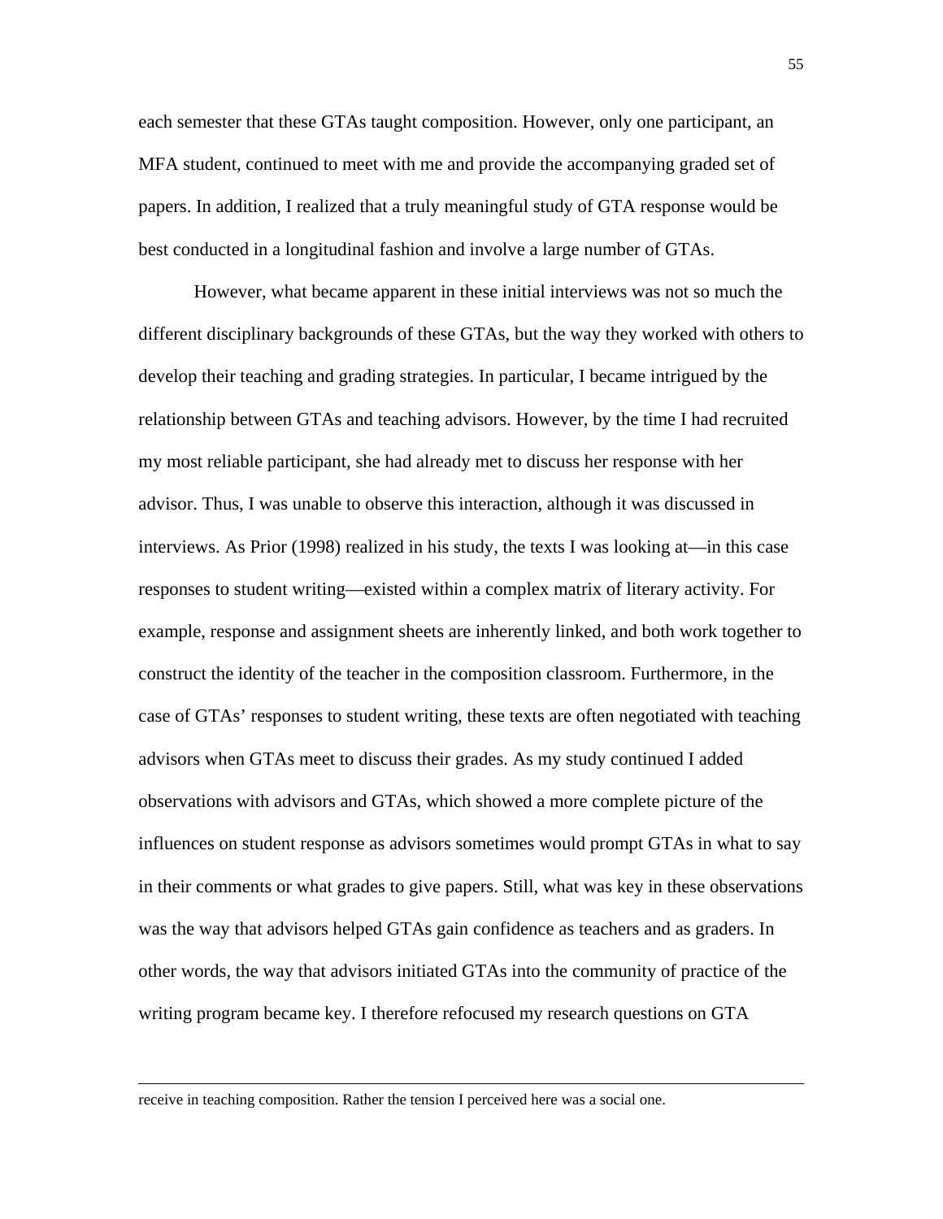each semester that these GTAs taught composition. However, only one participant, an MFA student, continued to meet with me and provide the accompanying graded set of papers. In addition, I realized that a truly meaningful study of GTA response would be best conducted in a longitudinal fashion and involve a large number of GTAs.

However, what became apparent in these initial interviews was not so much the different disciplinary backgrounds of these GTAs, but the way they worked with others to develop their teaching and grading strategies. In particular, I became intrigued by the relationship between GTAs and teaching advisors. However, by the time I had recruited my most reliable participant, she had already met to discuss her response with her advisor. Thus, I was unable to observe this interaction, although it was discussed in interviews. As Prior (1998) realized in his study, the texts I was looking at—in this case responses to student writing—existed within a complex matrix of literary activity. For example, response and assignment sheets are inherently linked, and both work together to construct the identity of the teacher in the composition classroom. Furthermore, in the case of GTAs' responses to student writing, these texts are often negotiated with teaching advisors when GTAs meet to discuss their grades. As my study continued I added observations with advisors and GTAs, which showed a more complete picture of the influences on student response as advisors sometimes would prompt GTAs in what to say in their comments or what grades to give papers. Still, what was key in these observations was the way that advisors helped GTAs gain confidence as teachers and as graders. In other words, the way that advisors initiated GTAs into the community of practice of the writing program became key. I therefore refocused my research questions on GTA

---

receive in teaching composition. Rather the tension I perceived here was a social one.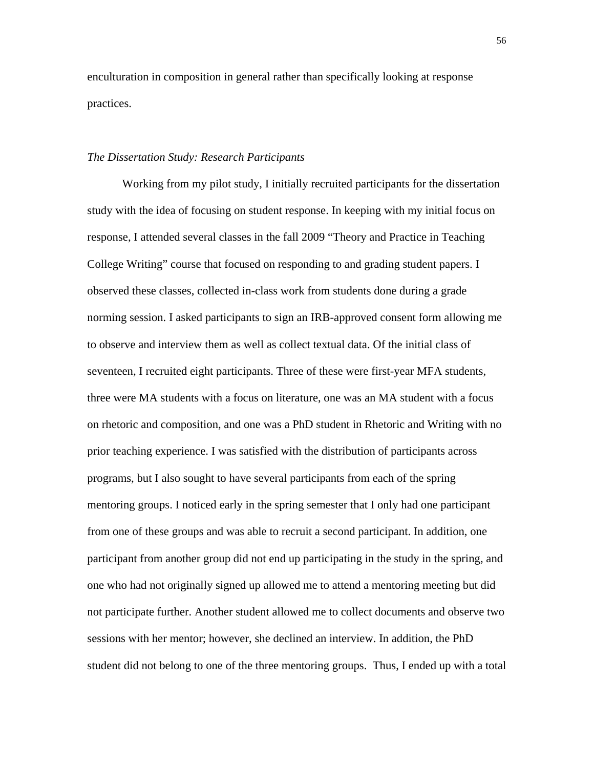enculturation in composition in general rather than specifically looking at response practices.

*The Dissertation Study: Research Participants*

Working from my pilot study, I initially recruited participants for the dissertation study with the idea of focusing on student response. In keeping with my initial focus on response, I attended several classes in the fall 2009 "Theory and Practice in Teaching College Writing" course that focused on responding to and grading student papers. I observed these classes, collected in-class work from students done during a grade norming session. I asked participants to sign an IRB-approved consent form allowing me to observe and interview them as well as collect textual data. Of the initial class of seventeen, I recruited eight participants. Three of these were first-year MFA students, three were MA students with a focus on literature, one was an MA student with a focus on rhetoric and composition, and one was a PhD student in Rhetoric and Writing with no prior teaching experience. I was satisfied with the distribution of participants across programs, but I also sought to have several participants from each of the spring mentoring groups. I noticed early in the spring semester that I only had one participant from one of these groups and was able to recruit a second participant. In addition, one participant from another group did not end up participating in the study in the spring, and one who had not originally signed up allowed me to attend a mentoring meeting but did not participate further. Another student allowed me to collect documents and observe two sessions with her mentor; however, she declined an interview. In addition, the PhD student did not belong to one of the three mentoring groups. Thus, I ended up with a total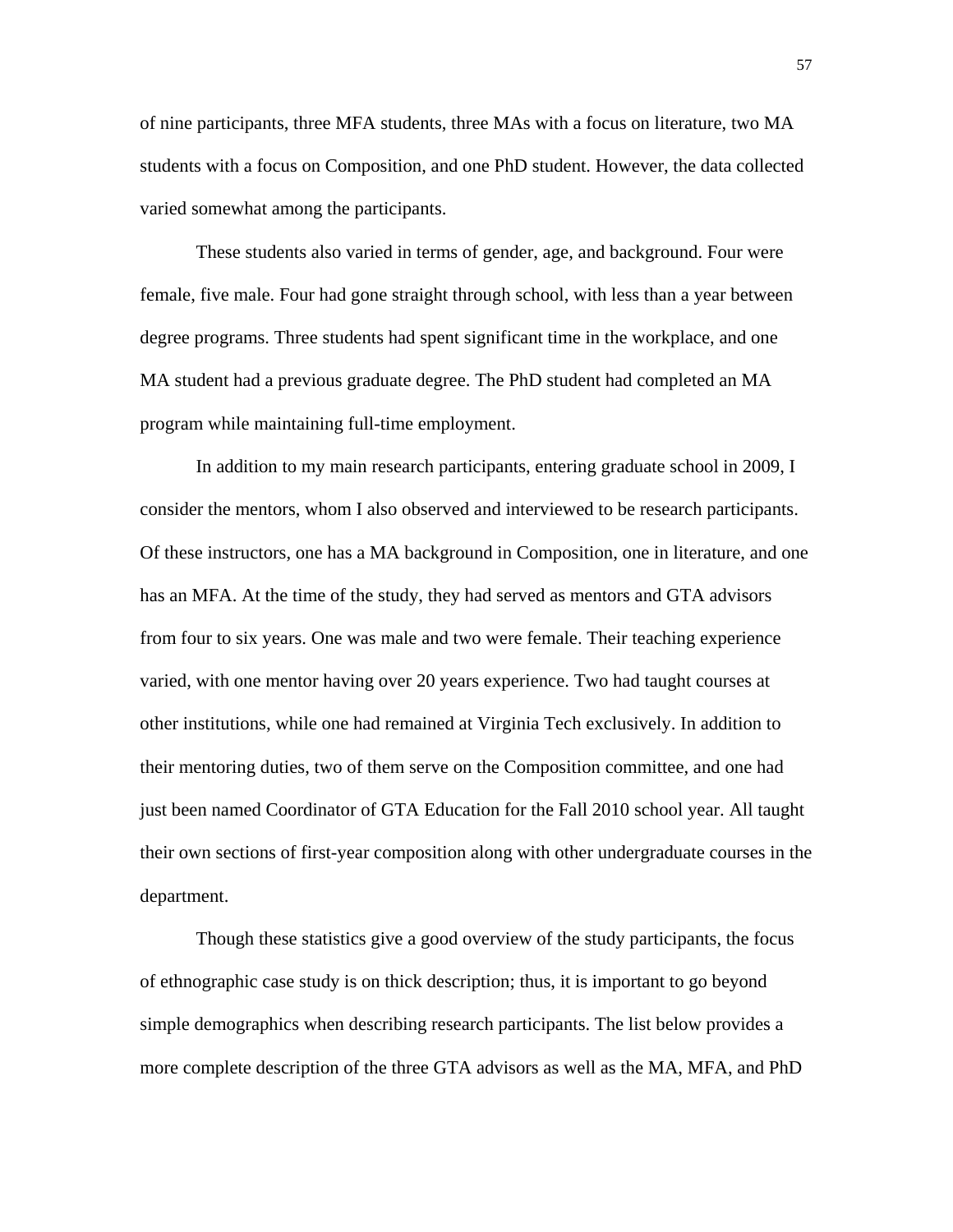of nine participants, three MFA students, three MAs with a focus on literature, two MA students with a focus on Composition, and one PhD student. However, the data collected varied somewhat among the participants.

These students also varied in terms of gender, age, and background. Four were female, five male. Four had gone straight through school, with less than a year between degree programs. Three students had spent significant time in the workplace, and one MA student had a previous graduate degree. The PhD student had completed an MA program while maintaining full-time employment.

In addition to my main research participants, entering graduate school in 2009, I consider the mentors, whom I also observed and interviewed to be research participants. Of these instructors, one has a MA background in Composition, one in literature, and one has an MFA. At the time of the study, they had served as mentors and GTA advisors from four to six years. One was male and two were female. Their teaching experience varied, with one mentor having over 20 years experience. Two had taught courses at other institutions, while one had remained at Virginia Tech exclusively. In addition to their mentoring duties, two of them serve on the Composition committee, and one had just been named Coordinator of GTA Education for the Fall 2010 school year. All taught their own sections of first-year composition along with other undergraduate courses in the department.

Though these statistics give a good overview of the study participants, the focus of ethnographic case study is on thick description; thus, it is important to go beyond simple demographics when describing research participants. The list below provides a more complete description of the three GTA advisors as well as the MA, MFA, and PhD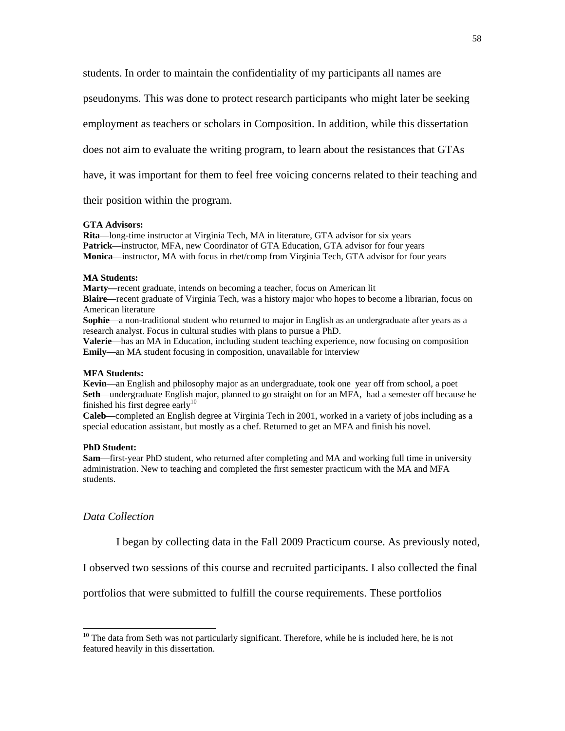students. In order to maintain the confidentiality of my participants all names are pseudonyms. This was done to protect research participants who might later be seeking employment as teachers or scholars in Composition. In addition, while this dissertation does not aim to evaluate the writing program, to learn about the resistances that GTAs have, it was important for them to feel free voicing concerns related to their teaching and their position within the program.

**GTA Advisors:**
**Rita**—long-time instructor at Virginia Tech, MA in literature, GTA advisor for six years
**Patrick**—instructor, MFA, new Coordinator of GTA Education, GTA advisor for four years
**Monica**—instructor, MA with focus in rhet/comp from Virginia Tech, GTA advisor for four years

**MA Students:**
**Marty—**recent graduate, intends on becoming a teacher, focus on American lit
**Blaire**—recent graduate of Virginia Tech, was a history major who hopes to become a librarian, focus on American literature
**Sophie**—a non-traditional student who returned to major in English as an undergraduate after years as a research analyst. Focus in cultural studies with plans to pursue a PhD.
**Valerie**—has an MA in Education, including student teaching experience, now focusing on composition
**Emily**—an MA student focusing in composition, unavailable for interview

**MFA Students:**
**Kevin**—an English and philosophy major as an undergraduate, took one year off from school, a poet
**Seth**—undergraduate English major, planned to go straight on for an MFA, had a semester off because he finished his first degree early[10]
**Caleb**—completed an English degree at Virginia Tech in 2001, worked in a variety of jobs including as a special education assistant, but mostly as a chef. Returned to get an MFA and finish his novel.

**PhD Student:**
**Sam**—first-year PhD student, who returned after completing and MA and working full time in university administration. New to teaching and completed the first semester practicum with the MA and MFA students.

*Data Collection*

I began by collecting data in the Fall 2009 Practicum course. As previously noted, I observed two sessions of this course and recruited participants. I also collected the final portfolios that were submitted to fulfill the course requirements. These portfolios

[10] The data from Seth was not particularly significant. Therefore, while he is included here, he is not featured heavily in this dissertation.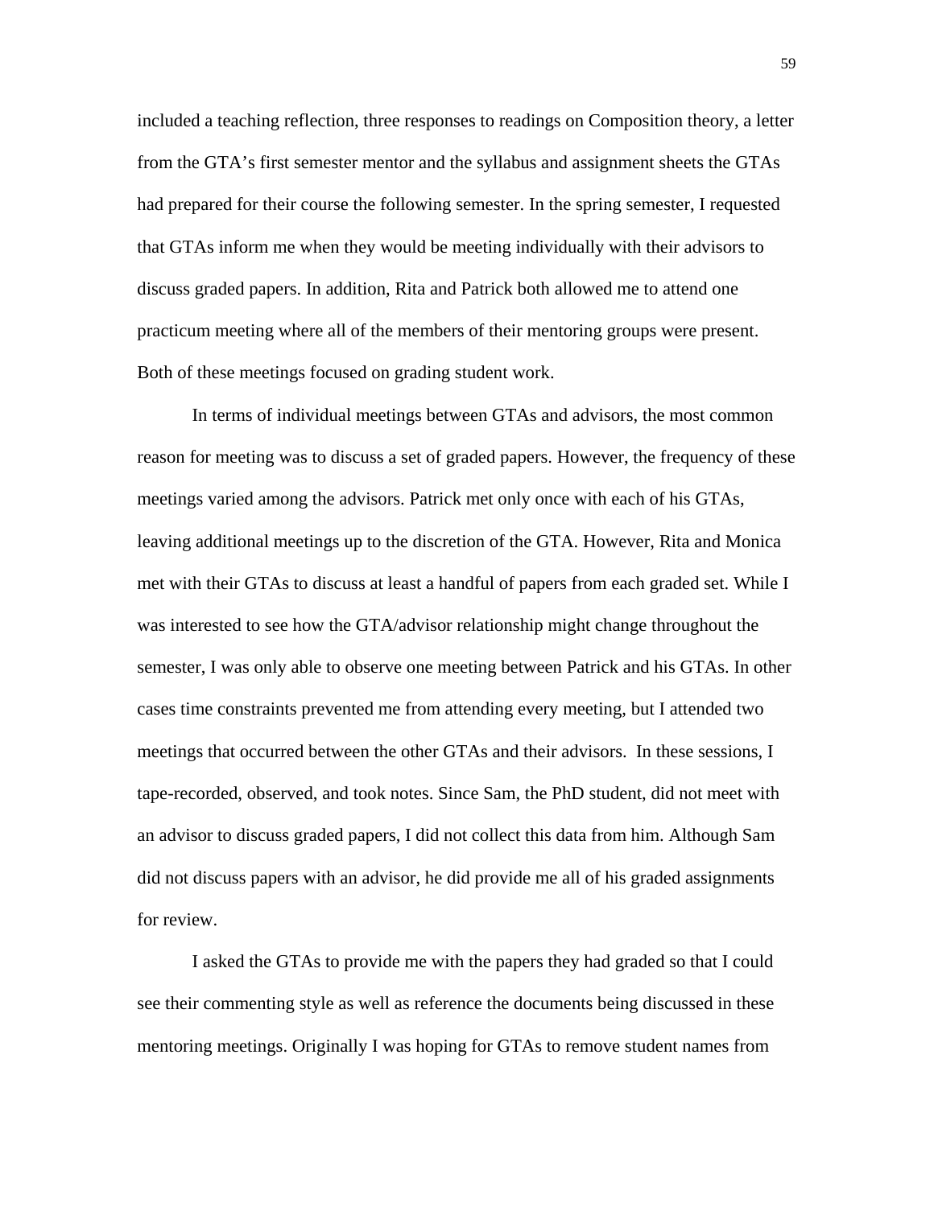included a teaching reflection, three responses to readings on Composition theory, a letter from the GTA's first semester mentor and the syllabus and assignment sheets the GTAs had prepared for their course the following semester. In the spring semester, I requested that GTAs inform me when they would be meeting individually with their advisors to discuss graded papers. In addition, Rita and Patrick both allowed me to attend one practicum meeting where all of the members of their mentoring groups were present. Both of these meetings focused on grading student work.

In terms of individual meetings between GTAs and advisors, the most common reason for meeting was to discuss a set of graded papers. However, the frequency of these meetings varied among the advisors. Patrick met only once with each of his GTAs, leaving additional meetings up to the discretion of the GTA. However, Rita and Monica met with their GTAs to discuss at least a handful of papers from each graded set. While I was interested to see how the GTA/advisor relationship might change throughout the semester, I was only able to observe one meeting between Patrick and his GTAs. In other cases time constraints prevented me from attending every meeting, but I attended two meetings that occurred between the other GTAs and their advisors.  In these sessions, I tape-recorded, observed, and took notes. Since Sam, the PhD student, did not meet with an advisor to discuss graded papers, I did not collect this data from him. Although Sam did not discuss papers with an advisor, he did provide me all of his graded assignments for review.

I asked the GTAs to provide me with the papers they had graded so that I could see their commenting style as well as reference the documents being discussed in these mentoring meetings. Originally I was hoping for GTAs to remove student names from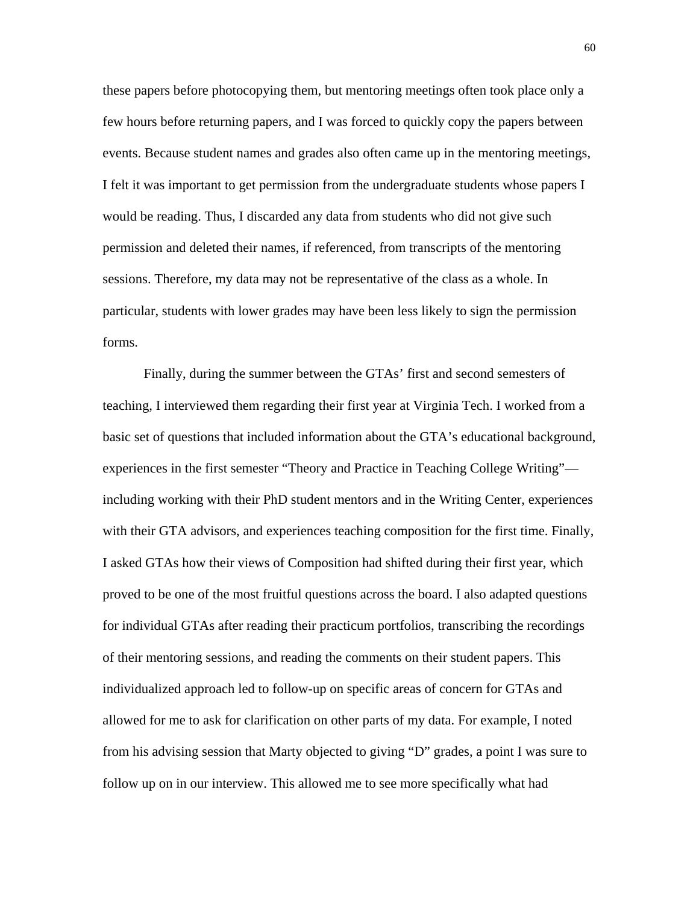these papers before photocopying them, but mentoring meetings often took place only a few hours before returning papers, and I was forced to quickly copy the papers between events. Because student names and grades also often came up in the mentoring meetings, I felt it was important to get permission from the undergraduate students whose papers I would be reading. Thus, I discarded any data from students who did not give such permission and deleted their names, if referenced, from transcripts of the mentoring sessions. Therefore, my data may not be representative of the class as a whole. In particular, students with lower grades may have been less likely to sign the permission forms.

Finally, during the summer between the GTAs' first and second semesters of teaching, I interviewed them regarding their first year at Virginia Tech. I worked from a basic set of questions that included information about the GTA's educational background, experiences in the first semester "Theory and Practice in Teaching College Writing"—including working with their PhD student mentors and in the Writing Center, experiences with their GTA advisors, and experiences teaching composition for the first time. Finally, I asked GTAs how their views of Composition had shifted during their first year, which proved to be one of the most fruitful questions across the board. I also adapted questions for individual GTAs after reading their practicum portfolios, transcribing the recordings of their mentoring sessions, and reading the comments on their student papers. This individualized approach led to follow-up on specific areas of concern for GTAs and allowed for me to ask for clarification on other parts of my data. For example, I noted from his advising session that Marty objected to giving "D" grades, a point I was sure to follow up on in our interview. This allowed me to see more specifically what had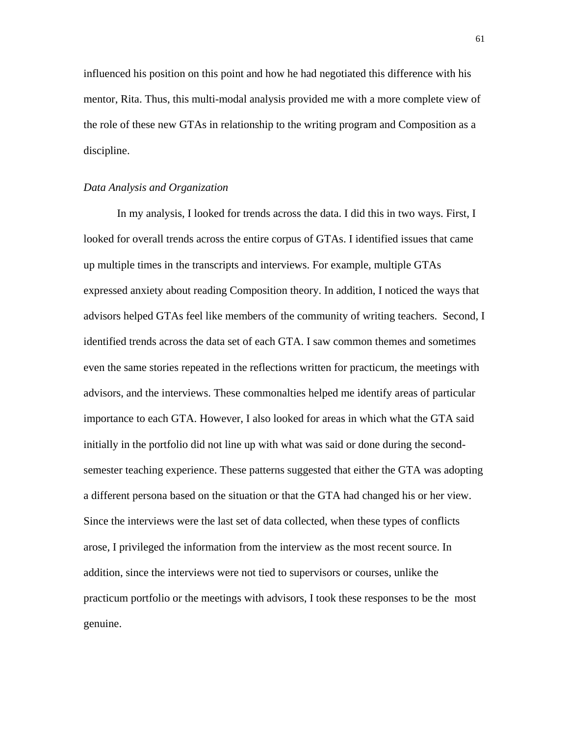influenced his position on this point and how he had negotiated this difference with his mentor, Rita. Thus, this multi-modal analysis provided me with a more complete view of the role of these new GTAs in relationship to the writing program and Composition as a discipline.

*Data Analysis and Organization*

In my analysis, I looked for trends across the data. I did this in two ways. First, I looked for overall trends across the entire corpus of GTAs. I identified issues that came up multiple times in the transcripts and interviews. For example, multiple GTAs expressed anxiety about reading Composition theory. In addition, I noticed the ways that advisors helped GTAs feel like members of the community of writing teachers. Second, I identified trends across the data set of each GTA. I saw common themes and sometimes even the same stories repeated in the reflections written for practicum, the meetings with advisors, and the interviews. These commonalties helped me identify areas of particular importance to each GTA. However, I also looked for areas in which what the GTA said initially in the portfolio did not line up with what was said or done during the second-semester teaching experience. These patterns suggested that either the GTA was adopting a different persona based on the situation or that the GTA had changed his or her view. Since the interviews were the last set of data collected, when these types of conflicts arose, I privileged the information from the interview as the most recent source. In addition, since the interviews were not tied to supervisors or courses, unlike the practicum portfolio or the meetings with advisors, I took these responses to be the most genuine.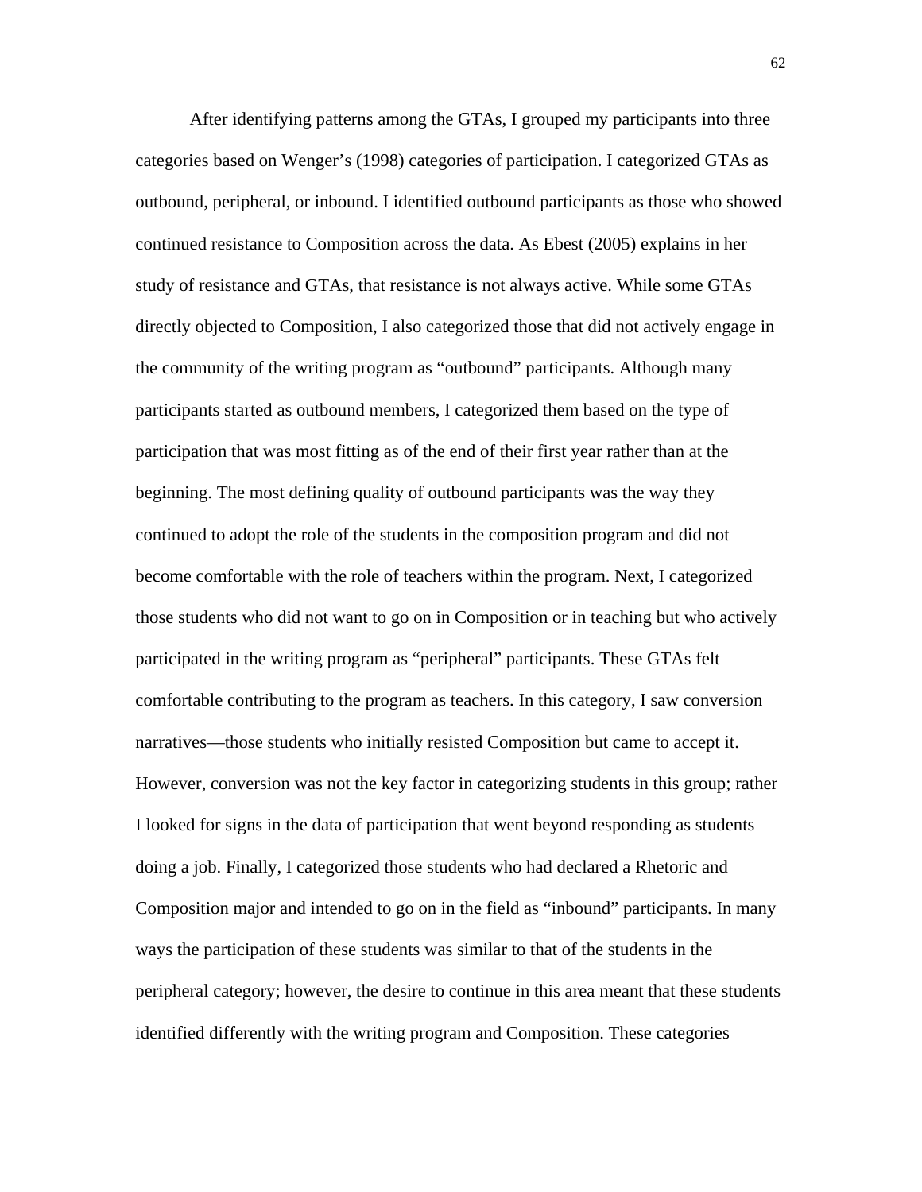After identifying patterns among the GTAs, I grouped my participants into three categories based on Wenger's (1998) categories of participation. I categorized GTAs as outbound, peripheral, or inbound. I identified outbound participants as those who showed continued resistance to Composition across the data. As Ebest (2005) explains in her study of resistance and GTAs, that resistance is not always active. While some GTAs directly objected to Composition, I also categorized those that did not actively engage in the community of the writing program as "outbound" participants. Although many participants started as outbound members, I categorized them based on the type of participation that was most fitting as of the end of their first year rather than at the beginning. The most defining quality of outbound participants was the way they continued to adopt the role of the students in the composition program and did not become comfortable with the role of teachers within the program. Next, I categorized those students who did not want to go on in Composition or in teaching but who actively participated in the writing program as "peripheral" participants. These GTAs felt comfortable contributing to the program as teachers. In this category, I saw conversion narratives—those students who initially resisted Composition but came to accept it. However, conversion was not the key factor in categorizing students in this group; rather I looked for signs in the data of participation that went beyond responding as students doing a job. Finally, I categorized those students who had declared a Rhetoric and Composition major and intended to go on in the field as "inbound" participants. In many ways the participation of these students was similar to that of the students in the peripheral category; however, the desire to continue in this area meant that these students identified differently with the writing program and Composition. These categories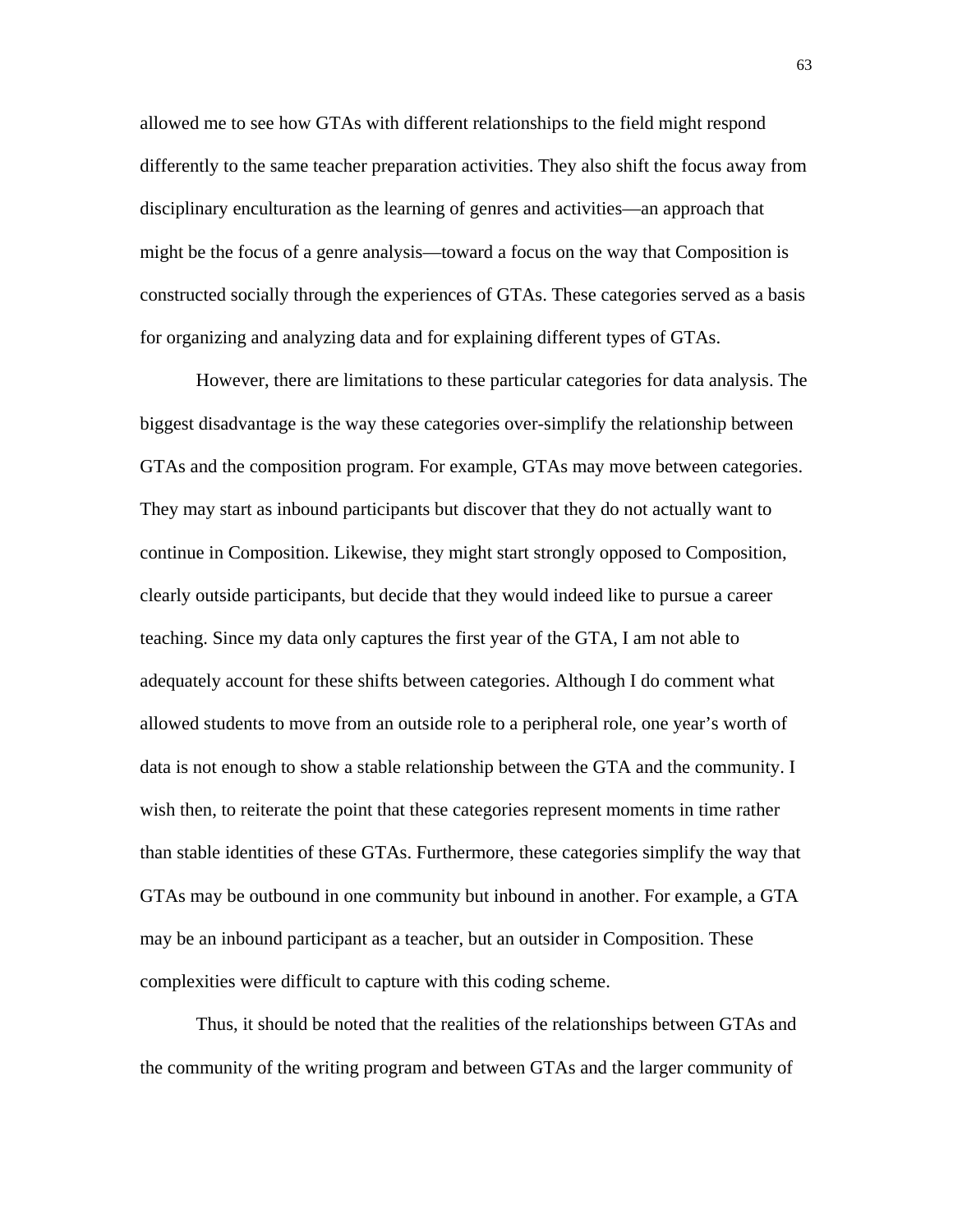allowed me to see how GTAs with different relationships to the field might respond differently to the same teacher preparation activities. They also shift the focus away from disciplinary enculturation as the learning of genres and activities—an approach that might be the focus of a genre analysis—toward a focus on the way that Composition is constructed socially through the experiences of GTAs. These categories served as a basis for organizing and analyzing data and for explaining different types of GTAs.

However, there are limitations to these particular categories for data analysis. The biggest disadvantage is the way these categories over-simplify the relationship between GTAs and the composition program. For example, GTAs may move between categories. They may start as inbound participants but discover that they do not actually want to continue in Composition. Likewise, they might start strongly opposed to Composition, clearly outside participants, but decide that they would indeed like to pursue a career teaching. Since my data only captures the first year of the GTA, I am not able to adequately account for these shifts between categories. Although I do comment what allowed students to move from an outside role to a peripheral role, one year's worth of data is not enough to show a stable relationship between the GTA and the community. I wish then, to reiterate the point that these categories represent moments in time rather than stable identities of these GTAs. Furthermore, these categories simplify the way that GTAs may be outbound in one community but inbound in another. For example, a GTA may be an inbound participant as a teacher, but an outsider in Composition. These complexities were difficult to capture with this coding scheme.

Thus, it should be noted that the realities of the relationships between GTAs and the community of the writing program and between GTAs and the larger community of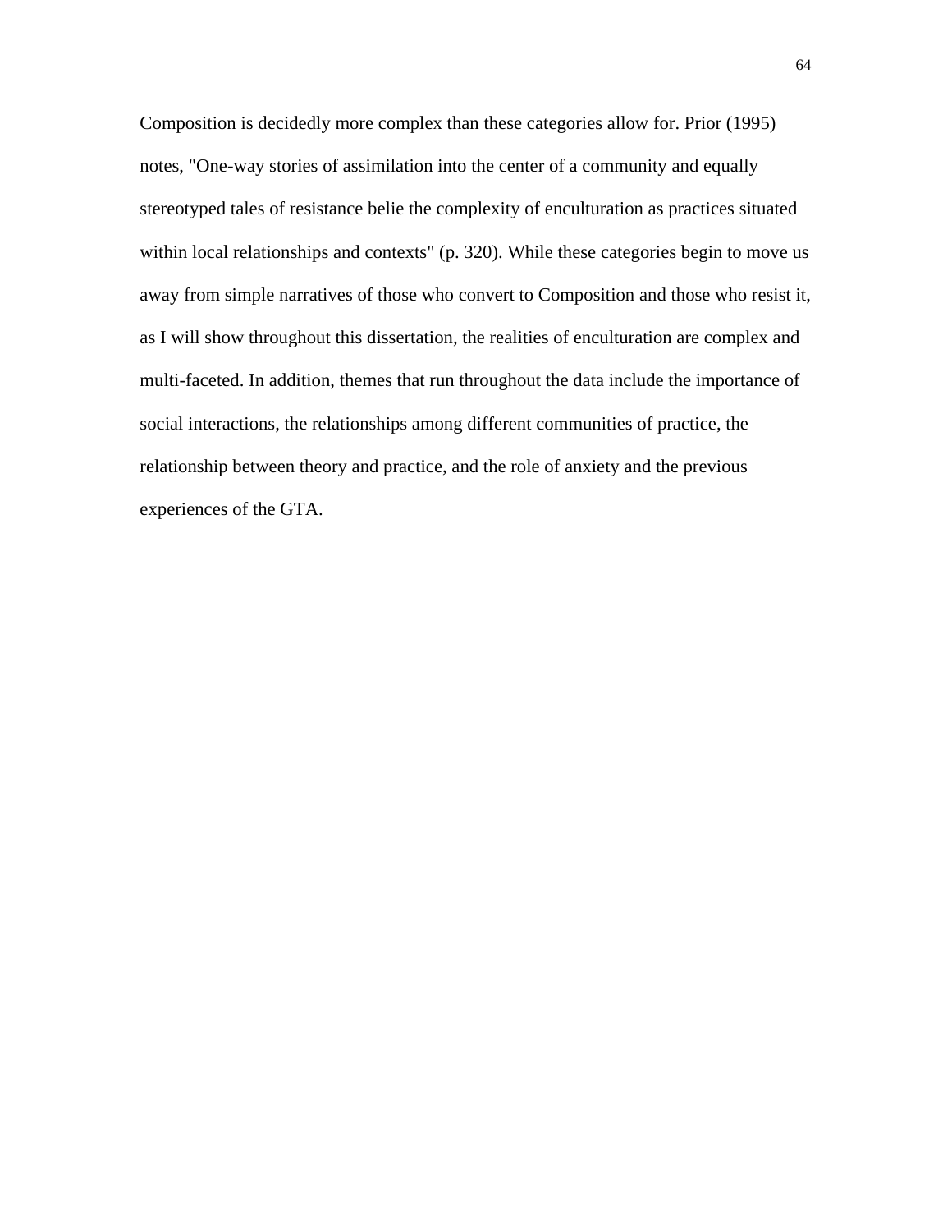Composition is decidedly more complex than these categories allow for. Prior (1995) notes, "One-way stories of assimilation into the center of a community and equally stereotyped tales of resistance belie the complexity of enculturation as practices situated within local relationships and contexts" (p. 320). While these categories begin to move us away from simple narratives of those who convert to Composition and those who resist it, as I will show throughout this dissertation, the realities of enculturation are complex and multi-faceted. In addition, themes that run throughout the data include the importance of social interactions, the relationships among different communities of practice, the relationship between theory and practice, and the role of anxiety and the previous experiences of the GTA.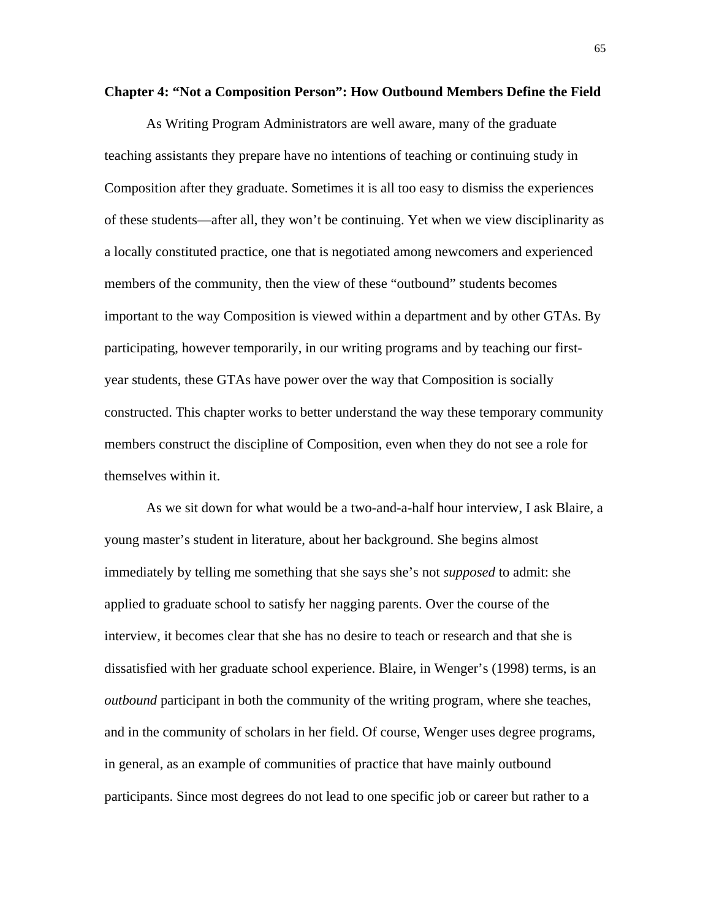## Chapter 4: "Not a Composition Person": How Outbound Members Define the Field

As Writing Program Administrators are well aware, many of the graduate teaching assistants they prepare have no intentions of teaching or continuing study in Composition after they graduate. Sometimes it is all too easy to dismiss the experiences of these students—after all, they won't be continuing. Yet when we view disciplinarity as a locally constituted practice, one that is negotiated among newcomers and experienced members of the community, then the view of these "outbound" students becomes important to the way Composition is viewed within a department and by other GTAs. By participating, however temporarily, in our writing programs and by teaching our first-year students, these GTAs have power over the way that Composition is socially constructed. This chapter works to better understand the way these temporary community members construct the discipline of Composition, even when they do not see a role for themselves within it.

As we sit down for what would be a two-and-a-half hour interview, I ask Blaire, a young master's student in literature, about her background. She begins almost immediately by telling me something that she says she's not *supposed* to admit: she applied to graduate school to satisfy her nagging parents. Over the course of the interview, it becomes clear that she has no desire to teach or research and that she is dissatisfied with her graduate school experience. Blaire, in Wenger's (1998) terms, is an *outbound* participant in both the community of the writing program, where she teaches, and in the community of scholars in her field. Of course, Wenger uses degree programs, in general, as an example of communities of practice that have mainly outbound participants. Since most degrees do not lead to one specific job or career but rather to a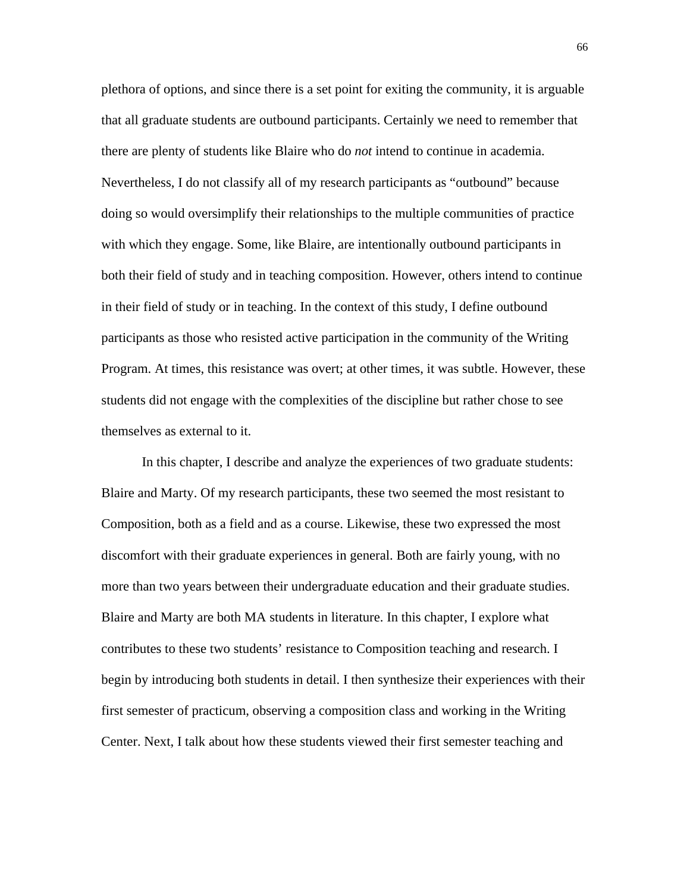plethora of options, and since there is a set point for exiting the community, it is arguable that all graduate students are outbound participants. Certainly we need to remember that there are plenty of students like Blaire who do *not* intend to continue in academia. Nevertheless, I do not classify all of my research participants as “outbound” because doing so would oversimplify their relationships to the multiple communities of practice with which they engage. Some, like Blaire, are intentionally outbound participants in both their field of study and in teaching composition. However, others intend to continue in their field of study or in teaching. In the context of this study, I define outbound participants as those who resisted active participation in the community of the Writing Program. At times, this resistance was overt; at other times, it was subtle. However, these students did not engage with the complexities of the discipline but rather chose to see themselves as external to it.

In this chapter, I describe and analyze the experiences of two graduate students: Blaire and Marty. Of my research participants, these two seemed the most resistant to Composition, both as a field and as a course. Likewise, these two expressed the most discomfort with their graduate experiences in general. Both are fairly young, with no more than two years between their undergraduate education and their graduate studies. Blaire and Marty are both MA students in literature. In this chapter, I explore what contributes to these two students’ resistance to Composition teaching and research. I begin by introducing both students in detail. I then synthesize their experiences with their first semester of practicum, observing a composition class and working in the Writing Center. Next, I talk about how these students viewed their first semester teaching and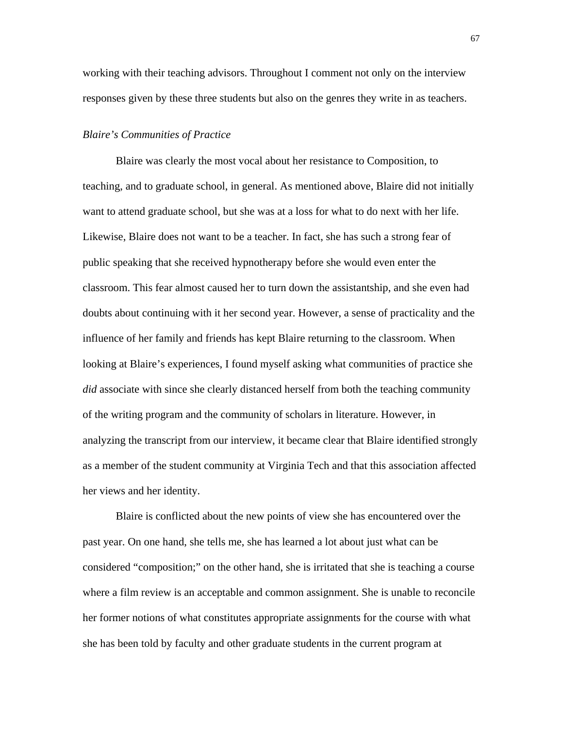working with their teaching advisors. Throughout I comment not only on the interview responses given by these three students but also on the genres they write in as teachers.

### *Blaire's Communities of Practice*

Blaire was clearly the most vocal about her resistance to Composition, to teaching, and to graduate school, in general. As mentioned above, Blaire did not initially want to attend graduate school, but she was at a loss for what to do next with her life. Likewise, Blaire does not want to be a teacher. In fact, she has such a strong fear of public speaking that she received hypnotherapy before she would even enter the classroom. This fear almost caused her to turn down the assistantship, and she even had doubts about continuing with it her second year. However, a sense of practicality and the influence of her family and friends has kept Blaire returning to the classroom. When looking at Blaire's experiences, I found myself asking what communities of practice she *did* associate with since she clearly distanced herself from both the teaching community of the writing program and the community of scholars in literature. However, in analyzing the transcript from our interview, it became clear that Blaire identified strongly as a member of the student community at Virginia Tech and that this association affected her views and her identity.

Blaire is conflicted about the new points of view she has encountered over the past year. On one hand, she tells me, she has learned a lot about just what can be considered "composition;" on the other hand, she is irritated that she is teaching a course where a film review is an acceptable and common assignment. She is unable to reconcile her former notions of what constitutes appropriate assignments for the course with what she has been told by faculty and other graduate students in the current program at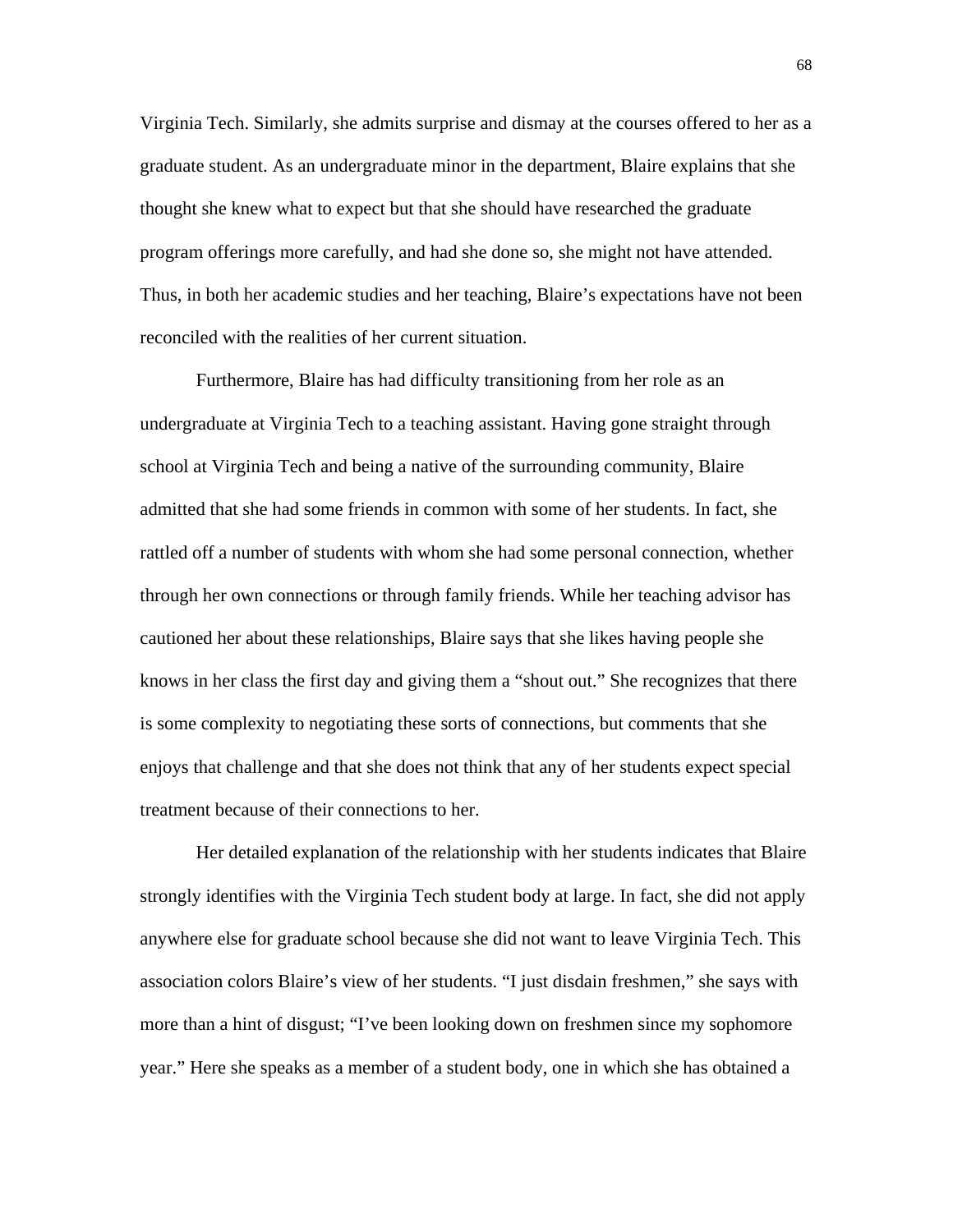Virginia Tech. Similarly, she admits surprise and dismay at the courses offered to her as a graduate student. As an undergraduate minor in the department, Blaire explains that she thought she knew what to expect but that she should have researched the graduate program offerings more carefully, and had she done so, she might not have attended. Thus, in both her academic studies and her teaching, Blaire's expectations have not been reconciled with the realities of her current situation.

Furthermore, Blaire has had difficulty transitioning from her role as an undergraduate at Virginia Tech to a teaching assistant. Having gone straight through school at Virginia Tech and being a native of the surrounding community, Blaire admitted that she had some friends in common with some of her students. In fact, she rattled off a number of students with whom she had some personal connection, whether through her own connections or through family friends. While her teaching advisor has cautioned her about these relationships, Blaire says that she likes having people she knows in her class the first day and giving them a "shout out." She recognizes that there is some complexity to negotiating these sorts of connections, but comments that she enjoys that challenge and that she does not think that any of her students expect special treatment because of their connections to her.

Her detailed explanation of the relationship with her students indicates that Blaire strongly identifies with the Virginia Tech student body at large. In fact, she did not apply anywhere else for graduate school because she did not want to leave Virginia Tech. This association colors Blaire's view of her students. "I just disdain freshmen," she says with more than a hint of disgust; "I've been looking down on freshmen since my sophomore year." Here she speaks as a member of a student body, one in which she has obtained a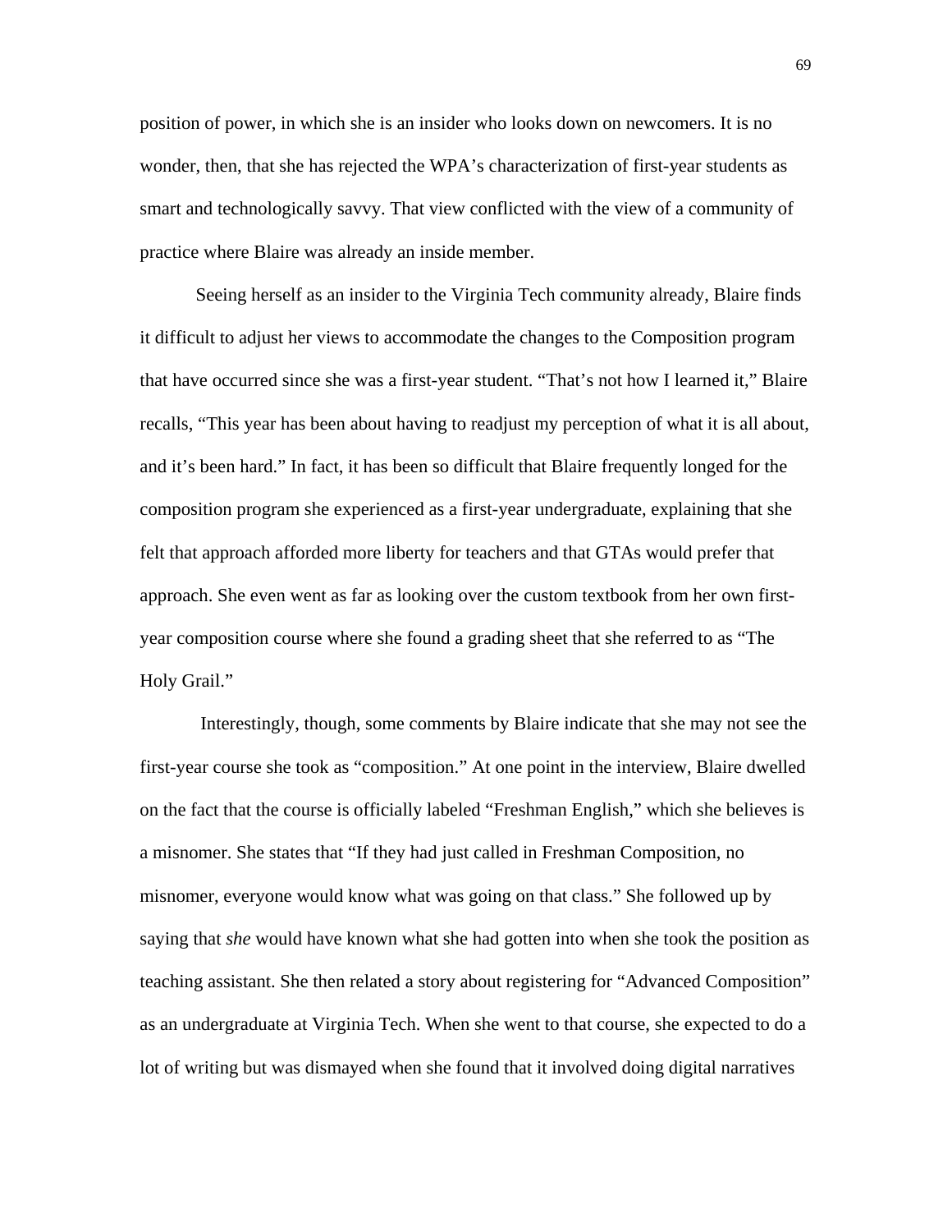position of power, in which she is an insider who looks down on newcomers. It is no wonder, then, that she has rejected the WPA's characterization of first-year students as smart and technologically savvy. That view conflicted with the view of a community of practice where Blaire was already an inside member.

Seeing herself as an insider to the Virginia Tech community already, Blaire finds it difficult to adjust her views to accommodate the changes to the Composition program that have occurred since she was a first-year student. "That's not how I learned it," Blaire recalls, "This year has been about having to readjust my perception of what it is all about, and it's been hard." In fact, it has been so difficult that Blaire frequently longed for the composition program she experienced as a first-year undergraduate, explaining that she felt that approach afforded more liberty for teachers and that GTAs would prefer that approach. She even went as far as looking over the custom textbook from her own first-year composition course where she found a grading sheet that she referred to as "The Holy Grail."

Interestingly, though, some comments by Blaire indicate that she may not see the first-year course she took as "composition." At one point in the interview, Blaire dwelled on the fact that the course is officially labeled "Freshman English," which she believes is a misnomer. She states that "If they had just called in Freshman Composition, no misnomer, everyone would know what was going on that class." She followed up by saying that *she* would have known what she had gotten into when she took the position as teaching assistant. She then related a story about registering for "Advanced Composition" as an undergraduate at Virginia Tech. When she went to that course, she expected to do a lot of writing but was dismayed when she found that it involved doing digital narratives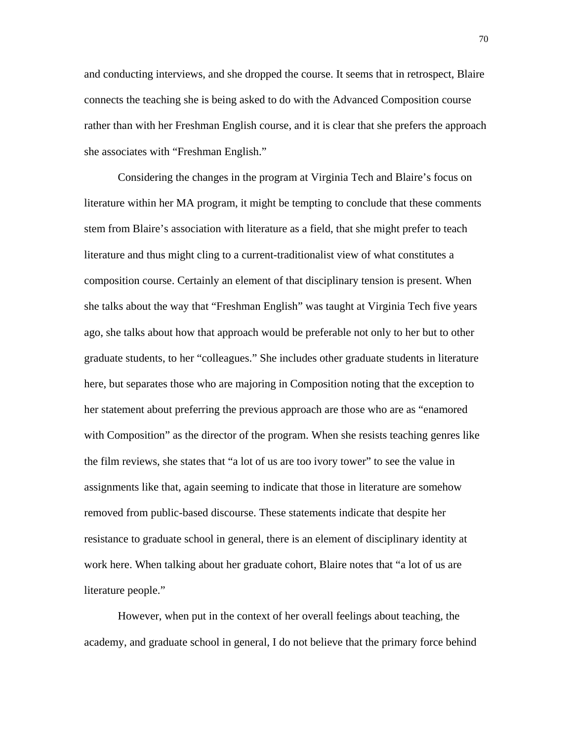and conducting interviews, and she dropped the course. It seems that in retrospect, Blaire connects the teaching she is being asked to do with the Advanced Composition course rather than with her Freshman English course, and it is clear that she prefers the approach she associates with "Freshman English."

Considering the changes in the program at Virginia Tech and Blaire's focus on literature within her MA program, it might be tempting to conclude that these comments stem from Blaire's association with literature as a field, that she might prefer to teach literature and thus might cling to a current-traditionalist view of what constitutes a composition course. Certainly an element of that disciplinary tension is present. When she talks about the way that "Freshman English" was taught at Virginia Tech five years ago, she talks about how that approach would be preferable not only to her but to other graduate students, to her "colleagues." She includes other graduate students in literature here, but separates those who are majoring in Composition noting that the exception to her statement about preferring the previous approach are those who are as "enamored with Composition" as the director of the program. When she resists teaching genres like the film reviews, she states that "a lot of us are too ivory tower" to see the value in assignments like that, again seeming to indicate that those in literature are somehow removed from public-based discourse. These statements indicate that despite her resistance to graduate school in general, there is an element of disciplinary identity at work here. When talking about her graduate cohort, Blaire notes that "a lot of us are literature people."

However, when put in the context of her overall feelings about teaching, the academy, and graduate school in general, I do not believe that the primary force behind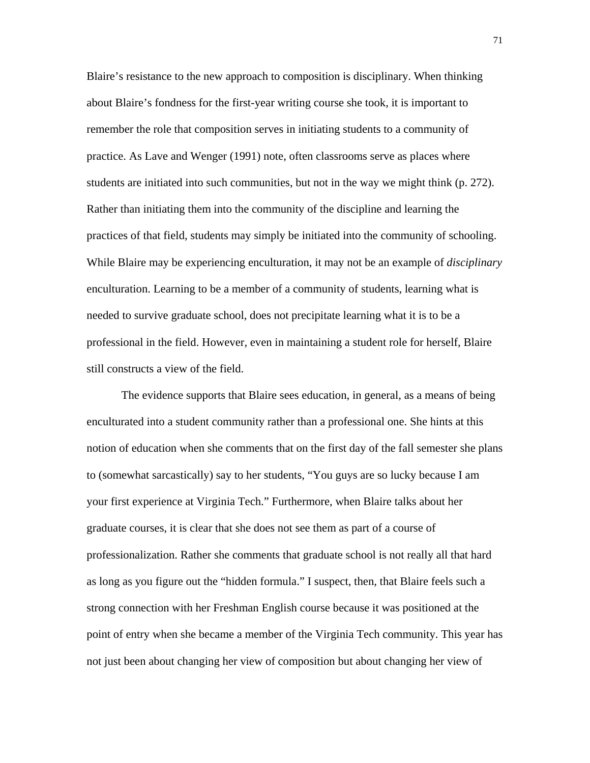Blaire's resistance to the new approach to composition is disciplinary. When thinking about Blaire's fondness for the first-year writing course she took, it is important to remember the role that composition serves in initiating students to a community of practice. As Lave and Wenger (1991) note, often classrooms serve as places where students are initiated into such communities, but not in the way we might think (p. 272). Rather than initiating them into the community of the discipline and learning the practices of that field, students may simply be initiated into the community of schooling. While Blaire may be experiencing enculturation, it may not be an example of *disciplinary* enculturation. Learning to be a member of a community of students, learning what is needed to survive graduate school, does not precipitate learning what it is to be a professional in the field. However, even in maintaining a student role for herself, Blaire still constructs a view of the field.

The evidence supports that Blaire sees education, in general, as a means of being enculturated into a student community rather than a professional one. She hints at this notion of education when she comments that on the first day of the fall semester she plans to (somewhat sarcastically) say to her students, "You guys are so lucky because I am your first experience at Virginia Tech." Furthermore, when Blaire talks about her graduate courses, it is clear that she does not see them as part of a course of professionalization. Rather she comments that graduate school is not really all that hard as long as you figure out the "hidden formula." I suspect, then, that Blaire feels such a strong connection with her Freshman English course because it was positioned at the point of entry when she became a member of the Virginia Tech community. This year has not just been about changing her view of composition but about changing her view of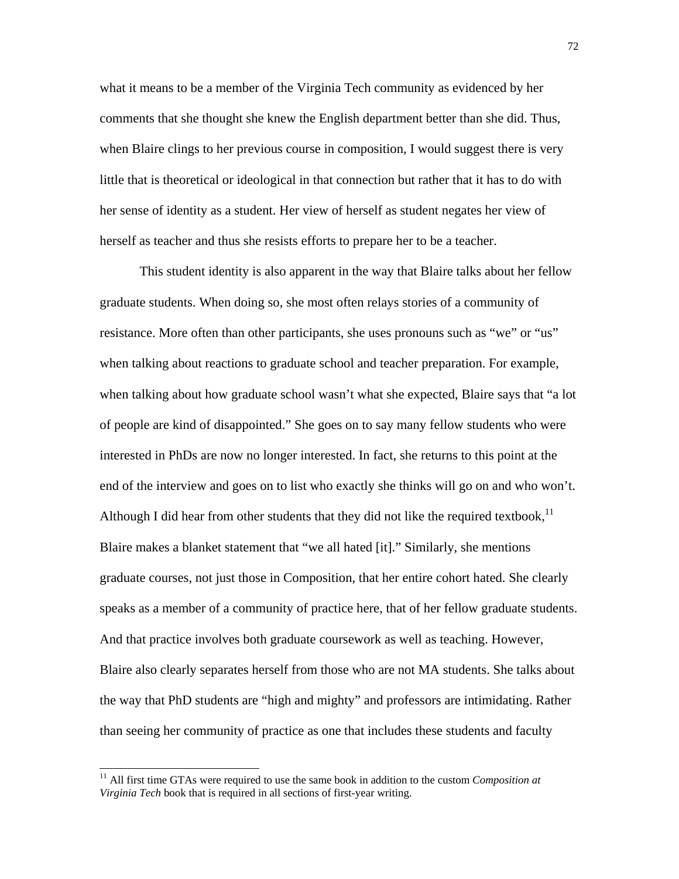what it means to be a member of the Virginia Tech community as evidenced by her comments that she thought she knew the English department better than she did. Thus, when Blaire clings to her previous course in composition, I would suggest there is very little that is theoretical or ideological in that connection but rather that it has to do with her sense of identity as a student. Her view of herself as student negates her view of herself as teacher and thus she resists efforts to prepare her to be a teacher.

This student identity is also apparent in the way that Blaire talks about her fellow graduate students. When doing so, she most often relays stories of a community of resistance. More often than other participants, she uses pronouns such as "we" or "us" when talking about reactions to graduate school and teacher preparation. For example, when talking about how graduate school wasn't what she expected, Blaire says that "a lot of people are kind of disappointed." She goes on to say many fellow students who were interested in PhDs are now no longer interested. In fact, she returns to this point at the end of the interview and goes on to list who exactly she thinks will go on and who won't. Although I did hear from other students that they did not like the required textbook,[11] Blaire makes a blanket statement that "we all hated [it]." Similarly, she mentions graduate courses, not just those in Composition, that her entire cohort hated. She clearly speaks as a member of a community of practice here, that of her fellow graduate students. And that practice involves both graduate coursework as well as teaching. However, Blaire also clearly separates herself from those who are not MA students. She talks about the way that PhD students are "high and mighty" and professors are intimidating. Rather than seeing her community of practice as one that includes these students and faculty

[11] All first time GTAs were required to use the same book in addition to the custom *Composition at Virginia Tech* book that is required in all sections of first-year writing.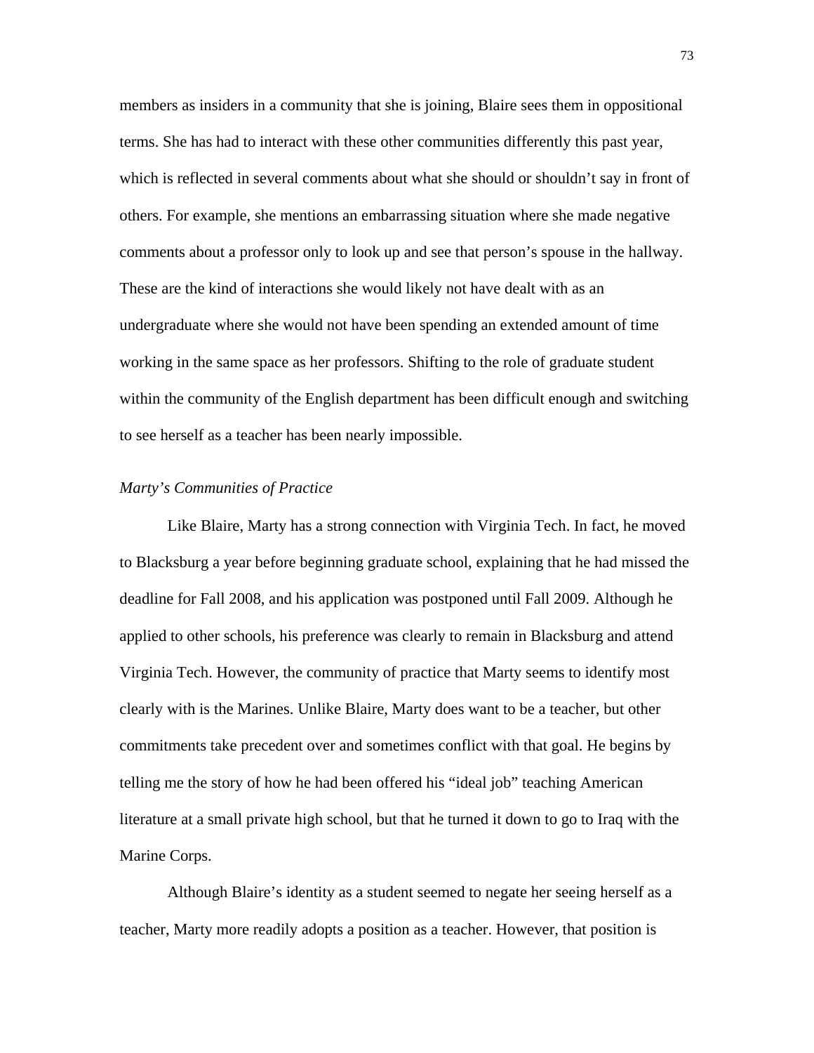members as insiders in a community that she is joining, Blaire sees them in oppositional terms. She has had to interact with these other communities differently this past year, which is reflected in several comments about what she should or shouldn't say in front of others. For example, she mentions an embarrassing situation where she made negative comments about a professor only to look up and see that person's spouse in the hallway. These are the kind of interactions she would likely not have dealt with as an undergraduate where she would not have been spending an extended amount of time working in the same space as her professors. Shifting to the role of graduate student within the community of the English department has been difficult enough and switching to see herself as a teacher has been nearly impossible.

*Marty's Communities of Practice*

Like Blaire, Marty has a strong connection with Virginia Tech. In fact, he moved to Blacksburg a year before beginning graduate school, explaining that he had missed the deadline for Fall 2008, and his application was postponed until Fall 2009. Although he applied to other schools, his preference was clearly to remain in Blacksburg and attend Virginia Tech. However, the community of practice that Marty seems to identify most clearly with is the Marines. Unlike Blaire, Marty does want to be a teacher, but other commitments take precedent over and sometimes conflict with that goal. He begins by telling me the story of how he had been offered his "ideal job" teaching American literature at a small private high school, but that he turned it down to go to Iraq with the Marine Corps.

Although Blaire's identity as a student seemed to negate her seeing herself as a teacher, Marty more readily adopts a position as a teacher. However, that position is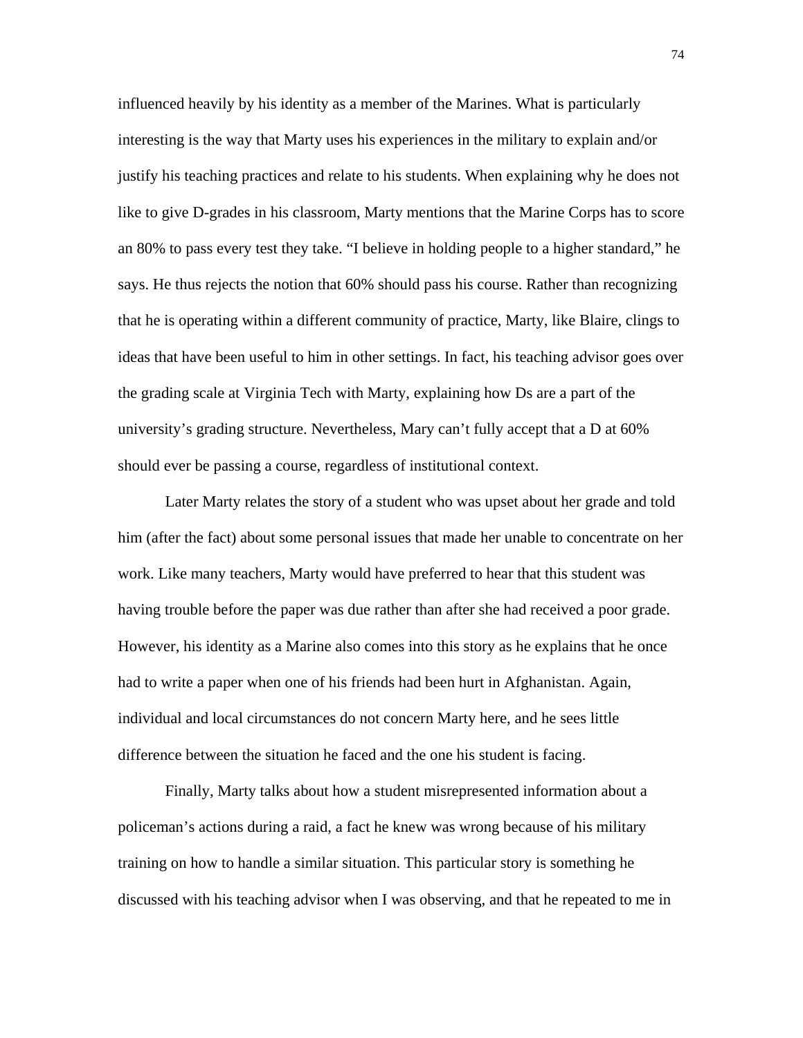influenced heavily by his identity as a member of the Marines. What is particularly interesting is the way that Marty uses his experiences in the military to explain and/or justify his teaching practices and relate to his students. When explaining why he does not like to give D-grades in his classroom, Marty mentions that the Marine Corps has to score an 80% to pass every test they take. “I believe in holding people to a higher standard,” he says. He thus rejects the notion that 60% should pass his course. Rather than recognizing that he is operating within a different community of practice, Marty, like Blaire, clings to ideas that have been useful to him in other settings. In fact, his teaching advisor goes over the grading scale at Virginia Tech with Marty, explaining how Ds are a part of the university’s grading structure. Nevertheless, Mary can’t fully accept that a D at 60% should ever be passing a course, regardless of institutional context.

Later Marty relates the story of a student who was upset about her grade and told him (after the fact) about some personal issues that made her unable to concentrate on her work. Like many teachers, Marty would have preferred to hear that this student was having trouble before the paper was due rather than after she had received a poor grade. However, his identity as a Marine also comes into this story as he explains that he once had to write a paper when one of his friends had been hurt in Afghanistan. Again, individual and local circumstances do not concern Marty here, and he sees little difference between the situation he faced and the one his student is facing.

Finally, Marty talks about how a student misrepresented information about a policeman’s actions during a raid, a fact he knew was wrong because of his military training on how to handle a similar situation. This particular story is something he discussed with his teaching advisor when I was observing, and that he repeated to me in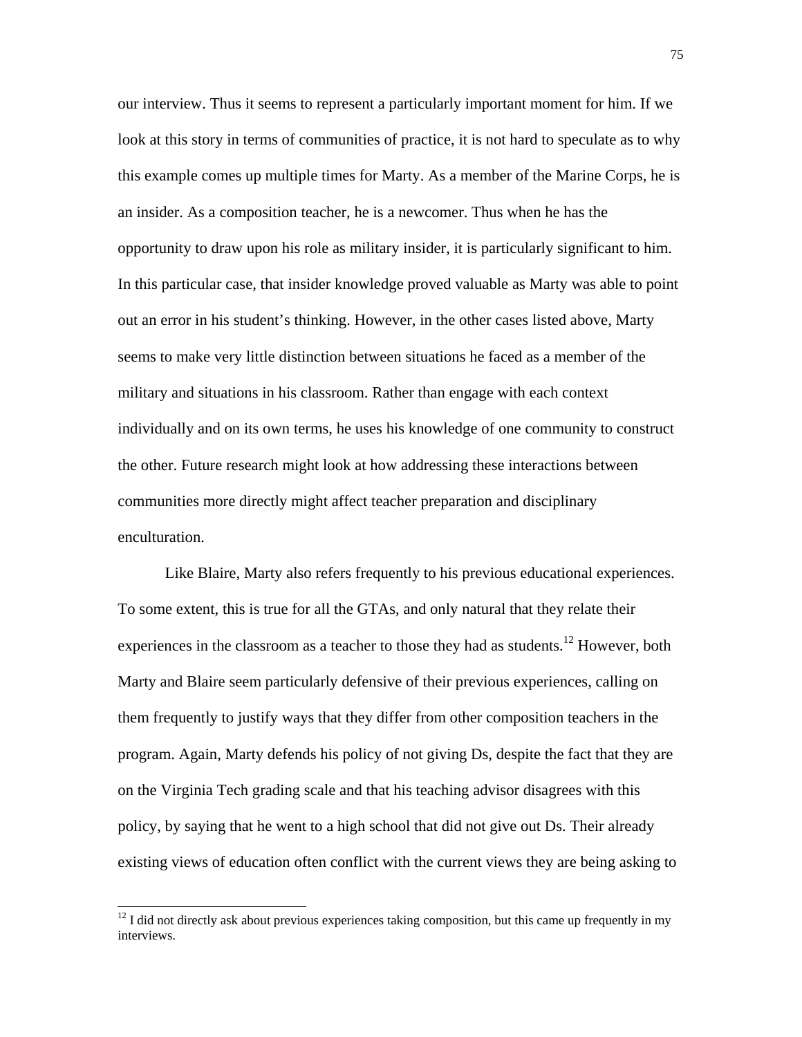our interview. Thus it seems to represent a particularly important moment for him. If we look at this story in terms of communities of practice, it is not hard to speculate as to why this example comes up multiple times for Marty. As a member of the Marine Corps, he is an insider. As a composition teacher, he is a newcomer. Thus when he has the opportunity to draw upon his role as military insider, it is particularly significant to him. In this particular case, that insider knowledge proved valuable as Marty was able to point out an error in his student's thinking. However, in the other cases listed above, Marty seems to make very little distinction between situations he faced as a member of the military and situations in his classroom. Rather than engage with each context individually and on its own terms, he uses his knowledge of one community to construct the other. Future research might look at how addressing these interactions between communities more directly might affect teacher preparation and disciplinary enculturation.

Like Blaire, Marty also refers frequently to his previous educational experiences. To some extent, this is true for all the GTAs, and only natural that they relate their experiences in the classroom as a teacher to those they had as students.[12] However, both Marty and Blaire seem particularly defensive of their previous experiences, calling on them frequently to justify ways that they differ from other composition teachers in the program. Again, Marty defends his policy of not giving Ds, despite the fact that they are on the Virginia Tech grading scale and that his teaching advisor disagrees with this policy, by saying that he went to a high school that did not give out Ds. Their already existing views of education often conflict with the current views they are being asking to

[12] I did not directly ask about previous experiences taking composition, but this came up frequently in my interviews.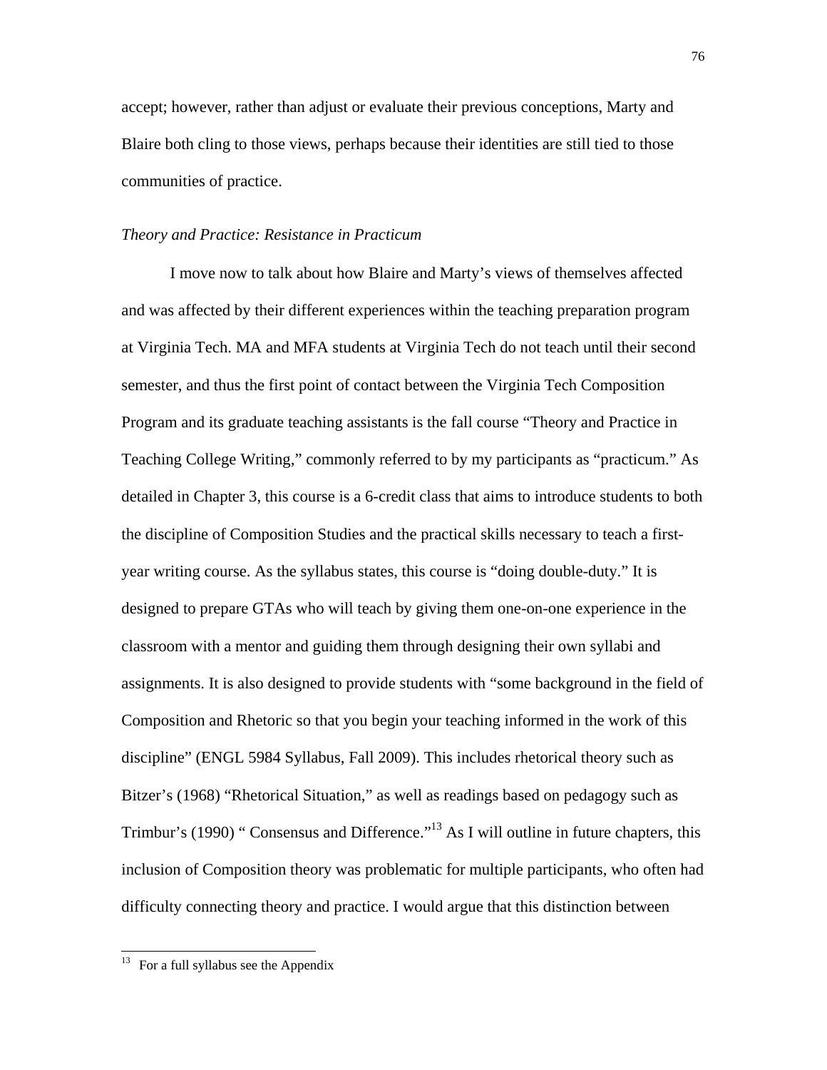accept; however, rather than adjust or evaluate their previous conceptions, Marty and Blaire both cling to those views, perhaps because their identities are still tied to those communities of practice.

### *Theory and Practice: Resistance in Practicum*

I move now to talk about how Blaire and Marty's views of themselves affected and was affected by their different experiences within the teaching preparation program at Virginia Tech. MA and MFA students at Virginia Tech do not teach until their second semester, and thus the first point of contact between the Virginia Tech Composition Program and its graduate teaching assistants is the fall course "Theory and Practice in Teaching College Writing," commonly referred to by my participants as "practicum." As detailed in Chapter 3, this course is a 6-credit class that aims to introduce students to both the discipline of Composition Studies and the practical skills necessary to teach a first-year writing course. As the syllabus states, this course is "doing double-duty." It is designed to prepare GTAs who will teach by giving them one-on-one experience in the classroom with a mentor and guiding them through designing their own syllabi and assignments. It is also designed to provide students with "some background in the field of Composition and Rhetoric so that you begin your teaching informed in the work of this discipline" (ENGL 5984 Syllabus, Fall 2009). This includes rhetorical theory such as Bitzer's (1968) "Rhetorical Situation," as well as readings based on pedagogy such as Trimbur's (1990) " Consensus and Difference."[13] As I will outline in future chapters, this inclusion of Composition theory was problematic for multiple participants, who often had difficulty connecting theory and practice. I would argue that this distinction between

[13] For a full syllabus see the Appendix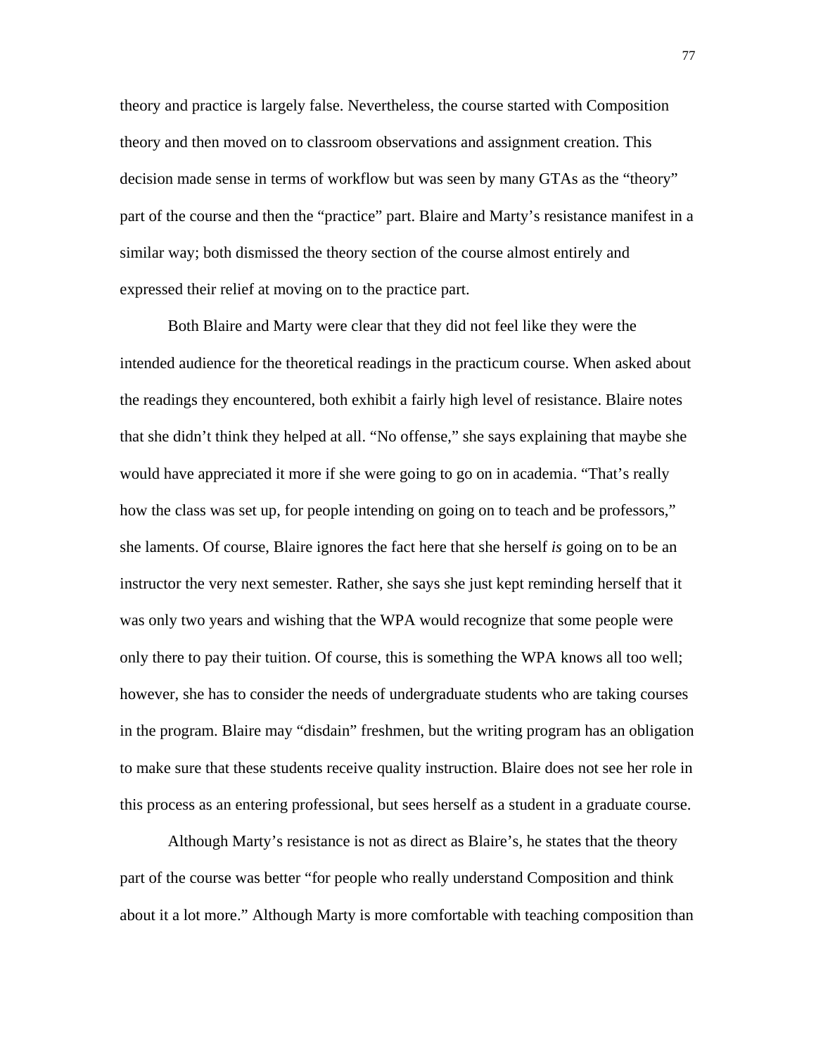theory and practice is largely false. Nevertheless, the course started with Composition theory and then moved on to classroom observations and assignment creation. This decision made sense in terms of workflow but was seen by many GTAs as the "theory" part of the course and then the "practice" part. Blaire and Marty's resistance manifest in a similar way; both dismissed the theory section of the course almost entirely and expressed their relief at moving on to the practice part.

Both Blaire and Marty were clear that they did not feel like they were the intended audience for the theoretical readings in the practicum course. When asked about the readings they encountered, both exhibit a fairly high level of resistance. Blaire notes that she didn't think they helped at all. "No offense," she says explaining that maybe she would have appreciated it more if she were going to go on in academia. "That's really how the class was set up, for people intending on going on to teach and be professors," she laments. Of course, Blaire ignores the fact here that she herself *is* going on to be an instructor the very next semester. Rather, she says she just kept reminding herself that it was only two years and wishing that the WPA would recognize that some people were only there to pay their tuition. Of course, this is something the WPA knows all too well; however, she has to consider the needs of undergraduate students who are taking courses in the program. Blaire may "disdain" freshmen, but the writing program has an obligation to make sure that these students receive quality instruction. Blaire does not see her role in this process as an entering professional, but sees herself as a student in a graduate course.

Although Marty's resistance is not as direct as Blaire's, he states that the theory part of the course was better "for people who really understand Composition and think about it a lot more." Although Marty is more comfortable with teaching composition than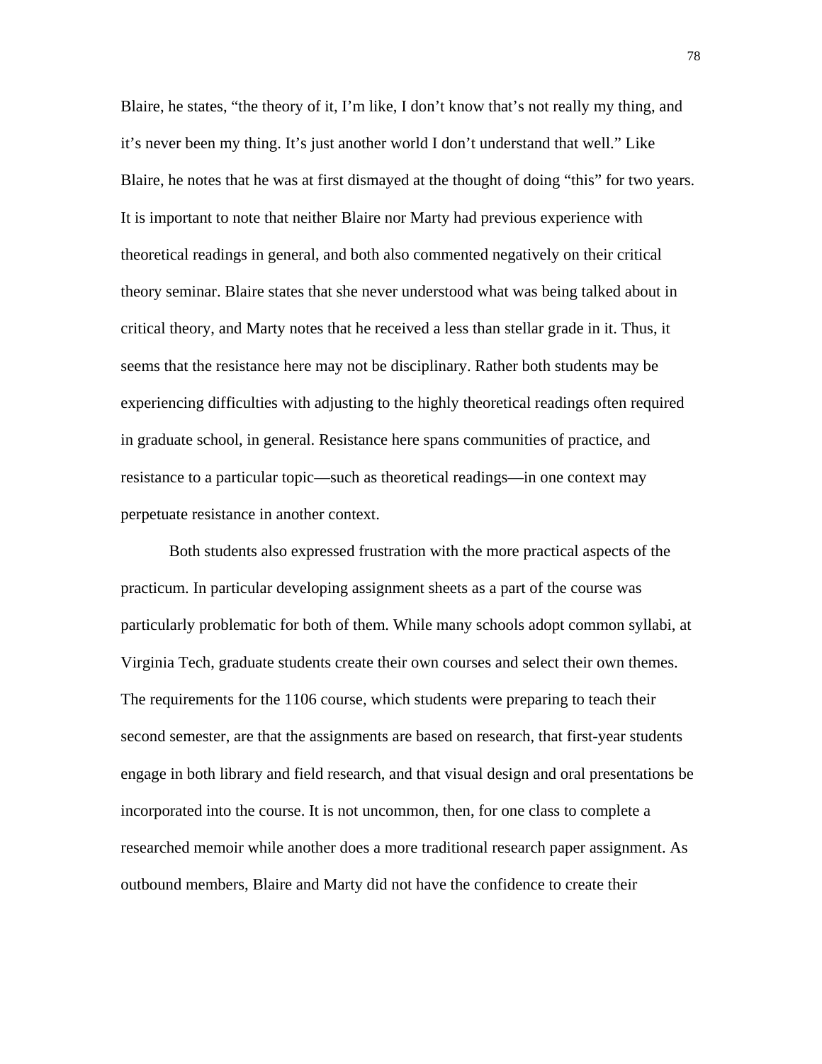Blaire, he states, “the theory of it, I’m like, I don’t know that’s not really my thing, and it’s never been my thing. It’s just another world I don’t understand that well.” Like Blaire, he notes that he was at first dismayed at the thought of doing “this” for two years. It is important to note that neither Blaire nor Marty had previous experience with theoretical readings in general, and both also commented negatively on their critical theory seminar. Blaire states that she never understood what was being talked about in critical theory, and Marty notes that he received a less than stellar grade in it. Thus, it seems that the resistance here may not be disciplinary. Rather both students may be experiencing difficulties with adjusting to the highly theoretical readings often required in graduate school, in general. Resistance here spans communities of practice, and resistance to a particular topic—such as theoretical readings—in one context may perpetuate resistance in another context.

Both students also expressed frustration with the more practical aspects of the practicum. In particular developing assignment sheets as a part of the course was particularly problematic for both of them. While many schools adopt common syllabi, at Virginia Tech, graduate students create their own courses and select their own themes. The requirements for the 1106 course, which students were preparing to teach their second semester, are that the assignments are based on research, that first-year students engage in both library and field research, and that visual design and oral presentations be incorporated into the course. It is not uncommon, then, for one class to complete a researched memoir while another does a more traditional research paper assignment. As outbound members, Blaire and Marty did not have the confidence to create their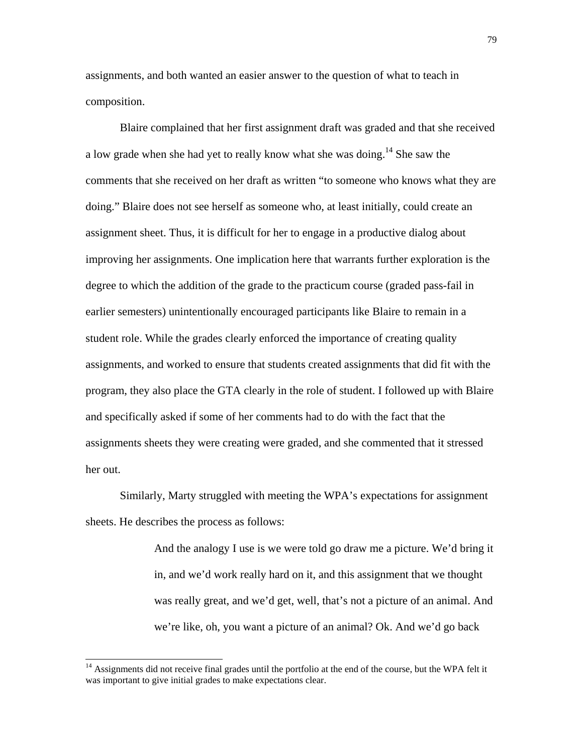assignments, and both wanted an easier answer to the question of what to teach in composition.

Blaire complained that her first assignment draft was graded and that she received a low grade when she had yet to really know what she was doing.[14] She saw the comments that she received on her draft as written "to someone who knows what they are doing." Blaire does not see herself as someone who, at least initially, could create an assignment sheet. Thus, it is difficult for her to engage in a productive dialog about improving her assignments. One implication here that warrants further exploration is the degree to which the addition of the grade to the practicum course (graded pass-fail in earlier semesters) unintentionally encouraged participants like Blaire to remain in a student role. While the grades clearly enforced the importance of creating quality assignments, and worked to ensure that students created assignments that did fit with the program, they also place the GTA clearly in the role of student. I followed up with Blaire and specifically asked if some of her comments had to do with the fact that the assignments sheets they were creating were graded, and she commented that it stressed her out.

Similarly, Marty struggled with meeting the WPA's expectations for assignment sheets. He describes the process as follows:

> And the analogy I use is we were told go draw me a picture. We'd bring it in, and we'd work really hard on it, and this assignment that we thought was really great, and we'd get, well, that's not a picture of an animal. And we're like, oh, you want a picture of an animal? Ok. And we'd go back

[14] Assignments did not receive final grades until the portfolio at the end of the course, but the WPA felt it was important to give initial grades to make expectations clear.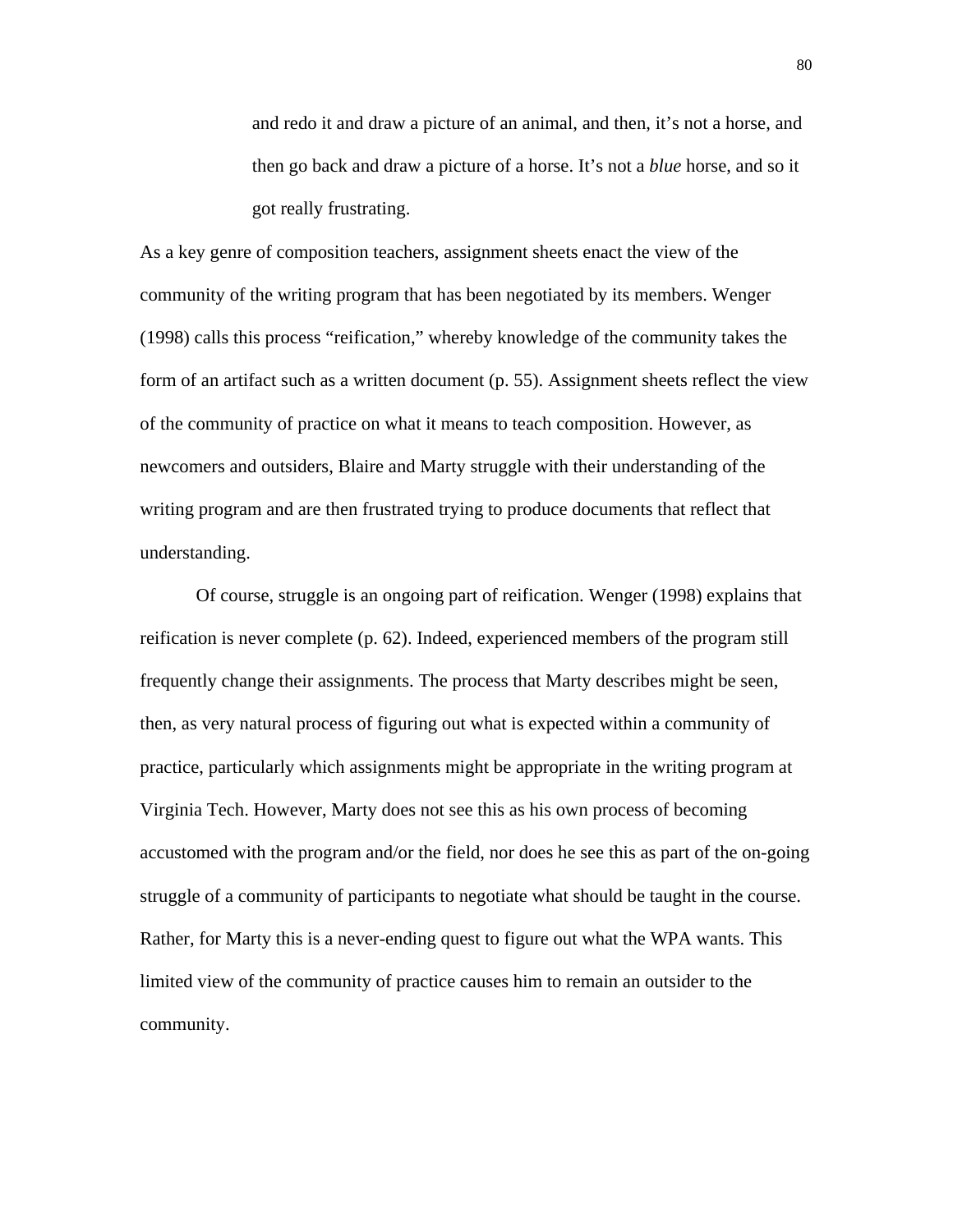> and redo it and draw a picture of an animal, and then, it's not a horse, and then go back and draw a picture of a horse. It's not a *blue* horse, and so it got really frustrating.

As a key genre of composition teachers, assignment sheets enact the view of the community of the writing program that has been negotiated by its members. Wenger (1998) calls this process "reification," whereby knowledge of the community takes the form of an artifact such as a written document (p. 55). Assignment sheets reflect the view of the community of practice on what it means to teach composition. However, as newcomers and outsiders, Blaire and Marty struggle with their understanding of the writing program and are then frustrated trying to produce documents that reflect that understanding.

Of course, struggle is an ongoing part of reification. Wenger (1998) explains that reification is never complete (p. 62). Indeed, experienced members of the program still frequently change their assignments. The process that Marty describes might be seen, then, as very natural process of figuring out what is expected within a community of practice, particularly which assignments might be appropriate in the writing program at Virginia Tech. However, Marty does not see this as his own process of becoming accustomed with the program and/or the field, nor does he see this as part of the on-going struggle of a community of participants to negotiate what should be taught in the course. Rather, for Marty this is a never-ending quest to figure out what the WPA wants. This limited view of the community of practice causes him to remain an outsider to the community.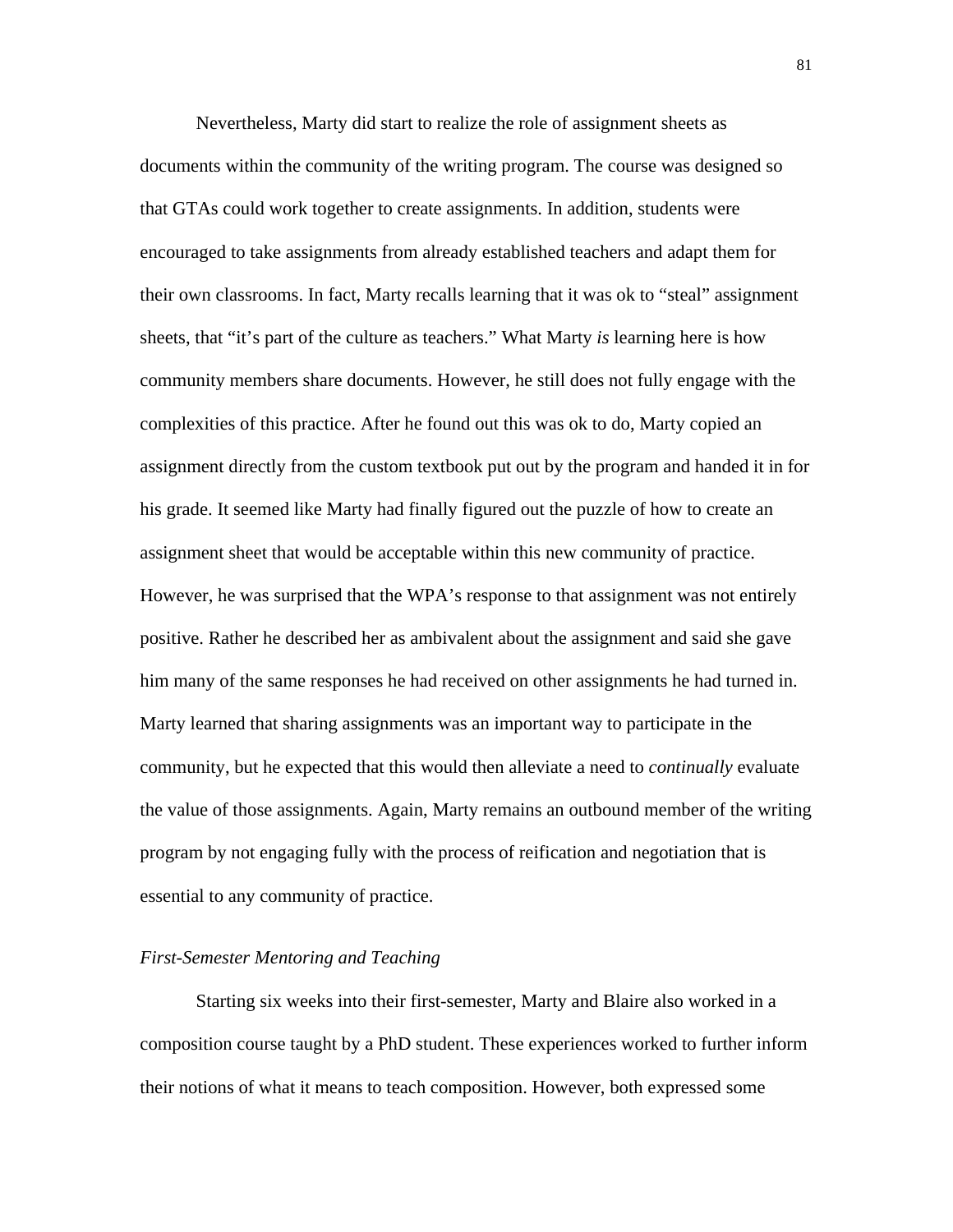Nevertheless, Marty did start to realize the role of assignment sheets as documents within the community of the writing program. The course was designed so that GTAs could work together to create assignments. In addition, students were encouraged to take assignments from already established teachers and adapt them for their own classrooms. In fact, Marty recalls learning that it was ok to "steal" assignment sheets, that "it's part of the culture as teachers." What Marty *is* learning here is how community members share documents. However, he still does not fully engage with the complexities of this practice. After he found out this was ok to do, Marty copied an assignment directly from the custom textbook put out by the program and handed it in for his grade. It seemed like Marty had finally figured out the puzzle of how to create an assignment sheet that would be acceptable within this new community of practice. However, he was surprised that the WPA's response to that assignment was not entirely positive. Rather he described her as ambivalent about the assignment and said she gave him many of the same responses he had received on other assignments he had turned in. Marty learned that sharing assignments was an important way to participate in the community, but he expected that this would then alleviate a need to *continually* evaluate the value of those assignments. Again, Marty remains an outbound member of the writing program by not engaging fully with the process of reification and negotiation that is essential to any community of practice.

### *First-Semester Mentoring and Teaching*

Starting six weeks into their first-semester, Marty and Blaire also worked in a composition course taught by a PhD student. These experiences worked to further inform their notions of what it means to teach composition. However, both expressed some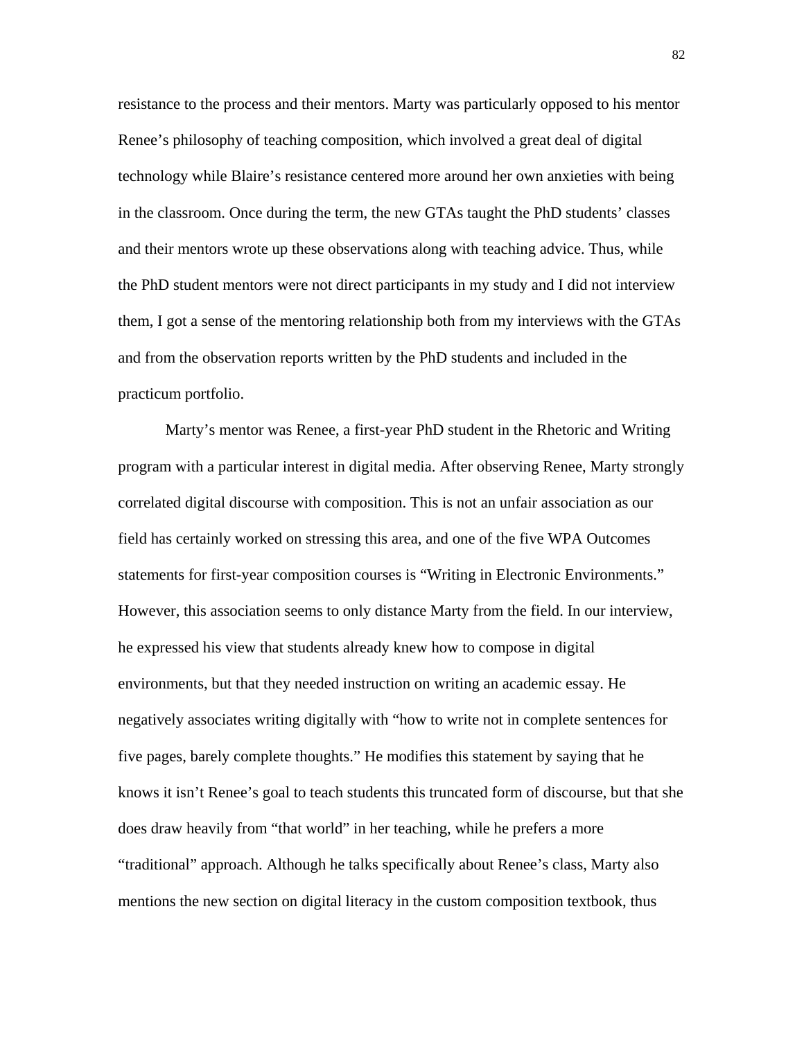resistance to the process and their mentors. Marty was particularly opposed to his mentor Renee's philosophy of teaching composition, which involved a great deal of digital technology while Blaire's resistance centered more around her own anxieties with being in the classroom. Once during the term, the new GTAs taught the PhD students' classes and their mentors wrote up these observations along with teaching advice. Thus, while the PhD student mentors were not direct participants in my study and I did not interview them, I got a sense of the mentoring relationship both from my interviews with the GTAs and from the observation reports written by the PhD students and included in the practicum portfolio.

Marty's mentor was Renee, a first-year PhD student in the Rhetoric and Writing program with a particular interest in digital media. After observing Renee, Marty strongly correlated digital discourse with composition. This is not an unfair association as our field has certainly worked on stressing this area, and one of the five WPA Outcomes statements for first-year composition courses is "Writing in Electronic Environments." However, this association seems to only distance Marty from the field. In our interview, he expressed his view that students already knew how to compose in digital environments, but that they needed instruction on writing an academic essay. He negatively associates writing digitally with "how to write not in complete sentences for five pages, barely complete thoughts." He modifies this statement by saying that he knows it isn't Renee's goal to teach students this truncated form of discourse, but that she does draw heavily from "that world" in her teaching, while he prefers a more "traditional" approach. Although he talks specifically about Renee's class, Marty also mentions the new section on digital literacy in the custom composition textbook, thus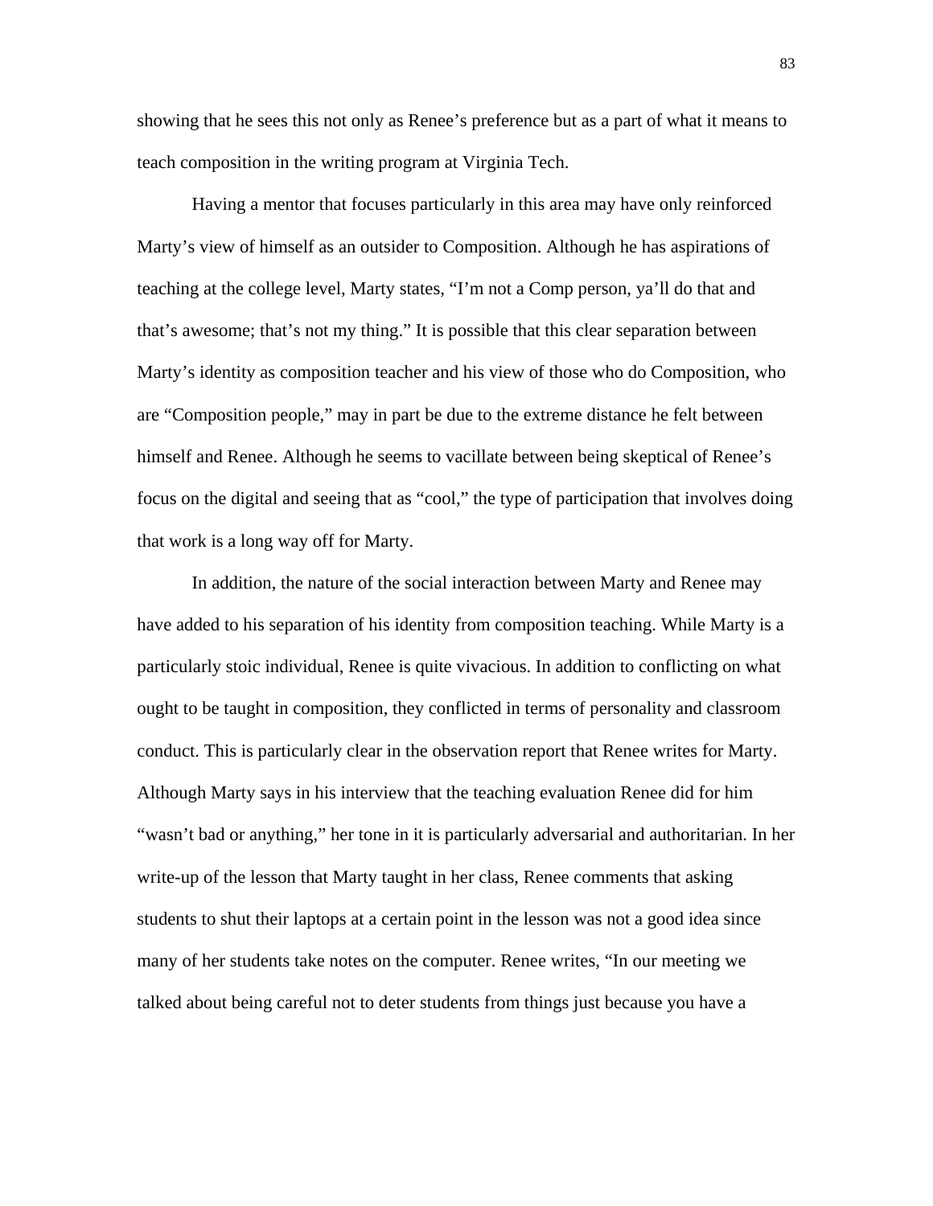showing that he sees this not only as Renee's preference but as a part of what it means to teach composition in the writing program at Virginia Tech.

Having a mentor that focuses particularly in this area may have only reinforced Marty's view of himself as an outsider to Composition. Although he has aspirations of teaching at the college level, Marty states, "I'm not a Comp person, ya'll do that and that's awesome; that's not my thing." It is possible that this clear separation between Marty's identity as composition teacher and his view of those who do Composition, who are "Composition people," may in part be due to the extreme distance he felt between himself and Renee. Although he seems to vacillate between being skeptical of Renee's focus on the digital and seeing that as "cool," the type of participation that involves doing that work is a long way off for Marty.

In addition, the nature of the social interaction between Marty and Renee may have added to his separation of his identity from composition teaching. While Marty is a particularly stoic individual, Renee is quite vivacious. In addition to conflicting on what ought to be taught in composition, they conflicted in terms of personality and classroom conduct. This is particularly clear in the observation report that Renee writes for Marty. Although Marty says in his interview that the teaching evaluation Renee did for him "wasn't bad or anything," her tone in it is particularly adversarial and authoritarian. In her write-up of the lesson that Marty taught in her class, Renee comments that asking students to shut their laptops at a certain point in the lesson was not a good idea since many of her students take notes on the computer. Renee writes, "In our meeting we talked about being careful not to deter students from things just because you have a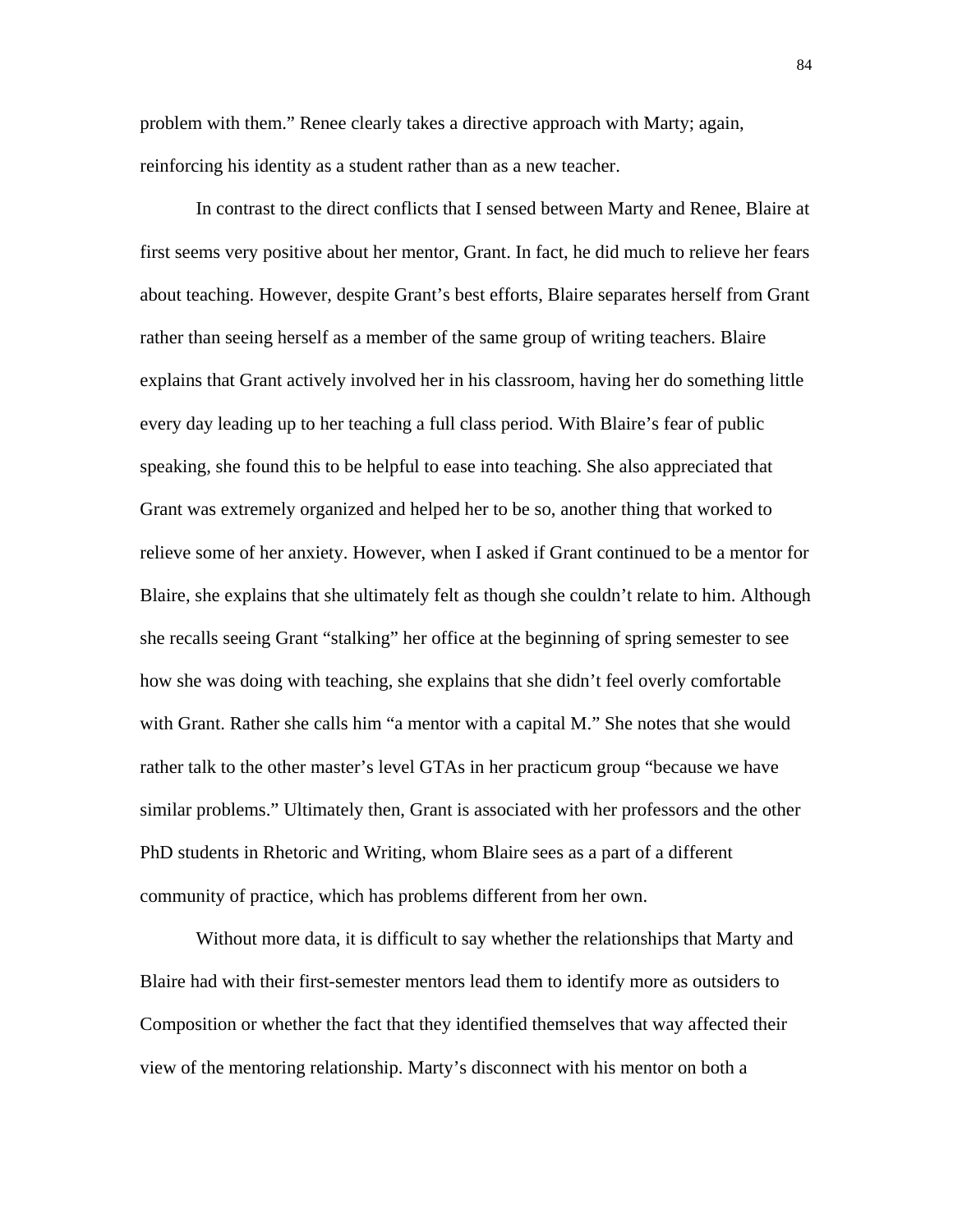problem with them." Renee clearly takes a directive approach with Marty; again, reinforcing his identity as a student rather than as a new teacher.

In contrast to the direct conflicts that I sensed between Marty and Renee, Blaire at first seems very positive about her mentor, Grant. In fact, he did much to relieve her fears about teaching. However, despite Grant's best efforts, Blaire separates herself from Grant rather than seeing herself as a member of the same group of writing teachers. Blaire explains that Grant actively involved her in his classroom, having her do something little every day leading up to her teaching a full class period. With Blaire's fear of public speaking, she found this to be helpful to ease into teaching. She also appreciated that Grant was extremely organized and helped her to be so, another thing that worked to relieve some of her anxiety. However, when I asked if Grant continued to be a mentor for Blaire, she explains that she ultimately felt as though she couldn't relate to him. Although she recalls seeing Grant "stalking" her office at the beginning of spring semester to see how she was doing with teaching, she explains that she didn't feel overly comfortable with Grant. Rather she calls him "a mentor with a capital M." She notes that she would rather talk to the other master's level GTAs in her practicum group "because we have similar problems." Ultimately then, Grant is associated with her professors and the other PhD students in Rhetoric and Writing, whom Blaire sees as a part of a different community of practice, which has problems different from her own.

Without more data, it is difficult to say whether the relationships that Marty and Blaire had with their first-semester mentors lead them to identify more as outsiders to Composition or whether the fact that they identified themselves that way affected their view of the mentoring relationship. Marty's disconnect with his mentor on both a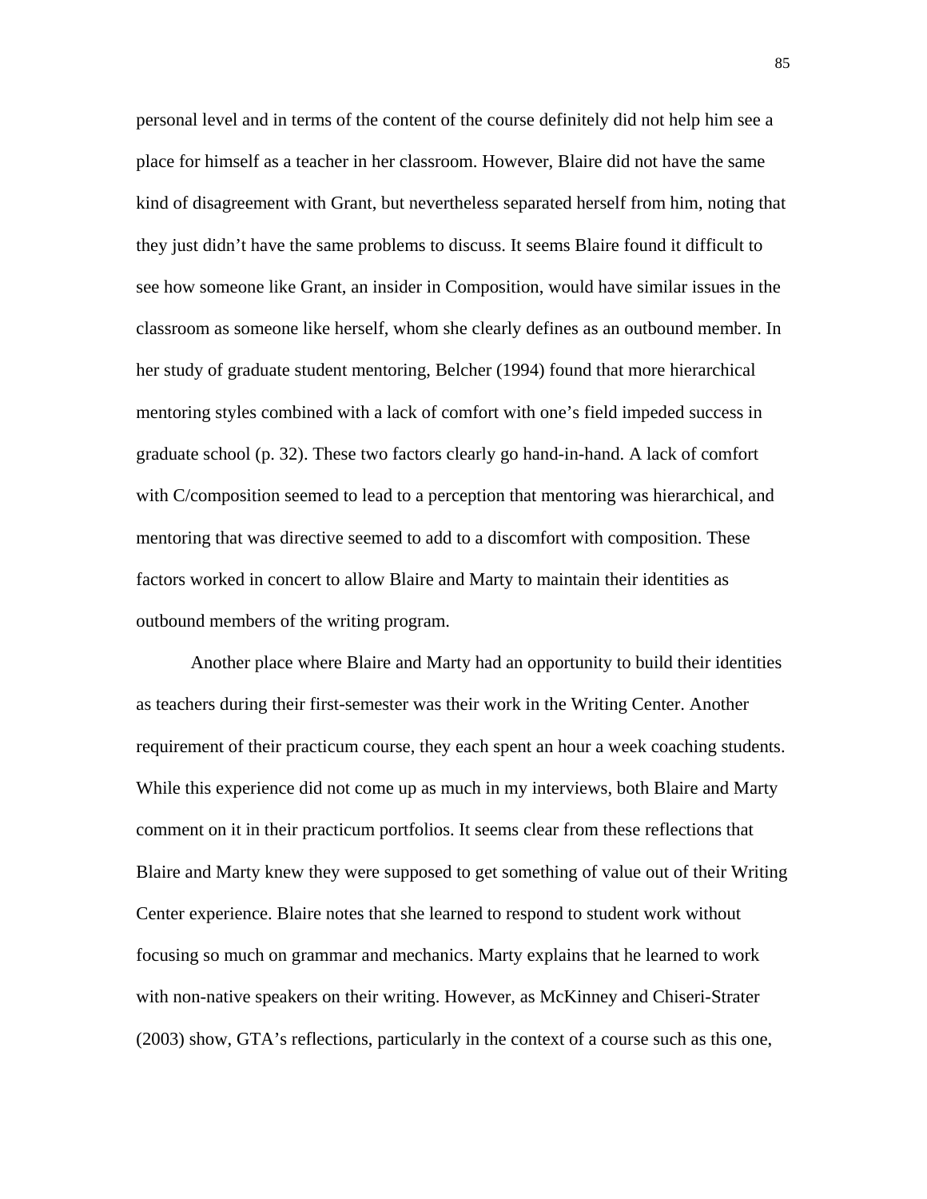personal level and in terms of the content of the course definitely did not help him see a place for himself as a teacher in her classroom. However, Blaire did not have the same kind of disagreement with Grant, but nevertheless separated herself from him, noting that they just didn't have the same problems to discuss. It seems Blaire found it difficult to see how someone like Grant, an insider in Composition, would have similar issues in the classroom as someone like herself, whom she clearly defines as an outbound member. In her study of graduate student mentoring, Belcher (1994) found that more hierarchical mentoring styles combined with a lack of comfort with one's field impeded success in graduate school (p. 32). These two factors clearly go hand-in-hand. A lack of comfort with C/composition seemed to lead to a perception that mentoring was hierarchical, and mentoring that was directive seemed to add to a discomfort with composition. These factors worked in concert to allow Blaire and Marty to maintain their identities as outbound members of the writing program.

Another place where Blaire and Marty had an opportunity to build their identities as teachers during their first-semester was their work in the Writing Center. Another requirement of their practicum course, they each spent an hour a week coaching students. While this experience did not come up as much in my interviews, both Blaire and Marty comment on it in their practicum portfolios. It seems clear from these reflections that Blaire and Marty knew they were supposed to get something of value out of their Writing Center experience. Blaire notes that she learned to respond to student work without focusing so much on grammar and mechanics. Marty explains that he learned to work with non-native speakers on their writing. However, as McKinney and Chiseri-Strater (2003) show, GTA's reflections, particularly in the context of a course such as this one,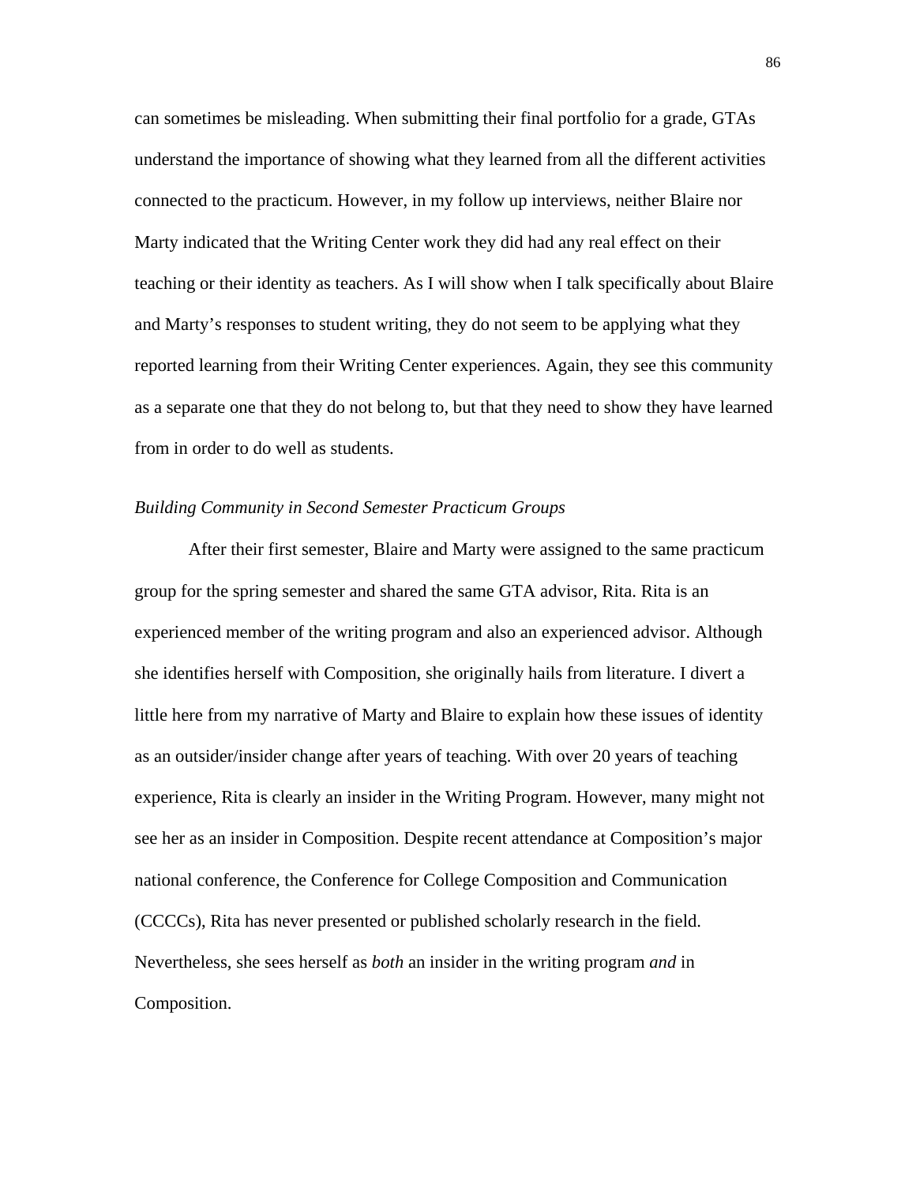can sometimes be misleading. When submitting their final portfolio for a grade, GTAs understand the importance of showing what they learned from all the different activities connected to the practicum. However, in my follow up interviews, neither Blaire nor Marty indicated that the Writing Center work they did had any real effect on their teaching or their identity as teachers. As I will show when I talk specifically about Blaire and Marty's responses to student writing, they do not seem to be applying what they reported learning from their Writing Center experiences. Again, they see this community as a separate one that they do not belong to, but that they need to show they have learned from in order to do well as students.

*Building Community in Second Semester Practicum Groups*

After their first semester, Blaire and Marty were assigned to the same practicum group for the spring semester and shared the same GTA advisor, Rita. Rita is an experienced member of the writing program and also an experienced advisor. Although she identifies herself with Composition, she originally hails from literature. I divert a little here from my narrative of Marty and Blaire to explain how these issues of identity as an outsider/insider change after years of teaching. With over 20 years of teaching experience, Rita is clearly an insider in the Writing Program. However, many might not see her as an insider in Composition. Despite recent attendance at Composition's major national conference, the Conference for College Composition and Communication (CCCCs), Rita has never presented or published scholarly research in the field. Nevertheless, she sees herself as *both* an insider in the writing program *and* in Composition.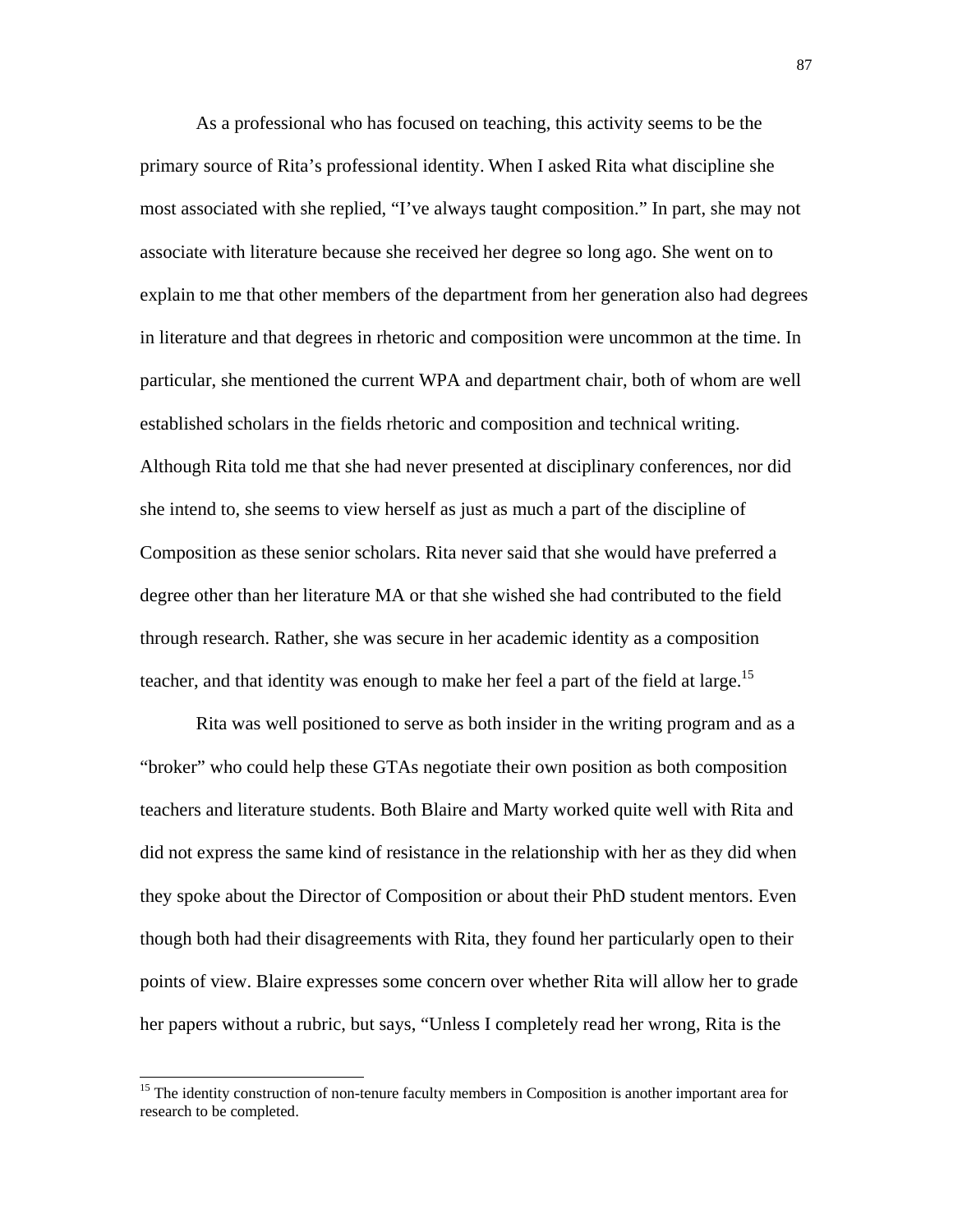As a professional who has focused on teaching, this activity seems to be the primary source of Rita's professional identity. When I asked Rita what discipline she most associated with she replied, "I've always taught composition." In part, she may not associate with literature because she received her degree so long ago. She went on to explain to me that other members of the department from her generation also had degrees in literature and that degrees in rhetoric and composition were uncommon at the time. In particular, she mentioned the current WPA and department chair, both of whom are well established scholars in the fields rhetoric and composition and technical writing. Although Rita told me that she had never presented at disciplinary conferences, nor did she intend to, she seems to view herself as just as much a part of the discipline of Composition as these senior scholars. Rita never said that she would have preferred a degree other than her literature MA or that she wished she had contributed to the field through research. Rather, she was secure in her academic identity as a composition teacher, and that identity was enough to make her feel a part of the field at large.[15]

Rita was well positioned to serve as both insider in the writing program and as a "broker" who could help these GTAs negotiate their own position as both composition teachers and literature students. Both Blaire and Marty worked quite well with Rita and did not express the same kind of resistance in the relationship with her as they did when they spoke about the Director of Composition or about their PhD student mentors. Even though both had their disagreements with Rita, they found her particularly open to their points of view. Blaire expresses some concern over whether Rita will allow her to grade her papers without a rubric, but says, "Unless I completely read her wrong, Rita is the

[15] The identity construction of non-tenure faculty members in Composition is another important area for research to be completed.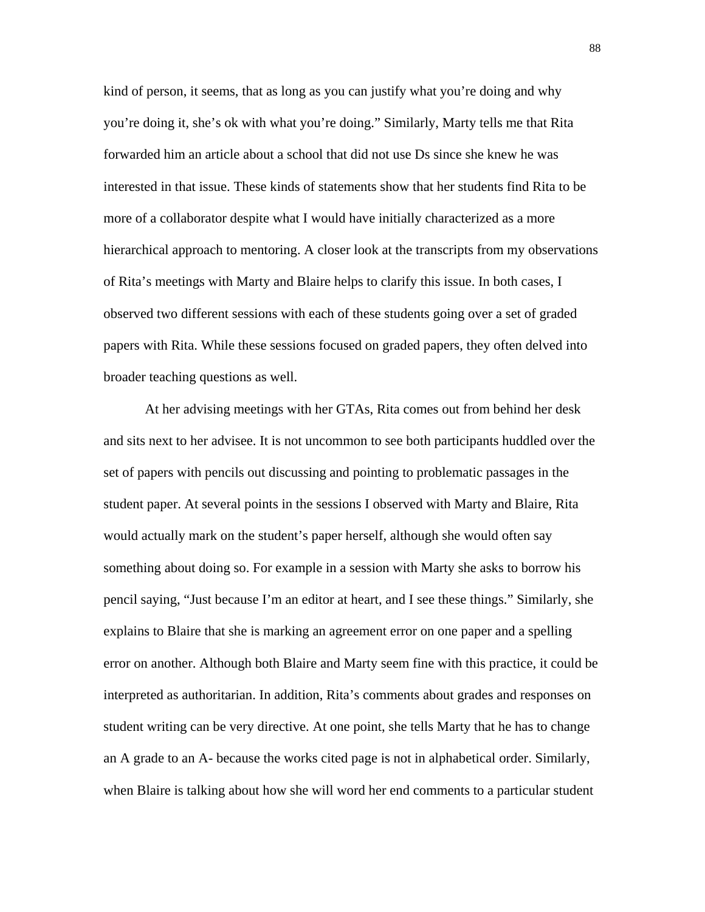kind of person, it seems, that as long as you can justify what you're doing and why you're doing it, she's ok with what you're doing." Similarly, Marty tells me that Rita forwarded him an article about a school that did not use Ds since she knew he was interested in that issue. These kinds of statements show that her students find Rita to be more of a collaborator despite what I would have initially characterized as a more hierarchical approach to mentoring. A closer look at the transcripts from my observations of Rita's meetings with Marty and Blaire helps to clarify this issue. In both cases, I observed two different sessions with each of these students going over a set of graded papers with Rita. While these sessions focused on graded papers, they often delved into broader teaching questions as well.

At her advising meetings with her GTAs, Rita comes out from behind her desk and sits next to her advisee. It is not uncommon to see both participants huddled over the set of papers with pencils out discussing and pointing to problematic passages in the student paper. At several points in the sessions I observed with Marty and Blaire, Rita would actually mark on the student's paper herself, although she would often say something about doing so. For example in a session with Marty she asks to borrow his pencil saying, "Just because I'm an editor at heart, and I see these things." Similarly, she explains to Blaire that she is marking an agreement error on one paper and a spelling error on another. Although both Blaire and Marty seem fine with this practice, it could be interpreted as authoritarian. In addition, Rita's comments about grades and responses on student writing can be very directive. At one point, she tells Marty that he has to change an A grade to an A- because the works cited page is not in alphabetical order. Similarly, when Blaire is talking about how she will word her end comments to a particular student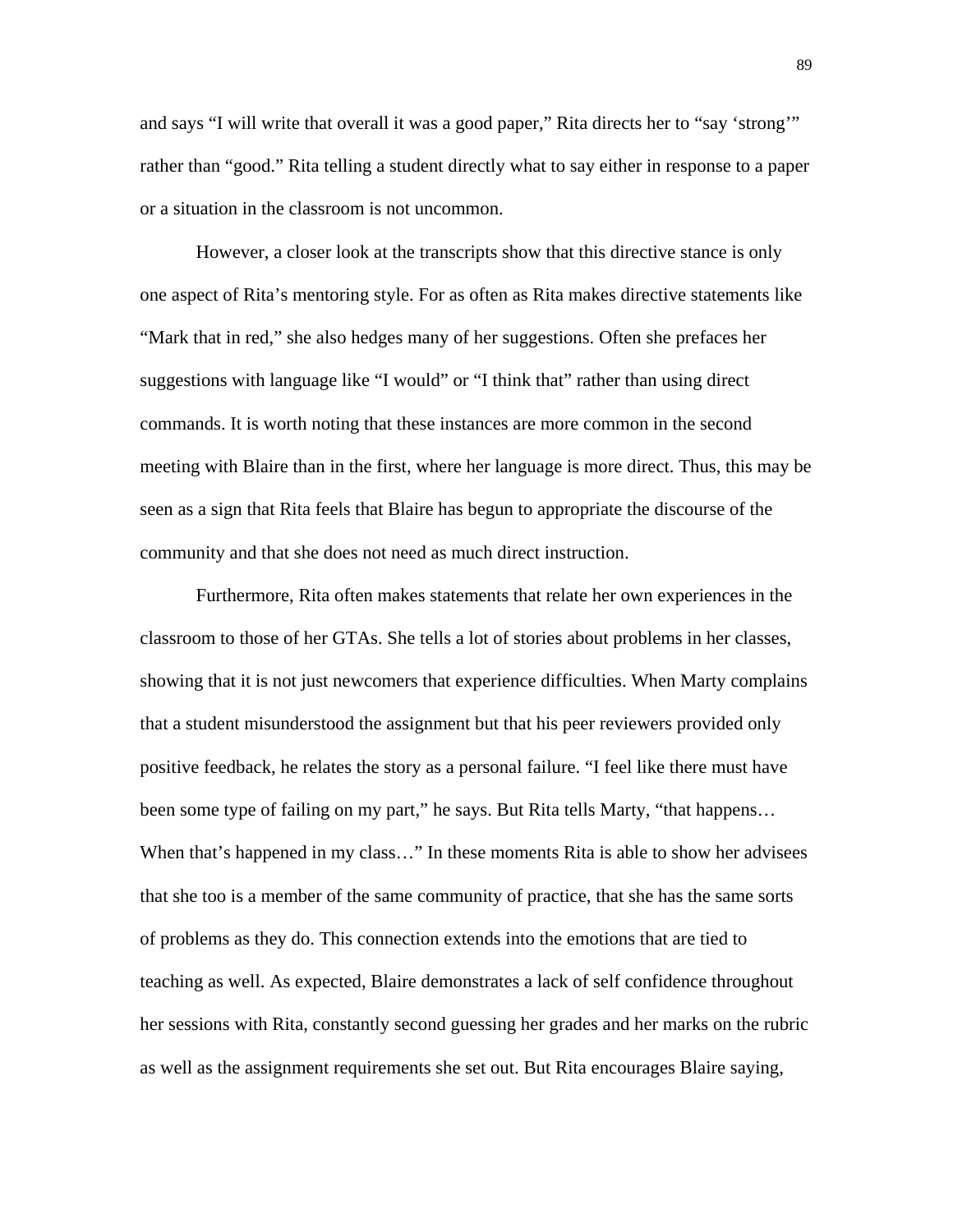and says "I will write that overall it was a good paper," Rita directs her to "say 'strong'" rather than "good." Rita telling a student directly what to say either in response to a paper or a situation in the classroom is not uncommon.

However, a closer look at the transcripts show that this directive stance is only one aspect of Rita's mentoring style. For as often as Rita makes directive statements like "Mark that in red," she also hedges many of her suggestions. Often she prefaces her suggestions with language like "I would" or "I think that" rather than using direct commands. It is worth noting that these instances are more common in the second meeting with Blaire than in the first, where her language is more direct. Thus, this may be seen as a sign that Rita feels that Blaire has begun to appropriate the discourse of the community and that she does not need as much direct instruction.

Furthermore, Rita often makes statements that relate her own experiences in the classroom to those of her GTAs. She tells a lot of stories about problems in her classes, showing that it is not just newcomers that experience difficulties. When Marty complains that a student misunderstood the assignment but that his peer reviewers provided only positive feedback, he relates the story as a personal failure. "I feel like there must have been some type of failing on my part," he says. But Rita tells Marty, "that happens… When that's happened in my class…" In these moments Rita is able to show her advisees that she too is a member of the same community of practice, that she has the same sorts of problems as they do. This connection extends into the emotions that are tied to teaching as well. As expected, Blaire demonstrates a lack of self confidence throughout her sessions with Rita, constantly second guessing her grades and her marks on the rubric as well as the assignment requirements she set out. But Rita encourages Blaire saying,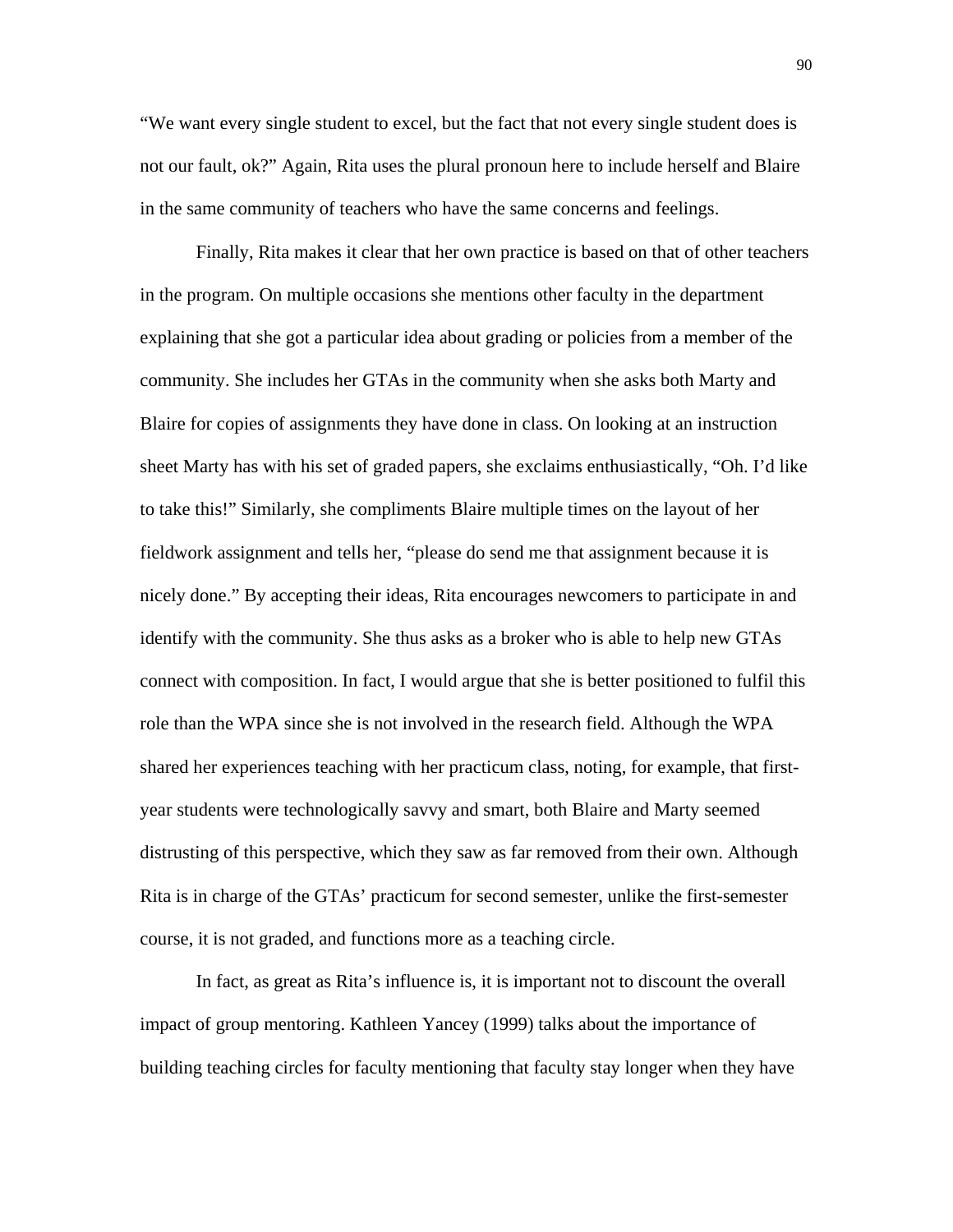"We want every single student to excel, but the fact that not every single student does is not our fault, ok?" Again, Rita uses the plural pronoun here to include herself and Blaire in the same community of teachers who have the same concerns and feelings.

Finally, Rita makes it clear that her own practice is based on that of other teachers in the program. On multiple occasions she mentions other faculty in the department explaining that she got a particular idea about grading or policies from a member of the community. She includes her GTAs in the community when she asks both Marty and Blaire for copies of assignments they have done in class. On looking at an instruction sheet Marty has with his set of graded papers, she exclaims enthusiastically, "Oh. I'd like to take this!" Similarly, she compliments Blaire multiple times on the layout of her fieldwork assignment and tells her, "please do send me that assignment because it is nicely done." By accepting their ideas, Rita encourages newcomers to participate in and identify with the community. She thus asks as a broker who is able to help new GTAs connect with composition. In fact, I would argue that she is better positioned to fulfil this role than the WPA since she is not involved in the research field. Although the WPA shared her experiences teaching with her practicum class, noting, for example, that first-year students were technologically savvy and smart, both Blaire and Marty seemed distrusting of this perspective, which they saw as far removed from their own. Although Rita is in charge of the GTAs' practicum for second semester, unlike the first-semester course, it is not graded, and functions more as a teaching circle.

In fact, as great as Rita's influence is, it is important not to discount the overall impact of group mentoring. Kathleen Yancey (1999) talks about the importance of building teaching circles for faculty mentioning that faculty stay longer when they have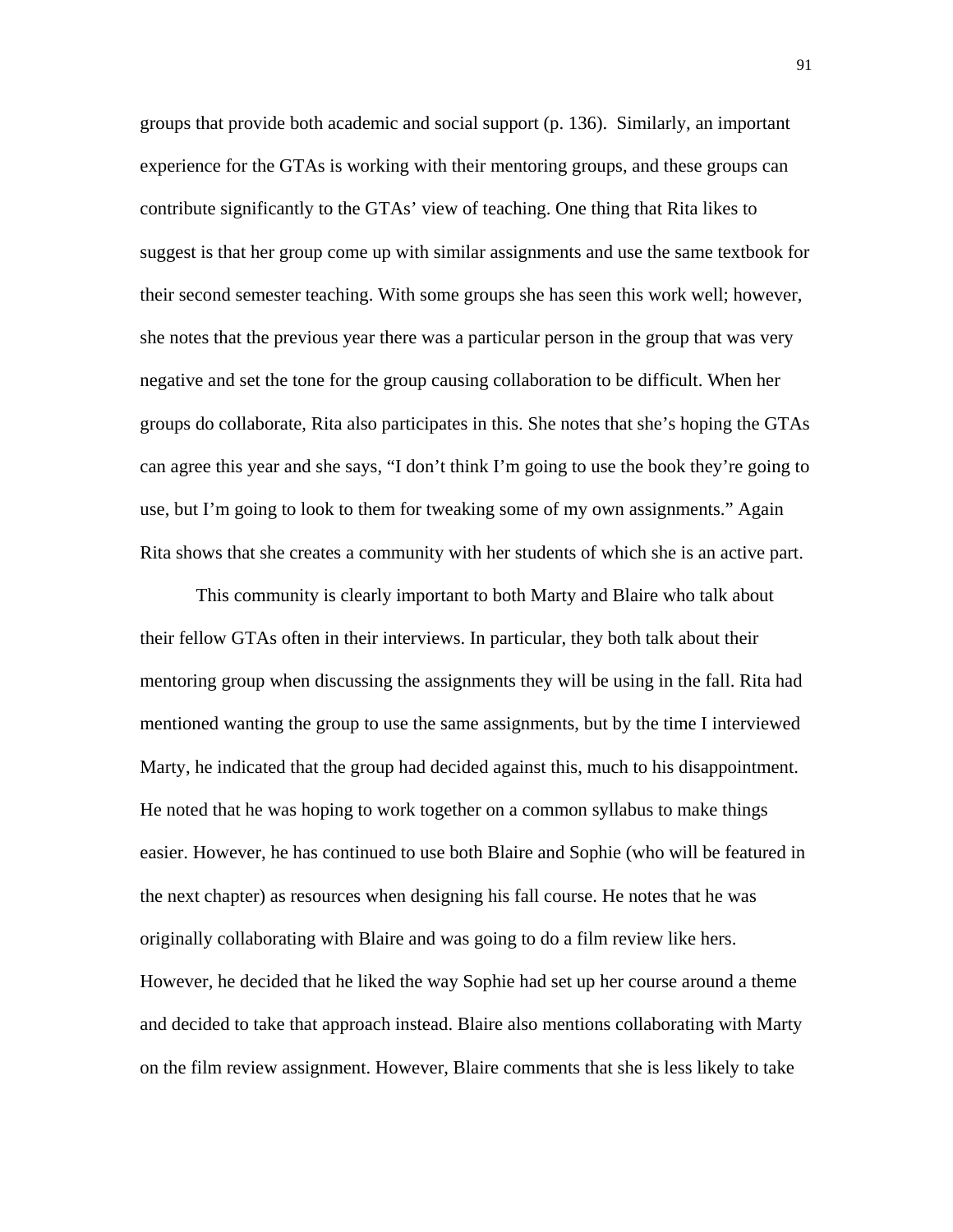groups that provide both academic and social support (p. 136). Similarly, an important experience for the GTAs is working with their mentoring groups, and these groups can contribute significantly to the GTAs' view of teaching. One thing that Rita likes to suggest is that her group come up with similar assignments and use the same textbook for their second semester teaching. With some groups she has seen this work well; however, she notes that the previous year there was a particular person in the group that was very negative and set the tone for the group causing collaboration to be difficult. When her groups do collaborate, Rita also participates in this. She notes that she's hoping the GTAs can agree this year and she says, "I don't think I'm going to use the book they're going to use, but I'm going to look to them for tweaking some of my own assignments." Again Rita shows that she creates a community with her students of which she is an active part.

This community is clearly important to both Marty and Blaire who talk about their fellow GTAs often in their interviews. In particular, they both talk about their mentoring group when discussing the assignments they will be using in the fall. Rita had mentioned wanting the group to use the same assignments, but by the time I interviewed Marty, he indicated that the group had decided against this, much to his disappointment. He noted that he was hoping to work together on a common syllabus to make things easier. However, he has continued to use both Blaire and Sophie (who will be featured in the next chapter) as resources when designing his fall course. He notes that he was originally collaborating with Blaire and was going to do a film review like hers. However, he decided that he liked the way Sophie had set up her course around a theme and decided to take that approach instead. Blaire also mentions collaborating with Marty on the film review assignment. However, Blaire comments that she is less likely to take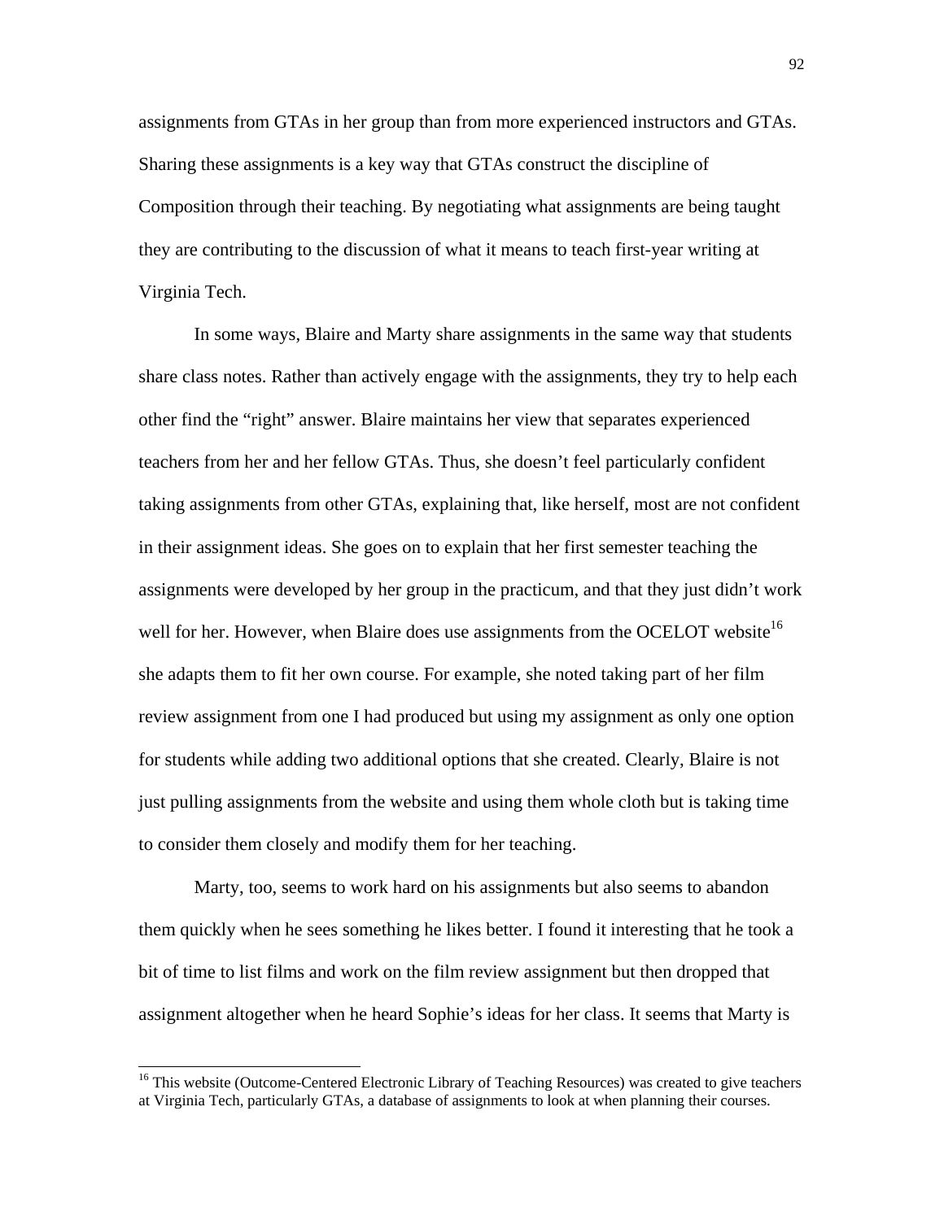assignments from GTAs in her group than from more experienced instructors and GTAs. Sharing these assignments is a key way that GTAs construct the discipline of Composition through their teaching. By negotiating what assignments are being taught they are contributing to the discussion of what it means to teach first-year writing at Virginia Tech.

In some ways, Blaire and Marty share assignments in the same way that students share class notes. Rather than actively engage with the assignments, they try to help each other find the "right" answer. Blaire maintains her view that separates experienced teachers from her and her fellow GTAs. Thus, she doesn't feel particularly confident taking assignments from other GTAs, explaining that, like herself, most are not confident in their assignment ideas. She goes on to explain that her first semester teaching the assignments were developed by her group in the practicum, and that they just didn't work well for her. However, when Blaire does use assignments from the OCELOT website[16] she adapts them to fit her own course. For example, she noted taking part of her film review assignment from one I had produced but using my assignment as only one option for students while adding two additional options that she created. Clearly, Blaire is not just pulling assignments from the website and using them whole cloth but is taking time to consider them closely and modify them for her teaching.

Marty, too, seems to work hard on his assignments but also seems to abandon them quickly when he sees something he likes better. I found it interesting that he took a bit of time to list films and work on the film review assignment but then dropped that assignment altogether when he heard Sophie's ideas for her class. It seems that Marty is

---

[16] This website (Outcome-Centered Electronic Library of Teaching Resources) was created to give teachers at Virginia Tech, particularly GTAs, a database of assignments to look at when planning their courses.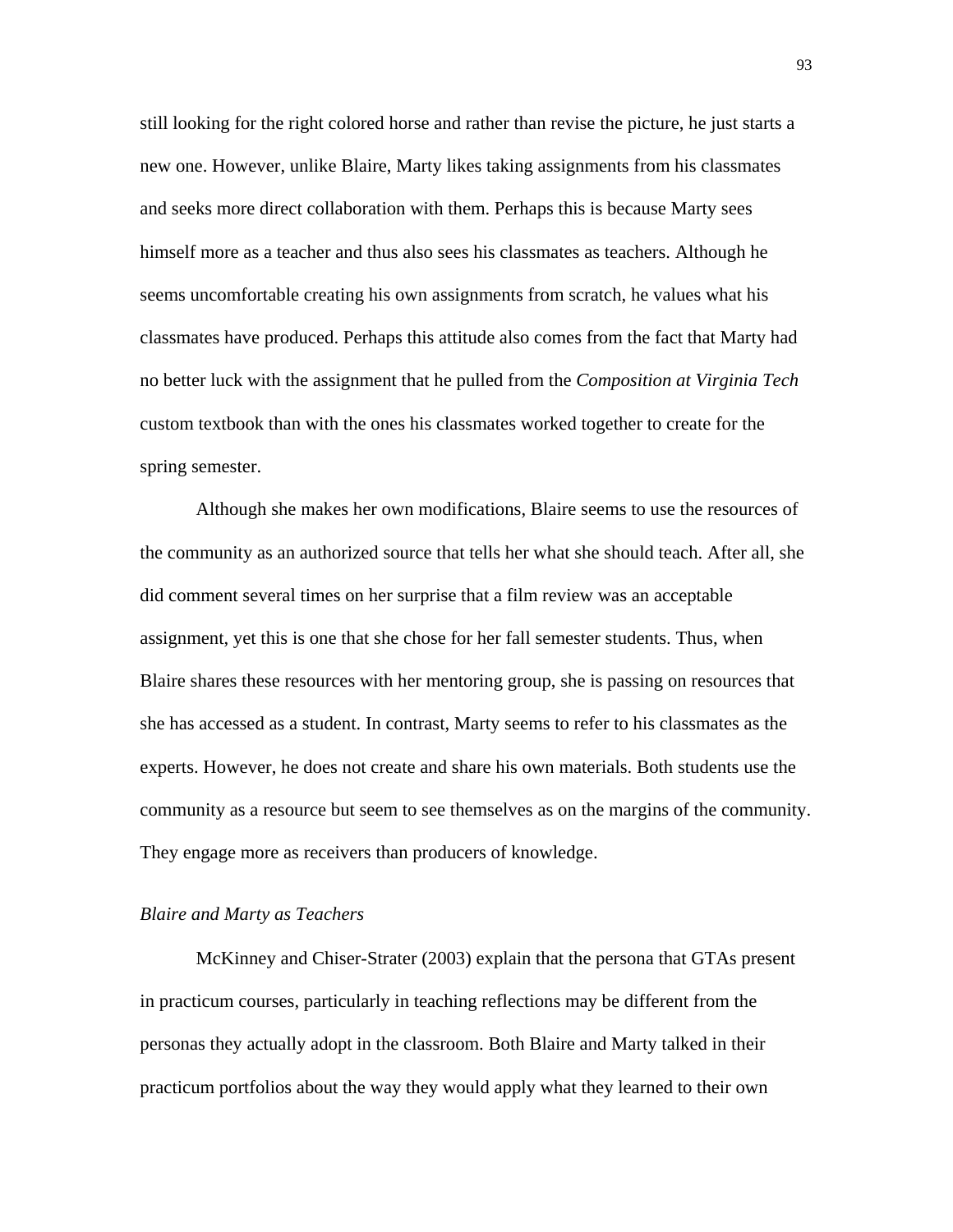still looking for the right colored horse and rather than revise the picture, he just starts a new one. However, unlike Blaire, Marty likes taking assignments from his classmates and seeks more direct collaboration with them. Perhaps this is because Marty sees himself more as a teacher and thus also sees his classmates as teachers. Although he seems uncomfortable creating his own assignments from scratch, he values what his classmates have produced. Perhaps this attitude also comes from the fact that Marty had no better luck with the assignment that he pulled from the *Composition at Virginia Tech* custom textbook than with the ones his classmates worked together to create for the spring semester.

Although she makes her own modifications, Blaire seems to use the resources of the community as an authorized source that tells her what she should teach. After all, she did comment several times on her surprise that a film review was an acceptable assignment, yet this is one that she chose for her fall semester students. Thus, when Blaire shares these resources with her mentoring group, she is passing on resources that she has accessed as a student. In contrast, Marty seems to refer to his classmates as the experts. However, he does not create and share his own materials. Both students use the community as a resource but seem to see themselves as on the margins of the community. They engage more as receivers than producers of knowledge.

*Blaire and Marty as Teachers*

McKinney and Chiser-Strater (2003) explain that the persona that GTAs present in practicum courses, particularly in teaching reflections may be different from the personas they actually adopt in the classroom. Both Blaire and Marty talked in their practicum portfolios about the way they would apply what they learned to their own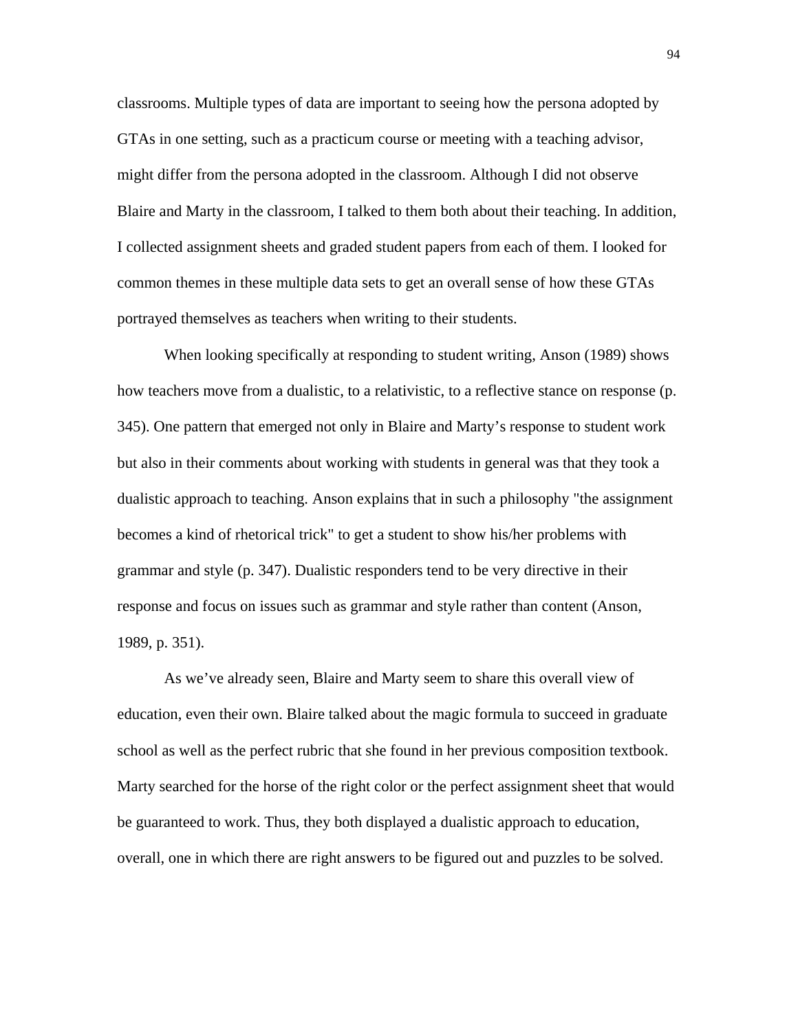classrooms. Multiple types of data are important to seeing how the persona adopted by GTAs in one setting, such as a practicum course or meeting with a teaching advisor, might differ from the persona adopted in the classroom. Although I did not observe Blaire and Marty in the classroom, I talked to them both about their teaching. In addition, I collected assignment sheets and graded student papers from each of them. I looked for common themes in these multiple data sets to get an overall sense of how these GTAs portrayed themselves as teachers when writing to their students.

When looking specifically at responding to student writing, Anson (1989) shows how teachers move from a dualistic, to a relativistic, to a reflective stance on response (p. 345). One pattern that emerged not only in Blaire and Marty's response to student work but also in their comments about working with students in general was that they took a dualistic approach to teaching. Anson explains that in such a philosophy "the assignment becomes a kind of rhetorical trick" to get a student to show his/her problems with grammar and style (p. 347). Dualistic responders tend to be very directive in their response and focus on issues such as grammar and style rather than content (Anson, 1989, p. 351).

As we've already seen, Blaire and Marty seem to share this overall view of education, even their own. Blaire talked about the magic formula to succeed in graduate school as well as the perfect rubric that she found in her previous composition textbook. Marty searched for the horse of the right color or the perfect assignment sheet that would be guaranteed to work. Thus, they both displayed a dualistic approach to education, overall, one in which there are right answers to be figured out and puzzles to be solved.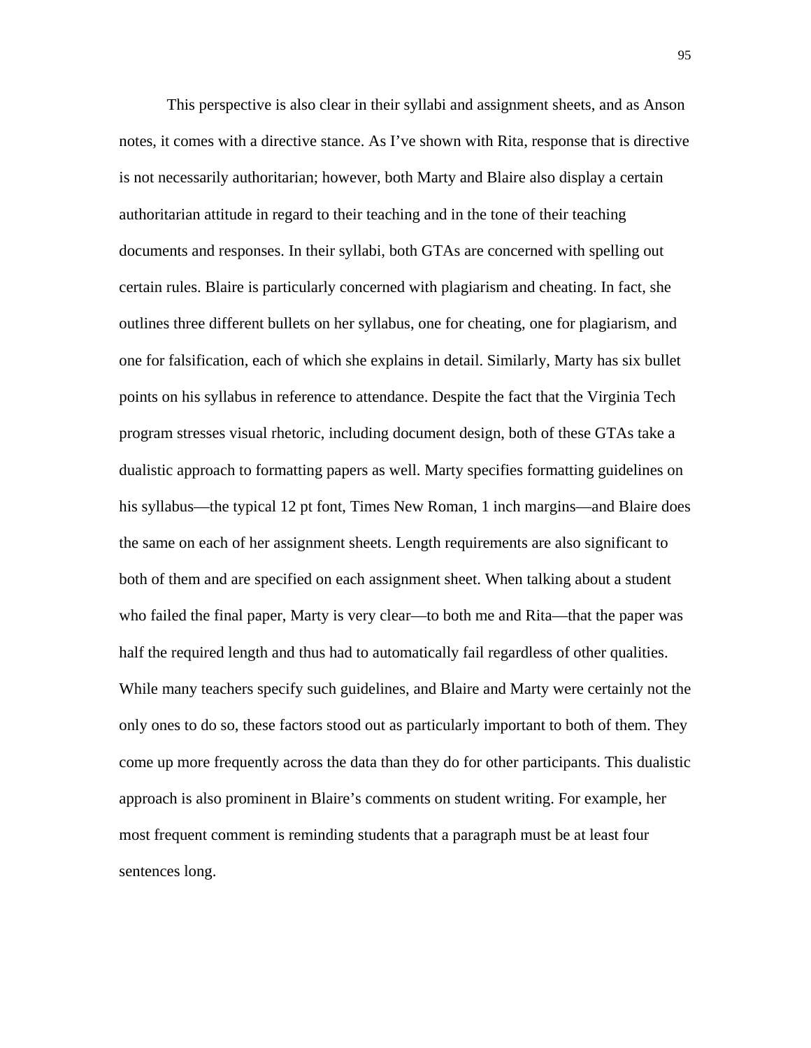This perspective is also clear in their syllabi and assignment sheets, and as Anson notes, it comes with a directive stance. As I've shown with Rita, response that is directive is not necessarily authoritarian; however, both Marty and Blaire also display a certain authoritarian attitude in regard to their teaching and in the tone of their teaching documents and responses. In their syllabi, both GTAs are concerned with spelling out certain rules. Blaire is particularly concerned with plagiarism and cheating. In fact, she outlines three different bullets on her syllabus, one for cheating, one for plagiarism, and one for falsification, each of which she explains in detail. Similarly, Marty has six bullet points on his syllabus in reference to attendance. Despite the fact that the Virginia Tech program stresses visual rhetoric, including document design, both of these GTAs take a dualistic approach to formatting papers as well. Marty specifies formatting guidelines on his syllabus—the typical 12 pt font, Times New Roman, 1 inch margins—and Blaire does the same on each of her assignment sheets. Length requirements are also significant to both of them and are specified on each assignment sheet. When talking about a student who failed the final paper, Marty is very clear—to both me and Rita—that the paper was half the required length and thus had to automatically fail regardless of other qualities. While many teachers specify such guidelines, and Blaire and Marty were certainly not the only ones to do so, these factors stood out as particularly important to both of them. They come up more frequently across the data than they do for other participants. This dualistic approach is also prominent in Blaire's comments on student writing. For example, her most frequent comment is reminding students that a paragraph must be at least four sentences long.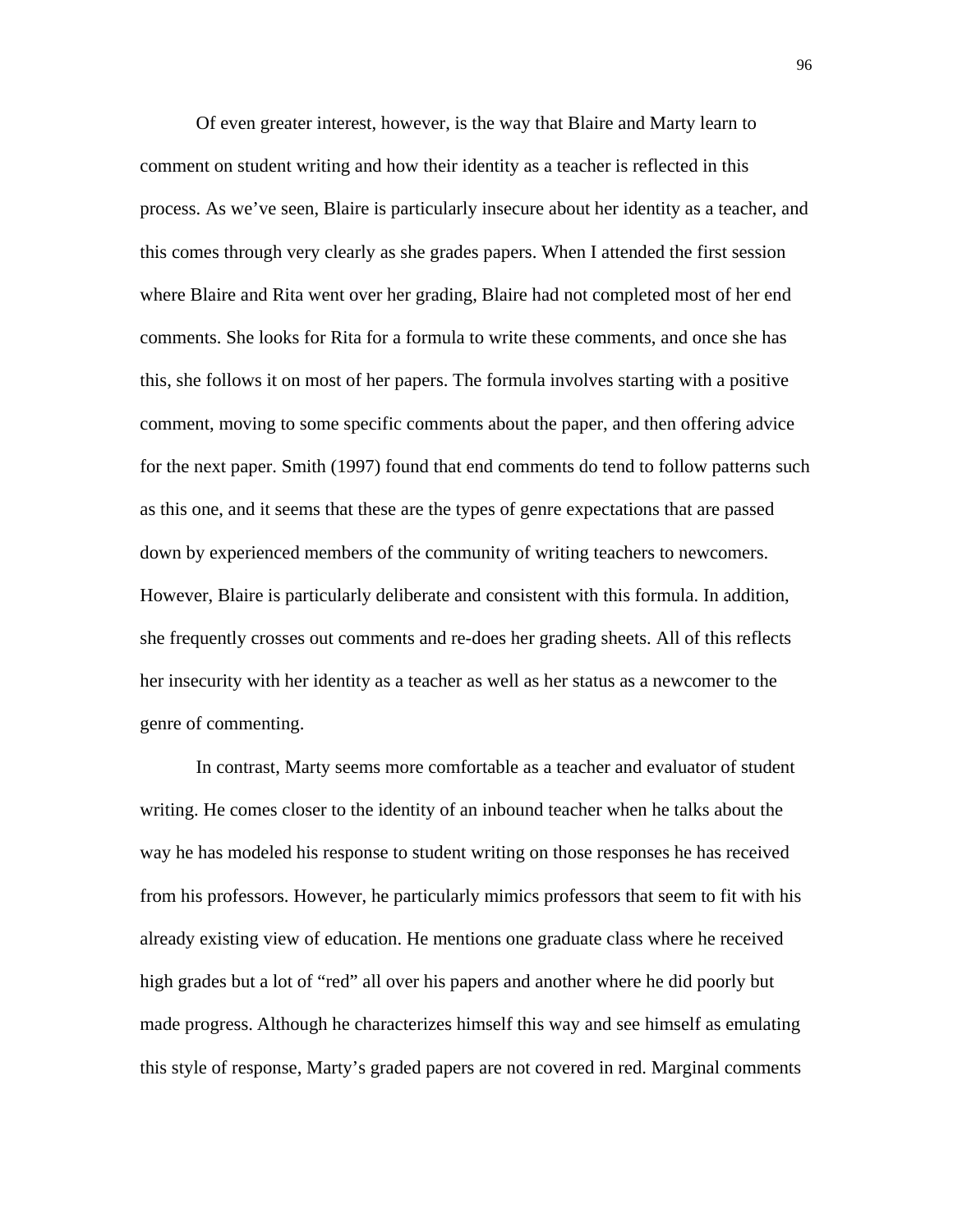Of even greater interest, however, is the way that Blaire and Marty learn to comment on student writing and how their identity as a teacher is reflected in this process. As we've seen, Blaire is particularly insecure about her identity as a teacher, and this comes through very clearly as she grades papers. When I attended the first session where Blaire and Rita went over her grading, Blaire had not completed most of her end comments. She looks for Rita for a formula to write these comments, and once she has this, she follows it on most of her papers. The formula involves starting with a positive comment, moving to some specific comments about the paper, and then offering advice for the next paper. Smith (1997) found that end comments do tend to follow patterns such as this one, and it seems that these are the types of genre expectations that are passed down by experienced members of the community of writing teachers to newcomers. However, Blaire is particularly deliberate and consistent with this formula. In addition, she frequently crosses out comments and re-does her grading sheets. All of this reflects her insecurity with her identity as a teacher as well as her status as a newcomer to the genre of commenting.

In contrast, Marty seems more comfortable as a teacher and evaluator of student writing. He comes closer to the identity of an inbound teacher when he talks about the way he has modeled his response to student writing on those responses he has received from his professors. However, he particularly mimics professors that seem to fit with his already existing view of education. He mentions one graduate class where he received high grades but a lot of "red" all over his papers and another where he did poorly but made progress. Although he characterizes himself this way and see himself as emulating this style of response, Marty's graded papers are not covered in red. Marginal comments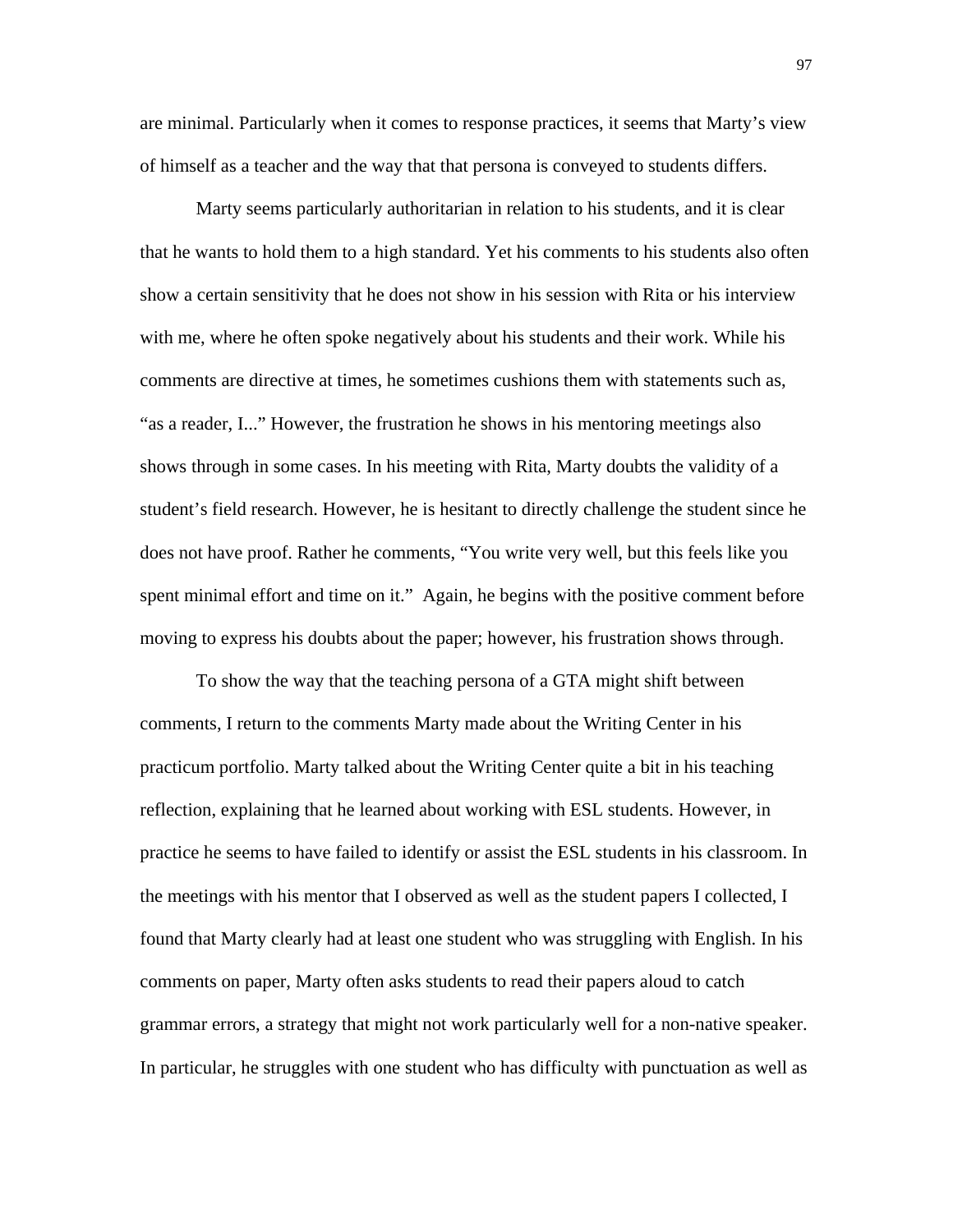are minimal. Particularly when it comes to response practices, it seems that Marty's view of himself as a teacher and the way that that persona is conveyed to students differs.

Marty seems particularly authoritarian in relation to his students, and it is clear that he wants to hold them to a high standard. Yet his comments to his students also often show a certain sensitivity that he does not show in his session with Rita or his interview with me, where he often spoke negatively about his students and their work. While his comments are directive at times, he sometimes cushions them with statements such as, "as a reader, I..." However, the frustration he shows in his mentoring meetings also shows through in some cases. In his meeting with Rita, Marty doubts the validity of a student's field research. However, he is hesitant to directly challenge the student since he does not have proof. Rather he comments, "You write very well, but this feels like you spent minimal effort and time on it." Again, he begins with the positive comment before moving to express his doubts about the paper; however, his frustration shows through.

To show the way that the teaching persona of a GTA might shift between comments, I return to the comments Marty made about the Writing Center in his practicum portfolio. Marty talked about the Writing Center quite a bit in his teaching reflection, explaining that he learned about working with ESL students. However, in practice he seems to have failed to identify or assist the ESL students in his classroom. In the meetings with his mentor that I observed as well as the student papers I collected, I found that Marty clearly had at least one student who was struggling with English. In his comments on paper, Marty often asks students to read their papers aloud to catch grammar errors, a strategy that might not work particularly well for a non-native speaker. In particular, he struggles with one student who has difficulty with punctuation as well as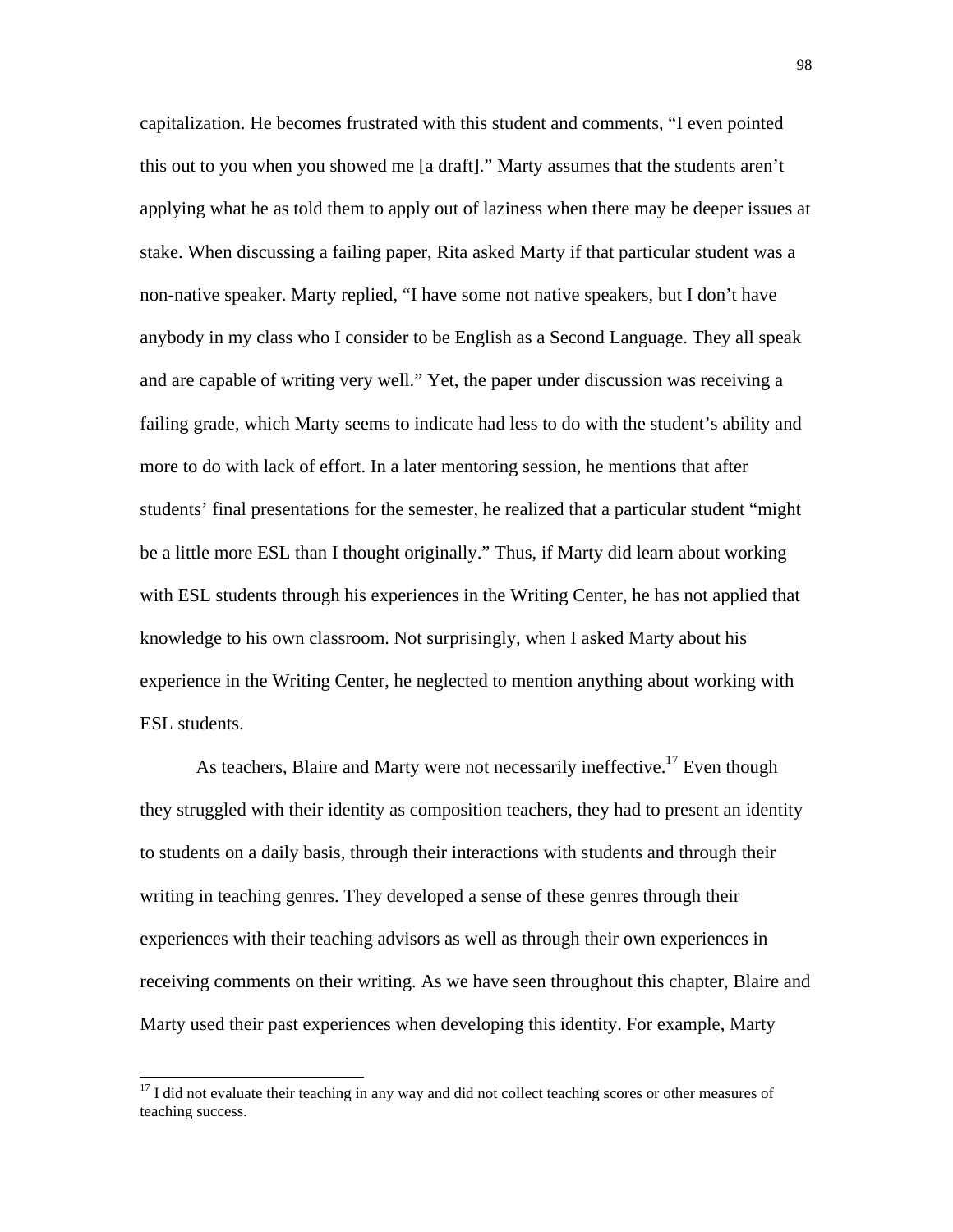capitalization. He becomes frustrated with this student and comments, "I even pointed this out to you when you showed me [a draft]." Marty assumes that the students aren't applying what he as told them to apply out of laziness when there may be deeper issues at stake. When discussing a failing paper, Rita asked Marty if that particular student was a non-native speaker. Marty replied, "I have some not native speakers, but I don't have anybody in my class who I consider to be English as a Second Language. They all speak and are capable of writing very well." Yet, the paper under discussion was receiving a failing grade, which Marty seems to indicate had less to do with the student's ability and more to do with lack of effort. In a later mentoring session, he mentions that after students' final presentations for the semester, he realized that a particular student "might be a little more ESL than I thought originally." Thus, if Marty did learn about working with ESL students through his experiences in the Writing Center, he has not applied that knowledge to his own classroom. Not surprisingly, when I asked Marty about his experience in the Writing Center, he neglected to mention anything about working with ESL students.

As teachers, Blaire and Marty were not necessarily ineffective.[17] Even though they struggled with their identity as composition teachers, they had to present an identity to students on a daily basis, through their interactions with students and through their writing in teaching genres. They developed a sense of these genres through their experiences with their teaching advisors as well as through their own experiences in receiving comments on their writing. As we have seen throughout this chapter, Blaire and Marty used their past experiences when developing this identity. For example, Marty

---

[17] I did not evaluate their teaching in any way and did not collect teaching scores or other measures of teaching success.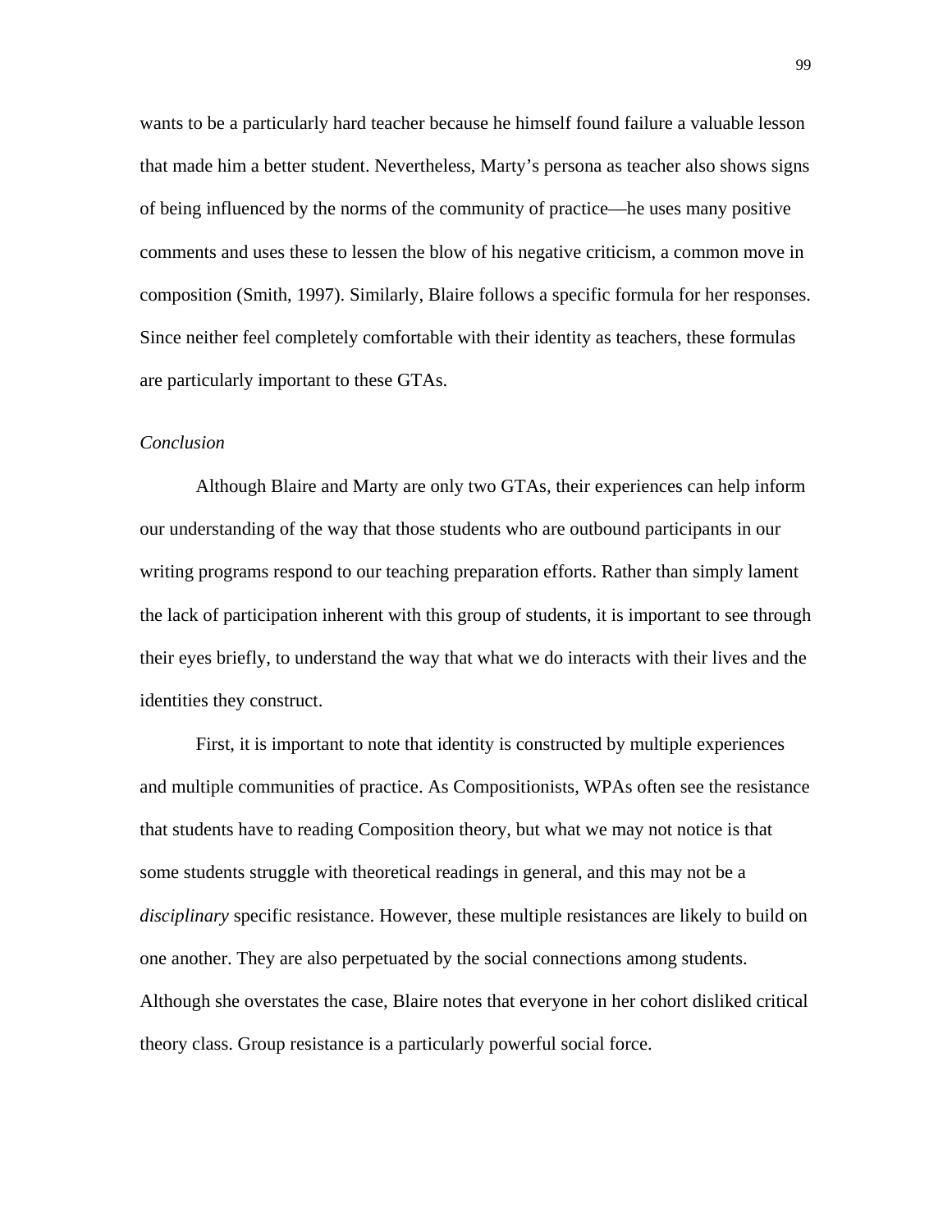wants to be a particularly hard teacher because he himself found failure a valuable lesson that made him a better student. Nevertheless, Marty's persona as teacher also shows signs of being influenced by the norms of the community of practice—he uses many positive comments and uses these to lessen the blow of his negative criticism, a common move in composition (Smith, 1997). Similarly, Blaire follows a specific formula for her responses. Since neither feel completely comfortable with their identity as teachers, these formulas are particularly important to these GTAs.

### *Conclusion*

Although Blaire and Marty are only two GTAs, their experiences can help inform our understanding of the way that those students who are outbound participants in our writing programs respond to our teaching preparation efforts. Rather than simply lament the lack of participation inherent with this group of students, it is important to see through their eyes briefly, to understand the way that what we do interacts with their lives and the identities they construct.

First, it is important to note that identity is constructed by multiple experiences and multiple communities of practice. As Compositionists, WPAs often see the resistance that students have to reading Composition theory, but what we may not notice is that some students struggle with theoretical readings in general, and this may not be a *disciplinary* specific resistance. However, these multiple resistances are likely to build on one another. They are also perpetuated by the social connections among students. Although she overstates the case, Blaire notes that everyone in her cohort disliked critical theory class. Group resistance is a particularly powerful social force.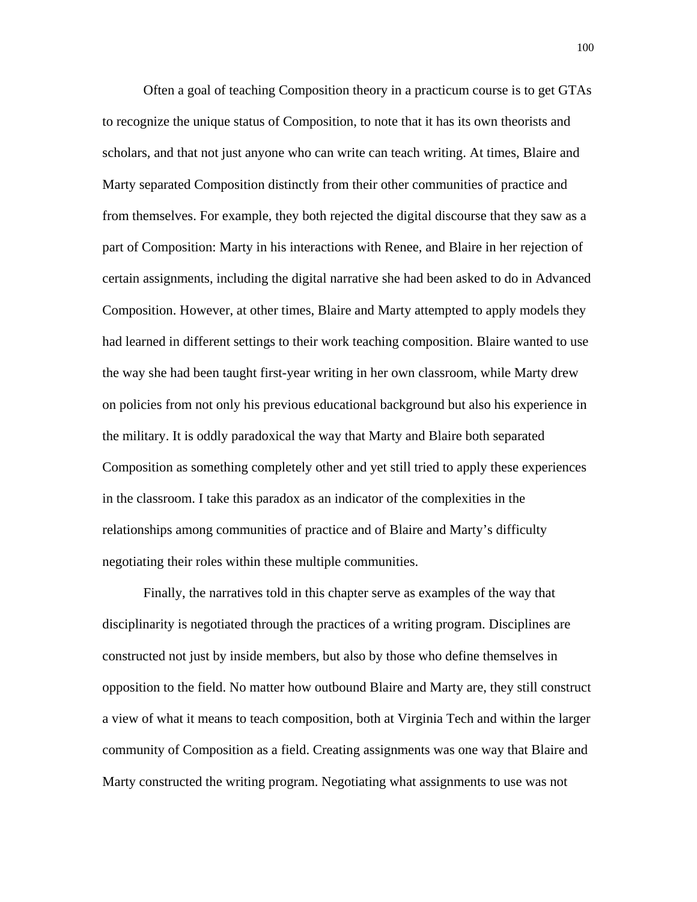Often a goal of teaching Composition theory in a practicum course is to get GTAs to recognize the unique status of Composition, to note that it has its own theorists and scholars, and that not just anyone who can write can teach writing. At times, Blaire and Marty separated Composition distinctly from their other communities of practice and from themselves. For example, they both rejected the digital discourse that they saw as a part of Composition: Marty in his interactions with Renee, and Blaire in her rejection of certain assignments, including the digital narrative she had been asked to do in Advanced Composition. However, at other times, Blaire and Marty attempted to apply models they had learned in different settings to their work teaching composition. Blaire wanted to use the way she had been taught first-year writing in her own classroom, while Marty drew on policies from not only his previous educational background but also his experience in the military. It is oddly paradoxical the way that Marty and Blaire both separated Composition as something completely other and yet still tried to apply these experiences in the classroom. I take this paradox as an indicator of the complexities in the relationships among communities of practice and of Blaire and Marty's difficulty negotiating their roles within these multiple communities.

Finally, the narratives told in this chapter serve as examples of the way that disciplinarity is negotiated through the practices of a writing program. Disciplines are constructed not just by inside members, but also by those who define themselves in opposition to the field. No matter how outbound Blaire and Marty are, they still construct a view of what it means to teach composition, both at Virginia Tech and within the larger community of Composition as a field. Creating assignments was one way that Blaire and Marty constructed the writing program. Negotiating what assignments to use was not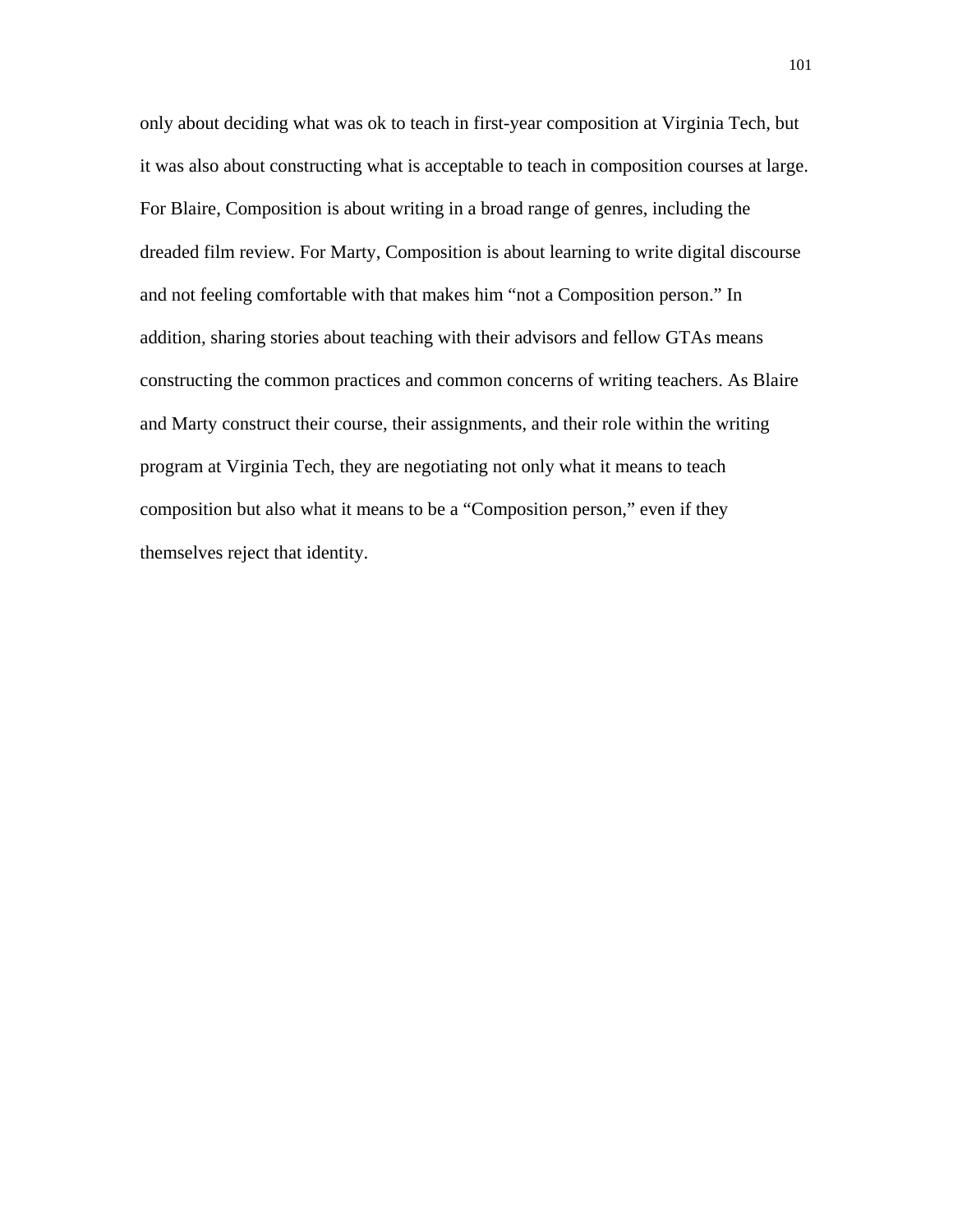only about deciding what was ok to teach in first-year composition at Virginia Tech, but it was also about constructing what is acceptable to teach in composition courses at large. For Blaire, Composition is about writing in a broad range of genres, including the dreaded film review. For Marty, Composition is about learning to write digital discourse and not feeling comfortable with that makes him "not a Composition person." In addition, sharing stories about teaching with their advisors and fellow GTAs means constructing the common practices and common concerns of writing teachers. As Blaire and Marty construct their course, their assignments, and their role within the writing program at Virginia Tech, they are negotiating not only what it means to teach composition but also what it means to be a "Composition person," even if they themselves reject that identity.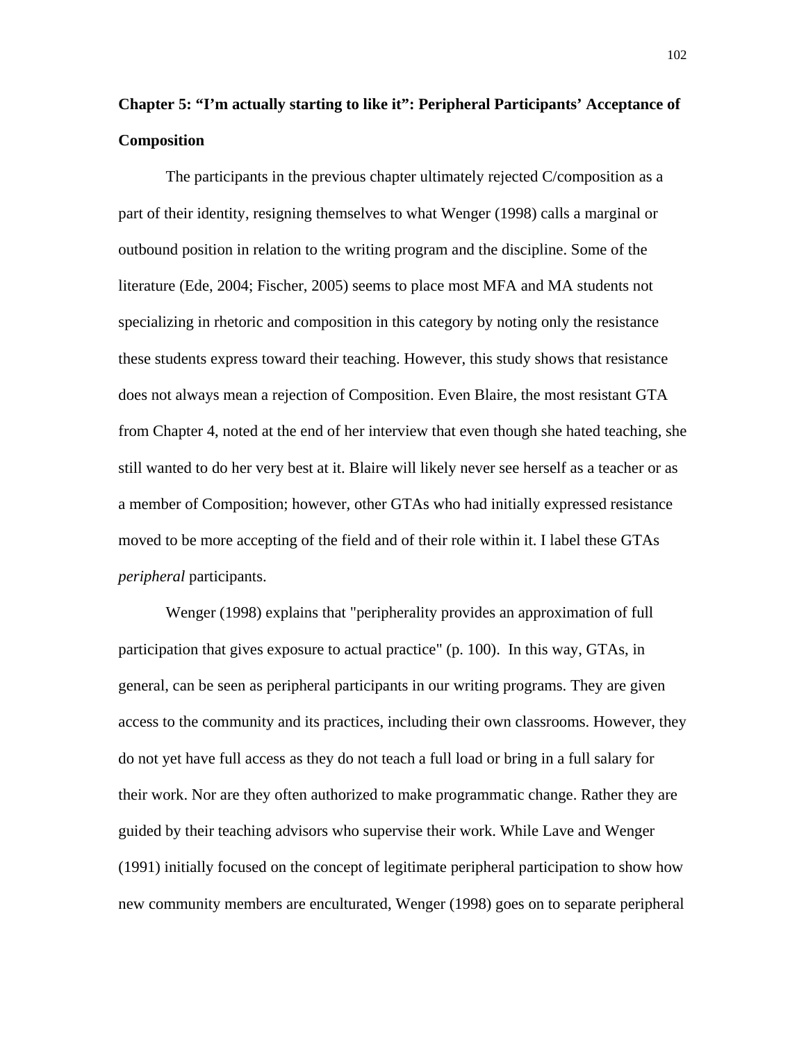# Chapter 5: "I'm actually starting to like it": Peripheral Participants' Acceptance of Composition

The participants in the previous chapter ultimately rejected C/composition as a part of their identity, resigning themselves to what Wenger (1998) calls a marginal or outbound position in relation to the writing program and the discipline. Some of the literature (Ede, 2004; Fischer, 2005) seems to place most MFA and MA students not specializing in rhetoric and composition in this category by noting only the resistance these students express toward their teaching. However, this study shows that resistance does not always mean a rejection of Composition. Even Blaire, the most resistant GTA from Chapter 4, noted at the end of her interview that even though she hated teaching, she still wanted to do her very best at it. Blaire will likely never see herself as a teacher or as a member of Composition; however, other GTAs who had initially expressed resistance moved to be more accepting of the field and of their role within it. I label these GTAs *peripheral* participants.

Wenger (1998) explains that "peripherality provides an approximation of full participation that gives exposure to actual practice" (p. 100). In this way, GTAs, in general, can be seen as peripheral participants in our writing programs. They are given access to the community and its practices, including their own classrooms. However, they do not yet have full access as they do not teach a full load or bring in a full salary for their work. Nor are they often authorized to make programmatic change. Rather they are guided by their teaching advisors who supervise their work. While Lave and Wenger (1991) initially focused on the concept of legitimate peripheral participation to show how new community members are enculturated, Wenger (1998) goes on to separate peripheral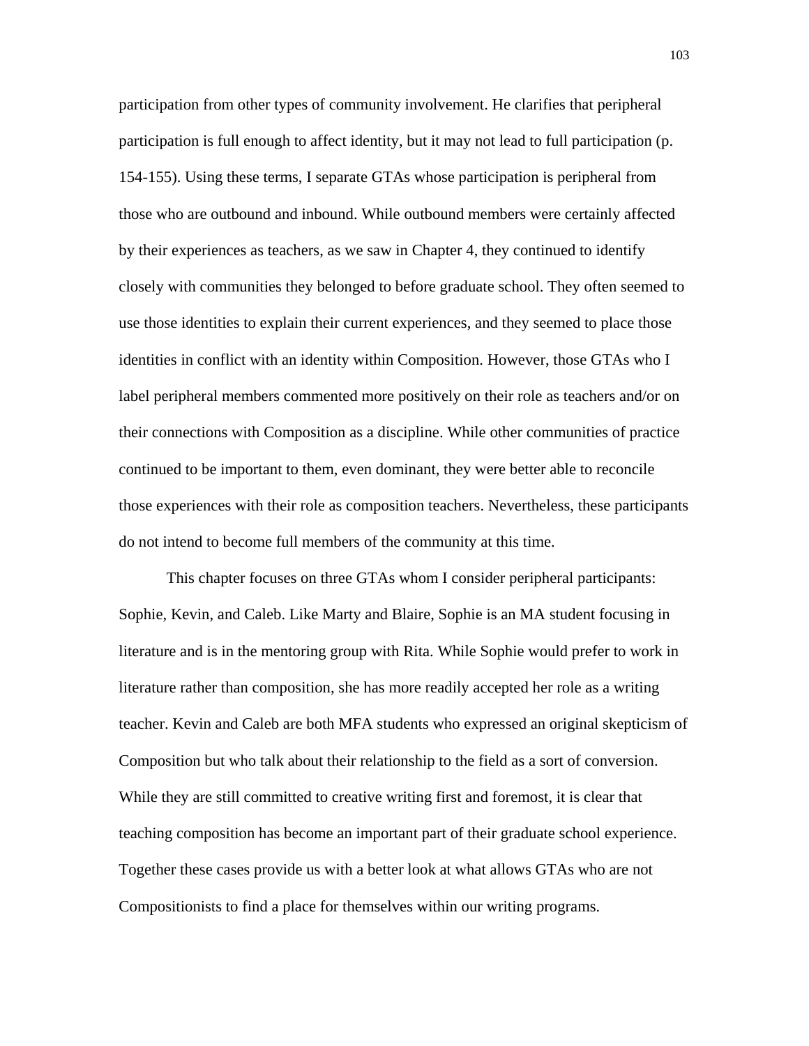participation from other types of community involvement. He clarifies that peripheral participation is full enough to affect identity, but it may not lead to full participation (p. 154-155). Using these terms, I separate GTAs whose participation is peripheral from those who are outbound and inbound. While outbound members were certainly affected by their experiences as teachers, as we saw in Chapter 4, they continued to identify closely with communities they belonged to before graduate school. They often seemed to use those identities to explain their current experiences, and they seemed to place those identities in conflict with an identity within Composition. However, those GTAs who I label peripheral members commented more positively on their role as teachers and/or on their connections with Composition as a discipline. While other communities of practice continued to be important to them, even dominant, they were better able to reconcile those experiences with their role as composition teachers. Nevertheless, these participants do not intend to become full members of the community at this time.

This chapter focuses on three GTAs whom I consider peripheral participants: Sophie, Kevin, and Caleb. Like Marty and Blaire, Sophie is an MA student focusing in literature and is in the mentoring group with Rita. While Sophie would prefer to work in literature rather than composition, she has more readily accepted her role as a writing teacher. Kevin and Caleb are both MFA students who expressed an original skepticism of Composition but who talk about their relationship to the field as a sort of conversion. While they are still committed to creative writing first and foremost, it is clear that teaching composition has become an important part of their graduate school experience. Together these cases provide us with a better look at what allows GTAs who are not Compositionists to find a place for themselves within our writing programs.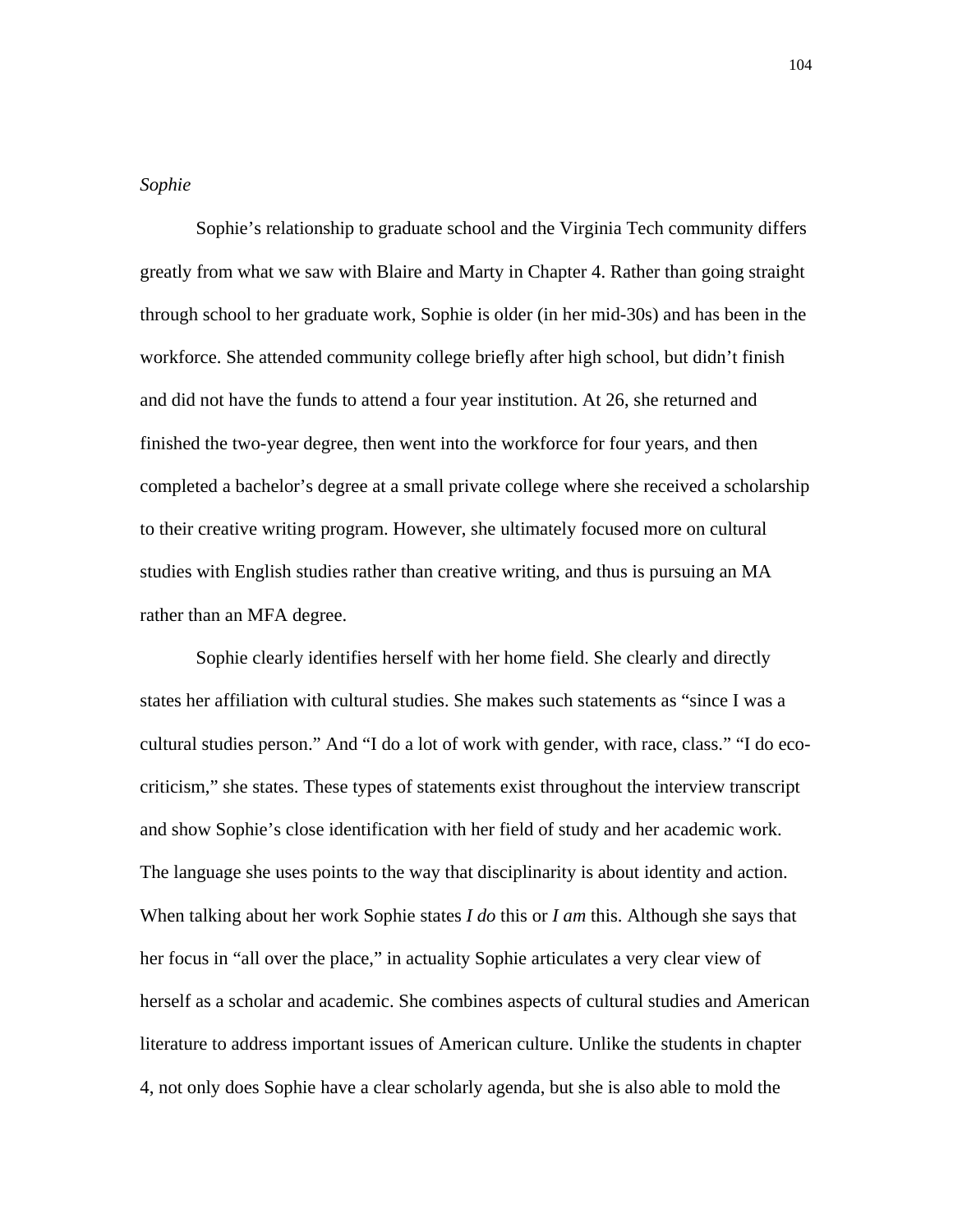*Sophie*

Sophie's relationship to graduate school and the Virginia Tech community differs greatly from what we saw with Blaire and Marty in Chapter 4. Rather than going straight through school to her graduate work, Sophie is older (in her mid-30s) and has been in the workforce. She attended community college briefly after high school, but didn't finish and did not have the funds to attend a four year institution. At 26, she returned and finished the two-year degree, then went into the workforce for four years, and then completed a bachelor's degree at a small private college where she received a scholarship to their creative writing program. However, she ultimately focused more on cultural studies with English studies rather than creative writing, and thus is pursuing an MA rather than an MFA degree.

Sophie clearly identifies herself with her home field. She clearly and directly states her affiliation with cultural studies. She makes such statements as "since I was a cultural studies person." And "I do a lot of work with gender, with race, class." "I do eco-criticism," she states. These types of statements exist throughout the interview transcript and show Sophie's close identification with her field of study and her academic work. The language she uses points to the way that disciplinarity is about identity and action. When talking about her work Sophie states *I do* this or *I am* this. Although she says that her focus in "all over the place," in actuality Sophie articulates a very clear view of herself as a scholar and academic. She combines aspects of cultural studies and American literature to address important issues of American culture. Unlike the students in chapter 4, not only does Sophie have a clear scholarly agenda, but she is also able to mold the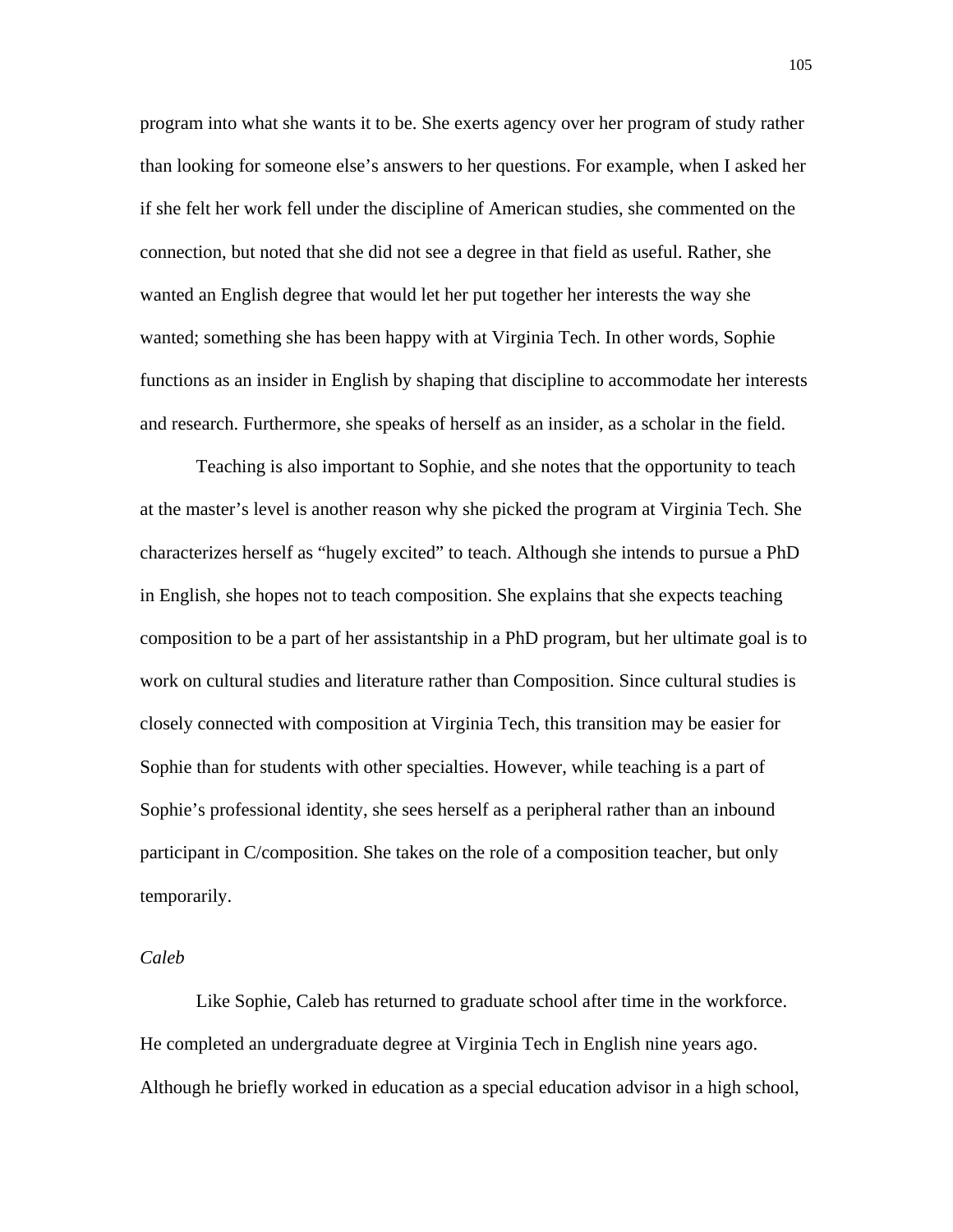program into what she wants it to be. She exerts agency over her program of study rather than looking for someone else's answers to her questions. For example, when I asked her if she felt her work fell under the discipline of American studies, she commented on the connection, but noted that she did not see a degree in that field as useful. Rather, she wanted an English degree that would let her put together her interests the way she wanted; something she has been happy with at Virginia Tech. In other words, Sophie functions as an insider in English by shaping that discipline to accommodate her interests and research. Furthermore, she speaks of herself as an insider, as a scholar in the field.

Teaching is also important to Sophie, and she notes that the opportunity to teach at the master's level is another reason why she picked the program at Virginia Tech. She characterizes herself as "hugely excited" to teach. Although she intends to pursue a PhD in English, she hopes not to teach composition. She explains that she expects teaching composition to be a part of her assistantship in a PhD program, but her ultimate goal is to work on cultural studies and literature rather than Composition. Since cultural studies is closely connected with composition at Virginia Tech, this transition may be easier for Sophie than for students with other specialties. However, while teaching is a part of Sophie's professional identity, she sees herself as a peripheral rather than an inbound participant in C/composition. She takes on the role of a composition teacher, but only temporarily.

*Caleb*

Like Sophie, Caleb has returned to graduate school after time in the workforce. He completed an undergraduate degree at Virginia Tech in English nine years ago. Although he briefly worked in education as a special education advisor in a high school,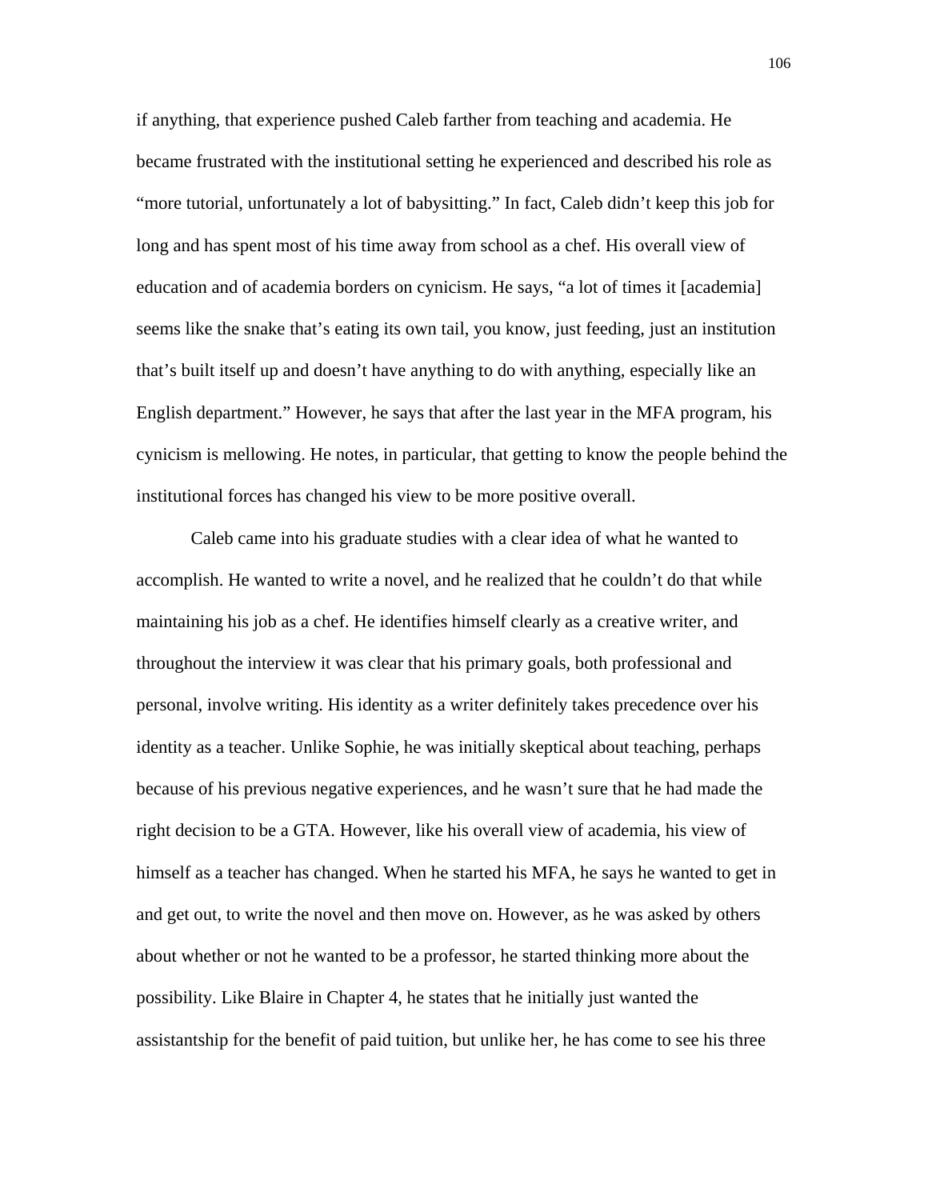if anything, that experience pushed Caleb farther from teaching and academia. He became frustrated with the institutional setting he experienced and described his role as "more tutorial, unfortunately a lot of babysitting." In fact, Caleb didn't keep this job for long and has spent most of his time away from school as a chef. His overall view of education and of academia borders on cynicism. He says, "a lot of times it [academia] seems like the snake that's eating its own tail, you know, just feeding, just an institution that's built itself up and doesn't have anything to do with anything, especially like an English department." However, he says that after the last year in the MFA program, his cynicism is mellowing. He notes, in particular, that getting to know the people behind the institutional forces has changed his view to be more positive overall.

Caleb came into his graduate studies with a clear idea of what he wanted to accomplish. He wanted to write a novel, and he realized that he couldn't do that while maintaining his job as a chef. He identifies himself clearly as a creative writer, and throughout the interview it was clear that his primary goals, both professional and personal, involve writing. His identity as a writer definitely takes precedence over his identity as a teacher. Unlike Sophie, he was initially skeptical about teaching, perhaps because of his previous negative experiences, and he wasn't sure that he had made the right decision to be a GTA. However, like his overall view of academia, his view of himself as a teacher has changed. When he started his MFA, he says he wanted to get in and get out, to write the novel and then move on. However, as he was asked by others about whether or not he wanted to be a professor, he started thinking more about the possibility. Like Blaire in Chapter 4, he states that he initially just wanted the assistantship for the benefit of paid tuition, but unlike her, he has come to see his three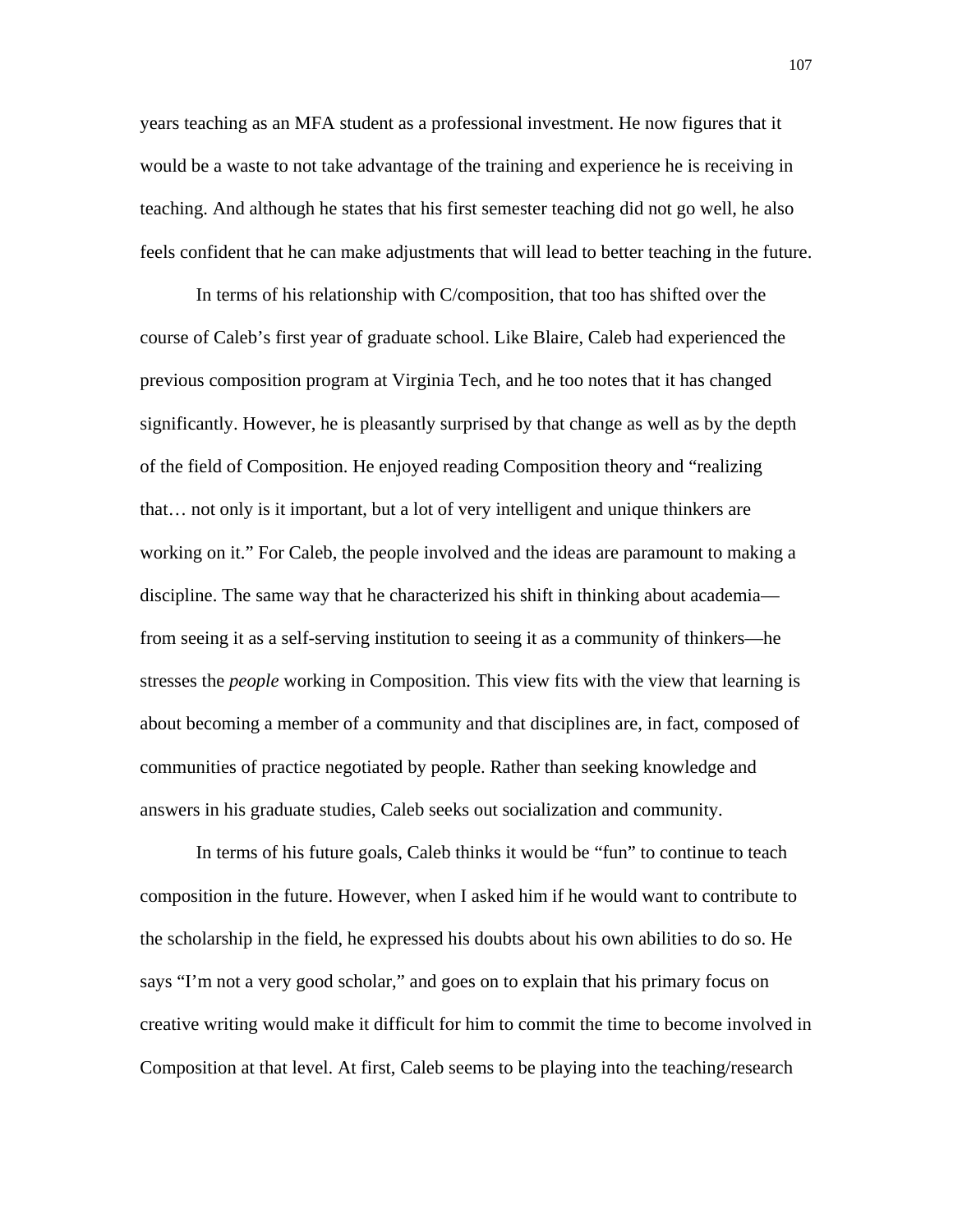years teaching as an MFA student as a professional investment. He now figures that it would be a waste to not take advantage of the training and experience he is receiving in teaching. And although he states that his first semester teaching did not go well, he also feels confident that he can make adjustments that will lead to better teaching in the future.

In terms of his relationship with C/composition, that too has shifted over the course of Caleb's first year of graduate school. Like Blaire, Caleb had experienced the previous composition program at Virginia Tech, and he too notes that it has changed significantly. However, he is pleasantly surprised by that change as well as by the depth of the field of Composition. He enjoyed reading Composition theory and "realizing that… not only is it important, but a lot of very intelligent and unique thinkers are working on it." For Caleb, the people involved and the ideas are paramount to making a discipline. The same way that he characterized his shift in thinking about academia—from seeing it as a self-serving institution to seeing it as a community of thinkers—he stresses the *people* working in Composition. This view fits with the view that learning is about becoming a member of a community and that disciplines are, in fact, composed of communities of practice negotiated by people. Rather than seeking knowledge and answers in his graduate studies, Caleb seeks out socialization and community.

In terms of his future goals, Caleb thinks it would be "fun" to continue to teach composition in the future. However, when I asked him if he would want to contribute to the scholarship in the field, he expressed his doubts about his own abilities to do so. He says "I'm not a very good scholar," and goes on to explain that his primary focus on creative writing would make it difficult for him to commit the time to become involved in Composition at that level. At first, Caleb seems to be playing into the teaching/research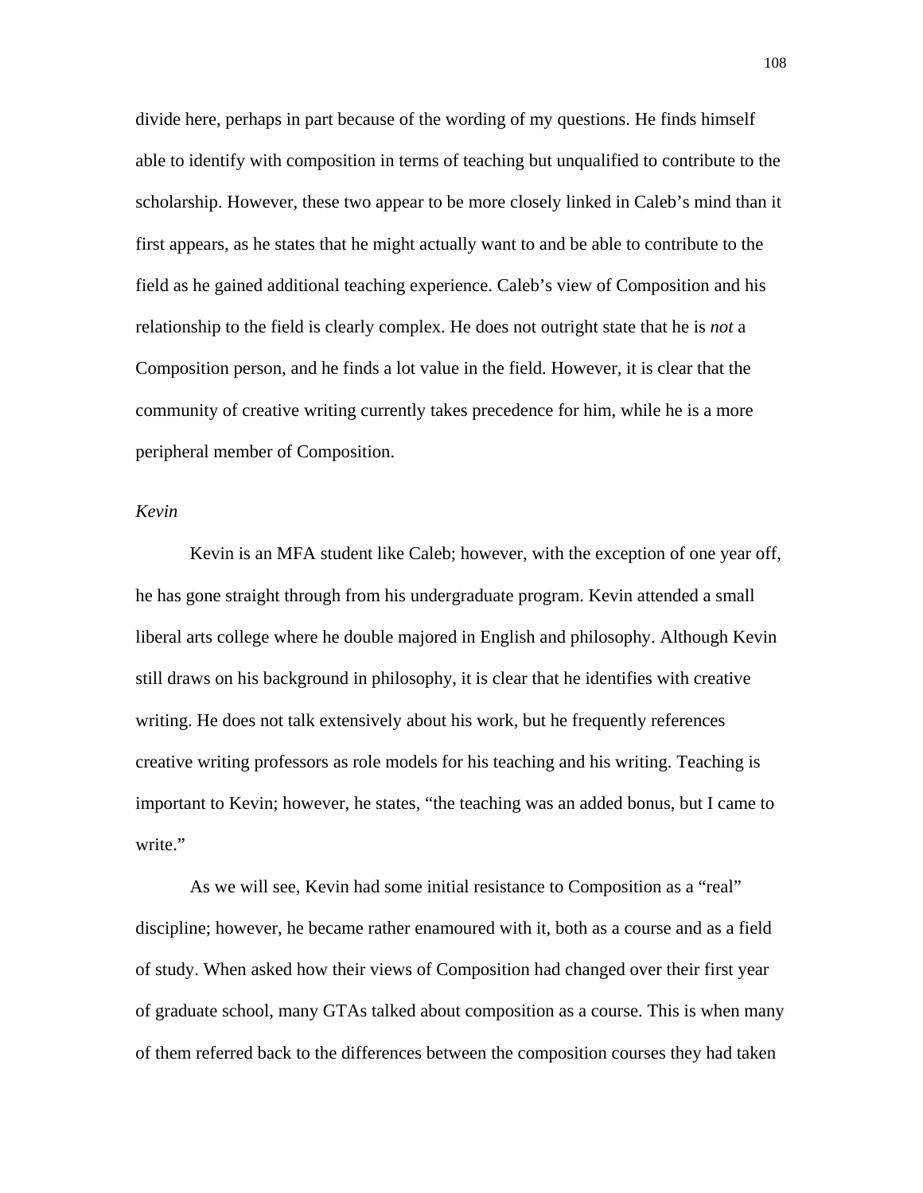divide here, perhaps in part because of the wording of my questions. He finds himself able to identify with composition in terms of teaching but unqualified to contribute to the scholarship. However, these two appear to be more closely linked in Caleb's mind than it first appears, as he states that he might actually want to and be able to contribute to the field as he gained additional teaching experience. Caleb's view of Composition and his relationship to the field is clearly complex. He does not outright state that he is *not* a Composition person, and he finds a lot value in the field. However, it is clear that the community of creative writing currently takes precedence for him, while he is a more peripheral member of Composition.

*Kevin*

Kevin is an MFA student like Caleb; however, with the exception of one year off, he has gone straight through from his undergraduate program. Kevin attended a small liberal arts college where he double majored in English and philosophy. Although Kevin still draws on his background in philosophy, it is clear that he identifies with creative writing. He does not talk extensively about his work, but he frequently references creative writing professors as role models for his teaching and his writing. Teaching is important to Kevin; however, he states, "the teaching was an added bonus, but I came to write."

As we will see, Kevin had some initial resistance to Composition as a "real" discipline; however, he became rather enamoured with it, both as a course and as a field of study. When asked how their views of Composition had changed over their first year of graduate school, many GTAs talked about composition as a course. This is when many of them referred back to the differences between the composition courses they had taken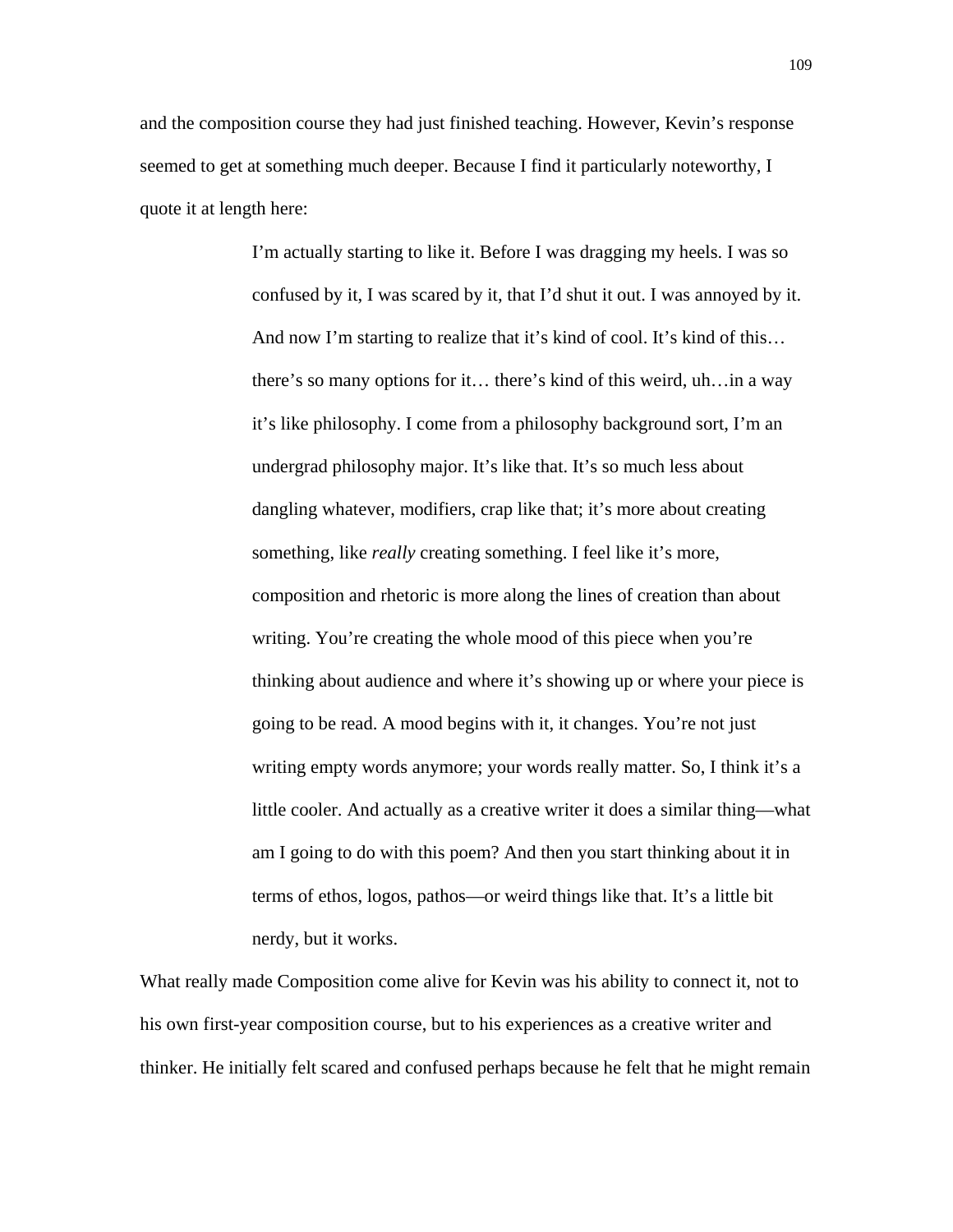and the composition course they had just finished teaching. However, Kevin's response seemed to get at something much deeper. Because I find it particularly noteworthy, I quote it at length here:

> I'm actually starting to like it. Before I was dragging my heels. I was so confused by it, I was scared by it, that I'd shut it out. I was annoyed by it. And now I'm starting to realize that it's kind of cool. It's kind of this… there's so many options for it… there's kind of this weird, uh…in a way it's like philosophy. I come from a philosophy background sort, I'm an undergrad philosophy major. It's like that. It's so much less about dangling whatever, modifiers, crap like that; it's more about creating something, like *really* creating something. I feel like it's more, composition and rhetoric is more along the lines of creation than about writing. You're creating the whole mood of this piece when you're thinking about audience and where it's showing up or where your piece is going to be read. A mood begins with it, it changes. You're not just writing empty words anymore; your words really matter. So, I think it's a little cooler. And actually as a creative writer it does a similar thing—what am I going to do with this poem? And then you start thinking about it in terms of ethos, logos, pathos—or weird things like that. It's a little bit nerdy, but it works.

What really made Composition come alive for Kevin was his ability to connect it, not to his own first-year composition course, but to his experiences as a creative writer and thinker. He initially felt scared and confused perhaps because he felt that he might remain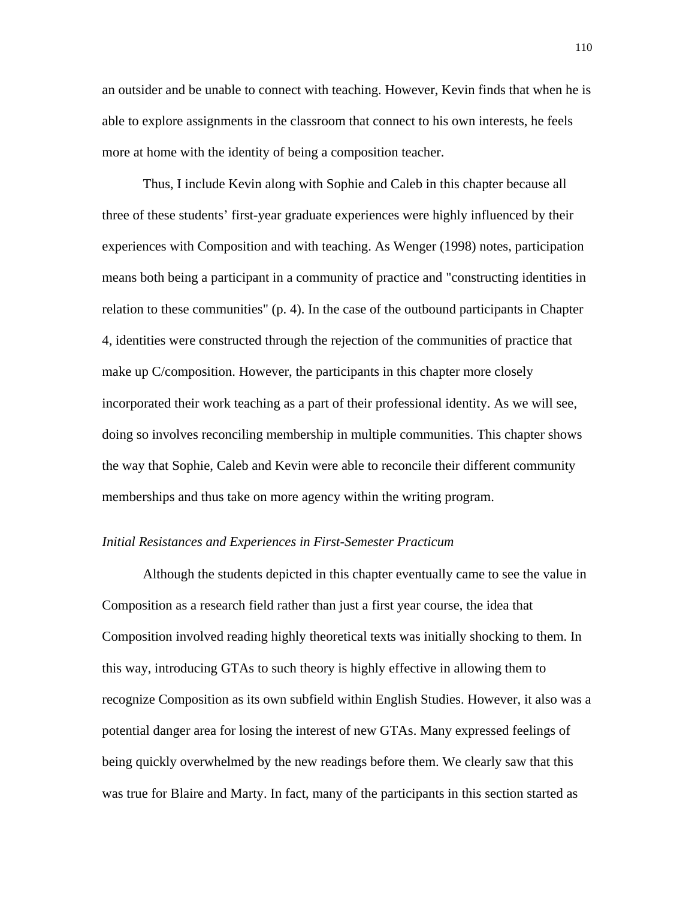an outsider and be unable to connect with teaching. However, Kevin finds that when he is able to explore assignments in the classroom that connect to his own interests, he feels more at home with the identity of being a composition teacher.

Thus, I include Kevin along with Sophie and Caleb in this chapter because all three of these students' first-year graduate experiences were highly influenced by their experiences with Composition and with teaching. As Wenger (1998) notes, participation means both being a participant in a community of practice and "constructing identities in relation to these communities" (p. 4). In the case of the outbound participants in Chapter 4, identities were constructed through the rejection of the communities of practice that make up C/composition. However, the participants in this chapter more closely incorporated their work teaching as a part of their professional identity. As we will see, doing so involves reconciling membership in multiple communities. This chapter shows the way that Sophie, Caleb and Kevin were able to reconcile their different community memberships and thus take on more agency within the writing program.

*Initial Resistances and Experiences in First-Semester Practicum*

Although the students depicted in this chapter eventually came to see the value in Composition as a research field rather than just a first year course, the idea that Composition involved reading highly theoretical texts was initially shocking to them. In this way, introducing GTAs to such theory is highly effective in allowing them to recognize Composition as its own subfield within English Studies. However, it also was a potential danger area for losing the interest of new GTAs. Many expressed feelings of being quickly overwhelmed by the new readings before them. We clearly saw that this was true for Blaire and Marty. In fact, many of the participants in this section started as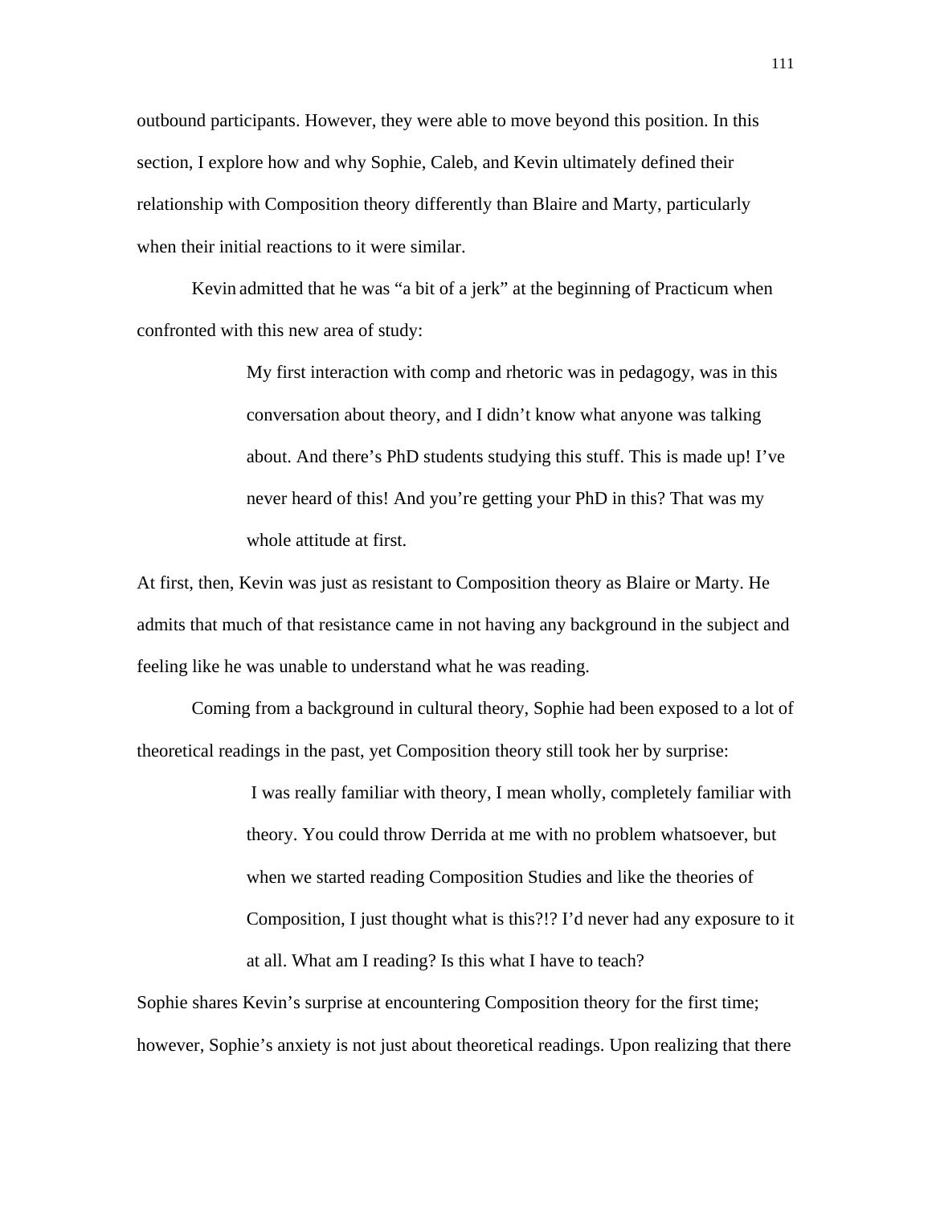outbound participants. However, they were able to move beyond this position. In this section, I explore how and why Sophie, Caleb, and Kevin ultimately defined their relationship with Composition theory differently than Blaire and Marty, particularly when their initial reactions to it were similar.

Kevin admitted that he was "a bit of a jerk" at the beginning of Practicum when confronted with this new area of study:

> My first interaction with comp and rhetoric was in pedagogy, was in this conversation about theory, and I didn't know what anyone was talking about. And there's PhD students studying this stuff. This is made up! I've never heard of this! And you're getting your PhD in this? That was my whole attitude at first.

At first, then, Kevin was just as resistant to Composition theory as Blaire or Marty. He admits that much of that resistance came in not having any background in the subject and feeling like he was unable to understand what he was reading.

Coming from a background in cultural theory, Sophie had been exposed to a lot of theoretical readings in the past, yet Composition theory still took her by surprise:

> I was really familiar with theory, I mean wholly, completely familiar with theory. You could throw Derrida at me with no problem whatsoever, but when we started reading Composition Studies and like the theories of Composition, I just thought what is this?!? I'd never had any exposure to it at all. What am I reading? Is this what I have to teach?

Sophie shares Kevin's surprise at encountering Composition theory for the first time; however, Sophie's anxiety is not just about theoretical readings. Upon realizing that there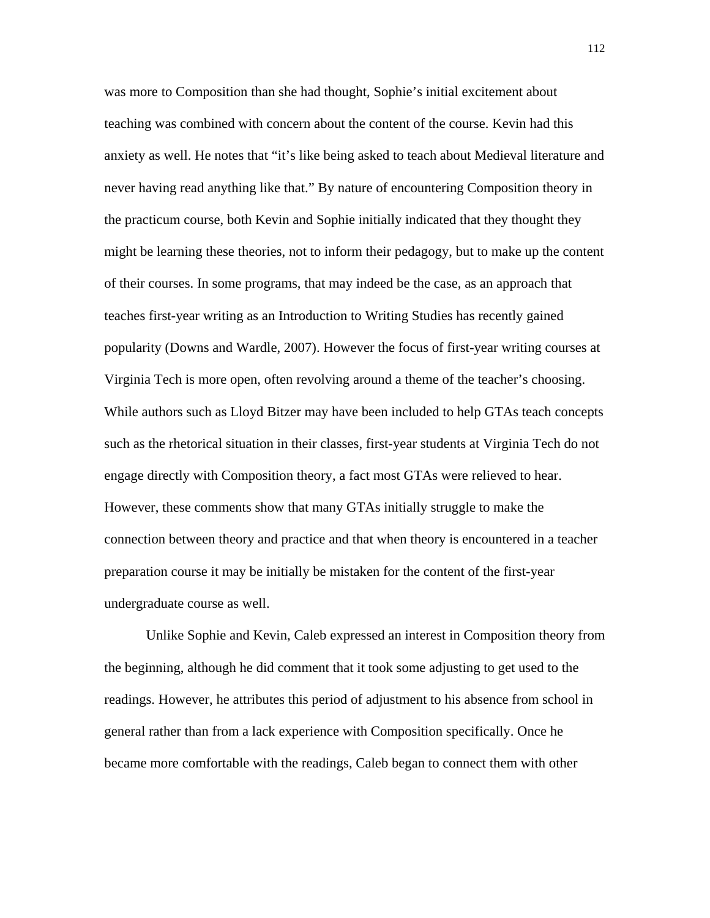was more to Composition than she had thought, Sophie's initial excitement about teaching was combined with concern about the content of the course. Kevin had this anxiety as well. He notes that "it's like being asked to teach about Medieval literature and never having read anything like that." By nature of encountering Composition theory in the practicum course, both Kevin and Sophie initially indicated that they thought they might be learning these theories, not to inform their pedagogy, but to make up the content of their courses. In some programs, that may indeed be the case, as an approach that teaches first-year writing as an Introduction to Writing Studies has recently gained popularity (Downs and Wardle, 2007). However the focus of first-year writing courses at Virginia Tech is more open, often revolving around a theme of the teacher's choosing. While authors such as Lloyd Bitzer may have been included to help GTAs teach concepts such as the rhetorical situation in their classes, first-year students at Virginia Tech do not engage directly with Composition theory, a fact most GTAs were relieved to hear. However, these comments show that many GTAs initially struggle to make the connection between theory and practice and that when theory is encountered in a teacher preparation course it may be initially be mistaken for the content of the first-year undergraduate course as well.

Unlike Sophie and Kevin, Caleb expressed an interest in Composition theory from the beginning, although he did comment that it took some adjusting to get used to the readings. However, he attributes this period of adjustment to his absence from school in general rather than from a lack experience with Composition specifically. Once he became more comfortable with the readings, Caleb began to connect them with other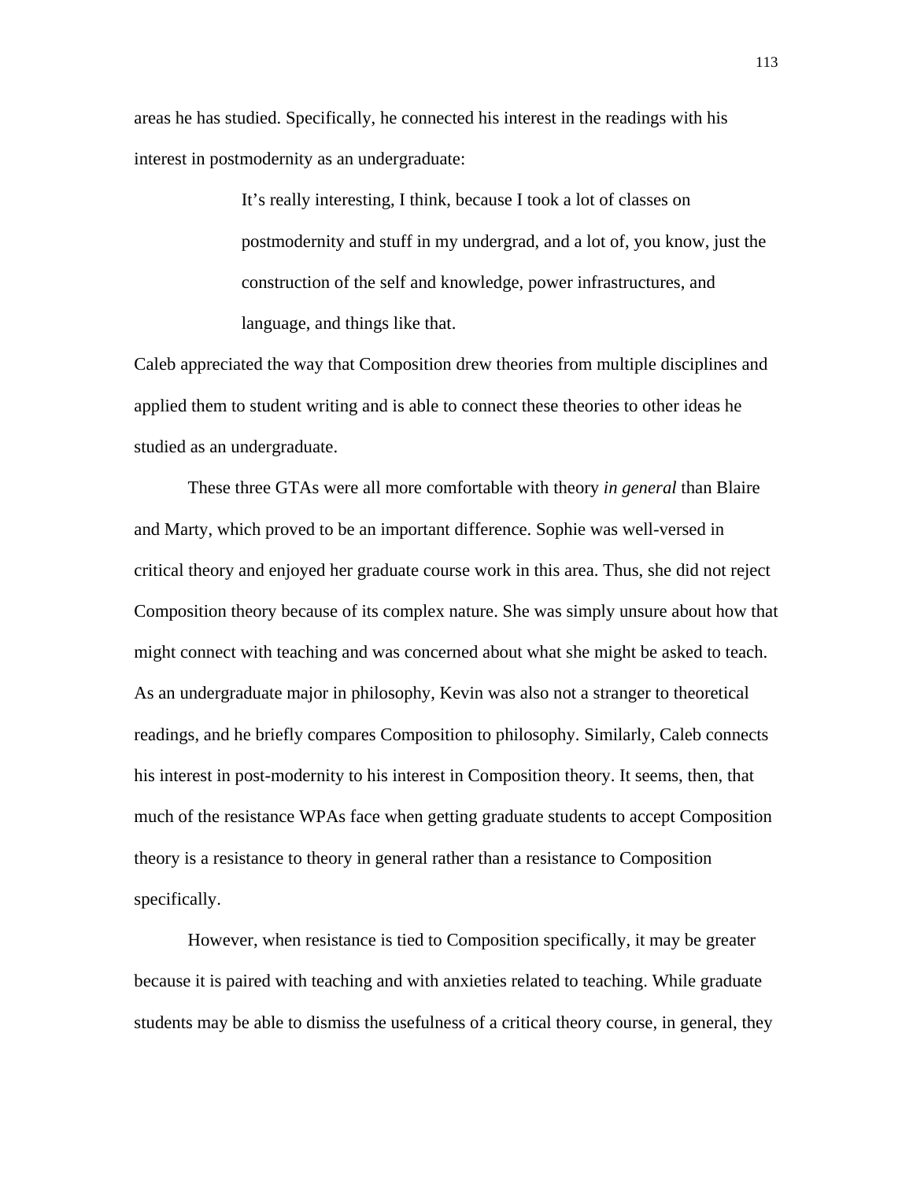areas he has studied. Specifically, he connected his interest in the readings with his interest in postmodernity as an undergraduate:

> It's really interesting, I think, because I took a lot of classes on postmodernity and stuff in my undergrad, and a lot of, you know, just the construction of the self and knowledge, power infrastructures, and language, and things like that.

Caleb appreciated the way that Composition drew theories from multiple disciplines and applied them to student writing and is able to connect these theories to other ideas he studied as an undergraduate.

These three GTAs were all more comfortable with theory *in general* than Blaire and Marty, which proved to be an important difference. Sophie was well-versed in critical theory and enjoyed her graduate course work in this area. Thus, she did not reject Composition theory because of its complex nature. She was simply unsure about how that might connect with teaching and was concerned about what she might be asked to teach. As an undergraduate major in philosophy, Kevin was also not a stranger to theoretical readings, and he briefly compares Composition to philosophy. Similarly, Caleb connects his interest in post-modernity to his interest in Composition theory. It seems, then, that much of the resistance WPAs face when getting graduate students to accept Composition theory is a resistance to theory in general rather than a resistance to Composition specifically.

However, when resistance is tied to Composition specifically, it may be greater because it is paired with teaching and with anxieties related to teaching. While graduate students may be able to dismiss the usefulness of a critical theory course, in general, they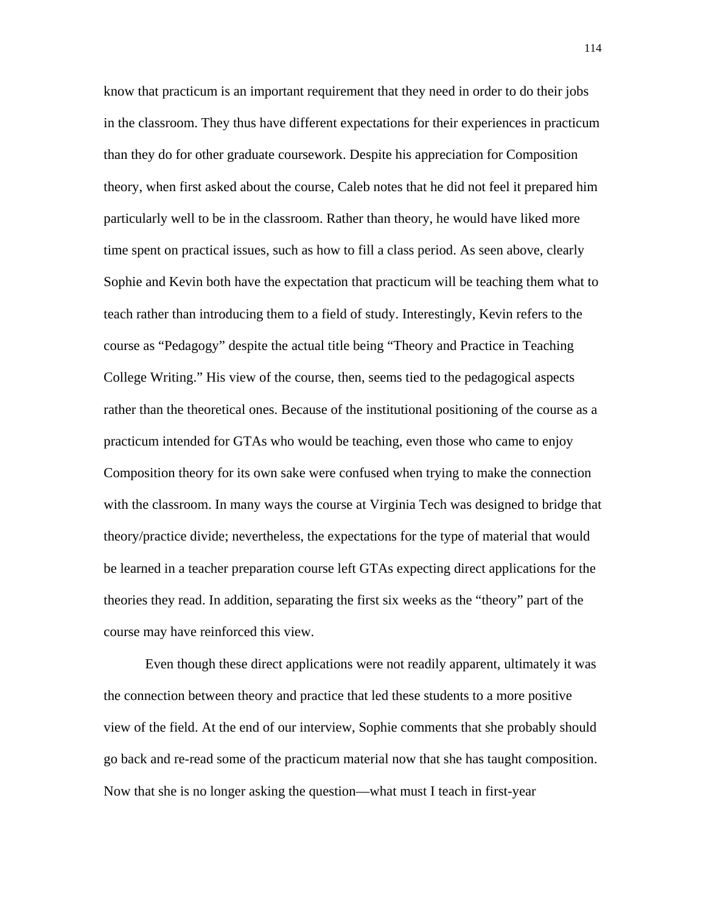know that practicum is an important requirement that they need in order to do their jobs in the classroom. They thus have different expectations for their experiences in practicum than they do for other graduate coursework. Despite his appreciation for Composition theory, when first asked about the course, Caleb notes that he did not feel it prepared him particularly well to be in the classroom. Rather than theory, he would have liked more time spent on practical issues, such as how to fill a class period. As seen above, clearly Sophie and Kevin both have the expectation that practicum will be teaching them what to teach rather than introducing them to a field of study. Interestingly, Kevin refers to the course as "Pedagogy" despite the actual title being "Theory and Practice in Teaching College Writing." His view of the course, then, seems tied to the pedagogical aspects rather than the theoretical ones. Because of the institutional positioning of the course as a practicum intended for GTAs who would be teaching, even those who came to enjoy Composition theory for its own sake were confused when trying to make the connection with the classroom. In many ways the course at Virginia Tech was designed to bridge that theory/practice divide; nevertheless, the expectations for the type of material that would be learned in a teacher preparation course left GTAs expecting direct applications for the theories they read. In addition, separating the first six weeks as the "theory" part of the course may have reinforced this view.

Even though these direct applications were not readily apparent, ultimately it was the connection between theory and practice that led these students to a more positive view of the field. At the end of our interview, Sophie comments that she probably should go back and re-read some of the practicum material now that she has taught composition. Now that she is no longer asking the question—what must I teach in first-year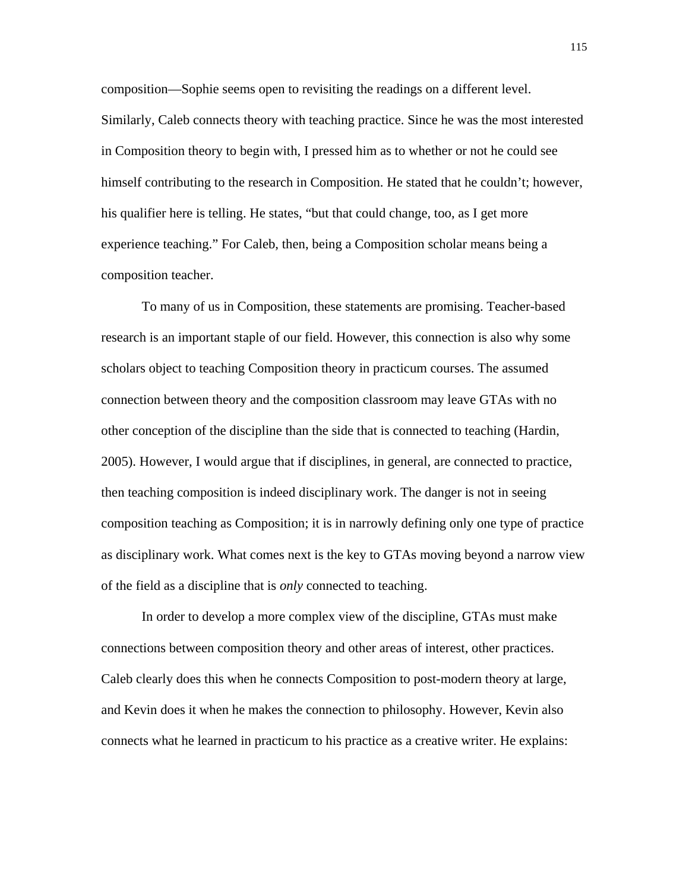composition—Sophie seems open to revisiting the readings on a different level. Similarly, Caleb connects theory with teaching practice. Since he was the most interested in Composition theory to begin with, I pressed him as to whether or not he could see himself contributing to the research in Composition. He stated that he couldn't; however, his qualifier here is telling. He states, "but that could change, too, as I get more experience teaching." For Caleb, then, being a Composition scholar means being a composition teacher.

To many of us in Composition, these statements are promising. Teacher-based research is an important staple of our field. However, this connection is also why some scholars object to teaching Composition theory in practicum courses. The assumed connection between theory and the composition classroom may leave GTAs with no other conception of the discipline than the side that is connected to teaching (Hardin, 2005). However, I would argue that if disciplines, in general, are connected to practice, then teaching composition is indeed disciplinary work. The danger is not in seeing composition teaching as Composition; it is in narrowly defining only one type of practice as disciplinary work. What comes next is the key to GTAs moving beyond a narrow view of the field as a discipline that is *only* connected to teaching.

In order to develop a more complex view of the discipline, GTAs must make connections between composition theory and other areas of interest, other practices. Caleb clearly does this when he connects Composition to post-modern theory at large, and Kevin does it when he makes the connection to philosophy. However, Kevin also connects what he learned in practicum to his practice as a creative writer. He explains: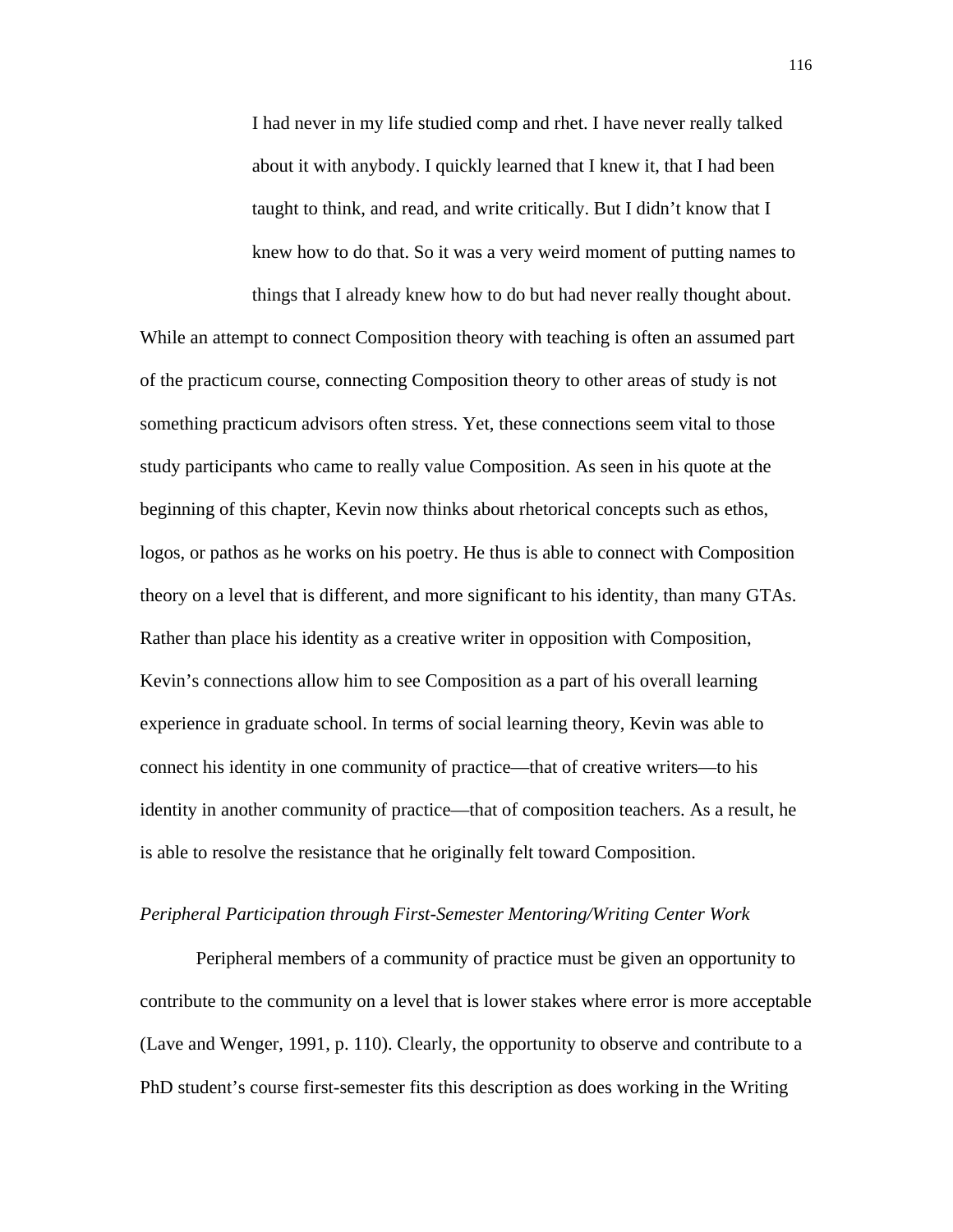> I had never in my life studied comp and rhet. I have never really talked about it with anybody. I quickly learned that I knew it, that I had been taught to think, and read, and write critically. But I didn't know that I knew how to do that. So it was a very weird moment of putting names to things that I already knew how to do but had never really thought about.

While an attempt to connect Composition theory with teaching is often an assumed part of the practicum course, connecting Composition theory to other areas of study is not something practicum advisors often stress. Yet, these connections seem vital to those study participants who came to really value Composition. As seen in his quote at the beginning of this chapter, Kevin now thinks about rhetorical concepts such as ethos, logos, or pathos as he works on his poetry. He thus is able to connect with Composition theory on a level that is different, and more significant to his identity, than many GTAs. Rather than place his identity as a creative writer in opposition with Composition, Kevin's connections allow him to see Composition as a part of his overall learning experience in graduate school. In terms of social learning theory, Kevin was able to connect his identity in one community of practice—that of creative writers—to his identity in another community of practice—that of composition teachers. As a result, he is able to resolve the resistance that he originally felt toward Composition.

*Peripheral Participation through First-Semester Mentoring/Writing Center Work*

Peripheral members of a community of practice must be given an opportunity to contribute to the community on a level that is lower stakes where error is more acceptable (Lave and Wenger, 1991, p. 110). Clearly, the opportunity to observe and contribute to a PhD student's course first-semester fits this description as does working in the Writing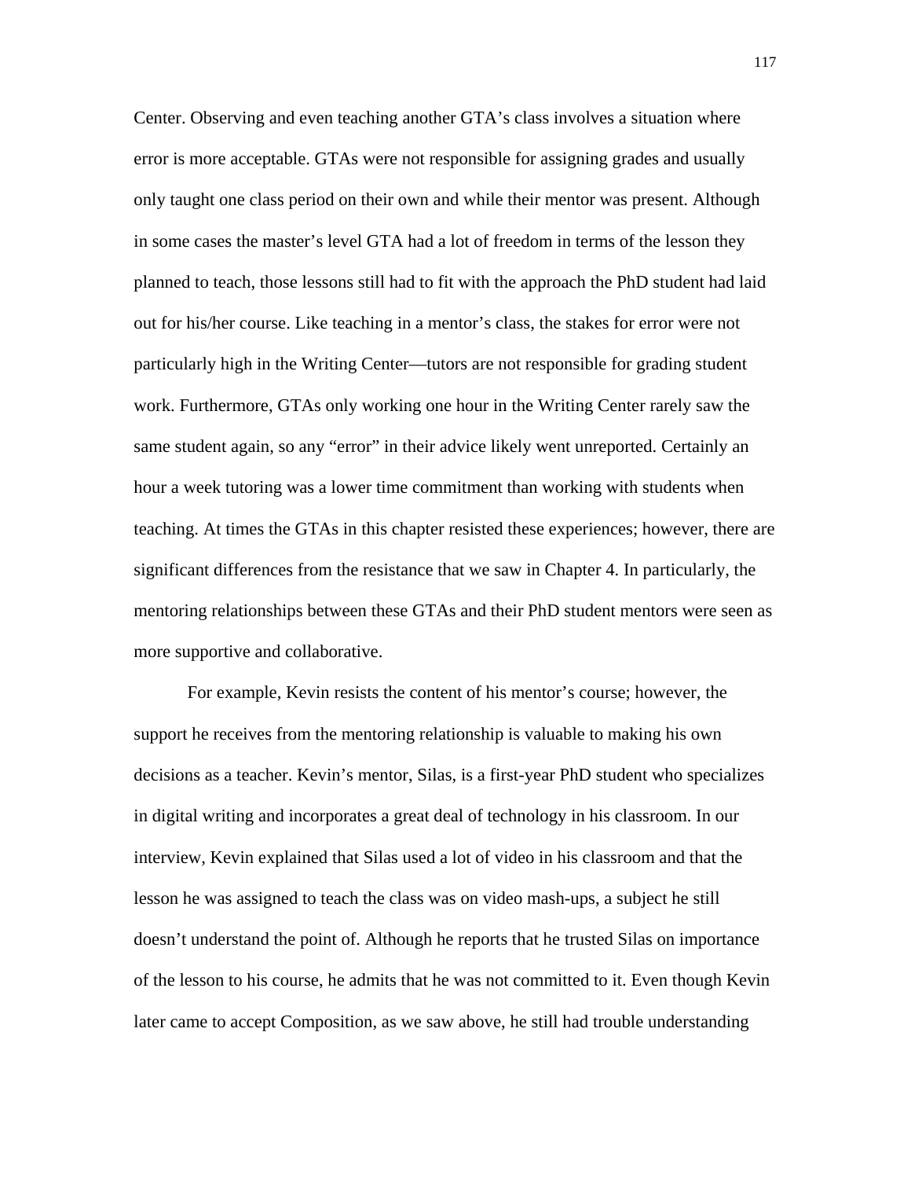Center. Observing and even teaching another GTA's class involves a situation where error is more acceptable. GTAs were not responsible for assigning grades and usually only taught one class period on their own and while their mentor was present. Although in some cases the master's level GTA had a lot of freedom in terms of the lesson they planned to teach, those lessons still had to fit with the approach the PhD student had laid out for his/her course. Like teaching in a mentor's class, the stakes for error were not particularly high in the Writing Center—tutors are not responsible for grading student work. Furthermore, GTAs only working one hour in the Writing Center rarely saw the same student again, so any "error" in their advice likely went unreported. Certainly an hour a week tutoring was a lower time commitment than working with students when teaching. At times the GTAs in this chapter resisted these experiences; however, there are significant differences from the resistance that we saw in Chapter 4. In particularly, the mentoring relationships between these GTAs and their PhD student mentors were seen as more supportive and collaborative.

For example, Kevin resists the content of his mentor's course; however, the support he receives from the mentoring relationship is valuable to making his own decisions as a teacher. Kevin's mentor, Silas, is a first-year PhD student who specializes in digital writing and incorporates a great deal of technology in his classroom. In our interview, Kevin explained that Silas used a lot of video in his classroom and that the lesson he was assigned to teach the class was on video mash-ups, a subject he still doesn't understand the point of. Although he reports that he trusted Silas on importance of the lesson to his course, he admits that he was not committed to it. Even though Kevin later came to accept Composition, as we saw above, he still had trouble understanding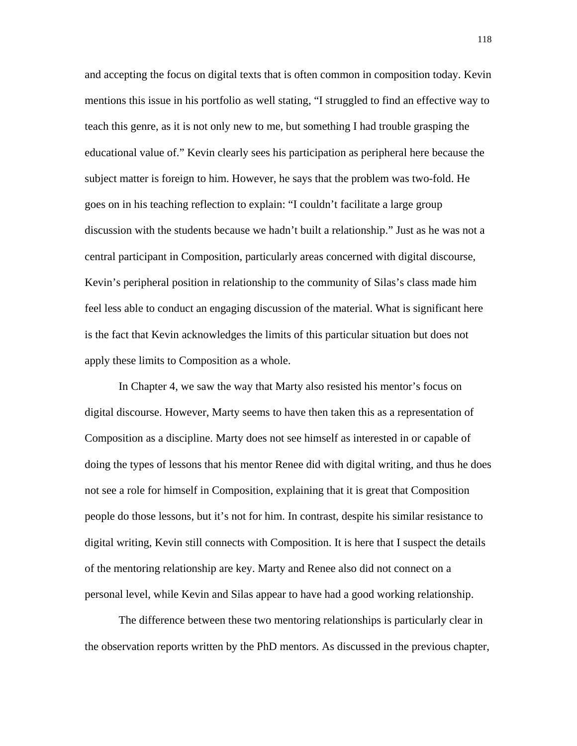and accepting the focus on digital texts that is often common in composition today. Kevin mentions this issue in his portfolio as well stating, "I struggled to find an effective way to teach this genre, as it is not only new to me, but something I had trouble grasping the educational value of." Kevin clearly sees his participation as peripheral here because the subject matter is foreign to him. However, he says that the problem was two-fold. He goes on in his teaching reflection to explain: "I couldn't facilitate a large group discussion with the students because we hadn't built a relationship." Just as he was not a central participant in Composition, particularly areas concerned with digital discourse, Kevin's peripheral position in relationship to the community of Silas's class made him feel less able to conduct an engaging discussion of the material. What is significant here is the fact that Kevin acknowledges the limits of this particular situation but does not apply these limits to Composition as a whole.

In Chapter 4, we saw the way that Marty also resisted his mentor's focus on digital discourse. However, Marty seems to have then taken this as a representation of Composition as a discipline. Marty does not see himself as interested in or capable of doing the types of lessons that his mentor Renee did with digital writing, and thus he does not see a role for himself in Composition, explaining that it is great that Composition people do those lessons, but it's not for him. In contrast, despite his similar resistance to digital writing, Kevin still connects with Composition. It is here that I suspect the details of the mentoring relationship are key. Marty and Renee also did not connect on a personal level, while Kevin and Silas appear to have had a good working relationship.

The difference between these two mentoring relationships is particularly clear in the observation reports written by the PhD mentors. As discussed in the previous chapter,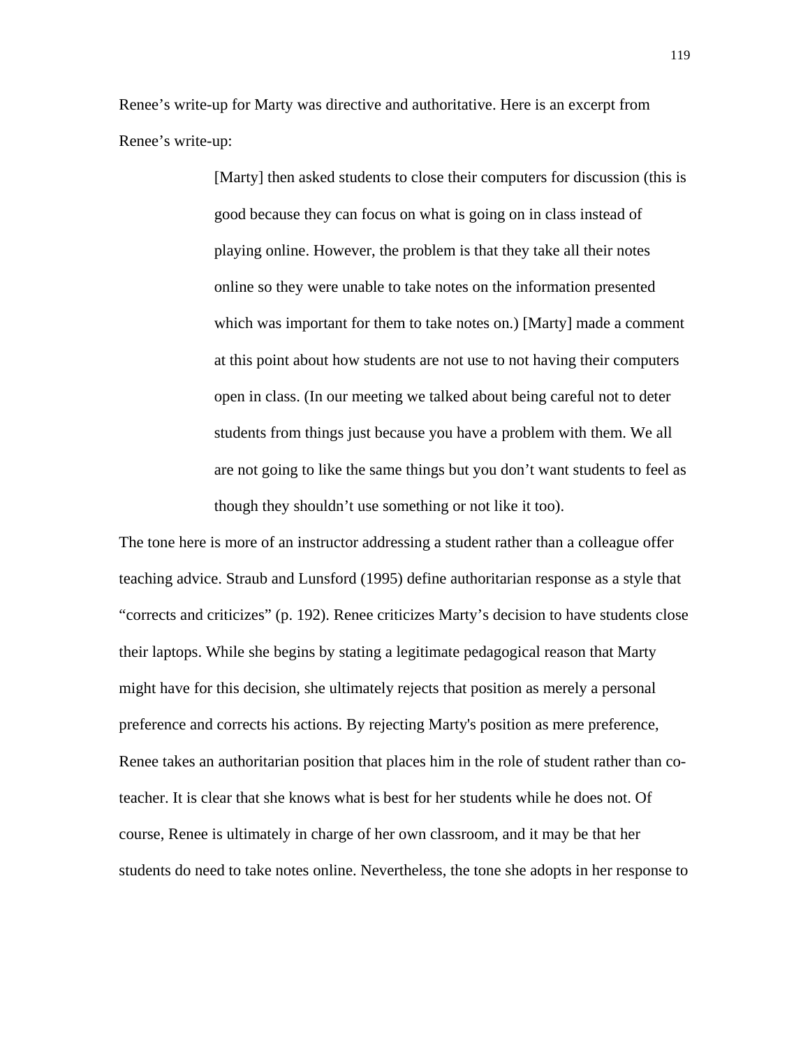Renee's write-up for Marty was directive and authoritative. Here is an excerpt from Renee's write-up:

> [Marty] then asked students to close their computers for discussion (this is good because they can focus on what is going on in class instead of playing online. However, the problem is that they take all their notes online so they were unable to take notes on the information presented which was important for them to take notes on.) [Marty] made a comment at this point about how students are not use to not having their computers open in class. (In our meeting we talked about being careful not to deter students from things just because you have a problem with them. We all are not going to like the same things but you don't want students to feel as though they shouldn't use something or not like it too).

The tone here is more of an instructor addressing a student rather than a colleague offer teaching advice. Straub and Lunsford (1995) define authoritarian response as a style that "corrects and criticizes" (p. 192). Renee criticizes Marty's decision to have students close their laptops. While she begins by stating a legitimate pedagogical reason that Marty might have for this decision, she ultimately rejects that position as merely a personal preference and corrects his actions. By rejecting Marty's position as mere preference, Renee takes an authoritarian position that places him in the role of student rather than co-teacher. It is clear that she knows what is best for her students while he does not. Of course, Renee is ultimately in charge of her own classroom, and it may be that her students do need to take notes online. Nevertheless, the tone she adopts in her response to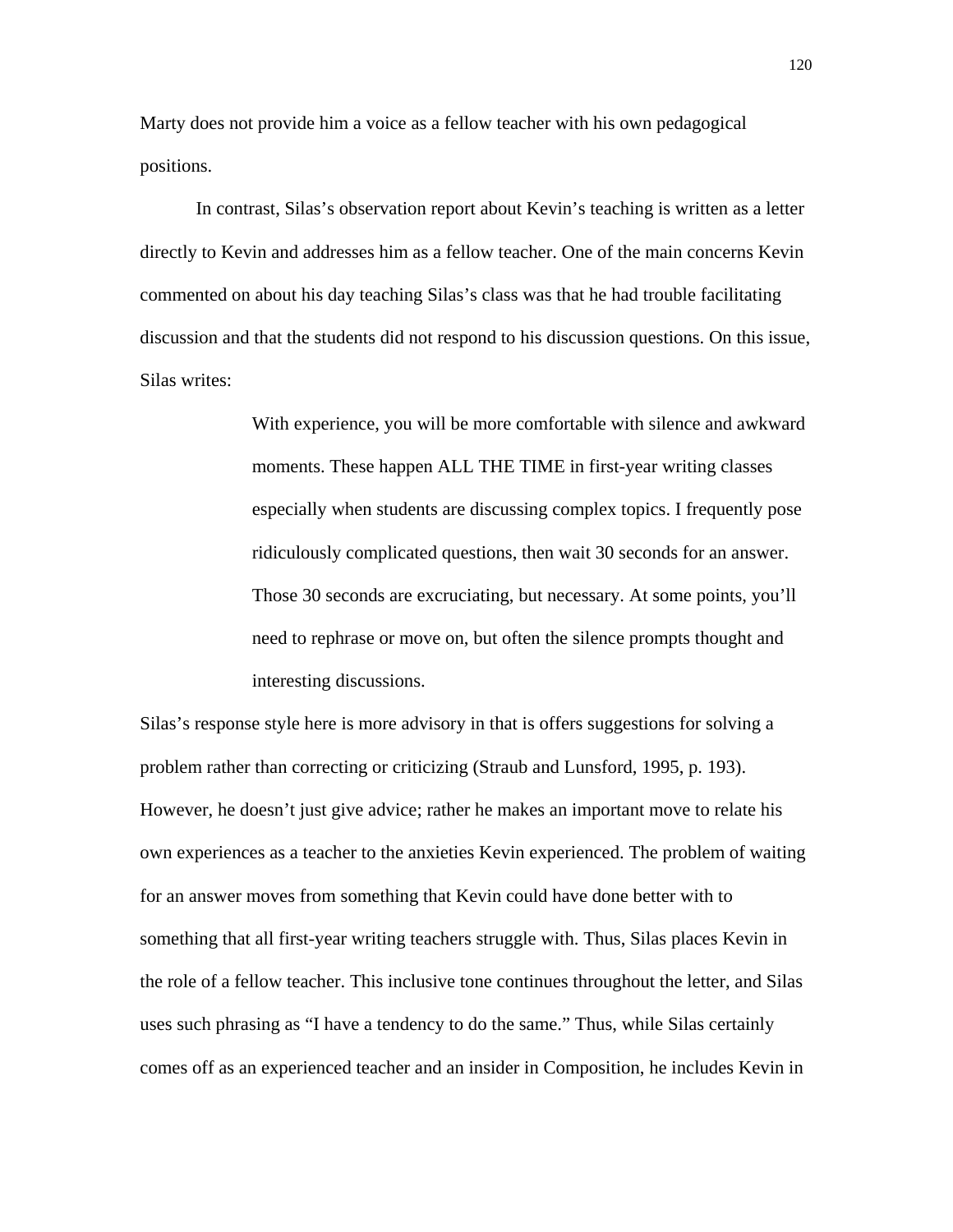Marty does not provide him a voice as a fellow teacher with his own pedagogical positions.

In contrast, Silas's observation report about Kevin's teaching is written as a letter directly to Kevin and addresses him as a fellow teacher. One of the main concerns Kevin commented on about his day teaching Silas's class was that he had trouble facilitating discussion and that the students did not respond to his discussion questions. On this issue, Silas writes:

> With experience, you will be more comfortable with silence and awkward moments. These happen ALL THE TIME in first-year writing classes especially when students are discussing complex topics. I frequently pose ridiculously complicated questions, then wait 30 seconds for an answer. Those 30 seconds are excruciating, but necessary. At some points, you'll need to rephrase or move on, but often the silence prompts thought and interesting discussions.

Silas's response style here is more advisory in that is offers suggestions for solving a problem rather than correcting or criticizing (Straub and Lunsford, 1995, p. 193). However, he doesn't just give advice; rather he makes an important move to relate his own experiences as a teacher to the anxieties Kevin experienced. The problem of waiting for an answer moves from something that Kevin could have done better with to something that all first-year writing teachers struggle with. Thus, Silas places Kevin in the role of a fellow teacher. This inclusive tone continues throughout the letter, and Silas uses such phrasing as "I have a tendency to do the same." Thus, while Silas certainly comes off as an experienced teacher and an insider in Composition, he includes Kevin in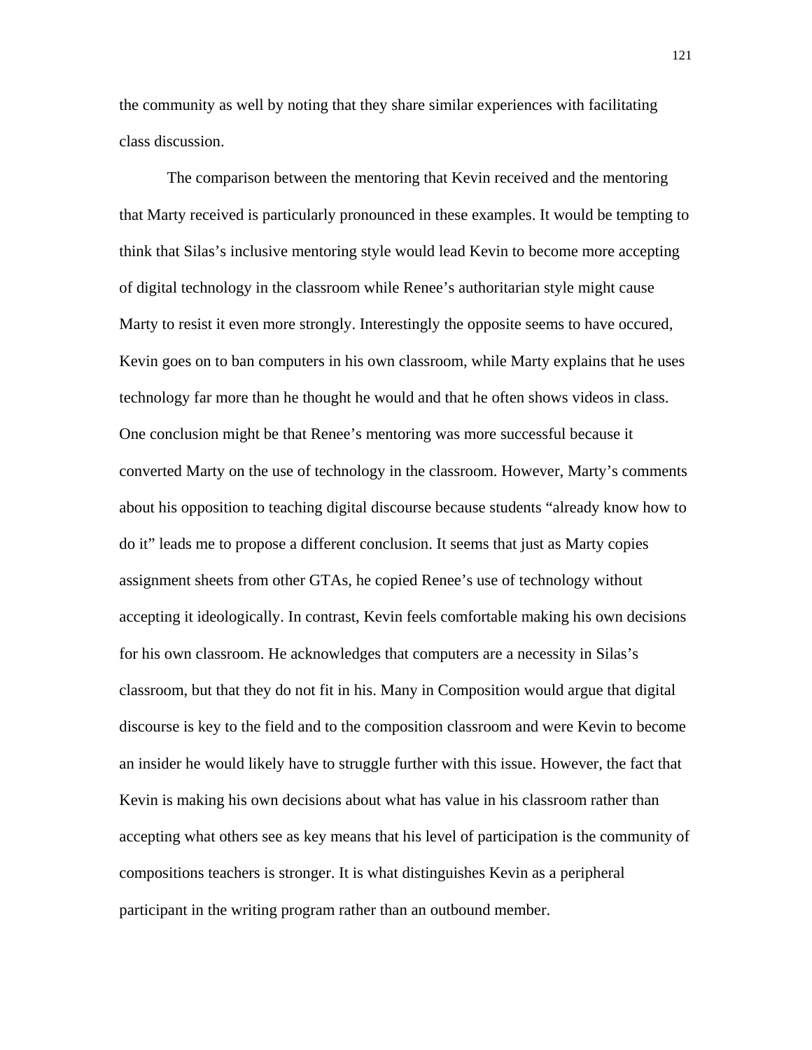the community as well by noting that they share similar experiences with facilitating class discussion.

The comparison between the mentoring that Kevin received and the mentoring that Marty received is particularly pronounced in these examples. It would be tempting to think that Silas's inclusive mentoring style would lead Kevin to become more accepting of digital technology in the classroom while Renee's authoritarian style might cause Marty to resist it even more strongly. Interestingly the opposite seems to have occured, Kevin goes on to ban computers in his own classroom, while Marty explains that he uses technology far more than he thought he would and that he often shows videos in class. One conclusion might be that Renee's mentoring was more successful because it converted Marty on the use of technology in the classroom. However, Marty's comments about his opposition to teaching digital discourse because students "already know how to do it" leads me to propose a different conclusion. It seems that just as Marty copies assignment sheets from other GTAs, he copied Renee's use of technology without accepting it ideologically. In contrast, Kevin feels comfortable making his own decisions for his own classroom. He acknowledges that computers are a necessity in Silas's classroom, but that they do not fit in his. Many in Composition would argue that digital discourse is key to the field and to the composition classroom and were Kevin to become an insider he would likely have to struggle further with this issue. However, the fact that Kevin is making his own decisions about what has value in his classroom rather than accepting what others see as key means that his level of participation is the community of compositions teachers is stronger. It is what distinguishes Kevin as a peripheral participant in the writing program rather than an outbound member.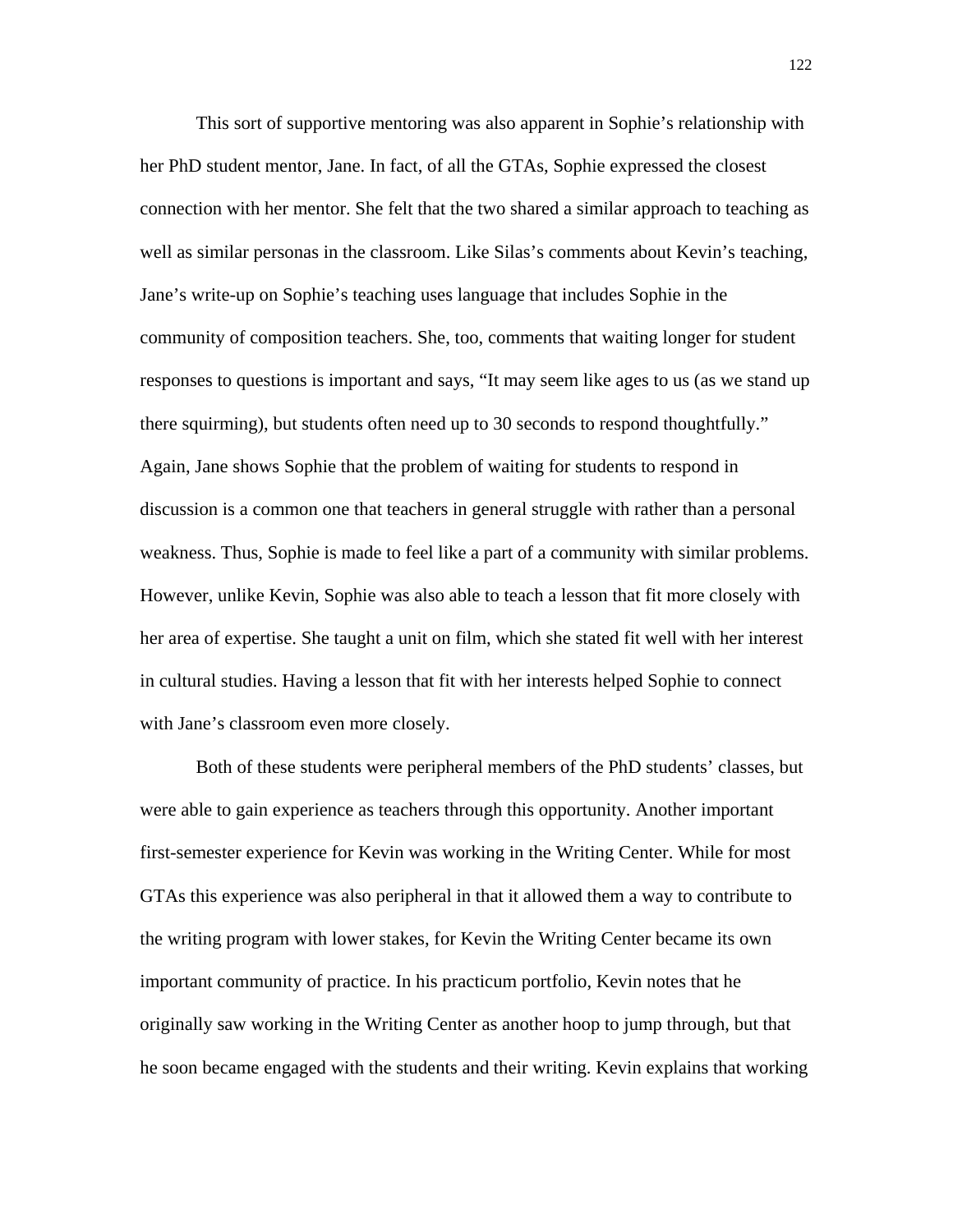This sort of supportive mentoring was also apparent in Sophie's relationship with her PhD student mentor, Jane. In fact, of all the GTAs, Sophie expressed the closest connection with her mentor. She felt that the two shared a similar approach to teaching as well as similar personas in the classroom. Like Silas's comments about Kevin's teaching, Jane's write-up on Sophie's teaching uses language that includes Sophie in the community of composition teachers. She, too, comments that waiting longer for student responses to questions is important and says, "It may seem like ages to us (as we stand up there squirming), but students often need up to 30 seconds to respond thoughtfully." Again, Jane shows Sophie that the problem of waiting for students to respond in discussion is a common one that teachers in general struggle with rather than a personal weakness. Thus, Sophie is made to feel like a part of a community with similar problems. However, unlike Kevin, Sophie was also able to teach a lesson that fit more closely with her area of expertise. She taught a unit on film, which she stated fit well with her interest in cultural studies. Having a lesson that fit with her interests helped Sophie to connect with Jane's classroom even more closely.

Both of these students were peripheral members of the PhD students' classes, but were able to gain experience as teachers through this opportunity. Another important first-semester experience for Kevin was working in the Writing Center. While for most GTAs this experience was also peripheral in that it allowed them a way to contribute to the writing program with lower stakes, for Kevin the Writing Center became its own important community of practice. In his practicum portfolio, Kevin notes that he originally saw working in the Writing Center as another hoop to jump through, but that he soon became engaged with the students and their writing. Kevin explains that working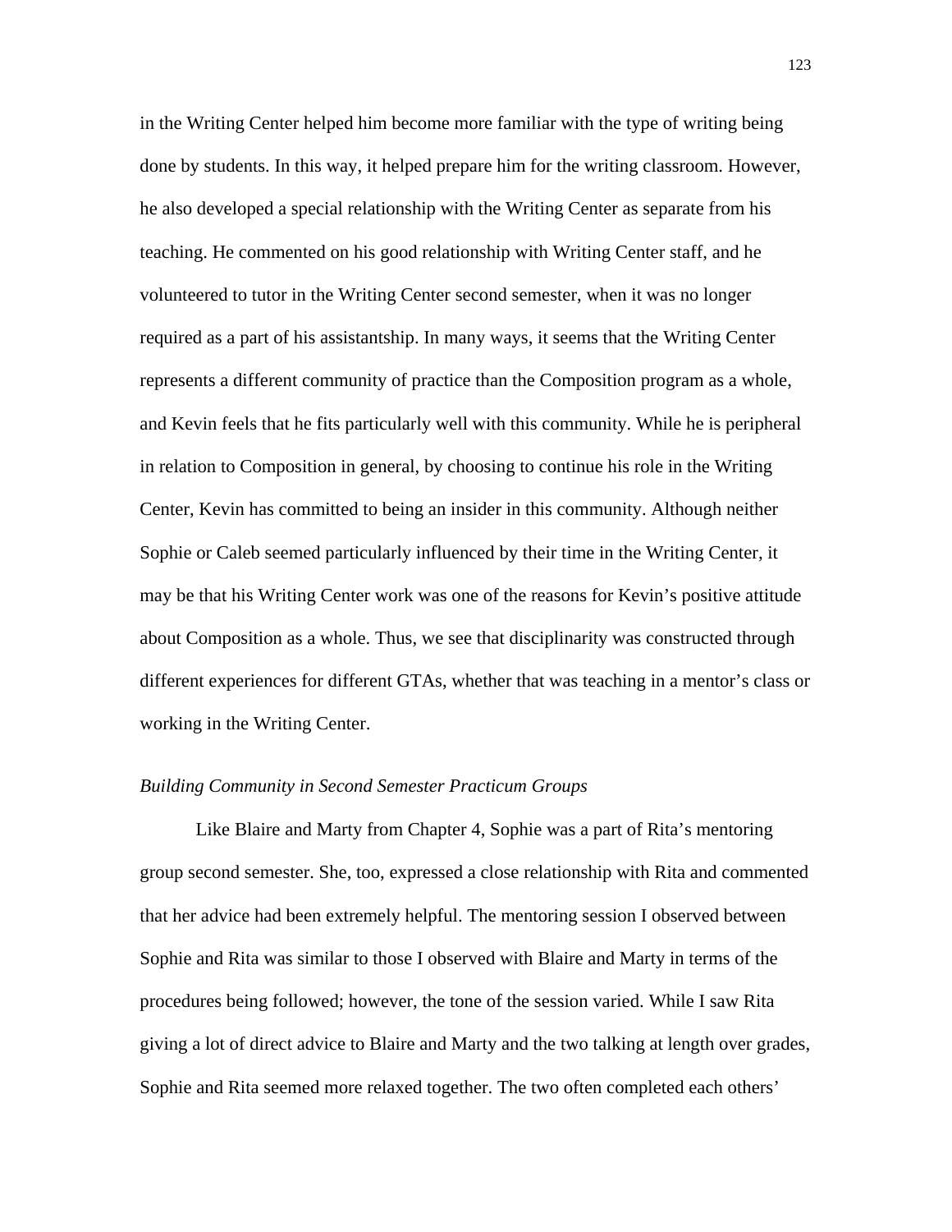in the Writing Center helped him become more familiar with the type of writing being done by students. In this way, it helped prepare him for the writing classroom. However, he also developed a special relationship with the Writing Center as separate from his teaching. He commented on his good relationship with Writing Center staff, and he volunteered to tutor in the Writing Center second semester, when it was no longer required as a part of his assistantship. In many ways, it seems that the Writing Center represents a different community of practice than the Composition program as a whole, and Kevin feels that he fits particularly well with this community. While he is peripheral in relation to Composition in general, by choosing to continue his role in the Writing Center, Kevin has committed to being an insider in this community. Although neither Sophie or Caleb seemed particularly influenced by their time in the Writing Center, it may be that his Writing Center work was one of the reasons for Kevin's positive attitude about Composition as a whole. Thus, we see that disciplinarity was constructed through different experiences for different GTAs, whether that was teaching in a mentor's class or working in the Writing Center.

### *Building Community in Second Semester Practicum Groups*

Like Blaire and Marty from Chapter 4, Sophie was a part of Rita's mentoring group second semester. She, too, expressed a close relationship with Rita and commented that her advice had been extremely helpful. The mentoring session I observed between Sophie and Rita was similar to those I observed with Blaire and Marty in terms of the procedures being followed; however, the tone of the session varied. While I saw Rita giving a lot of direct advice to Blaire and Marty and the two talking at length over grades, Sophie and Rita seemed more relaxed together. The two often completed each others'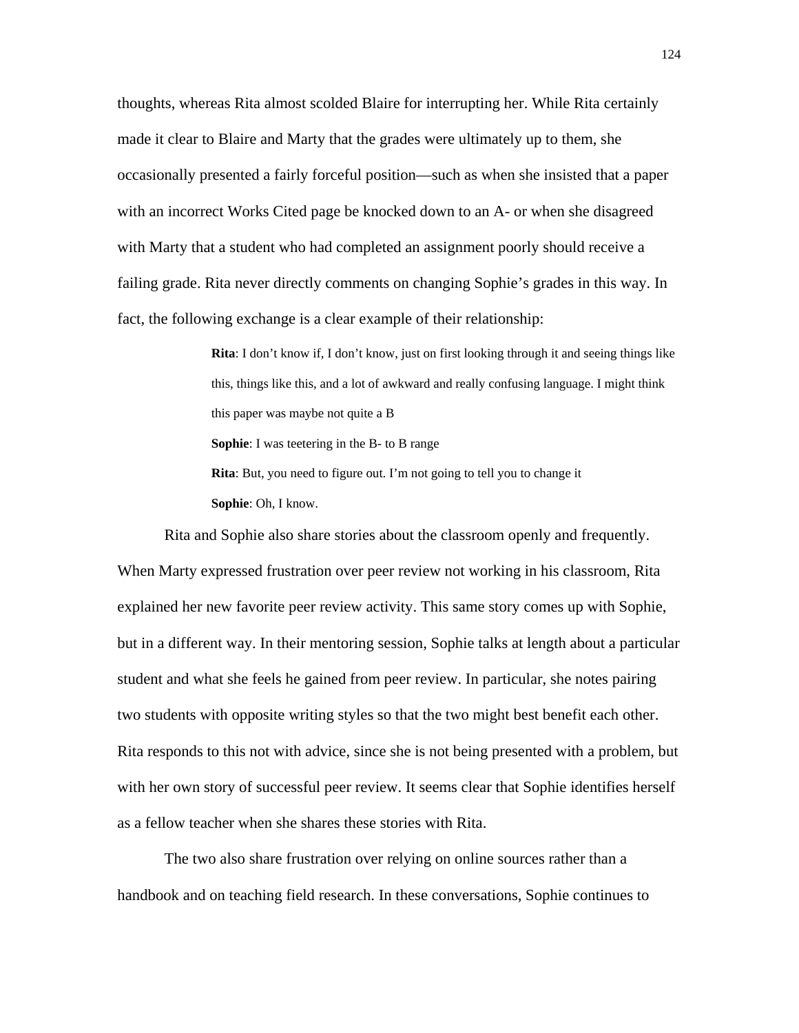thoughts, whereas Rita almost scolded Blaire for interrupting her. While Rita certainly made it clear to Blaire and Marty that the grades were ultimately up to them, she occasionally presented a fairly forceful position—such as when she insisted that a paper with an incorrect Works Cited page be knocked down to an A- or when she disagreed with Marty that a student who had completed an assignment poorly should receive a failing grade. Rita never directly comments on changing Sophie's grades in this way. In fact, the following exchange is a clear example of their relationship:

> **Rita**: I don't know if, I don't know, just on first looking through it and seeing things like this, things like this, and a lot of awkward and really confusing language. I might think this paper was maybe not quite a B
>
> **Sophie**: I was teetering in the B- to B range
>
> **Rita**: But, you need to figure out. I'm not going to tell you to change it
>
> **Sophie**: Oh, I know.

Rita and Sophie also share stories about the classroom openly and frequently. When Marty expressed frustration over peer review not working in his classroom, Rita explained her new favorite peer review activity. This same story comes up with Sophie, but in a different way. In their mentoring session, Sophie talks at length about a particular student and what she feels he gained from peer review. In particular, she notes pairing two students with opposite writing styles so that the two might best benefit each other. Rita responds to this not with advice, since she is not being presented with a problem, but with her own story of successful peer review. It seems clear that Sophie identifies herself as a fellow teacher when she shares these stories with Rita.

The two also share frustration over relying on online sources rather than a handbook and on teaching field research. In these conversations, Sophie continues to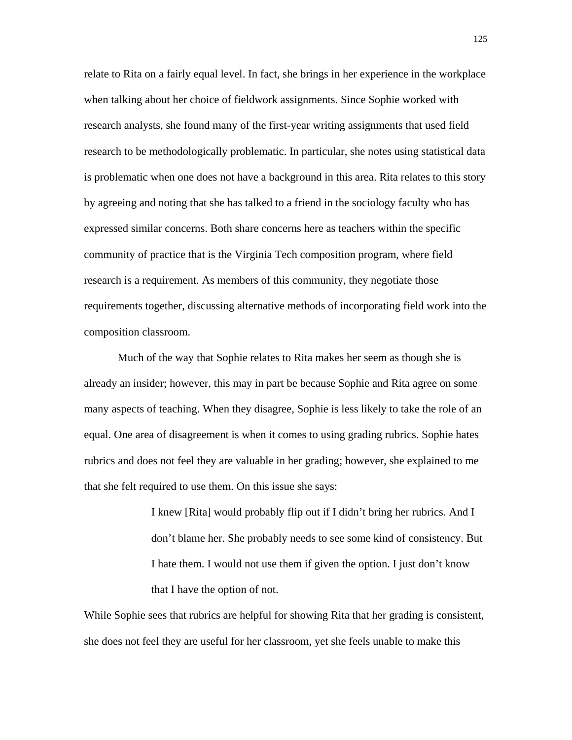relate to Rita on a fairly equal level. In fact, she brings in her experience in the workplace when talking about her choice of fieldwork assignments. Since Sophie worked with research analysts, she found many of the first-year writing assignments that used field research to be methodologically problematic. In particular, she notes using statistical data is problematic when one does not have a background in this area. Rita relates to this story by agreeing and noting that she has talked to a friend in the sociology faculty who has expressed similar concerns. Both share concerns here as teachers within the specific community of practice that is the Virginia Tech composition program, where field research is a requirement. As members of this community, they negotiate those requirements together, discussing alternative methods of incorporating field work into the composition classroom.

Much of the way that Sophie relates to Rita makes her seem as though she is already an insider; however, this may in part be because Sophie and Rita agree on some many aspects of teaching. When they disagree, Sophie is less likely to take the role of an equal. One area of disagreement is when it comes to using grading rubrics. Sophie hates rubrics and does not feel they are valuable in her grading; however, she explained to me that she felt required to use them. On this issue she says:

> I knew [Rita] would probably flip out if I didn't bring her rubrics. And I don't blame her. She probably needs to see some kind of consistency. But I hate them. I would not use them if given the option. I just don't know that I have the option of not.

While Sophie sees that rubrics are helpful for showing Rita that her grading is consistent, she does not feel they are useful for her classroom, yet she feels unable to make this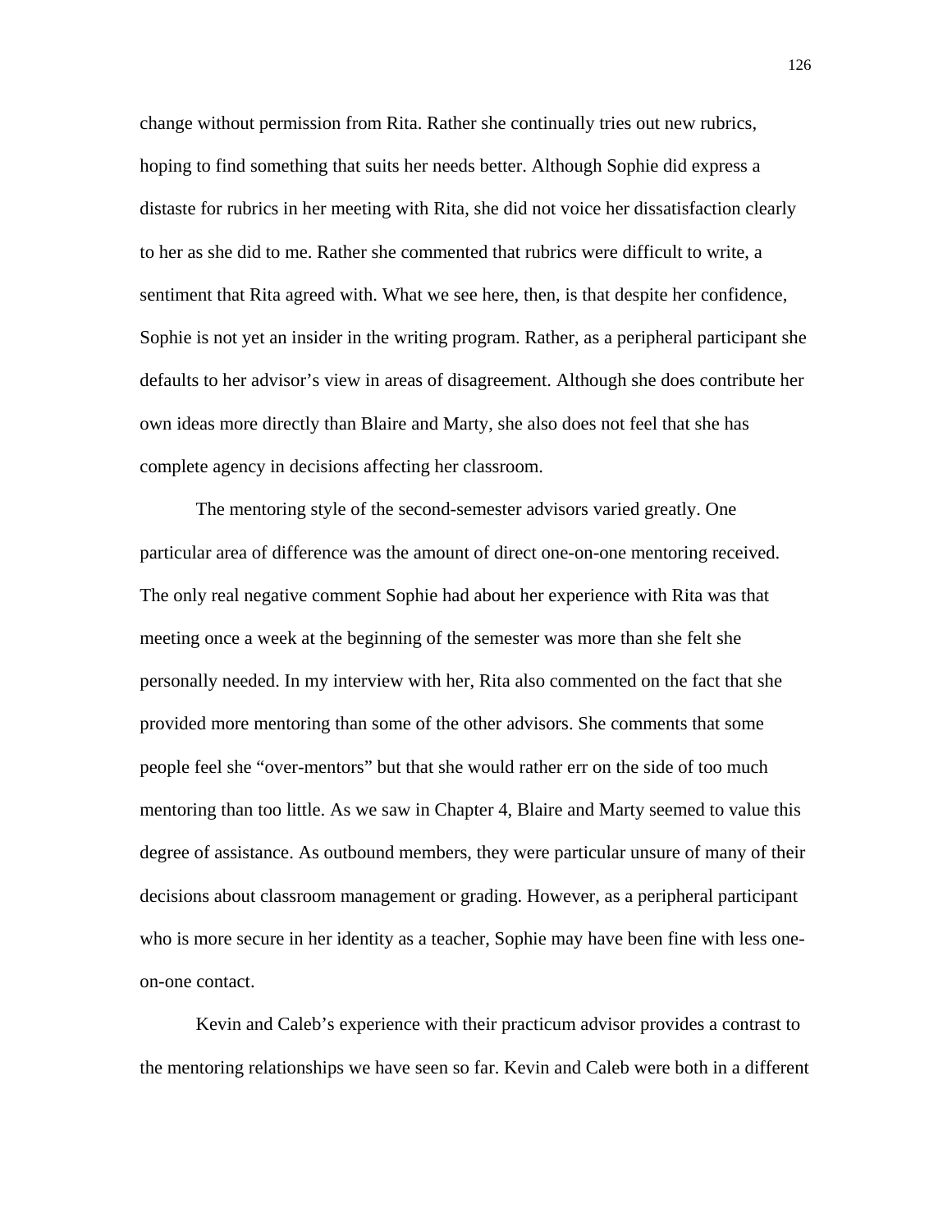change without permission from Rita. Rather she continually tries out new rubrics, hoping to find something that suits her needs better. Although Sophie did express a distaste for rubrics in her meeting with Rita, she did not voice her dissatisfaction clearly to her as she did to me. Rather she commented that rubrics were difficult to write, a sentiment that Rita agreed with. What we see here, then, is that despite her confidence, Sophie is not yet an insider in the writing program. Rather, as a peripheral participant she defaults to her advisor's view in areas of disagreement. Although she does contribute her own ideas more directly than Blaire and Marty, she also does not feel that she has complete agency in decisions affecting her classroom.

The mentoring style of the second-semester advisors varied greatly. One particular area of difference was the amount of direct one-on-one mentoring received. The only real negative comment Sophie had about her experience with Rita was that meeting once a week at the beginning of the semester was more than she felt she personally needed. In my interview with her, Rita also commented on the fact that she provided more mentoring than some of the other advisors. She comments that some people feel she "over-mentors" but that she would rather err on the side of too much mentoring than too little. As we saw in Chapter 4, Blaire and Marty seemed to value this degree of assistance. As outbound members, they were particular unsure of many of their decisions about classroom management or grading. However, as a peripheral participant who is more secure in her identity as a teacher, Sophie may have been fine with less one-on-one contact.

Kevin and Caleb's experience with their practicum advisor provides a contrast to the mentoring relationships we have seen so far. Kevin and Caleb were both in a different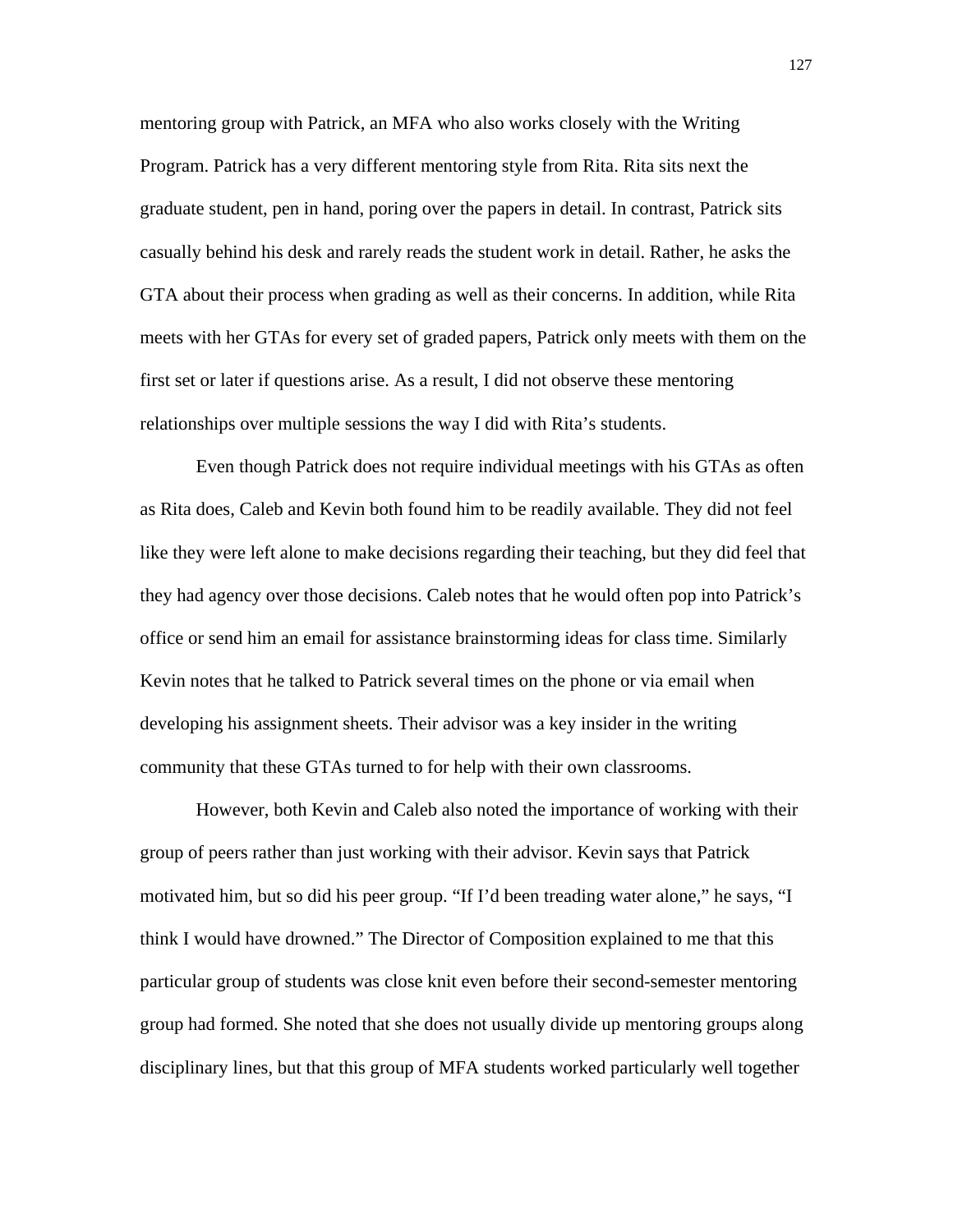mentoring group with Patrick, an MFA who also works closely with the Writing Program. Patrick has a very different mentoring style from Rita. Rita sits next the graduate student, pen in hand, poring over the papers in detail. In contrast, Patrick sits casually behind his desk and rarely reads the student work in detail. Rather, he asks the GTA about their process when grading as well as their concerns. In addition, while Rita meets with her GTAs for every set of graded papers, Patrick only meets with them on the first set or later if questions arise. As a result, I did not observe these mentoring relationships over multiple sessions the way I did with Rita's students.

Even though Patrick does not require individual meetings with his GTAs as often as Rita does, Caleb and Kevin both found him to be readily available. They did not feel like they were left alone to make decisions regarding their teaching, but they did feel that they had agency over those decisions. Caleb notes that he would often pop into Patrick's office or send him an email for assistance brainstorming ideas for class time. Similarly Kevin notes that he talked to Patrick several times on the phone or via email when developing his assignment sheets. Their advisor was a key insider in the writing community that these GTAs turned to for help with their own classrooms.

However, both Kevin and Caleb also noted the importance of working with their group of peers rather than just working with their advisor. Kevin says that Patrick motivated him, but so did his peer group. "If I'd been treading water alone," he says, "I think I would have drowned." The Director of Composition explained to me that this particular group of students was close knit even before their second-semester mentoring group had formed. She noted that she does not usually divide up mentoring groups along disciplinary lines, but that this group of MFA students worked particularly well together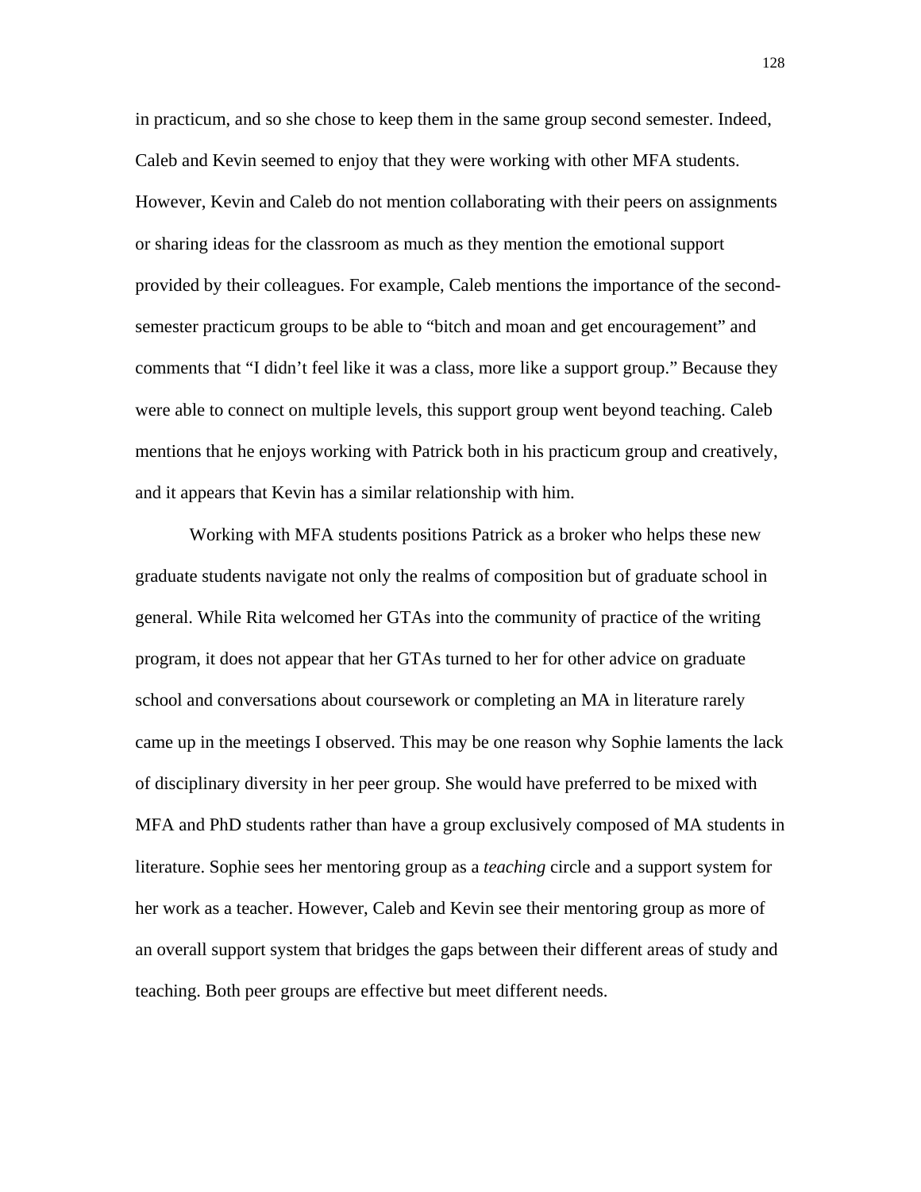in practicum, and so she chose to keep them in the same group second semester. Indeed, Caleb and Kevin seemed to enjoy that they were working with other MFA students. However, Kevin and Caleb do not mention collaborating with their peers on assignments or sharing ideas for the classroom as much as they mention the emotional support provided by their colleagues. For example, Caleb mentions the importance of the second-semester practicum groups to be able to "bitch and moan and get encouragement" and comments that "I didn't feel like it was a class, more like a support group." Because they were able to connect on multiple levels, this support group went beyond teaching. Caleb mentions that he enjoys working with Patrick both in his practicum group and creatively, and it appears that Kevin has a similar relationship with him.

Working with MFA students positions Patrick as a broker who helps these new graduate students navigate not only the realms of composition but of graduate school in general. While Rita welcomed her GTAs into the community of practice of the writing program, it does not appear that her GTAs turned to her for other advice on graduate school and conversations about coursework or completing an MA in literature rarely came up in the meetings I observed. This may be one reason why Sophie laments the lack of disciplinary diversity in her peer group. She would have preferred to be mixed with MFA and PhD students rather than have a group exclusively composed of MA students in literature. Sophie sees her mentoring group as a *teaching* circle and a support system for her work as a teacher. However, Caleb and Kevin see their mentoring group as more of an overall support system that bridges the gaps between their different areas of study and teaching. Both peer groups are effective but meet different needs.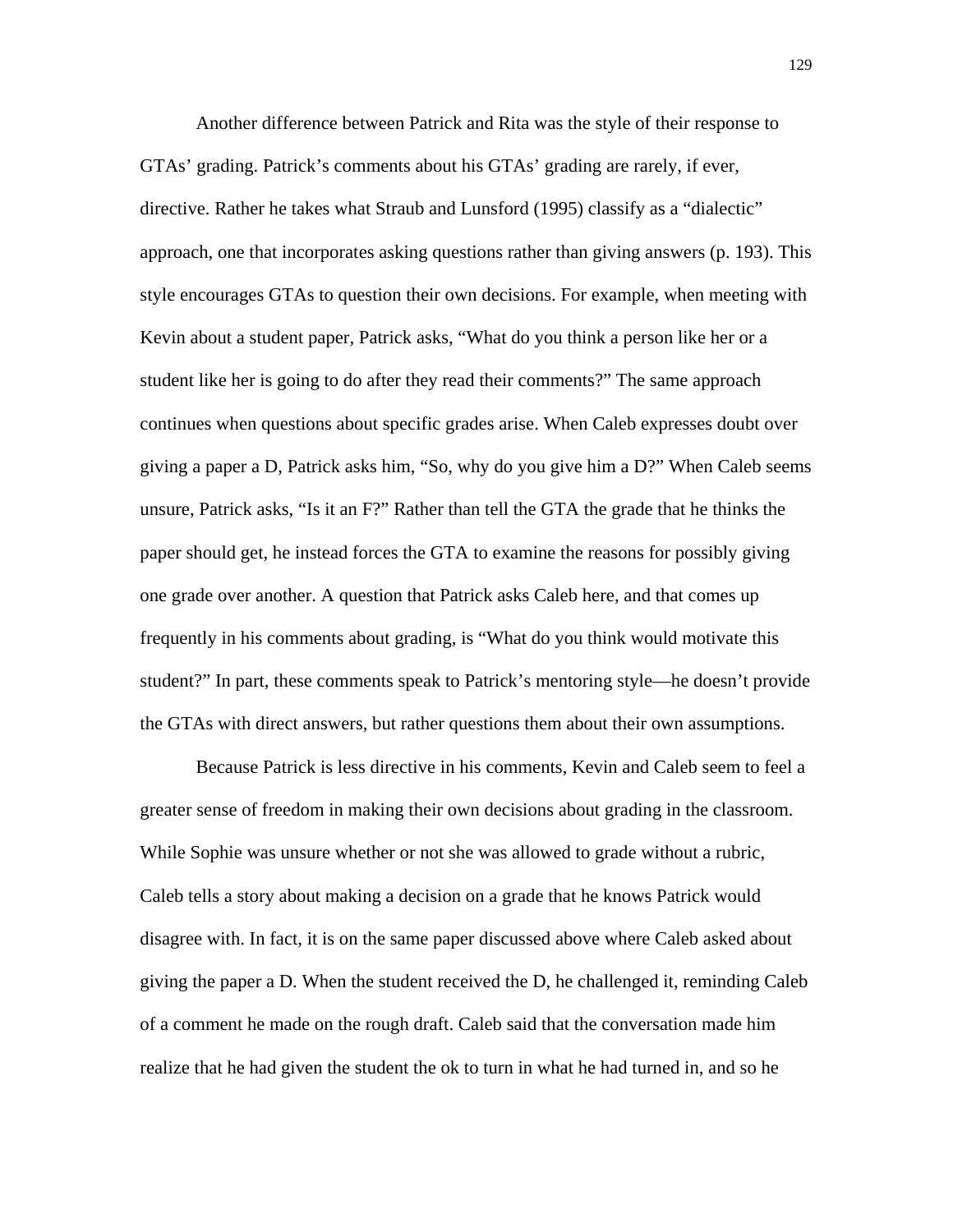Another difference between Patrick and Rita was the style of their response to GTAs' grading. Patrick's comments about his GTAs' grading are rarely, if ever, directive. Rather he takes what Straub and Lunsford (1995) classify as a "dialectic" approach, one that incorporates asking questions rather than giving answers (p. 193). This style encourages GTAs to question their own decisions. For example, when meeting with Kevin about a student paper, Patrick asks, "What do you think a person like her or a student like her is going to do after they read their comments?" The same approach continues when questions about specific grades arise. When Caleb expresses doubt over giving a paper a D, Patrick asks him, "So, why do you give him a D?" When Caleb seems unsure, Patrick asks, "Is it an F?" Rather than tell the GTA the grade that he thinks the paper should get, he instead forces the GTA to examine the reasons for possibly giving one grade over another. A question that Patrick asks Caleb here, and that comes up frequently in his comments about grading, is "What do you think would motivate this student?" In part, these comments speak to Patrick's mentoring style—he doesn't provide the GTAs with direct answers, but rather questions them about their own assumptions.

Because Patrick is less directive in his comments, Kevin and Caleb seem to feel a greater sense of freedom in making their own decisions about grading in the classroom. While Sophie was unsure whether or not she was allowed to grade without a rubric, Caleb tells a story about making a decision on a grade that he knows Patrick would disagree with. In fact, it is on the same paper discussed above where Caleb asked about giving the paper a D. When the student received the D, he challenged it, reminding Caleb of a comment he made on the rough draft. Caleb said that the conversation made him realize that he had given the student the ok to turn in what he had turned in, and so he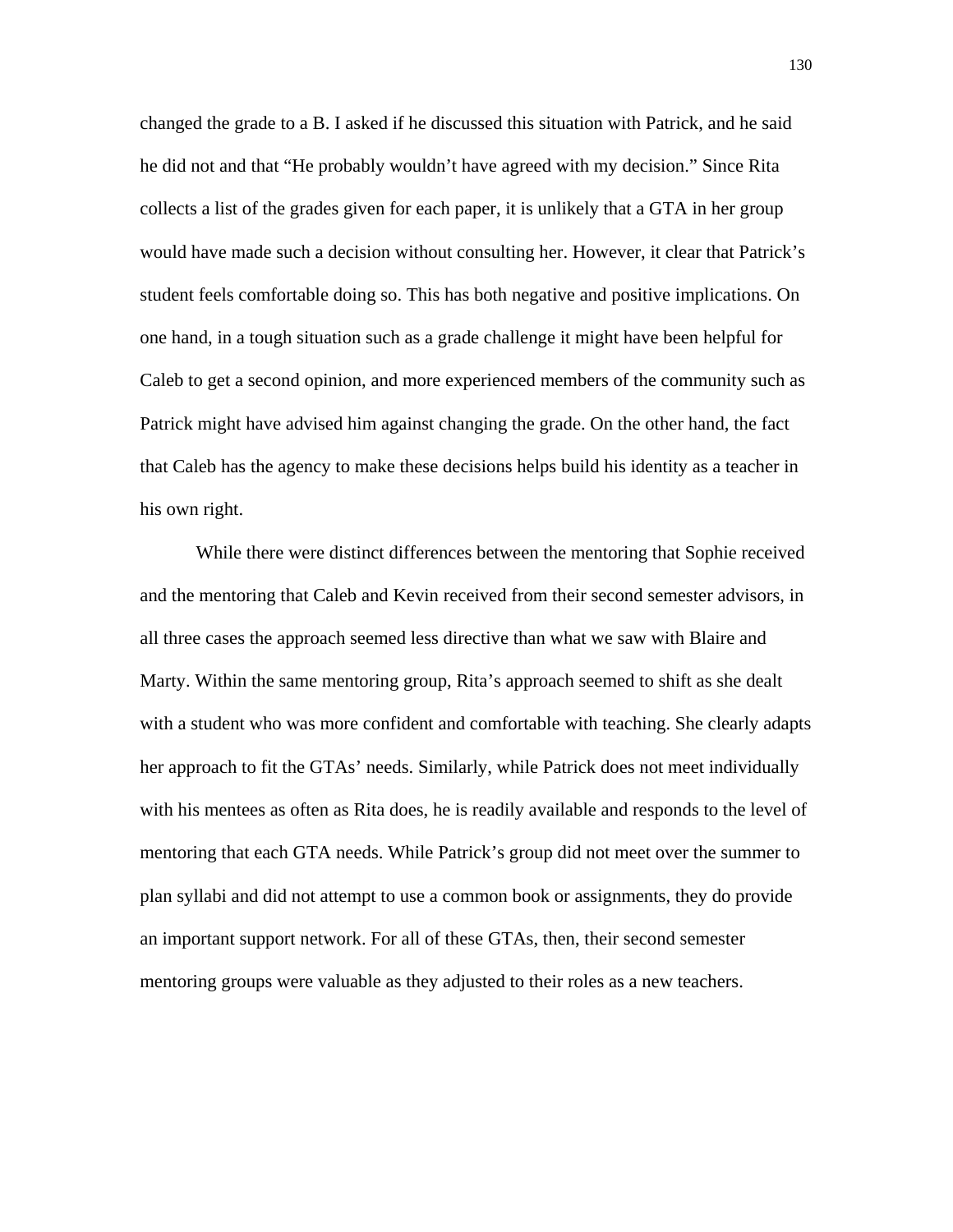changed the grade to a B. I asked if he discussed this situation with Patrick, and he said he did not and that "He probably wouldn't have agreed with my decision." Since Rita collects a list of the grades given for each paper, it is unlikely that a GTA in her group would have made such a decision without consulting her. However, it clear that Patrick's student feels comfortable doing so. This has both negative and positive implications. On one hand, in a tough situation such as a grade challenge it might have been helpful for Caleb to get a second opinion, and more experienced members of the community such as Patrick might have advised him against changing the grade. On the other hand, the fact that Caleb has the agency to make these decisions helps build his identity as a teacher in his own right.

While there were distinct differences between the mentoring that Sophie received and the mentoring that Caleb and Kevin received from their second semester advisors, in all three cases the approach seemed less directive than what we saw with Blaire and Marty. Within the same mentoring group, Rita's approach seemed to shift as she dealt with a student who was more confident and comfortable with teaching. She clearly adapts her approach to fit the GTAs' needs. Similarly, while Patrick does not meet individually with his mentees as often as Rita does, he is readily available and responds to the level of mentoring that each GTA needs. While Patrick's group did not meet over the summer to plan syllabi and did not attempt to use a common book or assignments, they do provide an important support network. For all of these GTAs, then, their second semester mentoring groups were valuable as they adjusted to their roles as a new teachers.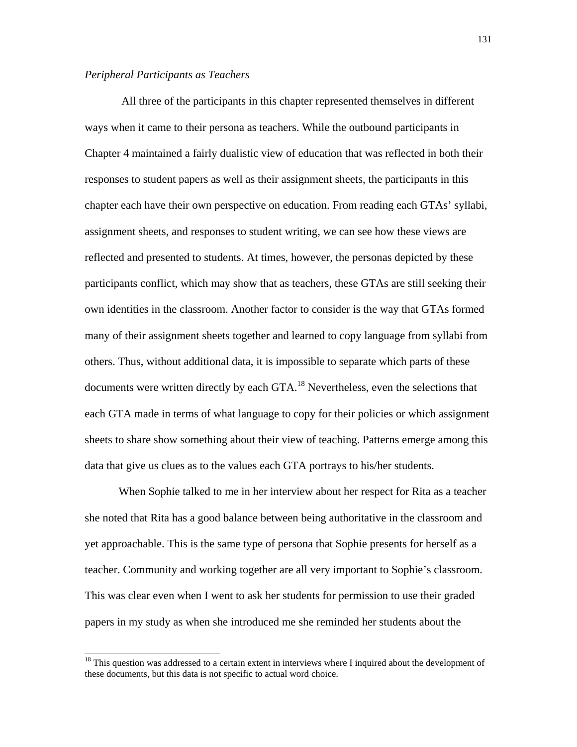*Peripheral Participants as Teachers*

All three of the participants in this chapter represented themselves in different ways when it came to their persona as teachers. While the outbound participants in Chapter 4 maintained a fairly dualistic view of education that was reflected in both their responses to student papers as well as their assignment sheets, the participants in this chapter each have their own perspective on education. From reading each GTAs' syllabi, assignment sheets, and responses to student writing, we can see how these views are reflected and presented to students. At times, however, the personas depicted by these participants conflict, which may show that as teachers, these GTAs are still seeking their own identities in the classroom. Another factor to consider is the way that GTAs formed many of their assignment sheets together and learned to copy language from syllabi from others. Thus, without additional data, it is impossible to separate which parts of these documents were written directly by each GTA.[18] Nevertheless, even the selections that each GTA made in terms of what language to copy for their policies or which assignment sheets to share show something about their view of teaching. Patterns emerge among this data that give us clues as to the values each GTA portrays to his/her students.

When Sophie talked to me in her interview about her respect for Rita as a teacher she noted that Rita has a good balance between being authoritative in the classroom and yet approachable. This is the same type of persona that Sophie presents for herself as a teacher. Community and working together are all very important to Sophie's classroom. This was clear even when I went to ask her students for permission to use their graded papers in my study as when she introduced me she reminded her students about the

[18] This question was addressed to a certain extent in interviews where I inquired about the development of these documents, but this data is not specific to actual word choice.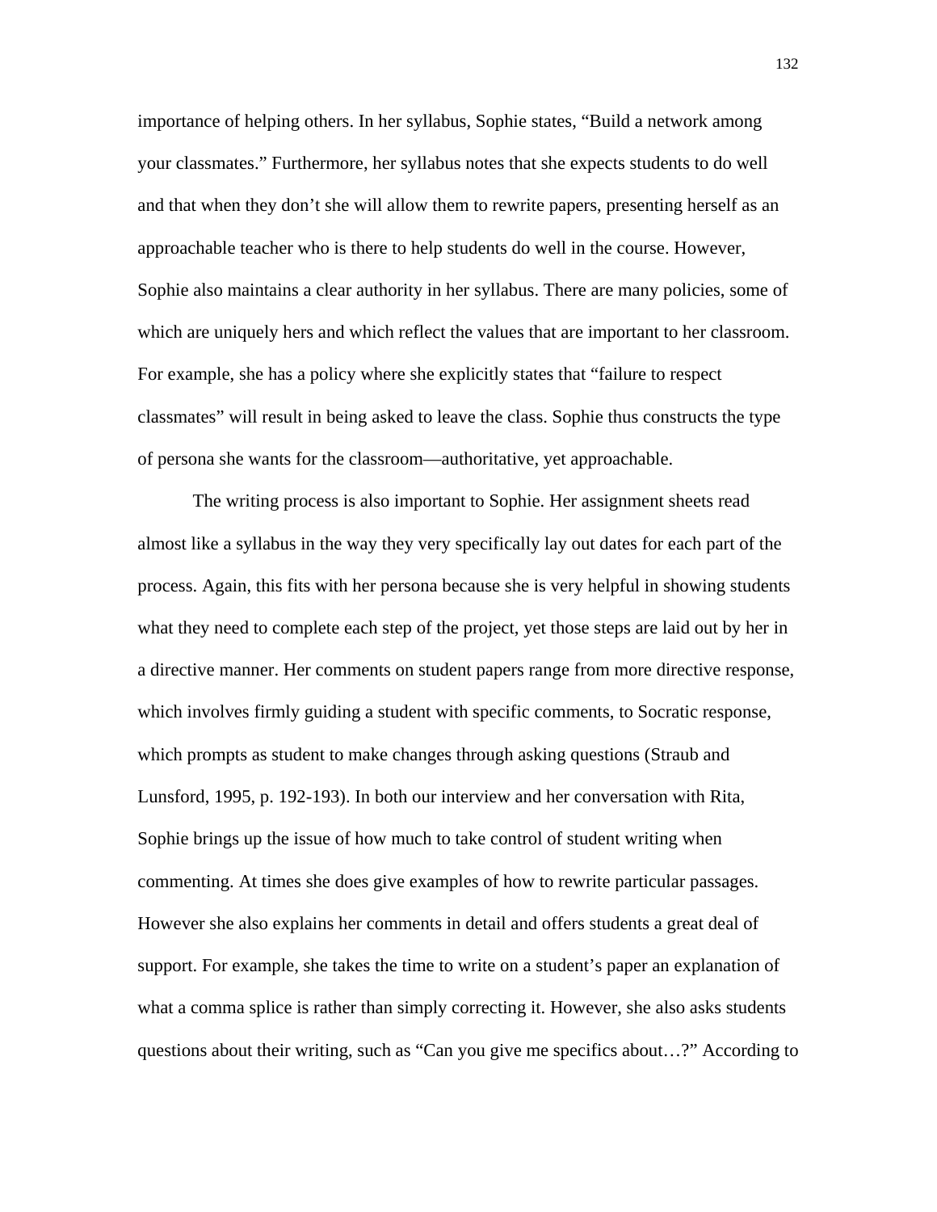importance of helping others. In her syllabus, Sophie states, "Build a network among your classmates." Furthermore, her syllabus notes that she expects students to do well and that when they don't she will allow them to rewrite papers, presenting herself as an approachable teacher who is there to help students do well in the course. However, Sophie also maintains a clear authority in her syllabus. There are many policies, some of which are uniquely hers and which reflect the values that are important to her classroom. For example, she has a policy where she explicitly states that "failure to respect classmates" will result in being asked to leave the class. Sophie thus constructs the type of persona she wants for the classroom—authoritative, yet approachable.

The writing process is also important to Sophie. Her assignment sheets read almost like a syllabus in the way they very specifically lay out dates for each part of the process. Again, this fits with her persona because she is very helpful in showing students what they need to complete each step of the project, yet those steps are laid out by her in a directive manner. Her comments on student papers range from more directive response, which involves firmly guiding a student with specific comments, to Socratic response, which prompts as student to make changes through asking questions (Straub and Lunsford, 1995, p. 192-193). In both our interview and her conversation with Rita, Sophie brings up the issue of how much to take control of student writing when commenting. At times she does give examples of how to rewrite particular passages. However she also explains her comments in detail and offers students a great deal of support. For example, she takes the time to write on a student's paper an explanation of what a comma splice is rather than simply correcting it. However, she also asks students questions about their writing, such as "Can you give me specifics about…?" According to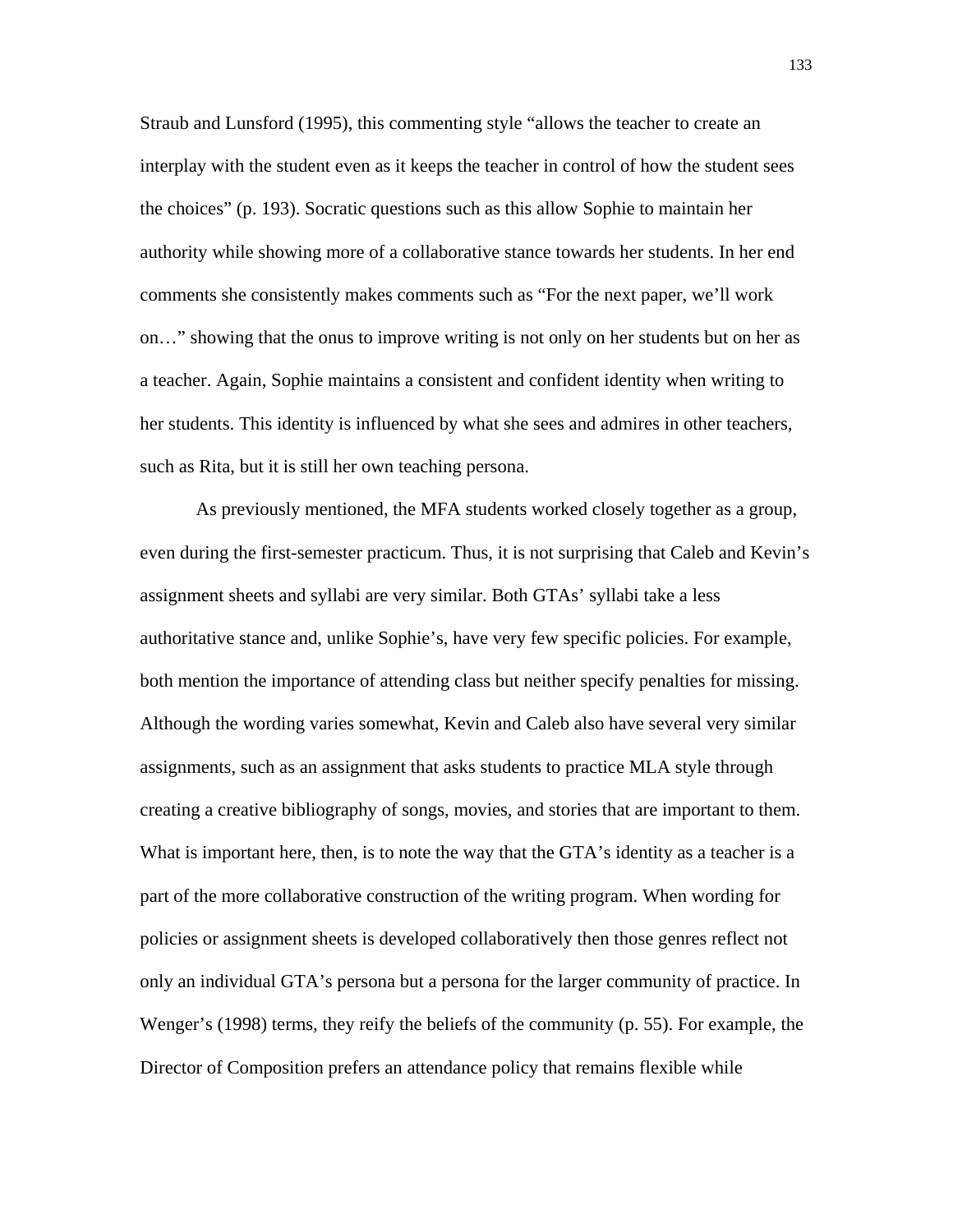Straub and Lunsford (1995), this commenting style "allows the teacher to create an interplay with the student even as it keeps the teacher in control of how the student sees the choices" (p. 193). Socratic questions such as this allow Sophie to maintain her authority while showing more of a collaborative stance towards her students. In her end comments she consistently makes comments such as "For the next paper, we'll work on…" showing that the onus to improve writing is not only on her students but on her as a teacher. Again, Sophie maintains a consistent and confident identity when writing to her students. This identity is influenced by what she sees and admires in other teachers, such as Rita, but it is still her own teaching persona.

As previously mentioned, the MFA students worked closely together as a group, even during the first-semester practicum. Thus, it is not surprising that Caleb and Kevin's assignment sheets and syllabi are very similar. Both GTAs' syllabi take a less authoritative stance and, unlike Sophie's, have very few specific policies. For example, both mention the importance of attending class but neither specify penalties for missing. Although the wording varies somewhat, Kevin and Caleb also have several very similar assignments, such as an assignment that asks students to practice MLA style through creating a creative bibliography of songs, movies, and stories that are important to them. What is important here, then, is to note the way that the GTA's identity as a teacher is a part of the more collaborative construction of the writing program. When wording for policies or assignment sheets is developed collaboratively then those genres reflect not only an individual GTA's persona but a persona for the larger community of practice. In Wenger's (1998) terms, they reify the beliefs of the community (p. 55). For example, the Director of Composition prefers an attendance policy that remains flexible while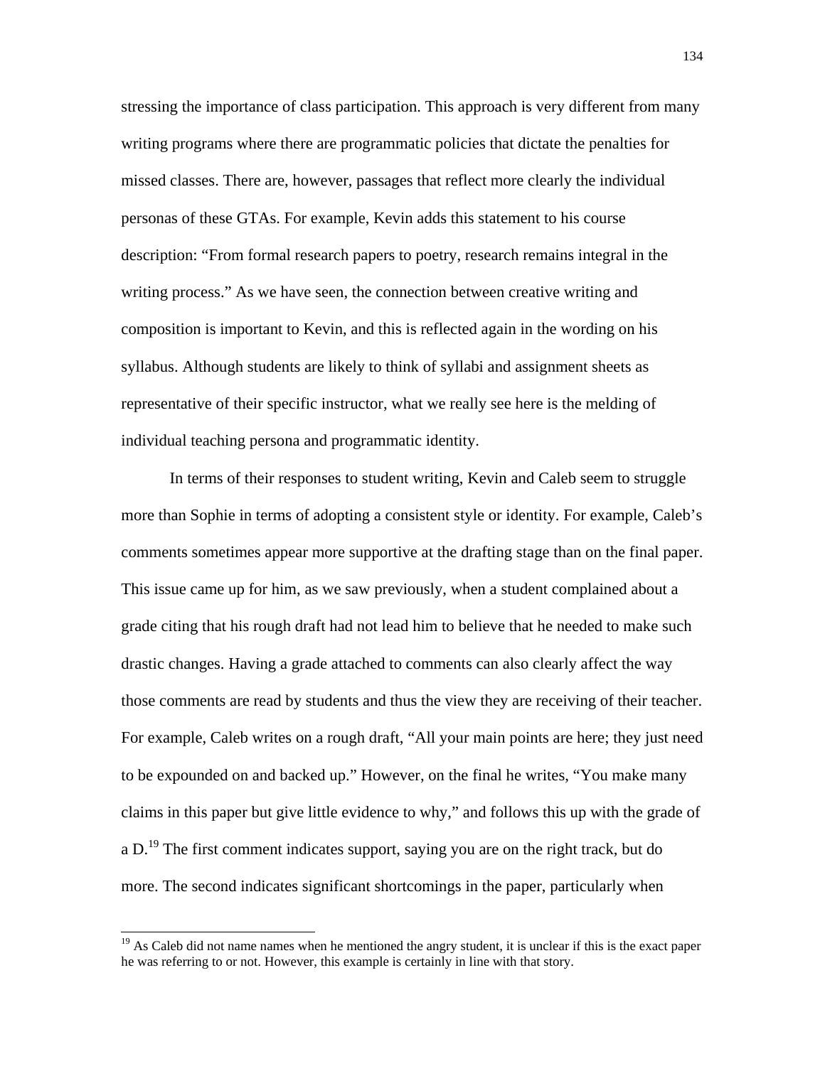stressing the importance of class participation. This approach is very different from many writing programs where there are programmatic policies that dictate the penalties for missed classes. There are, however, passages that reflect more clearly the individual personas of these GTAs. For example, Kevin adds this statement to his course description: “From formal research papers to poetry, research remains integral in the writing process.” As we have seen, the connection between creative writing and composition is important to Kevin, and this is reflected again in the wording on his syllabus. Although students are likely to think of syllabi and assignment sheets as representative of their specific instructor, what we really see here is the melding of individual teaching persona and programmatic identity.

In terms of their responses to student writing, Kevin and Caleb seem to struggle more than Sophie in terms of adopting a consistent style or identity. For example, Caleb’s comments sometimes appear more supportive at the drafting stage than on the final paper. This issue came up for him, as we saw previously, when a student complained about a grade citing that his rough draft had not lead him to believe that he needed to make such drastic changes. Having a grade attached to comments can also clearly affect the way those comments are read by students and thus the view they are receiving of their teacher. For example, Caleb writes on a rough draft, “All your main points are here; they just need to be expounded on and backed up.” However, on the final he writes, “You make many claims in this paper but give little evidence to why,” and follows this up with the grade of a D.[19] The first comment indicates support, saying you are on the right track, but do more. The second indicates significant shortcomings in the paper, particularly when

[19] As Caleb did not name names when he mentioned the angry student, it is unclear if this is the exact paper he was referring to or not. However, this example is certainly in line with that story.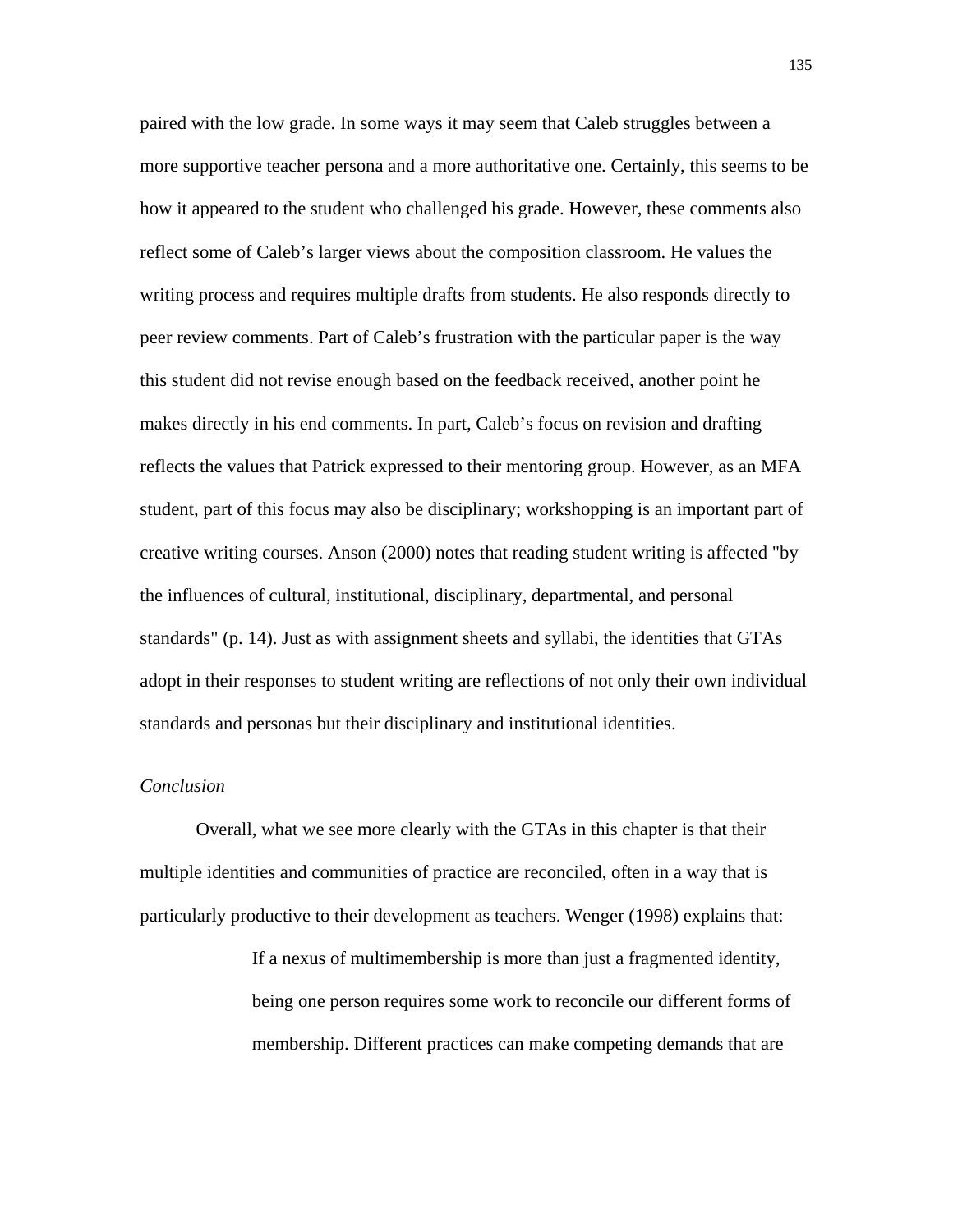paired with the low grade. In some ways it may seem that Caleb struggles between a more supportive teacher persona and a more authoritative one. Certainly, this seems to be how it appeared to the student who challenged his grade. However, these comments also reflect some of Caleb's larger views about the composition classroom. He values the writing process and requires multiple drafts from students. He also responds directly to peer review comments. Part of Caleb's frustration with the particular paper is the way this student did not revise enough based on the feedback received, another point he makes directly in his end comments. In part, Caleb's focus on revision and drafting reflects the values that Patrick expressed to their mentoring group. However, as an MFA student, part of this focus may also be disciplinary; workshopping is an important part of creative writing courses. Anson (2000) notes that reading student writing is affected "by the influences of cultural, institutional, disciplinary, departmental, and personal standards" (p. 14). Just as with assignment sheets and syllabi, the identities that GTAs adopt in their responses to student writing are reflections of not only their own individual standards and personas but their disciplinary and institutional identities.

### *Conclusion*

Overall, what we see more clearly with the GTAs in this chapter is that their multiple identities and communities of practice are reconciled, often in a way that is particularly productive to their development as teachers. Wenger (1998) explains that:

> If a nexus of multimembership is more than just a fragmented identity, being one person requires some work to reconcile our different forms of membership. Different practices can make competing demands that are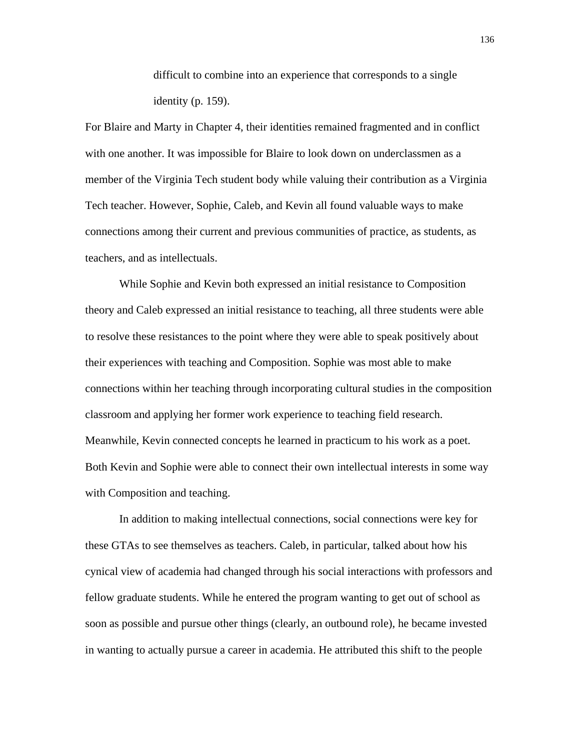> difficult to combine into an experience that corresponds to a single identity (p. 159).

For Blaire and Marty in Chapter 4, their identities remained fragmented and in conflict with one another. It was impossible for Blaire to look down on underclassmen as a member of the Virginia Tech student body while valuing their contribution as a Virginia Tech teacher. However, Sophie, Caleb, and Kevin all found valuable ways to make connections among their current and previous communities of practice, as students, as teachers, and as intellectuals.

While Sophie and Kevin both expressed an initial resistance to Composition theory and Caleb expressed an initial resistance to teaching, all three students were able to resolve these resistances to the point where they were able to speak positively about their experiences with teaching and Composition. Sophie was most able to make connections within her teaching through incorporating cultural studies in the composition classroom and applying her former work experience to teaching field research. Meanwhile, Kevin connected concepts he learned in practicum to his work as a poet. Both Kevin and Sophie were able to connect their own intellectual interests in some way with Composition and teaching.

In addition to making intellectual connections, social connections were key for these GTAs to see themselves as teachers. Caleb, in particular, talked about how his cynical view of academia had changed through his social interactions with professors and fellow graduate students. While he entered the program wanting to get out of school as soon as possible and pursue other things (clearly, an outbound role), he became invested in wanting to actually pursue a career in academia. He attributed this shift to the people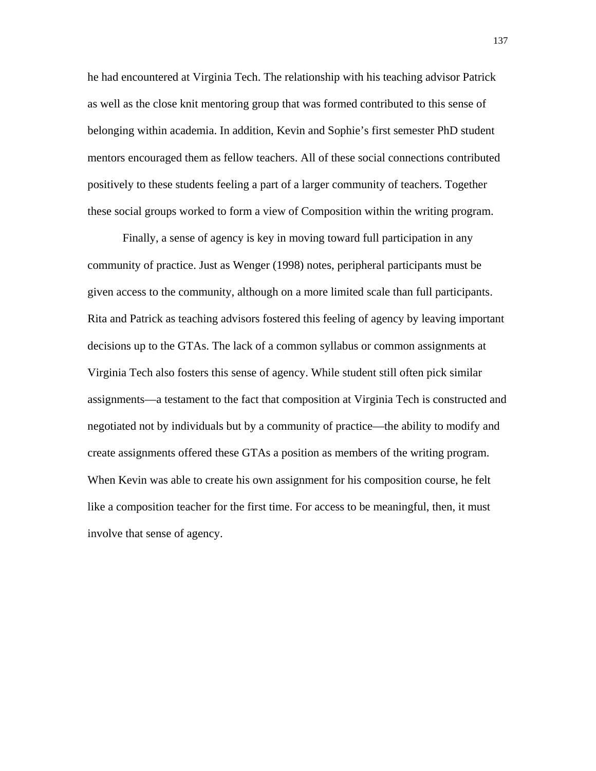he had encountered at Virginia Tech. The relationship with his teaching advisor Patrick as well as the close knit mentoring group that was formed contributed to this sense of belonging within academia. In addition, Kevin and Sophie's first semester PhD student mentors encouraged them as fellow teachers. All of these social connections contributed positively to these students feeling a part of a larger community of teachers. Together these social groups worked to form a view of Composition within the writing program.

Finally, a sense of agency is key in moving toward full participation in any community of practice. Just as Wenger (1998) notes, peripheral participants must be given access to the community, although on a more limited scale than full participants. Rita and Patrick as teaching advisors fostered this feeling of agency by leaving important decisions up to the GTAs. The lack of a common syllabus or common assignments at Virginia Tech also fosters this sense of agency. While student still often pick similar assignments—a testament to the fact that composition at Virginia Tech is constructed and negotiated not by individuals but by a community of practice—the ability to modify and create assignments offered these GTAs a position as members of the writing program. When Kevin was able to create his own assignment for his composition course, he felt like a composition teacher for the first time. For access to be meaningful, then, it must involve that sense of agency.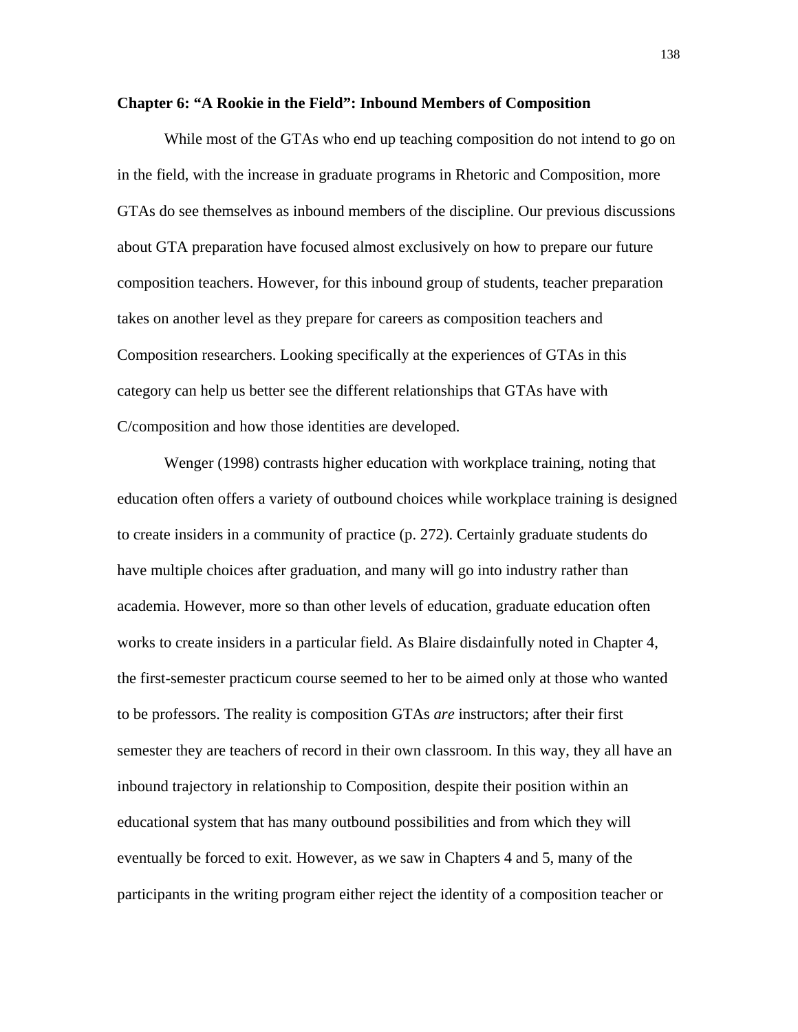## Chapter 6: "A Rookie in the Field": Inbound Members of Composition

While most of the GTAs who end up teaching composition do not intend to go on in the field, with the increase in graduate programs in Rhetoric and Composition, more GTAs do see themselves as inbound members of the discipline. Our previous discussions about GTA preparation have focused almost exclusively on how to prepare our future composition teachers. However, for this inbound group of students, teacher preparation takes on another level as they prepare for careers as composition teachers and Composition researchers. Looking specifically at the experiences of GTAs in this category can help us better see the different relationships that GTAs have with C/composition and how those identities are developed.

Wenger (1998) contrasts higher education with workplace training, noting that education often offers a variety of outbound choices while workplace training is designed to create insiders in a community of practice (p. 272). Certainly graduate students do have multiple choices after graduation, and many will go into industry rather than academia. However, more so than other levels of education, graduate education often works to create insiders in a particular field. As Blaire disdainfully noted in Chapter 4, the first-semester practicum course seemed to her to be aimed only at those who wanted to be professors. The reality is composition GTAs *are* instructors; after their first semester they are teachers of record in their own classroom. In this way, they all have an inbound trajectory in relationship to Composition, despite their position within an educational system that has many outbound possibilities and from which they will eventually be forced to exit. However, as we saw in Chapters 4 and 5, many of the participants in the writing program either reject the identity of a composition teacher or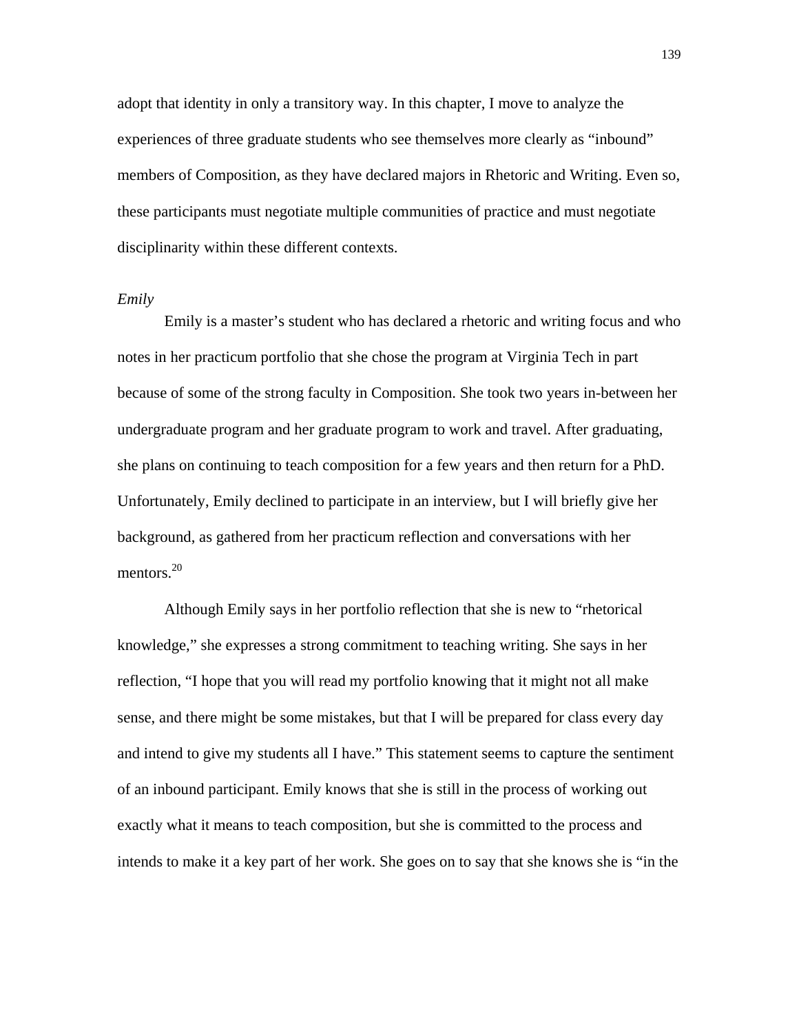adopt that identity in only a transitory way. In this chapter, I move to analyze the experiences of three graduate students who see themselves more clearly as "inbound" members of Composition, as they have declared majors in Rhetoric and Writing. Even so, these participants must negotiate multiple communities of practice and must negotiate disciplinarity within these different contexts.

*Emily*

Emily is a master's student who has declared a rhetoric and writing focus and who notes in her practicum portfolio that she chose the program at Virginia Tech in part because of some of the strong faculty in Composition. She took two years in-between her undergraduate program and her graduate program to work and travel. After graduating, she plans on continuing to teach composition for a few years and then return for a PhD. Unfortunately, Emily declined to participate in an interview, but I will briefly give her background, as gathered from her practicum reflection and conversations with her mentors.[20]

Although Emily says in her portfolio reflection that she is new to "rhetorical knowledge," she expresses a strong commitment to teaching writing. She says in her reflection, "I hope that you will read my portfolio knowing that it might not all make sense, and there might be some mistakes, but that I will be prepared for class every day and intend to give my students all I have." This statement seems to capture the sentiment of an inbound participant. Emily knows that she is still in the process of working out exactly what it means to teach composition, but she is committed to the process and intends to make it a key part of her work. She goes on to say that she knows she is "in the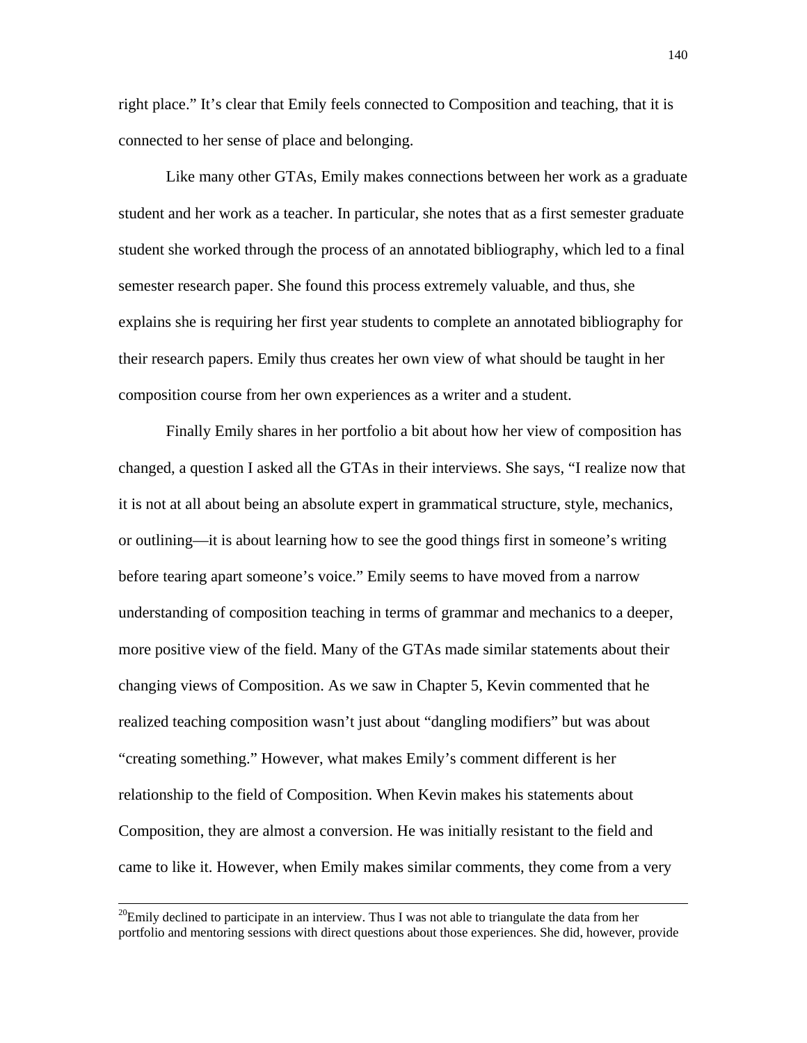right place." It's clear that Emily feels connected to Composition and teaching, that it is connected to her sense of place and belonging.

Like many other GTAs, Emily makes connections between her work as a graduate student and her work as a teacher. In particular, she notes that as a first semester graduate student she worked through the process of an annotated bibliography, which led to a final semester research paper. She found this process extremely valuable, and thus, she explains she is requiring her first year students to complete an annotated bibliography for their research papers. Emily thus creates her own view of what should be taught in her composition course from her own experiences as a writer and a student.

Finally Emily shares in her portfolio a bit about how her view of composition has changed, a question I asked all the GTAs in their interviews. She says, "I realize now that it is not at all about being an absolute expert in grammatical structure, style, mechanics, or outlining—it is about learning how to see the good things first in someone's writing before tearing apart someone's voice." Emily seems to have moved from a narrow understanding of composition teaching in terms of grammar and mechanics to a deeper, more positive view of the field. Many of the GTAs made similar statements about their changing views of Composition. As we saw in Chapter 5, Kevin commented that he realized teaching composition wasn't just about "dangling modifiers" but was about "creating something." However, what makes Emily's comment different is her relationship to the field of Composition. When Kevin makes his statements about Composition, they are almost a conversion. He was initially resistant to the field and came to like it. However, when Emily makes similar comments, they come from a very

---

[20]Emily declined to participate in an interview. Thus I was not able to triangulate the data from her portfolio and mentoring sessions with direct questions about those experiences. She did, however, provide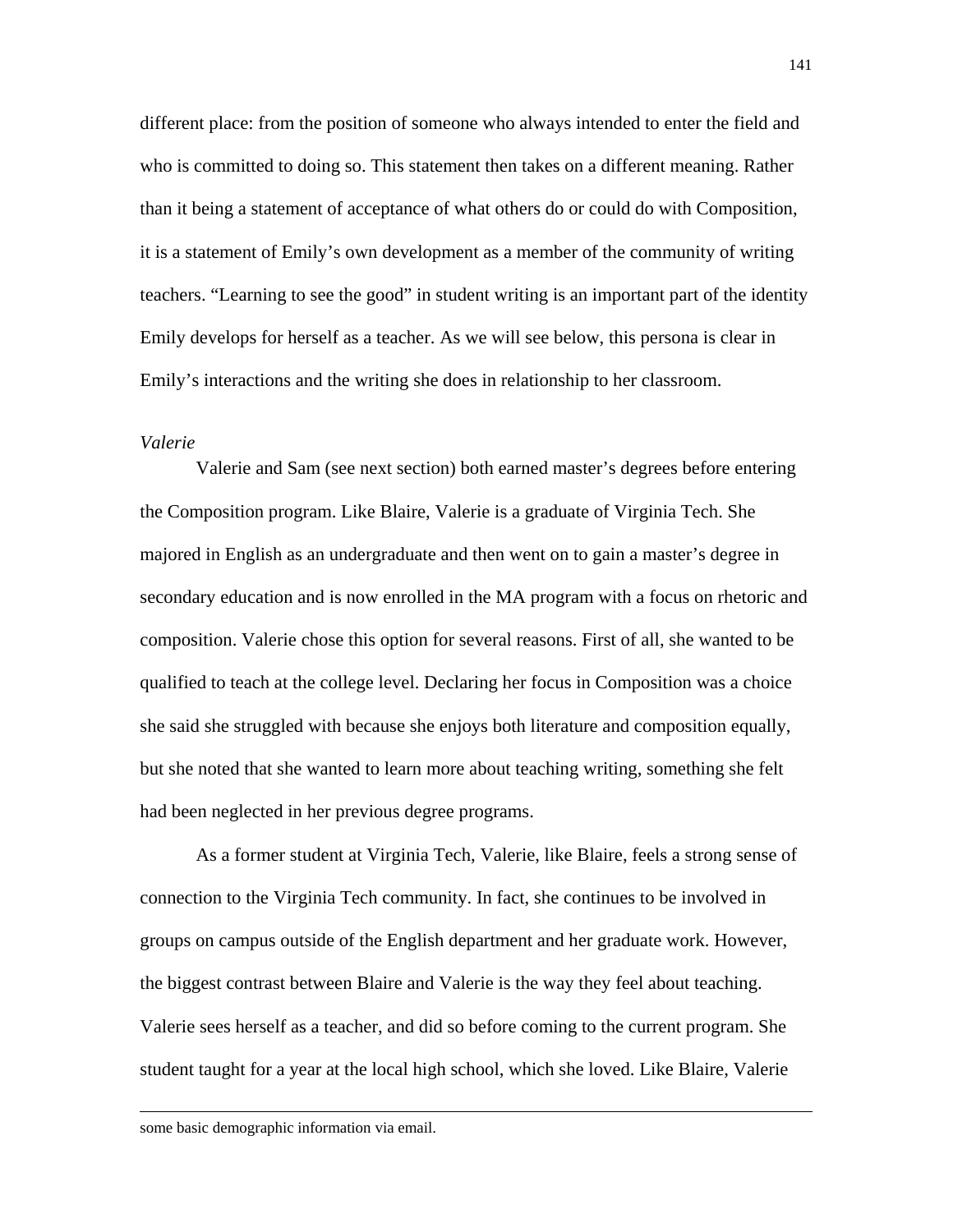different place: from the position of someone who always intended to enter the field and who is committed to doing so. This statement then takes on a different meaning. Rather than it being a statement of acceptance of what others do or could do with Composition, it is a statement of Emily's own development as a member of the community of writing teachers. "Learning to see the good" in student writing is an important part of the identity Emily develops for herself as a teacher. As we will see below, this persona is clear in Emily's interactions and the writing she does in relationship to her classroom.

*Valerie*

Valerie and Sam (see next section) both earned master's degrees before entering the Composition program. Like Blaire, Valerie is a graduate of Virginia Tech. She majored in English as an undergraduate and then went on to gain a master's degree in secondary education and is now enrolled in the MA program with a focus on rhetoric and composition. Valerie chose this option for several reasons. First of all, she wanted to be qualified to teach at the college level. Declaring her focus in Composition was a choice she said she struggled with because she enjoys both literature and composition equally, but she noted that she wanted to learn more about teaching writing, something she felt had been neglected in her previous degree programs.

As a former student at Virginia Tech, Valerie, like Blaire, feels a strong sense of connection to the Virginia Tech community. In fact, she continues to be involved in groups on campus outside of the English department and her graduate work. However, the biggest contrast between Blaire and Valerie is the way they feel about teaching. Valerie sees herself as a teacher, and did so before coming to the current program. She student taught for a year at the local high school, which she loved. Like Blaire, Valerie

---

some basic demographic information via email.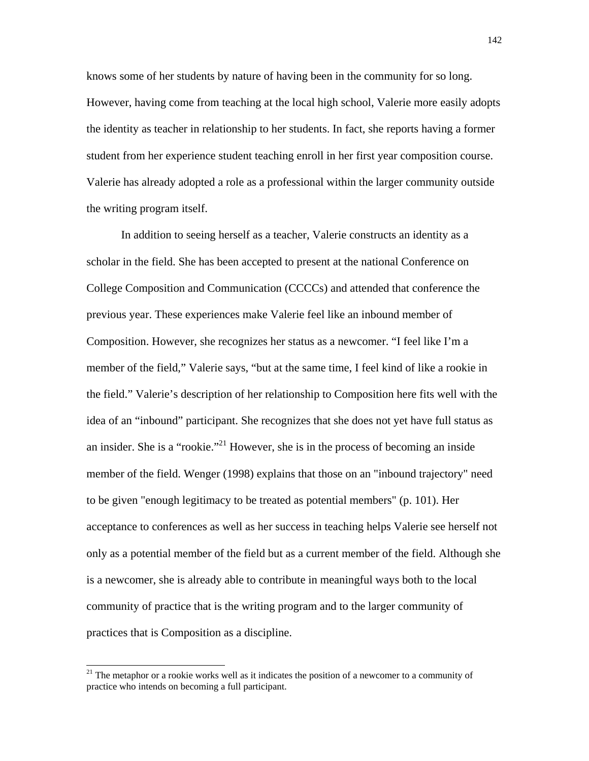knows some of her students by nature of having been in the community for so long. However, having come from teaching at the local high school, Valerie more easily adopts the identity as teacher in relationship to her students. In fact, she reports having a former student from her experience student teaching enroll in her first year composition course. Valerie has already adopted a role as a professional within the larger community outside the writing program itself.

In addition to seeing herself as a teacher, Valerie constructs an identity as a scholar in the field. She has been accepted to present at the national Conference on College Composition and Communication (CCCCs) and attended that conference the previous year. These experiences make Valerie feel like an inbound member of Composition. However, she recognizes her status as a newcomer. “I feel like I’m a member of the field,” Valerie says, “but at the same time, I feel kind of like a rookie in the field.” Valerie’s description of her relationship to Composition here fits well with the idea of an “inbound” participant. She recognizes that she does not yet have full status as an insider. She is a “rookie.”[21] However, she is in the process of becoming an inside member of the field. Wenger (1998) explains that those on an "inbound trajectory" need to be given "enough legitimacy to be treated as potential members" (p. 101). Her acceptance to conferences as well as her success in teaching helps Valerie see herself not only as a potential member of the field but as a current member of the field. Although she is a newcomer, she is already able to contribute in meaningful ways both to the local community of practice that is the writing program and to the larger community of practices that is Composition as a discipline.

---

[21] The metaphor or a rookie works well as it indicates the position of a newcomer to a community of practice who intends on becoming a full participant.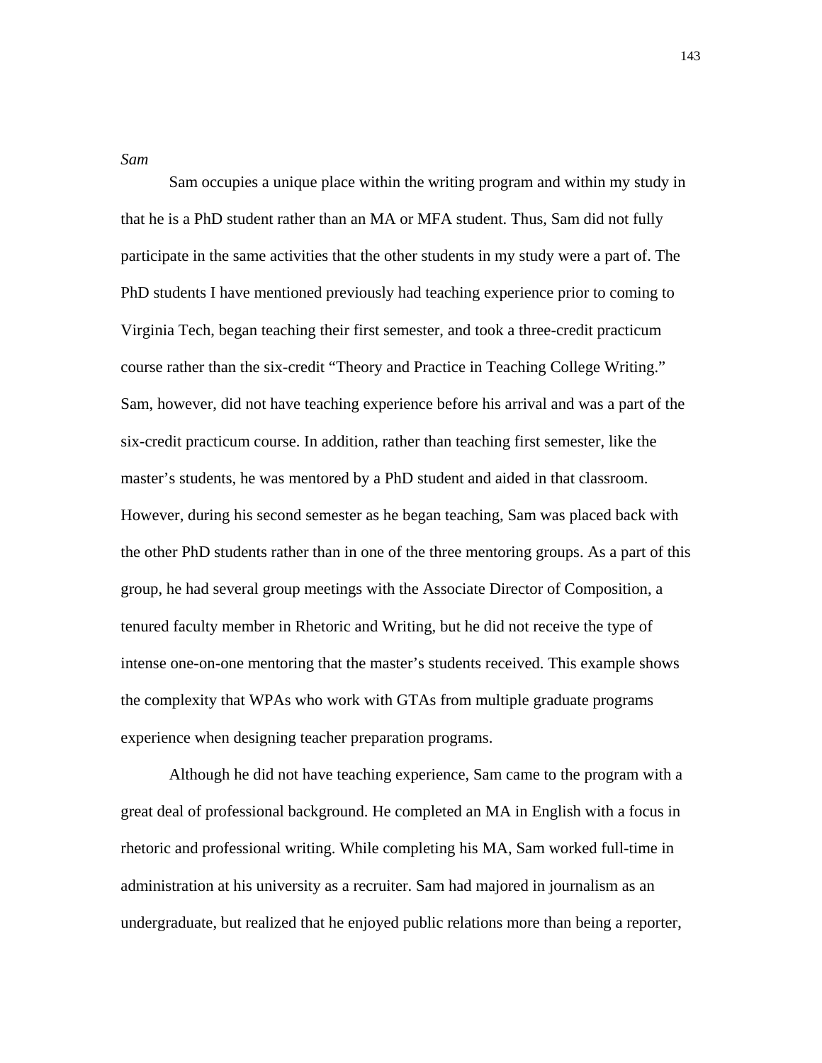*Sam*

Sam occupies a unique place within the writing program and within my study in that he is a PhD student rather than an MA or MFA student. Thus, Sam did not fully participate in the same activities that the other students in my study were a part of. The PhD students I have mentioned previously had teaching experience prior to coming to Virginia Tech, began teaching their first semester, and took a three-credit practicum course rather than the six-credit "Theory and Practice in Teaching College Writing." Sam, however, did not have teaching experience before his arrival and was a part of the six-credit practicum course. In addition, rather than teaching first semester, like the master's students, he was mentored by a PhD student and aided in that classroom. However, during his second semester as he began teaching, Sam was placed back with the other PhD students rather than in one of the three mentoring groups. As a part of this group, he had several group meetings with the Associate Director of Composition, a tenured faculty member in Rhetoric and Writing, but he did not receive the type of intense one-on-one mentoring that the master's students received. This example shows the complexity that WPAs who work with GTAs from multiple graduate programs experience when designing teacher preparation programs.

Although he did not have teaching experience, Sam came to the program with a great deal of professional background. He completed an MA in English with a focus in rhetoric and professional writing. While completing his MA, Sam worked full-time in administration at his university as a recruiter. Sam had majored in journalism as an undergraduate, but realized that he enjoyed public relations more than being a reporter,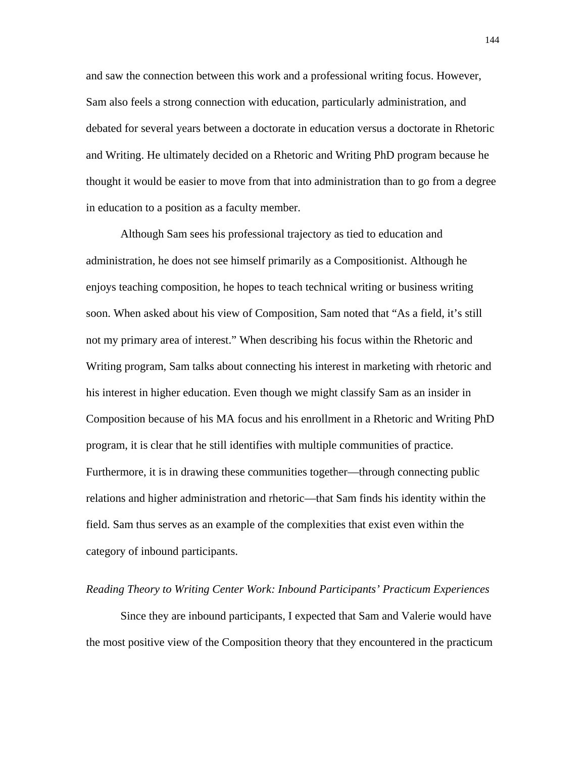and saw the connection between this work and a professional writing focus. However, Sam also feels a strong connection with education, particularly administration, and debated for several years between a doctorate in education versus a doctorate in Rhetoric and Writing. He ultimately decided on a Rhetoric and Writing PhD program because he thought it would be easier to move from that into administration than to go from a degree in education to a position as a faculty member.

Although Sam sees his professional trajectory as tied to education and administration, he does not see himself primarily as a Compositionist. Although he enjoys teaching composition, he hopes to teach technical writing or business writing soon. When asked about his view of Composition, Sam noted that "As a field, it's still not my primary area of interest." When describing his focus within the Rhetoric and Writing program, Sam talks about connecting his interest in marketing with rhetoric and his interest in higher education. Even though we might classify Sam as an insider in Composition because of his MA focus and his enrollment in a Rhetoric and Writing PhD program, it is clear that he still identifies with multiple communities of practice. Furthermore, it is in drawing these communities together—through connecting public relations and higher administration and rhetoric—that Sam finds his identity within the field. Sam thus serves as an example of the complexities that exist even within the category of inbound participants.

*Reading Theory to Writing Center Work: Inbound Participants' Practicum Experiences*

Since they are inbound participants, I expected that Sam and Valerie would have the most positive view of the Composition theory that they encountered in the practicum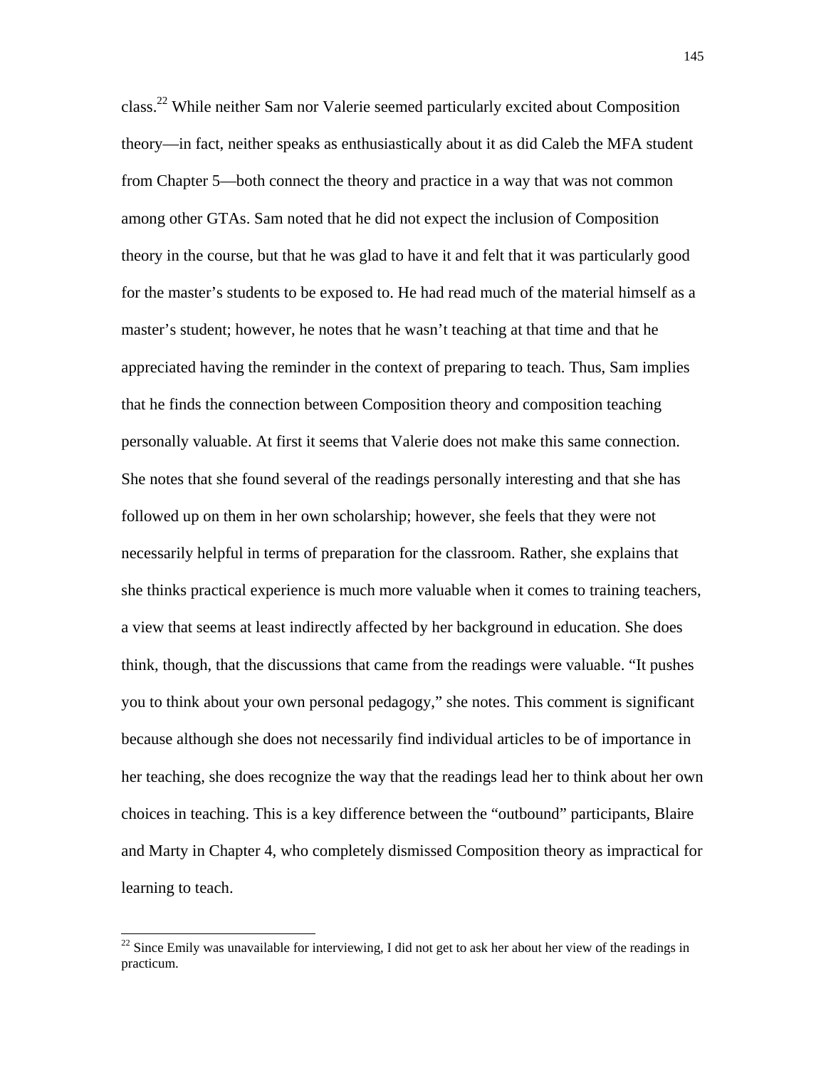class.[22] While neither Sam nor Valerie seemed particularly excited about Composition theory—in fact, neither speaks as enthusiastically about it as did Caleb the MFA student from Chapter 5—both connect the theory and practice in a way that was not common among other GTAs. Sam noted that he did not expect the inclusion of Composition theory in the course, but that he was glad to have it and felt that it was particularly good for the master's students to be exposed to. He had read much of the material himself as a master's student; however, he notes that he wasn't teaching at that time and that he appreciated having the reminder in the context of preparing to teach. Thus, Sam implies that he finds the connection between Composition theory and composition teaching personally valuable. At first it seems that Valerie does not make this same connection. She notes that she found several of the readings personally interesting and that she has followed up on them in her own scholarship; however, she feels that they were not necessarily helpful in terms of preparation for the classroom. Rather, she explains that she thinks practical experience is much more valuable when it comes to training teachers, a view that seems at least indirectly affected by her background in education. She does think, though, that the discussions that came from the readings were valuable. "It pushes you to think about your own personal pedagogy," she notes. This comment is significant because although she does not necessarily find individual articles to be of importance in her teaching, she does recognize the way that the readings lead her to think about her own choices in teaching. This is a key difference between the "outbound" participants, Blaire and Marty in Chapter 4, who completely dismissed Composition theory as impractical for learning to teach.

[22] Since Emily was unavailable for interviewing, I did not get to ask her about her view of the readings in practicum.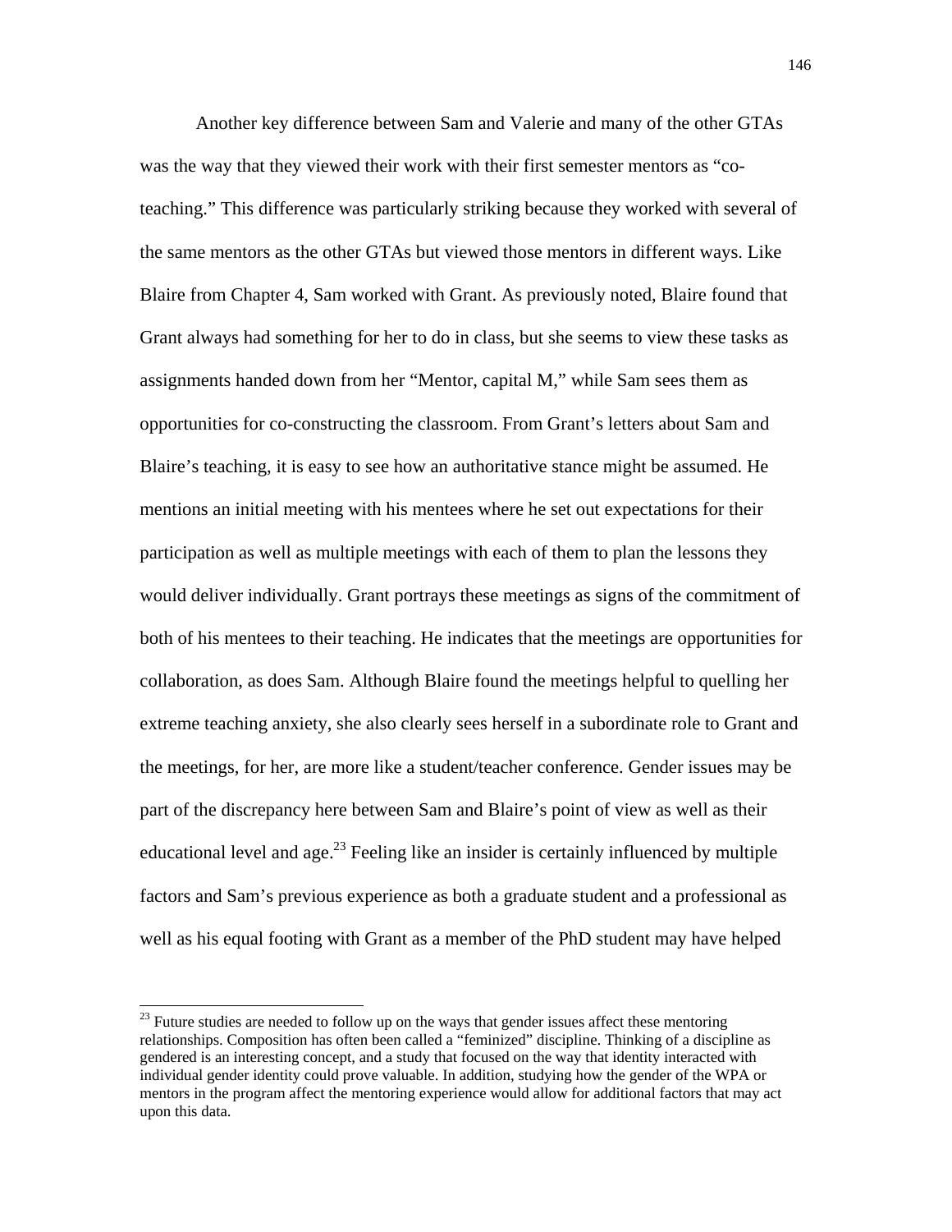Another key difference between Sam and Valerie and many of the other GTAs was the way that they viewed their work with their first semester mentors as "co-teaching." This difference was particularly striking because they worked with several of the same mentors as the other GTAs but viewed those mentors in different ways. Like Blaire from Chapter 4, Sam worked with Grant. As previously noted, Blaire found that Grant always had something for her to do in class, but she seems to view these tasks as assignments handed down from her "Mentor, capital M," while Sam sees them as opportunities for co-constructing the classroom. From Grant's letters about Sam and Blaire's teaching, it is easy to see how an authoritative stance might be assumed. He mentions an initial meeting with his mentees where he set out expectations for their participation as well as multiple meetings with each of them to plan the lessons they would deliver individually. Grant portrays these meetings as signs of the commitment of both of his mentees to their teaching. He indicates that the meetings are opportunities for collaboration, as does Sam. Although Blaire found the meetings helpful to quelling her extreme teaching anxiety, she also clearly sees herself in a subordinate role to Grant and the meetings, for her, are more like a student/teacher conference. Gender issues may be part of the discrepancy here between Sam and Blaire's point of view as well as their educational level and age.[23] Feeling like an insider is certainly influenced by multiple factors and Sam's previous experience as both a graduate student and a professional as well as his equal footing with Grant as a member of the PhD student may have helped

[23] Future studies are needed to follow up on the ways that gender issues affect these mentoring relationships. Composition has often been called a "feminized" discipline. Thinking of a discipline as gendered is an interesting concept, and a study that focused on the way that identity interacted with individual gender identity could prove valuable. In addition, studying how the gender of the WPA or mentors in the program affect the mentoring experience would allow for additional factors that may act upon this data.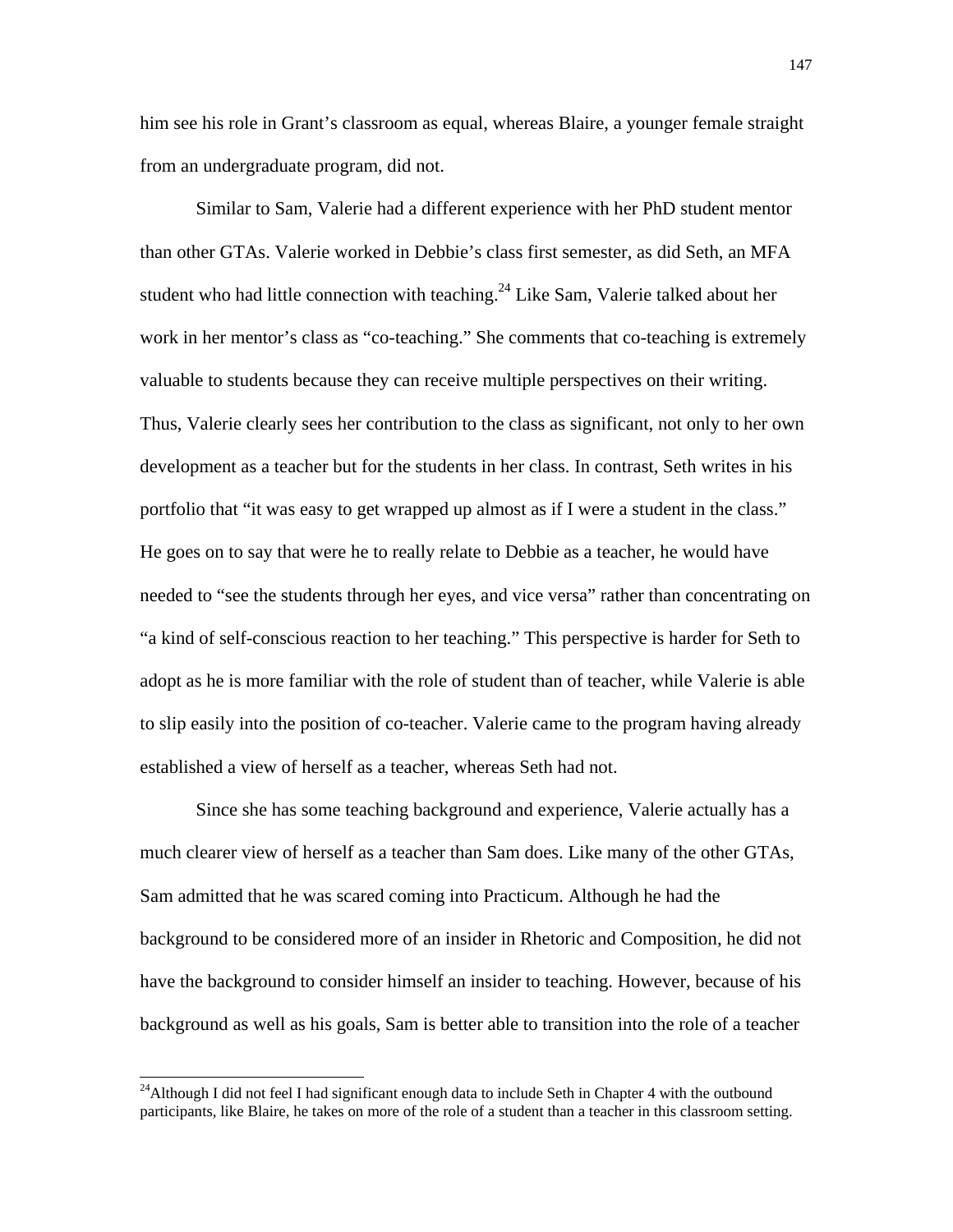him see his role in Grant's classroom as equal, whereas Blaire, a younger female straight from an undergraduate program, did not.

Similar to Sam, Valerie had a different experience with her PhD student mentor than other GTAs. Valerie worked in Debbie's class first semester, as did Seth, an MFA student who had little connection with teaching.[24] Like Sam, Valerie talked about her work in her mentor's class as "co-teaching." She comments that co-teaching is extremely valuable to students because they can receive multiple perspectives on their writing. Thus, Valerie clearly sees her contribution to the class as significant, not only to her own development as a teacher but for the students in her class. In contrast, Seth writes in his portfolio that "it was easy to get wrapped up almost as if I were a student in the class." He goes on to say that were he to really relate to Debbie as a teacher, he would have needed to "see the students through her eyes, and vice versa" rather than concentrating on "a kind of self-conscious reaction to her teaching." This perspective is harder for Seth to adopt as he is more familiar with the role of student than of teacher, while Valerie is able to slip easily into the position of co-teacher. Valerie came to the program having already established a view of herself as a teacher, whereas Seth had not.

Since she has some teaching background and experience, Valerie actually has a much clearer view of herself as a teacher than Sam does. Like many of the other GTAs, Sam admitted that he was scared coming into Practicum. Although he had the background to be considered more of an insider in Rhetoric and Composition, he did not have the background to consider himself an insider to teaching. However, because of his background as well as his goals, Sam is better able to transition into the role of a teacher

---

[24] Although I did not feel I had significant enough data to include Seth in Chapter 4 with the outbound participants, like Blaire, he takes on more of the role of a student than a teacher in this classroom setting.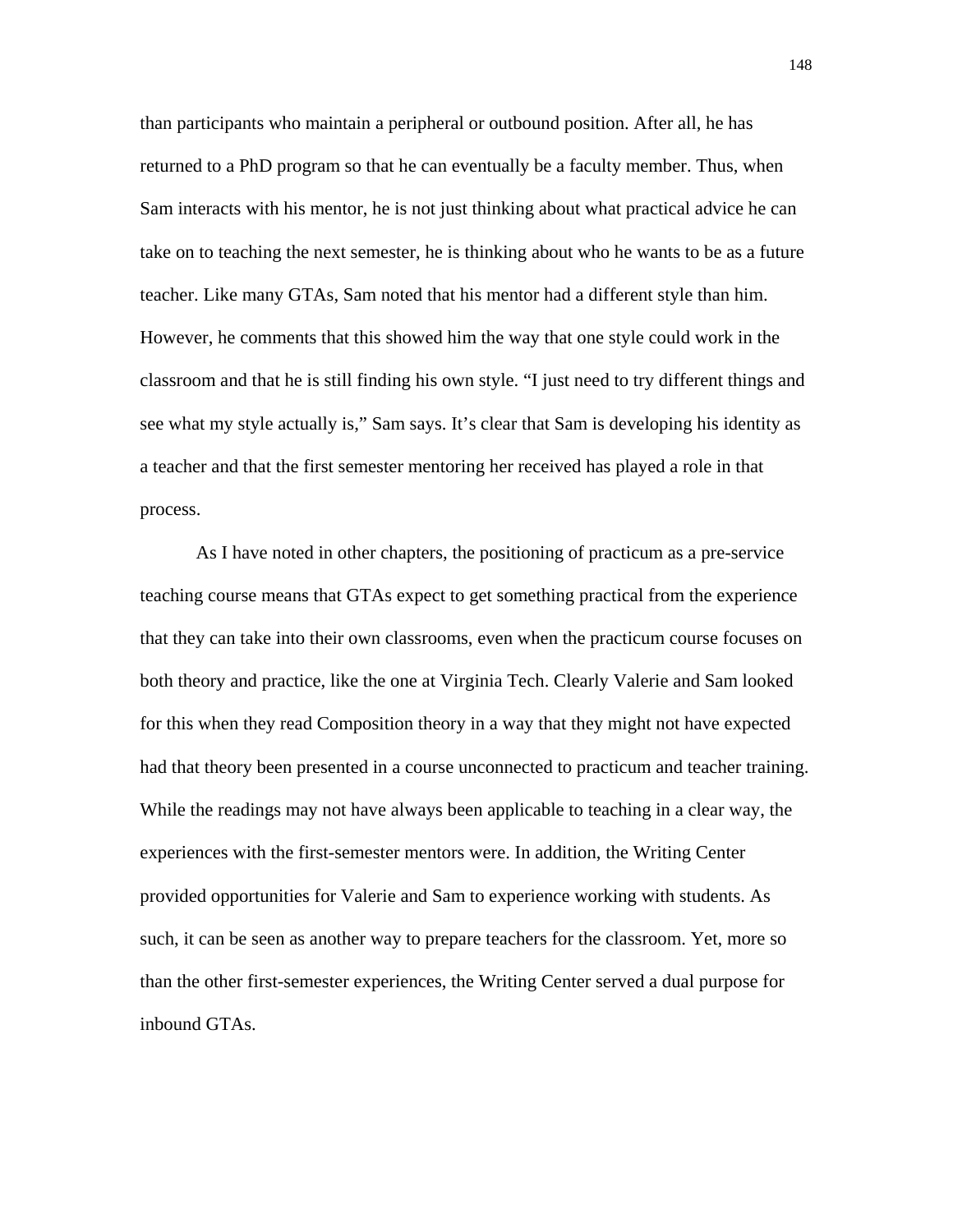than participants who maintain a peripheral or outbound position. After all, he has returned to a PhD program so that he can eventually be a faculty member. Thus, when Sam interacts with his mentor, he is not just thinking about what practical advice he can take on to teaching the next semester, he is thinking about who he wants to be as a future teacher. Like many GTAs, Sam noted that his mentor had a different style than him. However, he comments that this showed him the way that one style could work in the classroom and that he is still finding his own style. "I just need to try different things and see what my style actually is," Sam says. It's clear that Sam is developing his identity as a teacher and that the first semester mentoring her received has played a role in that process.

As I have noted in other chapters, the positioning of practicum as a pre-service teaching course means that GTAs expect to get something practical from the experience that they can take into their own classrooms, even when the practicum course focuses on both theory and practice, like the one at Virginia Tech. Clearly Valerie and Sam looked for this when they read Composition theory in a way that they might not have expected had that theory been presented in a course unconnected to practicum and teacher training. While the readings may not have always been applicable to teaching in a clear way, the experiences with the first-semester mentors were. In addition, the Writing Center provided opportunities for Valerie and Sam to experience working with students. As such, it can be seen as another way to prepare teachers for the classroom. Yet, more so than the other first-semester experiences, the Writing Center served a dual purpose for inbound GTAs.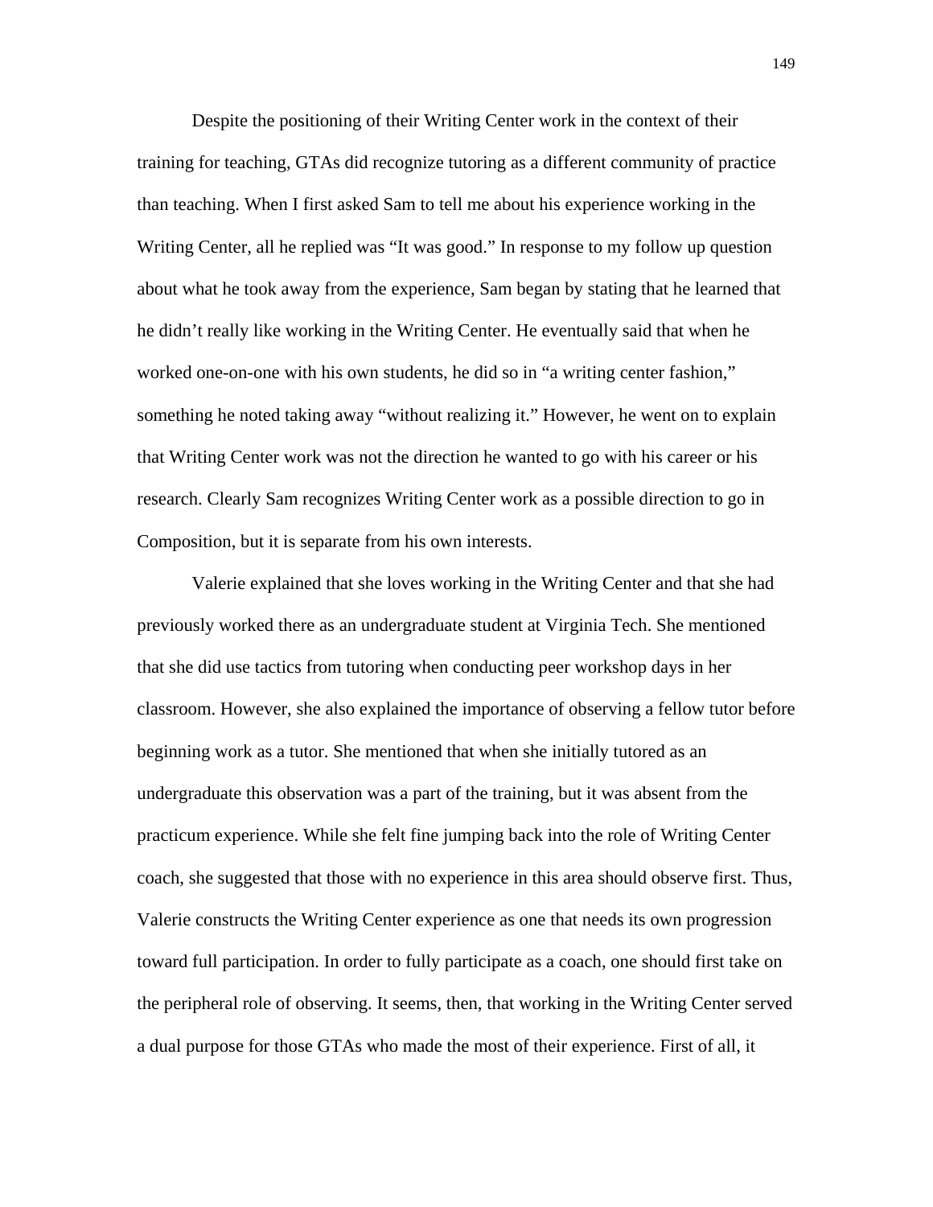Despite the positioning of their Writing Center work in the context of their training for teaching, GTAs did recognize tutoring as a different community of practice than teaching. When I first asked Sam to tell me about his experience working in the Writing Center, all he replied was "It was good." In response to my follow up question about what he took away from the experience, Sam began by stating that he learned that he didn't really like working in the Writing Center. He eventually said that when he worked one-on-one with his own students, he did so in "a writing center fashion," something he noted taking away "without realizing it." However, he went on to explain that Writing Center work was not the direction he wanted to go with his career or his research. Clearly Sam recognizes Writing Center work as a possible direction to go in Composition, but it is separate from his own interests.

Valerie explained that she loves working in the Writing Center and that she had previously worked there as an undergraduate student at Virginia Tech. She mentioned that she did use tactics from tutoring when conducting peer workshop days in her classroom. However, she also explained the importance of observing a fellow tutor before beginning work as a tutor. She mentioned that when she initially tutored as an undergraduate this observation was a part of the training, but it was absent from the practicum experience. While she felt fine jumping back into the role of Writing Center coach, she suggested that those with no experience in this area should observe first. Thus, Valerie constructs the Writing Center experience as one that needs its own progression toward full participation. In order to fully participate as a coach, one should first take on the peripheral role of observing. It seems, then, that working in the Writing Center served a dual purpose for those GTAs who made the most of their experience. First of all, it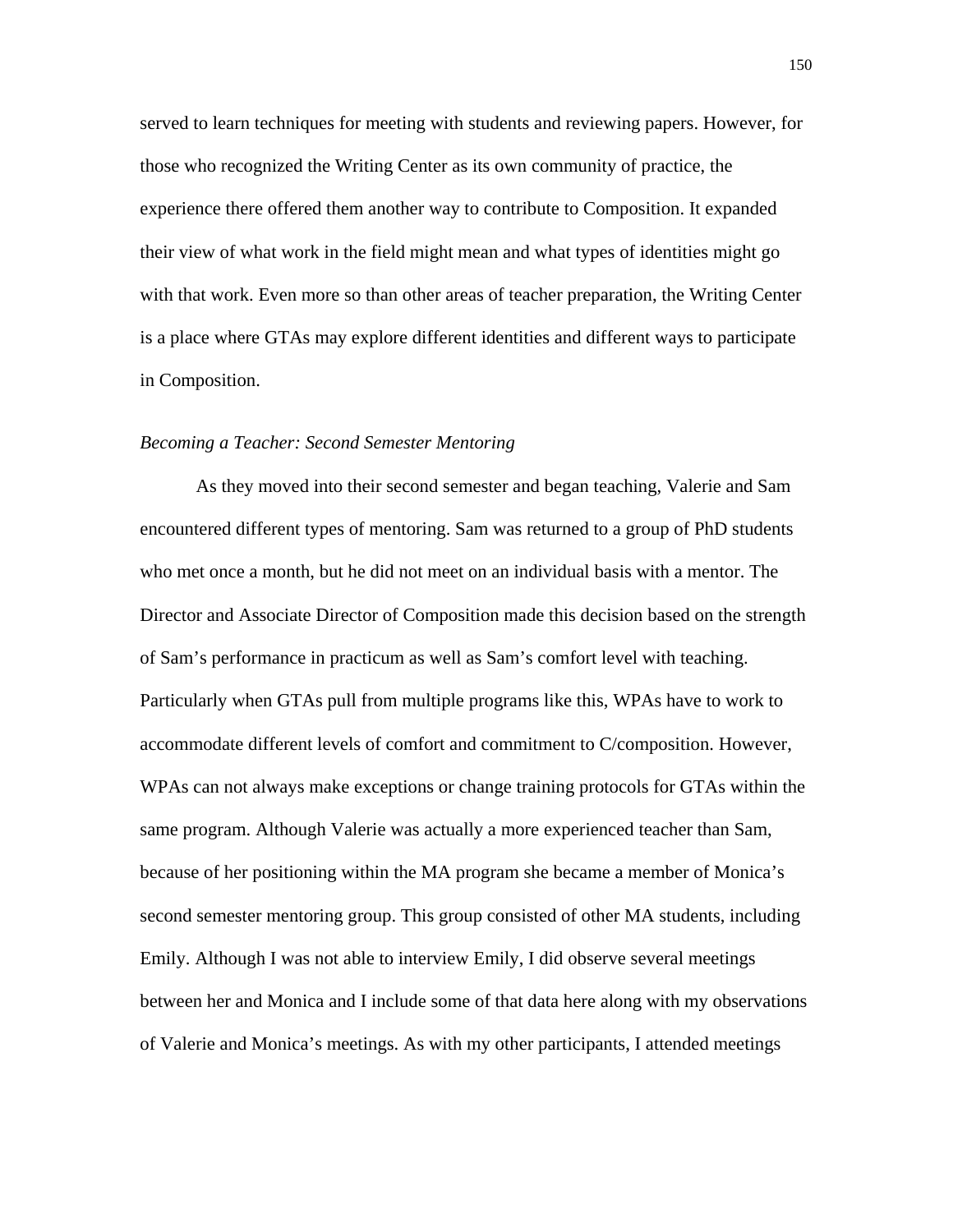served to learn techniques for meeting with students and reviewing papers. However, for those who recognized the Writing Center as its own community of practice, the experience there offered them another way to contribute to Composition. It expanded their view of what work in the field might mean and what types of identities might go with that work. Even more so than other areas of teacher preparation, the Writing Center is a place where GTAs may explore different identities and different ways to participate in Composition.

*Becoming a Teacher: Second Semester Mentoring*

As they moved into their second semester and began teaching, Valerie and Sam encountered different types of mentoring. Sam was returned to a group of PhD students who met once a month, but he did not meet on an individual basis with a mentor. The Director and Associate Director of Composition made this decision based on the strength of Sam's performance in practicum as well as Sam's comfort level with teaching. Particularly when GTAs pull from multiple programs like this, WPAs have to work to accommodate different levels of comfort and commitment to C/composition. However, WPAs can not always make exceptions or change training protocols for GTAs within the same program. Although Valerie was actually a more experienced teacher than Sam, because of her positioning within the MA program she became a member of Monica's second semester mentoring group. This group consisted of other MA students, including Emily. Although I was not able to interview Emily, I did observe several meetings between her and Monica and I include some of that data here along with my observations of Valerie and Monica's meetings. As with my other participants, I attended meetings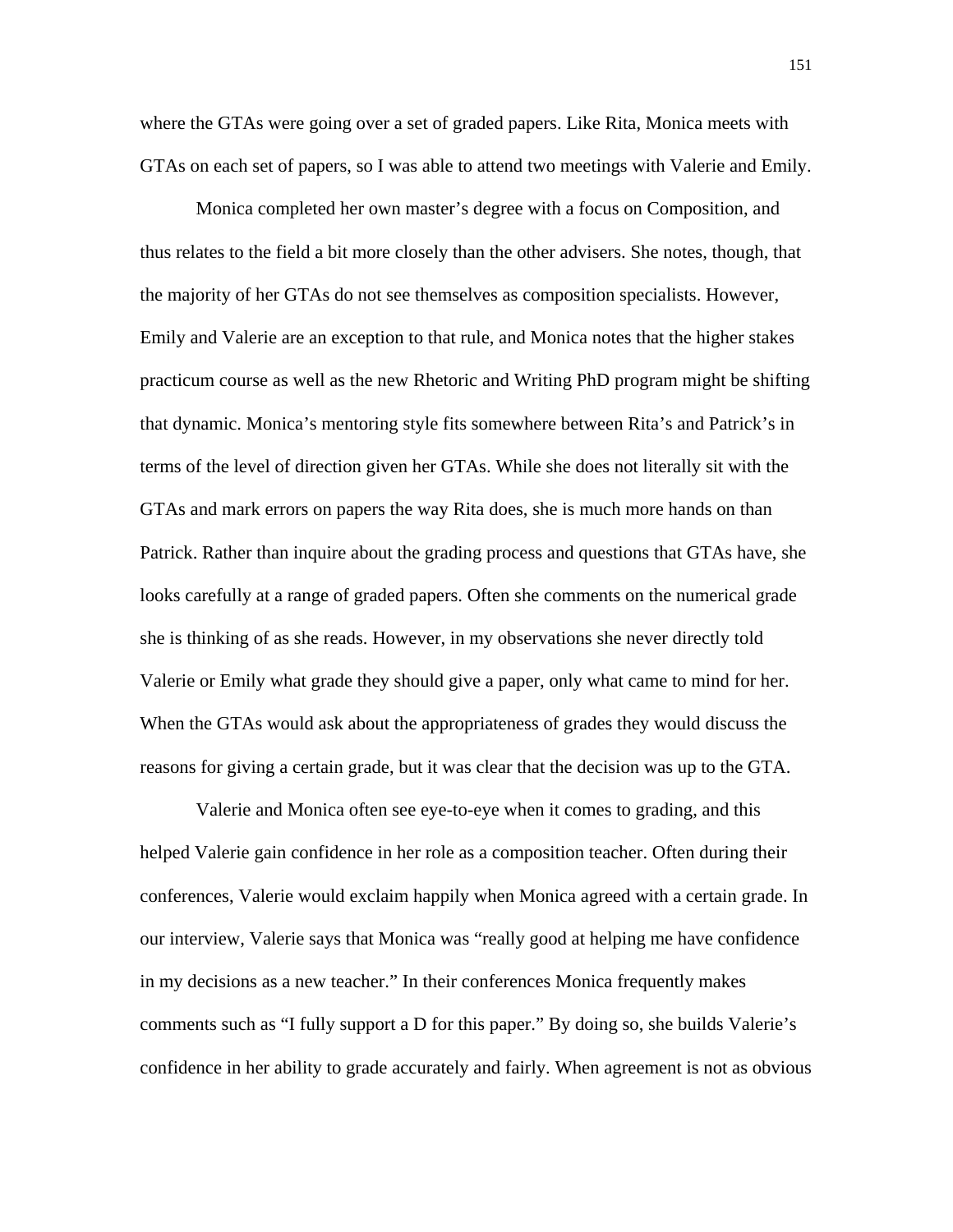where the GTAs were going over a set of graded papers. Like Rita, Monica meets with GTAs on each set of papers, so I was able to attend two meetings with Valerie and Emily.

Monica completed her own master's degree with a focus on Composition, and thus relates to the field a bit more closely than the other advisers. She notes, though, that the majority of her GTAs do not see themselves as composition specialists. However, Emily and Valerie are an exception to that rule, and Monica notes that the higher stakes practicum course as well as the new Rhetoric and Writing PhD program might be shifting that dynamic. Monica's mentoring style fits somewhere between Rita's and Patrick's in terms of the level of direction given her GTAs. While she does not literally sit with the GTAs and mark errors on papers the way Rita does, she is much more hands on than Patrick. Rather than inquire about the grading process and questions that GTAs have, she looks carefully at a range of graded papers. Often she comments on the numerical grade she is thinking of as she reads. However, in my observations she never directly told Valerie or Emily what grade they should give a paper, only what came to mind for her. When the GTAs would ask about the appropriateness of grades they would discuss the reasons for giving a certain grade, but it was clear that the decision was up to the GTA.

Valerie and Monica often see eye-to-eye when it comes to grading, and this helped Valerie gain confidence in her role as a composition teacher. Often during their conferences, Valerie would exclaim happily when Monica agreed with a certain grade. In our interview, Valerie says that Monica was "really good at helping me have confidence in my decisions as a new teacher." In their conferences Monica frequently makes comments such as "I fully support a D for this paper." By doing so, she builds Valerie's confidence in her ability to grade accurately and fairly. When agreement is not as obvious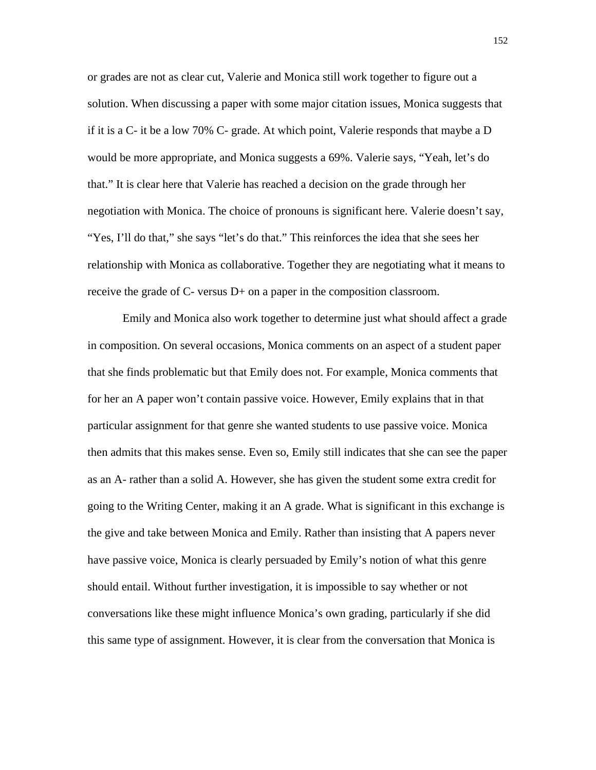or grades are not as clear cut, Valerie and Monica still work together to figure out a solution. When discussing a paper with some major citation issues, Monica suggests that if it is a C- it be a low 70% C- grade. At which point, Valerie responds that maybe a D would be more appropriate, and Monica suggests a 69%. Valerie says, “Yeah, let’s do that.” It is clear here that Valerie has reached a decision on the grade through her negotiation with Monica. The choice of pronouns is significant here. Valerie doesn’t say, “Yes, I’ll do that,” she says “let’s do that.” This reinforces the idea that she sees her relationship with Monica as collaborative. Together they are negotiating what it means to receive the grade of C- versus D+ on a paper in the composition classroom.

Emily and Monica also work together to determine just what should affect a grade in composition. On several occasions, Monica comments on an aspect of a student paper that she finds problematic but that Emily does not. For example, Monica comments that for her an A paper won’t contain passive voice. However, Emily explains that in that particular assignment for that genre she wanted students to use passive voice. Monica then admits that this makes sense. Even so, Emily still indicates that she can see the paper as an A- rather than a solid A. However, she has given the student some extra credit for going to the Writing Center, making it an A grade. What is significant in this exchange is the give and take between Monica and Emily. Rather than insisting that A papers never have passive voice, Monica is clearly persuaded by Emily’s notion of what this genre should entail. Without further investigation, it is impossible to say whether or not conversations like these might influence Monica’s own grading, particularly if she did this same type of assignment. However, it is clear from the conversation that Monica is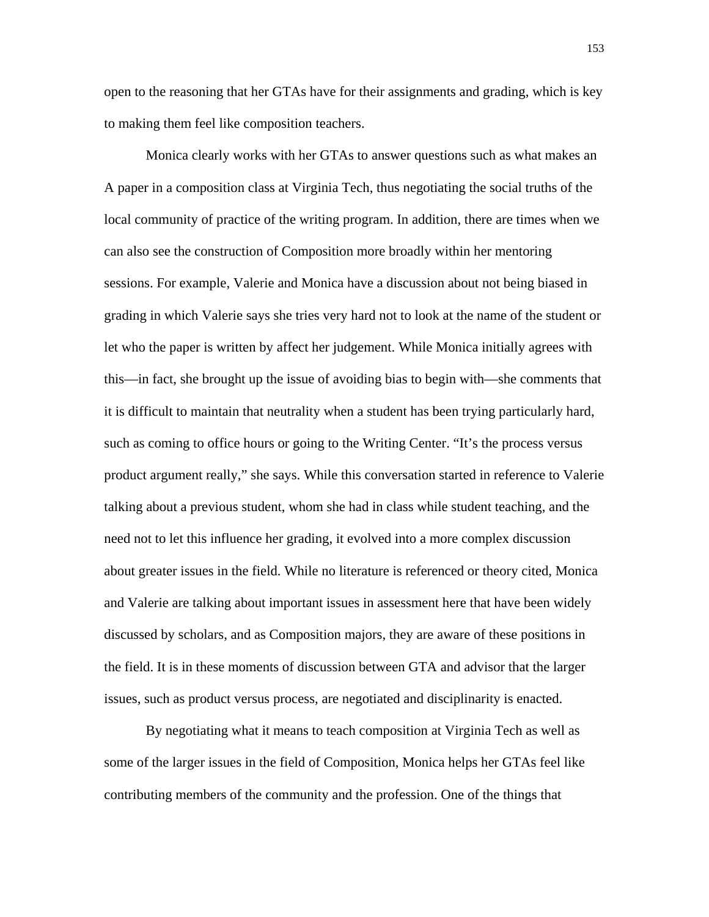open to the reasoning that her GTAs have for their assignments and grading, which is key to making them feel like composition teachers.

Monica clearly works with her GTAs to answer questions such as what makes an A paper in a composition class at Virginia Tech, thus negotiating the social truths of the local community of practice of the writing program. In addition, there are times when we can also see the construction of Composition more broadly within her mentoring sessions. For example, Valerie and Monica have a discussion about not being biased in grading in which Valerie says she tries very hard not to look at the name of the student or let who the paper is written by affect her judgement. While Monica initially agrees with this—in fact, she brought up the issue of avoiding bias to begin with—she comments that it is difficult to maintain that neutrality when a student has been trying particularly hard, such as coming to office hours or going to the Writing Center. "It's the process versus product argument really," she says. While this conversation started in reference to Valerie talking about a previous student, whom she had in class while student teaching, and the need not to let this influence her grading, it evolved into a more complex discussion about greater issues in the field. While no literature is referenced or theory cited, Monica and Valerie are talking about important issues in assessment here that have been widely discussed by scholars, and as Composition majors, they are aware of these positions in the field. It is in these moments of discussion between GTA and advisor that the larger issues, such as product versus process, are negotiated and disciplinarity is enacted.

By negotiating what it means to teach composition at Virginia Tech as well as some of the larger issues in the field of Composition, Monica helps her GTAs feel like contributing members of the community and the profession. One of the things that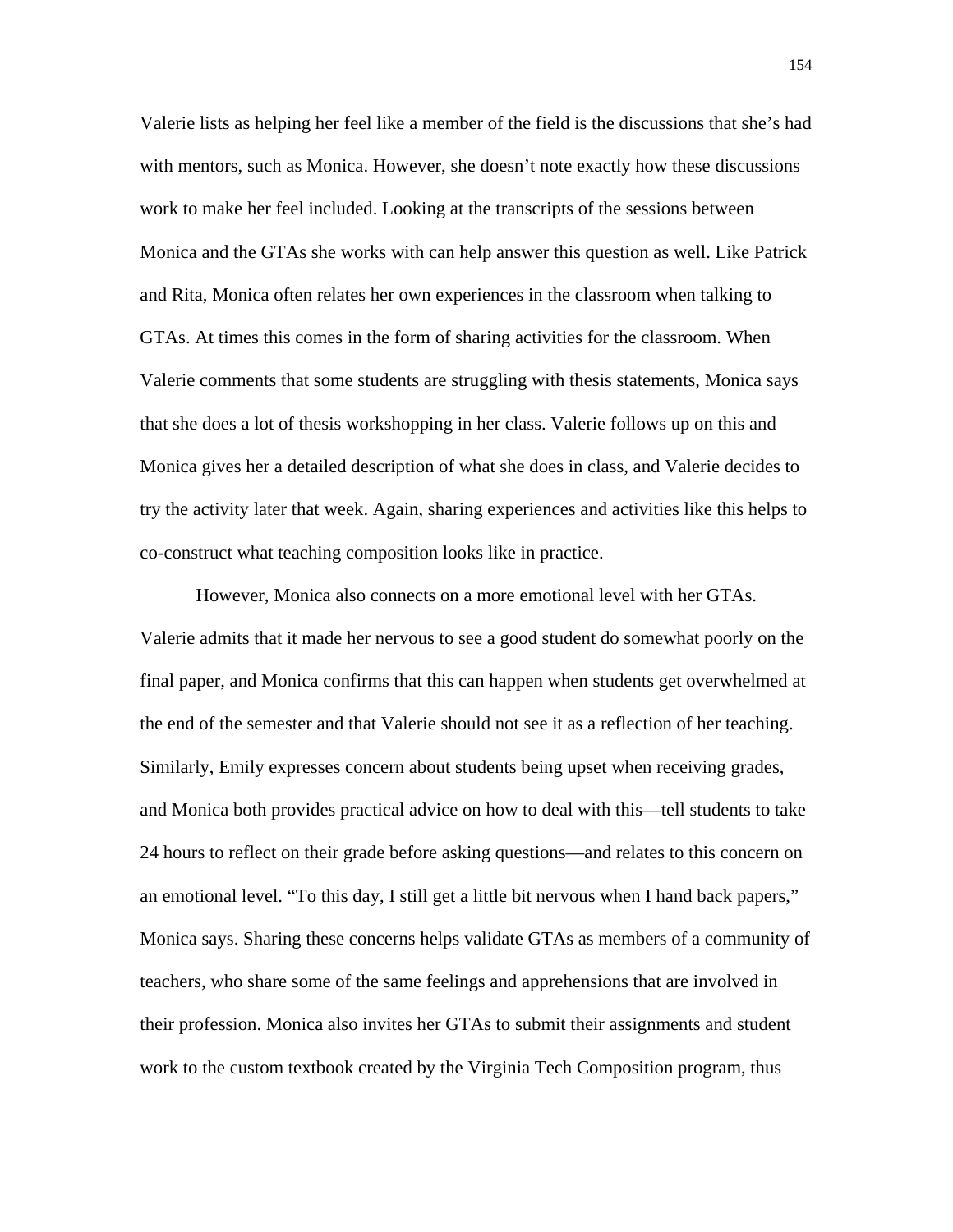Valerie lists as helping her feel like a member of the field is the discussions that she's had with mentors, such as Monica. However, she doesn't note exactly how these discussions work to make her feel included. Looking at the transcripts of the sessions between Monica and the GTAs she works with can help answer this question as well. Like Patrick and Rita, Monica often relates her own experiences in the classroom when talking to GTAs. At times this comes in the form of sharing activities for the classroom. When Valerie comments that some students are struggling with thesis statements, Monica says that she does a lot of thesis workshopping in her class. Valerie follows up on this and Monica gives her a detailed description of what she does in class, and Valerie decides to try the activity later that week. Again, sharing experiences and activities like this helps to co-construct what teaching composition looks like in practice.

However, Monica also connects on a more emotional level with her GTAs. Valerie admits that it made her nervous to see a good student do somewhat poorly on the final paper, and Monica confirms that this can happen when students get overwhelmed at the end of the semester and that Valerie should not see it as a reflection of her teaching. Similarly, Emily expresses concern about students being upset when receiving grades, and Monica both provides practical advice on how to deal with this—tell students to take 24 hours to reflect on their grade before asking questions—and relates to this concern on an emotional level. "To this day, I still get a little bit nervous when I hand back papers," Monica says. Sharing these concerns helps validate GTAs as members of a community of teachers, who share some of the same feelings and apprehensions that are involved in their profession. Monica also invites her GTAs to submit their assignments and student work to the custom textbook created by the Virginia Tech Composition program, thus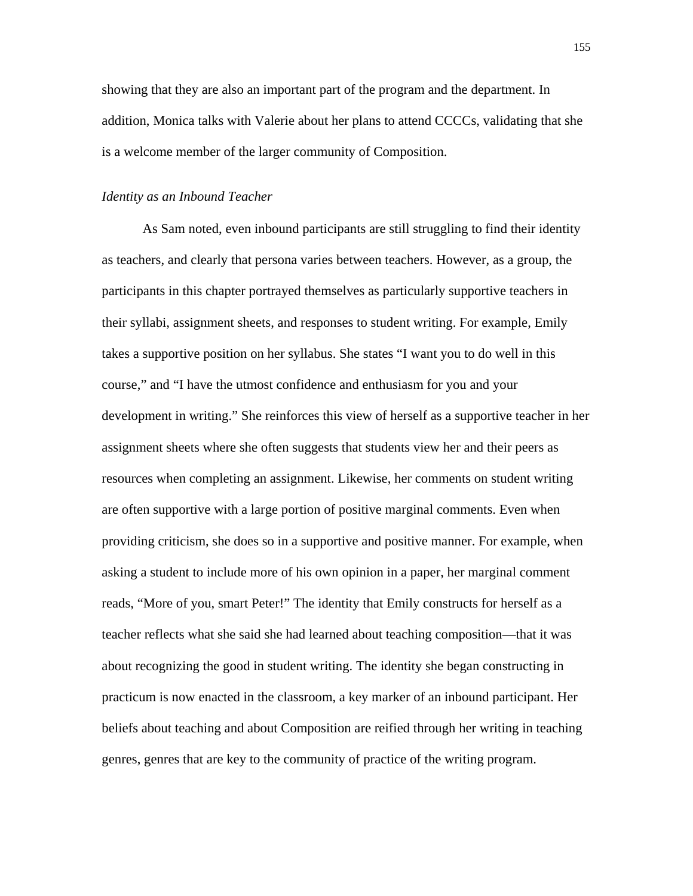showing that they are also an important part of the program and the department. In addition, Monica talks with Valerie about her plans to attend CCCCs, validating that she is a welcome member of the larger community of Composition.

*Identity as an Inbound Teacher*

As Sam noted, even inbound participants are still struggling to find their identity as teachers, and clearly that persona varies between teachers. However, as a group, the participants in this chapter portrayed themselves as particularly supportive teachers in their syllabi, assignment sheets, and responses to student writing. For example, Emily takes a supportive position on her syllabus. She states "I want you to do well in this course," and "I have the utmost confidence and enthusiasm for you and your development in writing." She reinforces this view of herself as a supportive teacher in her assignment sheets where she often suggests that students view her and their peers as resources when completing an assignment. Likewise, her comments on student writing are often supportive with a large portion of positive marginal comments. Even when providing criticism, she does so in a supportive and positive manner. For example, when asking a student to include more of his own opinion in a paper, her marginal comment reads, "More of you, smart Peter!" The identity that Emily constructs for herself as a teacher reflects what she said she had learned about teaching composition—that it was about recognizing the good in student writing. The identity she began constructing in practicum is now enacted in the classroom, a key marker of an inbound participant. Her beliefs about teaching and about Composition are reified through her writing in teaching genres, genres that are key to the community of practice of the writing program.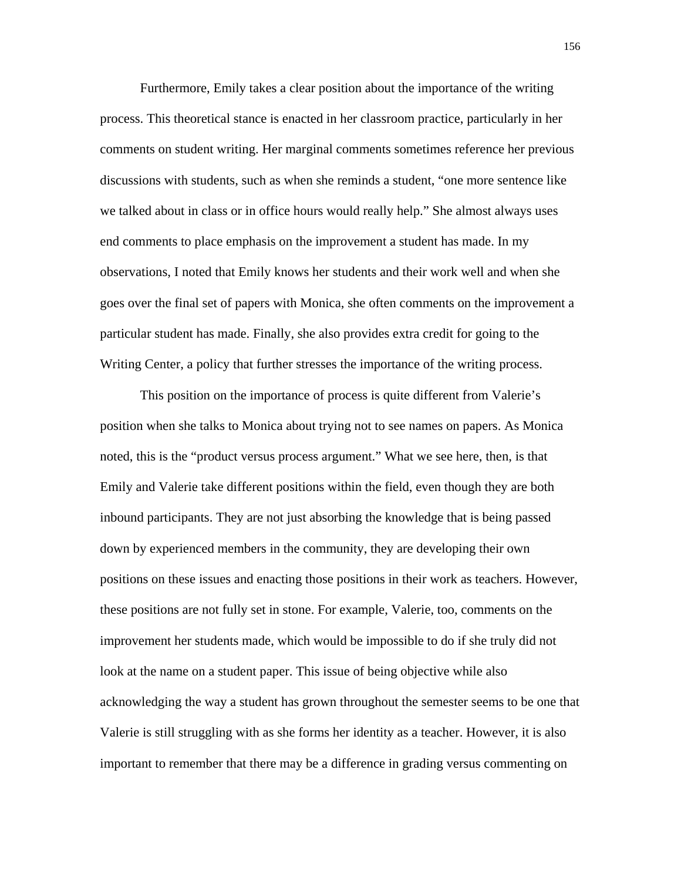Furthermore, Emily takes a clear position about the importance of the writing process. This theoretical stance is enacted in her classroom practice, particularly in her comments on student writing. Her marginal comments sometimes reference her previous discussions with students, such as when she reminds a student, "one more sentence like we talked about in class or in office hours would really help." She almost always uses end comments to place emphasis on the improvement a student has made. In my observations, I noted that Emily knows her students and their work well and when she goes over the final set of papers with Monica, she often comments on the improvement a particular student has made. Finally, she also provides extra credit for going to the Writing Center, a policy that further stresses the importance of the writing process.

This position on the importance of process is quite different from Valerie's position when she talks to Monica about trying not to see names on papers. As Monica noted, this is the "product versus process argument." What we see here, then, is that Emily and Valerie take different positions within the field, even though they are both inbound participants. They are not just absorbing the knowledge that is being passed down by experienced members in the community, they are developing their own positions on these issues and enacting those positions in their work as teachers. However, these positions are not fully set in stone. For example, Valerie, too, comments on the improvement her students made, which would be impossible to do if she truly did not look at the name on a student paper. This issue of being objective while also acknowledging the way a student has grown throughout the semester seems to be one that Valerie is still struggling with as she forms her identity as a teacher. However, it is also important to remember that there may be a difference in grading versus commenting on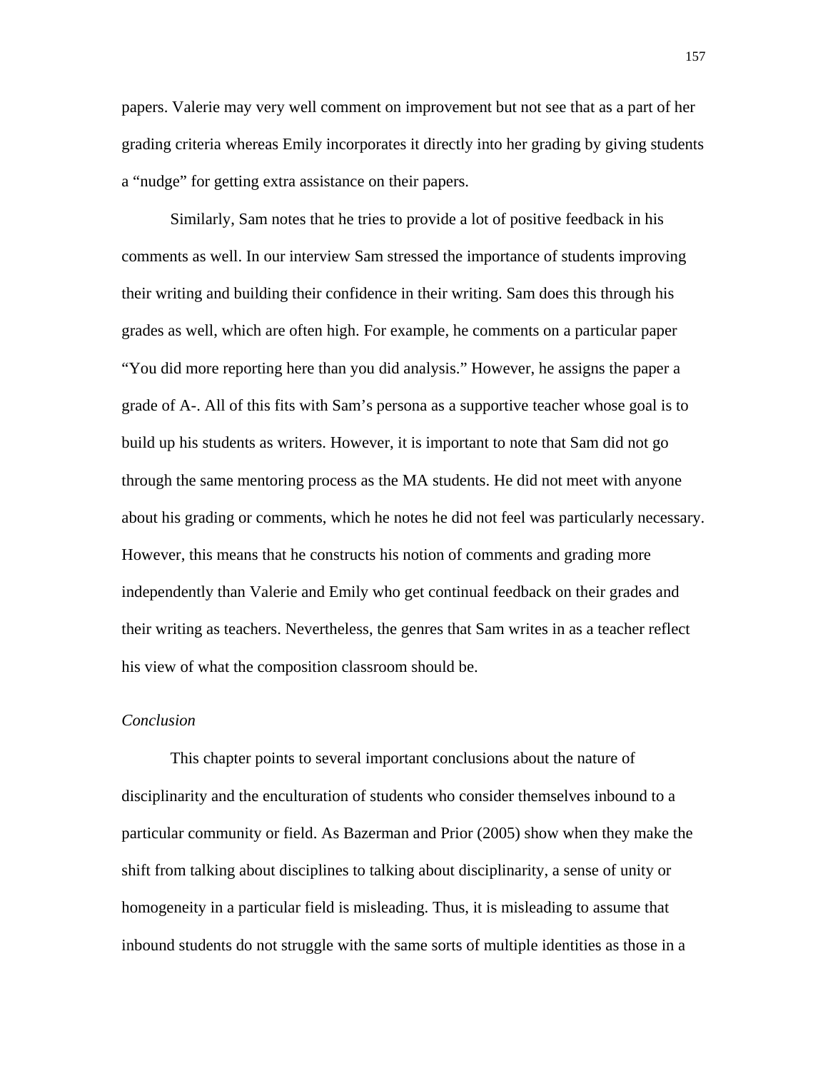papers. Valerie may very well comment on improvement but not see that as a part of her grading criteria whereas Emily incorporates it directly into her grading by giving students a "nudge" for getting extra assistance on their papers.

Similarly, Sam notes that he tries to provide a lot of positive feedback in his comments as well. In our interview Sam stressed the importance of students improving their writing and building their confidence in their writing. Sam does this through his grades as well, which are often high. For example, he comments on a particular paper "You did more reporting here than you did analysis." However, he assigns the paper a grade of A-. All of this fits with Sam's persona as a supportive teacher whose goal is to build up his students as writers. However, it is important to note that Sam did not go through the same mentoring process as the MA students. He did not meet with anyone about his grading or comments, which he notes he did not feel was particularly necessary. However, this means that he constructs his notion of comments and grading more independently than Valerie and Emily who get continual feedback on their grades and their writing as teachers. Nevertheless, the genres that Sam writes in as a teacher reflect his view of what the composition classroom should be.

*Conclusion*

This chapter points to several important conclusions about the nature of disciplinarity and the enculturation of students who consider themselves inbound to a particular community or field. As Bazerman and Prior (2005) show when they make the shift from talking about disciplines to talking about disciplinarity, a sense of unity or homogeneity in a particular field is misleading. Thus, it is misleading to assume that inbound students do not struggle with the same sorts of multiple identities as those in a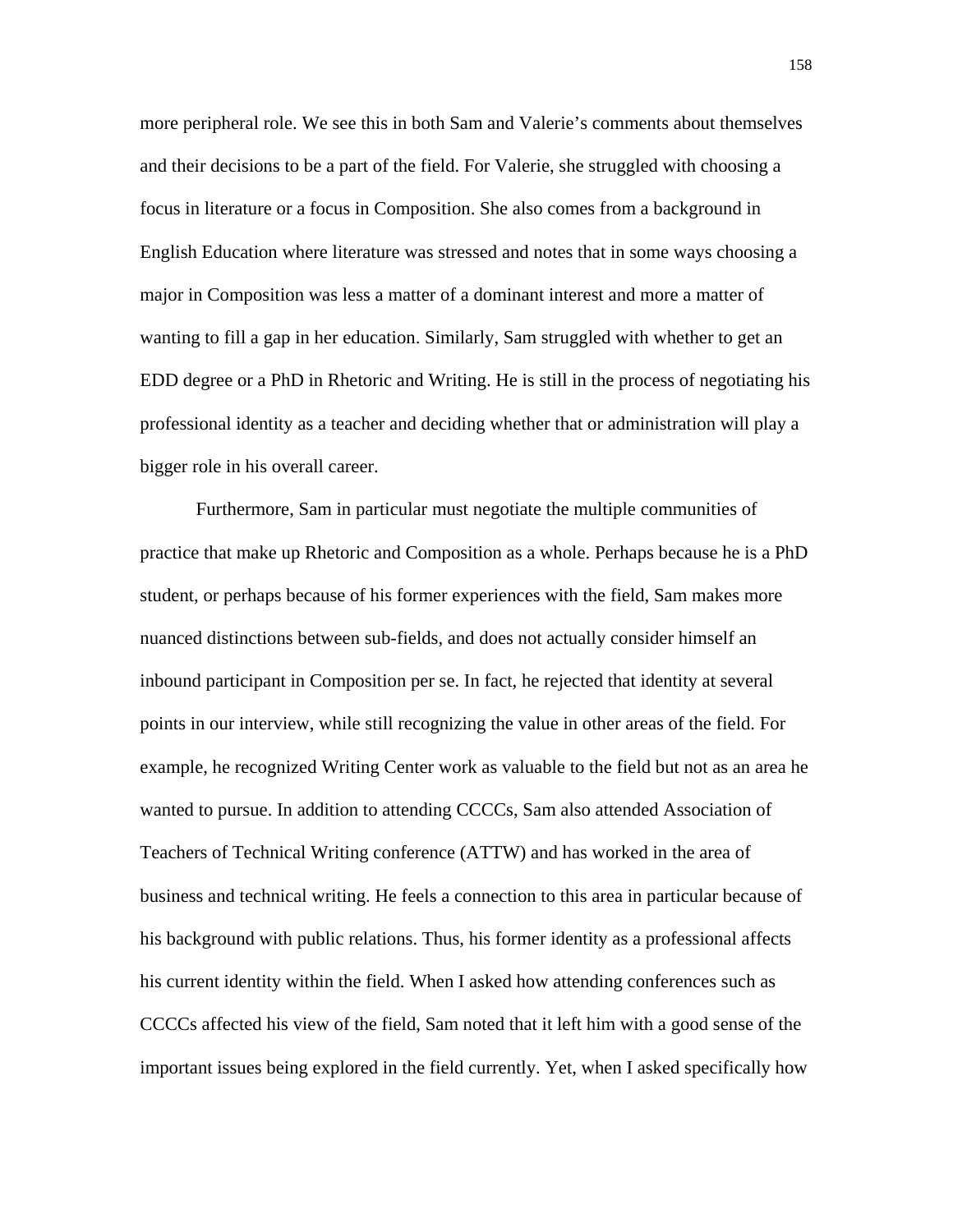more peripheral role. We see this in both Sam and Valerie's comments about themselves and their decisions to be a part of the field. For Valerie, she struggled with choosing a focus in literature or a focus in Composition. She also comes from a background in English Education where literature was stressed and notes that in some ways choosing a major in Composition was less a matter of a dominant interest and more a matter of wanting to fill a gap in her education. Similarly, Sam struggled with whether to get an EDD degree or a PhD in Rhetoric and Writing. He is still in the process of negotiating his professional identity as a teacher and deciding whether that or administration will play a bigger role in his overall career.

Furthermore, Sam in particular must negotiate the multiple communities of practice that make up Rhetoric and Composition as a whole. Perhaps because he is a PhD student, or perhaps because of his former experiences with the field, Sam makes more nuanced distinctions between sub-fields, and does not actually consider himself an inbound participant in Composition per se. In fact, he rejected that identity at several points in our interview, while still recognizing the value in other areas of the field. For example, he recognized Writing Center work as valuable to the field but not as an area he wanted to pursue. In addition to attending CCCCs, Sam also attended Association of Teachers of Technical Writing conference (ATTW) and has worked in the area of business and technical writing. He feels a connection to this area in particular because of his background with public relations. Thus, his former identity as a professional affects his current identity within the field. When I asked how attending conferences such as CCCCs affected his view of the field, Sam noted that it left him with a good sense of the important issues being explored in the field currently. Yet, when I asked specifically how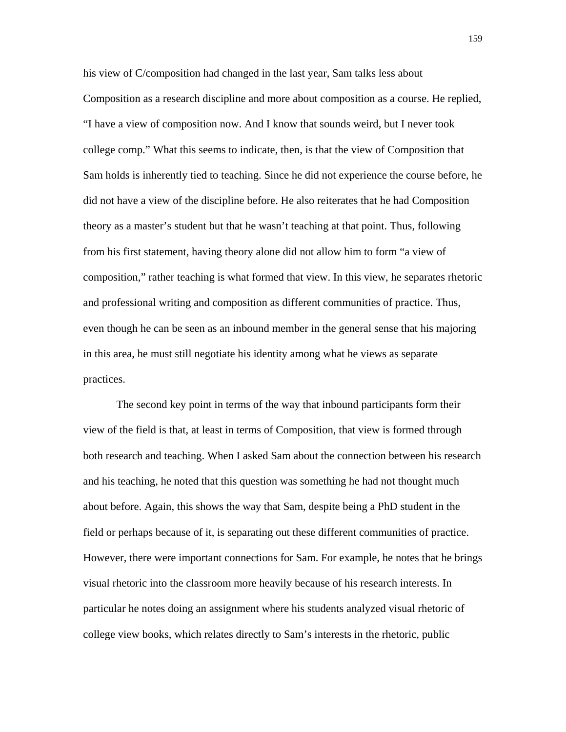his view of C/composition had changed in the last year, Sam talks less about Composition as a research discipline and more about composition as a course. He replied, "I have a view of composition now. And I know that sounds weird, but I never took college comp." What this seems to indicate, then, is that the view of Composition that Sam holds is inherently tied to teaching. Since he did not experience the course before, he did not have a view of the discipline before. He also reiterates that he had Composition theory as a master's student but that he wasn't teaching at that point. Thus, following from his first statement, having theory alone did not allow him to form "a view of composition," rather teaching is what formed that view. In this view, he separates rhetoric and professional writing and composition as different communities of practice. Thus, even though he can be seen as an inbound member in the general sense that his majoring in this area, he must still negotiate his identity among what he views as separate practices.

The second key point in terms of the way that inbound participants form their view of the field is that, at least in terms of Composition, that view is formed through both research and teaching. When I asked Sam about the connection between his research and his teaching, he noted that this question was something he had not thought much about before. Again, this shows the way that Sam, despite being a PhD student in the field or perhaps because of it, is separating out these different communities of practice. However, there were important connections for Sam. For example, he notes that he brings visual rhetoric into the classroom more heavily because of his research interests. In particular he notes doing an assignment where his students analyzed visual rhetoric of college view books, which relates directly to Sam's interests in the rhetoric, public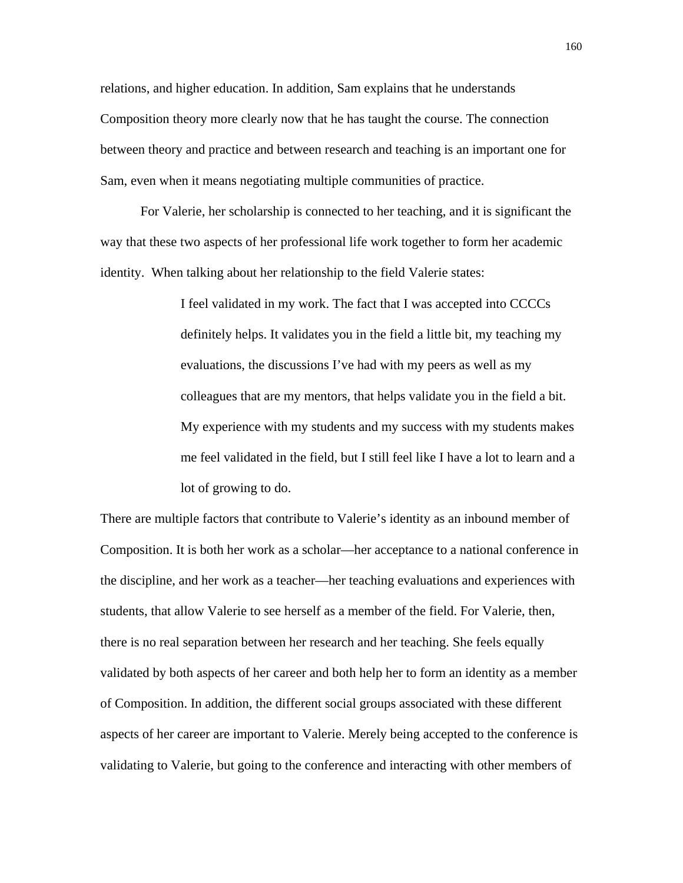relations, and higher education. In addition, Sam explains that he understands Composition theory more clearly now that he has taught the course. The connection between theory and practice and between research and teaching is an important one for Sam, even when it means negotiating multiple communities of practice.

For Valerie, her scholarship is connected to her teaching, and it is significant the way that these two aspects of her professional life work together to form her academic identity. When talking about her relationship to the field Valerie states:

> I feel validated in my work. The fact that I was accepted into CCCCs definitely helps. It validates you in the field a little bit, my teaching my evaluations, the discussions I've had with my peers as well as my colleagues that are my mentors, that helps validate you in the field a bit. My experience with my students and my success with my students makes me feel validated in the field, but I still feel like I have a lot to learn and a lot of growing to do.

There are multiple factors that contribute to Valerie's identity as an inbound member of Composition. It is both her work as a scholar—her acceptance to a national conference in the discipline, and her work as a teacher—her teaching evaluations and experiences with students, that allow Valerie to see herself as a member of the field. For Valerie, then, there is no real separation between her research and her teaching. She feels equally validated by both aspects of her career and both help her to form an identity as a member of Composition. In addition, the different social groups associated with these different aspects of her career are important to Valerie. Merely being accepted to the conference is validating to Valerie, but going to the conference and interacting with other members of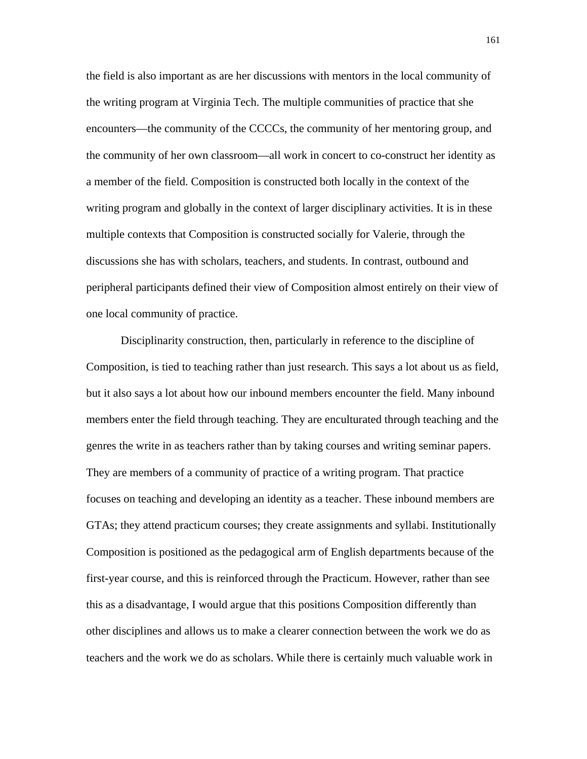the field is also important as are her discussions with mentors in the local community of the writing program at Virginia Tech. The multiple communities of practice that she encounters—the community of the CCCCs, the community of her mentoring group, and the community of her own classroom—all work in concert to co-construct her identity as a member of the field. Composition is constructed both locally in the context of the writing program and globally in the context of larger disciplinary activities. It is in these multiple contexts that Composition is constructed socially for Valerie, through the discussions she has with scholars, teachers, and students. In contrast, outbound and peripheral participants defined their view of Composition almost entirely on their view of one local community of practice.

Disciplinarity construction, then, particularly in reference to the discipline of Composition, is tied to teaching rather than just research. This says a lot about us as field, but it also says a lot about how our inbound members encounter the field. Many inbound members enter the field through teaching. They are enculturated through teaching and the genres the write in as teachers rather than by taking courses and writing seminar papers. They are members of a community of practice of a writing program. That practice focuses on teaching and developing an identity as a teacher. These inbound members are GTAs; they attend practicum courses; they create assignments and syllabi. Institutionally Composition is positioned as the pedagogical arm of English departments because of the first-year course, and this is reinforced through the Practicum. However, rather than see this as a disadvantage, I would argue that this positions Composition differently than other disciplines and allows us to make a clearer connection between the work we do as teachers and the work we do as scholars. While there is certainly much valuable work in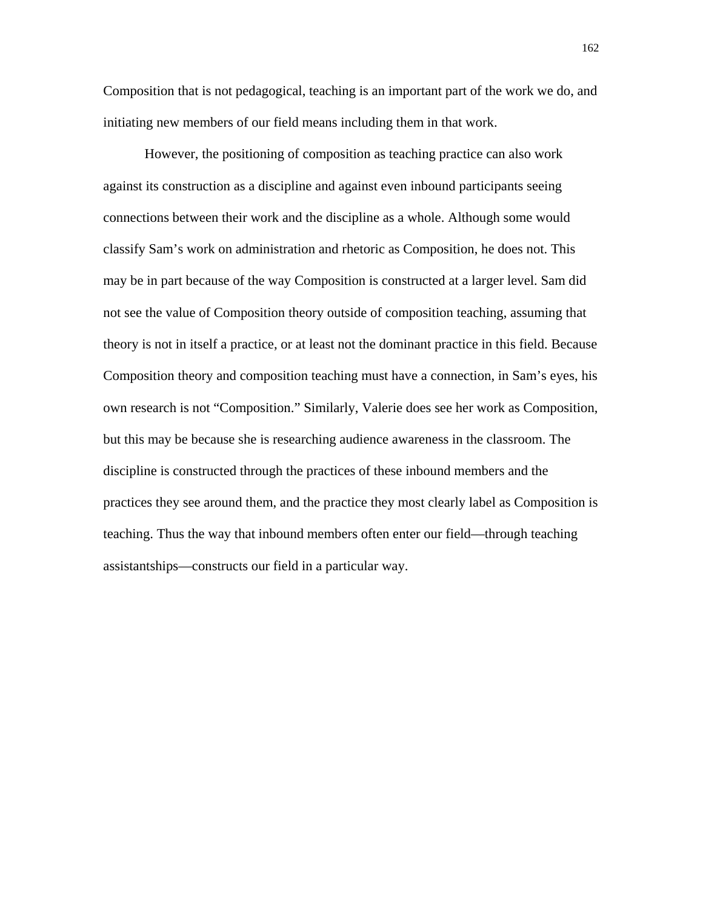Composition that is not pedagogical, teaching is an important part of the work we do, and initiating new members of our field means including them in that work.

However, the positioning of composition as teaching practice can also work against its construction as a discipline and against even inbound participants seeing connections between their work and the discipline as a whole. Although some would classify Sam's work on administration and rhetoric as Composition, he does not. This may be in part because of the way Composition is constructed at a larger level. Sam did not see the value of Composition theory outside of composition teaching, assuming that theory is not in itself a practice, or at least not the dominant practice in this field. Because Composition theory and composition teaching must have a connection, in Sam's eyes, his own research is not "Composition." Similarly, Valerie does see her work as Composition, but this may be because she is researching audience awareness in the classroom. The discipline is constructed through the practices of these inbound members and the practices they see around them, and the practice they most clearly label as Composition is teaching. Thus the way that inbound members often enter our field—through teaching assistantships—constructs our field in a particular way.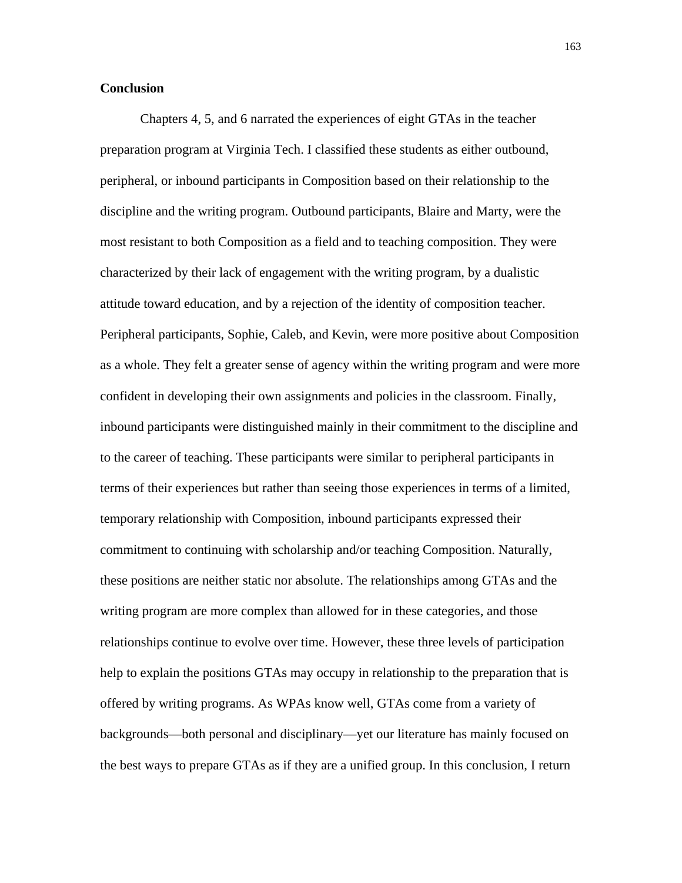## Conclusion

Chapters 4, 5, and 6 narrated the experiences of eight GTAs in the teacher preparation program at Virginia Tech. I classified these students as either outbound, peripheral, or inbound participants in Composition based on their relationship to the discipline and the writing program. Outbound participants, Blaire and Marty, were the most resistant to both Composition as a field and to teaching composition. They were characterized by their lack of engagement with the writing program, by a dualistic attitude toward education, and by a rejection of the identity of composition teacher. Peripheral participants, Sophie, Caleb, and Kevin, were more positive about Composition as a whole. They felt a greater sense of agency within the writing program and were more confident in developing their own assignments and policies in the classroom. Finally, inbound participants were distinguished mainly in their commitment to the discipline and to the career of teaching. These participants were similar to peripheral participants in terms of their experiences but rather than seeing those experiences in terms of a limited, temporary relationship with Composition, inbound participants expressed their commitment to continuing with scholarship and/or teaching Composition. Naturally, these positions are neither static nor absolute. The relationships among GTAs and the writing program are more complex than allowed for in these categories, and those relationships continue to evolve over time. However, these three levels of participation help to explain the positions GTAs may occupy in relationship to the preparation that is offered by writing programs. As WPAs know well, GTAs come from a variety of backgrounds—both personal and disciplinary—yet our literature has mainly focused on the best ways to prepare GTAs as if they are a unified group. In this conclusion, I return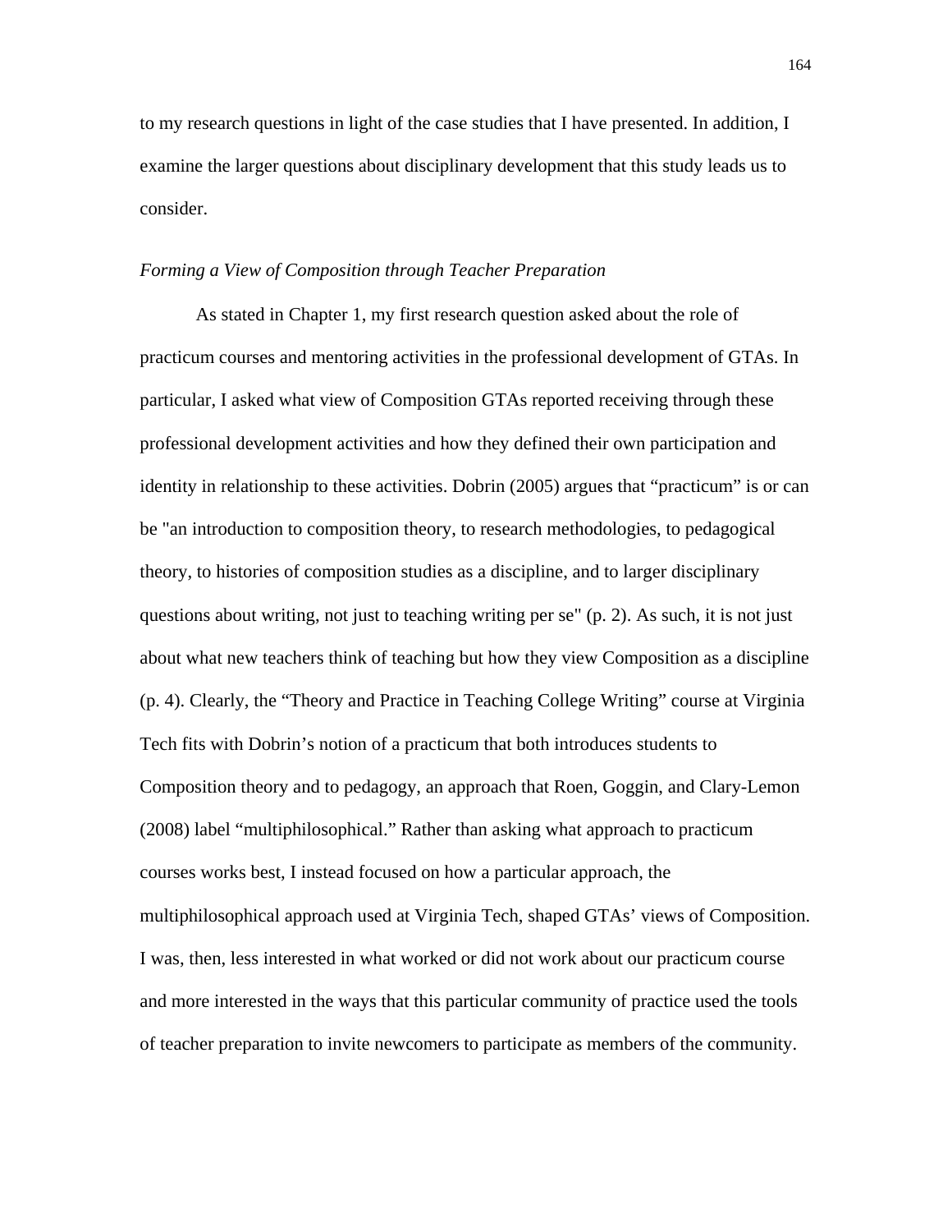to my research questions in light of the case studies that I have presented. In addition, I examine the larger questions about disciplinary development that this study leads us to consider.

### *Forming a View of Composition through Teacher Preparation*

As stated in Chapter 1, my first research question asked about the role of practicum courses and mentoring activities in the professional development of GTAs. In particular, I asked what view of Composition GTAs reported receiving through these professional development activities and how they defined their own participation and identity in relationship to these activities. Dobrin (2005) argues that "practicum" is or can be "an introduction to composition theory, to research methodologies, to pedagogical theory, to histories of composition studies as a discipline, and to larger disciplinary questions about writing, not just to teaching writing per se" (p. 2). As such, it is not just about what new teachers think of teaching but how they view Composition as a discipline (p. 4). Clearly, the "Theory and Practice in Teaching College Writing" course at Virginia Tech fits with Dobrin's notion of a practicum that both introduces students to Composition theory and to pedagogy, an approach that Roen, Goggin, and Clary-Lemon (2008) label "multiphilosophical." Rather than asking what approach to practicum courses works best, I instead focused on how a particular approach, the multiphilosophical approach used at Virginia Tech, shaped GTAs' views of Composition. I was, then, less interested in what worked or did not work about our practicum course and more interested in the ways that this particular community of practice used the tools of teacher preparation to invite newcomers to participate as members of the community.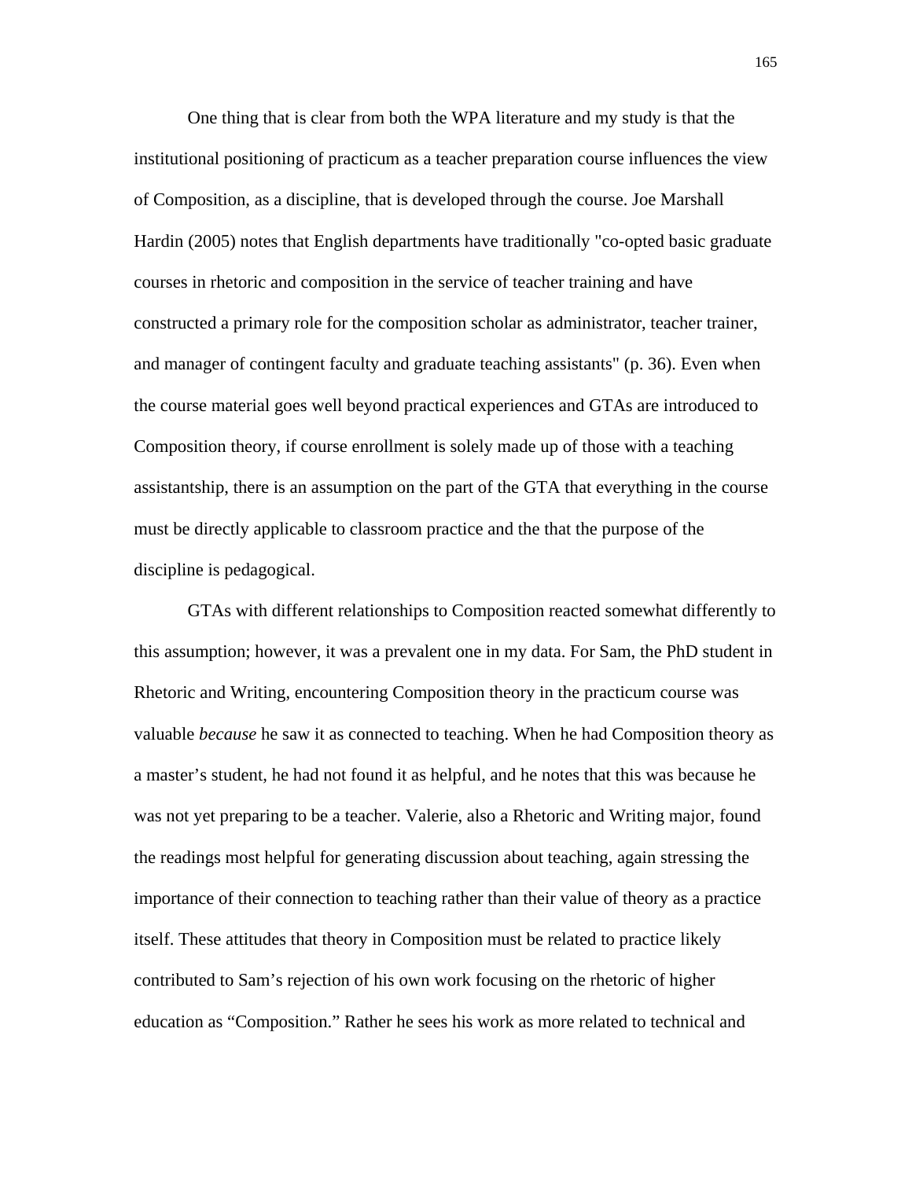One thing that is clear from both the WPA literature and my study is that the institutional positioning of practicum as a teacher preparation course influences the view of Composition, as a discipline, that is developed through the course. Joe Marshall Hardin (2005) notes that English departments have traditionally "co-opted basic graduate courses in rhetoric and composition in the service of teacher training and have constructed a primary role for the composition scholar as administrator, teacher trainer, and manager of contingent faculty and graduate teaching assistants" (p. 36). Even when the course material goes well beyond practical experiences and GTAs are introduced to Composition theory, if course enrollment is solely made up of those with a teaching assistantship, there is an assumption on the part of the GTA that everything in the course must be directly applicable to classroom practice and the that the purpose of the discipline is pedagogical.

GTAs with different relationships to Composition reacted somewhat differently to this assumption; however, it was a prevalent one in my data. For Sam, the PhD student in Rhetoric and Writing, encountering Composition theory in the practicum course was valuable *because* he saw it as connected to teaching. When he had Composition theory as a master's student, he had not found it as helpful, and he notes that this was because he was not yet preparing to be a teacher. Valerie, also a Rhetoric and Writing major, found the readings most helpful for generating discussion about teaching, again stressing the importance of their connection to teaching rather than their value of theory as a practice itself. These attitudes that theory in Composition must be related to practice likely contributed to Sam's rejection of his own work focusing on the rhetoric of higher education as "Composition." Rather he sees his work as more related to technical and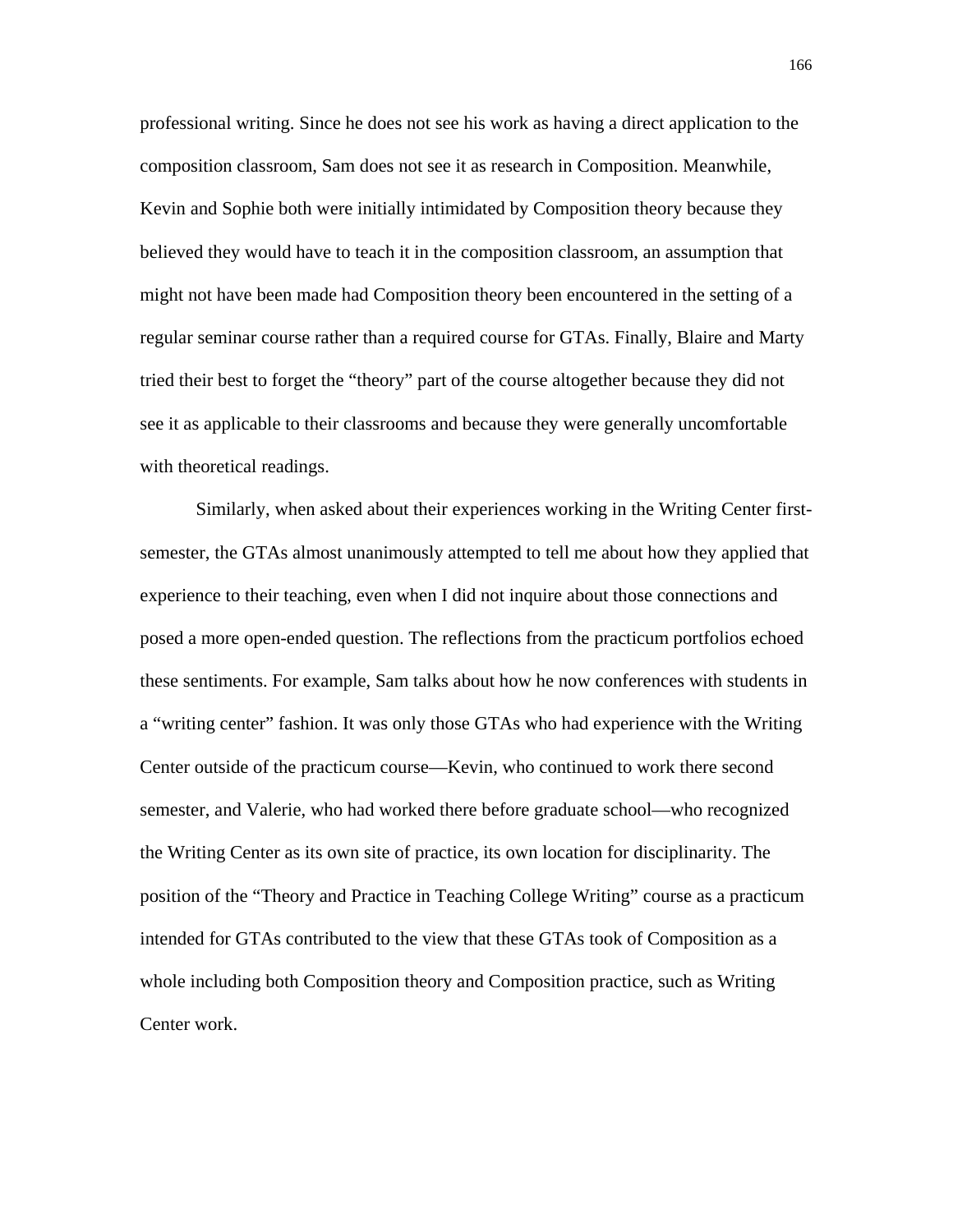professional writing. Since he does not see his work as having a direct application to the composition classroom, Sam does not see it as research in Composition. Meanwhile, Kevin and Sophie both were initially intimidated by Composition theory because they believed they would have to teach it in the composition classroom, an assumption that might not have been made had Composition theory been encountered in the setting of a regular seminar course rather than a required course for GTAs. Finally, Blaire and Marty tried their best to forget the "theory" part of the course altogether because they did not see it as applicable to their classrooms and because they were generally uncomfortable with theoretical readings.

Similarly, when asked about their experiences working in the Writing Center first-semester, the GTAs almost unanimously attempted to tell me about how they applied that experience to their teaching, even when I did not inquire about those connections and posed a more open-ended question. The reflections from the practicum portfolios echoed these sentiments. For example, Sam talks about how he now conferences with students in a "writing center" fashion. It was only those GTAs who had experience with the Writing Center outside of the practicum course—Kevin, who continued to work there second semester, and Valerie, who had worked there before graduate school—who recognized the Writing Center as its own site of practice, its own location for disciplinarity. The position of the "Theory and Practice in Teaching College Writing" course as a practicum intended for GTAs contributed to the view that these GTAs took of Composition as a whole including both Composition theory and Composition practice, such as Writing Center work.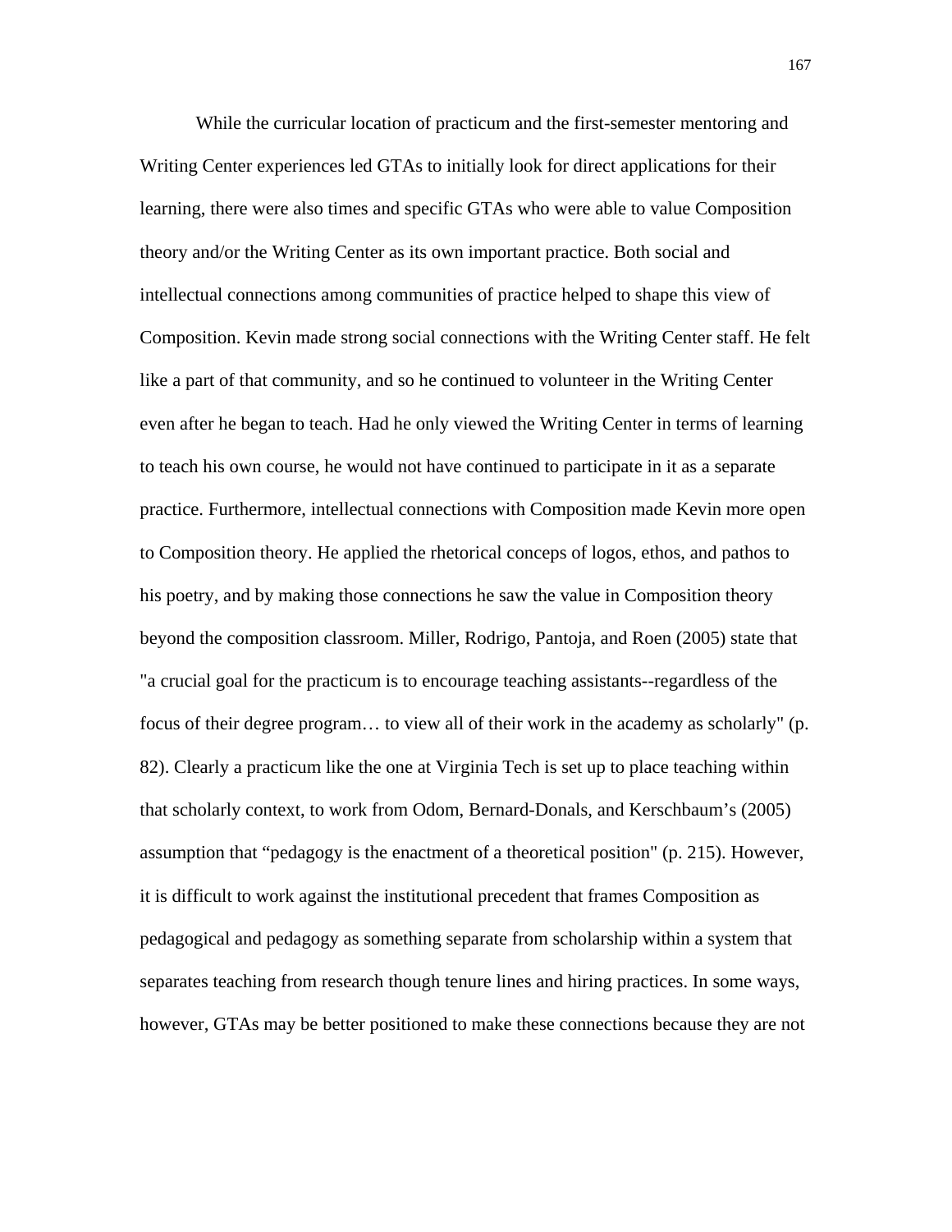While the curricular location of practicum and the first-semester mentoring and Writing Center experiences led GTAs to initially look for direct applications for their learning, there were also times and specific GTAs who were able to value Composition theory and/or the Writing Center as its own important practice. Both social and intellectual connections among communities of practice helped to shape this view of Composition. Kevin made strong social connections with the Writing Center staff. He felt like a part of that community, and so he continued to volunteer in the Writing Center even after he began to teach. Had he only viewed the Writing Center in terms of learning to teach his own course, he would not have continued to participate in it as a separate practice. Furthermore, intellectual connections with Composition made Kevin more open to Composition theory. He applied the rhetorical conceps of logos, ethos, and pathos to his poetry, and by making those connections he saw the value in Composition theory beyond the composition classroom. Miller, Rodrigo, Pantoja, and Roen (2005) state that "a crucial goal for the practicum is to encourage teaching assistants--regardless of the focus of their degree program… to view all of their work in the academy as scholarly" (p. 82). Clearly a practicum like the one at Virginia Tech is set up to place teaching within that scholarly context, to work from Odom, Bernard-Donals, and Kerschbaum's (2005) assumption that "pedagogy is the enactment of a theoretical position" (p. 215). However, it is difficult to work against the institutional precedent that frames Composition as pedagogical and pedagogy as something separate from scholarship within a system that separates teaching from research though tenure lines and hiring practices. In some ways, however, GTAs may be better positioned to make these connections because they are not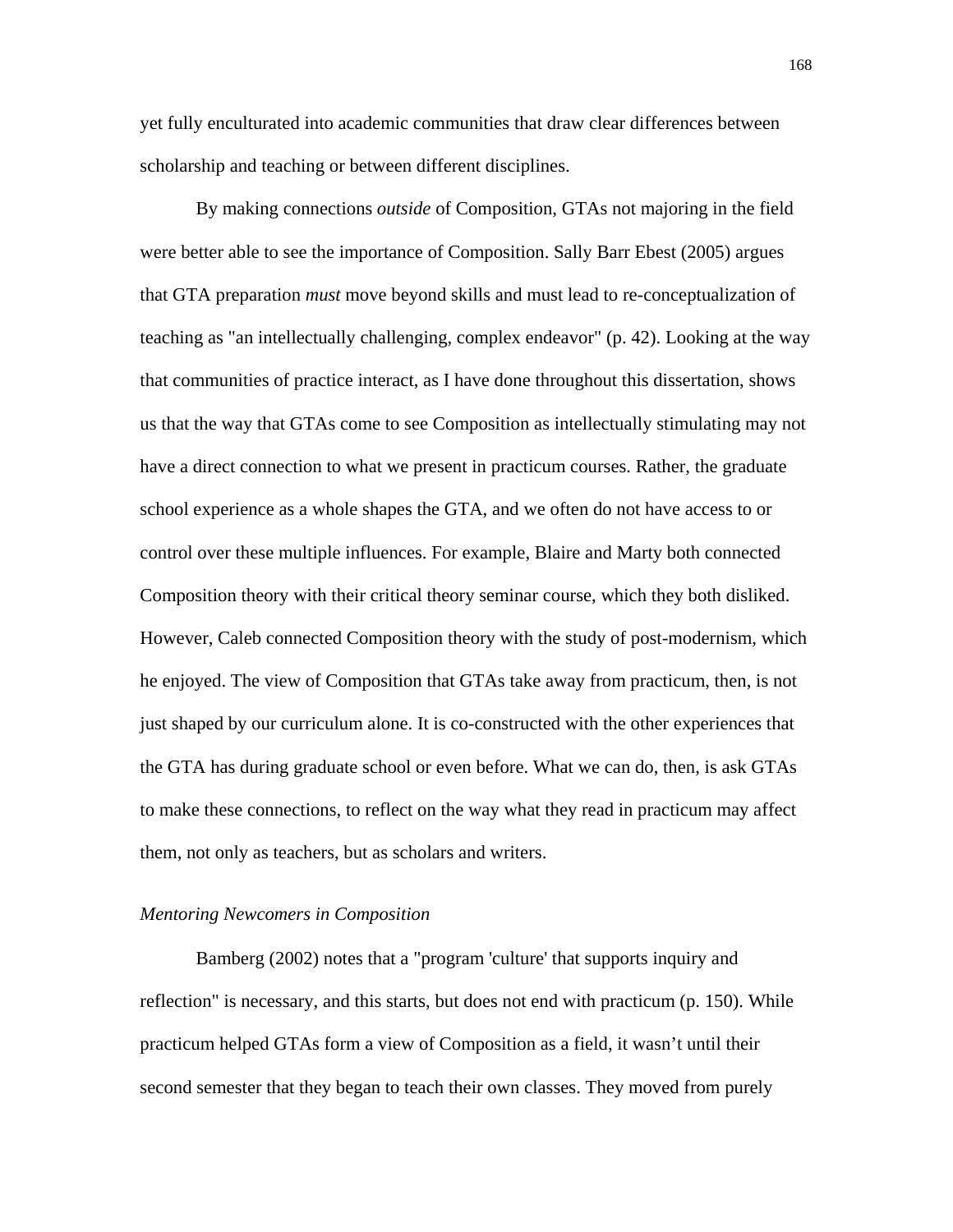yet fully enculturated into academic communities that draw clear differences between scholarship and teaching or between different disciplines.

By making connections *outside* of Composition, GTAs not majoring in the field were better able to see the importance of Composition. Sally Barr Ebest (2005) argues that GTA preparation *must* move beyond skills and must lead to re-conceptualization of teaching as "an intellectually challenging, complex endeavor" (p. 42). Looking at the way that communities of practice interact, as I have done throughout this dissertation, shows us that the way that GTAs come to see Composition as intellectually stimulating may not have a direct connection to what we present in practicum courses. Rather, the graduate school experience as a whole shapes the GTA, and we often do not have access to or control over these multiple influences. For example, Blaire and Marty both connected Composition theory with their critical theory seminar course, which they both disliked. However, Caleb connected Composition theory with the study of post-modernism, which he enjoyed. The view of Composition that GTAs take away from practicum, then, is not just shaped by our curriculum alone. It is co-constructed with the other experiences that the GTA has during graduate school or even before. What we can do, then, is ask GTAs to make these connections, to reflect on the way what they read in practicum may affect them, not only as teachers, but as scholars and writers.

### *Mentoring Newcomers in Composition*

Bamberg (2002) notes that a "program 'culture' that supports inquiry and reflection" is necessary, and this starts, but does not end with practicum (p. 150). While practicum helped GTAs form a view of Composition as a field, it wasn’t until their second semester that they began to teach their own classes. They moved from purely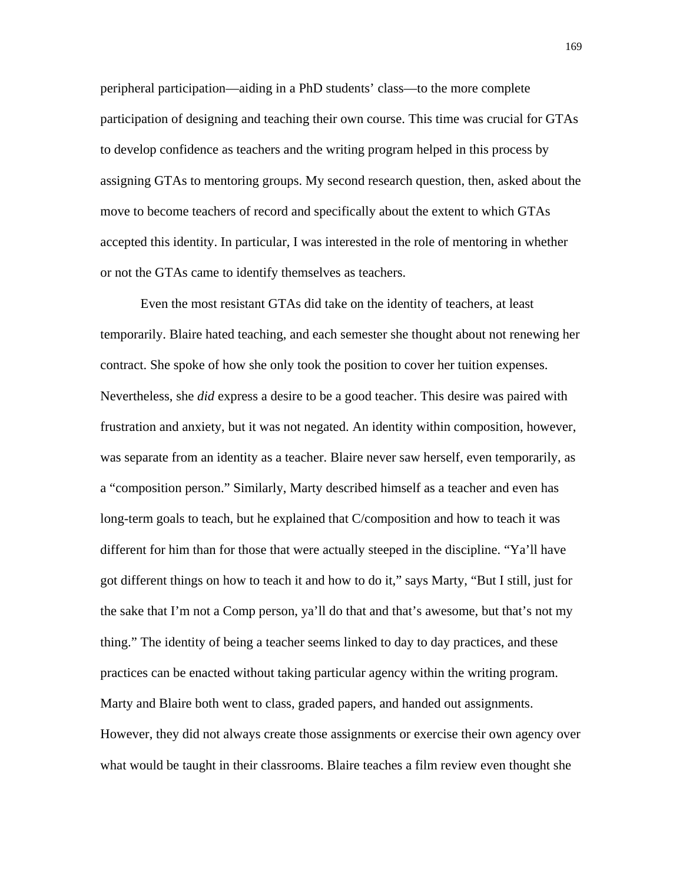peripheral participation—aiding in a PhD students' class—to the more complete participation of designing and teaching their own course. This time was crucial for GTAs to develop confidence as teachers and the writing program helped in this process by assigning GTAs to mentoring groups. My second research question, then, asked about the move to become teachers of record and specifically about the extent to which GTAs accepted this identity. In particular, I was interested in the role of mentoring in whether or not the GTAs came to identify themselves as teachers.

Even the most resistant GTAs did take on the identity of teachers, at least temporarily. Blaire hated teaching, and each semester she thought about not renewing her contract. She spoke of how she only took the position to cover her tuition expenses. Nevertheless, she *did* express a desire to be a good teacher. This desire was paired with frustration and anxiety, but it was not negated. An identity within composition, however, was separate from an identity as a teacher. Blaire never saw herself, even temporarily, as a "composition person." Similarly, Marty described himself as a teacher and even has long-term goals to teach, but he explained that C/composition and how to teach it was different for him than for those that were actually steeped in the discipline. "Ya'll have got different things on how to teach it and how to do it," says Marty, "But I still, just for the sake that I'm not a Comp person, ya'll do that and that's awesome, but that's not my thing." The identity of being a teacher seems linked to day to day practices, and these practices can be enacted without taking particular agency within the writing program. Marty and Blaire both went to class, graded papers, and handed out assignments. However, they did not always create those assignments or exercise their own agency over what would be taught in their classrooms. Blaire teaches a film review even thought she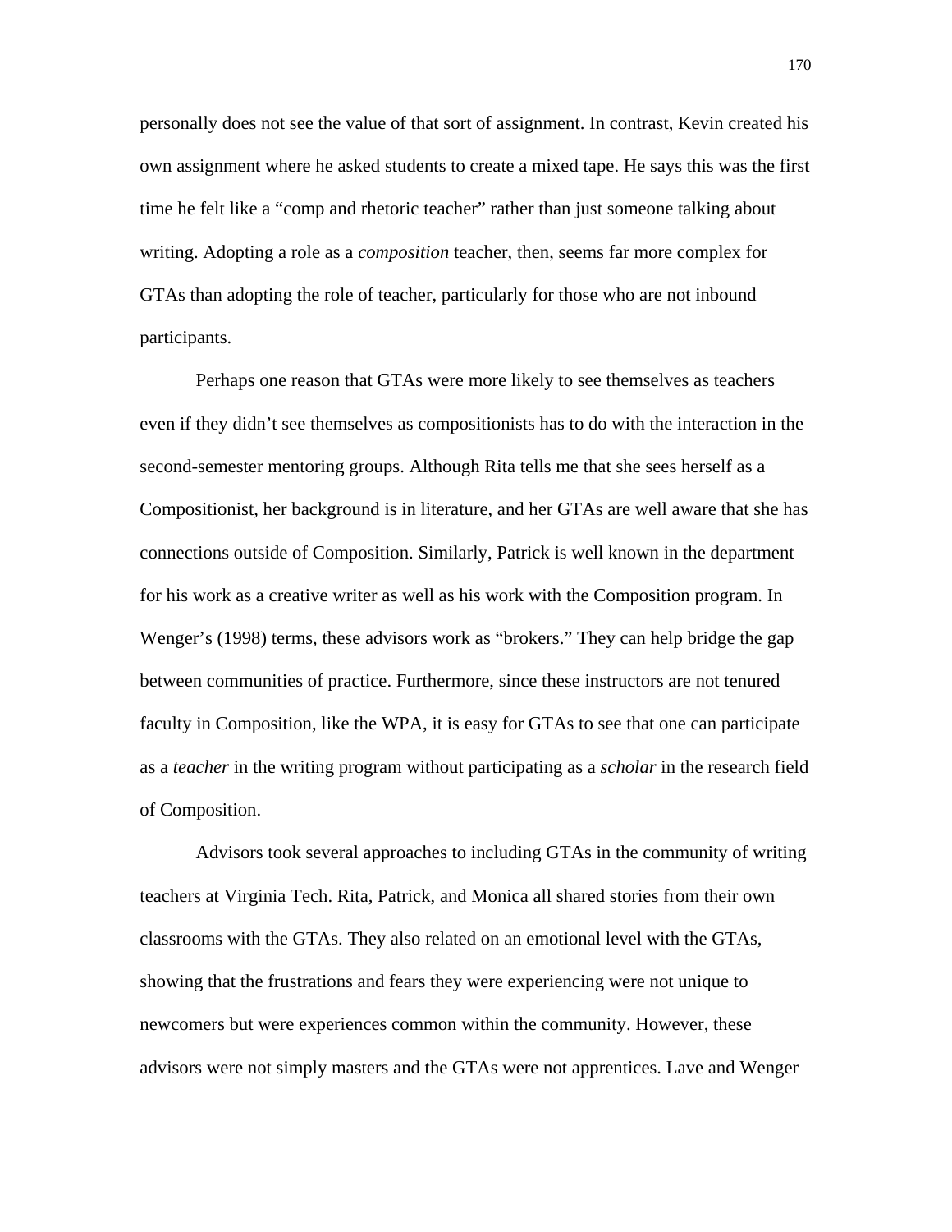personally does not see the value of that sort of assignment. In contrast, Kevin created his own assignment where he asked students to create a mixed tape. He says this was the first time he felt like a “comp and rhetoric teacher” rather than just someone talking about writing. Adopting a role as a *composition* teacher, then, seems far more complex for GTAs than adopting the role of teacher, particularly for those who are not inbound participants.

Perhaps one reason that GTAs were more likely to see themselves as teachers even if they didn’t see themselves as compositionists has to do with the interaction in the second-semester mentoring groups. Although Rita tells me that she sees herself as a Compositionist, her background is in literature, and her GTAs are well aware that she has connections outside of Composition. Similarly, Patrick is well known in the department for his work as a creative writer as well as his work with the Composition program. In Wenger’s (1998) terms, these advisors work as “brokers.” They can help bridge the gap between communities of practice. Furthermore, since these instructors are not tenured faculty in Composition, like the WPA, it is easy for GTAs to see that one can participate as a *teacher* in the writing program without participating as a *scholar* in the research field of Composition.

Advisors took several approaches to including GTAs in the community of writing teachers at Virginia Tech. Rita, Patrick, and Monica all shared stories from their own classrooms with the GTAs. They also related on an emotional level with the GTAs, showing that the frustrations and fears they were experiencing were not unique to newcomers but were experiences common within the community. However, these advisors were not simply masters and the GTAs were not apprentices. Lave and Wenger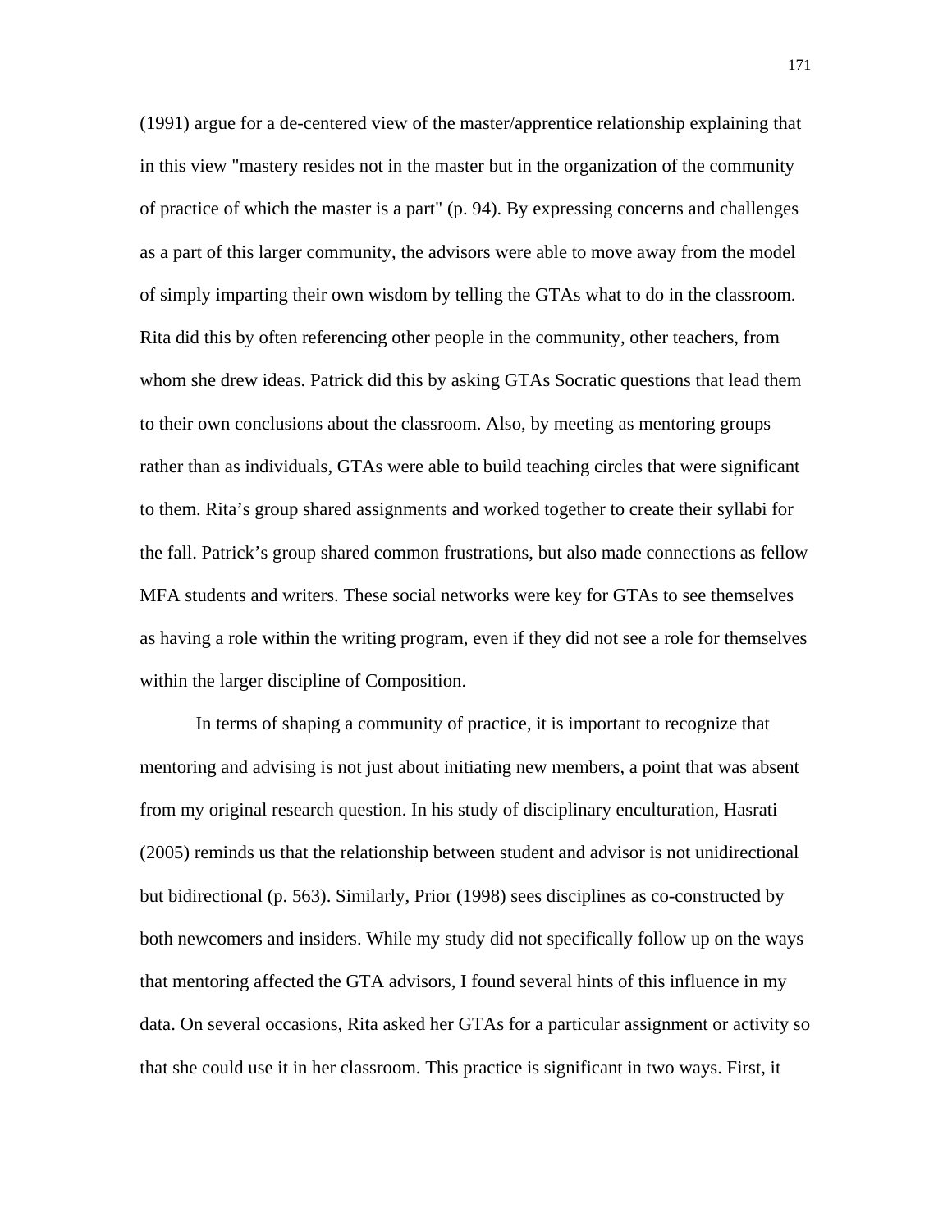(1991) argue for a de-centered view of the master/apprentice relationship explaining that in this view "mastery resides not in the master but in the organization of the community of practice of which the master is a part" (p. 94). By expressing concerns and challenges as a part of this larger community, the advisors were able to move away from the model of simply imparting their own wisdom by telling the GTAs what to do in the classroom. Rita did this by often referencing other people in the community, other teachers, from whom she drew ideas. Patrick did this by asking GTAs Socratic questions that lead them to their own conclusions about the classroom. Also, by meeting as mentoring groups rather than as individuals, GTAs were able to build teaching circles that were significant to them. Rita's group shared assignments and worked together to create their syllabi for the fall. Patrick's group shared common frustrations, but also made connections as fellow MFA students and writers. These social networks were key for GTAs to see themselves as having a role within the writing program, even if they did not see a role for themselves within the larger discipline of Composition.

In terms of shaping a community of practice, it is important to recognize that mentoring and advising is not just about initiating new members, a point that was absent from my original research question. In his study of disciplinary enculturation, Hasrati (2005) reminds us that the relationship between student and advisor is not unidirectional but bidirectional (p. 563). Similarly, Prior (1998) sees disciplines as co-constructed by both newcomers and insiders. While my study did not specifically follow up on the ways that mentoring affected the GTA advisors, I found several hints of this influence in my data. On several occasions, Rita asked her GTAs for a particular assignment or activity so that she could use it in her classroom. This practice is significant in two ways. First, it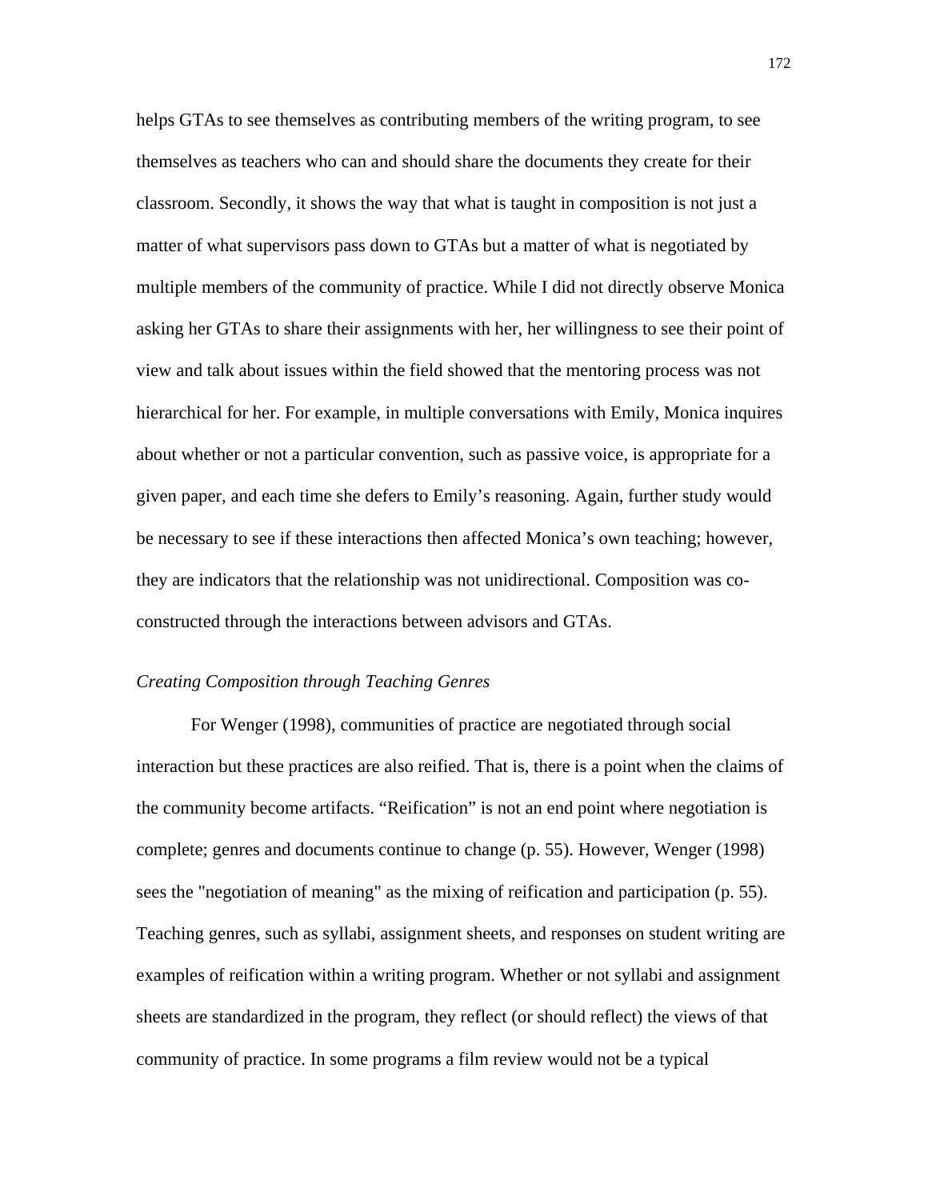helps GTAs to see themselves as contributing members of the writing program, to see themselves as teachers who can and should share the documents they create for their classroom. Secondly, it shows the way that what is taught in composition is not just a matter of what supervisors pass down to GTAs but a matter of what is negotiated by multiple members of the community of practice. While I did not directly observe Monica asking her GTAs to share their assignments with her, her willingness to see their point of view and talk about issues within the field showed that the mentoring process was not hierarchical for her. For example, in multiple conversations with Emily, Monica inquires about whether or not a particular convention, such as passive voice, is appropriate for a given paper, and each time she defers to Emily's reasoning. Again, further study would be necessary to see if these interactions then affected Monica's own teaching; however, they are indicators that the relationship was not unidirectional. Composition was co-constructed through the interactions between advisors and GTAs.

### *Creating Composition through Teaching Genres*

For Wenger (1998), communities of practice are negotiated through social interaction but these practices are also reified. That is, there is a point when the claims of the community become artifacts. "Reification" is not an end point where negotiation is complete; genres and documents continue to change (p. 55). However, Wenger (1998) sees the "negotiation of meaning" as the mixing of reification and participation (p. 55). Teaching genres, such as syllabi, assignment sheets, and responses on student writing are examples of reification within a writing program. Whether or not syllabi and assignment sheets are standardized in the program, they reflect (or should reflect) the views of that community of practice. In some programs a film review would not be a typical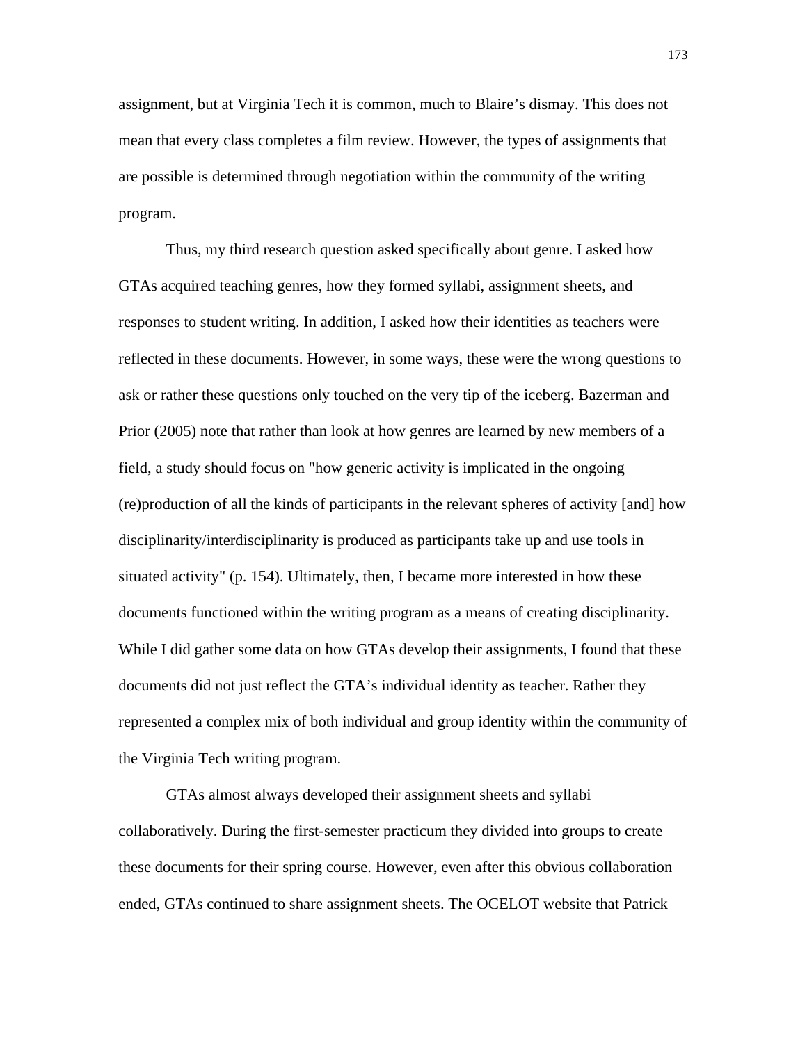assignment, but at Virginia Tech it is common, much to Blaire's dismay. This does not mean that every class completes a film review. However, the types of assignments that are possible is determined through negotiation within the community of the writing program.

Thus, my third research question asked specifically about genre. I asked how GTAs acquired teaching genres, how they formed syllabi, assignment sheets, and responses to student writing. In addition, I asked how their identities as teachers were reflected in these documents. However, in some ways, these were the wrong questions to ask or rather these questions only touched on the very tip of the iceberg. Bazerman and Prior (2005) note that rather than look at how genres are learned by new members of a field, a study should focus on "how generic activity is implicated in the ongoing (re)production of all the kinds of participants in the relevant spheres of activity [and] how disciplinarity/interdisciplinarity is produced as participants take up and use tools in situated activity" (p. 154). Ultimately, then, I became more interested in how these documents functioned within the writing program as a means of creating disciplinarity. While I did gather some data on how GTAs develop their assignments, I found that these documents did not just reflect the GTA's individual identity as teacher. Rather they represented a complex mix of both individual and group identity within the community of the Virginia Tech writing program.

GTAs almost always developed their assignment sheets and syllabi collaboratively. During the first-semester practicum they divided into groups to create these documents for their spring course. However, even after this obvious collaboration ended, GTAs continued to share assignment sheets. The OCELOT website that Patrick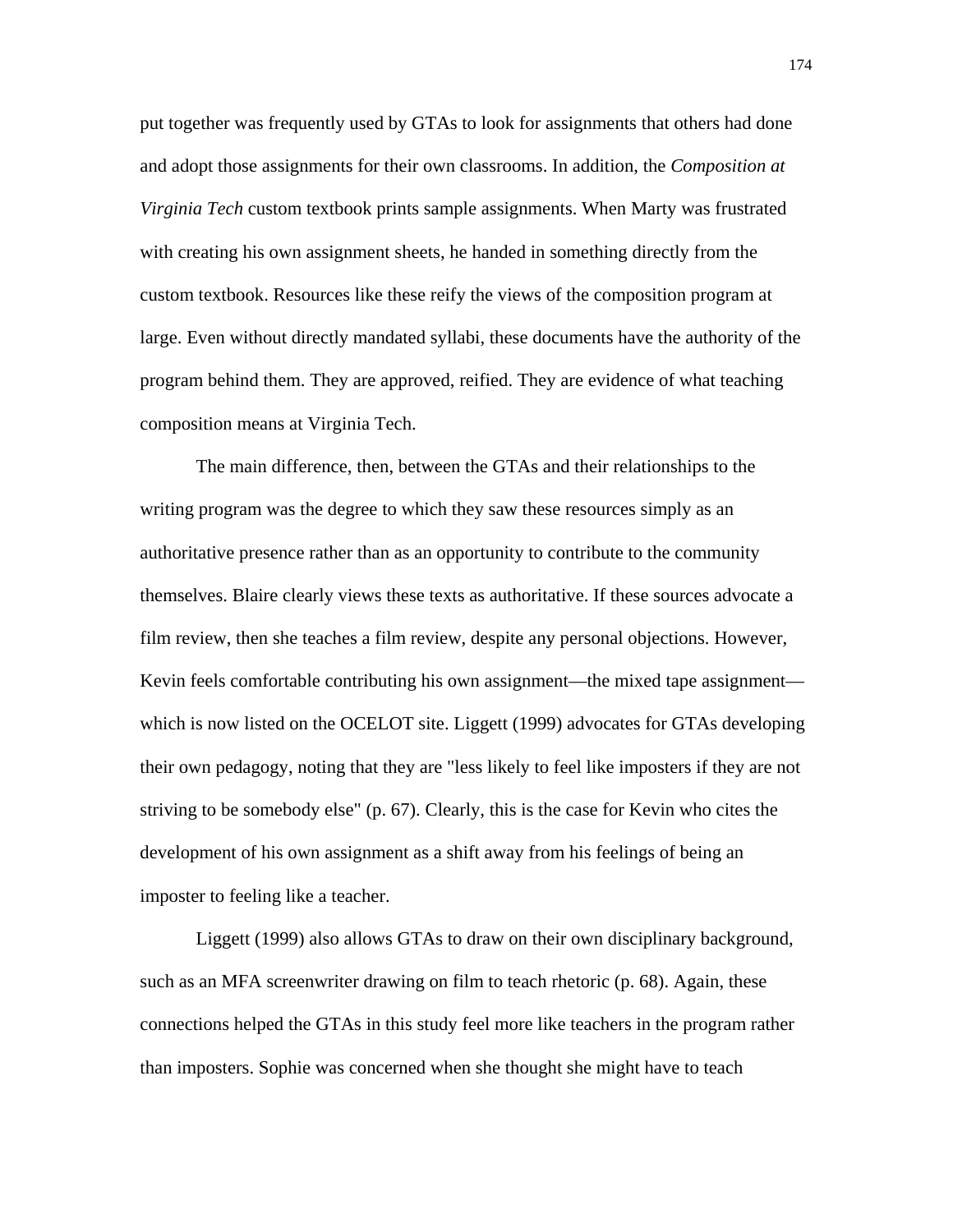put together was frequently used by GTAs to look for assignments that others had done and adopt those assignments for their own classrooms. In addition, the *Composition at Virginia Tech* custom textbook prints sample assignments. When Marty was frustrated with creating his own assignment sheets, he handed in something directly from the custom textbook. Resources like these reify the views of the composition program at large. Even without directly mandated syllabi, these documents have the authority of the program behind them. They are approved, reified. They are evidence of what teaching composition means at Virginia Tech.

The main difference, then, between the GTAs and their relationships to the writing program was the degree to which they saw these resources simply as an authoritative presence rather than as an opportunity to contribute to the community themselves. Blaire clearly views these texts as authoritative. If these sources advocate a film review, then she teaches a film review, despite any personal objections. However, Kevin feels comfortable contributing his own assignment—the mixed tape assignment—which is now listed on the OCELOT site. Liggett (1999) advocates for GTAs developing their own pedagogy, noting that they are "less likely to feel like imposters if they are not striving to be somebody else" (p. 67). Clearly, this is the case for Kevin who cites the development of his own assignment as a shift away from his feelings of being an imposter to feeling like a teacher.

Liggett (1999) also allows GTAs to draw on their own disciplinary background, such as an MFA screenwriter drawing on film to teach rhetoric (p. 68). Again, these connections helped the GTAs in this study feel more like teachers in the program rather than imposters. Sophie was concerned when she thought she might have to teach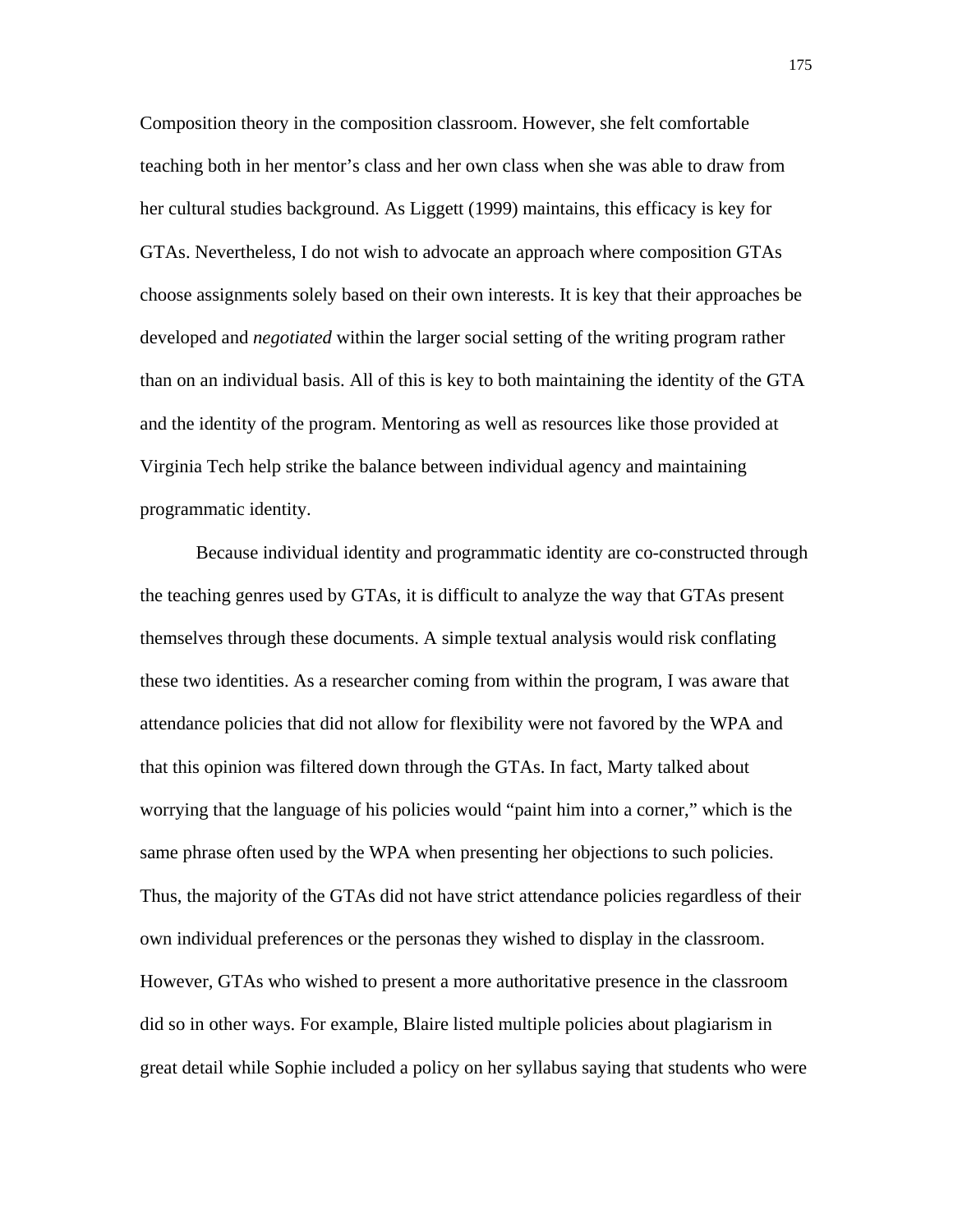Composition theory in the composition classroom. However, she felt comfortable teaching both in her mentor's class and her own class when she was able to draw from her cultural studies background. As Liggett (1999) maintains, this efficacy is key for GTAs. Nevertheless, I do not wish to advocate an approach where composition GTAs choose assignments solely based on their own interests. It is key that their approaches be developed and *negotiated* within the larger social setting of the writing program rather than on an individual basis. All of this is key to both maintaining the identity of the GTA and the identity of the program. Mentoring as well as resources like those provided at Virginia Tech help strike the balance between individual agency and maintaining programmatic identity.

Because individual identity and programmatic identity are co-constructed through the teaching genres used by GTAs, it is difficult to analyze the way that GTAs present themselves through these documents. A simple textual analysis would risk conflating these two identities. As a researcher coming from within the program, I was aware that attendance policies that did not allow for flexibility were not favored by the WPA and that this opinion was filtered down through the GTAs. In fact, Marty talked about worrying that the language of his policies would "paint him into a corner," which is the same phrase often used by the WPA when presenting her objections to such policies. Thus, the majority of the GTAs did not have strict attendance policies regardless of their own individual preferences or the personas they wished to display in the classroom. However, GTAs who wished to present a more authoritative presence in the classroom did so in other ways. For example, Blaire listed multiple policies about plagiarism in great detail while Sophie included a policy on her syllabus saying that students who were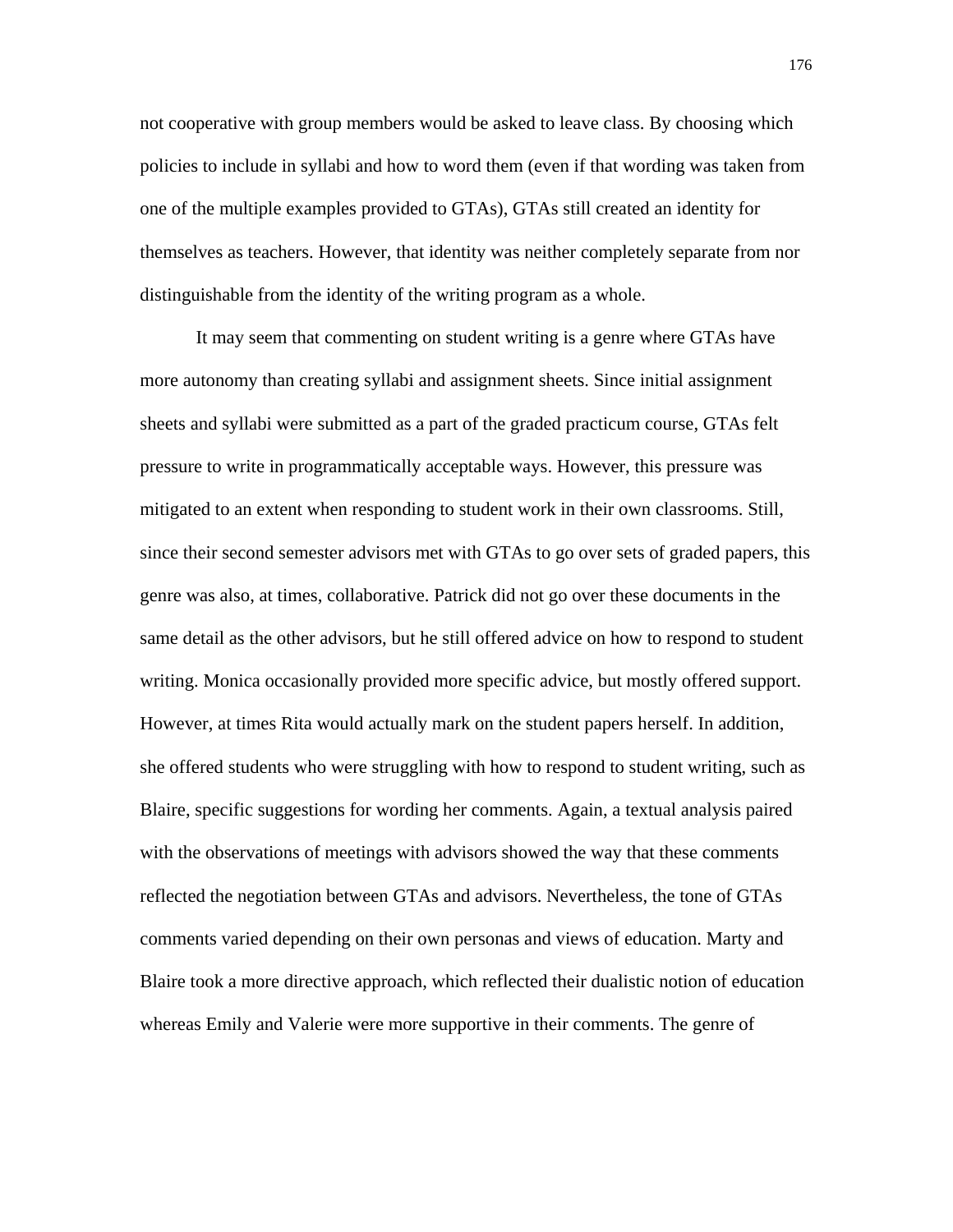not cooperative with group members would be asked to leave class. By choosing which policies to include in syllabi and how to word them (even if that wording was taken from one of the multiple examples provided to GTAs), GTAs still created an identity for themselves as teachers. However, that identity was neither completely separate from nor distinguishable from the identity of the writing program as a whole.

It may seem that commenting on student writing is a genre where GTAs have more autonomy than creating syllabi and assignment sheets. Since initial assignment sheets and syllabi were submitted as a part of the graded practicum course, GTAs felt pressure to write in programmatically acceptable ways. However, this pressure was mitigated to an extent when responding to student work in their own classrooms. Still, since their second semester advisors met with GTAs to go over sets of graded papers, this genre was also, at times, collaborative. Patrick did not go over these documents in the same detail as the other advisors, but he still offered advice on how to respond to student writing. Monica occasionally provided more specific advice, but mostly offered support. However, at times Rita would actually mark on the student papers herself. In addition, she offered students who were struggling with how to respond to student writing, such as Blaire, specific suggestions for wording her comments. Again, a textual analysis paired with the observations of meetings with advisors showed the way that these comments reflected the negotiation between GTAs and advisors. Nevertheless, the tone of GTAs comments varied depending on their own personas and views of education. Marty and Blaire took a more directive approach, which reflected their dualistic notion of education whereas Emily and Valerie were more supportive in their comments. The genre of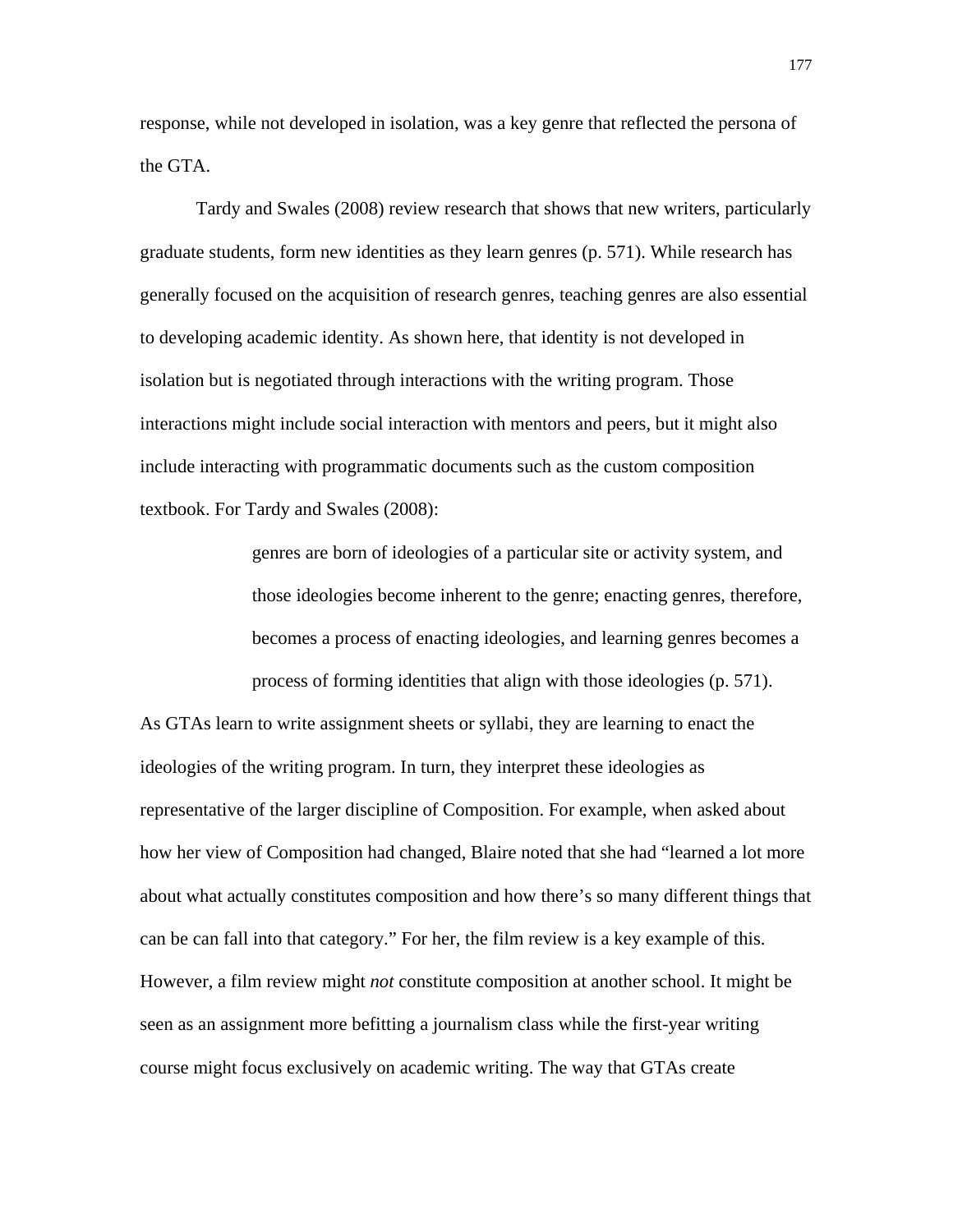response, while not developed in isolation, was a key genre that reflected the persona of the GTA.

Tardy and Swales (2008) review research that shows that new writers, particularly graduate students, form new identities as they learn genres (p. 571). While research has generally focused on the acquisition of research genres, teaching genres are also essential to developing academic identity. As shown here, that identity is not developed in isolation but is negotiated through interactions with the writing program. Those interactions might include social interaction with mentors and peers, but it might also include interacting with programmatic documents such as the custom composition textbook. For Tardy and Swales (2008):

> genres are born of ideologies of a particular site or activity system, and those ideologies become inherent to the genre; enacting genres, therefore, becomes a process of enacting ideologies, and learning genres becomes a process of forming identities that align with those ideologies (p. 571).

As GTAs learn to write assignment sheets or syllabi, they are learning to enact the ideologies of the writing program. In turn, they interpret these ideologies as representative of the larger discipline of Composition. For example, when asked about how her view of Composition had changed, Blaire noted that she had "learned a lot more about what actually constitutes composition and how there's so many different things that can be can fall into that category." For her, the film review is a key example of this. However, a film review might *not* constitute composition at another school. It might be seen as an assignment more befitting a journalism class while the first-year writing course might focus exclusively on academic writing. The way that GTAs create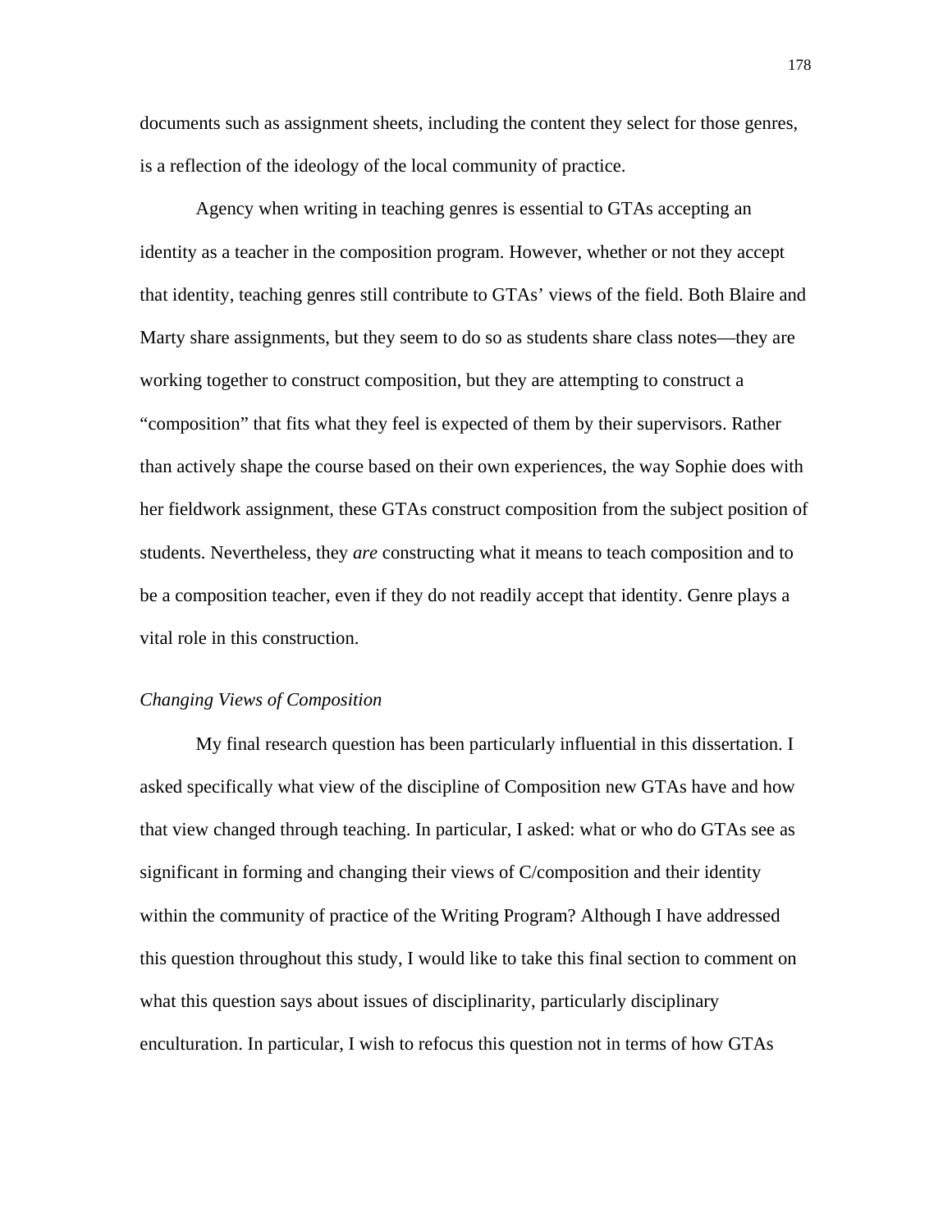documents such as assignment sheets, including the content they select for those genres, is a reflection of the ideology of the local community of practice.

Agency when writing in teaching genres is essential to GTAs accepting an identity as a teacher in the composition program. However, whether or not they accept that identity, teaching genres still contribute to GTAs' views of the field. Both Blaire and Marty share assignments, but they seem to do so as students share class notes—they are working together to construct composition, but they are attempting to construct a "composition" that fits what they feel is expected of them by their supervisors. Rather than actively shape the course based on their own experiences, the way Sophie does with her fieldwork assignment, these GTAs construct composition from the subject position of students. Nevertheless, they *are* constructing what it means to teach composition and to be a composition teacher, even if they do not readily accept that identity. Genre plays a vital role in this construction.

### *Changing Views of Composition*

My final research question has been particularly influential in this dissertation. I asked specifically what view of the discipline of Composition new GTAs have and how that view changed through teaching. In particular, I asked: what or who do GTAs see as significant in forming and changing their views of C/composition and their identity within the community of practice of the Writing Program? Although I have addressed this question throughout this study, I would like to take this final section to comment on what this question says about issues of disciplinarity, particularly disciplinary enculturation. In particular, I wish to refocus this question not in terms of how GTAs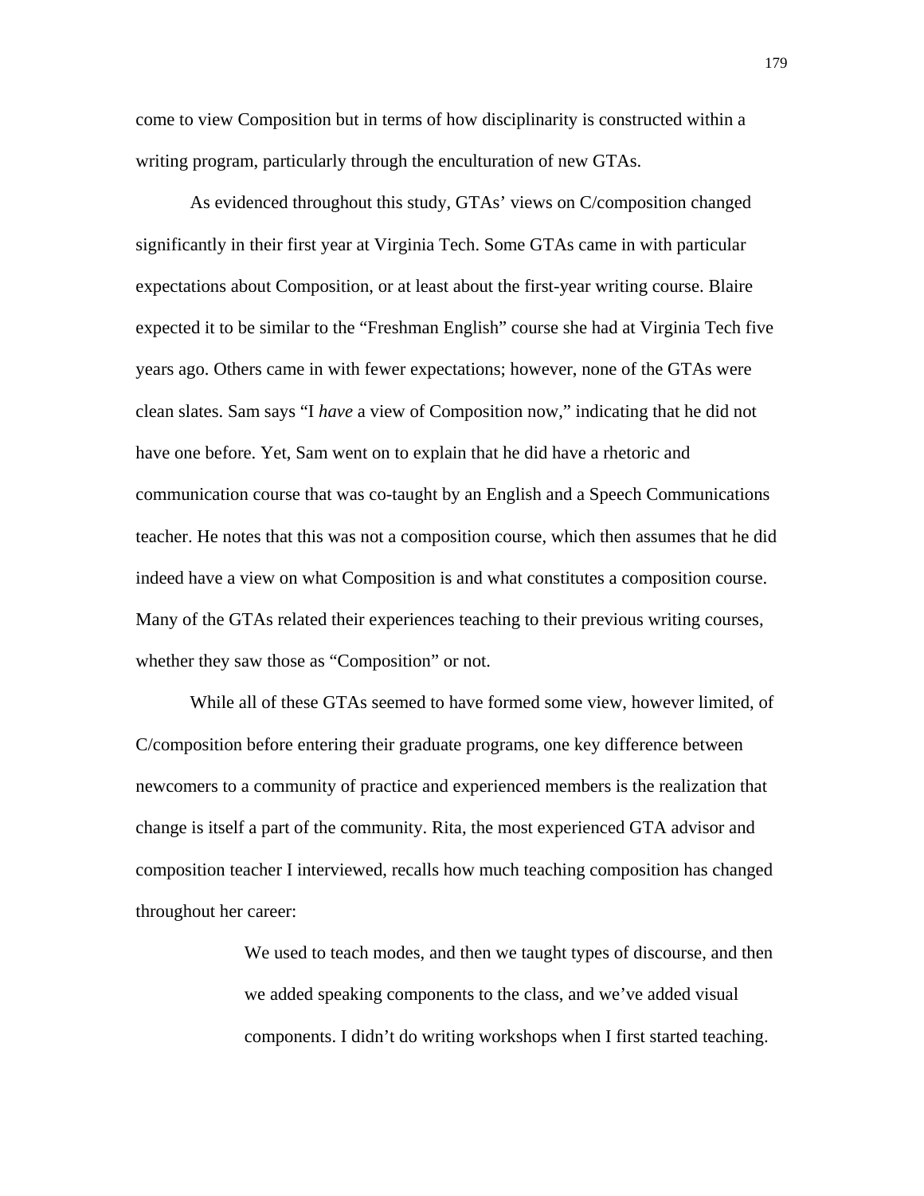come to view Composition but in terms of how disciplinarity is constructed within a writing program, particularly through the enculturation of new GTAs.

As evidenced throughout this study, GTAs' views on C/composition changed significantly in their first year at Virginia Tech. Some GTAs came in with particular expectations about Composition, or at least about the first-year writing course. Blaire expected it to be similar to the "Freshman English" course she had at Virginia Tech five years ago. Others came in with fewer expectations; however, none of the GTAs were clean slates. Sam says "I *have* a view of Composition now," indicating that he did not have one before. Yet, Sam went on to explain that he did have a rhetoric and communication course that was co-taught by an English and a Speech Communications teacher. He notes that this was not a composition course, which then assumes that he did indeed have a view on what Composition is and what constitutes a composition course. Many of the GTAs related their experiences teaching to their previous writing courses, whether they saw those as "Composition" or not.

While all of these GTAs seemed to have formed some view, however limited, of C/composition before entering their graduate programs, one key difference between newcomers to a community of practice and experienced members is the realization that change is itself a part of the community. Rita, the most experienced GTA advisor and composition teacher I interviewed, recalls how much teaching composition has changed throughout her career:

> We used to teach modes, and then we taught types of discourse, and then we added speaking components to the class, and we've added visual components. I didn't do writing workshops when I first started teaching.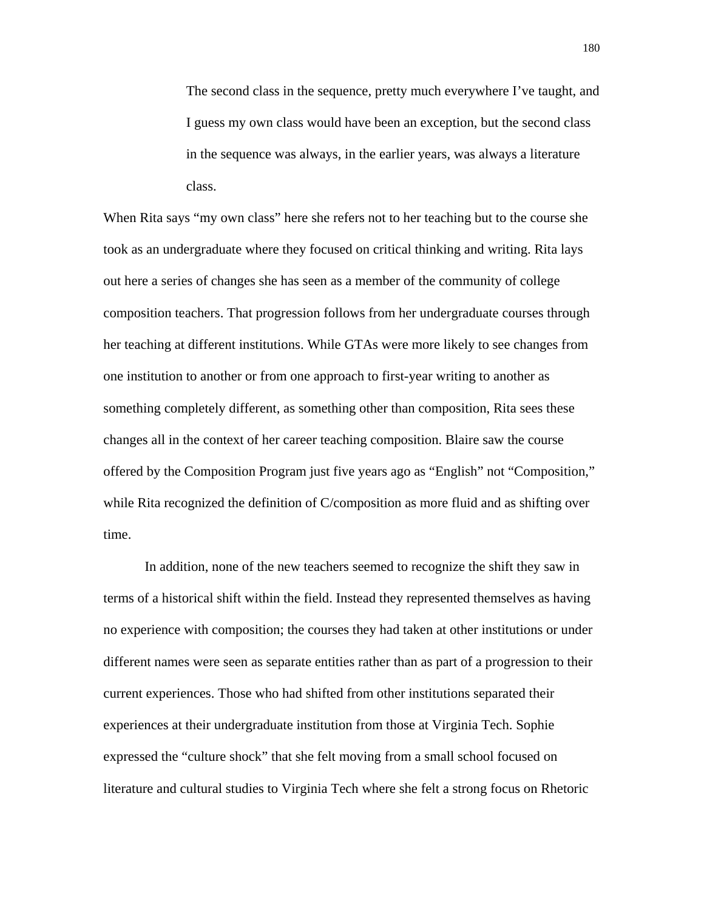> The second class in the sequence, pretty much everywhere I've taught, and I guess my own class would have been an exception, but the second class in the sequence was always, in the earlier years, was always a literature class.

When Rita says "my own class" here she refers not to her teaching but to the course she took as an undergraduate where they focused on critical thinking and writing. Rita lays out here a series of changes she has seen as a member of the community of college composition teachers. That progression follows from her undergraduate courses through her teaching at different institutions. While GTAs were more likely to see changes from one institution to another or from one approach to first-year writing to another as something completely different, as something other than composition, Rita sees these changes all in the context of her career teaching composition. Blaire saw the course offered by the Composition Program just five years ago as "English" not "Composition," while Rita recognized the definition of C/composition as more fluid and as shifting over time.

In addition, none of the new teachers seemed to recognize the shift they saw in terms of a historical shift within the field. Instead they represented themselves as having no experience with composition; the courses they had taken at other institutions or under different names were seen as separate entities rather than as part of a progression to their current experiences. Those who had shifted from other institutions separated their experiences at their undergraduate institution from those at Virginia Tech. Sophie expressed the "culture shock" that she felt moving from a small school focused on literature and cultural studies to Virginia Tech where she felt a strong focus on Rhetoric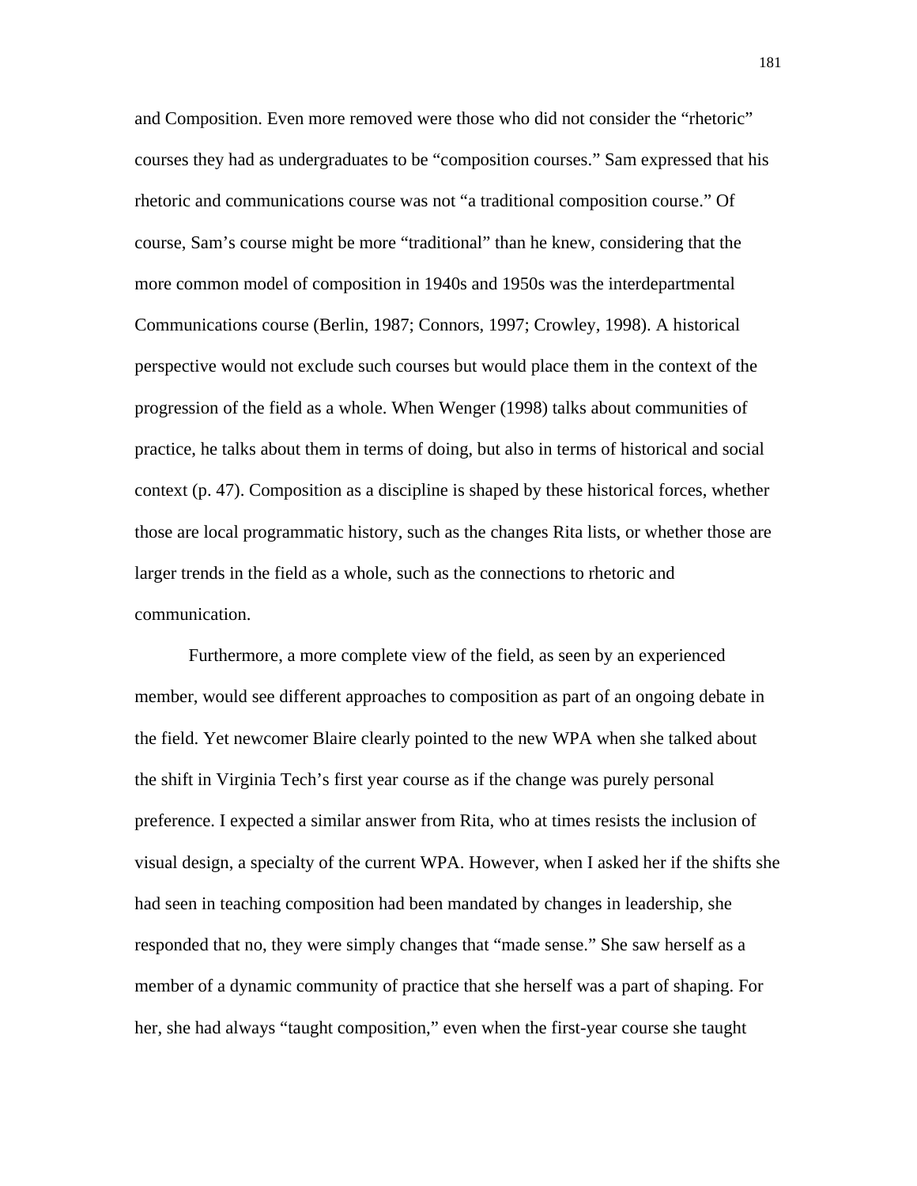and Composition. Even more removed were those who did not consider the "rhetoric" courses they had as undergraduates to be "composition courses." Sam expressed that his rhetoric and communications course was not "a traditional composition course." Of course, Sam's course might be more "traditional" than he knew, considering that the more common model of composition in 1940s and 1950s was the interdepartmental Communications course (Berlin, 1987; Connors, 1997; Crowley, 1998). A historical perspective would not exclude such courses but would place them in the context of the progression of the field as a whole. When Wenger (1998) talks about communities of practice, he talks about them in terms of doing, but also in terms of historical and social context (p. 47). Composition as a discipline is shaped by these historical forces, whether those are local programmatic history, such as the changes Rita lists, or whether those are larger trends in the field as a whole, such as the connections to rhetoric and communication.

Furthermore, a more complete view of the field, as seen by an experienced member, would see different approaches to composition as part of an ongoing debate in the field. Yet newcomer Blaire clearly pointed to the new WPA when she talked about the shift in Virginia Tech's first year course as if the change was purely personal preference. I expected a similar answer from Rita, who at times resists the inclusion of visual design, a specialty of the current WPA. However, when I asked her if the shifts she had seen in teaching composition had been mandated by changes in leadership, she responded that no, they were simply changes that "made sense." She saw herself as a member of a dynamic community of practice that she herself was a part of shaping. For her, she had always "taught composition," even when the first-year course she taught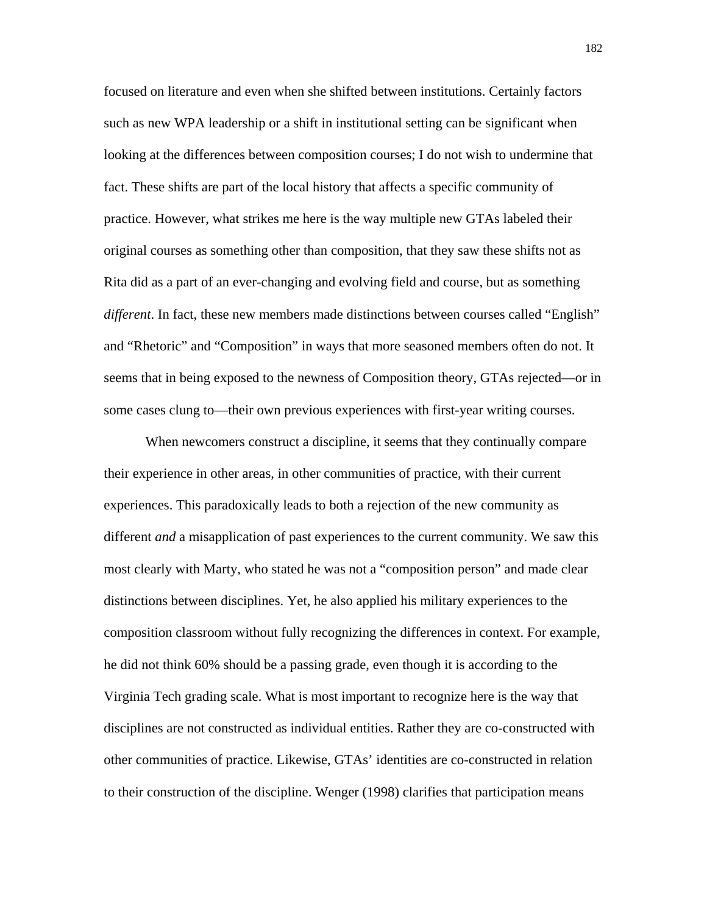focused on literature and even when she shifted between institutions. Certainly factors such as new WPA leadership or a shift in institutional setting can be significant when looking at the differences between composition courses; I do not wish to undermine that fact. These shifts are part of the local history that affects a specific community of practice. However, what strikes me here is the way multiple new GTAs labeled their original courses as something other than composition, that they saw these shifts not as Rita did as a part of an ever-changing and evolving field and course, but as something *different*. In fact, these new members made distinctions between courses called "English" and "Rhetoric" and "Composition" in ways that more seasoned members often do not. It seems that in being exposed to the newness of Composition theory, GTAs rejected—or in some cases clung to—their own previous experiences with first-year writing courses.

When newcomers construct a discipline, it seems that they continually compare their experience in other areas, in other communities of practice, with their current experiences. This paradoxically leads to both a rejection of the new community as different *and* a misapplication of past experiences to the current community. We saw this most clearly with Marty, who stated he was not a "composition person" and made clear distinctions between disciplines. Yet, he also applied his military experiences to the composition classroom without fully recognizing the differences in context. For example, he did not think 60% should be a passing grade, even though it is according to the Virginia Tech grading scale. What is most important to recognize here is the way that disciplines are not constructed as individual entities. Rather they are co-constructed with other communities of practice. Likewise, GTAs' identities are co-constructed in relation to their construction of the discipline. Wenger (1998) clarifies that participation means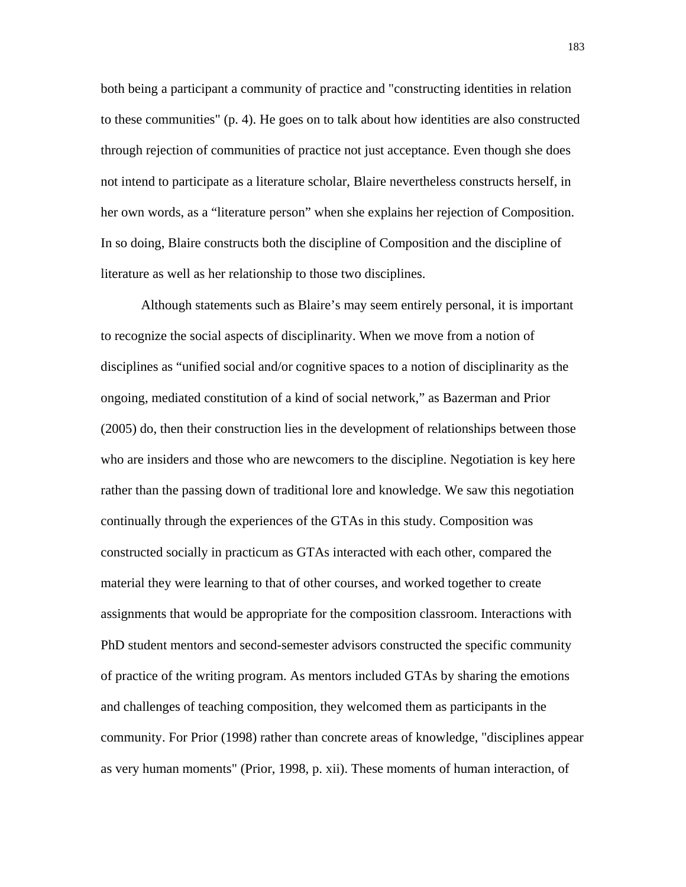both being a participant a community of practice and "constructing identities in relation to these communities" (p. 4). He goes on to talk about how identities are also constructed through rejection of communities of practice not just acceptance. Even though she does not intend to participate as a literature scholar, Blaire nevertheless constructs herself, in her own words, as a “literature person” when she explains her rejection of Composition. In so doing, Blaire constructs both the discipline of Composition and the discipline of literature as well as her relationship to those two disciplines.

Although statements such as Blaire’s may seem entirely personal, it is important to recognize the social aspects of disciplinarity. When we move from a notion of disciplines as “unified social and/or cognitive spaces to a notion of disciplinarity as the ongoing, mediated constitution of a kind of social network,” as Bazerman and Prior (2005) do, then their construction lies in the development of relationships between those who are insiders and those who are newcomers to the discipline. Negotiation is key here rather than the passing down of traditional lore and knowledge. We saw this negotiation continually through the experiences of the GTAs in this study. Composition was constructed socially in practicum as GTAs interacted with each other, compared the material they were learning to that of other courses, and worked together to create assignments that would be appropriate for the composition classroom. Interactions with PhD student mentors and second-semester advisors constructed the specific community of practice of the writing program. As mentors included GTAs by sharing the emotions and challenges of teaching composition, they welcomed them as participants in the community. For Prior (1998) rather than concrete areas of knowledge, "disciplines appear as very human moments" (Prior, 1998, p. xii). These moments of human interaction, of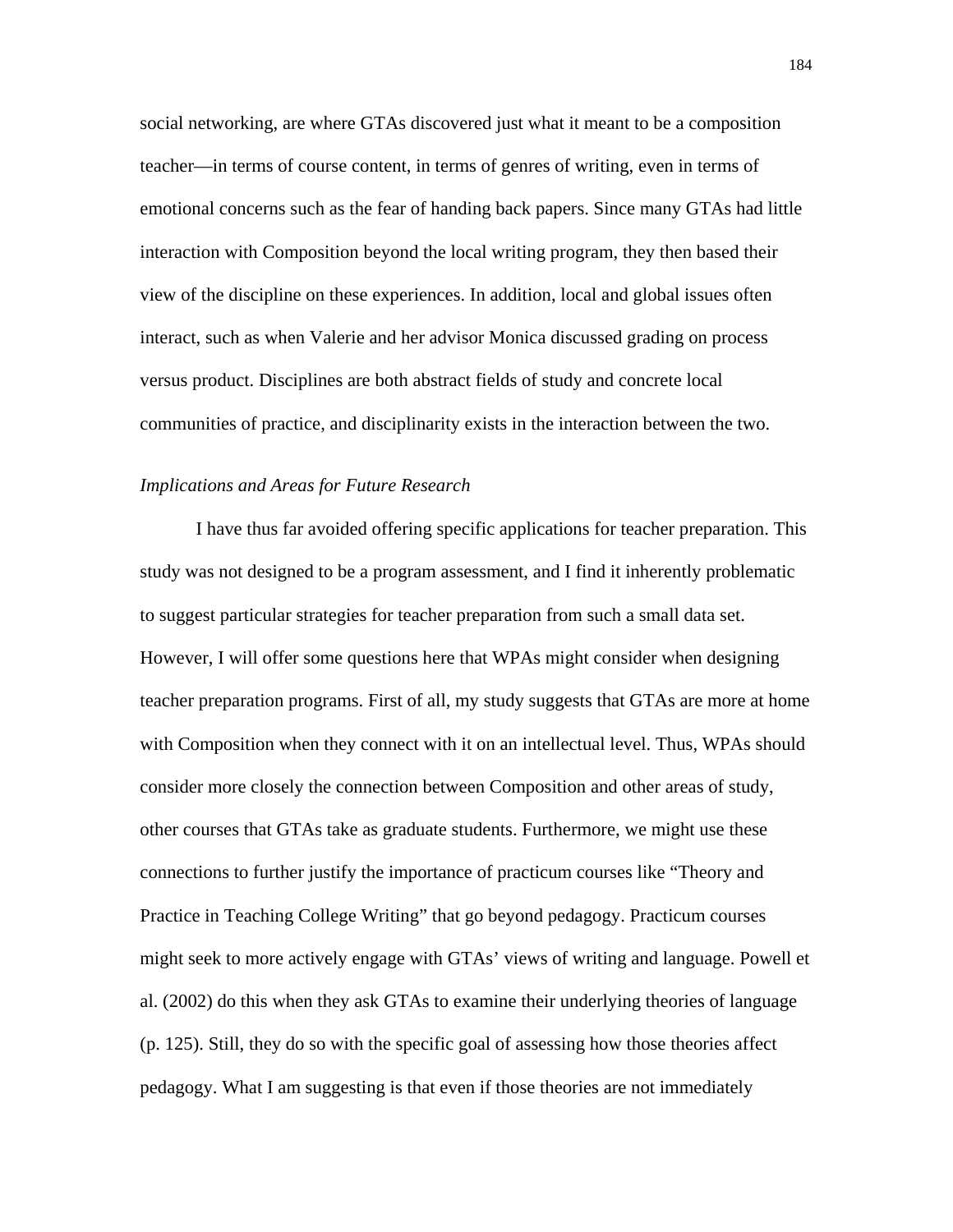social networking, are where GTAs discovered just what it meant to be a composition teacher—in terms of course content, in terms of genres of writing, even in terms of emotional concerns such as the fear of handing back papers. Since many GTAs had little interaction with Composition beyond the local writing program, they then based their view of the discipline on these experiences. In addition, local and global issues often interact, such as when Valerie and her advisor Monica discussed grading on process versus product. Disciplines are both abstract fields of study and concrete local communities of practice, and disciplinarity exists in the interaction between the two.

### *Implications and Areas for Future Research*

I have thus far avoided offering specific applications for teacher preparation. This study was not designed to be a program assessment, and I find it inherently problematic to suggest particular strategies for teacher preparation from such a small data set. However, I will offer some questions here that WPAs might consider when designing teacher preparation programs. First of all, my study suggests that GTAs are more at home with Composition when they connect with it on an intellectual level. Thus, WPAs should consider more closely the connection between Composition and other areas of study, other courses that GTAs take as graduate students. Furthermore, we might use these connections to further justify the importance of practicum courses like "Theory and Practice in Teaching College Writing" that go beyond pedagogy. Practicum courses might seek to more actively engage with GTAs' views of writing and language. Powell et al. (2002) do this when they ask GTAs to examine their underlying theories of language (p. 125). Still, they do so with the specific goal of assessing how those theories affect pedagogy. What I am suggesting is that even if those theories are not immediately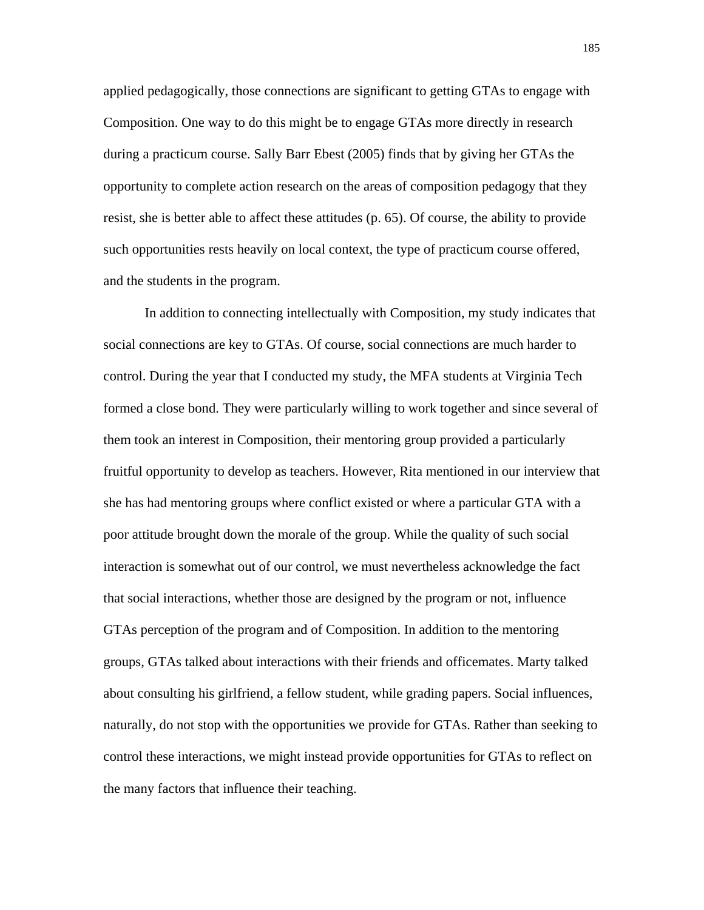applied pedagogically, those connections are significant to getting GTAs to engage with Composition. One way to do this might be to engage GTAs more directly in research during a practicum course. Sally Barr Ebest (2005) finds that by giving her GTAs the opportunity to complete action research on the areas of composition pedagogy that they resist, she is better able to affect these attitudes (p. 65). Of course, the ability to provide such opportunities rests heavily on local context, the type of practicum course offered, and the students in the program.

In addition to connecting intellectually with Composition, my study indicates that social connections are key to GTAs. Of course, social connections are much harder to control. During the year that I conducted my study, the MFA students at Virginia Tech formed a close bond. They were particularly willing to work together and since several of them took an interest in Composition, their mentoring group provided a particularly fruitful opportunity to develop as teachers. However, Rita mentioned in our interview that she has had mentoring groups where conflict existed or where a particular GTA with a poor attitude brought down the morale of the group. While the quality of such social interaction is somewhat out of our control, we must nevertheless acknowledge the fact that social interactions, whether those are designed by the program or not, influence GTAs perception of the program and of Composition. In addition to the mentoring groups, GTAs talked about interactions with their friends and officemates. Marty talked about consulting his girlfriend, a fellow student, while grading papers. Social influences, naturally, do not stop with the opportunities we provide for GTAs. Rather than seeking to control these interactions, we might instead provide opportunities for GTAs to reflect on the many factors that influence their teaching.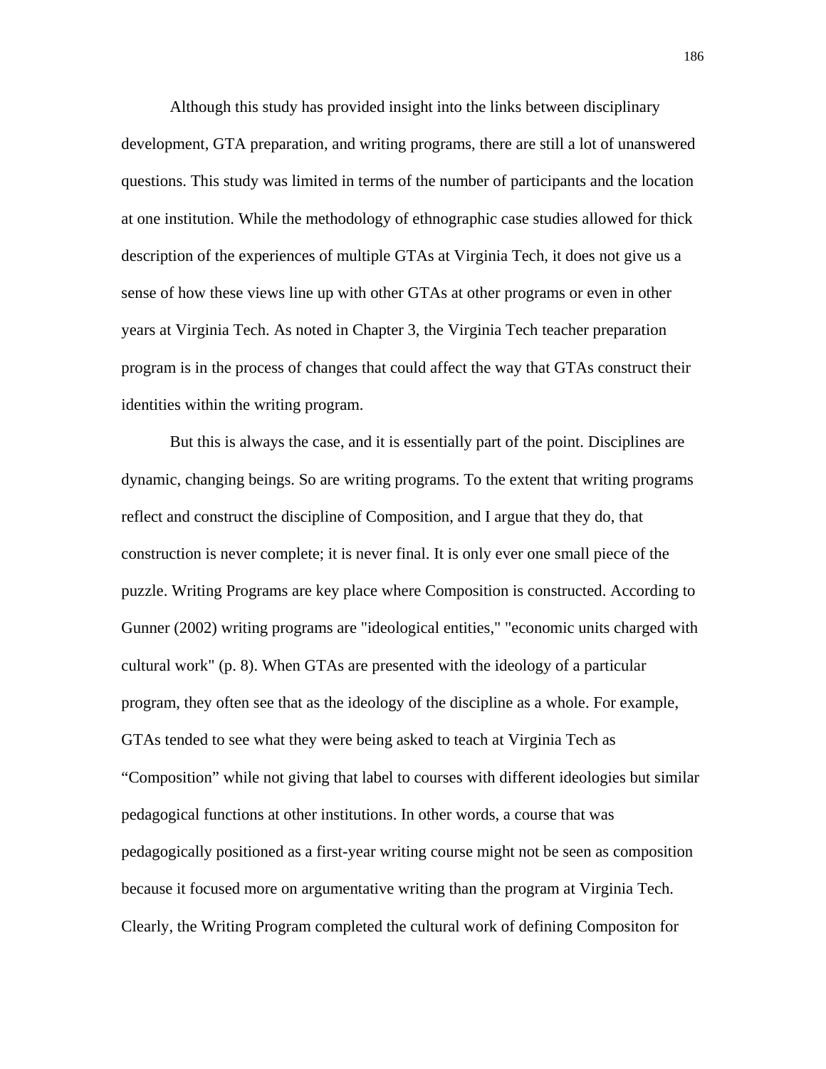Although this study has provided insight into the links between disciplinary development, GTA preparation, and writing programs, there are still a lot of unanswered questions. This study was limited in terms of the number of participants and the location at one institution. While the methodology of ethnographic case studies allowed for thick description of the experiences of multiple GTAs at Virginia Tech, it does not give us a sense of how these views line up with other GTAs at other programs or even in other years at Virginia Tech. As noted in Chapter 3, the Virginia Tech teacher preparation program is in the process of changes that could affect the way that GTAs construct their identities within the writing program.

But this is always the case, and it is essentially part of the point. Disciplines are dynamic, changing beings. So are writing programs. To the extent that writing programs reflect and construct the discipline of Composition, and I argue that they do, that construction is never complete; it is never final. It is only ever one small piece of the puzzle. Writing Programs are key place where Composition is constructed. According to Gunner (2002) writing programs are "ideological entities," "economic units charged with cultural work" (p. 8). When GTAs are presented with the ideology of a particular program, they often see that as the ideology of the discipline as a whole. For example, GTAs tended to see what they were being asked to teach at Virginia Tech as "Composition" while not giving that label to courses with different ideologies but similar pedagogical functions at other institutions. In other words, a course that was pedagogically positioned as a first-year writing course might not be seen as composition because it focused more on argumentative writing than the program at Virginia Tech. Clearly, the Writing Program completed the cultural work of defining Compositon for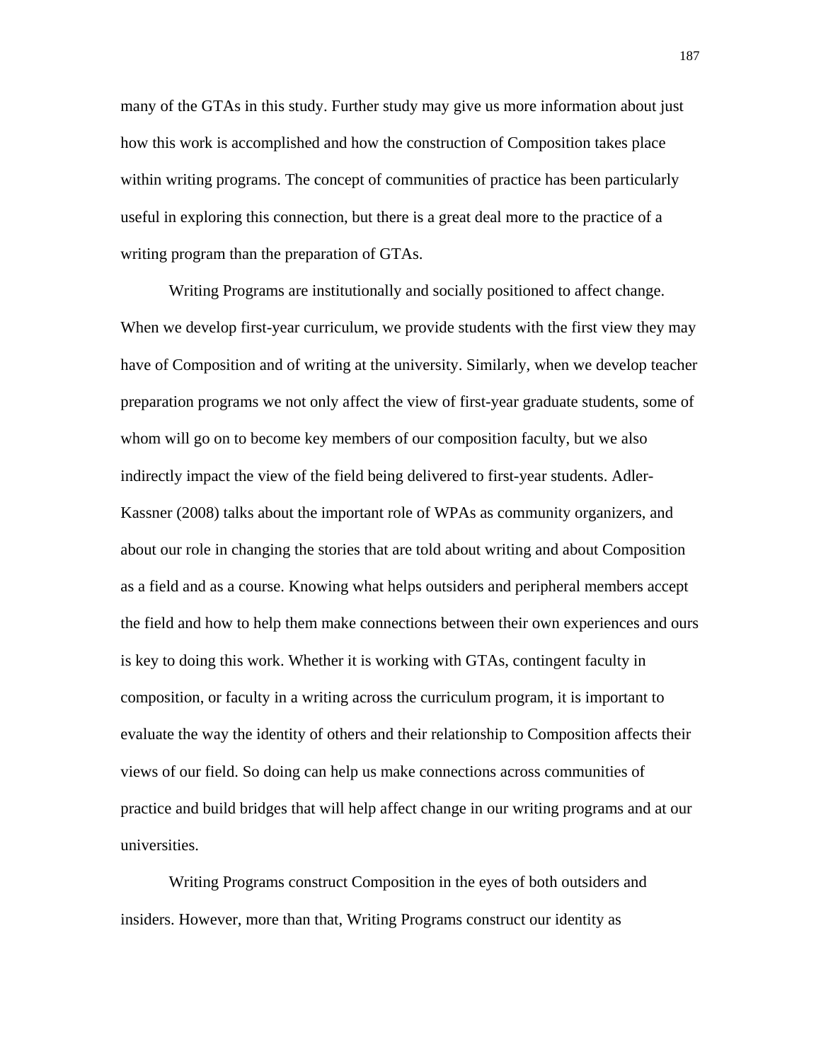many of the GTAs in this study. Further study may give us more information about just how this work is accomplished and how the construction of Composition takes place within writing programs. The concept of communities of practice has been particularly useful in exploring this connection, but there is a great deal more to the practice of a writing program than the preparation of GTAs.

Writing Programs are institutionally and socially positioned to affect change. When we develop first-year curriculum, we provide students with the first view they may have of Composition and of writing at the university. Similarly, when we develop teacher preparation programs we not only affect the view of first-year graduate students, some of whom will go on to become key members of our composition faculty, but we also indirectly impact the view of the field being delivered to first-year students. Adler-Kassner (2008) talks about the important role of WPAs as community organizers, and about our role in changing the stories that are told about writing and about Composition as a field and as a course. Knowing what helps outsiders and peripheral members accept the field and how to help them make connections between their own experiences and ours is key to doing this work. Whether it is working with GTAs, contingent faculty in composition, or faculty in a writing across the curriculum program, it is important to evaluate the way the identity of others and their relationship to Composition affects their views of our field. So doing can help us make connections across communities of practice and build bridges that will help affect change in our writing programs and at our universities.

Writing Programs construct Composition in the eyes of both outsiders and insiders. However, more than that, Writing Programs construct our identity as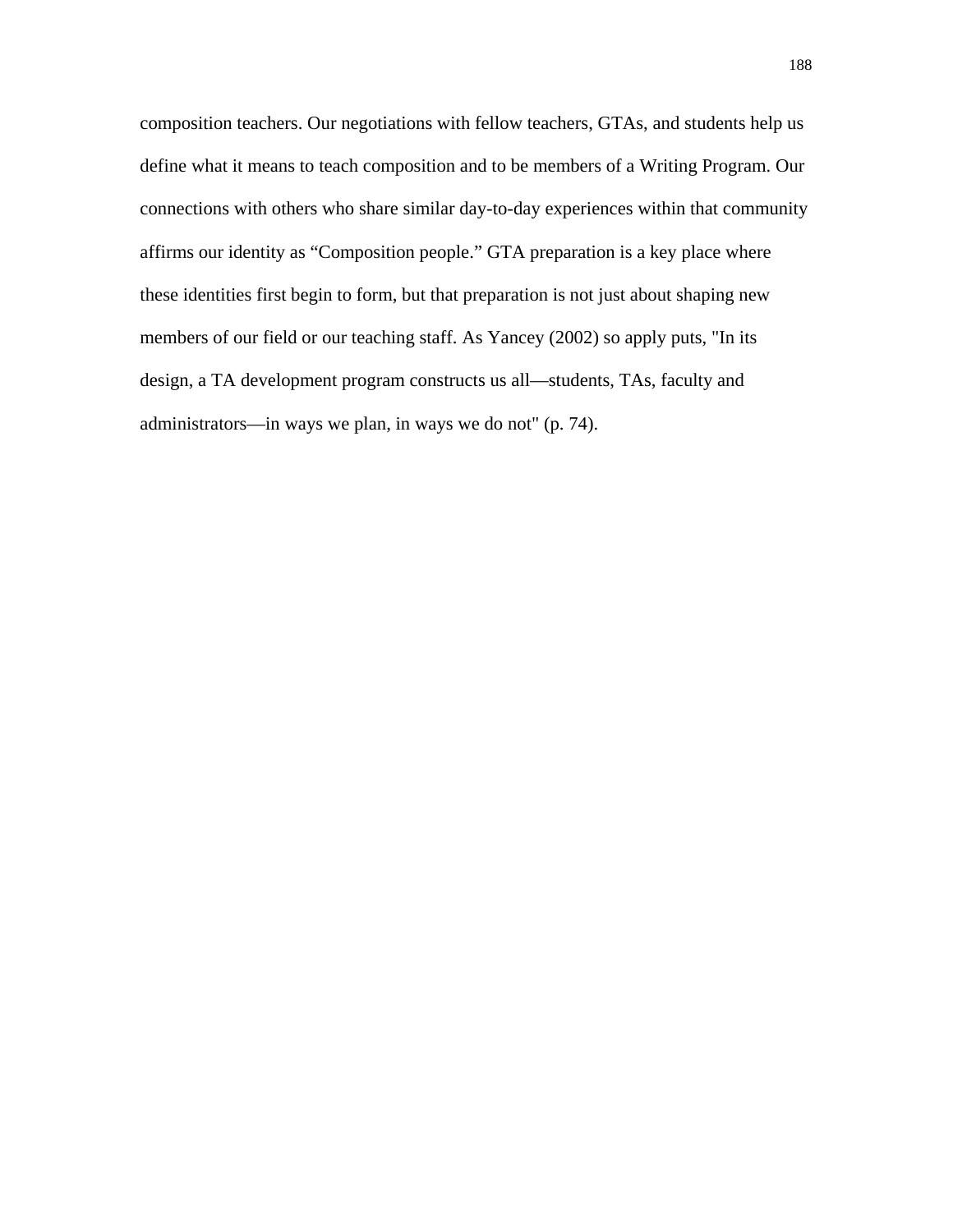composition teachers. Our negotiations with fellow teachers, GTAs, and students help us define what it means to teach composition and to be members of a Writing Program. Our connections with others who share similar day-to-day experiences within that community affirms our identity as “Composition people.” GTA preparation is a key place where these identities first begin to form, but that preparation is not just about shaping new members of our field or our teaching staff. As Yancey (2002) so apply puts, "In its design, a TA development program constructs us all—students, TAs, faculty and administrators—in ways we plan, in ways we do not" (p. 74).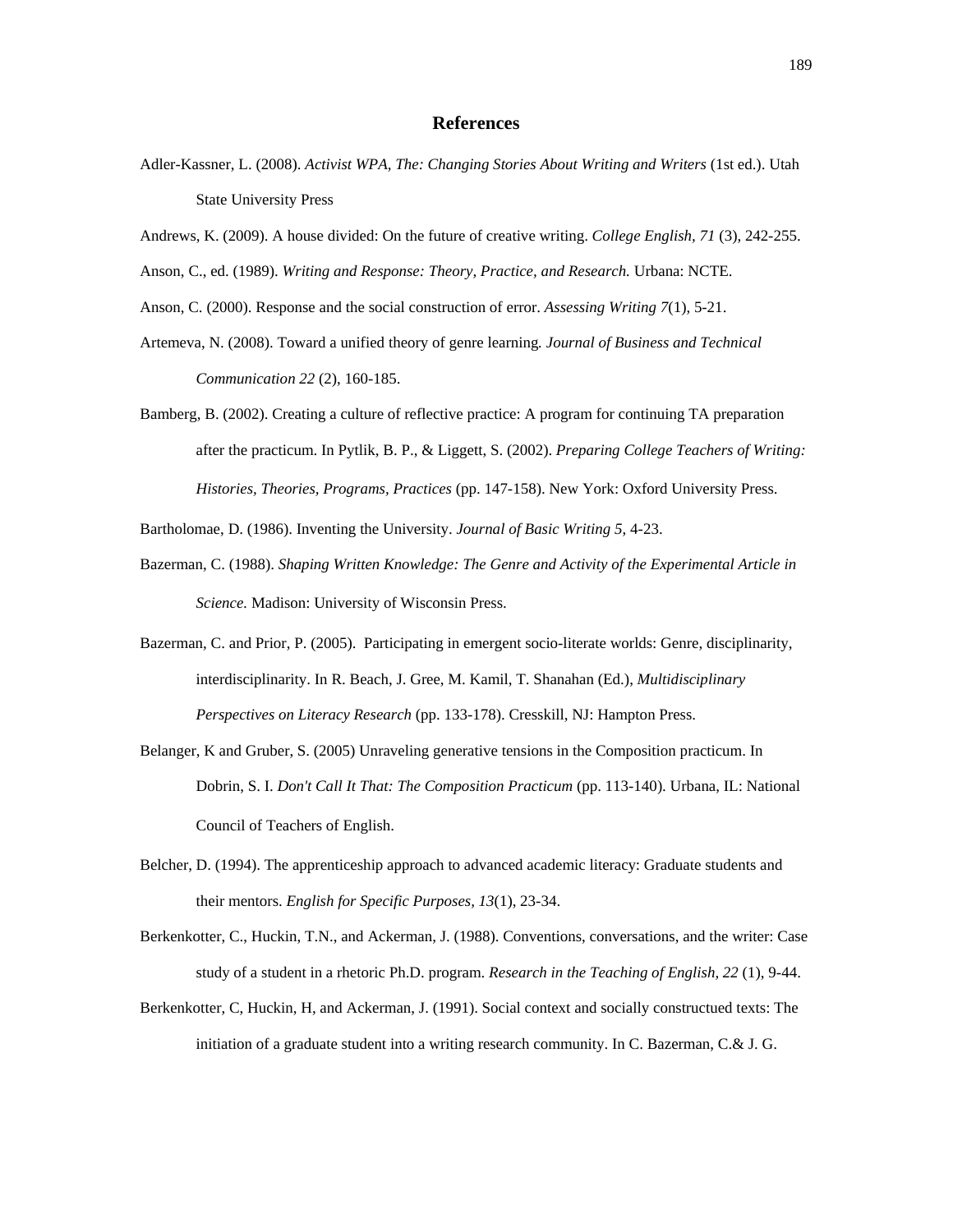# References

Adler-Kassner, L. (2008). *Activist WPA, The: Changing Stories About Writing and Writers* (1st ed.). Utah State University Press

Andrews, K. (2009). A house divided: On the future of creative writing. *College English, 71* (3), 242-255.

Anson, C., ed. (1989). *Writing and Response: Theory, Practice, and Research.* Urbana: NCTE.

Anson, C. (2000). Response and the social construction of error. *Assessing Writing 7*(1), 5-21.

Artemeva, N. (2008). Toward a unified theory of genre learning*. Journal of Business and Technical Communication 22* (2), 160-185.

Bamberg, B. (2002). Creating a culture of reflective practice: A program for continuing TA preparation after the practicum. In Pytlik, B. P., & Liggett, S. (2002). *Preparing College Teachers of Writing: Histories, Theories, Programs, Practices* (pp. 147-158). New York: Oxford University Press.

Bartholomae, D. (1986). Inventing the University. *Journal of Basic Writing 5*, 4-23.

Bazerman, C. (1988). *Shaping Written Knowledge: The Genre and Activity of the Experimental Article in Science.* Madison: University of Wisconsin Press.

Bazerman, C. and Prior, P. (2005). Participating in emergent socio-literate worlds: Genre, disciplinarity, interdisciplinarity. In R. Beach, J. Gree, M. Kamil, T. Shanahan (Ed.), *Multidisciplinary Perspectives on Literacy Research* (pp. 133-178). Cresskill, NJ: Hampton Press.

Belanger, K and Gruber, S. (2005) Unraveling generative tensions in the Composition practicum. In Dobrin, S. I. *Don't Call It That: The Composition Practicum* (pp. 113-140). Urbana, IL: National Council of Teachers of English.

Belcher, D. (1994). The apprenticeship approach to advanced academic literacy: Graduate students and their mentors. *English for Specific Purposes, 13*(1), 23-34.

Berkenkotter, C., Huckin, T.N., and Ackerman, J. (1988). Conventions, conversations, and the writer: Case study of a student in a rhetoric Ph.D. program. *Research in the Teaching of English, 22* (1), 9-44.

Berkenkotter, C, Huckin, H, and Ackerman, J. (1991). Social context and socially constructued texts: The initiation of a graduate student into a writing research community. In C. Bazerman, C.& J. G.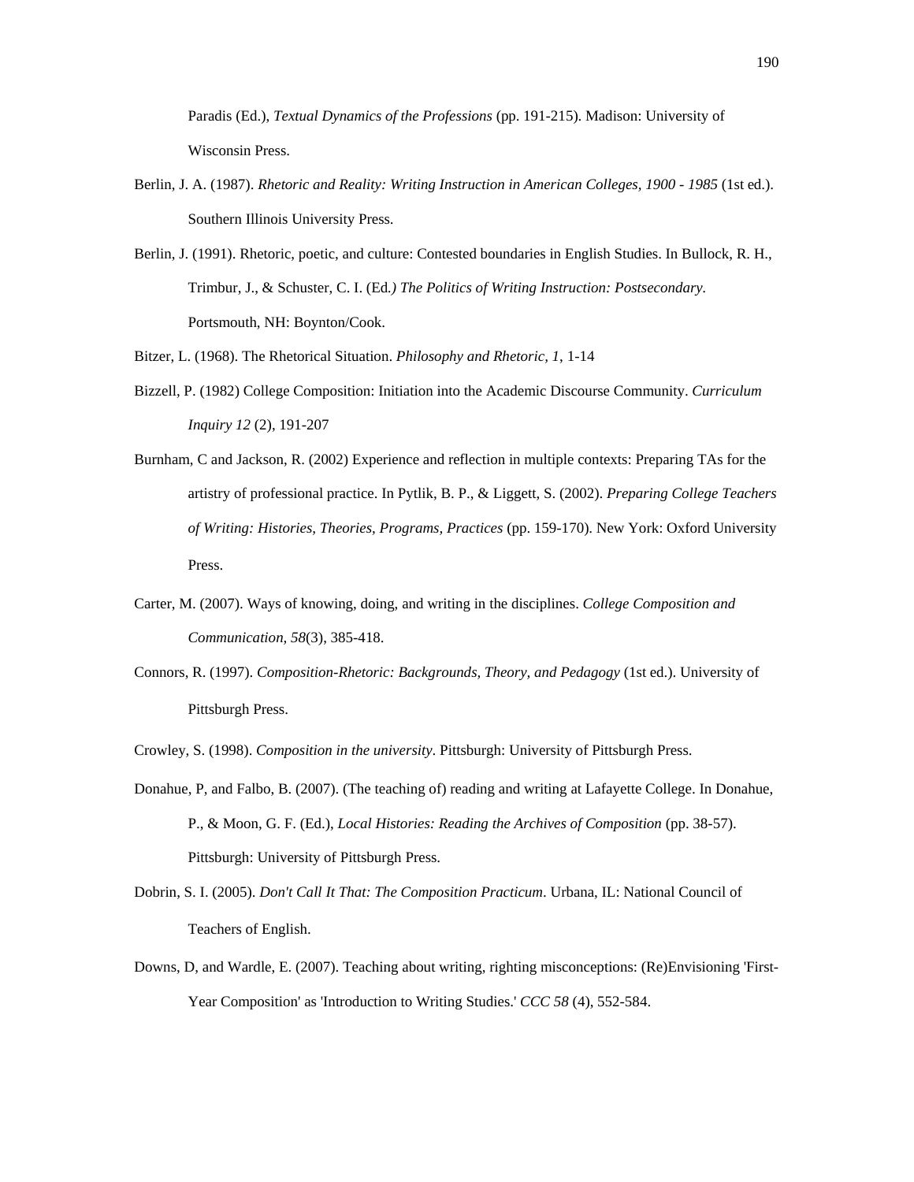Paradis (Ed.), *Textual Dynamics of the Professions* (pp. 191-215). Madison: University of Wisconsin Press.

Berlin, J. A. (1987). *Rhetoric and Reality: Writing Instruction in American Colleges, 1900 - 1985* (1st ed.). Southern Illinois University Press.

Berlin, J. (1991). Rhetoric, poetic, and culture: Contested boundaries in English Studies. In Bullock, R. H., Trimbur, J., & Schuster, C. I. (Ed*.) The Politics of Writing Instruction: Postsecondary.* Portsmouth, NH: Boynton/Cook.

Bitzer, L. (1968). The Rhetorical Situation. *Philosophy and Rhetoric, 1*, 1-14

Bizzell, P. (1982) College Composition: Initiation into the Academic Discourse Community. *Curriculum Inquiry 12* (2), 191-207

Burnham, C and Jackson, R. (2002) Experience and reflection in multiple contexts: Preparing TAs for the artistry of professional practice. In Pytlik, B. P., & Liggett, S. (2002). *Preparing College Teachers of Writing: Histories, Theories, Programs, Practices* (pp. 159-170). New York: Oxford University Press.

Carter, M. (2007). Ways of knowing, doing, and writing in the disciplines. *College Composition and Communication, 58*(3), 385-418.

Connors, R. (1997). *Composition-Rhetoric: Backgrounds, Theory, and Pedagogy* (1st ed.). University of Pittsburgh Press.

Crowley, S. (1998). *Composition in the university*. Pittsburgh: University of Pittsburgh Press.

Donahue, P, and Falbo, B. (2007). (The teaching of) reading and writing at Lafayette College. In Donahue, P., & Moon, G. F. (Ed.), *Local Histories: Reading the Archives of Composition* (pp. 38-57). Pittsburgh: University of Pittsburgh Press.

Dobrin, S. I. (2005). *Don't Call It That: The Composition Practicum*. Urbana, IL: National Council of Teachers of English.

Downs, D, and Wardle, E. (2007). Teaching about writing, righting misconceptions: (Re)Envisioning 'First-Year Composition' as 'Introduction to Writing Studies.' *CCC 58* (4), 552-584.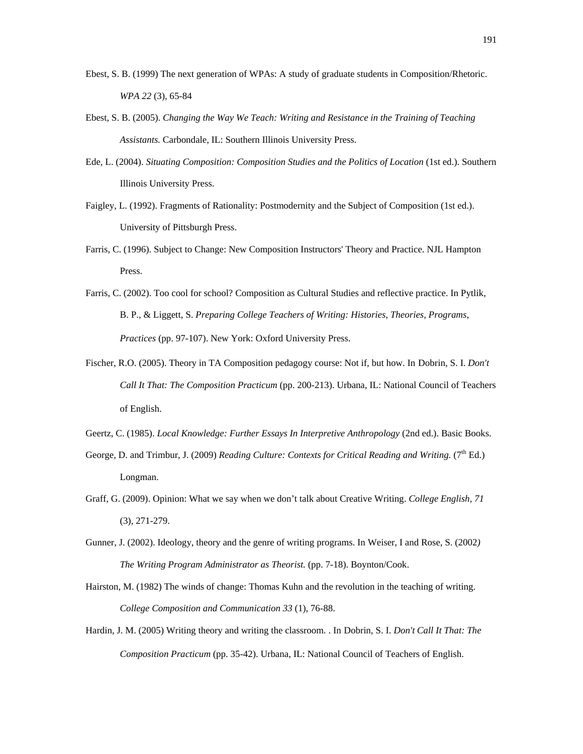Ebest, S. B. (1999) The next generation of WPAs: A study of graduate students in Composition/Rhetoric. *WPA 22* (3), 65-84

Ebest, S. B. (2005). *Changing the Way We Teach: Writing and Resistance in the Training of Teaching Assistants.* Carbondale, IL: Southern Illinois University Press.

Ede, L. (2004). *Situating Composition: Composition Studies and the Politics of Location* (1st ed.). Southern Illinois University Press.

Faigley, L. (1992). Fragments of Rationality: Postmodernity and the Subject of Composition (1st ed.). University of Pittsburgh Press.

Farris, C. (1996). Subject to Change: New Composition Instructors' Theory and Practice. NJL Hampton Press.

Farris, C. (2002). Too cool for school? Composition as Cultural Studies and reflective practice. In Pytlik, B. P., & Liggett, S. *Preparing College Teachers of Writing: Histories, Theories, Programs, Practices* (pp. 97-107). New York: Oxford University Press.

Fischer, R.O. (2005). Theory in TA Composition pedagogy course: Not if, but how. In Dobrin, S. I. *Don't Call It That: The Composition Practicum* (pp. 200-213). Urbana, IL: National Council of Teachers of English.

Geertz, C. (1985). *Local Knowledge: Further Essays In Interpretive Anthropology* (2nd ed.). Basic Books.

George, D. and Trimbur, J. (2009) *Reading Culture: Contexts for Critical Reading and Writing.* (7th Ed.) Longman.

Graff, G. (2009). Opinion: What we say when we don't talk about Creative Writing. *College English, 71* (3), 271-279.

Gunner, J. (2002). Ideology, theory and the genre of writing programs. In Weiser, I and Rose, S. (2002*)* *The Writing Program Administrator as Theorist.* (pp. 7-18). Boynton/Cook.

Hairston, M. (1982) The winds of change: Thomas Kuhn and the revolution in the teaching of writing. *College Composition and Communication 33* (1), 76-88.

Hardin, J. M. (2005) Writing theory and writing the classroom. . In Dobrin, S. I. *Don't Call It That: The Composition Practicum* (pp. 35-42). Urbana, IL: National Council of Teachers of English.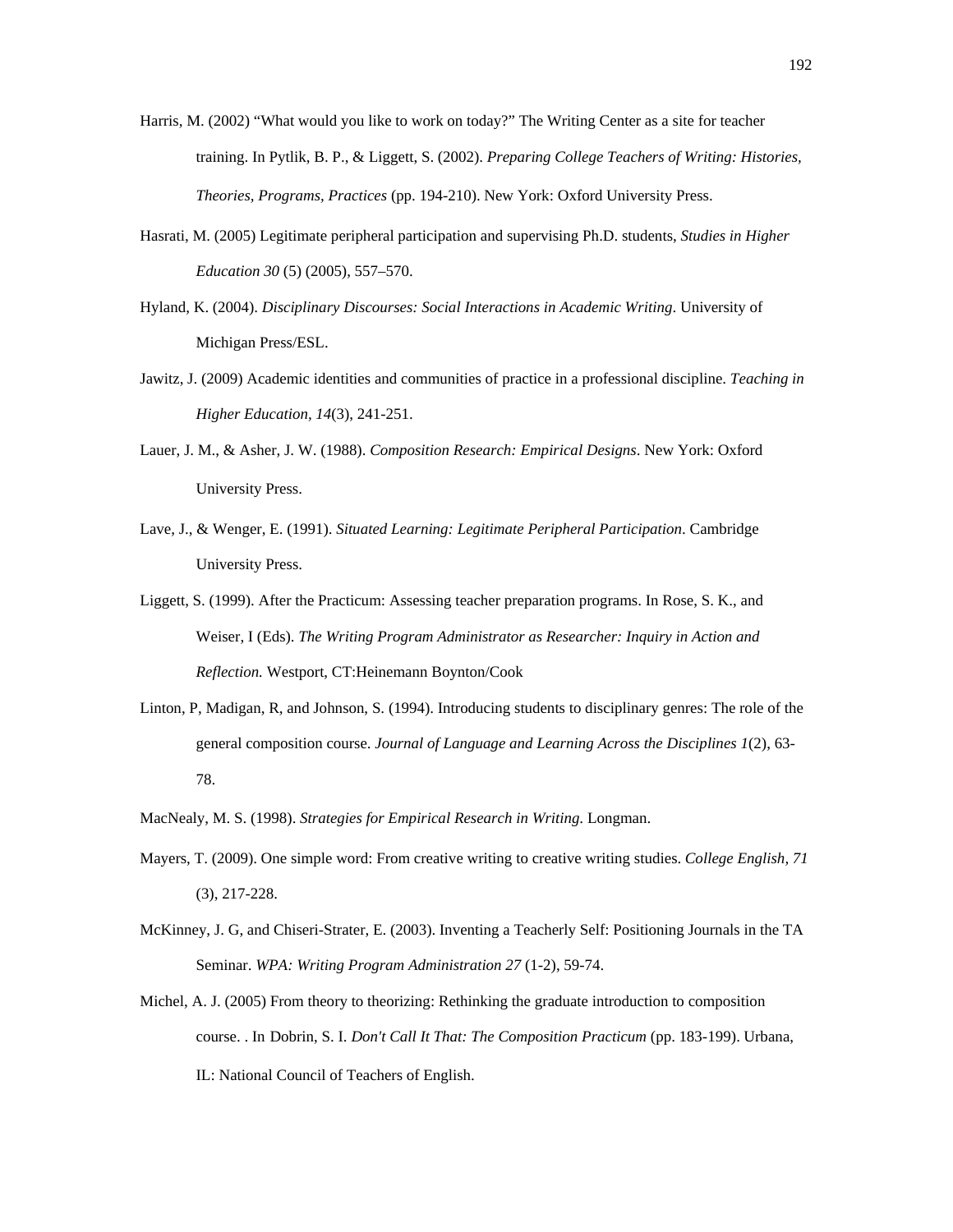Harris, M. (2002) “What would you like to work on today?” The Writing Center as a site for teacher training. In Pytlik, B. P., & Liggett, S. (2002). *Preparing College Teachers of Writing: Histories, Theories, Programs, Practices* (pp. 194-210). New York: Oxford University Press.

Hasrati, M. (2005) Legitimate peripheral participation and supervising Ph.D. students, *Studies in Higher Education 30* (5) (2005), 557–570.

Hyland, K. (2004). *Disciplinary Discourses: Social Interactions in Academic Writing*. University of Michigan Press/ESL.

Jawitz, J. (2009) Academic identities and communities of practice in a professional discipline. *Teaching in Higher Education, 14*(3), 241-251.

Lauer, J. M., & Asher, J. W. (1988). *Composition Research: Empirical Designs*. New York: Oxford University Press.

Lave, J., & Wenger, E. (1991). *Situated Learning: Legitimate Peripheral Participation*. Cambridge University Press.

Liggett, S. (1999). After the Practicum: Assessing teacher preparation programs. In Rose, S. K., and Weiser, I (Eds). *The Writing Program Administrator as Researcher: Inquiry in Action and Reflection.* Westport, CT:Heinemann Boynton/Cook

Linton, P, Madigan, R, and Johnson, S. (1994). Introducing students to disciplinary genres: The role of the general composition course. *Journal of Language and Learning Across the Disciplines 1*(2), 63-78.

MacNealy, M. S. (1998). *Strategies for Empirical Research in Writing*. Longman.

Mayers, T. (2009). One simple word: From creative writing to creative writing studies. *College English, 71* (3), 217-228.

McKinney, J. G, and Chiseri-Strater, E. (2003). Inventing a Teacherly Self: Positioning Journals in the TA Seminar. *WPA: Writing Program Administration 27* (1-2), 59-74.

Michel, A. J. (2005) From theory to theorizing: Rethinking the graduate introduction to composition course. . In Dobrin, S. I. *Don't Call It That: The Composition Practicum* (pp. 183-199). Urbana, IL: National Council of Teachers of English.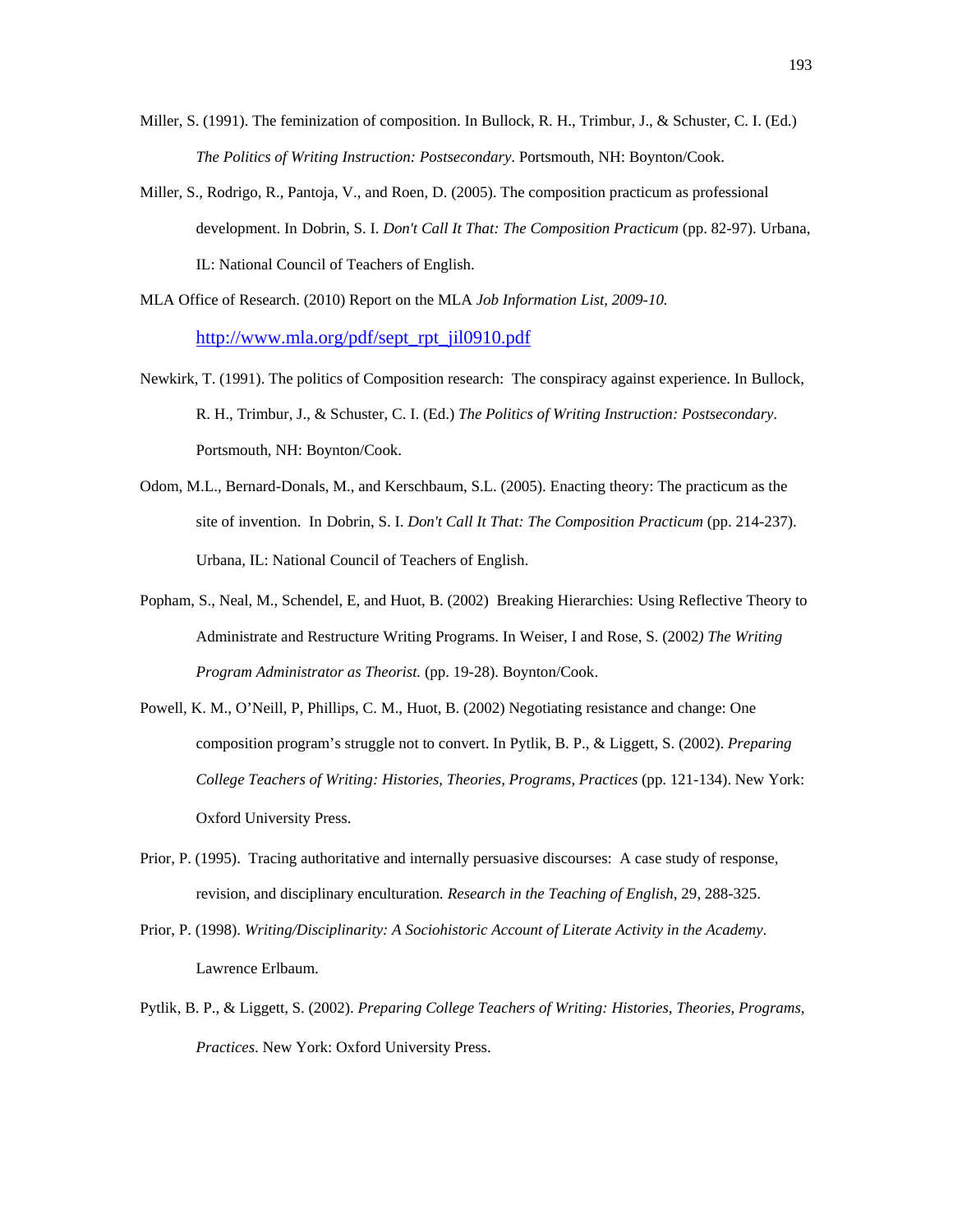Miller, S. (1991). The feminization of composition. In Bullock, R. H., Trimbur, J., & Schuster, C. I. (Ed.) *The Politics of Writing Instruction: Postsecondary*. Portsmouth, NH: Boynton/Cook.

Miller, S., Rodrigo, R., Pantoja, V., and Roen, D. (2005). The composition practicum as professional development. In Dobrin, S. I. *Don't Call It That: The Composition Practicum* (pp. 82-97). Urbana, IL: National Council of Teachers of English.

MLA Office of Research. (2010) Report on the MLA *Job Information List, 2009-10.* http://www.mla.org/pdf/sept_rpt_jil0910.pdf

Newkirk, T. (1991). The politics of Composition research: The conspiracy against experience. In Bullock, R. H., Trimbur, J., & Schuster, C. I. (Ed.) *The Politics of Writing Instruction: Postsecondary*. Portsmouth, NH: Boynton/Cook.

Odom, M.L., Bernard-Donals, M., and Kerschbaum, S.L. (2005). Enacting theory: The practicum as the site of invention. In Dobrin, S. I. *Don't Call It That: The Composition Practicum* (pp. 214-237). Urbana, IL: National Council of Teachers of English.

Popham, S., Neal, M., Schendel, E, and Huot, B. (2002) Breaking Hierarchies: Using Reflective Theory to Administrate and Restructure Writing Programs. In Weiser, I and Rose, S. (2002*) The Writing Program Administrator as Theorist.* (pp. 19-28). Boynton/Cook.

Powell, K. M., O'Neill, P, Phillips, C. M., Huot, B. (2002) Negotiating resistance and change: One composition program's struggle not to convert. In Pytlik, B. P., & Liggett, S. (2002). *Preparing College Teachers of Writing: Histories, Theories, Programs, Practices* (pp. 121-134). New York: Oxford University Press.

Prior, P. (1995). Tracing authoritative and internally persuasive discourses: A case study of response, revision, and disciplinary enculturation. *Research in the Teaching of English*, 29, 288-325.

Prior, P. (1998). *Writing/Disciplinarity: A Sociohistoric Account of Literate Activity in the Academy*. Lawrence Erlbaum.

Pytlik, B. P., & Liggett, S. (2002). *Preparing College Teachers of Writing: Histories, Theories, Programs, Practices*. New York: Oxford University Press.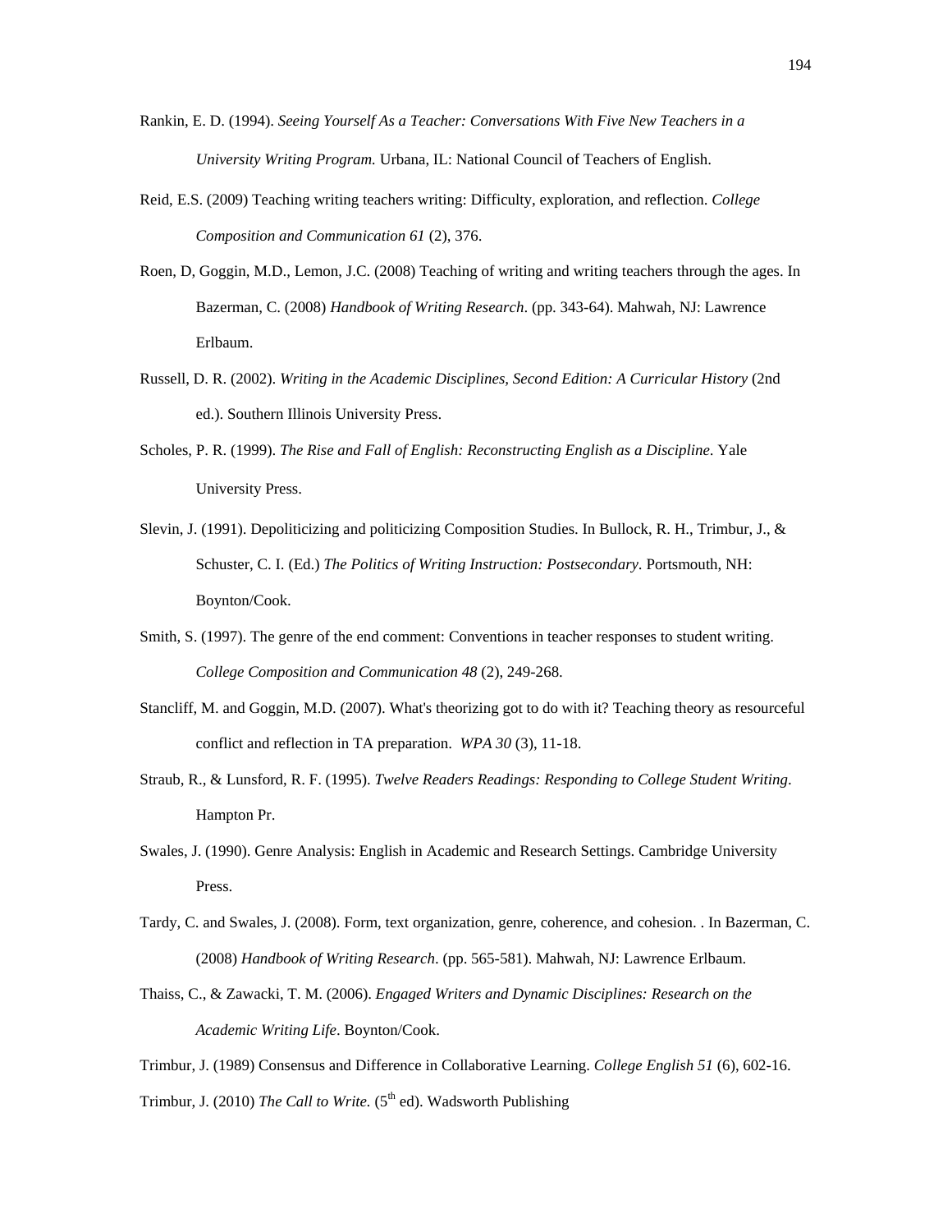Rankin, E. D. (1994). *Seeing Yourself As a Teacher: Conversations With Five New Teachers in a University Writing Program.* Urbana, IL: National Council of Teachers of English.

Reid, E.S. (2009) Teaching writing teachers writing: Difficulty, exploration, and reflection. *College Composition and Communication 61* (2), 376.

Roen, D, Goggin, M.D., Lemon, J.C. (2008) Teaching of writing and writing teachers through the ages. In Bazerman, C. (2008) *Handbook of Writing Research*. (pp. 343-64). Mahwah, NJ: Lawrence Erlbaum.

Russell, D. R. (2002). *Writing in the Academic Disciplines, Second Edition: A Curricular History* (2nd ed.). Southern Illinois University Press.

Scholes, P. R. (1999). *The Rise and Fall of English: Reconstructing English as a Discipline*. Yale University Press.

Slevin, J. (1991). Depoliticizing and politicizing Composition Studies. In Bullock, R. H., Trimbur, J., & Schuster, C. I. (Ed.) *The Politics of Writing Instruction: Postsecondary*. Portsmouth, NH: Boynton/Cook.

Smith, S. (1997). The genre of the end comment: Conventions in teacher responses to student writing. *College Composition and Communication 48* (2), 249-268.

Stancliff, M. and Goggin, M.D. (2007). What's theorizing got to do with it? Teaching theory as resourceful conflict and reflection in TA preparation. *WPA 30* (3), 11-18.

Straub, R., & Lunsford, R. F. (1995). *Twelve Readers Readings: Responding to College Student Writing*. Hampton Pr.

Swales, J. (1990). Genre Analysis: English in Academic and Research Settings. Cambridge University Press.

Tardy, C. and Swales, J. (2008). Form, text organization, genre, coherence, and cohesion. . In Bazerman, C. (2008) *Handbook of Writing Research*. (pp. 565-581). Mahwah, NJ: Lawrence Erlbaum.

Thaiss, C., & Zawacki, T. M. (2006). *Engaged Writers and Dynamic Disciplines: Research on the Academic Writing Life*. Boynton/Cook.

Trimbur, J. (1989) Consensus and Difference in Collaborative Learning. *College English 51* (6), 602-16.

Trimbur, J. (2010) *The Call to Write.* (5th ed). Wadsworth Publishing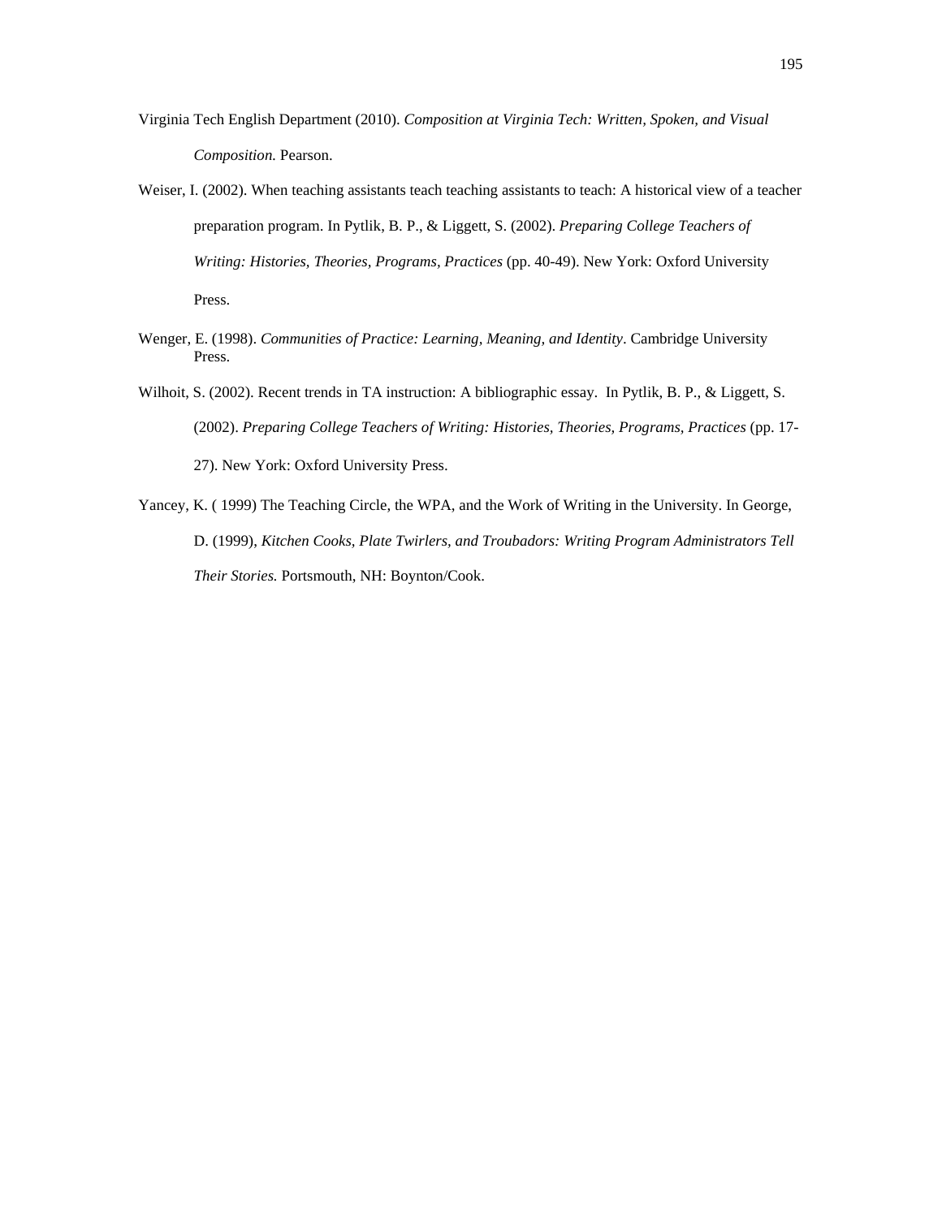Virginia Tech English Department (2010). *Composition at Virginia Tech: Written, Spoken, and Visual Composition.* Pearson.

Weiser, I. (2002). When teaching assistants teach teaching assistants to teach: A historical view of a teacher preparation program. In Pytlik, B. P., & Liggett, S. (2002). *Preparing College Teachers of Writing: Histories, Theories, Programs, Practices* (pp. 40-49). New York: Oxford University Press.

Wenger, E. (1998). *Communities of Practice: Learning, Meaning, and Identity*. Cambridge University Press.

Wilhoit, S. (2002). Recent trends in TA instruction: A bibliographic essay. In Pytlik, B. P., & Liggett, S. (2002). *Preparing College Teachers of Writing: Histories, Theories, Programs, Practices* (pp. 17-27). New York: Oxford University Press.

Yancey, K. ( 1999) The Teaching Circle, the WPA, and the Work of Writing in the University. In George, D. (1999), *Kitchen Cooks, Plate Twirlers, and Troubadors: Writing Program Administrators Tell Their Stories.* Portsmouth, NH: Boynton/Cook.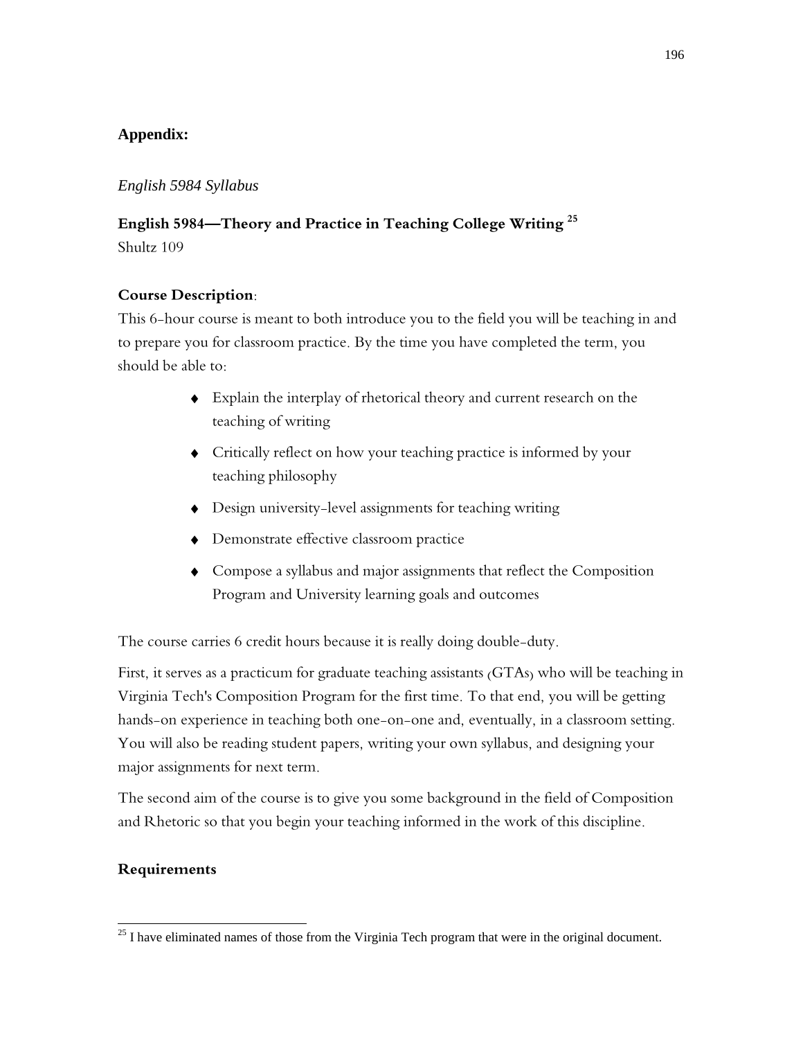## Appendix:

*English 5984 Syllabus*

### English 5984—Theory and Practice in Teaching College Writing [25]

Shultz 109

**Course Description**:

This 6-hour course is meant to both introduce you to the field you will be teaching in and to prepare you for classroom practice. By the time you have completed the term, you should be able to:

- Explain the interplay of rhetorical theory and current research on the teaching of writing
- Critically reflect on how your teaching practice is informed by your teaching philosophy
- Design university-level assignments for teaching writing
- Demonstrate effective classroom practice
- Compose a syllabus and major assignments that reflect the Composition Program and University learning goals and outcomes

The course carries 6 credit hours because it is really doing double-duty.

First, it serves as a practicum for graduate teaching assistants (GTAs) who will be teaching in Virginia Tech's Composition Program for the first time. To that end, you will be getting hands-on experience in teaching both one-on-one and, eventually, in a classroom setting. You will also be reading student papers, writing your own syllabus, and designing your major assignments for next term.

The second aim of the course is to give you some background in the field of Composition and Rhetoric so that you begin your teaching informed in the work of this discipline.

**Requirements**

---

[25] I have eliminated names of those from the Virginia Tech program that were in the original document.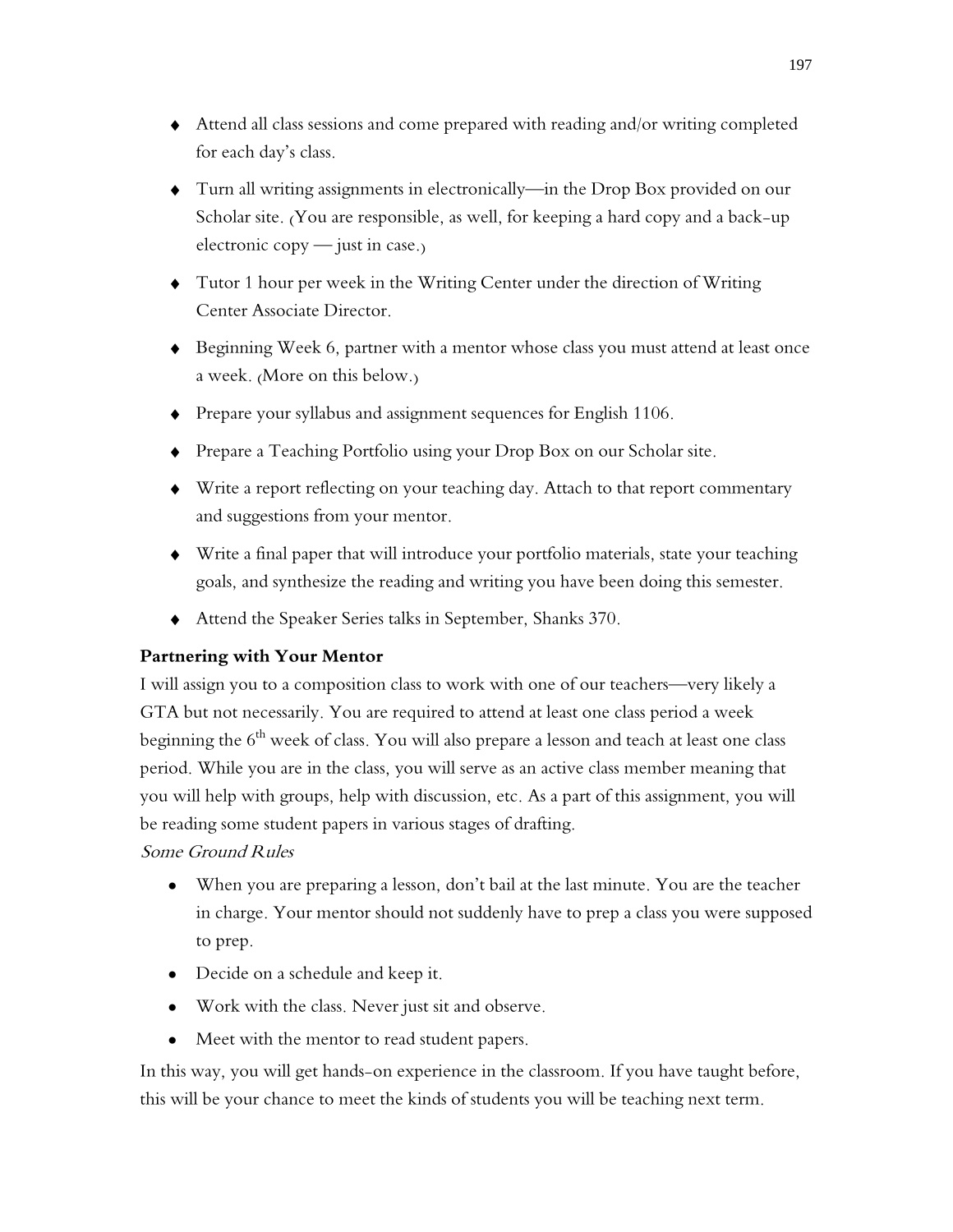- Attend all class sessions and come prepared with reading and/or writing completed for each day's class.
- Turn all writing assignments in electronically—in the Drop Box provided on our Scholar site. (You are responsible, as well, for keeping a hard copy and a back-up electronic copy — just in case.)
- Tutor 1 hour per week in the Writing Center under the direction of Writing Center Associate Director.
- Beginning Week 6, partner with a mentor whose class you must attend at least once a week. (More on this below.)
- Prepare your syllabus and assignment sequences for English 1106.
- Prepare a Teaching Portfolio using your Drop Box on our Scholar site.
- Write a report reflecting on your teaching day. Attach to that report commentary and suggestions from your mentor.
- Write a final paper that will introduce your portfolio materials, state your teaching goals, and synthesize the reading and writing you have been doing this semester.
- Attend the Speaker Series talks in September, Shanks 370.

**Partnering with Your Mentor**

I will assign you to a composition class to work with one of our teachers—very likely a GTA but not necessarily. You are required to attend at least one class period a week beginning the 6th week of class. You will also prepare a lesson and teach at least one class period. While you are in the class, you will serve as an active class member meaning that you will help with groups, help with discussion, etc. As a part of this assignment, you will be reading some student papers in various stages of drafting.

*Some Ground Rules*

- When you are preparing a lesson, don't bail at the last minute. You are the teacher in charge. Your mentor should not suddenly have to prep a class you were supposed to prep.
- Decide on a schedule and keep it.
- Work with the class. Never just sit and observe.
- Meet with the mentor to read student papers.

In this way, you will get hands-on experience in the classroom. If you have taught before, this will be your chance to meet the kinds of students you will be teaching next term.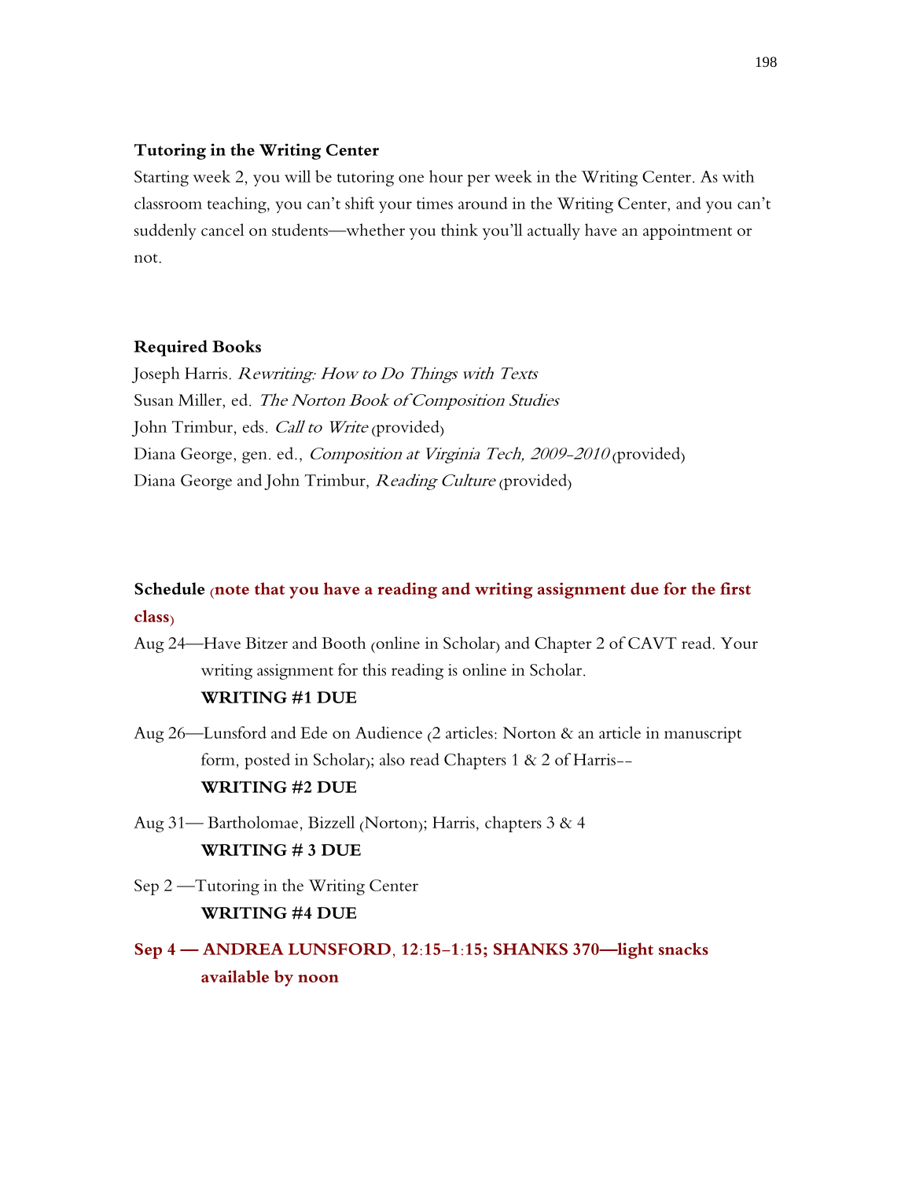**Tutoring in the Writing Center**

Starting week 2, you will be tutoring one hour per week in the Writing Center. As with classroom teaching, you can't shift your times around in the Writing Center, and you can't suddenly cancel on students—whether you think you'll actually have an appointment or not.

**Required Books**

Joseph Harris. *Rewriting: How to Do Things with Texts*
Susan Miller, ed. *The Norton Book of Composition Studies*
John Trimbur, eds. *Call to Write* (provided)
Diana George, gen. ed., *Composition at Virginia Tech, 2009-2010* (provided)
Diana George and John Trimbur, *Reading Culture* (provided)

**Schedule** (**note that you have a reading and writing assignment due for the first class**)

Aug 24—Have Bitzer and Booth (online in Scholar) and Chapter 2 of CAVT read. Your writing assignment for this reading is online in Scholar.
**WRITING #1 DUE**

Aug 26—Lunsford and Ede on Audience (2 articles: Norton & an article in manuscript form, posted in Scholar); also read Chapters 1 & 2 of Harris--
**WRITING #2 DUE**

Aug 31— Bartholomae, Bizzell (Norton); Harris, chapters 3 & 4
**WRITING # 3 DUE**

Sep 2 —Tutoring in the Writing Center
**WRITING #4 DUE**

**Sep 4 — ANDREA LUNSFORD, 12:15-1:15; SHANKS 370—light snacks available by noon**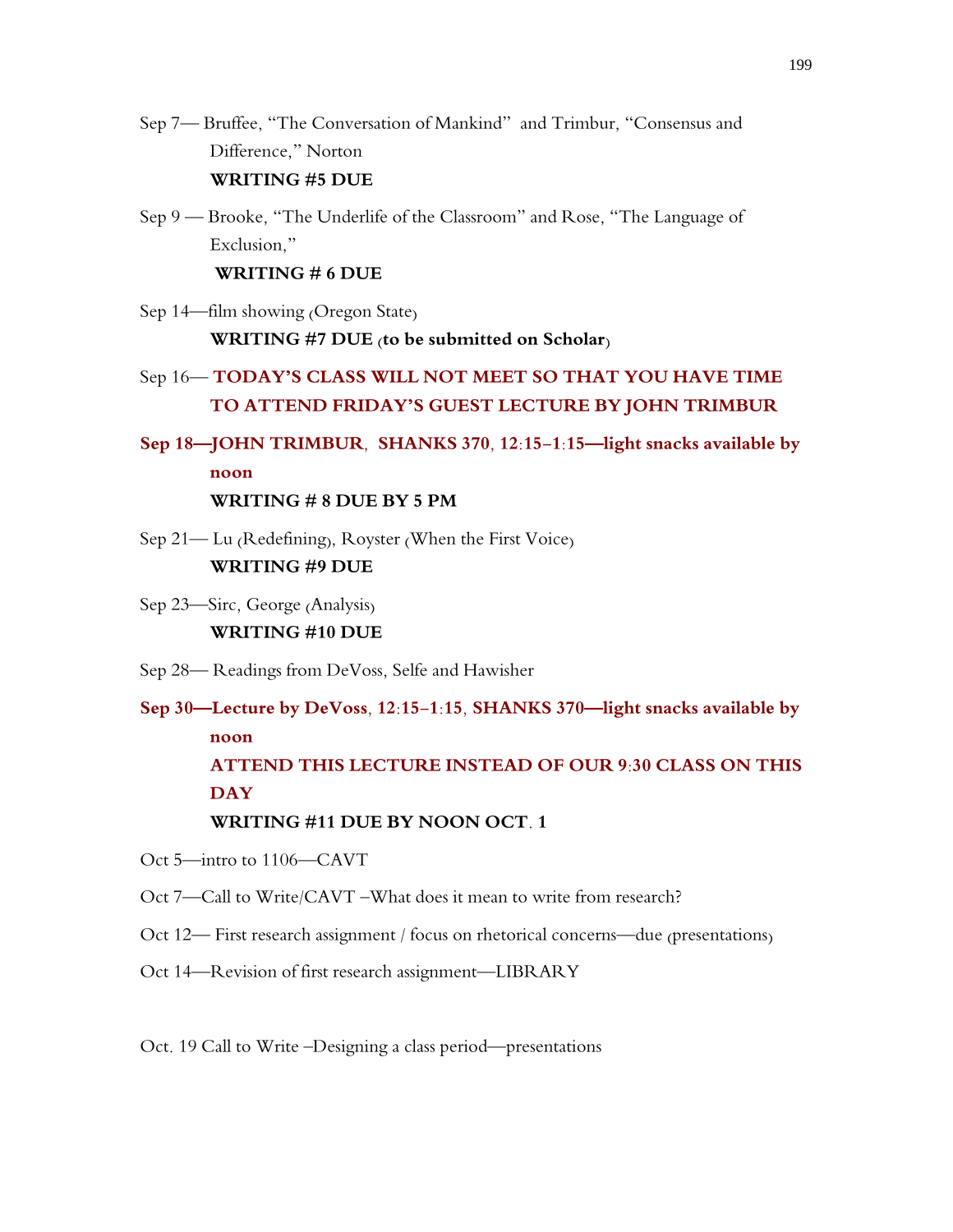Sep 7— Bruffee, "The Conversation of Mankind" and Trimbur, "Consensus and Difference," Norton

**WRITING #5 DUE**

Sep 9 — Brooke, "The Underlife of the Classroom" and Rose, "The Language of Exclusion,"

**WRITING # 6 DUE**

Sep 14—film showing (Oregon State)

**WRITING #7 DUE (to be submitted on Scholar)**

Sep 16— **TODAY'S CLASS WILL NOT MEET SO THAT YOU HAVE TIME TO ATTEND FRIDAY'S GUEST LECTURE BY JOHN TRIMBUR**

**Sep 18—JOHN TRIMBUR, SHANKS 370, 12:15–1:15—light snacks available by noon**

**WRITING # 8 DUE BY 5 PM**

Sep 21— Lu (Redefining), Royster (When the First Voice)

**WRITING #9 DUE**

Sep 23—Sirc, George (Analysis)

**WRITING #10 DUE**

Sep 28— Readings from DeVoss, Selfe and Hawisher

**Sep 30—Lecture by DeVoss, 12:15–1:15, SHANKS 370—light snacks available by noon**

**ATTEND THIS LECTURE INSTEAD OF OUR 9:30 CLASS ON THIS DAY**

**WRITING #11 DUE BY NOON OCT. 1**

Oct 5—intro to 1106—CAVT

Oct 7—Call to Write/CAVT –What does it mean to write from research?

Oct 12— First research assignment / focus on rhetorical concerns—due (presentations)

Oct 14—Revision of first research assignment—LIBRARY

Oct. 19 Call to Write –Designing a class period—presentations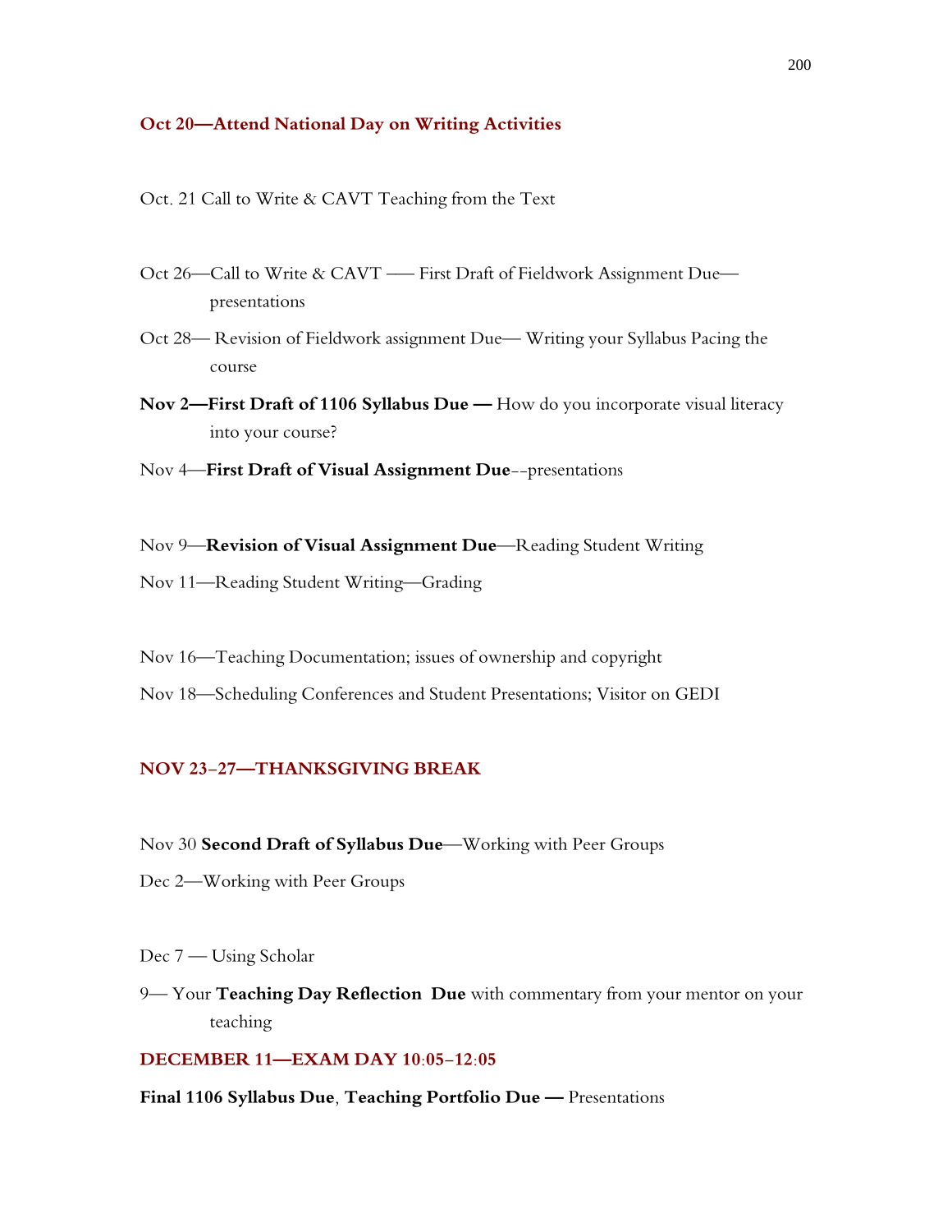**Oct 20—Attend National Day on Writing Activities**

Oct. 21 Call to Write & CAVT Teaching from the Text

Oct 26—Call to Write & CAVT —– First Draft of Fieldwork Assignment Due—presentations

Oct 28— Revision of Fieldwork assignment Due— Writing your Syllabus Pacing the course

**Nov 2—First Draft of 1106 Syllabus Due —** How do you incorporate visual literacy into your course?

Nov 4—**First Draft of Visual Assignment Due**–-presentations

Nov 9—**Revision of Visual Assignment Due**—Reading Student Writing

Nov 11—Reading Student Writing—Grading

Nov 16—Teaching Documentation; issues of ownership and copyright

Nov 18—Scheduling Conferences and Student Presentations; Visitor on GEDI

**NOV 23–27—THANKSGIVING BREAK**

Nov 30 **Second Draft of Syllabus Due**—Working with Peer Groups

Dec 2—Working with Peer Groups

Dec 7 — Using Scholar

9— Your **Teaching Day Reflection Due** with commentary from your mentor on your teaching

**DECEMBER 11—EXAM DAY 10:05–12:05**

**Final 1106 Syllabus Due**, **Teaching Portfolio Due —** Presentations